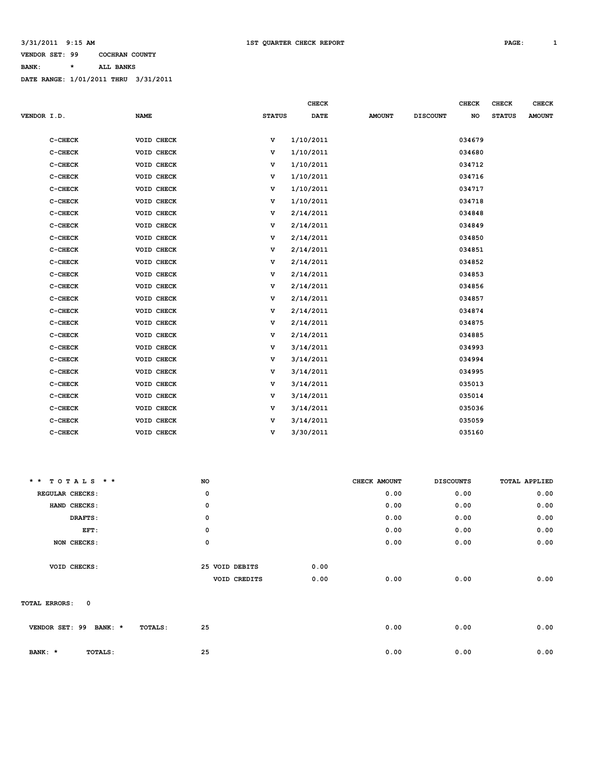3/31/2011 9:15 AM

# 1ST QUARTER CHECK REPORT

VENDOR SET: 99 COCHRAN COUNTY
BANK: * ALL BANKS
DATE RANGE: 1/01/2011 THRU 3/31/2011

| VENDOR I.D. | NAME | STATUS | CHECK DATE | AMOUNT | DISCOUNT | CHECK NO | CHECK STATUS | CHECK AMOUNT |
|---|---|---|---|---|---|---|---|---|
| C-CHECK | VOID CHECK | V | 1/10/2011 | | | 034679 | | |
| C-CHECK | VOID CHECK | V | 1/10/2011 | | | 034680 | | |
| C-CHECK | VOID CHECK | V | 1/10/2011 | | | 034712 | | |
| C-CHECK | VOID CHECK | V | 1/10/2011 | | | 034716 | | |
| C-CHECK | VOID CHECK | V | 1/10/2011 | | | 034717 | | |
| C-CHECK | VOID CHECK | V | 1/10/2011 | | | 034718 | | |
| C-CHECK | VOID CHECK | V | 2/14/2011 | | | 034848 | | |
| C-CHECK | VOID CHECK | V | 2/14/2011 | | | 034849 | | |
| C-CHECK | VOID CHECK | V | 2/14/2011 | | | 034850 | | |
| C-CHECK | VOID CHECK | V | 2/14/2011 | | | 034851 | | |
| C-CHECK | VOID CHECK | V | 2/14/2011 | | | 034852 | | |
| C-CHECK | VOID CHECK | V | 2/14/2011 | | | 034853 | | |
| C-CHECK | VOID CHECK | V | 2/14/2011 | | | 034856 | | |
| C-CHECK | VOID CHECK | V | 2/14/2011 | | | 034857 | | |
| C-CHECK | VOID CHECK | V | 2/14/2011 | | | 034874 | | |
| C-CHECK | VOID CHECK | V | 2/14/2011 | | | 034875 | | |
| C-CHECK | VOID CHECK | V | 2/14/2011 | | | 034885 | | |
| C-CHECK | VOID CHECK | V | 3/14/2011 | | | 034993 | | |
| C-CHECK | VOID CHECK | V | 3/14/2011 | | | 034994 | | |
| C-CHECK | VOID CHECK | V | 3/14/2011 | | | 034995 | | |
| C-CHECK | VOID CHECK | V | 3/14/2011 | | | 035013 | | |
| C-CHECK | VOID CHECK | V | 3/14/2011 | | | 035014 | | |
| C-CHECK | VOID CHECK | V | 3/14/2011 | | | 035036 | | |
| C-CHECK | VOID CHECK | V | 3/14/2011 | | | 035059 | | |
| C-CHECK | VOID CHECK | V | 3/30/2011 | | | 035160 | | |

| * * TOTALS * * | NO | | | CHECK AMOUNT | DISCOUNTS | TOTAL APPLIED |
|---|---|---|---|---|---|---|
| REGULAR CHECKS: | 0 | | | 0.00 | 0.00 | 0.00 |
| HAND CHECKS: | 0 | | | 0.00 | 0.00 | 0.00 |
| DRAFTS: | 0 | | | 0.00 | 0.00 | 0.00 |
| EFT: | 0 | | | 0.00 | 0.00 | 0.00 |
| NON CHECKS: | 0 | | | 0.00 | 0.00 | 0.00 |
| VOID CHECKS: | 25 | VOID DEBITS | 0.00 | | | |
| | | VOID CREDITS | 0.00 | 0.00 | 0.00 | 0.00 |

TOTAL ERRORS: 0

| | NO | CHECK AMOUNT | DISCOUNTS | TOTAL APPLIED |
|---|---|---|---|---|
| VENDOR SET: 99 BANK: * TOTALS: | 25 | 0.00 | 0.00 | 0.00 |
| BANK: * TOTALS: | 25 | 0.00 | 0.00 | 0.00 |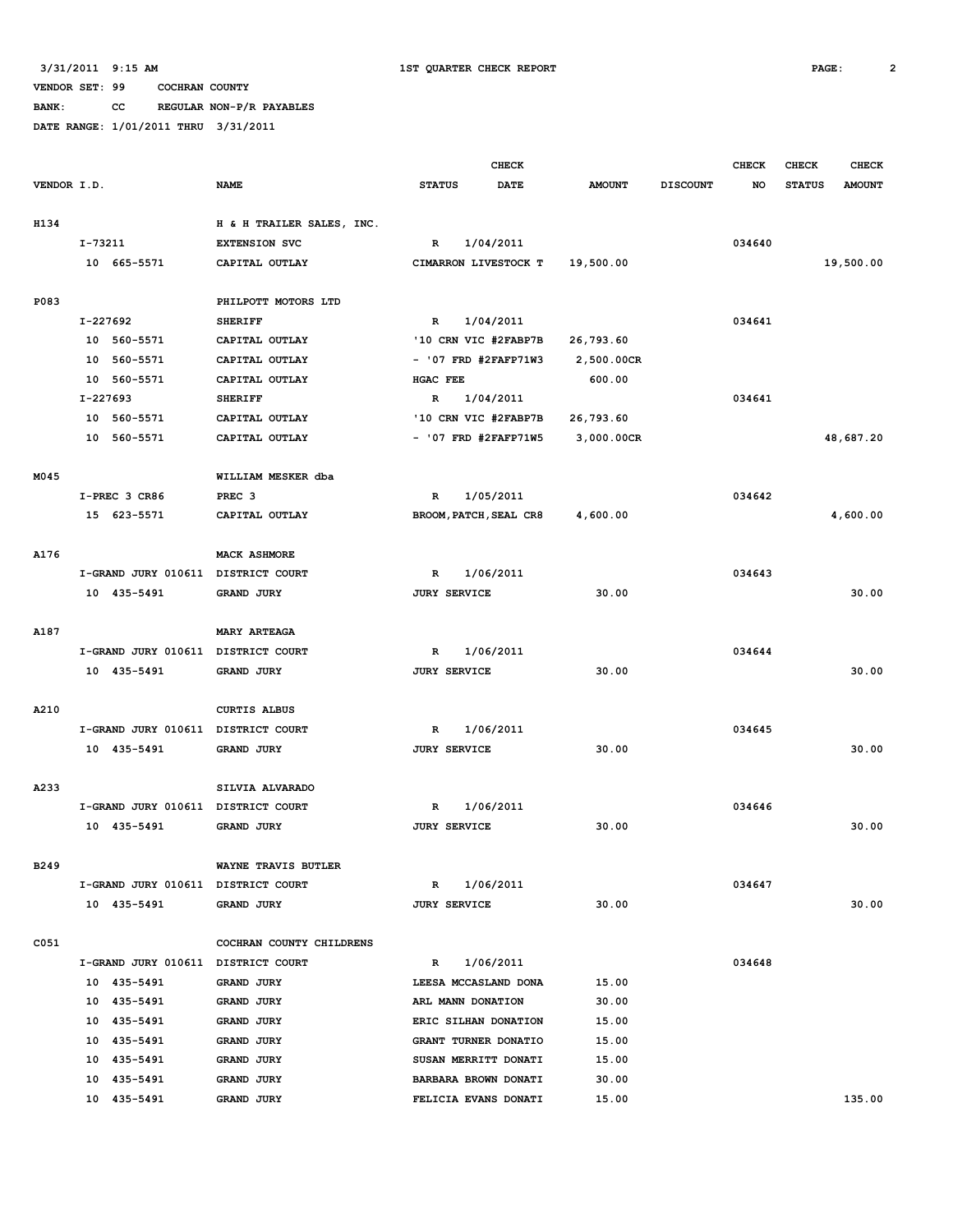3/31/2011 9:15 AM 1ST QUARTER CHECK REPORT

VENDOR SET: 99 COCHRAN COUNTY

BANK: CC REGULAR NON-P/R PAYABLES

DATE RANGE: 1/01/2011 THRU 3/31/2011

| VENDOR I.D. | NAME | STATUS | CHECK DATE | AMOUNT | DISCOUNT | CHECK NO | CHECK STATUS | CHECK AMOUNT |
|---|---|---|---|---|---|---|---|---|
| H134 | H & H TRAILER SALES, INC. | | | | | | | |
| I-73211 | EXTENSION SVC | R | 1/04/2011 | | | 034640 | | |
| 10 665-5571 | CAPITAL OUTLAY | CIMARRON LIVESTOCK T | | 19,500.00 | | | | 19,500.00 |
| P083 | PHILPOTT MOTORS LTD | | | | | | | |
| I-227692 | SHERIFF | R | 1/04/2011 | | | 034641 | | |
| 10 560-5571 | CAPITAL OUTLAY | '10 CRN VIC #2FABP7B | | 26,793.60 | | | | |
| 10 560-5571 | CAPITAL OUTLAY | - '07 FRD #2FAFP71W3 | | 2,500.00CR | | | | |
| 10 560-5571 | CAPITAL OUTLAY | HGAC FEE | | 600.00 | | | | |
| I-227693 | SHERIFF | R | 1/04/2011 | | | 034641 | | |
| 10 560-5571 | CAPITAL OUTLAY | '10 CRN VIC #2FABP7B | | 26,793.60 | | | | |
| 10 560-5571 | CAPITAL OUTLAY | - '07 FRD #2FAFP71W5 | | 3,000.00CR | | | | 48,687.20 |
| M045 | WILLIAM MESKER dba | | | | | | | |
| I-PREC 3 CR86 | PREC 3 | R | 1/05/2011 | | | 034642 | | |
| 15 623-5571 | CAPITAL OUTLAY | BROOM,PATCH,SEAL CR8 | | 4,600.00 | | | | 4,600.00 |
| A176 | MACK ASHMORE | | | | | | | |
| I-GRAND JURY 010611 | DISTRICT COURT | R | 1/06/2011 | | | 034643 | | |
| 10 435-5491 | GRAND JURY | JURY SERVICE | | 30.00 | | | | 30.00 |
| A187 | MARY ARTEAGA | | | | | | | |
| I-GRAND JURY 010611 | DISTRICT COURT | R | 1/06/2011 | | | 034644 | | |
| 10 435-5491 | GRAND JURY | JURY SERVICE | | 30.00 | | | | 30.00 |
| A210 | CURTIS ALBUS | | | | | | | |
| I-GRAND JURY 010611 | DISTRICT COURT | R | 1/06/2011 | | | 034645 | | |
| 10 435-5491 | GRAND JURY | JURY SERVICE | | 30.00 | | | | 30.00 |
| A233 | SILVIA ALVARADO | | | | | | | |
| I-GRAND JURY 010611 | DISTRICT COURT | R | 1/06/2011 | | | 034646 | | |
| 10 435-5491 | GRAND JURY | JURY SERVICE | | 30.00 | | | | 30.00 |
| B249 | WAYNE TRAVIS BUTLER | | | | | | | |
| I-GRAND JURY 010611 | DISTRICT COURT | R | 1/06/2011 | | | 034647 | | |
| 10 435-5491 | GRAND JURY | JURY SERVICE | | 30.00 | | | | 30.00 |
| C051 | COCHRAN COUNTY CHILDRENS | | | | | | | |
| I-GRAND JURY 010611 | DISTRICT COURT | R | 1/06/2011 | | | 034648 | | |
| 10 435-5491 | GRAND JURY | LEESA MCCASLAND DONA | | 15.00 | | | | |
| 10 435-5491 | GRAND JURY | ARL MANN DONATION | | 30.00 | | | | |
| 10 435-5491 | GRAND JURY | ERIC SILHAN DONATION | | 15.00 | | | | |
| 10 435-5491 | GRAND JURY | GRANT TURNER DONATIO | | 15.00 | | | | |
| 10 435-5491 | GRAND JURY | SUSAN MERRITT DONATI | | 15.00 | | | | |
| 10 435-5491 | GRAND JURY | BARBARA BROWN DONATI | | 30.00 | | | | |
| 10 435-5491 | GRAND JURY | FELICIA EVANS DONATI | | 15.00 | | | | 135.00 |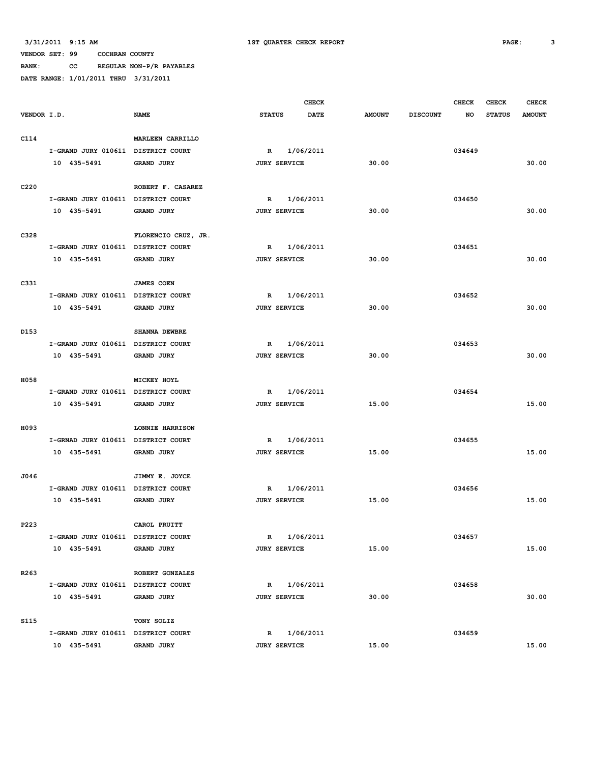3/31/2011 9:15 AM 1ST QUARTER CHECK REPORT

VENDOR SET: 99 COCHRAN COUNTY

BANK: CC REGULAR NON-P/R PAYABLES

DATE RANGE: 1/01/2011 THRU 3/31/2011

| VENDOR I.D. | NAME | STATUS | CHECK DATE | AMOUNT | DISCOUNT | CHECK NO | CHECK STATUS | CHECK AMOUNT |
|---|---|---|---|---|---|---|---|---|
| C114 | MARLEEN CARRILLO | | | | | | | |
| I-GRAND JURY 010611 | DISTRICT COURT | R | 1/06/2011 | | | 034649 | | |
| 10 435-5491 | GRAND JURY | JURY SERVICE | | 30.00 | | | | 30.00 |
| C220 | ROBERT F. CASAREZ | | | | | | | |
| I-GRAND JURY 010611 | DISTRICT COURT | R | 1/06/2011 | | | 034650 | | |
| 10 435-5491 | GRAND JURY | JURY SERVICE | | 30.00 | | | | 30.00 |
| C328 | FLORENCIO CRUZ, JR. | | | | | | | |
| I-GRAND JURY 010611 | DISTRICT COURT | R | 1/06/2011 | | | 034651 | | |
| 10 435-5491 | GRAND JURY | JURY SERVICE | | 30.00 | | | | 30.00 |
| C331 | JAMES COEN | | | | | | | |
| I-GRAND JURY 010611 | DISTRICT COURT | R | 1/06/2011 | | | 034652 | | |
| 10 435-5491 | GRAND JURY | JURY SERVICE | | 30.00 | | | | 30.00 |
| D153 | SHANNA DEWBRE | | | | | | | |
| I-GRAND JURY 010611 | DISTRICT COURT | R | 1/06/2011 | | | 034653 | | |
| 10 435-5491 | GRAND JURY | JURY SERVICE | | 30.00 | | | | 30.00 |
| H058 | MICKEY HOYL | | | | | | | |
| I-GRAND JURY 010611 | DISTRICT COURT | R | 1/06/2011 | | | 034654 | | |
| 10 435-5491 | GRAND JURY | JURY SERVICE | | 15.00 | | | | 15.00 |
| H093 | LONNIE HARRISON | | | | | | | |
| I-GRNAD JURY 010611 | DISTRICT COURT | R | 1/06/2011 | | | 034655 | | |
| 10 435-5491 | GRAND JURY | JURY SERVICE | | 15.00 | | | | 15.00 |
| J046 | JIMMY E. JOYCE | | | | | | | |
| I-GRAND JURY 010611 | DISTRICT COURT | R | 1/06/2011 | | | 034656 | | |
| 10 435-5491 | GRAND JURY | JURY SERVICE | | 15.00 | | | | 15.00 |
| P223 | CAROL PRUITT | | | | | | | |
| I-GRAND JURY 010611 | DISTRICT COURT | R | 1/06/2011 | | | 034657 | | |
| 10 435-5491 | GRAND JURY | JURY SERVICE | | 15.00 | | | | 15.00 |
| R263 | ROBERT GONZALES | | | | | | | |
| I-GRAND JURY 010611 | DISTRICT COURT | R | 1/06/2011 | | | 034658 | | |
| 10 435-5491 | GRAND JURY | JURY SERVICE | | 30.00 | | | | 30.00 |
| S115 | TONY SOLIZ | | | | | | | |
| I-GRAND JURY 010611 | DISTRICT COURT | R | 1/06/2011 | | | 034659 | | |
| 10 435-5491 | GRAND JURY | JURY SERVICE | | 15.00 | | | | 15.00 |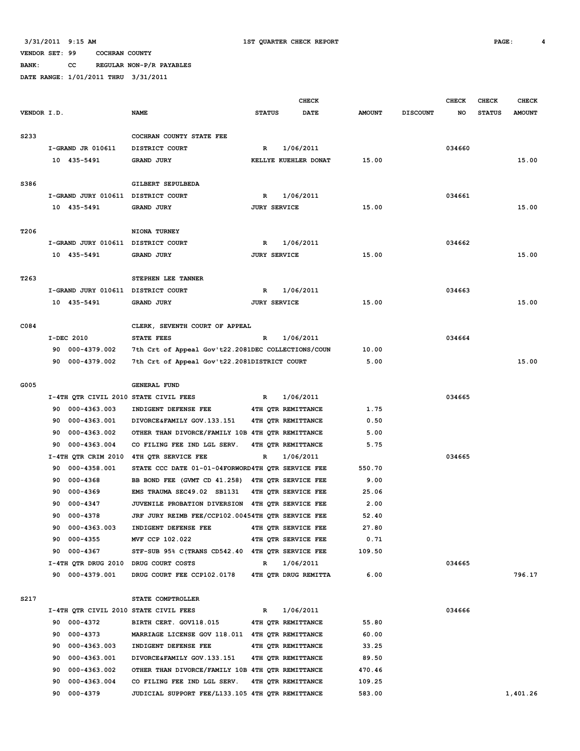3/31/2011 9:15 AM — 1ST QUARTER CHECK REPORT

VENDOR SET: 99 COCHRAN COUNTY

BANK: CC REGULAR NON-P/R PAYABLES

DATE RANGE: 1/01/2011 THRU 3/31/2011

| VENDOR I.D. | NAME | STATUS | CHECK DATE | AMOUNT | DISCOUNT | CHECK NO | CHECK STATUS | CHECK AMOUNT |
|---|---|---|---|---|---|---|---|---|
| S233 | COCHRAN COUNTY STATE FEE | | | | | | | |
| I-GRAND JR 010611 | DISTRICT COURT | R | 1/06/2011 | | | 034660 | | |
| 10 435-5491 | GRAND JURY | KELLYE KUEHLER DONAT | | 15.00 | | | | 15.00 |
| S386 | GILBERT SEPULBEDA | | | | | | | |
| I-GRAND JURY 010611 | DISTRICT COURT | R | 1/06/2011 | | | 034661 | | |
| 10 435-5491 | GRAND JURY | JURY SERVICE | | 15.00 | | | | 15.00 |
| T206 | NIONA TURNEY | | | | | | | |
| I-GRAND JURY 010611 | DISTRICT COURT | R | 1/06/2011 | | | 034662 | | |
| 10 435-5491 | GRAND JURY | JURY SERVICE | | 15.00 | | | | 15.00 |
| T263 | STEPHEN LEE TANNER | | | | | | | |
| I-GRAND JURY 010611 | DISTRICT COURT | R | 1/06/2011 | | | 034663 | | |
| 10 435-5491 | GRAND JURY | JURY SERVICE | | 15.00 | | | | 15.00 |
| C084 | CLERK, SEVENTH COURT OF APPEAL | | | | | | | |
| I-DEC 2010 | STATE FEES | R | 1/06/2011 | | | 034664 | | |
| 90 000-4379.002 | 7th Crt of Appeal Gov't22.2081 | DEC COLLECTIONS/COUN | | 10.00 | | | | |
| 90 000-4379.002 | 7th Crt of Appeal Gov't22.2081 | DISTRICT COURT | | 5.00 | | | | 15.00 |
| G005 | GENERAL FUND | | | | | | | |
| I-4TH QTR CIVIL 2010 | STATE CIVIL FEES | R | 1/06/2011 | | | 034665 | | |
| 90 000-4363.003 | INDIGENT DEFENSE FEE | 4TH QTR REMITTANCE | | 1.75 | | | | |
| 90 000-4363.001 | DIVORCE&FAMILY GOV.133.151 | 4TH QTR REMITTANCE | | 0.50 | | | | |
| 90 000-4363.002 | OTHER THAN DIVORCE/FAMILY 10B | 4TH QTR REMITTANCE | | 5.00 | | | | |
| 90 000-4363.004 | CO FILING FEE IND LGL SERV. | 4TH QTR REMITTANCE | | 5.75 | | | | |
| I-4TH QTR CRIM 2010 | 4TH QTR SERVICE FEE | R | 1/06/2011 | | | 034665 | | |
| 90 000-4358.001 | STATE CCC DATE 01-01-04FORWORD | 4TH QTR SERVICE FEE | | 550.70 | | | | |
| 90 000-4368 | BB BOND FEE (GVMT CD 41.258) | 4TH QTR SERVICE FEE | | 9.00 | | | | |
| 90 000-4369 | EMS TRAUMA SEC49.02 SB1131 | 4TH QTR SERVICE FEE | | 25.06 | | | | |
| 90 000-4347 | JUVENILE PROBATION DIVERSION | 4TH QTR SERVICE FEE | | 2.00 | | | | |
| 90 000-4378 | JRF JURY REIMB FEE/CCP102.0045 | 4TH QTR SERVICE FEE | | 52.40 | | | | |
| 90 000-4363.003 | INDIGENT DEFENSE FEE | 4TH QTR SERVICE FEE | | 27.80 | | | | |
| 90 000-4355 | MVF CCP 102.022 | 4TH QTR SERVICE FEE | | 0.71 | | | | |
| 90 000-4367 | STF-SUB 95% C(TRANS CD542.40 | 4TH QTR SERVICE FEE | | 109.50 | | | | |
| I-4TH QTR DRUG 2010 | DRUG COURT COSTS | R | 1/06/2011 | | | 034665 | | |
| 90 000-4379.001 | DRUG COURT FEE CCP102.0178 | 4TH QTR DRUG REMITTA | | 6.00 | | | | 796.17 |
| S217 | STATE COMPTROLLER | | | | | | | |
| I-4TH QTR CIVIL 2010 | STATE CIVIL FEES | R | 1/06/2011 | | | 034666 | | |
| 90 000-4372 | BIRTH CERT. GOV118.015 | 4TH QTR REMITTANCE | | 55.80 | | | | |
| 90 000-4373 | MARRIAGE LICENSE GOV 118.011 | 4TH QTR REMITTANCE | | 60.00 | | | | |
| 90 000-4363.003 | INDIGENT DEFENSE FEE | 4TH QTR REMITTANCE | | 33.25 | | | | |
| 90 000-4363.001 | DIVORCE&FAMILY GOV.133.151 | 4TH QTR REMITTANCE | | 89.50 | | | | |
| 90 000-4363.002 | OTHER THAN DIVORCE/FAMILY 10B | 4TH QTR REMITTANCE | | 470.46 | | | | |
| 90 000-4363.004 | CO FILING FEE IND LGL SERV. | 4TH QTR REMITTANCE | | 109.25 | | | | |
| 90 000-4379 | JUDICIAL SUPPORT FEE/L133.105 | 4TH QTR REMITTANCE | | 583.00 | | | | 1,401.26 |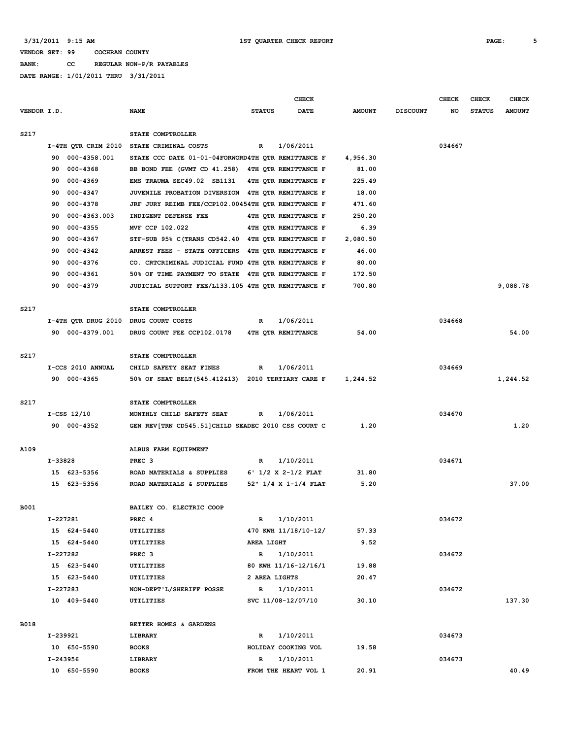3/31/2011 9:15 AM 1ST QUARTER CHECK REPORT

VENDOR SET: 99 COCHRAN COUNTY
BANK: CC REGULAR NON-P/R PAYABLES
DATE RANGE: 1/01/2011 THRU 3/31/2011

| VENDOR I.D. | NAME | STATUS | CHECK DATE | AMOUNT | DISCOUNT | CHECK NO | CHECK STATUS | CHECK AMOUNT |
|---|---|---|---|---|---|---|---|---|
| S217 | STATE COMPTROLLER | | | | | | | |
| I-4TH QTR CRIM 2010 | STATE CRIMINAL COSTS | R | 1/06/2011 | | | 034667 | | |
| 90 000-4358.001 | STATE CCC DATE 01-01-04FORWORD4TH QTR REMITTANCE F | | | 4,956.30 | | | | |
| 90 000-4368 | BB BOND FEE (GVMT CD 41.258) 4TH QTR REMITTANCE F | | | 81.00 | | | | |
| 90 000-4369 | EMS TRAUMA SEC49.02 SB1131 4TH QTR REMITTANCE F | | | 225.49 | | | | |
| 90 000-4347 | JUVENILE PROBATION DIVERSION 4TH QTR REMITTANCE F | | | 18.00 | | | | |
| 90 000-4378 | JRF JURY REIMB FEE/CCP102.00454TH QTR REMITTANCE F | | | 471.60 | | | | |
| 90 000-4363.003 | INDIGENT DEFENSE FEE 4TH QTR REMITTANCE F | | | 250.20 | | | | |
| 90 000-4355 | MVF CCP 102.022 4TH QTR REMITTANCE F | | | 6.39 | | | | |
| 90 000-4367 | STF-SUB 95% C(TRANS CD542.40 4TH QTR REMITTANCE F | | | 2,080.50 | | | | |
| 90 000-4342 | ARREST FEES - STATE OFFICERS 4TH QTR REMITTANCE F | | | 46.00 | | | | |
| 90 000-4376 | CO. CRTCRIMINAL JUDICIAL FUND 4TH QTR REMITTANCE F | | | 80.00 | | | | |
| 90 000-4361 | 50% OF TIME PAYMENT TO STATE 4TH QTR REMITTANCE F | | | 172.50 | | | | |
| 90 000-4379 | JUDICIAL SUPPORT FEE/L133.105 4TH QTR REMITTANCE F | | | 700.80 | | | | 9,088.78 |
| S217 | STATE COMPTROLLER | | | | | | | |
| I-4TH QTR DRUG 2010 | DRUG COURT COSTS | R | 1/06/2011 | | | 034668 | | |
| 90 000-4379.001 | DRUG COURT FEE CCP102.0178 4TH QTR REMITTANCE | | | 54.00 | | | | 54.00 |
| S217 | STATE COMPTROLLER | | | | | | | |
| I-CCS 2010 ANNUAL | CHILD SAFETY SEAT FINES | R | 1/06/2011 | | | 034669 | | |
| 90 000-4365 | 50% OF SEAT BELT(545.412&13) 2010 TERTIARY CARE F | | | 1,244.52 | | | | 1,244.52 |
| S217 | STATE COMPTROLLER | | | | | | | |
| I-CSS 12/10 | MONTHLY CHILD SAFETY SEAT | R | 1/06/2011 | | | 034670 | | |
| 90 000-4352 | GEN REV[TRN CD545.51]CHILD SEADEC 2010 CSS COURT C | | | 1.20 | | | | 1.20 |
| A109 | ALBUS FARM EQUIPMENT | | | | | | | |
| I-33828 | PREC 3 | R | 1/10/2011 | | | 034671 | | |
| 15 623-5356 | ROAD MATERIALS & SUPPLIES | 6' 1/2 X 2-1/2 FLAT | | 31.80 | | | | |
| 15 623-5356 | ROAD MATERIALS & SUPPLIES | 52" 1/4 X 1-1/4 FLAT | | 5.20 | | | | 37.00 |
| B001 | BAILEY CO. ELECTRIC COOP | | | | | | | |
| I-227281 | PREC 4 | R | 1/10/2011 | | | 034672 | | |
| 15 624-5440 | UTILITIES | 470 KWH 11/18/10-12/ | | 57.33 | | | | |
| 15 624-5440 | UTILITIES | AREA LIGHT | | 9.52 | | | | |
| I-227282 | PREC 3 | R | 1/10/2011 | | | 034672 | | |
| 15 623-5440 | UTILITIES | 80 KWH 11/16-12/16/1 | | 19.88 | | | | |
| 15 623-5440 | UTILITIES | 2 AREA LIGHTS | | 20.47 | | | | |
| I-227283 | NON-DEPT'L/SHERIFF POSSE | R | 1/10/2011 | | | 034672 | | |
| 10 409-5440 | UTILITIES | SVC 11/08-12/07/10 | | 30.10 | | | | 137.30 |
| B018 | BETTER HOMES & GARDENS | | | | | | | |
| I-239921 | LIBRARY | R | 1/10/2011 | | | 034673 | | |
| 10 650-5590 | BOOKS | HOLIDAY COOKING VOL | | 19.58 | | | | |
| I-243956 | LIBRARY | R | 1/10/2011 | | | 034673 | | |
| 10 650-5590 | BOOKS | FROM THE HEART VOL 1 | | 20.91 | | | | 40.49 |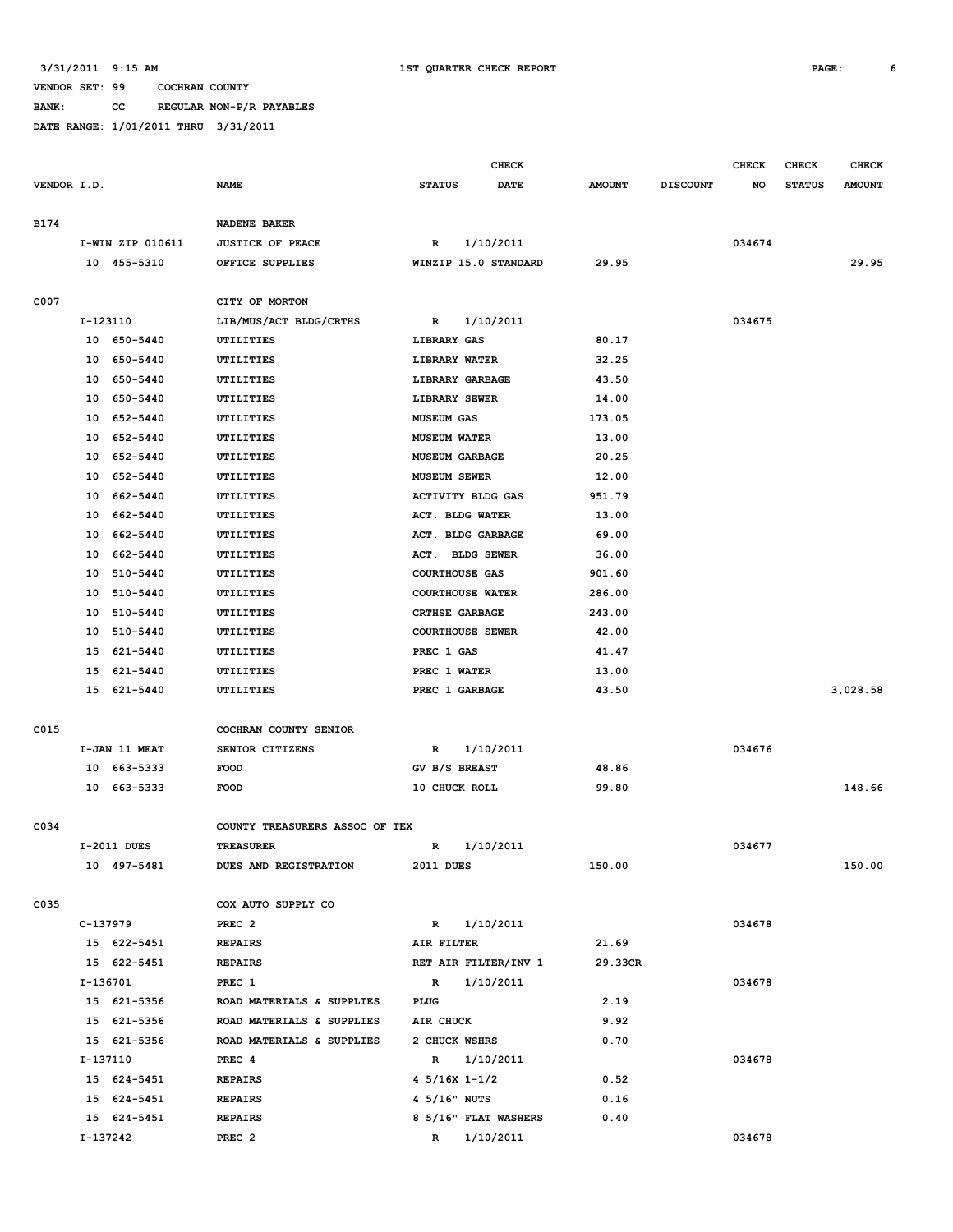3/31/2011 9:15 AM — 1ST QUARTER CHECK REPORT

VENDOR SET: 99 COCHRAN COUNTY
BANK: CC REGULAR NON-P/R PAYABLES
DATE RANGE: 1/01/2011 THRU 3/31/2011

| VENDOR I.D. | NAME | STATUS | CHECK DATE | AMOUNT | DISCOUNT | CHECK NO | CHECK STATUS | CHECK AMOUNT |
|---|---|---|---|---|---|---|---|---|
| B174 | NADENE BAKER | | | | | | | |
| I-WIN ZIP 010611 | JUSTICE OF PEACE | R | 1/10/2011 | | | 034674 | | |
| 10 455-5310 | OFFICE SUPPLIES | WINZIP 15.0 STANDARD | | 29.95 | | | | 29.95 |
| C007 | CITY OF MORTON | | | | | | | |
| I-123110 | LIB/MUS/ACT BLDG/CRTHS | R | 1/10/2011 | | | 034675 | | |
| 10 650-5440 | UTILITIES | LIBRARY GAS | | 80.17 | | | | |
| 10 650-5440 | UTILITIES | LIBRARY WATER | | 32.25 | | | | |
| 10 650-5440 | UTILITIES | LIBRARY GARBAGE | | 43.50 | | | | |
| 10 650-5440 | UTILITIES | LIBRARY SEWER | | 14.00 | | | | |
| 10 652-5440 | UTILITIES | MUSEUM GAS | | 173.05 | | | | |
| 10 652-5440 | UTILITIES | MUSEUM WATER | | 13.00 | | | | |
| 10 652-5440 | UTILITIES | MUSEUM GARBAGE | | 20.25 | | | | |
| 10 652-5440 | UTILITIES | MUSEUM SEWER | | 12.00 | | | | |
| 10 662-5440 | UTILITIES | ACTIVITY BLDG GAS | | 951.79 | | | | |
| 10 662-5440 | UTILITIES | ACT. BLDG WATER | | 13.00 | | | | |
| 10 662-5440 | UTILITIES | ACT. BLDG GARBAGE | | 69.00 | | | | |
| 10 662-5440 | UTILITIES | ACT. BLDG SEWER | | 36.00 | | | | |
| 10 510-5440 | UTILITIES | COURTHOUSE GAS | | 901.60 | | | | |
| 10 510-5440 | UTILITIES | COURTHOUSE WATER | | 286.00 | | | | |
| 10 510-5440 | UTILITIES | CRTHSE GARBAGE | | 243.00 | | | | |
| 10 510-5440 | UTILITIES | COURTHOUSE SEWER | | 42.00 | | | | |
| 15 621-5440 | UTILITIES | PREC 1 GAS | | 41.47 | | | | |
| 15 621-5440 | UTILITIES | PREC 1 WATER | | 13.00 | | | | |
| 15 621-5440 | UTILITIES | PREC 1 GARBAGE | | 43.50 | | | | 3,028.58 |
| C015 | COCHRAN COUNTY SENIOR | | | | | | | |
| I-JAN 11 MEAT | SENIOR CITIZENS | R | 1/10/2011 | | | 034676 | | |
| 10 663-5333 | FOOD | GV B/S BREAST | | 48.86 | | | | |
| 10 663-5333 | FOOD | 10 CHUCK ROLL | | 99.80 | | | | 148.66 |
| C034 | COUNTY TREASURERS ASSOC OF TEX | | | | | | | |
| I-2011 DUES | TREASURER | R | 1/10/2011 | | | 034677 | | |
| 10 497-5481 | DUES AND REGISTRATION | 2011 DUES | | 150.00 | | | | 150.00 |
| C035 | COX AUTO SUPPLY CO | | | | | | | |
| C-137979 | PREC 2 | R | 1/10/2011 | | | 034678 | | |
| 15 622-5451 | REPAIRS | AIR FILTER | | 21.69 | | | | |
| 15 622-5451 | REPAIRS | RET AIR FILTER/INV 1 | | 29.33CR | | | | |
| I-136701 | PREC 1 | R | 1/10/2011 | | | 034678 | | |
| 15 621-5356 | ROAD MATERIALS & SUPPLIES | PLUG | | 2.19 | | | | |
| 15 621-5356 | ROAD MATERIALS & SUPPLIES | AIR CHUCK | | 9.92 | | | | |
| 15 621-5356 | ROAD MATERIALS & SUPPLIES | 2 CHUCK WSHRS | | 0.70 | | | | |
| I-137110 | PREC 4 | R | 1/10/2011 | | | 034678 | | |
| 15 624-5451 | REPAIRS | 4 5/16X 1-1/2 | | 0.52 | | | | |
| 15 624-5451 | REPAIRS | 4 5/16" NUTS | | 0.16 | | | | |
| 15 624-5451 | REPAIRS | 8 5/16" FLAT WASHERS | | 0.40 | | | | |
| I-137242 | PREC 2 | R | 1/10/2011 | | | 034678 | | |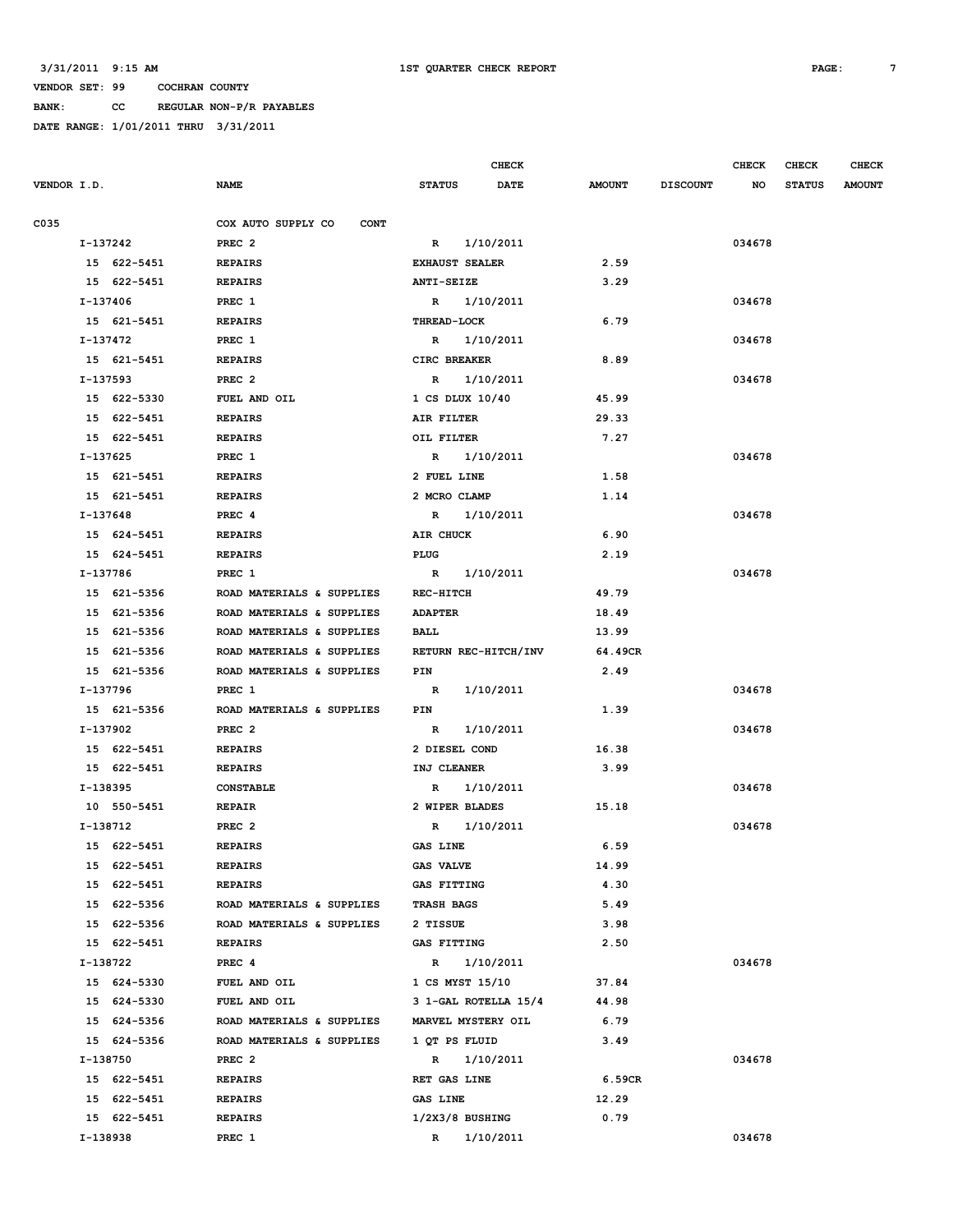3/31/2011 9:15 AM 1ST QUARTER CHECK REPORT

VENDOR SET: 99 COCHRAN COUNTY

BANK: CC REGULAR NON-P/R PAYABLES

DATE RANGE: 1/01/2011 THRU 3/31/2011

| VENDOR I.D. | NAME | CHECK STATUS | CHECK DATE | AMOUNT | DISCOUNT | CHECK NO | CHECK STATUS | CHECK AMOUNT |
|---|---|---|---|---|---|---|---|---|
| C035 | COX AUTO SUPPLY CO CONT | | | | | | | |
| I-137242 | PREC 2 | R | 1/10/2011 | | | 034678 | | |
| 15 622-5451 | REPAIRS | EXHAUST SEALER | | 2.59 | | | | |
| 15 622-5451 | REPAIRS | ANTI-SEIZE | | 3.29 | | | | |
| I-137406 | PREC 1 | R | 1/10/2011 | | | 034678 | | |
| 15 621-5451 | REPAIRS | THREAD-LOCK | | 6.79 | | | | |
| I-137472 | PREC 1 | R | 1/10/2011 | | | 034678 | | |
| 15 621-5451 | REPAIRS | CIRC BREAKER | | 8.89 | | | | |
| I-137593 | PREC 2 | R | 1/10/2011 | | | 034678 | | |
| 15 622-5330 | FUEL AND OIL | 1 CS DLUX 10/40 | | 45.99 | | | | |
| 15 622-5451 | REPAIRS | AIR FILTER | | 29.33 | | | | |
| 15 622-5451 | REPAIRS | OIL FILTER | | 7.27 | | | | |
| I-137625 | PREC 1 | R | 1/10/2011 | | | 034678 | | |
| 15 621-5451 | REPAIRS | 2 FUEL LINE | | 1.58 | | | | |
| 15 621-5451 | REPAIRS | 2 MCRO CLAMP | | 1.14 | | | | |
| I-137648 | PREC 4 | R | 1/10/2011 | | | 034678 | | |
| 15 624-5451 | REPAIRS | AIR CHUCK | | 6.90 | | | | |
| 15 624-5451 | REPAIRS | PLUG | | 2.19 | | | | |
| I-137786 | PREC 1 | R | 1/10/2011 | | | 034678 | | |
| 15 621-5356 | ROAD MATERIALS & SUPPLIES | REC-HITCH | | 49.79 | | | | |
| 15 621-5356 | ROAD MATERIALS & SUPPLIES | ADAPTER | | 18.49 | | | | |
| 15 621-5356 | ROAD MATERIALS & SUPPLIES | BALL | | 13.99 | | | | |
| 15 621-5356 | ROAD MATERIALS & SUPPLIES | RETURN REC-HITCH/INV | | 64.49CR | | | | |
| 15 621-5356 | ROAD MATERIALS & SUPPLIES | PIN | | 2.49 | | | | |
| I-137796 | PREC 1 | R | 1/10/2011 | | | 034678 | | |
| 15 621-5356 | ROAD MATERIALS & SUPPLIES | PIN | | 1.39 | | | | |
| I-137902 | PREC 2 | R | 1/10/2011 | | | 034678 | | |
| 15 622-5451 | REPAIRS | 2 DIESEL COND | | 16.38 | | | | |
| 15 622-5451 | REPAIRS | INJ CLEANER | | 3.99 | | | | |
| I-138395 | CONSTABLE | R | 1/10/2011 | | | 034678 | | |
| 10 550-5451 | REPAIR | 2 WIPER BLADES | | 15.18 | | | | |
| I-138712 | PREC 2 | R | 1/10/2011 | | | 034678 | | |
| 15 622-5451 | REPAIRS | GAS LINE | | 6.59 | | | | |
| 15 622-5451 | REPAIRS | GAS VALVE | | 14.99 | | | | |
| 15 622-5451 | REPAIRS | GAS FITTING | | 4.30 | | | | |
| 15 622-5356 | ROAD MATERIALS & SUPPLIES | TRASH BAGS | | 5.49 | | | | |
| 15 622-5356 | ROAD MATERIALS & SUPPLIES | 2 TISSUE | | 3.98 | | | | |
| 15 622-5451 | REPAIRS | GAS FITTING | | 2.50 | | | | |
| I-138722 | PREC 4 | R | 1/10/2011 | | | 034678 | | |
| 15 624-5330 | FUEL AND OIL | 1 CS MYST 15/10 | | 37.84 | | | | |
| 15 624-5330 | FUEL AND OIL | 3 1-GAL ROTELLA 15/4 | | 44.98 | | | | |
| 15 624-5356 | ROAD MATERIALS & SUPPLIES | MARVEL MYSTERY OIL | | 6.79 | | | | |
| 15 624-5356 | ROAD MATERIALS & SUPPLIES | 1 QT PS FLUID | | 3.49 | | | | |
| I-138750 | PREC 2 | R | 1/10/2011 | | | 034678 | | |
| 15 622-5451 | REPAIRS | RET GAS LINE | | 6.59CR | | | | |
| 15 622-5451 | REPAIRS | GAS LINE | | 12.29 | | | | |
| 15 622-5451 | REPAIRS | 1/2X3/8 BUSHING | | 0.79 | | | | |
| I-138938 | PREC 1 | R | 1/10/2011 | | | 034678 | | |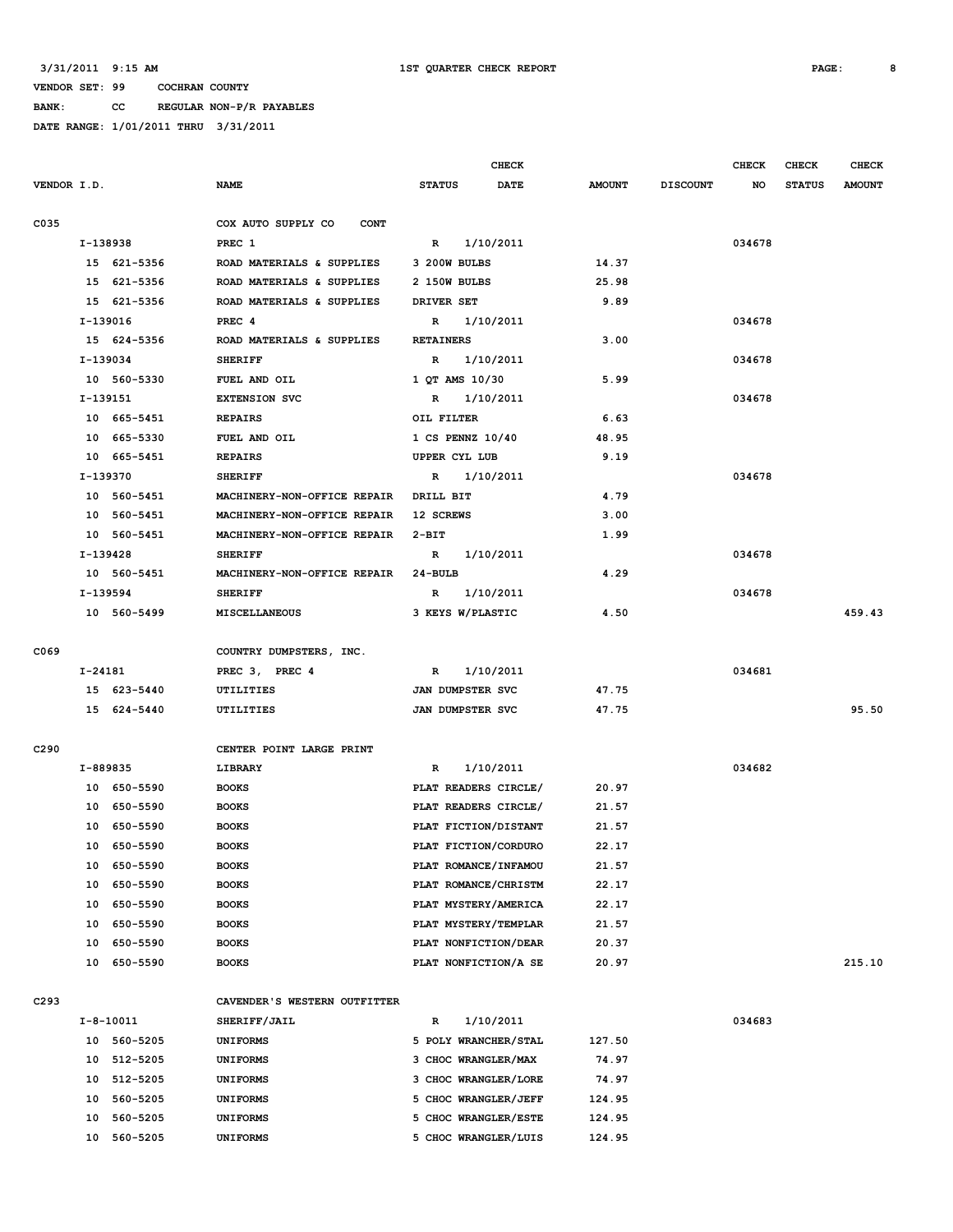3/31/2011 9:15 AM 1ST QUARTER CHECK REPORT

VENDOR SET: 99 COCHRAN COUNTY

BANK: CC REGULAR NON-P/R PAYABLES

DATE RANGE: 1/01/2011 THRU 3/31/2011

| VENDOR I.D. | NAME | STATUS | CHECK DATE | AMOUNT | DISCOUNT | CHECK NO | CHECK STATUS | CHECK AMOUNT |
|---|---|---|---|---|---|---|---|---|
| C035 | COX AUTO SUPPLY CO CONT | | | | | | | |
| I-138938 | PREC 1 | R | 1/10/2011 | | | 034678 | | |
| 15 621-5356 | ROAD MATERIALS & SUPPLIES | 3 200W BULBS | | 14.37 | | | | |
| 15 621-5356 | ROAD MATERIALS & SUPPLIES | 2 150W BULBS | | 25.98 | | | | |
| 15 621-5356 | ROAD MATERIALS & SUPPLIES | DRIVER SET | | 9.89 | | | | |
| I-139016 | PREC 4 | R | 1/10/2011 | | | 034678 | | |
| 15 624-5356 | ROAD MATERIALS & SUPPLIES | RETAINERS | | 3.00 | | | | |
| I-139034 | SHERIFF | R | 1/10/2011 | | | 034678 | | |
| 10 560-5330 | FUEL AND OIL | 1 QT AMS 10/30 | | 5.99 | | | | |
| I-139151 | EXTENSION SVC | R | 1/10/2011 | | | 034678 | | |
| 10 665-5451 | REPAIRS | OIL FILTER | | 6.63 | | | | |
| 10 665-5330 | FUEL AND OIL | 1 CS PENNZ 10/40 | | 48.95 | | | | |
| 10 665-5451 | REPAIRS | UPPER CYL LUB | | 9.19 | | | | |
| I-139370 | SHERIFF | R | 1/10/2011 | | | 034678 | | |
| 10 560-5451 | MACHINERY-NON-OFFICE REPAIR | DRILL BIT | | 4.79 | | | | |
| 10 560-5451 | MACHINERY-NON-OFFICE REPAIR | 12 SCREWS | | 3.00 | | | | |
| 10 560-5451 | MACHINERY-NON-OFFICE REPAIR | 2-BIT | | 1.99 | | | | |
| I-139428 | SHERIFF | R | 1/10/2011 | | | 034678 | | |
| 10 560-5451 | MACHINERY-NON-OFFICE REPAIR | 24-BULB | | 4.29 | | | | |
| I-139594 | SHERIFF | R | 1/10/2011 | | | 034678 | | |
| 10 560-5499 | MISCELLANEOUS | 3 KEYS W/PLASTIC | | 4.50 | | | | 459.43 |
| C069 | COUNTRY DUMPSTERS, INC. | | | | | | | |
| I-24181 | PREC 3, PREC 4 | R | 1/10/2011 | | | 034681 | | |
| 15 623-5440 | UTILITIES | JAN DUMPSTER SVC | | 47.75 | | | | |
| 15 624-5440 | UTILITIES | JAN DUMPSTER SVC | | 47.75 | | | | 95.50 |
| C290 | CENTER POINT LARGE PRINT | | | | | | | |
| I-889835 | LIBRARY | R | 1/10/2011 | | | 034682 | | |
| 10 650-5590 | BOOKS | PLAT READERS CIRCLE/ | | 20.97 | | | | |
| 10 650-5590 | BOOKS | PLAT READERS CIRCLE/ | | 21.57 | | | | |
| 10 650-5590 | BOOKS | PLAT FICTION/DISTANT | | 21.57 | | | | |
| 10 650-5590 | BOOKS | PLAT FICTION/CORDURO | | 22.17 | | | | |
| 10 650-5590 | BOOKS | PLAT ROMANCE/INFAMOU | | 21.57 | | | | |
| 10 650-5590 | BOOKS | PLAT ROMANCE/CHRISTM | | 22.17 | | | | |
| 10 650-5590 | BOOKS | PLAT MYSTERY/AMERICA | | 22.17 | | | | |
| 10 650-5590 | BOOKS | PLAT MYSTERY/TEMPLAR | | 21.57 | | | | |
| 10 650-5590 | BOOKS | PLAT NONFICTION/DEAR | | 20.37 | | | | |
| 10 650-5590 | BOOKS | PLAT NONFICTION/A SE | | 20.97 | | | | 215.10 |
| C293 | CAVENDER'S WESTERN OUTFITTER | | | | | | | |
| I-8-10011 | SHERIFF/JAIL | R | 1/10/2011 | | | 034683 | | |
| 10 560-5205 | UNIFORMS | 5 POLY WRANCHER/STAL | | 127.50 | | | | |
| 10 512-5205 | UNIFORMS | 3 CHOC WRANGLER/MAX | | 74.97 | | | | |
| 10 512-5205 | UNIFORMS | 3 CHOC WRANGLER/LORE | | 74.97 | | | | |
| 10 560-5205 | UNIFORMS | 5 CHOC WRANGLER/JEFF | | 124.95 | | | | |
| 10 560-5205 | UNIFORMS | 5 CHOC WRANGLER/ESTE | | 124.95 | | | | |
| 10 560-5205 | UNIFORMS | 5 CHOC WRANGLER/LUIS | | 124.95 | | | | |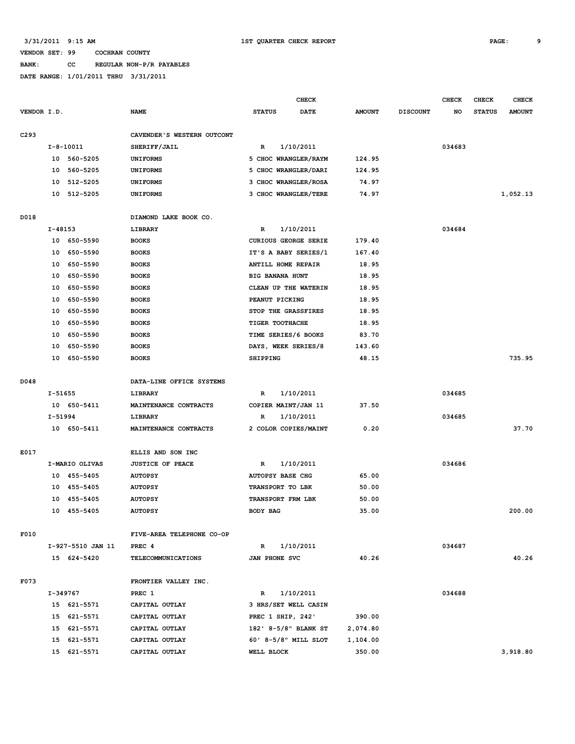3/31/2011 9:15 AM 1ST QUARTER CHECK REPORT

VENDOR SET: 99 COCHRAN COUNTY

BANK: CC REGULAR NON-P/R PAYABLES

DATE RANGE: 1/01/2011 THRU 3/31/2011

| VENDOR I.D. | NAME | CHECK STATUS | CHECK DATE | AMOUNT | DISCOUNT | CHECK NO | CHECK STATUS | CHECK AMOUNT |
|---|---|---|---|---|---|---|---|---|
| C293 | CAVENDER'S WESTERN OUTCONT | | | | | | | |
| I-8-10011 | SHERIFF/JAIL | R | 1/10/2011 | | | 034683 | | |
| 10 560-5205 | UNIFORMS | 5 CHOC WRANGLER/RAYM | | 124.95 | | | | |
| 10 560-5205 | UNIFORMS | 5 CHOC WRANGLER/DARI | | 124.95 | | | | |
| 10 512-5205 | UNIFORMS | 3 CHOC WRANGLER/ROSA | | 74.97 | | | | |
| 10 512-5205 | UNIFORMS | 3 CHOC WRANGLER/TERE | | 74.97 | | | | 1,052.13 |
| D018 | DIAMOND LAKE BOOK CO. | | | | | | | |
| I-48153 | LIBRARY | R | 1/10/2011 | | | 034684 | | |
| 10 650-5590 | BOOKS | CURIOUS GEORGE SERIE | | 179.40 | | | | |
| 10 650-5590 | BOOKS | IT'S A BABY SERIES/1 | | 167.40 | | | | |
| 10 650-5590 | BOOKS | ANTILL HOME REPAIR | | 18.95 | | | | |
| 10 650-5590 | BOOKS | BIG BANANA HUNT | | 18.95 | | | | |
| 10 650-5590 | BOOKS | CLEAN UP THE WATERIN | | 18.95 | | | | |
| 10 650-5590 | BOOKS | PEANUT PICKING | | 18.95 | | | | |
| 10 650-5590 | BOOKS | STOP THE GRASSFIRES | | 18.95 | | | | |
| 10 650-5590 | BOOKS | TIGER TOOTHACHE | | 18.95 | | | | |
| 10 650-5590 | BOOKS | TIME SERIES/6 BOOKS | | 83.70 | | | | |
| 10 650-5590 | BOOKS | DAYS, WEEK SERIES/8 | | 143.60 | | | | |
| 10 650-5590 | BOOKS | SHIPPING | | 48.15 | | | | 735.95 |
| D048 | DATA-LINE OFFICE SYSTEMS | | | | | | | |
| I-51655 | LIBRARY | R | 1/10/2011 | | | 034685 | | |
| 10 650-5411 | MAINTENANCE CONTRACTS | COPIER MAINT/JAN 11 | | 37.50 | | | | |
| I-51994 | LIBRARY | R | 1/10/2011 | | | 034685 | | |
| 10 650-5411 | MAINTENANCE CONTRACTS | 2 COLOR COPIES/MAINT | | 0.20 | | | | 37.70 |
| E017 | ELLIS AND SON INC | | | | | | | |
| I-MARIO OLIVAS | JUSTICE OF PEACE | R | 1/10/2011 | | | 034686 | | |
| 10 455-5405 | AUTOPSY | AUTOPSY BASE CHG | | 65.00 | | | | |
| 10 455-5405 | AUTOPSY | TRANSPORT TO LBK | | 50.00 | | | | |
| 10 455-5405 | AUTOPSY | TRANSPORT FRM LBK | | 50.00 | | | | |
| 10 455-5405 | AUTOPSY | BODY BAG | | 35.00 | | | | 200.00 |
| F010 | FIVE-AREA TELEPHONE CO-OP | | | | | | | |
| I-927-5510 JAN 11 | PREC 4 | R | 1/10/2011 | | | 034687 | | |
| 15 624-5420 | TELECOMMUNICATIONS | JAN PHONE SVC | | 40.26 | | | | 40.26 |
| F073 | FRONTIER VALLEY INC. | | | | | | | |
| I-349767 | PREC 1 | R | 1/10/2011 | | | 034688 | | |
| 15 621-5571 | CAPITAL OUTLAY | 3 HRS/SET WELL CASIN | | | | | | |
| 15 621-5571 | CAPITAL OUTLAY | PREC 1 SHIP, 242' | | 390.00 | | | | |
| 15 621-5571 | CAPITAL OUTLAY | 182' 8-5/8" BLANK ST | | 2,074.80 | | | | |
| 15 621-5571 | CAPITAL OUTLAY | 60' 8-5/8" MILL SLOT | | 1,104.00 | | | | |
| 15 621-5571 | CAPITAL OUTLAY | WELL BLOCK | | 350.00 | | | | 3,918.80 |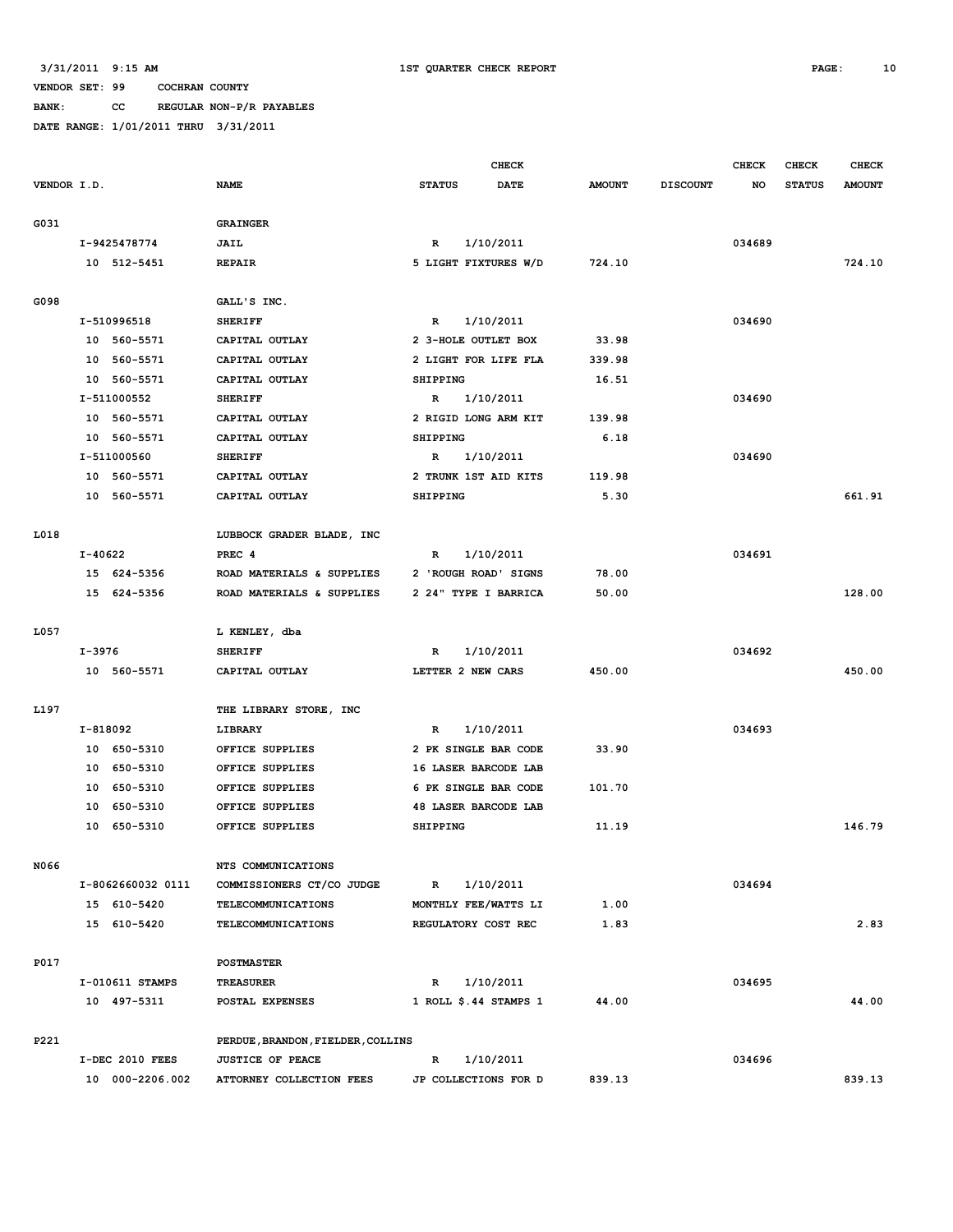3/31/2011 9:15 AM — 1ST QUARTER CHECK REPORT

VENDOR SET: 99 COCHRAN COUNTY
BANK: CC REGULAR NON-P/R PAYABLES
DATE RANGE: 1/01/2011 THRU 3/31/2011

| VENDOR I.D. | NAME | STATUS | CHECK DATE | AMOUNT | DISCOUNT | CHECK NO | CHECK STATUS | CHECK AMOUNT |
|---|---|---|---|---|---|---|---|---|
| G031 | GRAINGER | | | | | | | |
| I-9425478774 | JAIL | R | 1/10/2011 | | | 034689 | | |
| 10 512-5451 | REPAIR | 5 LIGHT FIXTURES W/D | | 724.10 | | | | 724.10 |
| G098 | GALL'S INC. | | | | | | | |
| I-510996518 | SHERIFF | R | 1/10/2011 | | | 034690 | | |
| 10 560-5571 | CAPITAL OUTLAY | 2 3-HOLE OUTLET BOX | | 33.98 | | | | |
| 10 560-5571 | CAPITAL OUTLAY | 2 LIGHT FOR LIFE FLA | | 339.98 | | | | |
| 10 560-5571 | CAPITAL OUTLAY | SHIPPING | | 16.51 | | | | |
| I-511000552 | SHERIFF | R | 1/10/2011 | | | 034690 | | |
| 10 560-5571 | CAPITAL OUTLAY | 2 RIGID LONG ARM KIT | | 139.98 | | | | |
| 10 560-5571 | CAPITAL OUTLAY | SHIPPING | | 6.18 | | | | |
| I-511000560 | SHERIFF | R | 1/10/2011 | | | 034690 | | |
| 10 560-5571 | CAPITAL OUTLAY | 2 TRUNK 1ST AID KITS | | 119.98 | | | | |
| 10 560-5571 | CAPITAL OUTLAY | SHIPPING | | 5.30 | | | | 661.91 |
| L018 | LUBBOCK GRADER BLADE, INC | | | | | | | |
| I-40622 | PREC 4 | R | 1/10/2011 | | | 034691 | | |
| 15 624-5356 | ROAD MATERIALS & SUPPLIES | 2 'ROUGH ROAD' SIGNS | | 78.00 | | | | |
| 15 624-5356 | ROAD MATERIALS & SUPPLIES | 2 24" TYPE I BARRICA | | 50.00 | | | | 128.00 |
| L057 | L KENLEY, dba | | | | | | | |
| I-3976 | SHERIFF | R | 1/10/2011 | | | 034692 | | |
| 10 560-5571 | CAPITAL OUTLAY | LETTER 2 NEW CARS | | 450.00 | | | | 450.00 |
| L197 | THE LIBRARY STORE, INC | | | | | | | |
| I-818092 | LIBRARY | R | 1/10/2011 | | | 034693 | | |
| 10 650-5310 | OFFICE SUPPLIES | 2 PK SINGLE BAR CODE | | 33.90 | | | | |
| 10 650-5310 | OFFICE SUPPLIES | 16 LASER BARCODE LAB | | | | | | |
| 10 650-5310 | OFFICE SUPPLIES | 6 PK SINGLE BAR CODE | | 101.70 | | | | |
| 10 650-5310 | OFFICE SUPPLIES | 48 LASER BARCODE LAB | | | | | | |
| 10 650-5310 | OFFICE SUPPLIES | SHIPPING | | 11.19 | | | | 146.79 |
| N066 | NTS COMMUNICATIONS | | | | | | | |
| I-8062660032 0111 | COMMISSIONERS CT/CO JUDGE | R | 1/10/2011 | | | 034694 | | |
| 15 610-5420 | TELECOMMUNICATIONS | MONTHLY FEE/WATTS LI | | 1.00 | | | | |
| 15 610-5420 | TELECOMMUNICATIONS | REGULATORY COST REC | | 1.83 | | | | 2.83 |
| P017 | POSTMASTER | | | | | | | |
| I-010611 STAMPS | TREASURER | R | 1/10/2011 | | | 034695 | | |
| 10 497-5311 | POSTAL EXPENSES | 1 ROLL $.44 STAMPS 1 | | 44.00 | | | | 44.00 |
| P221 | PERDUE,BRANDON,FIELDER,COLLINS | | | | | | | |
| I-DEC 2010 FEES | JUSTICE OF PEACE | R | 1/10/2011 | | | 034696 | | |
| 10 000-2206.002 | ATTORNEY COLLECTION FEES | JP COLLECTIONS FOR D | | 839.13 | | | | 839.13 |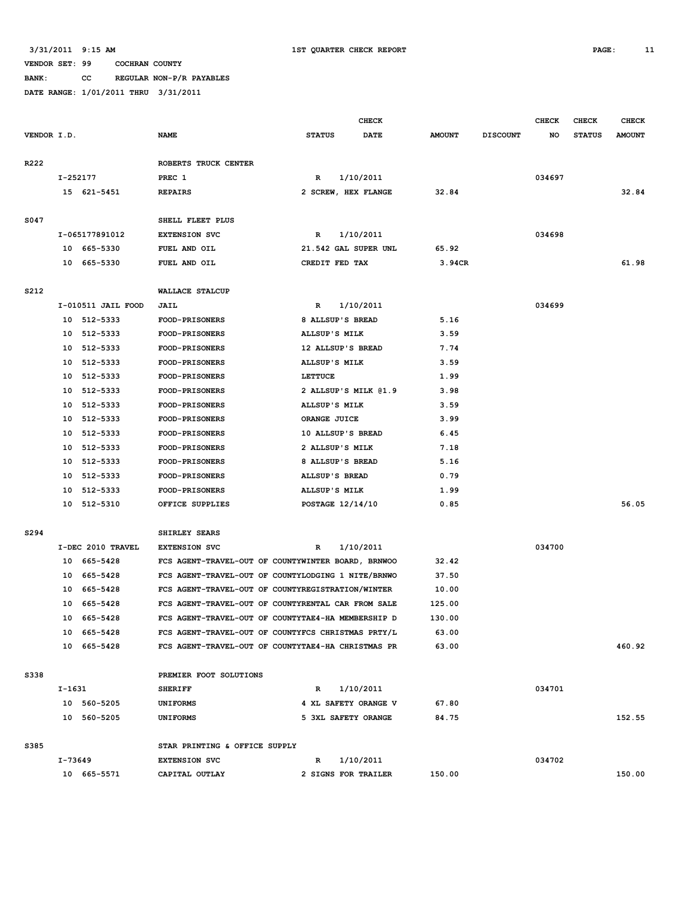3/31/2011 9:15 AM 1ST QUARTER CHECK REPORT

VENDOR SET: 99 COCHRAN COUNTY

BANK: CC REGULAR NON-P/R PAYABLES

DATE RANGE: 1/01/2011 THRU 3/31/2011

| VENDOR I.D. | NAME | STATUS | CHECK DATE | AMOUNT | DISCOUNT | CHECK NO | CHECK STATUS | CHECK AMOUNT |
|---|---|---|---|---|---|---|---|---|
| R222 | ROBERTS TRUCK CENTER | | | | | | | |
| I-252177 | PREC 1 | R | 1/10/2011 | | | 034697 | | |
| 15 621-5451 | REPAIRS | 2 SCREW, HEX FLANGE | | 32.84 | | | | 32.84 |
| S047 | SHELL FLEET PLUS | | | | | | | |
| I-065177891012 | EXTENSION SVC | R | 1/10/2011 | | | 034698 | | |
| 10 665-5330 | FUEL AND OIL | 21.542 GAL SUPER UNL | | 65.92 | | | | |
| 10 665-5330 | FUEL AND OIL | CREDIT FED TAX | | 3.94CR | | | | 61.98 |
| S212 | WALLACE STALCUP | | | | | | | |
| I-010511 JAIL FOOD | JAIL | R | 1/10/2011 | | | 034699 | | |
| 10 512-5333 | FOOD-PRISONERS | 8 ALLSUP'S BREAD | | 5.16 | | | | |
| 10 512-5333 | FOOD-PRISONERS | ALLSUP'S MILK | | 3.59 | | | | |
| 10 512-5333 | FOOD-PRISONERS | 12 ALLSUP'S BREAD | | 7.74 | | | | |
| 10 512-5333 | FOOD-PRISONERS | ALLSUP'S MILK | | 3.59 | | | | |
| 10 512-5333 | FOOD-PRISONERS | LETTUCE | | 1.99 | | | | |
| 10 512-5333 | FOOD-PRISONERS | 2 ALLSUP'S MILK @1.9 | | 3.98 | | | | |
| 10 512-5333 | FOOD-PRISONERS | ALLSUP'S MILK | | 3.59 | | | | |
| 10 512-5333 | FOOD-PRISONERS | ORANGE JUICE | | 3.99 | | | | |
| 10 512-5333 | FOOD-PRISONERS | 10 ALLSUP'S BREAD | | 6.45 | | | | |
| 10 512-5333 | FOOD-PRISONERS | 2 ALLSUP'S MILK | | 7.18 | | | | |
| 10 512-5333 | FOOD-PRISONERS | 8 ALLSUP'S BREAD | | 5.16 | | | | |
| 10 512-5333 | FOOD-PRISONERS | ALLSUP'S BREAD | | 0.79 | | | | |
| 10 512-5333 | FOOD-PRISONERS | ALLSUP'S MILK | | 1.99 | | | | |
| 10 512-5310 | OFFICE SUPPLIES | POSTAGE 12/14/10 | | 0.85 | | | | 56.05 |
| S294 | SHIRLEY SEARS | | | | | | | |
| I-DEC 2010 TRAVEL | EXTENSION SVC | R | 1/10/2011 | | | 034700 | | |
| 10 665-5428 | FCS AGENT-TRAVEL-OUT OF COUNTY | WINTER BOARD, BRNWOO | | 32.42 | | | | |
| 10 665-5428 | FCS AGENT-TRAVEL-OUT OF COUNTY | LODGING 1 NITE/BRNWO | | 37.50 | | | | |
| 10 665-5428 | FCS AGENT-TRAVEL-OUT OF COUNTY | REGISTRATION/WINTER | | 10.00 | | | | |
| 10 665-5428 | FCS AGENT-TRAVEL-OUT OF COUNTY | RENTAL CAR FROM SALE | | 125.00 | | | | |
| 10 665-5428 | FCS AGENT-TRAVEL-OUT OF COUNTY | TAE4-HA MEMBERSHIP D | | 130.00 | | | | |
| 10 665-5428 | FCS AGENT-TRAVEL-OUT OF COUNTY | FCS CHRISTMAS PRTY/L | | 63.00 | | | | |
| 10 665-5428 | FCS AGENT-TRAVEL-OUT OF COUNTY | TAE4-HA CHRISTMAS PR | | 63.00 | | | | 460.92 |
| S338 | PREMIER FOOT SOLUTIONS | | | | | | | |
| I-1631 | SHERIFF | R | 1/10/2011 | | | 034701 | | |
| 10 560-5205 | UNIFORMS | 4 XL SAFETY ORANGE V | | 67.80 | | | | |
| 10 560-5205 | UNIFORMS | 5 3XL SAFETY ORANGE | | 84.75 | | | | 152.55 |
| S385 | STAR PRINTING & OFFICE SUPPLY | | | | | | | |
| I-73649 | EXTENSION SVC | R | 1/10/2011 | | | 034702 | | |
| 10 665-5571 | CAPITAL OUTLAY | 2 SIGNS FOR TRAILER | | 150.00 | | | | 150.00 |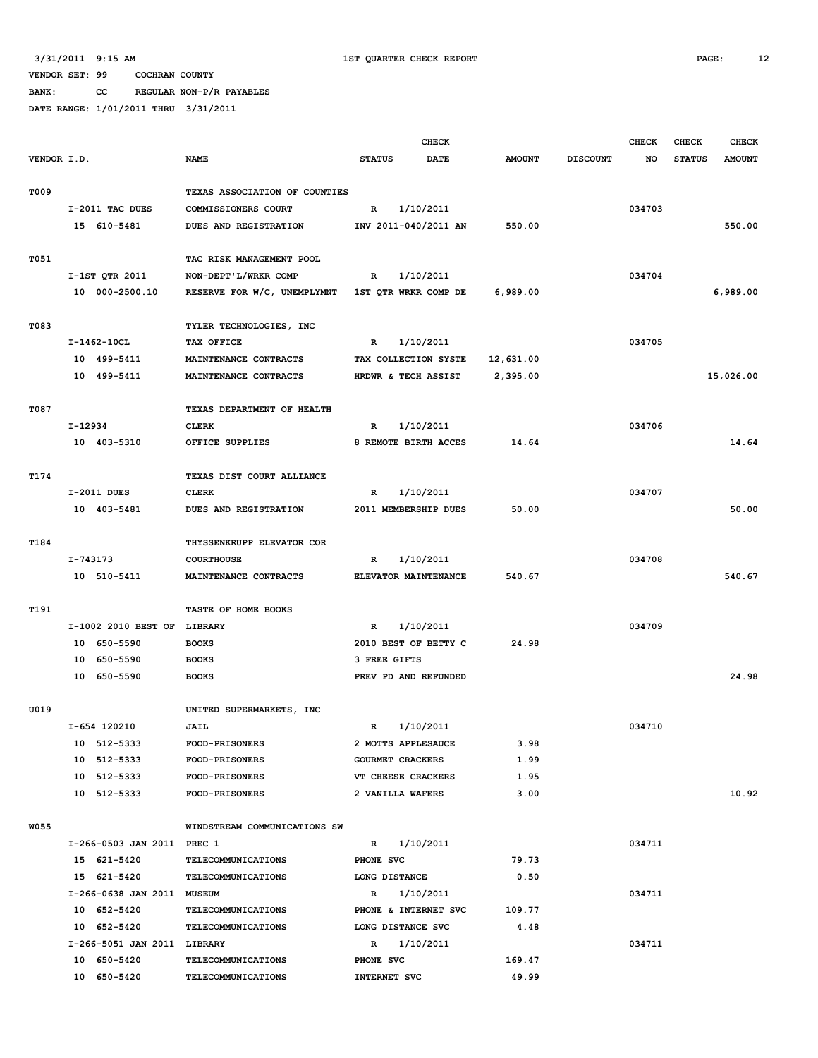3/31/2011 9:15 AM 1ST QUARTER CHECK REPORT

VENDOR SET: 99 COCHRAN COUNTY

BANK: CC REGULAR NON-P/R PAYABLES

DATE RANGE: 1/01/2011 THRU 3/31/2011

| VENDOR I.D. | NAME | STATUS | CHECK DATE | AMOUNT | DISCOUNT | CHECK NO | CHECK STATUS | CHECK AMOUNT |
|---|---|---|---|---|---|---|---|---|
| T009 | TEXAS ASSOCIATION OF COUNTIES | | | | | | | |
| I-2011 TAC DUES | COMMISSIONERS COURT | R | 1/10/2011 | | | 034703 | | |
| 15 610-5481 | DUES AND REGISTRATION | INV 2011-040/2011 AN | | 550.00 | | | | 550.00 |
| T051 | TAC RISK MANAGEMENT POOL | | | | | | | |
| I-1ST QTR 2011 | NON-DEPT'L/WRKR COMP | R | 1/10/2011 | | | 034704 | | |
| 10 000-2500.10 | RESERVE FOR W/C, UNEMPLYMNT | 1ST QTR WRKR COMP DE | | 6,989.00 | | | | 6,989.00 |
| T083 | TYLER TECHNOLOGIES, INC | | | | | | | |
| I-1462-10CL | TAX OFFICE | R | 1/10/2011 | | | 034705 | | |
| 10 499-5411 | MAINTENANCE CONTRACTS | TAX COLLECTION SYSTE | | 12,631.00 | | | | |
| 10 499-5411 | MAINTENANCE CONTRACTS | HRDWR & TECH ASSIST | | 2,395.00 | | | | 15,026.00 |
| T087 | TEXAS DEPARTMENT OF HEALTH | | | | | | | |
| I-12934 | CLERK | R | 1/10/2011 | | | 034706 | | |
| 10 403-5310 | OFFICE SUPPLIES | 8 REMOTE BIRTH ACCES | | 14.64 | | | | 14.64 |
| T174 | TEXAS DIST COURT ALLIANCE | | | | | | | |
| I-2011 DUES | CLERK | R | 1/10/2011 | | | 034707 | | |
| 10 403-5481 | DUES AND REGISTRATION | 2011 MEMBERSHIP DUES | | 50.00 | | | | 50.00 |
| T184 | THYSSENKRUPP ELEVATOR COR | | | | | | | |
| I-743173 | COURTHOUSE | R | 1/10/2011 | | | 034708 | | |
| 10 510-5411 | MAINTENANCE CONTRACTS | ELEVATOR MAINTENANCE | | 540.67 | | | | 540.67 |
| T191 | TASTE OF HOME BOOKS | | | | | | | |
| I-1002 2010 BEST OF | LIBRARY | R | 1/10/2011 | | | 034709 | | |
| 10 650-5590 | BOOKS | 2010 BEST OF BETTY C | | 24.98 | | | | |
| 10 650-5590 | BOOKS | 3 FREE GIFTS | | | | | | |
| 10 650-5590 | BOOKS | PREV PD AND REFUNDED | | | | | | 24.98 |
| U019 | UNITED SUPERMARKETS, INC | | | | | | | |
| I-654 120210 | JAIL | R | 1/10/2011 | | | 034710 | | |
| 10 512-5333 | FOOD-PRISONERS | 2 MOTTS APPLESAUCE | | 3.98 | | | | |
| 10 512-5333 | FOOD-PRISONERS | GOURMET CRACKERS | | 1.99 | | | | |
| 10 512-5333 | FOOD-PRISONERS | VT CHEESE CRACKERS | | 1.95 | | | | |
| 10 512-5333 | FOOD-PRISONERS | 2 VANILLA WAFERS | | 3.00 | | | | 10.92 |
| W055 | WINDSTREAM COMMUNICATIONS SW | | | | | | | |
| I-266-0503 JAN 2011 | PREC 1 | R | 1/10/2011 | | | 034711 | | |
| 15 621-5420 | TELECOMMUNICATIONS | PHONE SVC | | 79.73 | | | | |
| 15 621-5420 | TELECOMMUNICATIONS | LONG DISTANCE | | 0.50 | | | | |
| I-266-0638 JAN 2011 | MUSEUM | R | 1/10/2011 | | | 034711 | | |
| 10 652-5420 | TELECOMMUNICATIONS | PHONE & INTERNET SVC | | 109.77 | | | | |
| 10 652-5420 | TELECOMMUNICATIONS | LONG DISTANCE SVC | | 4.48 | | | | |
| I-266-5051 JAN 2011 | LIBRARY | R | 1/10/2011 | | | 034711 | | |
| 10 650-5420 | TELECOMMUNICATIONS | PHONE SVC | | 169.47 | | | | |
| 10 650-5420 | TELECOMMUNICATIONS | INTERNET SVC | | 49.99 | | | | |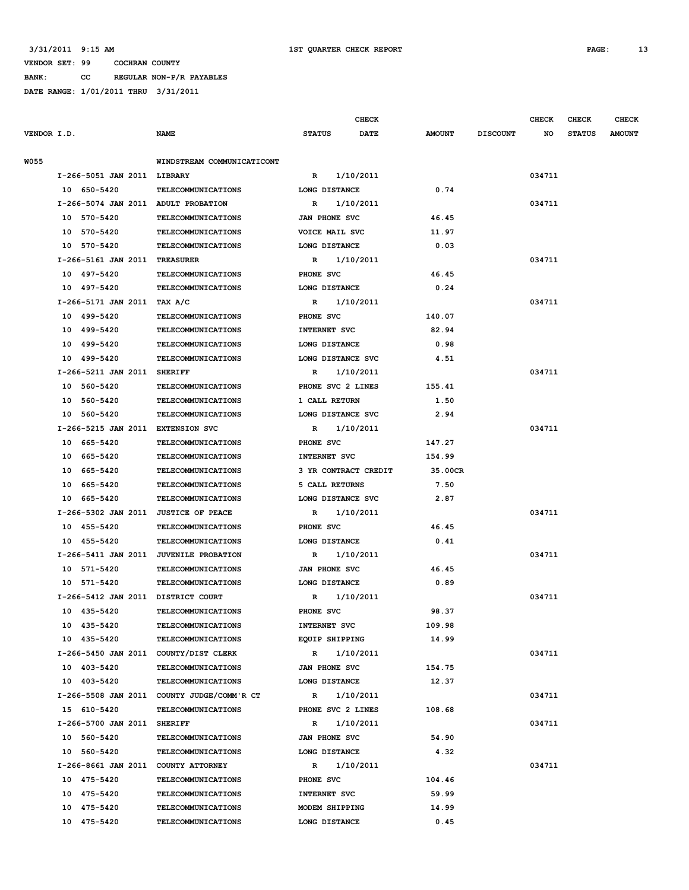3/31/2011 9:15 AM    1ST QUARTER CHECK REPORT

VENDOR SET: 99    COCHRAN COUNTY
BANK: CC    REGULAR NON-P/R PAYABLES
DATE RANGE: 1/01/2011 THRU 3/31/2011

| VENDOR I.D. | NAME | STATUS | CHECK DATE | AMOUNT | DISCOUNT | CHECK NO | CHECK STATUS | CHECK AMOUNT |
|---|---|---|---|---|---|---|---|---|
| W055 | WINDSTREAM COMMUNICATICONT | | | | | | | |
| I-266-5051 JAN 2011 | LIBRARY | R | 1/10/2011 | | | 034711 | | |
| 10 650-5420 | TELECOMMUNICATIONS | LONG DISTANCE | | 0.74 | | | | |
| I-266-5074 JAN 2011 | ADULT PROBATION | R | 1/10/2011 | | | 034711 | | |
| 10 570-5420 | TELECOMMUNICATIONS | JAN PHONE SVC | | 46.45 | | | | |
| 10 570-5420 | TELECOMMUNICATIONS | VOICE MAIL SVC | | 11.97 | | | | |
| 10 570-5420 | TELECOMMUNICATIONS | LONG DISTANCE | | 0.03 | | | | |
| I-266-5161 JAN 2011 | TREASURER | R | 1/10/2011 | | | 034711 | | |
| 10 497-5420 | TELECOMMUNICATIONS | PHONE SVC | | 46.45 | | | | |
| 10 497-5420 | TELECOMMUNICATIONS | LONG DISTANCE | | 0.24 | | | | |
| I-266-5171 JAN 2011 | TAX A/C | R | 1/10/2011 | | | 034711 | | |
| 10 499-5420 | TELECOMMUNICATIONS | PHONE SVC | | 140.07 | | | | |
| 10 499-5420 | TELECOMMUNICATIONS | INTERNET SVC | | 82.94 | | | | |
| 10 499-5420 | TELECOMMUNICATIONS | LONG DISTANCE | | 0.98 | | | | |
| 10 499-5420 | TELECOMMUNICATIONS | LONG DISTANCE SVC | | 4.51 | | | | |
| I-266-5211 JAN 2011 | SHERIFF | R | 1/10/2011 | | | 034711 | | |
| 10 560-5420 | TELECOMMUNICATIONS | PHONE SVC 2 LINES | | 155.41 | | | | |
| 10 560-5420 | TELECOMMUNICATIONS | 1 CALL RETURN | | 1.50 | | | | |
| 10 560-5420 | TELECOMMUNICATIONS | LONG DISTANCE SVC | | 2.94 | | | | |
| I-266-5215 JAN 2011 | EXTENSION SVC | R | 1/10/2011 | | | 034711 | | |
| 10 665-5420 | TELECOMMUNICATIONS | PHONE SVC | | 147.27 | | | | |
| 10 665-5420 | TELECOMMUNICATIONS | INTERNET SVC | | 154.99 | | | | |
| 10 665-5420 | TELECOMMUNICATIONS | 3 YR CONTRACT CREDIT | | 35.00CR | | | | |
| 10 665-5420 | TELECOMMUNICATIONS | 5 CALL RETURNS | | 7.50 | | | | |
| 10 665-5420 | TELECOMMUNICATIONS | LONG DISTANCE SVC | | 2.87 | | | | |
| I-266-5302 JAN 2011 | JUSTICE OF PEACE | R | 1/10/2011 | | | 034711 | | |
| 10 455-5420 | TELECOMMUNICATIONS | PHONE SVC | | 46.45 | | | | |
| 10 455-5420 | TELECOMMUNICATIONS | LONG DISTANCE | | 0.41 | | | | |
| I-266-5411 JAN 2011 | JUVENILE PROBATION | R | 1/10/2011 | | | 034711 | | |
| 10 571-5420 | TELECOMMUNICATIONS | JAN PHONE SVC | | 46.45 | | | | |
| 10 571-5420 | TELECOMMUNICATIONS | LONG DISTANCE | | 0.89 | | | | |
| I-266-5412 JAN 2011 | DISTRICT COURT | R | 1/10/2011 | | | 034711 | | |
| 10 435-5420 | TELECOMMUNICATIONS | PHONE SVC | | 98.37 | | | | |
| 10 435-5420 | TELECOMMUNICATIONS | INTERNET SVC | | 109.98 | | | | |
| 10 435-5420 | TELECOMMUNICATIONS | EQUIP SHIPPING | | 14.99 | | | | |
| I-266-5450 JAN 2011 | COUNTY/DIST CLERK | R | 1/10/2011 | | | 034711 | | |
| 10 403-5420 | TELECOMMUNICATIONS | JAN PHONE SVC | | 154.75 | | | | |
| 10 403-5420 | TELECOMMUNICATIONS | LONG DISTANCE | | 12.37 | | | | |
| I-266-5508 JAN 2011 | COUNTY JUDGE/COMM'R CT | R | 1/10/2011 | | | 034711 | | |
| 15 610-5420 | TELECOMMUNICATIONS | PHONE SVC 2 LINES | | 108.68 | | | | |
| I-266-5700 JAN 2011 | SHERIFF | R | 1/10/2011 | | | 034711 | | |
| 10 560-5420 | TELECOMMUNICATIONS | JAN PHONE SVC | | 54.90 | | | | |
| 10 560-5420 | TELECOMMUNICATIONS | LONG DISTANCE | | 4.32 | | | | |
| I-266-8661 JAN 2011 | COUNTY ATTORNEY | R | 1/10/2011 | | | 034711 | | |
| 10 475-5420 | TELECOMMUNICATIONS | PHONE SVC | | 104.46 | | | | |
| 10 475-5420 | TELECOMMUNICATIONS | INTERNET SVC | | 59.99 | | | | |
| 10 475-5420 | TELECOMMUNICATIONS | MODEM SHIPPING | | 14.99 | | | | |
| 10 475-5420 | TELECOMMUNICATIONS | LONG DISTANCE | | 0.45 | | | | |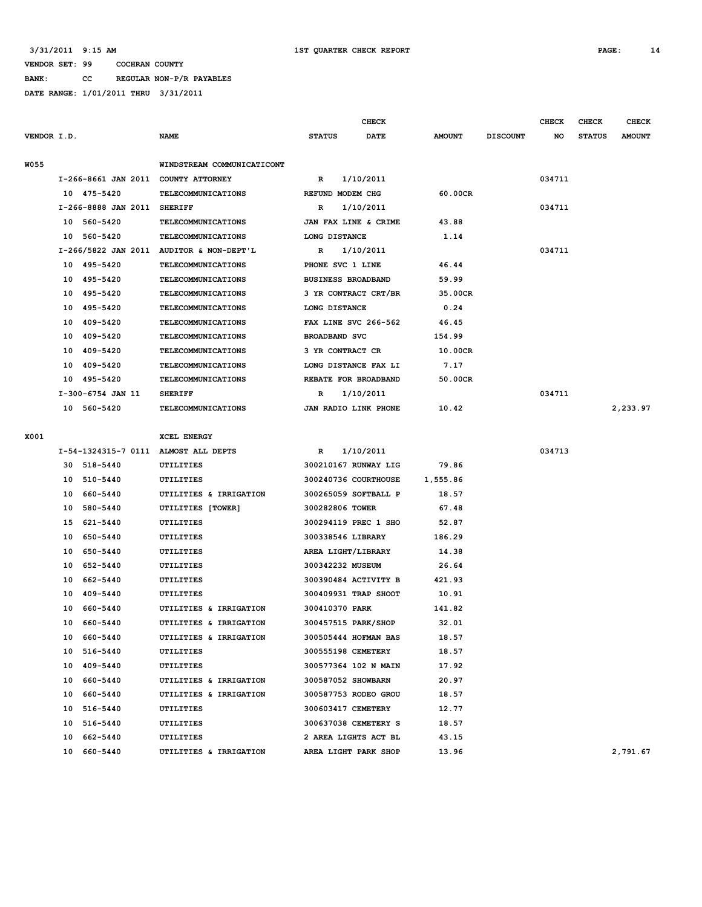3/31/2011 9:15 AM — 1ST QUARTER CHECK REPORT

VENDOR SET: 99 COCHRAN COUNTY
BANK: CC REGULAR NON-P/R PAYABLES
DATE RANGE: 1/01/2011 THRU 3/31/2011

| VENDOR I.D. | NAME | STATUS | CHECK DATE | AMOUNT | DISCOUNT | CHECK NO | CHECK STATUS | CHECK AMOUNT |
|---|---|---|---|---|---|---|---|---|
| W055 | WINDSTREAM COMMUNICATICONT | | | | | | | |
| I-266-8661 JAN 2011 | COUNTY ATTORNEY | R | 1/10/2011 | | | 034711 | | |
| 10 475-5420 | TELECOMMUNICATIONS | REFUND MODEM CHG | | 60.00CR | | | | |
| I-266-8888 JAN 2011 | SHERIFF | R | 1/10/2011 | | | 034711 | | |
| 10 560-5420 | TELECOMMUNICATIONS | JAN FAX LINE & CRIME | | 43.88 | | | | |
| 10 560-5420 | TELECOMMUNICATIONS | LONG DISTANCE | | 1.14 | | | | |
| I-266/5822 JAN 2011 | AUDITOR & NON-DEPT'L | R | 1/10/2011 | | | 034711 | | |
| 10 495-5420 | TELECOMMUNICATIONS | PHONE SVC 1 LINE | | 46.44 | | | | |
| 10 495-5420 | TELECOMMUNICATIONS | BUSINESS BROADBAND | | 59.99 | | | | |
| 10 495-5420 | TELECOMMUNICATIONS | 3 YR CONTRACT CRT/BR | | 35.00CR | | | | |
| 10 495-5420 | TELECOMMUNICATIONS | LONG DISTANCE | | 0.24 | | | | |
| 10 409-5420 | TELECOMMUNICATIONS | FAX LINE SVC 266-562 | | 46.45 | | | | |
| 10 409-5420 | TELECOMMUNICATIONS | BROADBAND SVC | | 154.99 | | | | |
| 10 409-5420 | TELECOMMUNICATIONS | 3 YR CONTRACT CR | | 10.00CR | | | | |
| 10 409-5420 | TELECOMMUNICATIONS | LONG DISTANCE FAX LI | | 7.17 | | | | |
| 10 495-5420 | TELECOMMUNICATIONS | REBATE FOR BROADBAND | | 50.00CR | | | | |
| I-300-6754 JAN 11 | SHERIFF | R | 1/10/2011 | | | 034711 | | |
| 10 560-5420 | TELECOMMUNICATIONS | JAN RADIO LINK PHONE | | 10.42 | | | | 2,233.97 |
| X001 | XCEL ENERGY | | | | | | | |
| I-54-1324315-7 0111 | ALMOST ALL DEPTS | R | 1/10/2011 | | | 034713 | | |
| 30 518-5440 | UTILITIES | 300210167 RUNWAY LIG | | 79.86 | | | | |
| 10 510-5440 | UTILITIES | 300240736 COURTHOUSE | | 1,555.86 | | | | |
| 10 660-5440 | UTILITIES & IRRIGATION | 300265059 SOFTBALL P | | 18.57 | | | | |
| 10 580-5440 | UTILITIES [TOWER] | 300282806 TOWER | | 67.48 | | | | |
| 15 621-5440 | UTILITIES | 300294119 PREC 1 SHO | | 52.87 | | | | |
| 10 650-5440 | UTILITIES | 300338546 LIBRARY | | 186.29 | | | | |
| 10 650-5440 | UTILITIES | AREA LIGHT/LIBRARY | | 14.38 | | | | |
| 10 652-5440 | UTILITIES | 300342232 MUSEUM | | 26.64 | | | | |
| 10 662-5440 | UTILITIES | 300390484 ACTIVITY B | | 421.93 | | | | |
| 10 409-5440 | UTILITIES | 300409931 TRAP SHOOT | | 10.91 | | | | |
| 10 660-5440 | UTILITIES & IRRIGATION | 300410370 PARK | | 141.82 | | | | |
| 10 660-5440 | UTILITIES & IRRIGATION | 300457515 PARK/SHOP | | 32.01 | | | | |
| 10 660-5440 | UTILITIES & IRRIGATION | 300505444 HOFMAN BAS | | 18.57 | | | | |
| 10 516-5440 | UTILITIES | 300555198 CEMETERY | | 18.57 | | | | |
| 10 409-5440 | UTILITIES | 300577364 102 N MAIN | | 17.92 | | | | |
| 10 660-5440 | UTILITIES & IRRIGATION | 300587052 SHOWBARN | | 20.97 | | | | |
| 10 660-5440 | UTILITIES & IRRIGATION | 300587753 RODEO GROU | | 18.57 | | | | |
| 10 516-5440 | UTILITIES | 300603417 CEMETERY | | 12.77 | | | | |
| 10 516-5440 | UTILITIES | 300637038 CEMETERY S | | 18.57 | | | | |
| 10 662-5440 | UTILITIES | 2 AREA LIGHTS ACT BL | | 43.15 | | | | |
| 10 660-5440 | UTILITIES & IRRIGATION | AREA LIGHT PARK SHOP | | 13.96 | | | | 2,791.67 |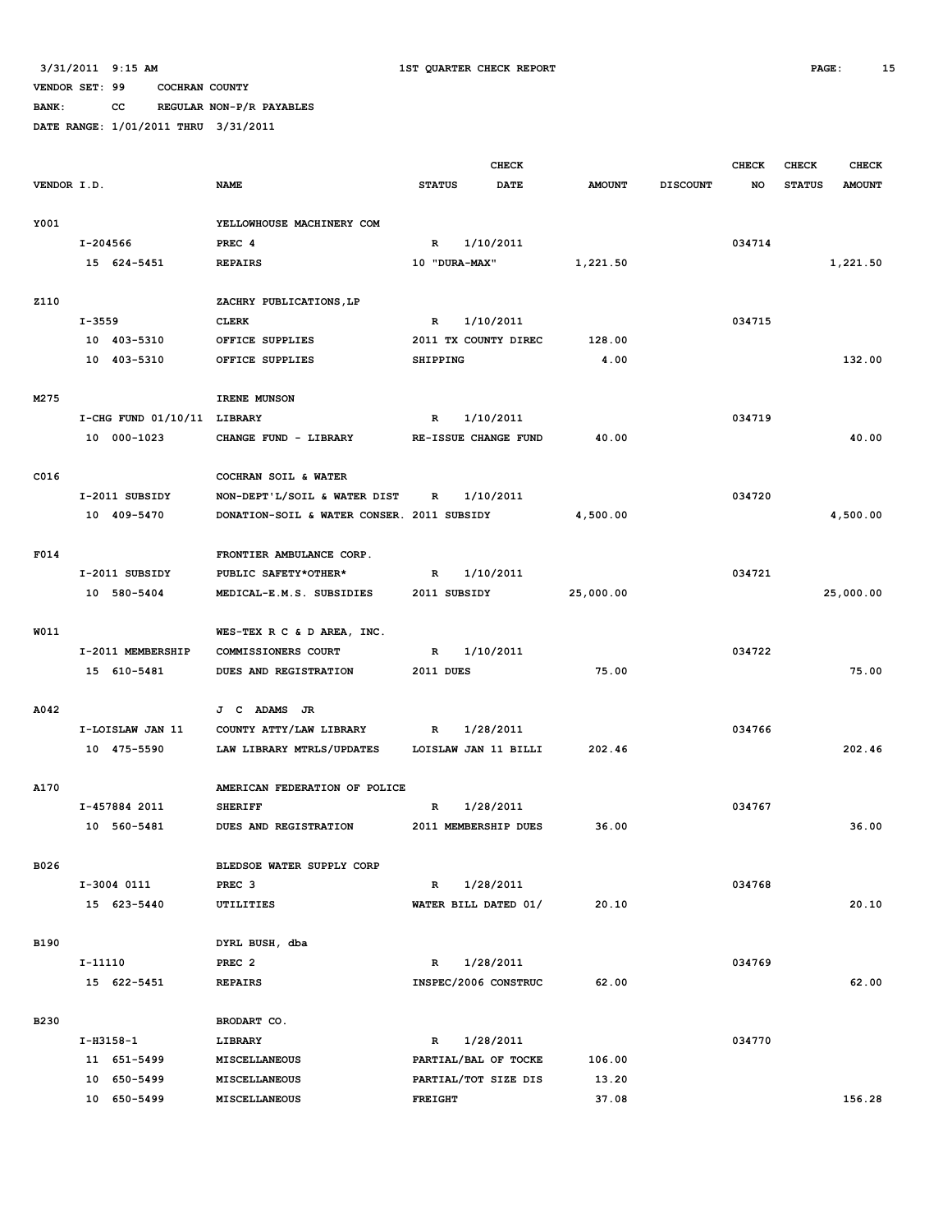3/31/2011 9:15 AM — 1ST QUARTER CHECK REPORT

VENDOR SET: 99 COCHRAN COUNTY

BANK: CC REGULAR NON-P/R PAYABLES

DATE RANGE: 1/01/2011 THRU 3/31/2011

| VENDOR I.D. | NAME | STATUS | CHECK DATE | AMOUNT | DISCOUNT | CHECK NO | CHECK STATUS | CHECK AMOUNT |
|---|---|---|---|---|---|---|---|---|
| Y001 | YELLOWHOUSE MACHINERY COM | | | | | | | |
| I-204566 | PREC 4 | R | 1/10/2011 | | | 034714 | | |
| 15 624-5451 | REPAIRS | 10 "DURA-MAX" | | 1,221.50 | | | | 1,221.50 |
| Z110 | ZACHRY PUBLICATIONS,LP | | | | | | | |
| I-3559 | CLERK | R | 1/10/2011 | | | 034715 | | |
| 10 403-5310 | OFFICE SUPPLIES | 2011 TX COUNTY DIREC | | 128.00 | | | | |
| 10 403-5310 | OFFICE SUPPLIES | SHIPPING | | 4.00 | | | | 132.00 |
| M275 | IRENE MUNSON | | | | | | | |
| I-CHG FUND 01/10/11 | LIBRARY | R | 1/10/2011 | | | 034719 | | |
| 10 000-1023 | CHANGE FUND - LIBRARY | RE-ISSUE CHANGE FUND | | 40.00 | | | | 40.00 |
| C016 | COCHRAN SOIL & WATER | | | | | | | |
| I-2011 SUBSIDY | NON-DEPT'L/SOIL & WATER DIST | R | 1/10/2011 | | | 034720 | | |
| 10 409-5470 | DONATION-SOIL & WATER CONSER. | 2011 SUBSIDY | | 4,500.00 | | | | 4,500.00 |
| F014 | FRONTIER AMBULANCE CORP. | | | | | | | |
| I-2011 SUBSIDY | PUBLIC SAFETY*OTHER* | R | 1/10/2011 | | | 034721 | | |
| 10 580-5404 | MEDICAL-E.M.S. SUBSIDIES | 2011 SUBSIDY | | 25,000.00 | | | | 25,000.00 |
| W011 | WES-TEX R C & D AREA, INC. | | | | | | | |
| I-2011 MEMBERSHIP | COMMISSIONERS COURT | R | 1/10/2011 | | | 034722 | | |
| 15 610-5481 | DUES AND REGISTRATION | 2011 DUES | | 75.00 | | | | 75.00 |
| A042 | J C ADAMS JR | | | | | | | |
| I-LOISLAW JAN 11 | COUNTY ATTY/LAW LIBRARY | R | 1/28/2011 | | | 034766 | | |
| 10 475-5590 | LAW LIBRARY MTRLS/UPDATES | LOISLAW JAN 11 BILLI | | 202.46 | | | | 202.46 |
| A170 | AMERICAN FEDERATION OF POLICE | | | | | | | |
| I-457884 2011 | SHERIFF | R | 1/28/2011 | | | 034767 | | |
| 10 560-5481 | DUES AND REGISTRATION | 2011 MEMBERSHIP DUES | | 36.00 | | | | 36.00 |
| B026 | BLEDSOE WATER SUPPLY CORP | | | | | | | |
| I-3004 0111 | PREC 3 | R | 1/28/2011 | | | 034768 | | |
| 15 623-5440 | UTILITIES | WATER BILL DATED 01/ | | 20.10 | | | | 20.10 |
| B190 | DYRL BUSH, dba | | | | | | | |
| I-11110 | PREC 2 | R | 1/28/2011 | | | 034769 | | |
| 15 622-5451 | REPAIRS | INSPEC/2006 CONSTRUC | | 62.00 | | | | 62.00 |
| B230 | BRODART CO. | | | | | | | |
| I-H3158-1 | LIBRARY | R | 1/28/2011 | | | 034770 | | |
| 11 651-5499 | MISCELLANEOUS | PARTIAL/BAL OF TOCKE | | 106.00 | | | | |
| 10 650-5499 | MISCELLANEOUS | PARTIAL/TOT SIZE DIS | | 13.20 | | | | |
| 10 650-5499 | MISCELLANEOUS | FREIGHT | | 37.08 | | | | 156.28 |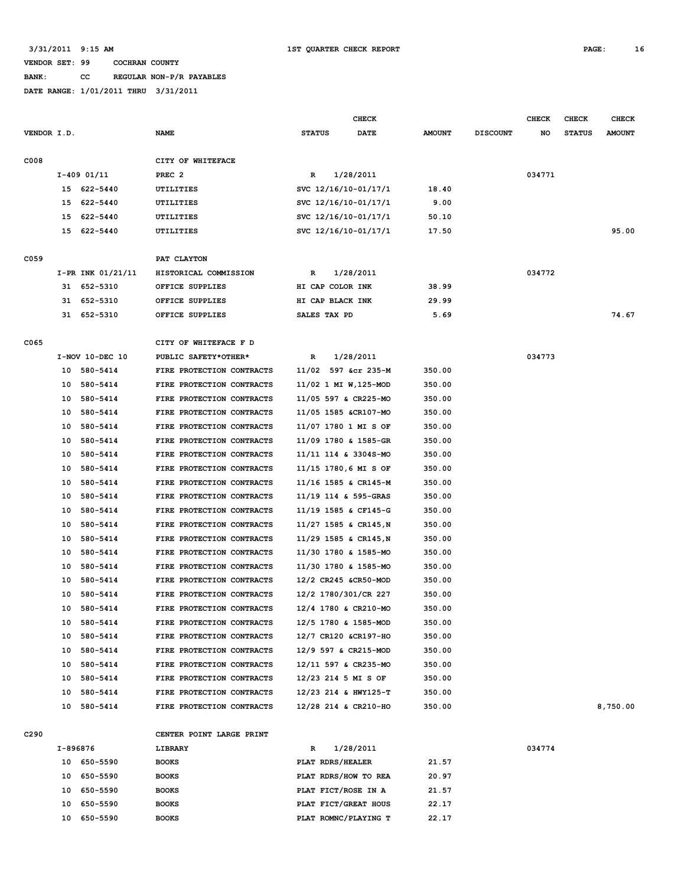3/31/2011 9:15 AM — 1ST QUARTER CHECK REPORT

VENDOR SET: 99 COCHRAN COUNTY

BANK: CC REGULAR NON-P/R PAYABLES

DATE RANGE: 1/01/2011 THRU 3/31/2011

| VENDOR I.D. | NAME | STATUS | CHECK DATE | AMOUNT | DISCOUNT | CHECK NO | CHECK STATUS | CHECK AMOUNT |
|---|---|---|---|---|---|---|---|---|
| C008 | CITY OF WHITEFACE | | | | | | | |
| I-409 01/11 | PREC 2 | R | 1/28/2011 | | | 034771 | | |
| 15 622-5440 | UTILITIES | SVC 12/16/10-01/17/1 | | 18.40 | | | | |
| 15 622-5440 | UTILITIES | SVC 12/16/10-01/17/1 | | 9.00 | | | | |
| 15 622-5440 | UTILITIES | SVC 12/16/10-01/17/1 | | 50.10 | | | | |
| 15 622-5440 | UTILITIES | SVC 12/16/10-01/17/1 | | 17.50 | | | | 95.00 |
| C059 | PAT CLAYTON | | | | | | | |
| I-PR INK 01/21/11 | HISTORICAL COMMISSION | R | 1/28/2011 | | | 034772 | | |
| 31 652-5310 | OFFICE SUPPLIES | HI CAP COLOR INK | | 38.99 | | | | |
| 31 652-5310 | OFFICE SUPPLIES | HI CAP BLACK INK | | 29.99 | | | | |
| 31 652-5310 | OFFICE SUPPLIES | SALES TAX PD | | 5.69 | | | | 74.67 |
| C065 | CITY OF WHITEFACE F D | | | | | | | |
| I-NOV 10-DEC 10 | PUBLIC SAFETY*OTHER* | R | 1/28/2011 | | | 034773 | | |
| 10 580-5414 | FIRE PROTECTION CONTRACTS | 11/02 597 &cr 235-M | | 350.00 | | | | |
| 10 580-5414 | FIRE PROTECTION CONTRACTS | 11/02 1 MI W,125-MOD | | 350.00 | | | | |
| 10 580-5414 | FIRE PROTECTION CONTRACTS | 11/05 597 & CR225-MO | | 350.00 | | | | |
| 10 580-5414 | FIRE PROTECTION CONTRACTS | 11/05 1585 &CR107-MO | | 350.00 | | | | |
| 10 580-5414 | FIRE PROTECTION CONTRACTS | 11/07 1780 1 MI S OF | | 350.00 | | | | |
| 10 580-5414 | FIRE PROTECTION CONTRACTS | 11/09 1780 & 1585-GR | | 350.00 | | | | |
| 10 580-5414 | FIRE PROTECTION CONTRACTS | 11/11 114 & 3304S-MO | | 350.00 | | | | |
| 10 580-5414 | FIRE PROTECTION CONTRACTS | 11/15 1780,6 MI S OF | | 350.00 | | | | |
| 10 580-5414 | FIRE PROTECTION CONTRACTS | 11/16 1585 & CR145-M | | 350.00 | | | | |
| 10 580-5414 | FIRE PROTECTION CONTRACTS | 11/19 114 & 595-GRAS | | 350.00 | | | | |
| 10 580-5414 | FIRE PROTECTION CONTRACTS | 11/19 1585 & CF145-G | | 350.00 | | | | |
| 10 580-5414 | FIRE PROTECTION CONTRACTS | 11/27 1585 & CR145,N | | 350.00 | | | | |
| 10 580-5414 | FIRE PROTECTION CONTRACTS | 11/29 1585 & CR145,N | | 350.00 | | | | |
| 10 580-5414 | FIRE PROTECTION CONTRACTS | 11/30 1780 & 1585-MO | | 350.00 | | | | |
| 10 580-5414 | FIRE PROTECTION CONTRACTS | 11/30 1780 & 1585-MO | | 350.00 | | | | |
| 10 580-5414 | FIRE PROTECTION CONTRACTS | 12/2 CR245 &CR50-MOD | | 350.00 | | | | |
| 10 580-5414 | FIRE PROTECTION CONTRACTS | 12/2 1780/301/CR 227 | | 350.00 | | | | |
| 10 580-5414 | FIRE PROTECTION CONTRACTS | 12/4 1780 & CR210-MO | | 350.00 | | | | |
| 10 580-5414 | FIRE PROTECTION CONTRACTS | 12/5 1780 & 1585-MOD | | 350.00 | | | | |
| 10 580-5414 | FIRE PROTECTION CONTRACTS | 12/7 CR120 &CR197-HO | | 350.00 | | | | |
| 10 580-5414 | FIRE PROTECTION CONTRACTS | 12/9 597 & CR215-MOD | | 350.00 | | | | |
| 10 580-5414 | FIRE PROTECTION CONTRACTS | 12/11 597 & CR235-MO | | 350.00 | | | | |
| 10 580-5414 | FIRE PROTECTION CONTRACTS | 12/23 214 5 MI S OF | | 350.00 | | | | |
| 10 580-5414 | FIRE PROTECTION CONTRACTS | 12/23 214 & HWY125-T | | 350.00 | | | | |
| 10 580-5414 | FIRE PROTECTION CONTRACTS | 12/28 214 & CR210-HO | | 350.00 | | | | 8,750.00 |
| C290 | CENTER POINT LARGE PRINT | | | | | | | |
| I-896876 | LIBRARY | R | 1/28/2011 | | | 034774 | | |
| 10 650-5590 | BOOKS | PLAT RDRS/HEALER | | 21.57 | | | | |
| 10 650-5590 | BOOKS | PLAT RDRS/HOW TO REA | | 20.97 | | | | |
| 10 650-5590 | BOOKS | PLAT FICT/ROSE IN A | | 21.57 | | | | |
| 10 650-5590 | BOOKS | PLAT FICT/GREAT HOUS | | 22.17 | | | | |
| 10 650-5590 | BOOKS | PLAT ROMNC/PLAYING T | | 22.17 | | | | |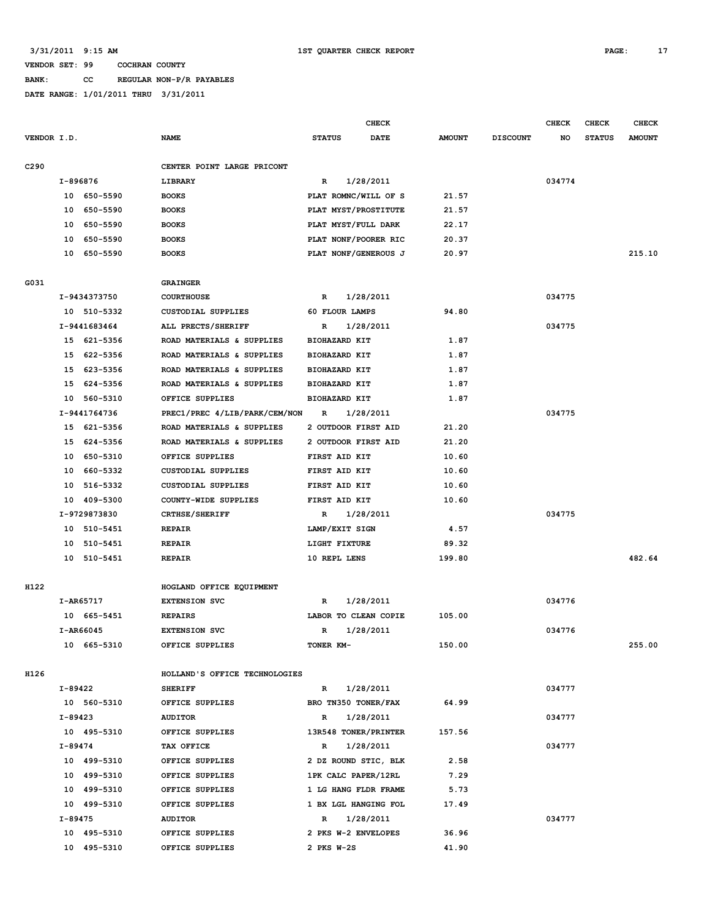3/31/2011 9:15 AM 1ST QUARTER CHECK REPORT

VENDOR SET: 99 COCHRAN COUNTY

BANK: CC REGULAR NON-P/R PAYABLES

DATE RANGE: 1/01/2011 THRU 3/31/2011

| VENDOR I.D. | NAME | STATUS | CHECK DATE | AMOUNT | DISCOUNT | CHECK NO | CHECK STATUS | CHECK AMOUNT |
|---|---|---|---|---|---|---|---|---|
| C290 | CENTER POINT LARGE PRICONT | | | | | | | |
| I-896876 | LIBRARY | R | 1/28/2011 | | | 034774 | | |
| 10 650-5590 | BOOKS | PLAT ROMNC/WILL OF S | | 21.57 | | | | |
| 10 650-5590 | BOOKS | PLAT MYST/PROSTITUTE | | 21.57 | | | | |
| 10 650-5590 | BOOKS | PLAT MYST/FULL DARK | | 22.17 | | | | |
| 10 650-5590 | BOOKS | PLAT NONF/POORER RIC | | 20.37 | | | | |
| 10 650-5590 | BOOKS | PLAT NONF/GENEROUS J | | 20.97 | | | | 215.10 |
| G031 | GRAINGER | | | | | | | |
| I-9434373750 | COURTHOUSE | R | 1/28/2011 | | | 034775 | | |
| 10 510-5332 | CUSTODIAL SUPPLIES | 60 FLOUR LAMPS | | 94.80 | | | | |
| I-9441683464 | ALL PRECTS/SHERIFF | R | 1/28/2011 | | | 034775 | | |
| 15 621-5356 | ROAD MATERIALS & SUPPLIES | BIOHAZARD KIT | | 1.87 | | | | |
| 15 622-5356 | ROAD MATERIALS & SUPPLIES | BIOHAZARD KIT | | 1.87 | | | | |
| 15 623-5356 | ROAD MATERIALS & SUPPLIES | BIOHAZARD KIT | | 1.87 | | | | |
| 15 624-5356 | ROAD MATERIALS & SUPPLIES | BIOHAZARD KIT | | 1.87 | | | | |
| 10 560-5310 | OFFICE SUPPLIES | BIOHAZARD KIT | | 1.87 | | | | |
| I-9441764736 | PREC1/PREC 4/LIB/PARK/CEM/NON | R | 1/28/2011 | | | 034775 | | |
| 15 621-5356 | ROAD MATERIALS & SUPPLIES | 2 OUTDOOR FIRST AID | | 21.20 | | | | |
| 15 624-5356 | ROAD MATERIALS & SUPPLIES | 2 OUTDOOR FIRST AID | | 21.20 | | | | |
| 10 650-5310 | OFFICE SUPPLIES | FIRST AID KIT | | 10.60 | | | | |
| 10 660-5332 | CUSTODIAL SUPPLIES | FIRST AID KIT | | 10.60 | | | | |
| 10 516-5332 | CUSTODIAL SUPPLIES | FIRST AID KIT | | 10.60 | | | | |
| 10 409-5300 | COUNTY-WIDE SUPPLIES | FIRST AID KIT | | 10.60 | | | | |
| I-9729873830 | CRTHSE/SHERIFF | R | 1/28/2011 | | | 034775 | | |
| 10 510-5451 | REPAIR | LAMP/EXIT SIGN | | 4.57 | | | | |
| 10 510-5451 | REPAIR | LIGHT FIXTURE | | 89.32 | | | | |
| 10 510-5451 | REPAIR | 10 REPL LENS | | 199.80 | | | | 482.64 |
| H122 | HOGLAND OFFICE EQUIPMENT | | | | | | | |
| I-AR65717 | EXTENSION SVC | R | 1/28/2011 | | | 034776 | | |
| 10 665-5451 | REPAIRS | LABOR TO CLEAN COPIE | | 105.00 | | | | |
| I-AR66045 | EXTENSION SVC | R | 1/28/2011 | | | 034776 | | |
| 10 665-5310 | OFFICE SUPPLIES | TONER KM- | | 150.00 | | | | 255.00 |
| H126 | HOLLAND'S OFFICE TECHNOLOGIES | | | | | | | |
| I-89422 | SHERIFF | R | 1/28/2011 | | | 034777 | | |
| 10 560-5310 | OFFICE SUPPLIES | BRO TN350 TONER/FAX | | 64.99 | | | | |
| I-89423 | AUDITOR | R | 1/28/2011 | | | 034777 | | |
| 10 495-5310 | OFFICE SUPPLIES | 13R548 TONER/PRINTER | | 157.56 | | | | |
| I-89474 | TAX OFFICE | R | 1/28/2011 | | | 034777 | | |
| 10 499-5310 | OFFICE SUPPLIES | 2 DZ ROUND STIC, BLK | | 2.58 | | | | |
| 10 499-5310 | OFFICE SUPPLIES | 1PK CALC PAPER/12RL | | 7.29 | | | | |
| 10 499-5310 | OFFICE SUPPLIES | 1 LG HANG FLDR FRAME | | 5.73 | | | | |
| 10 499-5310 | OFFICE SUPPLIES | 1 BX LGL HANGING FOL | | 17.49 | | | | |
| I-89475 | AUDITOR | R | 1/28/2011 | | | 034777 | | |
| 10 495-5310 | OFFICE SUPPLIES | 2 PKS W-2 ENVELOPES | | 36.96 | | | | |
| 10 495-5310 | OFFICE SUPPLIES | 2 PKS W-2S | | 41.90 | | | | |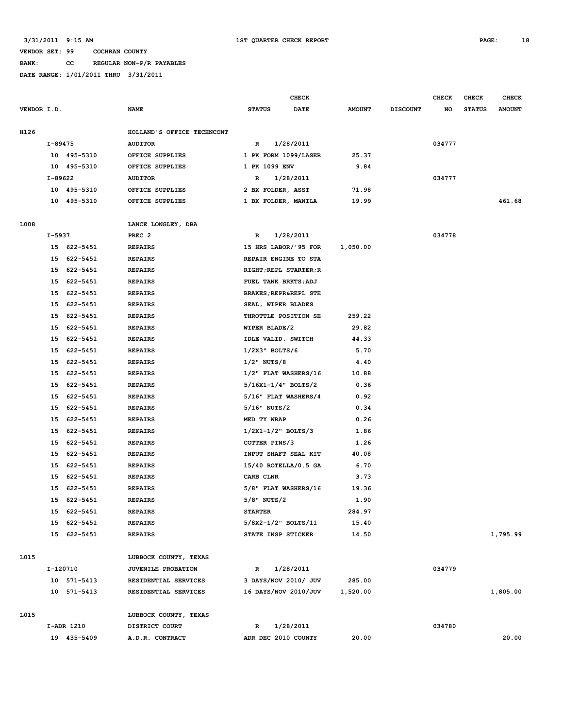3/31/2011 9:15 AM 1ST QUARTER CHECK REPORT

VENDOR SET: 99 COCHRAN COUNTY

BANK: CC REGULAR NON-P/R PAYABLES

DATE RANGE: 1/01/2011 THRU 3/31/2011

| VENDOR I.D. | NAME | STATUS | CHECK DATE | AMOUNT | DISCOUNT | CHECK NO | CHECK STATUS | CHECK AMOUNT |
|---|---|---|---|---|---|---|---|---|
| H126 | HOLLAND'S OFFICE TECHNCONT | | | | | | | |
| I-89475 | AUDITOR | R | 1/28/2011 | | | 034777 | | |
| 10 495-5310 | OFFICE SUPPLIES | 1 PK FORM 1099/LASER | | 25.37 | | | | |
| 10 495-5310 | OFFICE SUPPLIES | 1 PK 1099 ENV | | 9.84 | | | | |
| I-89622 | AUDITOR | R | 1/28/2011 | | | 034777 | | |
| 10 495-5310 | OFFICE SUPPLIES | 2 BX FOLDER, ASST | | 71.98 | | | | |
| 10 495-5310 | OFFICE SUPPLIES | 1 BX FOLDER, MANILA | | 19.99 | | | | 461.68 |
| L008 | LANCE LONGLEY, DBA | | | | | | | |
| I-5937 | PREC 2 | R | 1/28/2011 | | | 034778 | | |
| 15 622-5451 | REPAIRS | 15 HRS LABOR/'95 FOR | | 1,050.00 | | | | |
| 15 622-5451 | REPAIRS | REPAIR ENGINE TO STA | | | | | | |
| 15 622-5451 | REPAIRS | RIGHT;REPL STARTER;R | | | | | | |
| 15 622-5451 | REPAIRS | FUEL TANK BRKTS;ADJ | | | | | | |
| 15 622-5451 | REPAIRS | BRAKES;REPR&REPL STE | | | | | | |
| 15 622-5451 | REPAIRS | SEAL, WIPER BLADES | | | | | | |
| 15 622-5451 | REPAIRS | THROTTLE POSITION SE | | 259.22 | | | | |
| 15 622-5451 | REPAIRS | WIPER BLADE/2 | | 29.82 | | | | |
| 15 622-5451 | REPAIRS | IDLE VALID. SWITCH | | 44.33 | | | | |
| 15 622-5451 | REPAIRS | 1/2X3" BOLTS/6 | | 5.70 | | | | |
| 15 622-5451 | REPAIRS | 1/2" NUTS/8 | | 4.40 | | | | |
| 15 622-5451 | REPAIRS | 1/2" FLAT WASHERS/16 | | 10.88 | | | | |
| 15 622-5451 | REPAIRS | 5/16X1-1/4" BOLTS/2 | | 0.36 | | | | |
| 15 622-5451 | REPAIRS | 5/16" FLAT WASHERS/4 | | 0.92 | | | | |
| 15 622-5451 | REPAIRS | 5/16" NUTS/2 | | 0.34 | | | | |
| 15 622-5451 | REPAIRS | MED TY WRAP | | 0.26 | | | | |
| 15 622-5451 | REPAIRS | 1/2X1-1/2" BOLTS/3 | | 1.86 | | | | |
| 15 622-5451 | REPAIRS | COTTER PINS/3 | | 1.26 | | | | |
| 15 622-5451 | REPAIRS | INPUT SHAFT SEAL KIT | | 40.08 | | | | |
| 15 622-5451 | REPAIRS | 15/40 ROTELLA/0.5 GA | | 6.70 | | | | |
| 15 622-5451 | REPAIRS | CARB CLNR | | 3.73 | | | | |
| 15 622-5451 | REPAIRS | 5/8" FLAT WASHERS/16 | | 19.36 | | | | |
| 15 622-5451 | REPAIRS | 5/8" NUTS/2 | | 1.90 | | | | |
| 15 622-5451 | REPAIRS | STARTER | | 284.97 | | | | |
| 15 622-5451 | REPAIRS | 5/8X2-1/2" BOLTS/11 | | 15.40 | | | | |
| 15 622-5451 | REPAIRS | STATE INSP STICKER | | 14.50 | | | | 1,795.99 |
| L015 | LUBBOCK COUNTY, TEXAS | | | | | | | |
| I-120710 | JUVENILE PROBATION | R | 1/28/2011 | | | 034779 | | |
| 10 571-5413 | RESIDENTIAL SERVICES | 3 DAYS/NOV 2010/ JUV | | 285.00 | | | | |
| 10 571-5413 | RESIDENTIAL SERVICES | 16 DAYS/NOV 2010/JUV | | 1,520.00 | | | | 1,805.00 |
| L015 | LUBBOCK COUNTY, TEXAS | | | | | | | |
| I-ADR 1210 | DISTRICT COURT | R | 1/28/2011 | | | 034780 | | |
| 19 435-5409 | A.D.R. CONTRACT | ADR DEC 2010 COUNTY | | 20.00 | | | | 20.00 |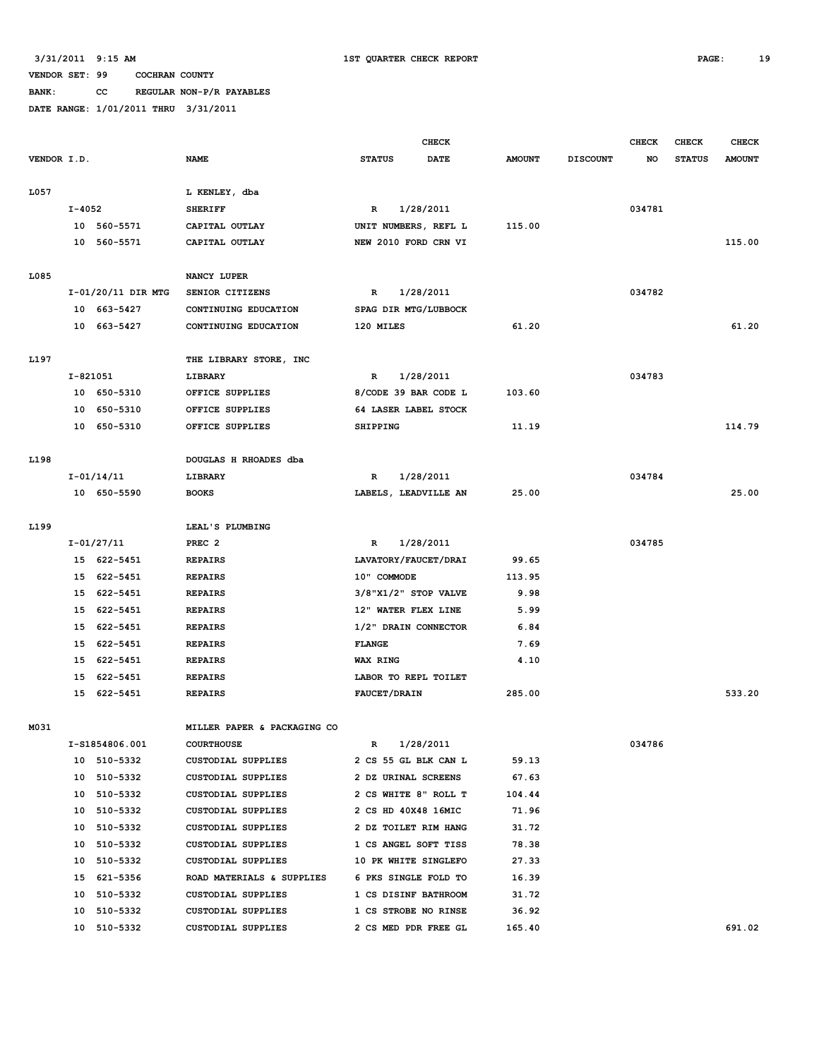3/31/2011 9:15 AM 1ST QUARTER CHECK REPORT

VENDOR SET: 99 COCHRAN COUNTY

BANK: CC REGULAR NON-P/R PAYABLES

DATE RANGE: 1/01/2011 THRU 3/31/2011

| VENDOR I.D. | NAME | STATUS | CHECK DATE | AMOUNT | DISCOUNT | CHECK NO | CHECK STATUS | CHECK AMOUNT |
|---|---|---|---|---|---|---|---|---|
| L057 | L KENLEY, dba | | | | | | | |
| I-4052 | SHERIFF | R | 1/28/2011 | | | 034781 | | |
| 10 560-5571 | CAPITAL OUTLAY | UNIT NUMBERS, REFL L | | 115.00 | | | | |
| 10 560-5571 | CAPITAL OUTLAY | NEW 2010 FORD CRN VI | | | | | | 115.00 |
| L085 | NANCY LUPER | | | | | | | |
| I-01/20/11 DIR MTG | SENIOR CITIZENS | R | 1/28/2011 | | | 034782 | | |
| 10 663-5427 | CONTINUING EDUCATION | SPAG DIR MTG/LUBBOCK | | | | | | |
| 10 663-5427 | CONTINUING EDUCATION | 120 MILES | | 61.20 | | | | 61.20 |
| L197 | THE LIBRARY STORE, INC | | | | | | | |
| I-821051 | LIBRARY | R | 1/28/2011 | | | 034783 | | |
| 10 650-5310 | OFFICE SUPPLIES | 8/CODE 39 BAR CODE L | | 103.60 | | | | |
| 10 650-5310 | OFFICE SUPPLIES | 64 LASER LABEL STOCK | | | | | | |
| 10 650-5310 | OFFICE SUPPLIES | SHIPPING | | 11.19 | | | | 114.79 |
| L198 | DOUGLAS H RHOADES dba | | | | | | | |
| I-01/14/11 | LIBRARY | R | 1/28/2011 | | | 034784 | | |
| 10 650-5590 | BOOKS | LABELS, LEADVILLE AN | | 25.00 | | | | 25.00 |
| L199 | LEAL'S PLUMBING | | | | | | | |
| I-01/27/11 | PREC 2 | R | 1/28/2011 | | | 034785 | | |
| 15 622-5451 | REPAIRS | LAVATORY/FAUCET/DRAI | | 99.65 | | | | |
| 15 622-5451 | REPAIRS | 10" COMMODE | | 113.95 | | | | |
| 15 622-5451 | REPAIRS | 3/8"X1/2" STOP VALVE | | 9.98 | | | | |
| 15 622-5451 | REPAIRS | 12" WATER FLEX LINE | | 5.99 | | | | |
| 15 622-5451 | REPAIRS | 1/2" DRAIN CONNECTOR | | 6.84 | | | | |
| 15 622-5451 | REPAIRS | FLANGE | | 7.69 | | | | |
| 15 622-5451 | REPAIRS | WAX RING | | 4.10 | | | | |
| 15 622-5451 | REPAIRS | LABOR TO REPL TOILET | | | | | | |
| 15 622-5451 | REPAIRS | FAUCET/DRAIN | | 285.00 | | | | 533.20 |
| M031 | MILLER PAPER & PACKAGING CO | | | | | | | |
| I-S1854806.001 | COURTHOUSE | R | 1/28/2011 | | | 034786 | | |
| 10 510-5332 | CUSTODIAL SUPPLIES | 2 CS 55 GL BLK CAN L | | 59.13 | | | | |
| 10 510-5332 | CUSTODIAL SUPPLIES | 2 DZ URINAL SCREENS | | 67.63 | | | | |
| 10 510-5332 | CUSTODIAL SUPPLIES | 2 CS WHITE 8" ROLL T | | 104.44 | | | | |
| 10 510-5332 | CUSTODIAL SUPPLIES | 2 CS HD 40X48 16MIC | | 71.96 | | | | |
| 10 510-5332 | CUSTODIAL SUPPLIES | 2 DZ TOILET RIM HANG | | 31.72 | | | | |
| 10 510-5332 | CUSTODIAL SUPPLIES | 1 CS ANGEL SOFT TISS | | 78.38 | | | | |
| 10 510-5332 | CUSTODIAL SUPPLIES | 10 PK WHITE SINGLEFO | | 27.33 | | | | |
| 15 621-5356 | ROAD MATERIALS & SUPPLIES | 6 PKS SINGLE FOLD TO | | 16.39 | | | | |
| 10 510-5332 | CUSTODIAL SUPPLIES | 1 CS DISINF BATHROOM | | 31.72 | | | | |
| 10 510-5332 | CUSTODIAL SUPPLIES | 1 CS STROBE NO RINSE | | 36.92 | | | | |
| 10 510-5332 | CUSTODIAL SUPPLIES | 2 CS MED PDR FREE GL | | 165.40 | | | | 691.02 |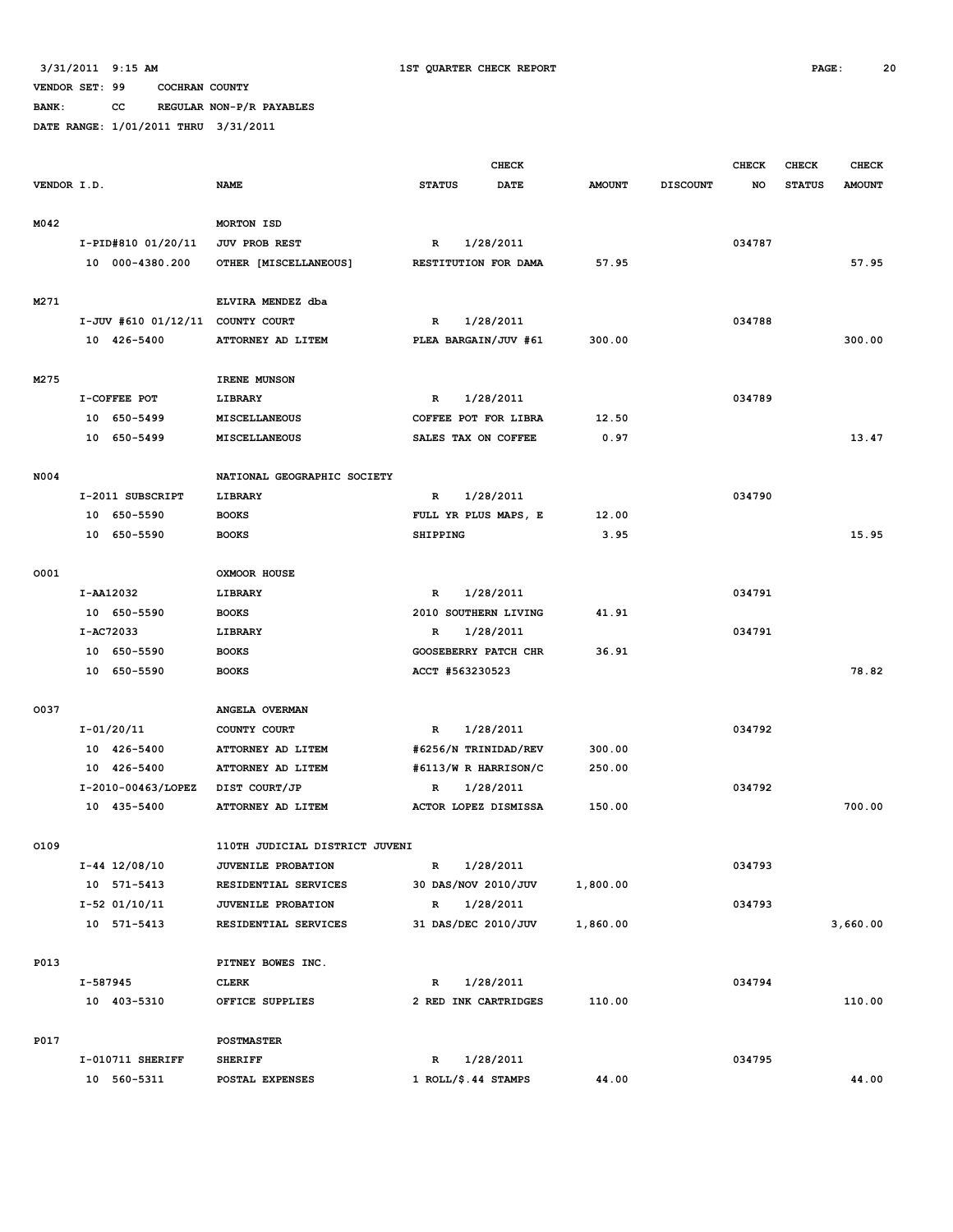3/31/2011 9:15 AM — 1ST QUARTER CHECK REPORT

VENDOR SET: 99 COCHRAN COUNTY
BANK: CC REGULAR NON-P/R PAYABLES
DATE RANGE: 1/01/2011 THRU 3/31/2011

| VENDOR I.D. | NAME | STATUS | CHECK DATE | AMOUNT | DISCOUNT | CHECK NO | CHECK STATUS | CHECK AMOUNT |
|---|---|---|---|---|---|---|---|---|
| M042 | MORTON ISD | | | | | | | |
| I-PID#810 01/20/11 | JUV PROB REST | R | 1/28/2011 | | | 034787 | | |
| 10 000-4380.200 | OTHER [MISCELLANEOUS] | RESTITUTION FOR DAMA | | 57.95 | | | | 57.95 |
| M271 | ELVIRA MENDEZ dba | | | | | | | |
| I-JUV #610 01/12/11 | COUNTY COURT | R | 1/28/2011 | | | 034788 | | |
| 10 426-5400 | ATTORNEY AD LITEM | PLEA BARGAIN/JUV #61 | | 300.00 | | | | 300.00 |
| M275 | IRENE MUNSON | | | | | | | |
| I-COFFEE POT | LIBRARY | R | 1/28/2011 | | | 034789 | | |
| 10 650-5499 | MISCELLANEOUS | COFFEE POT FOR LIBRA | | 12.50 | | | | |
| 10 650-5499 | MISCELLANEOUS | SALES TAX ON COFFEE | | 0.97 | | | | 13.47 |
| N004 | NATIONAL GEOGRAPHIC SOCIETY | | | | | | | |
| I-2011 SUBSCRIPT | LIBRARY | R | 1/28/2011 | | | 034790 | | |
| 10 650-5590 | BOOKS | FULL YR PLUS MAPS, E | | 12.00 | | | | |
| 10 650-5590 | BOOKS | SHIPPING | | 3.95 | | | | 15.95 |
| O001 | OXMOOR HOUSE | | | | | | | |
| I-AA12032 | LIBRARY | R | 1/28/2011 | | | 034791 | | |
| 10 650-5590 | BOOKS | 2010 SOUTHERN LIVING | | 41.91 | | | | |
| I-AC72033 | LIBRARY | R | 1/28/2011 | | | 034791 | | |
| 10 650-5590 | BOOKS | GOOSEBERRY PATCH CHR | | 36.91 | | | | |
| 10 650-5590 | BOOKS | ACCT #563230523 | | | | | | 78.82 |
| O037 | ANGELA OVERMAN | | | | | | | |
| I-01/20/11 | COUNTY COURT | R | 1/28/2011 | | | 034792 | | |
| 10 426-5400 | ATTORNEY AD LITEM | #6256/N TRINIDAD/REV | | 300.00 | | | | |
| 10 426-5400 | ATTORNEY AD LITEM | #6113/W R HARRISON/C | | 250.00 | | | | |
| I-2010-00463/LOPEZ | DIST COURT/JP | R | 1/28/2011 | | | 034792 | | |
| 10 435-5400 | ATTORNEY AD LITEM | ACTOR LOPEZ DISMISSA | | 150.00 | | | | 700.00 |
| O109 | 110TH JUDICIAL DISTRICT JUVENI | | | | | | | |
| I-44 12/08/10 | JUVENILE PROBATION | R | 1/28/2011 | | | 034793 | | |
| 10 571-5413 | RESIDENTIAL SERVICES | 30 DAS/NOV 2010/JUV | | 1,800.00 | | | | |
| I-52 01/10/11 | JUVENILE PROBATION | R | 1/28/2011 | | | 034793 | | |
| 10 571-5413 | RESIDENTIAL SERVICES | 31 DAS/DEC 2010/JUV | | 1,860.00 | | | | 3,660.00 |
| P013 | PITNEY BOWES INC. | | | | | | | |
| I-587945 | CLERK | R | 1/28/2011 | | | 034794 | | |
| 10 403-5310 | OFFICE SUPPLIES | 2 RED INK CARTRIDGES | | 110.00 | | | | 110.00 |
| P017 | POSTMASTER | | | | | | | |
| I-010711 SHERIFF | SHERIFF | R | 1/28/2011 | | | 034795 | | |
| 10 560-5311 | POSTAL EXPENSES | 1 ROLL/$.44 STAMPS | | 44.00 | | | | 44.00 |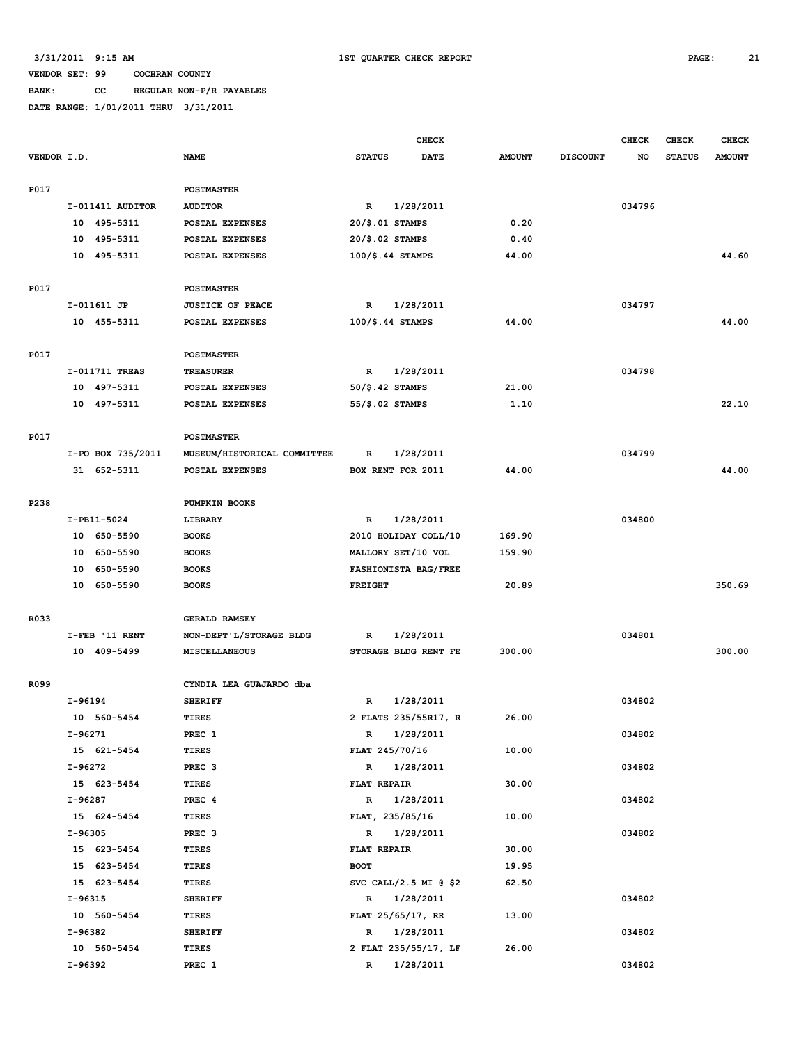3/31/2011 9:15 AM 1ST QUARTER CHECK REPORT

VENDOR SET: 99 COCHRAN COUNTY

BANK: CC REGULAR NON-P/R PAYABLES

DATE RANGE: 1/01/2011 THRU 3/31/2011

| VENDOR I.D. | NAME | STATUS | CHECK DATE | AMOUNT | DISCOUNT | CHECK NO | CHECK STATUS | CHECK AMOUNT |
|---|---|---|---|---|---|---|---|---|
| P017 | POSTMASTER | | | | | | | |
| I-011411 AUDITOR | AUDITOR | R | 1/28/2011 | | | 034796 | | |
| 10 495-5311 | POSTAL EXPENSES | 20/$.01 STAMPS | | 0.20 | | | | |
| 10 495-5311 | POSTAL EXPENSES | 20/$.02 STAMPS | | 0.40 | | | | |
| 10 495-5311 | POSTAL EXPENSES | 100/$.44 STAMPS | | 44.00 | | | | 44.60 |
| P017 | POSTMASTER | | | | | | | |
| I-011611 JP | JUSTICE OF PEACE | R | 1/28/2011 | | | 034797 | | |
| 10 455-5311 | POSTAL EXPENSES | 100/$.44 STAMPS | | 44.00 | | | | 44.00 |
| P017 | POSTMASTER | | | | | | | |
| I-011711 TREAS | TREASURER | R | 1/28/2011 | | | 034798 | | |
| 10 497-5311 | POSTAL EXPENSES | 50/$.42 STAMPS | | 21.00 | | | | |
| 10 497-5311 | POSTAL EXPENSES | 55/$.02 STAMPS | | 1.10 | | | | 22.10 |
| P017 | POSTMASTER | | | | | | | |
| I-PO BOX 735/2011 | MUSEUM/HISTORICAL COMMITTEE | R | 1/28/2011 | | | 034799 | | |
| 31 652-5311 | POSTAL EXPENSES | BOX RENT FOR 2011 | | 44.00 | | | | 44.00 |
| P238 | PUMPKIN BOOKS | | | | | | | |
| I-PB11-5024 | LIBRARY | R | 1/28/2011 | | | 034800 | | |
| 10 650-5590 | BOOKS | 2010 HOLIDAY COLL/10 | | 169.90 | | | | |
| 10 650-5590 | BOOKS | MALLORY SET/10 VOL | | 159.90 | | | | |
| 10 650-5590 | BOOKS | FASHIONISTA BAG/FREE | | | | | | |
| 10 650-5590 | BOOKS | FREIGHT | | 20.89 | | | | 350.69 |
| R033 | GERALD RAMSEY | | | | | | | |
| I-FEB '11 RENT | NON-DEPT'L/STORAGE BLDG | R | 1/28/2011 | | | 034801 | | |
| 10 409-5499 | MISCELLANEOUS | STORAGE BLDG RENT FE | | 300.00 | | | | 300.00 |
| R099 | CYNDIA LEA GUAJARDO dba | | | | | | | |
| I-96194 | SHERIFF | R | 1/28/2011 | | | 034802 | | |
| 10 560-5454 | TIRES | 2 FLATS 235/55R17, R | | 26.00 | | | | |
| I-96271 | PREC 1 | R | 1/28/2011 | | | 034802 | | |
| 15 621-5454 | TIRES | FLAT 245/70/16 | | 10.00 | | | | |
| I-96272 | PREC 3 | R | 1/28/2011 | | | 034802 | | |
| 15 623-5454 | TIRES | FLAT REPAIR | | 30.00 | | | | |
| I-96287 | PREC 4 | R | 1/28/2011 | | | 034802 | | |
| 15 624-5454 | TIRES | FLAT, 235/85/16 | | 10.00 | | | | |
| I-96305 | PREC 3 | R | 1/28/2011 | | | 034802 | | |
| 15 623-5454 | TIRES | FLAT REPAIR | | 30.00 | | | | |
| 15 623-5454 | TIRES | BOOT | | 19.95 | | | | |
| 15 623-5454 | TIRES | SVC CALL/2.5 MI @ $2 | | 62.50 | | | | |
| I-96315 | SHERIFF | R | 1/28/2011 | | | 034802 | | |
| 10 560-5454 | TIRES | FLAT 25/65/17, RR | | 13.00 | | | | |
| I-96382 | SHERIFF | R | 1/28/2011 | | | 034802 | | |
| 10 560-5454 | TIRES | 2 FLAT 235/55/17, LF | | 26.00 | | | | |
| I-96392 | PREC 1 | R | 1/28/2011 | | | 034802 | | |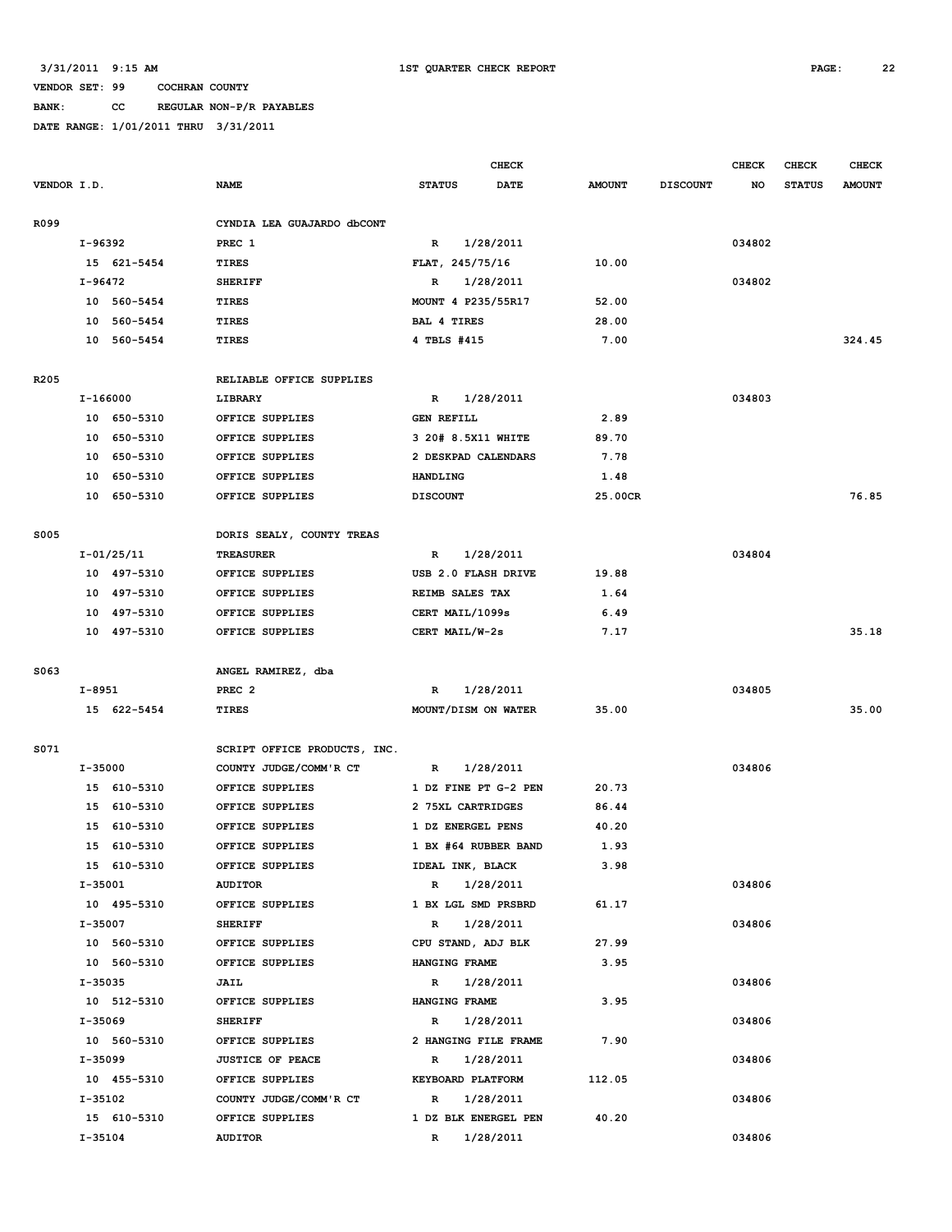3/31/2011 9:15 AM 1ST QUARTER CHECK REPORT

VENDOR SET: 99 COCHRAN COUNTY

BANK: CC REGULAR NON-P/R PAYABLES

DATE RANGE: 1/01/2011 THRU 3/31/2011

| VENDOR I.D. | NAME | STATUS | CHECK DATE | AMOUNT | DISCOUNT | CHECK NO | CHECK STATUS | CHECK AMOUNT |
|---|---|---|---|---|---|---|---|---|
| R099 | CYNDIA LEA GUAJARDO dbCONT | | | | | | | |
| I-96392 | PREC 1 | R | 1/28/2011 | | | 034802 | | |
| 15 621-5454 | TIRES | FLAT, 245/75/16 | | 10.00 | | | | |
| I-96472 | SHERIFF | R | 1/28/2011 | | | 034802 | | |
| 10 560-5454 | TIRES | MOUNT 4 P235/55R17 | | 52.00 | | | | |
| 10 560-5454 | TIRES | BAL 4 TIRES | | 28.00 | | | | |
| 10 560-5454 | TIRES | 4 TBLS #415 | | 7.00 | | | | 324.45 |
| R205 | RELIABLE OFFICE SUPPLIES | | | | | | | |
| I-166000 | LIBRARY | R | 1/28/2011 | | | 034803 | | |
| 10 650-5310 | OFFICE SUPPLIES | GEN REFILL | | 2.89 | | | | |
| 10 650-5310 | OFFICE SUPPLIES | 3 20# 8.5X11 WHITE | | 89.70 | | | | |
| 10 650-5310 | OFFICE SUPPLIES | 2 DESKPAD CALENDARS | | 7.78 | | | | |
| 10 650-5310 | OFFICE SUPPLIES | HANDLING | | 1.48 | | | | |
| 10 650-5310 | OFFICE SUPPLIES | DISCOUNT | | 25.00CR | | | | 76.85 |
| S005 | DORIS SEALY, COUNTY TREAS | | | | | | | |
| I-01/25/11 | TREASURER | R | 1/28/2011 | | | 034804 | | |
| 10 497-5310 | OFFICE SUPPLIES | USB 2.0 FLASH DRIVE | | 19.88 | | | | |
| 10 497-5310 | OFFICE SUPPLIES | REIMB SALES TAX | | 1.64 | | | | |
| 10 497-5310 | OFFICE SUPPLIES | CERT MAIL/1099s | | 6.49 | | | | |
| 10 497-5310 | OFFICE SUPPLIES | CERT MAIL/W-2s | | 7.17 | | | | 35.18 |
| S063 | ANGEL RAMIREZ, dba | | | | | | | |
| I-8951 | PREC 2 | R | 1/28/2011 | | | 034805 | | |
| 15 622-5454 | TIRES | MOUNT/DISM ON WATER | | 35.00 | | | | 35.00 |
| S071 | SCRIPT OFFICE PRODUCTS, INC. | | | | | | | |
| I-35000 | COUNTY JUDGE/COMM'R CT | R | 1/28/2011 | | | 034806 | | |
| 15 610-5310 | OFFICE SUPPLIES | 1 DZ FINE PT G-2 PEN | | 20.73 | | | | |
| 15 610-5310 | OFFICE SUPPLIES | 2 75XL CARTRIDGES | | 86.44 | | | | |
| 15 610-5310 | OFFICE SUPPLIES | 1 DZ ENERGEL PENS | | 40.20 | | | | |
| 15 610-5310 | OFFICE SUPPLIES | 1 BX #64 RUBBER BAND | | 1.93 | | | | |
| 15 610-5310 | OFFICE SUPPLIES | IDEAL INK, BLACK | | 3.98 | | | | |
| I-35001 | AUDITOR | R | 1/28/2011 | | | 034806 | | |
| 10 495-5310 | OFFICE SUPPLIES | 1 BX LGL SMD PRSBRD | | 61.17 | | | | |
| I-35007 | SHERIFF | R | 1/28/2011 | | | 034806 | | |
| 10 560-5310 | OFFICE SUPPLIES | CPU STAND, ADJ BLK | | 27.99 | | | | |
| 10 560-5310 | OFFICE SUPPLIES | HANGING FRAME | | 3.95 | | | | |
| I-35035 | JAIL | R | 1/28/2011 | | | 034806 | | |
| 10 512-5310 | OFFICE SUPPLIES | HANGING FRAME | | 3.95 | | | | |
| I-35069 | SHERIFF | R | 1/28/2011 | | | 034806 | | |
| 10 560-5310 | OFFICE SUPPLIES | 2 HANGING FILE FRAME | | 7.90 | | | | |
| I-35099 | JUSTICE OF PEACE | R | 1/28/2011 | | | 034806 | | |
| 10 455-5310 | OFFICE SUPPLIES | KEYBOARD PLATFORM | | 112.05 | | | | |
| I-35102 | COUNTY JUDGE/COMM'R CT | R | 1/28/2011 | | | 034806 | | |
| 15 610-5310 | OFFICE SUPPLIES | 1 DZ BLK ENERGEL PEN | | 40.20 | | | | |
| I-35104 | AUDITOR | R | 1/28/2011 | | | 034806 | | |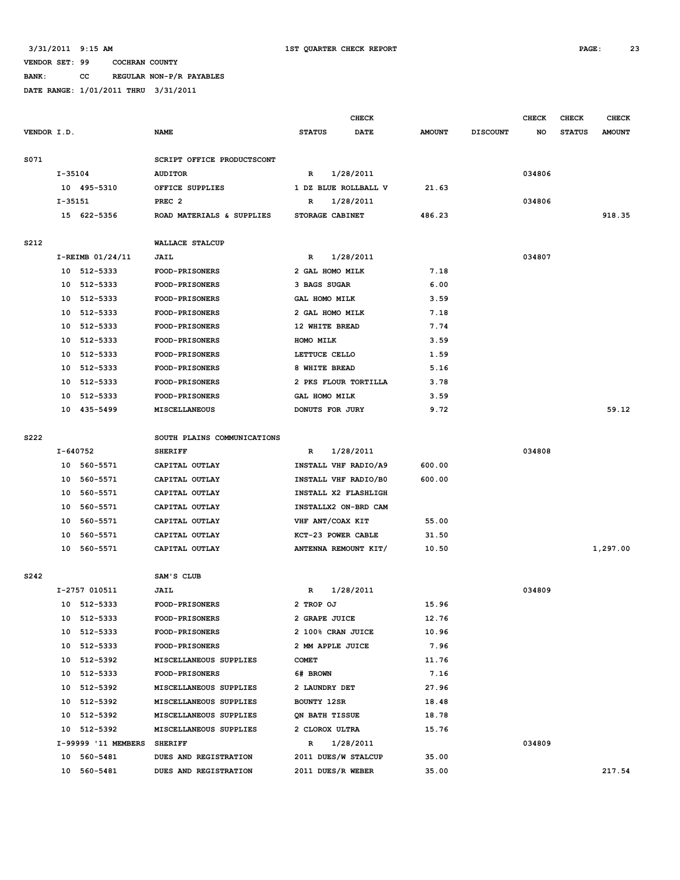3/31/2011 9:15 AM 1ST QUARTER CHECK REPORT

VENDOR SET: 99 COCHRAN COUNTY

BANK: CC REGULAR NON-P/R PAYABLES

DATE RANGE: 1/01/2011 THRU 3/31/2011

| VENDOR I.D. | NAME | STATUS | CHECK DATE | AMOUNT | DISCOUNT | CHECK NO | CHECK STATUS | CHECK AMOUNT |
|---|---|---|---|---|---|---|---|---|
| S071 | SCRIPT OFFICE PRODUCTSCONT | | | | | | | |
| I-35104 | AUDITOR | R | 1/28/2011 | | | 034806 | | |
| 10 495-5310 | OFFICE SUPPLIES | 1 DZ BLUE ROLLBALL V | | 21.63 | | | | |
| I-35151 | PREC 2 | R | 1/28/2011 | | | 034806 | | |
| 15 622-5356 | ROAD MATERIALS & SUPPLIES | STORAGE CABINET | | 486.23 | | | | 918.35 |
| S212 | WALLACE STALCUP | | | | | | | |
| I-REIMB 01/24/11 | JAIL | R | 1/28/2011 | | | 034807 | | |
| 10 512-5333 | FOOD-PRISONERS | 2 GAL HOMO MILK | | 7.18 | | | | |
| 10 512-5333 | FOOD-PRISONERS | 3 BAGS SUGAR | | 6.00 | | | | |
| 10 512-5333 | FOOD-PRISONERS | GAL HOMO MILK | | 3.59 | | | | |
| 10 512-5333 | FOOD-PRISONERS | 2 GAL HOMO MILK | | 7.18 | | | | |
| 10 512-5333 | FOOD-PRISONERS | 12 WHITE BREAD | | 7.74 | | | | |
| 10 512-5333 | FOOD-PRISONERS | HOMO MILK | | 3.59 | | | | |
| 10 512-5333 | FOOD-PRISONERS | LETTUCE CELLO | | 1.59 | | | | |
| 10 512-5333 | FOOD-PRISONERS | 8 WHITE BREAD | | 5.16 | | | | |
| 10 512-5333 | FOOD-PRISONERS | 2 PKS FLOUR TORTILLA | | 3.78 | | | | |
| 10 512-5333 | FOOD-PRISONERS | GAL HOMO MILK | | 3.59 | | | | |
| 10 435-5499 | MISCELLANEOUS | DONUTS FOR JURY | | 9.72 | | | | 59.12 |
| S222 | SOUTH PLAINS COMMUNICATIONS | | | | | | | |
| I-640752 | SHERIFF | R | 1/28/2011 | | | 034808 | | |
| 10 560-5571 | CAPITAL OUTLAY | INSTALL VHF RADIO/A9 | | 600.00 | | | | |
| 10 560-5571 | CAPITAL OUTLAY | INSTALL VHF RADIO/B0 | | 600.00 | | | | |
| 10 560-5571 | CAPITAL OUTLAY | INSTALL X2 FLASHLIGH | | | | | | |
| 10 560-5571 | CAPITAL OUTLAY | INSTALLX2 ON-BRD CAM | | | | | | |
| 10 560-5571 | CAPITAL OUTLAY | VHF ANT/COAX KIT | | 55.00 | | | | |
| 10 560-5571 | CAPITAL OUTLAY | KCT-23 POWER CABLE | | 31.50 | | | | |
| 10 560-5571 | CAPITAL OUTLAY | ANTENNA REMOUNT KIT/ | | 10.50 | | | | 1,297.00 |
| S242 | SAM'S CLUB | | | | | | | |
| I-2757 010511 | JAIL | R | 1/28/2011 | | | 034809 | | |
| 10 512-5333 | FOOD-PRISONERS | 2 TROP OJ | | 15.96 | | | | |
| 10 512-5333 | FOOD-PRISONERS | 2 GRAPE JUICE | | 12.76 | | | | |
| 10 512-5333 | FOOD-PRISONERS | 2 100% CRAN JUICE | | 10.96 | | | | |
| 10 512-5333 | FOOD-PRISONERS | 2 MM APPLE JUICE | | 7.96 | | | | |
| 10 512-5392 | MISCELLANEOUS SUPPLIES | COMET | | 11.76 | | | | |
| 10 512-5333 | FOOD-PRISONERS | 6# BROWN | | 7.16 | | | | |
| 10 512-5392 | MISCELLANEOUS SUPPLIES | 2 LAUNDRY DET | | 27.96 | | | | |
| 10 512-5392 | MISCELLANEOUS SUPPLIES | BOUNTY 12SR | | 18.48 | | | | |
| 10 512-5392 | MISCELLANEOUS SUPPLIES | QN BATH TISSUE | | 18.78 | | | | |
| 10 512-5392 | MISCELLANEOUS SUPPLIES | 2 CLOROX ULTRA | | 15.76 | | | | |
| I-99999 '11 MEMBERS | SHERIFF | R | 1/28/2011 | | | 034809 | | |
| 10 560-5481 | DUES AND REGISTRATION | 2011 DUES/W STALCUP | | 35.00 | | | | |
| 10 560-5481 | DUES AND REGISTRATION | 2011 DUES/R WEBER | | 35.00 | | | | 217.54 |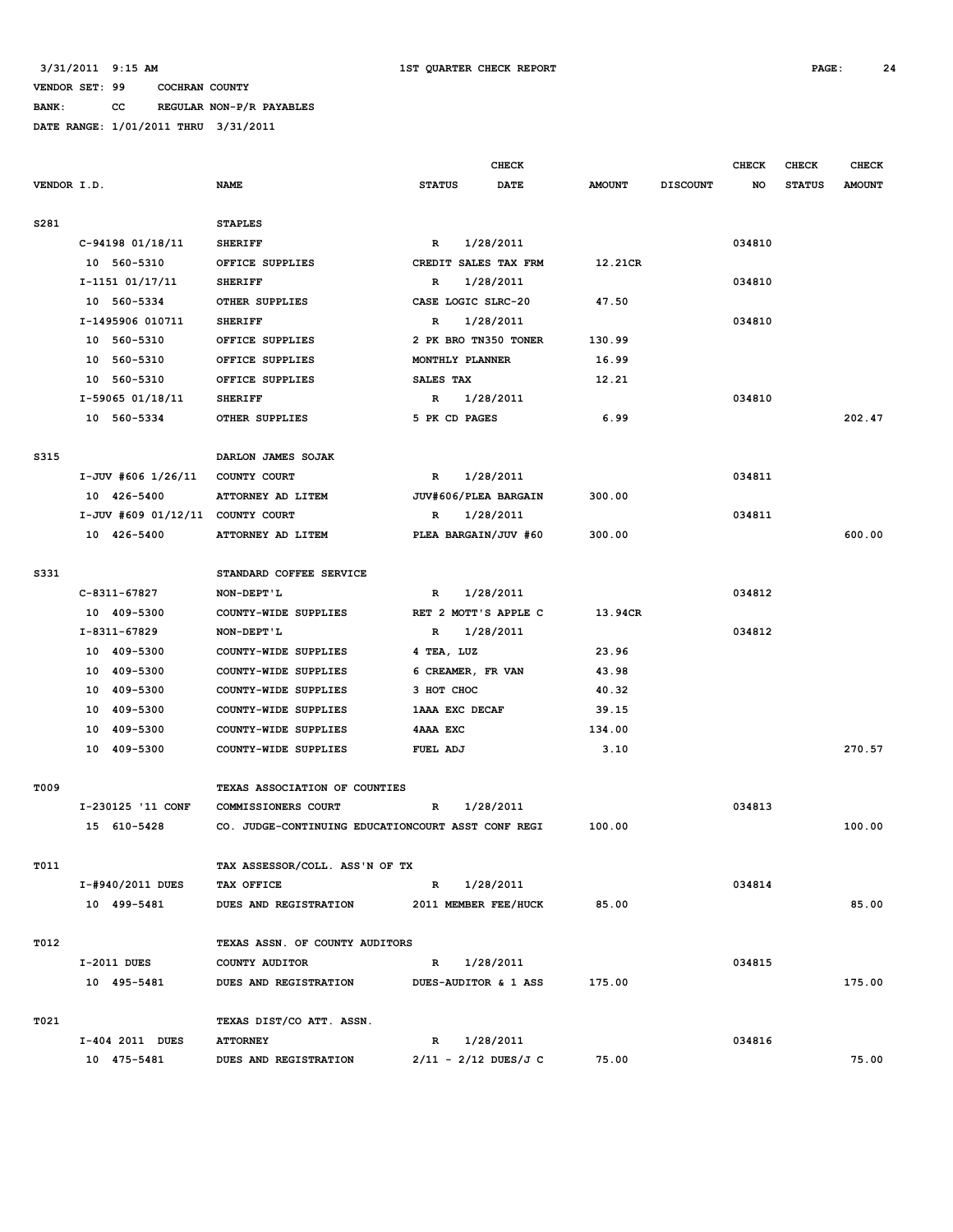3/31/2011 9:15 AM — 1ST QUARTER CHECK REPORT

VENDOR SET: 99 COCHRAN COUNTY
BANK: CC REGULAR NON-P/R PAYABLES
DATE RANGE: 1/01/2011 THRU 3/31/2011

| VENDOR I.D. | NAME | STATUS | CHECK DATE | AMOUNT | DISCOUNT | CHECK NO | CHECK STATUS | CHECK AMOUNT |
|---|---|---|---|---|---|---|---|---|
| S281 | STAPLES | | | | | | | |
| C-94198 01/18/11 | SHERIFF | R | 1/28/2011 | | | 034810 | | |
| 10 560-5310 | OFFICE SUPPLIES | CREDIT SALES TAX FRM | | 12.21CR | | | | |
| I-1151 01/17/11 | SHERIFF | R | 1/28/2011 | | | 034810 | | |
| 10 560-5334 | OTHER SUPPLIES | CASE LOGIC SLRC-20 | | 47.50 | | | | |
| I-1495906 010711 | SHERIFF | R | 1/28/2011 | | | 034810 | | |
| 10 560-5310 | OFFICE SUPPLIES | 2 PK BRO TN350 TONER | | 130.99 | | | | |
| 10 560-5310 | OFFICE SUPPLIES | MONTHLY PLANNER | | 16.99 | | | | |
| 10 560-5310 | OFFICE SUPPLIES | SALES TAX | | 12.21 | | | | |
| I-59065 01/18/11 | SHERIFF | R | 1/28/2011 | | | 034810 | | |
| 10 560-5334 | OTHER SUPPLIES | 5 PK CD PAGES | | 6.99 | | | | 202.47 |
| S315 | DARLON JAMES SOJAK | | | | | | | |
| I-JUV #606 1/26/11 | COUNTY COURT | R | 1/28/2011 | | | 034811 | | |
| 10 426-5400 | ATTORNEY AD LITEM | JUV#606/PLEA BARGAIN | | 300.00 | | | | |
| I-JUV #609 01/12/11 | COUNTY COURT | R | 1/28/2011 | | | 034811 | | |
| 10 426-5400 | ATTORNEY AD LITEM | PLEA BARGAIN/JUV #60 | | 300.00 | | | | 600.00 |
| S331 | STANDARD COFFEE SERVICE | | | | | | | |
| C-8311-67827 | NON-DEPT'L | R | 1/28/2011 | | | 034812 | | |
| 10 409-5300 | COUNTY-WIDE SUPPLIES | RET 2 MOTT'S APPLE C | | 13.94CR | | | | |
| I-8311-67829 | NON-DEPT'L | R | 1/28/2011 | | | 034812 | | |
| 10 409-5300 | COUNTY-WIDE SUPPLIES | 4 TEA, LUZ | | 23.96 | | | | |
| 10 409-5300 | COUNTY-WIDE SUPPLIES | 6 CREAMER, FR VAN | | 43.98 | | | | |
| 10 409-5300 | COUNTY-WIDE SUPPLIES | 3 HOT CHOC | | 40.32 | | | | |
| 10 409-5300 | COUNTY-WIDE SUPPLIES | 1AAA EXC DECAF | | 39.15 | | | | |
| 10 409-5300 | COUNTY-WIDE SUPPLIES | 4AAA EXC | | 134.00 | | | | |
| 10 409-5300 | COUNTY-WIDE SUPPLIES | FUEL ADJ | | 3.10 | | | | 270.57 |
| T009 | TEXAS ASSOCIATION OF COUNTIES | | | | | | | |
| I-230125 '11 CONF | COMMISSIONERS COURT | R | 1/28/2011 | | | 034813 | | |
| 15 610-5428 | CO. JUDGE-CONTINUING EDUCATION | COURT ASST CONF REGI | | 100.00 | | | | 100.00 |
| T011 | TAX ASSESSOR/COLL. ASS'N OF TX | | | | | | | |
| I-#940/2011 DUES | TAX OFFICE | R | 1/28/2011 | | | 034814 | | |
| 10 499-5481 | DUES AND REGISTRATION | 2011 MEMBER FEE/HUCK | | 85.00 | | | | 85.00 |
| T012 | TEXAS ASSN. OF COUNTY AUDITORS | | | | | | | |
| I-2011 DUES | COUNTY AUDITOR | R | 1/28/2011 | | | 034815 | | |
| 10 495-5481 | DUES AND REGISTRATION | DUES-AUDITOR & 1 ASS | | 175.00 | | | | 175.00 |
| T021 | TEXAS DIST/CO ATT. ASSN. | | | | | | | |
| I-404 2011 DUES | ATTORNEY | R | 1/28/2011 | | | 034816 | | |
| 10 475-5481 | DUES AND REGISTRATION | 2/11 - 2/12 DUES/J C | | 75.00 | | | | 75.00 |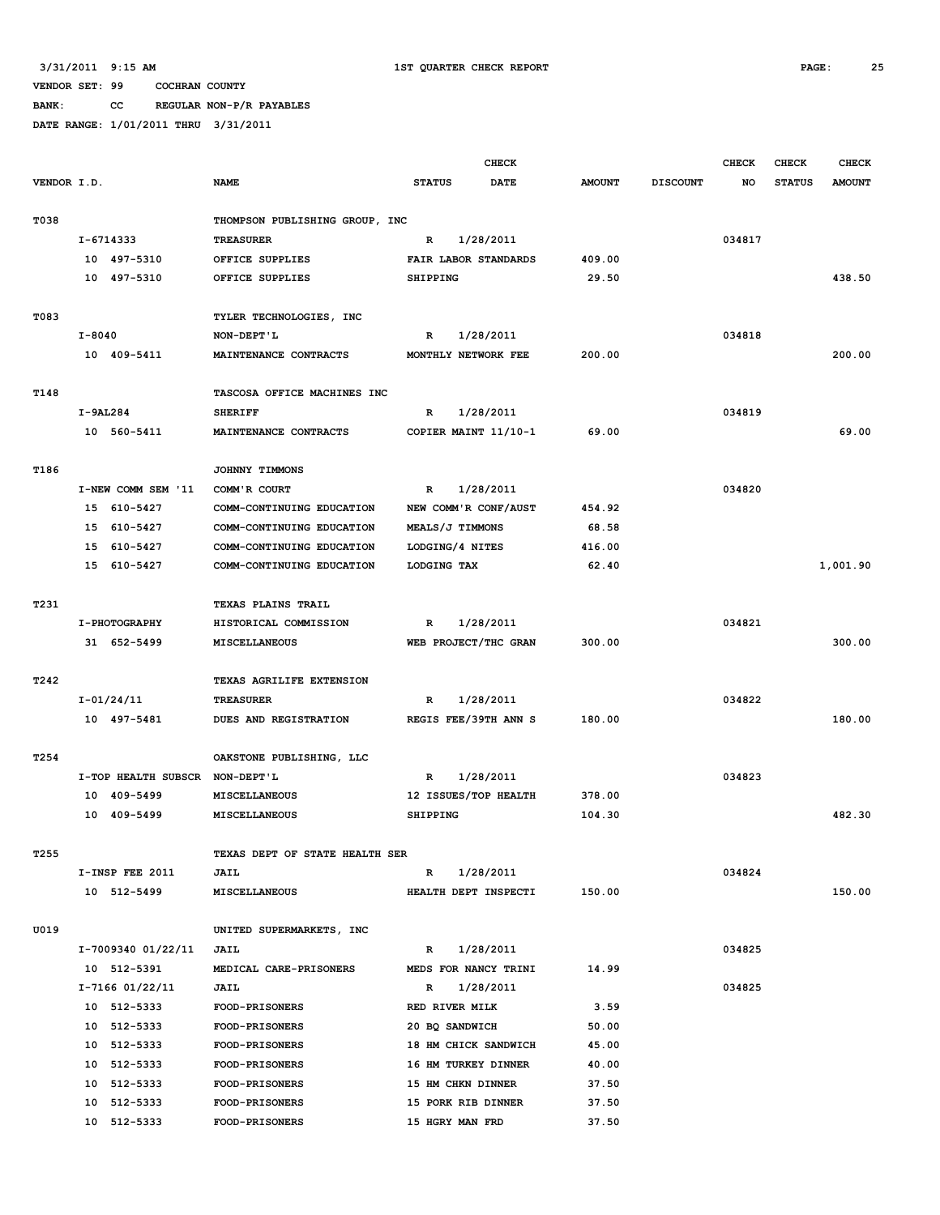3/31/2011 9:15 AM 1ST QUARTER CHECK REPORT

VENDOR SET: 99 COCHRAN COUNTY

BANK: CC REGULAR NON-P/R PAYABLES

DATE RANGE: 1/01/2011 THRU 3/31/2011

| VENDOR I.D. | NAME | STATUS | CHECK DATE | AMOUNT | DISCOUNT | CHECK NO | CHECK STATUS | CHECK AMOUNT |
|---|---|---|---|---|---|---|---|---|
| T038 | THOMPSON PUBLISHING GROUP, INC | | | | | | | |
| I-6714333 | TREASURER | R | 1/28/2011 | | | 034817 | | |
| 10 497-5310 | OFFICE SUPPLIES | FAIR LABOR STANDARDS | | 409.00 | | | | |
| 10 497-5310 | OFFICE SUPPLIES | SHIPPING | | 29.50 | | | | 438.50 |
| T083 | TYLER TECHNOLOGIES, INC | | | | | | | |
| I-8040 | NON-DEPT'L | R | 1/28/2011 | | | 034818 | | |
| 10 409-5411 | MAINTENANCE CONTRACTS | MONTHLY NETWORK FEE | | 200.00 | | | | 200.00 |
| T148 | TASCOSA OFFICE MACHINES INC | | | | | | | |
| I-9AL284 | SHERIFF | R | 1/28/2011 | | | 034819 | | |
| 10 560-5411 | MAINTENANCE CONTRACTS | COPIER MAINT 11/10-1 | | 69.00 | | | | 69.00 |
| T186 | JOHNNY TIMMONS | | | | | | | |
| I-NEW COMM SEM '11 | COMM'R COURT | R | 1/28/2011 | | | 034820 | | |
| 15 610-5427 | COMM-CONTINUING EDUCATION | NEW COMM'R CONF/AUST | | 454.92 | | | | |
| 15 610-5427 | COMM-CONTINUING EDUCATION | MEALS/J TIMMONS | | 68.58 | | | | |
| 15 610-5427 | COMM-CONTINUING EDUCATION | LODGING/4 NITES | | 416.00 | | | | |
| 15 610-5427 | COMM-CONTINUING EDUCATION | LODGING TAX | | 62.40 | | | | 1,001.90 |
| T231 | TEXAS PLAINS TRAIL | | | | | | | |
| I-PHOTOGRAPHY | HISTORICAL COMMISSION | R | 1/28/2011 | | | 034821 | | |
| 31 652-5499 | MISCELLANEOUS | WEB PROJECT/THC GRAN | | 300.00 | | | | 300.00 |
| T242 | TEXAS AGRILIFE EXTENSION | | | | | | | |
| I-01/24/11 | TREASURER | R | 1/28/2011 | | | 034822 | | |
| 10 497-5481 | DUES AND REGISTRATION | REGIS FEE/39TH ANN S | | 180.00 | | | | 180.00 |
| T254 | OAKSTONE PUBLISHING, LLC | | | | | | | |
| I-TOP HEALTH SUBSCR | NON-DEPT'L | R | 1/28/2011 | | | 034823 | | |
| 10 409-5499 | MISCELLANEOUS | 12 ISSUES/TOP HEALTH | | 378.00 | | | | |
| 10 409-5499 | MISCELLANEOUS | SHIPPING | | 104.30 | | | | 482.30 |
| T255 | TEXAS DEPT OF STATE HEALTH SER | | | | | | | |
| I-INSP FEE 2011 | JAIL | R | 1/28/2011 | | | 034824 | | |
| 10 512-5499 | MISCELLANEOUS | HEALTH DEPT INSPECTI | | 150.00 | | | | 150.00 |
| U019 | UNITED SUPERMARKETS, INC | | | | | | | |
| I-7009340 01/22/11 | JAIL | R | 1/28/2011 | | | 034825 | | |
| 10 512-5391 | MEDICAL CARE-PRISONERS | MEDS FOR NANCY TRINI | | 14.99 | | | | |
| I-7166 01/22/11 | JAIL | R | 1/28/2011 | | | 034825 | | |
| 10 512-5333 | FOOD-PRISONERS | RED RIVER MILK | | 3.59 | | | | |
| 10 512-5333 | FOOD-PRISONERS | 20 BQ SANDWICH | | 50.00 | | | | |
| 10 512-5333 | FOOD-PRISONERS | 18 HM CHICK SANDWICH | | 45.00 | | | | |
| 10 512-5333 | FOOD-PRISONERS | 16 HM TURKEY DINNER | | 40.00 | | | | |
| 10 512-5333 | FOOD-PRISONERS | 15 HM CHKN DINNER | | 37.50 | | | | |
| 10 512-5333 | FOOD-PRISONERS | 15 PORK RIB DINNER | | 37.50 | | | | |
| 10 512-5333 | FOOD-PRISONERS | 15 HGRY MAN FRD | | 37.50 | | | | |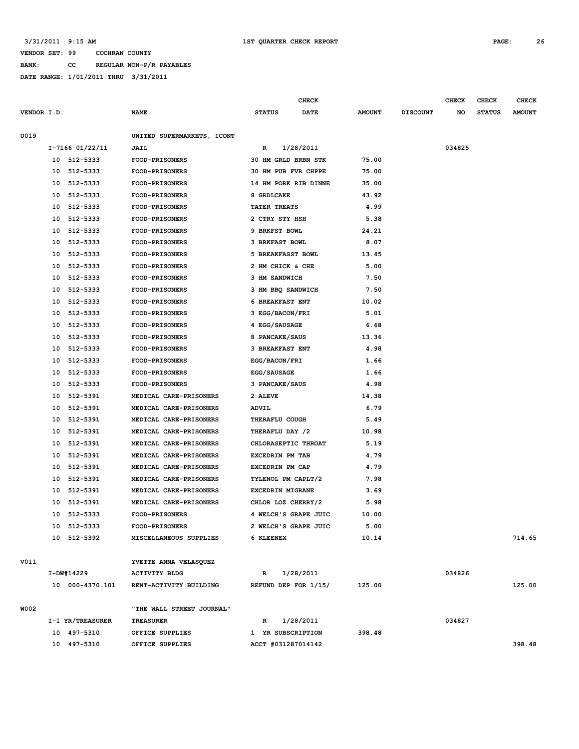3/31/2011 9:15 AM 1ST QUARTER CHECK REPORT

VENDOR SET: 99 COCHRAN COUNTY

BANK: CC REGULAR NON-P/R PAYABLES

DATE RANGE: 1/01/2011 THRU 3/31/2011

| VENDOR I.D. | NAME | STATUS | CHECK DATE | AMOUNT | DISCOUNT | CHECK NO | CHECK STATUS | CHECK AMOUNT |
|---|---|---|---|---|---|---|---|---|
| U019 | UNITED SUPERMARKETS, ICONT | | | | | | | |
| I-7166 01/22/11 | JAIL | R | 1/28/2011 | | | 034825 | | |
| 10 512-5333 | FOOD-PRISONERS | 30 HM GRLD BRBN STK | | 75.00 | | | | |
| 10 512-5333 | FOOD-PRISONERS | 30 HM PUB FVR CHPPE | | 75.00 | | | | |
| 10 512-5333 | FOOD-PRISONERS | 14 HM PORK RIB DINNE | | 35.00 | | | | |
| 10 512-5333 | FOOD-PRISONERS | 8 GRDLCAKE | | 43.92 | | | | |
| 10 512-5333 | FOOD-PRISONERS | TATER TREATS | | 4.99 | | | | |
| 10 512-5333 | FOOD-PRISONERS | 2 CTRY STY HSH | | 5.38 | | | | |
| 10 512-5333 | FOOD-PRISONERS | 9 BRKFST BOWL | | 24.21 | | | | |
| 10 512-5333 | FOOD-PRISONERS | 3 BRKFAST BOWL | | 8.07 | | | | |
| 10 512-5333 | FOOD-PRISONERS | 5 BREAKFASST BOWL | | 13.45 | | | | |
| 10 512-5333 | FOOD-PRISONERS | 2 HM CHICK & CHE | | 5.00 | | | | |
| 10 512-5333 | FOOD-PRISONERS | 3 HM SANDWICH | | 7.50 | | | | |
| 10 512-5333 | FOOD-PRISONERS | 3 HM BBQ SANDWICH | | 7.50 | | | | |
| 10 512-5333 | FOOD-PRISONERS | 6 BREAKFAST ENT | | 10.02 | | | | |
| 10 512-5333 | FOOD-PRISONERS | 3 EGG/BACON/FRI | | 5.01 | | | | |
| 10 512-5333 | FOOD-PRISONERS | 4 EGG/SAUSAGE | | 6.68 | | | | |
| 10 512-5333 | FOOD-PRISONERS | 8 PANCAKE/SAUS | | 13.36 | | | | |
| 10 512-5333 | FOOD-PRISONERS | 3 BREAKFAST ENT | | 4.98 | | | | |
| 10 512-5333 | FOOD-PRISONERS | EGG/BACON/FRI | | 1.66 | | | | |
| 10 512-5333 | FOOD-PRISONERS | EGG/SAUSAGE | | 1.66 | | | | |
| 10 512-5333 | FOOD-PRISONERS | 3 PANCAKE/SAUS | | 4.98 | | | | |
| 10 512-5391 | MEDICAL CARE-PRISONERS | 2 ALEVE | | 14.38 | | | | |
| 10 512-5391 | MEDICAL CARE-PRISONERS | ADVIL | | 6.79 | | | | |
| 10 512-5391 | MEDICAL CARE-PRISONERS | THERAFLU COUGH | | 5.49 | | | | |
| 10 512-5391 | MEDICAL CARE-PRISONERS | THERAFLU DAY /2 | | 10.98 | | | | |
| 10 512-5391 | MEDICAL CARE-PRISONERS | CHLORASEPTIC THROAT | | 5.19 | | | | |
| 10 512-5391 | MEDICAL CARE-PRISONERS | EXCEDRIN PM TAB | | 4.79 | | | | |
| 10 512-5391 | MEDICAL CARE-PRISONERS | EXCEDRIN PM CAP | | 4.79 | | | | |
| 10 512-5391 | MEDICAL CARE-PRISONERS | TYLENOL PM CAPLT/2 | | 7.98 | | | | |
| 10 512-5391 | MEDICAL CARE-PRISONERS | EXCEDRIN MIGRANE | | 3.69 | | | | |
| 10 512-5391 | MEDICAL CARE-PRISONERS | CHLOR LOZ CHERRY/2 | | 5.98 | | | | |
| 10 512-5333 | FOOD-PRISONERS | 4 WELCH'S GRAPE JUIC | | 10.00 | | | | |
| 10 512-5333 | FOOD-PRISONERS | 2 WELCH'S GRAPE JUIC | | 5.00 | | | | |
| 10 512-5392 | MISCELLANEOUS SUPPLIES | 6 KLEENEX | | 10.14 | | | | 714.65 |
| V011 | YVETTE ANNA VELASQUEZ | | | | | | | |
| I-DW#14229 | ACTIVITY BLDG | R | 1/28/2011 | | | 034826 | | |
| 10 000-4370.101 | RENT-ACTIVITY BUILDING | REFUND DEP FOR 1/15/ | | 125.00 | | | | 125.00 |
| W002 | "THE WALL STREET JOURNAL" | | | | | | | |
| I-1 YR/TREASURER | TREASURER | R | 1/28/2011 | | | 034827 | | |
| 10 497-5310 | OFFICE SUPPLIES | 1 YR SUBSCRIPTION | | 398.48 | | | | |
| 10 497-5310 | OFFICE SUPPLIES | ACCT #031287014142 | | | | | | 398.48 |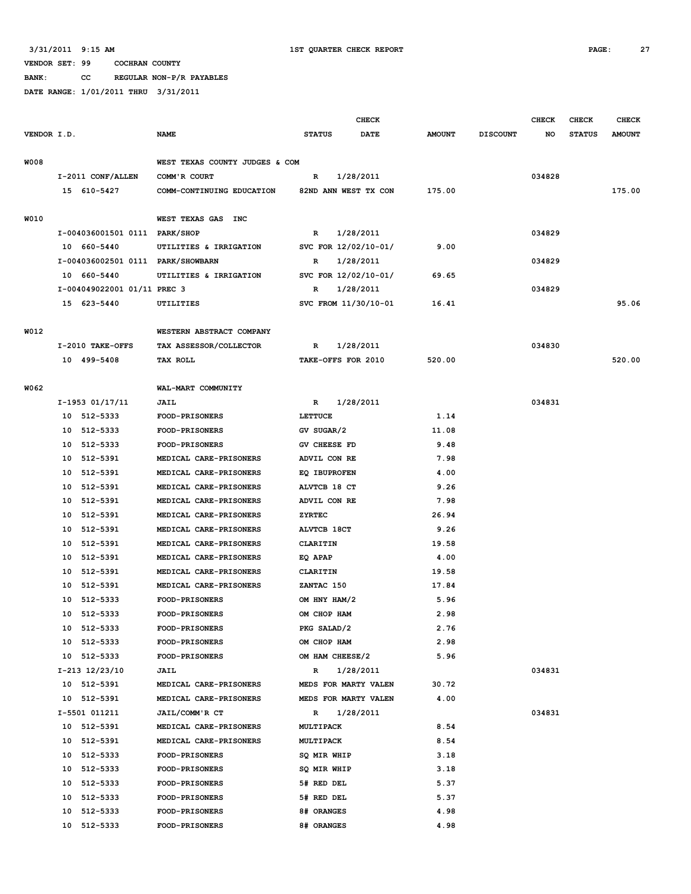3/31/2011 9:15 AM 1ST QUARTER CHECK REPORT

VENDOR SET: 99 COCHRAN COUNTY

BANK: CC REGULAR NON-P/R PAYABLES

DATE RANGE: 1/01/2011 THRU 3/31/2011

| VENDOR I.D. | NAME | STATUS | CHECK DATE | AMOUNT | DISCOUNT | CHECK NO | CHECK STATUS | CHECK AMOUNT |
|---|---|---|---|---|---|---|---|---|
| W008 | WEST TEXAS COUNTY JUDGES & COM | | | | | | | |
| I-2011 CONF/ALLEN | COMM'R COURT | R | 1/28/2011 | | | 034828 | | |
| 15 610-5427 | COMM-CONTINUING EDUCATION | 82ND ANN WEST TX CON | | 175.00 | | | | 175.00 |
| W010 | WEST TEXAS GAS INC | | | | | | | |
| I-004036001501 0111 | PARK/SHOP | R | 1/28/2011 | | | 034829 | | |
| 10 660-5440 | UTILITIES & IRRIGATION | SVC FOR 12/02/10-01/ | | 9.00 | | | | |
| I-004036002501 0111 | PARK/SHOWBARN | R | 1/28/2011 | | | 034829 | | |
| 10 660-5440 | UTILITIES & IRRIGATION | SVC FOR 12/02/10-01/ | | 69.65 | | | | |
| I-004049022001 01/11 | PREC 3 | R | 1/28/2011 | | | 034829 | | |
| 15 623-5440 | UTILITIES | SVC FROM 11/30/10-01 | | 16.41 | | | | 95.06 |
| W012 | WESTERN ABSTRACT COMPANY | | | | | | | |
| I-2010 TAKE-OFFS | TAX ASSESSOR/COLLECTOR | R | 1/28/2011 | | | 034830 | | |
| 10 499-5408 | TAX ROLL | TAKE-OFFS FOR 2010 | | 520.00 | | | | 520.00 |
| W062 | WAL-MART COMMUNITY | | | | | | | |
| I-1953 01/17/11 | JAIL | R | 1/28/2011 | | | 034831 | | |
| 10 512-5333 | FOOD-PRISONERS | LETTUCE | | 1.14 | | | | |
| 10 512-5333 | FOOD-PRISONERS | GV SUGAR/2 | | 11.08 | | | | |
| 10 512-5333 | FOOD-PRISONERS | GV CHEESE FD | | 9.48 | | | | |
| 10 512-5391 | MEDICAL CARE-PRISONERS | ADVIL CON RE | | 7.98 | | | | |
| 10 512-5391 | MEDICAL CARE-PRISONERS | EQ IBUPROFEN | | 4.00 | | | | |
| 10 512-5391 | MEDICAL CARE-PRISONERS | ALVTCB 18 CT | | 9.26 | | | | |
| 10 512-5391 | MEDICAL CARE-PRISONERS | ADVIL CON RE | | 7.98 | | | | |
| 10 512-5391 | MEDICAL CARE-PRISONERS | ZYRTEC | | 26.94 | | | | |
| 10 512-5391 | MEDICAL CARE-PRISONERS | ALVTCB 18CT | | 9.26 | | | | |
| 10 512-5391 | MEDICAL CARE-PRISONERS | CLARITIN | | 19.58 | | | | |
| 10 512-5391 | MEDICAL CARE-PRISONERS | EQ APAP | | 4.00 | | | | |
| 10 512-5391 | MEDICAL CARE-PRISONERS | CLARITIN | | 19.58 | | | | |
| 10 512-5391 | MEDICAL CARE-PRISONERS | ZANTAC 150 | | 17.84 | | | | |
| 10 512-5333 | FOOD-PRISONERS | OM HNY HAM/2 | | 5.96 | | | | |
| 10 512-5333 | FOOD-PRISONERS | OM CHOP HAM | | 2.98 | | | | |
| 10 512-5333 | FOOD-PRISONERS | PKG SALAD/2 | | 2.76 | | | | |
| 10 512-5333 | FOOD-PRISONERS | OM CHOP HAM | | 2.98 | | | | |
| 10 512-5333 | FOOD-PRISONERS | OM HAM CHEESE/2 | | 5.96 | | | | |
| I-213 12/23/10 | JAIL | R | 1/28/2011 | | | 034831 | | |
| 10 512-5391 | MEDICAL CARE-PRISONERS | MEDS FOR MARTY VALEN | | 30.72 | | | | |
| 10 512-5391 | MEDICAL CARE-PRISONERS | MEDS FOR MARTY VALEN | | 4.00 | | | | |
| I-5501 011211 | JAIL/COMM'R CT | R | 1/28/2011 | | | 034831 | | |
| 10 512-5391 | MEDICAL CARE-PRISONERS | MULTIPACK | | 8.54 | | | | |
| 10 512-5391 | MEDICAL CARE-PRISONERS | MULTIPACK | | 8.54 | | | | |
| 10 512-5333 | FOOD-PRISONERS | SQ MIR WHIP | | 3.18 | | | | |
| 10 512-5333 | FOOD-PRISONERS | SQ MIR WHIP | | 3.18 | | | | |
| 10 512-5333 | FOOD-PRISONERS | 5# RED DEL | | 5.37 | | | | |
| 10 512-5333 | FOOD-PRISONERS | 5# RED DEL | | 5.37 | | | | |
| 10 512-5333 | FOOD-PRISONERS | 8# ORANGES | | 4.98 | | | | |
| 10 512-5333 | FOOD-PRISONERS | 8# ORANGES | | 4.98 | | | | |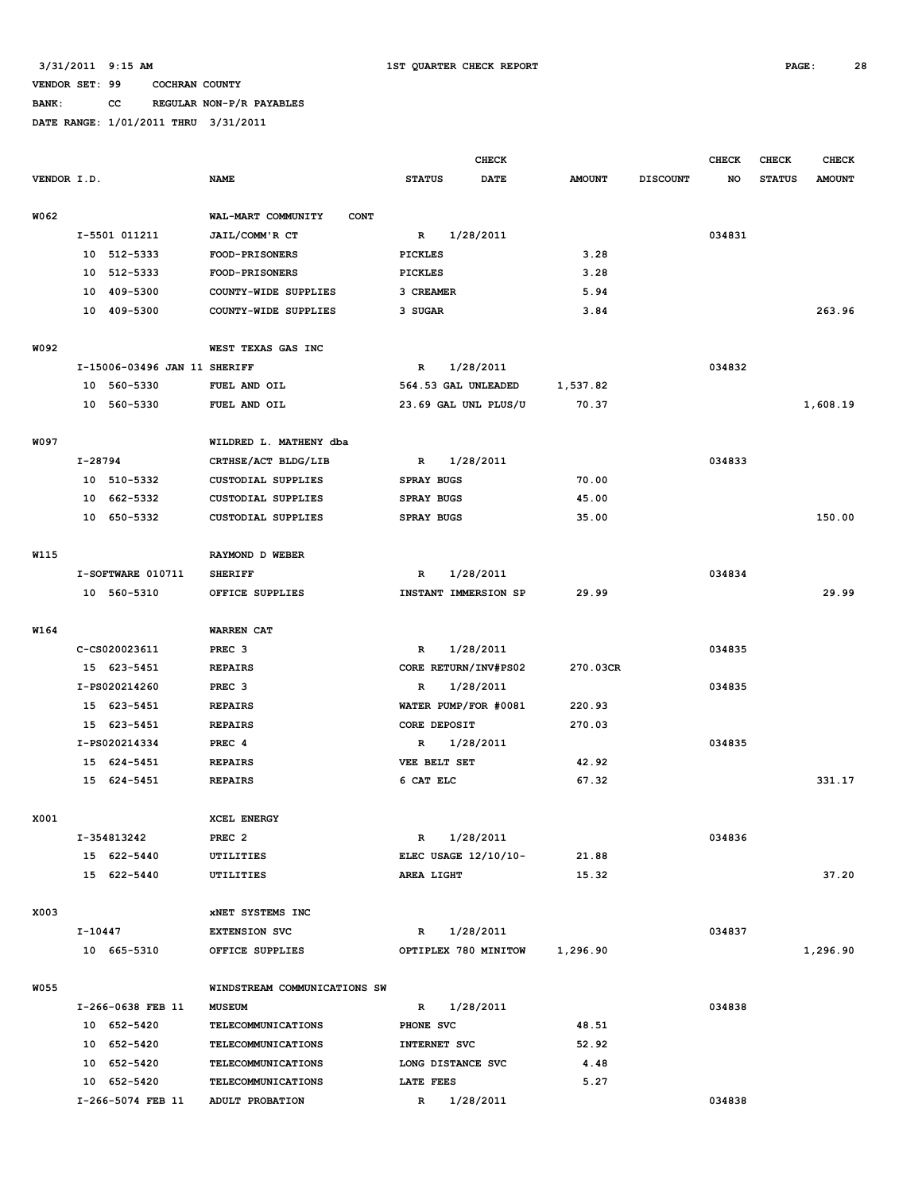3/31/2011 9:15 AM 1ST QUARTER CHECK REPORT

VENDOR SET: 99 COCHRAN COUNTY

BANK: CC REGULAR NON-P/R PAYABLES

DATE RANGE: 1/01/2011 THRU 3/31/2011

| VENDOR I.D. | | NAME | STATUS | CHECK DATE | AMOUNT | DISCOUNT | CHECK NO | CHECK STATUS | CHECK AMOUNT |
|---|---|---|---|---|---|---|---|---|---|
| W062 | | WAL-MART COMMUNITY CONT | | | | | | | |
| | I-5501 011211 | JAIL/COMM'R CT | R | 1/28/2011 | | | 034831 | | |
| | 10 512-5333 | FOOD-PRISONERS | PICKLES | | 3.28 | | | | |
| | 10 512-5333 | FOOD-PRISONERS | PICKLES | | 3.28 | | | | |
| | 10 409-5300 | COUNTY-WIDE SUPPLIES | 3 CREAMER | | 5.94 | | | | |
| | 10 409-5300 | COUNTY-WIDE SUPPLIES | 3 SUGAR | | 3.84 | | | | 263.96 |
| W092 | | WEST TEXAS GAS INC | | | | | | | |
| | I-15006-03496 JAN 11 | SHERIFF | R | 1/28/2011 | | | 034832 | | |
| | 10 560-5330 | FUEL AND OIL | 564.53 GAL UNLEADED | | 1,537.82 | | | | |
| | 10 560-5330 | FUEL AND OIL | 23.69 GAL UNL PLUS/U | | 70.37 | | | | 1,608.19 |
| W097 | | WILDRED L. MATHENY dba | | | | | | | |
| | I-28794 | CRTHSE/ACT BLDG/LIB | R | 1/28/2011 | | | 034833 | | |
| | 10 510-5332 | CUSTODIAL SUPPLIES | SPRAY BUGS | | 70.00 | | | | |
| | 10 662-5332 | CUSTODIAL SUPPLIES | SPRAY BUGS | | 45.00 | | | | |
| | 10 650-5332 | CUSTODIAL SUPPLIES | SPRAY BUGS | | 35.00 | | | | 150.00 |
| W115 | | RAYMOND D WEBER | | | | | | | |
| | I-SOFTWARE 010711 | SHERIFF | R | 1/28/2011 | | | 034834 | | |
| | 10 560-5310 | OFFICE SUPPLIES | INSTANT IMMERSION SP | | 29.99 | | | | 29.99 |
| W164 | | WARREN CAT | | | | | | | |
| | C-CS020023611 | PREC 3 | R | 1/28/2011 | | | 034835 | | |
| | 15 623-5451 | REPAIRS | CORE RETURN/INV#PS02 | | 270.03CR | | | | |
| | I-PS020214260 | PREC 3 | R | 1/28/2011 | | | 034835 | | |
| | 15 623-5451 | REPAIRS | WATER PUMP/FOR #0081 | | 220.93 | | | | |
| | 15 623-5451 | REPAIRS | CORE DEPOSIT | | 270.03 | | | | |
| | I-PS020214334 | PREC 4 | R | 1/28/2011 | | | 034835 | | |
| | 15 624-5451 | REPAIRS | VEE BELT SET | | 42.92 | | | | |
| | 15 624-5451 | REPAIRS | 6 CAT ELC | | 67.32 | | | | 331.17 |
| X001 | | XCEL ENERGY | | | | | | | |
| | I-354813242 | PREC 2 | R | 1/28/2011 | | | 034836 | | |
| | 15 622-5440 | UTILITIES | ELEC USAGE 12/10/10- | | 21.88 | | | | |
| | 15 622-5440 | UTILITIES | AREA LIGHT | | 15.32 | | | | 37.20 |
| X003 | | xNET SYSTEMS INC | | | | | | | |
| | I-10447 | EXTENSION SVC | R | 1/28/2011 | | | 034837 | | |
| | 10 665-5310 | OFFICE SUPPLIES | OPTIPLEX 780 MINITOW | | 1,296.90 | | | | 1,296.90 |
| W055 | | WINDSTREAM COMMUNICATIONS SW | | | | | | | |
| | I-266-0638 FEB 11 | MUSEUM | R | 1/28/2011 | | | 034838 | | |
| | 10 652-5420 | TELECOMMUNICATIONS | PHONE SVC | | 48.51 | | | | |
| | 10 652-5420 | TELECOMMUNICATIONS | INTERNET SVC | | 52.92 | | | | |
| | 10 652-5420 | TELECOMMUNICATIONS | LONG DISTANCE SVC | | 4.48 | | | | |
| | 10 652-5420 | TELECOMMUNICATIONS | LATE FEES | | 5.27 | | | | |
| | I-266-5074 FEB 11 | ADULT PROBATION | R | 1/28/2011 | | | 034838 | | |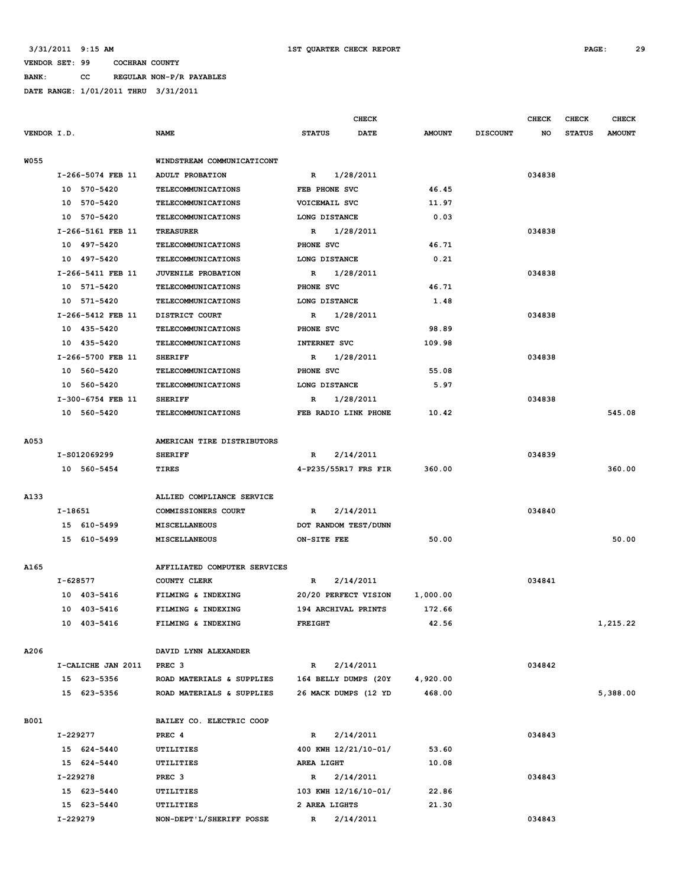3/31/2011 9:15 AM 1ST QUARTER CHECK REPORT

VENDOR SET: 99 COCHRAN COUNTY

BANK: CC REGULAR NON-P/R PAYABLES

DATE RANGE: 1/01/2011 THRU 3/31/2011

| VENDOR I.D. | NAME | STATUS | CHECK DATE | AMOUNT | DISCOUNT | CHECK NO | CHECK STATUS | CHECK AMOUNT |
|---|---|---|---|---|---|---|---|---|
| W055 | WINDSTREAM COMMUNICATICONT | | | | | | | |
| I-266-5074 FEB 11 | ADULT PROBATION | R | 1/28/2011 | | | 034838 | | |
| 10 570-5420 | TELECOMMUNICATIONS | FEB PHONE SVC | | 46.45 | | | | |
| 10 570-5420 | TELECOMMUNICATIONS | VOICEMAIL SVC | | 11.97 | | | | |
| 10 570-5420 | TELECOMMUNICATIONS | LONG DISTANCE | | 0.03 | | | | |
| I-266-5161 FEB 11 | TREASURER | R | 1/28/2011 | | | 034838 | | |
| 10 497-5420 | TELECOMMUNICATIONS | PHONE SVC | | 46.71 | | | | |
| 10 497-5420 | TELECOMMUNICATIONS | LONG DISTANCE | | 0.21 | | | | |
| I-266-5411 FEB 11 | JUVENILE PROBATION | R | 1/28/2011 | | | 034838 | | |
| 10 571-5420 | TELECOMMUNICATIONS | PHONE SVC | | 46.71 | | | | |
| 10 571-5420 | TELECOMMUNICATIONS | LONG DISTANCE | | 1.48 | | | | |
| I-266-5412 FEB 11 | DISTRICT COURT | R | 1/28/2011 | | | 034838 | | |
| 10 435-5420 | TELECOMMUNICATIONS | PHONE SVC | | 98.89 | | | | |
| 10 435-5420 | TELECOMMUNICATIONS | INTERNET SVC | | 109.98 | | | | |
| I-266-5700 FEB 11 | SHERIFF | R | 1/28/2011 | | | 034838 | | |
| 10 560-5420 | TELECOMMUNICATIONS | PHONE SVC | | 55.08 | | | | |
| 10 560-5420 | TELECOMMUNICATIONS | LONG DISTANCE | | 5.97 | | | | |
| I-300-6754 FEB 11 | SHERIFF | R | 1/28/2011 | | | 034838 | | |
| 10 560-5420 | TELECOMMUNICATIONS | FEB RADIO LINK PHONE | | 10.42 | | | | 545.08 |
| A053 | AMERICAN TIRE DISTRIBUTORS | | | | | | | |
| I-S012069299 | SHERIFF | R | 2/14/2011 | | | 034839 | | |
| 10 560-5454 | TIRES | 4-P235/55R17 FRS FIR | | 360.00 | | | | 360.00 |
| A133 | ALLIED COMPLIANCE SERVICE | | | | | | | |
| I-18651 | COMMISSIONERS COURT | R | 2/14/2011 | | | 034840 | | |
| 15 610-5499 | MISCELLANEOUS | DOT RANDOM TEST/DUNN | | | | | | |
| 15 610-5499 | MISCELLANEOUS | ON-SITE FEE | | 50.00 | | | | 50.00 |
| A165 | AFFILIATED COMPUTER SERVICES | | | | | | | |
| I-628577 | COUNTY CLERK | R | 2/14/2011 | | | 034841 | | |
| 10 403-5416 | FILMING & INDEXING | 20/20 PERFECT VISION | | 1,000.00 | | | | |
| 10 403-5416 | FILMING & INDEXING | 194 ARCHIVAL PRINTS | | 172.66 | | | | |
| 10 403-5416 | FILMING & INDEXING | FREIGHT | | 42.56 | | | | 1,215.22 |
| A206 | DAVID LYNN ALEXANDER | | | | | | | |
| I-CALICHE JAN 2011 | PREC 3 | R | 2/14/2011 | | | 034842 | | |
| 15 623-5356 | ROAD MATERIALS & SUPPLIES | 164 BELLY DUMPS (20Y | | 4,920.00 | | | | |
| 15 623-5356 | ROAD MATERIALS & SUPPLIES | 26 MACK DUMPS (12 YD | | 468.00 | | | | 5,388.00 |
| B001 | BAILEY CO. ELECTRIC COOP | | | | | | | |
| I-229277 | PREC 4 | R | 2/14/2011 | | | 034843 | | |
| 15 624-5440 | UTILITIES | 400 KWH 12/21/10-01/ | | 53.60 | | | | |
| 15 624-5440 | UTILITIES | AREA LIGHT | | 10.08 | | | | |
| I-229278 | PREC 3 | R | 2/14/2011 | | | 034843 | | |
| 15 623-5440 | UTILITIES | 103 KWH 12/16/10-01/ | | 22.86 | | | | |
| 15 623-5440 | UTILITIES | 2 AREA LIGHTS | | 21.30 | | | | |
| I-229279 | NON-DEPT'L/SHERIFF POSSE | R | 2/14/2011 | | | 034843 | | |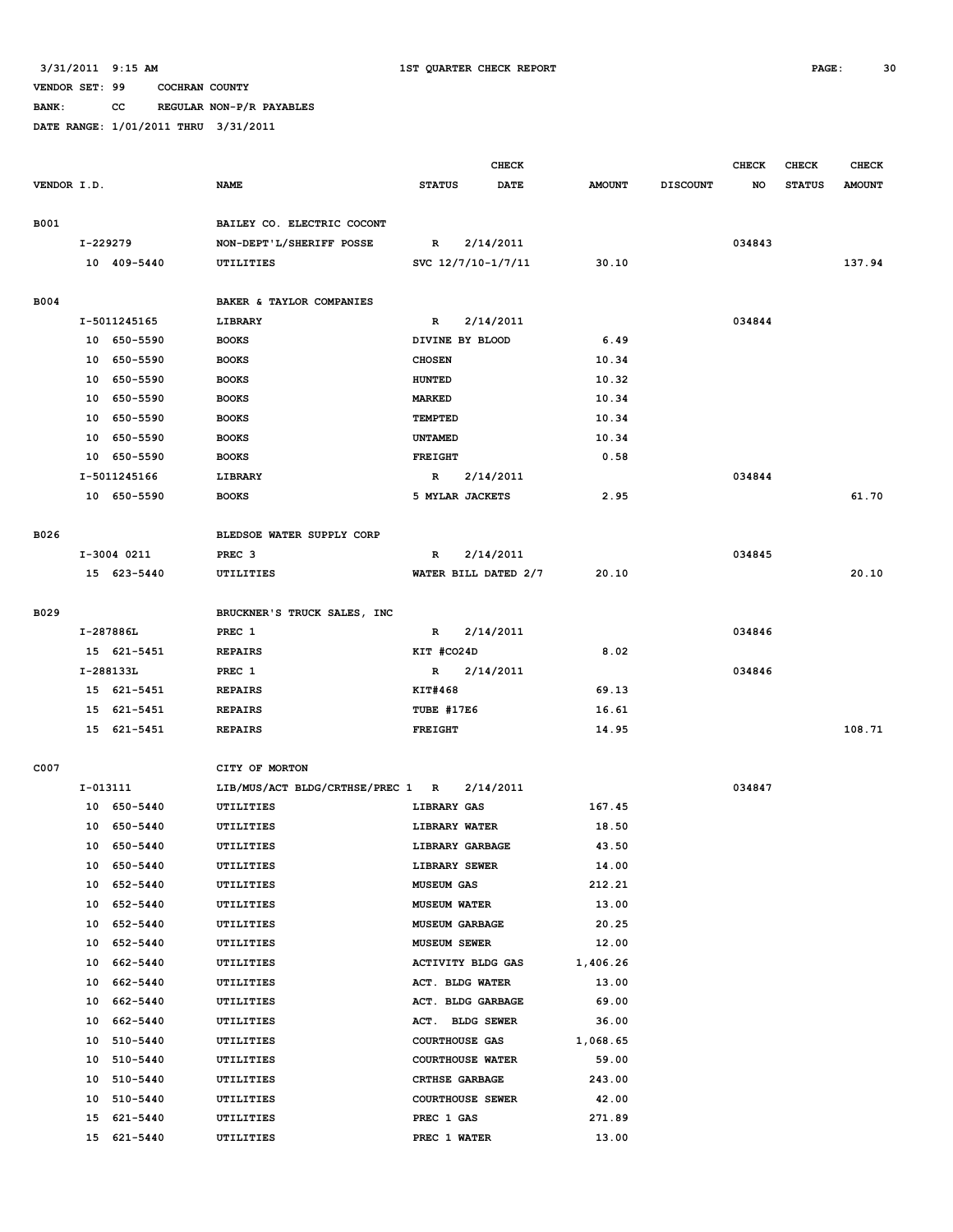3/31/2011 9:15 AM 1ST QUARTER CHECK REPORT

VENDOR SET: 99 COCHRAN COUNTY

BANK: CC REGULAR NON-P/R PAYABLES

DATE RANGE: 1/01/2011 THRU 3/31/2011

| VENDOR I.D. | NAME | STATUS | CHECK DATE | AMOUNT | DISCOUNT | CHECK NO | CHECK STATUS | CHECK AMOUNT |
|---|---|---|---|---|---|---|---|---|
| B001 | BAILEY CO. ELECTRIC COCONT | | | | | | | |
| I-229279 | NON-DEPT'L/SHERIFF POSSE | R | 2/14/2011 | | | 034843 | | |
| 10 409-5440 | UTILITIES | SVC 12/7/10-1/7/11 | | 30.10 | | | | 137.94 |
| B004 | BAKER & TAYLOR COMPANIES | | | | | | | |
| I-5011245165 | LIBRARY | R | 2/14/2011 | | | 034844 | | |
| 10 650-5590 | BOOKS | DIVINE BY BLOOD | | 6.49 | | | | |
| 10 650-5590 | BOOKS | CHOSEN | | 10.34 | | | | |
| 10 650-5590 | BOOKS | HUNTED | | 10.32 | | | | |
| 10 650-5590 | BOOKS | MARKED | | 10.34 | | | | |
| 10 650-5590 | BOOKS | TEMPTED | | 10.34 | | | | |
| 10 650-5590 | BOOKS | UNTAMED | | 10.34 | | | | |
| 10 650-5590 | BOOKS | FREIGHT | | 0.58 | | | | |
| I-5011245166 | LIBRARY | R | 2/14/2011 | | | 034844 | | |
| 10 650-5590 | BOOKS | 5 MYLAR JACKETS | | 2.95 | | | | 61.70 |
| B026 | BLEDSOE WATER SUPPLY CORP | | | | | | | |
| I-3004 0211 | PREC 3 | R | 2/14/2011 | | | 034845 | | |
| 15 623-5440 | UTILITIES | WATER BILL DATED 2/7 | | 20.10 | | | | 20.10 |
| B029 | BRUCKNER'S TRUCK SALES, INC | | | | | | | |
| I-287886L | PREC 1 | R | 2/14/2011 | | | 034846 | | |
| 15 621-5451 | REPAIRS | KIT #CO24D | | 8.02 | | | | |
| I-288133L | PREC 1 | R | 2/14/2011 | | | 034846 | | |
| 15 621-5451 | REPAIRS | KIT#468 | | 69.13 | | | | |
| 15 621-5451 | REPAIRS | TUBE #17E6 | | 16.61 | | | | |
| 15 621-5451 | REPAIRS | FREIGHT | | 14.95 | | | | 108.71 |
| C007 | CITY OF MORTON | | | | | | | |
| I-013111 | LIB/MUS/ACT BLDG/CRTHSE/PREC 1 | R | 2/14/2011 | | | 034847 | | |
| 10 650-5440 | UTILITIES | LIBRARY GAS | | 167.45 | | | | |
| 10 650-5440 | UTILITIES | LIBRARY WATER | | 18.50 | | | | |
| 10 650-5440 | UTILITIES | LIBRARY GARBAGE | | 43.50 | | | | |
| 10 650-5440 | UTILITIES | LIBRARY SEWER | | 14.00 | | | | |
| 10 652-5440 | UTILITIES | MUSEUM GAS | | 212.21 | | | | |
| 10 652-5440 | UTILITIES | MUSEUM WATER | | 13.00 | | | | |
| 10 652-5440 | UTILITIES | MUSEUM GARBAGE | | 20.25 | | | | |
| 10 652-5440 | UTILITIES | MUSEUM SEWER | | 12.00 | | | | |
| 10 662-5440 | UTILITIES | ACTIVITY BLDG GAS | | 1,406.26 | | | | |
| 10 662-5440 | UTILITIES | ACT. BLDG WATER | | 13.00 | | | | |
| 10 662-5440 | UTILITIES | ACT. BLDG GARBAGE | | 69.00 | | | | |
| 10 662-5440 | UTILITIES | ACT. BLDG SEWER | | 36.00 | | | | |
| 10 510-5440 | UTILITIES | COURTHOUSE GAS | | 1,068.65 | | | | |
| 10 510-5440 | UTILITIES | COURTHOUSE WATER | | 59.00 | | | | |
| 10 510-5440 | UTILITIES | CRTHSE GARBAGE | | 243.00 | | | | |
| 10 510-5440 | UTILITIES | COURTHOUSE SEWER | | 42.00 | | | | |
| 15 621-5440 | UTILITIES | PREC 1 GAS | | 271.89 | | | | |
| 15 621-5440 | UTILITIES | PREC 1 WATER | | 13.00 | | | | |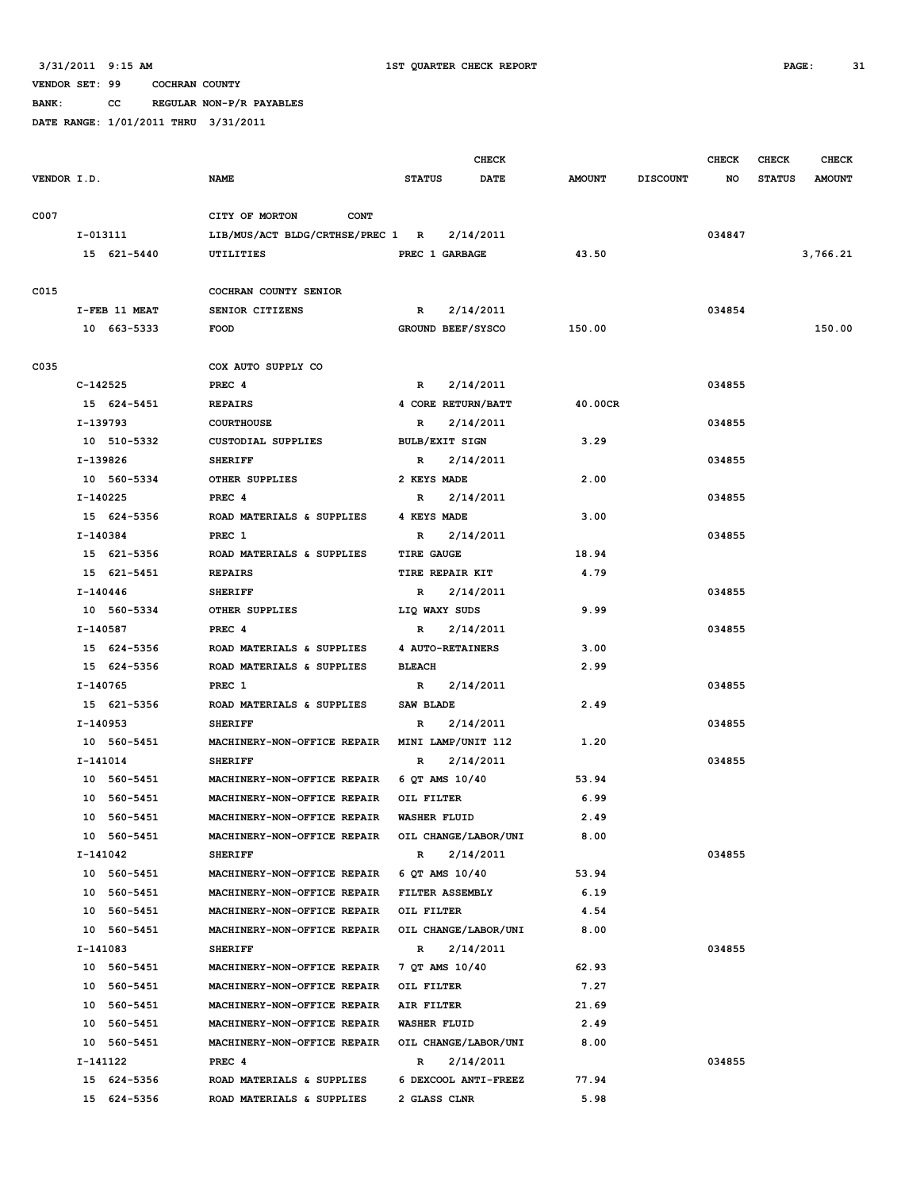3/31/2011 9:15 AM — 1ST QUARTER CHECK REPORT

VENDOR SET: 99 COCHRAN COUNTY

BANK: CC REGULAR NON-P/R PAYABLES

DATE RANGE: 1/01/2011 THRU 3/31/2011

| VENDOR I.D. | NAME | STATUS | CHECK DATE | AMOUNT | DISCOUNT | CHECK NO | CHECK STATUS | CHECK AMOUNT |
|---|---|---|---|---|---|---|---|---|
| C007 | CITY OF MORTON CONT | | | | | | | |
| I-013111 | LIB/MUS/ACT BLDG/CRTHSE/PREC 1 | R | 2/14/2011 | | | 034847 | | |
| 15 621-5440 | UTILITIES | PREC 1 GARBAGE | | 43.50 | | | | 3,766.21 |
| C015 | COCHRAN COUNTY SENIOR | | | | | | | |
| I-FEB 11 MEAT | SENIOR CITIZENS | R | 2/14/2011 | | | 034854 | | |
| 10 663-5333 | FOOD | GROUND BEEF/SYSCO | | 150.00 | | | | 150.00 |
| C035 | COX AUTO SUPPLY CO | | | | | | | |
| C-142525 | PREC 4 | R | 2/14/2011 | | | 034855 | | |
| 15 624-5451 | REPAIRS | 4 CORE RETURN/BATT | | 40.00CR | | | | |
| I-139793 | COURTHOUSE | R | 2/14/2011 | | | 034855 | | |
| 10 510-5332 | CUSTODIAL SUPPLIES | BULB/EXIT SIGN | | 3.29 | | | | |
| I-139826 | SHERIFF | R | 2/14/2011 | | | 034855 | | |
| 10 560-5334 | OTHER SUPPLIES | 2 KEYS MADE | | 2.00 | | | | |
| I-140225 | PREC 4 | R | 2/14/2011 | | | 034855 | | |
| 15 624-5356 | ROAD MATERIALS & SUPPLIES | 4 KEYS MADE | | 3.00 | | | | |
| I-140384 | PREC 1 | R | 2/14/2011 | | | 034855 | | |
| 15 621-5356 | ROAD MATERIALS & SUPPLIES | TIRE GAUGE | | 18.94 | | | | |
| 15 621-5451 | REPAIRS | TIRE REPAIR KIT | | 4.79 | | | | |
| I-140446 | SHERIFF | R | 2/14/2011 | | | 034855 | | |
| 10 560-5334 | OTHER SUPPLIES | LIQ WAXY SUDS | | 9.99 | | | | |
| I-140587 | PREC 4 | R | 2/14/2011 | | | 034855 | | |
| 15 624-5356 | ROAD MATERIALS & SUPPLIES | 4 AUTO-RETAINERS | | 3.00 | | | | |
| 15 624-5356 | ROAD MATERIALS & SUPPLIES | BLEACH | | 2.99 | | | | |
| I-140765 | PREC 1 | R | 2/14/2011 | | | 034855 | | |
| 15 621-5356 | ROAD MATERIALS & SUPPLIES | SAW BLADE | | 2.49 | | | | |
| I-140953 | SHERIFF | R | 2/14/2011 | | | 034855 | | |
| 10 560-5451 | MACHINERY-NON-OFFICE REPAIR | MINI LAMP/UNIT 112 | | 1.20 | | | | |
| I-141014 | SHERIFF | R | 2/14/2011 | | | 034855 | | |
| 10 560-5451 | MACHINERY-NON-OFFICE REPAIR | 6 QT AMS 10/40 | | 53.94 | | | | |
| 10 560-5451 | MACHINERY-NON-OFFICE REPAIR | OIL FILTER | | 6.99 | | | | |
| 10 560-5451 | MACHINERY-NON-OFFICE REPAIR | WASHER FLUID | | 2.49 | | | | |
| 10 560-5451 | MACHINERY-NON-OFFICE REPAIR | OIL CHANGE/LABOR/UNI | | 8.00 | | | | |
| I-141042 | SHERIFF | R | 2/14/2011 | | | 034855 | | |
| 10 560-5451 | MACHINERY-NON-OFFICE REPAIR | 6 QT AMS 10/40 | | 53.94 | | | | |
| 10 560-5451 | MACHINERY-NON-OFFICE REPAIR | FILTER ASSEMBLY | | 6.19 | | | | |
| 10 560-5451 | MACHINERY-NON-OFFICE REPAIR | OIL FILTER | | 4.54 | | | | |
| 10 560-5451 | MACHINERY-NON-OFFICE REPAIR | OIL CHANGE/LABOR/UNI | | 8.00 | | | | |
| I-141083 | SHERIFF | R | 2/14/2011 | | | 034855 | | |
| 10 560-5451 | MACHINERY-NON-OFFICE REPAIR | 7 QT AMS 10/40 | | 62.93 | | | | |
| 10 560-5451 | MACHINERY-NON-OFFICE REPAIR | OIL FILTER | | 7.27 | | | | |
| 10 560-5451 | MACHINERY-NON-OFFICE REPAIR | AIR FILTER | | 21.69 | | | | |
| 10 560-5451 | MACHINERY-NON-OFFICE REPAIR | WASHER FLUID | | 2.49 | | | | |
| 10 560-5451 | MACHINERY-NON-OFFICE REPAIR | OIL CHANGE/LABOR/UNI | | 8.00 | | | | |
| I-141122 | PREC 4 | R | 2/14/2011 | | | 034855 | | |
| 15 624-5356 | ROAD MATERIALS & SUPPLIES | 6 DEXCOOL ANTI-FREEZ | | 77.94 | | | | |
| 15 624-5356 | ROAD MATERIALS & SUPPLIES | 2 GLASS CLNR | | 5.98 | | | | |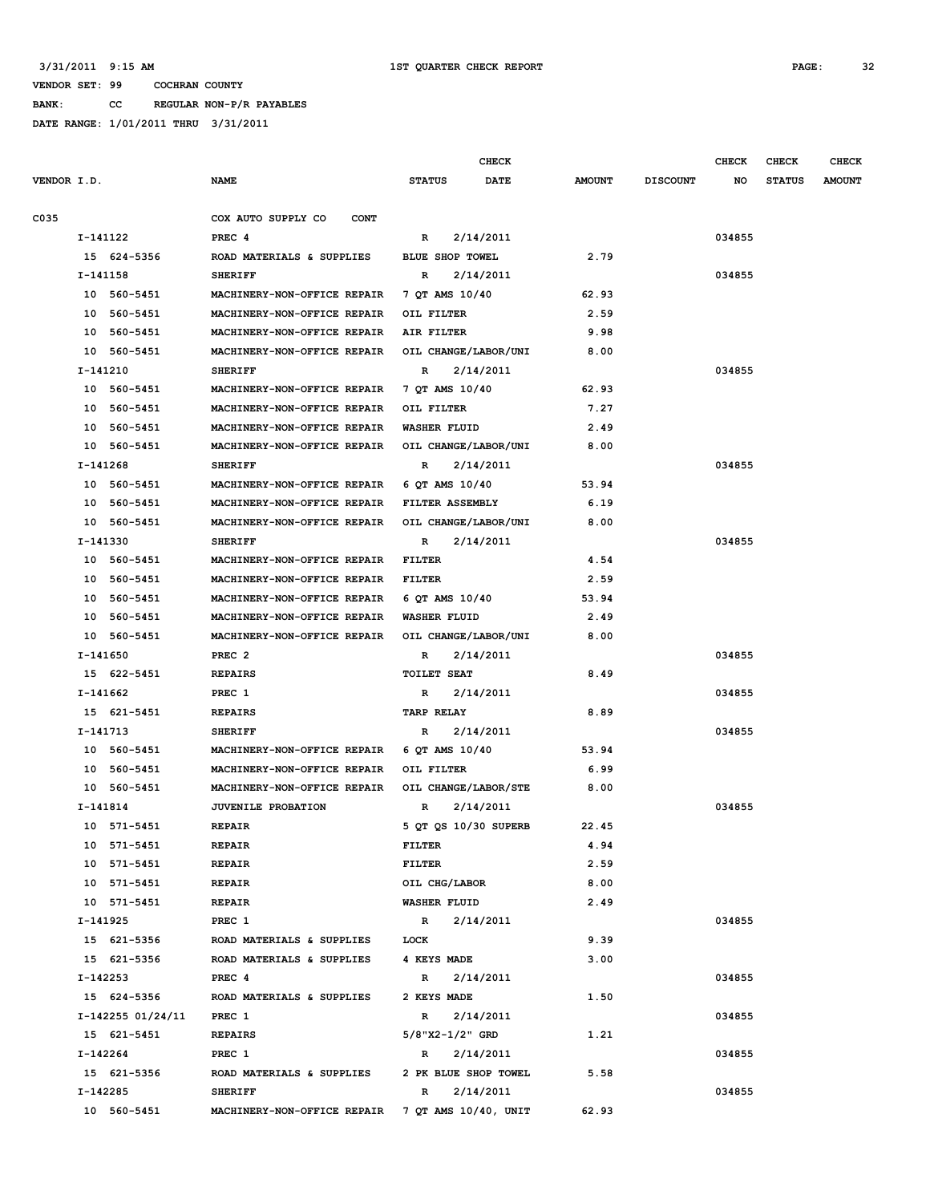3/31/2011 9:15 AM 1ST QUARTER CHECK REPORT

VENDOR SET: 99 COCHRAN COUNTY

BANK: CC REGULAR NON-P/R PAYABLES

DATE RANGE: 1/01/2011 THRU 3/31/2011

| VENDOR I.D. | NAME | STATUS | CHECK DATE | AMOUNT | DISCOUNT | CHECK NO | CHECK STATUS | CHECK AMOUNT |
|---|---|---|---|---|---|---|---|---|
| C035 | COX AUTO SUPPLY CO CONT | | | | | | | |
| I-141122 | PREC 4 | R | 2/14/2011 | | | 034855 | | |
| 15 624-5356 | ROAD MATERIALS & SUPPLIES | BLUE SHOP TOWEL | | 2.79 | | | | |
| I-141158 | SHERIFF | R | 2/14/2011 | | | 034855 | | |
| 10 560-5451 | MACHINERY-NON-OFFICE REPAIR | 7 QT AMS 10/40 | | 62.93 | | | | |
| 10 560-5451 | MACHINERY-NON-OFFICE REPAIR | OIL FILTER | | 2.59 | | | | |
| 10 560-5451 | MACHINERY-NON-OFFICE REPAIR | AIR FILTER | | 9.98 | | | | |
| 10 560-5451 | MACHINERY-NON-OFFICE REPAIR | OIL CHANGE/LABOR/UNI | | 8.00 | | | | |
| I-141210 | SHERIFF | R | 2/14/2011 | | | 034855 | | |
| 10 560-5451 | MACHINERY-NON-OFFICE REPAIR | 7 QT AMS 10/40 | | 62.93 | | | | |
| 10 560-5451 | MACHINERY-NON-OFFICE REPAIR | OIL FILTER | | 7.27 | | | | |
| 10 560-5451 | MACHINERY-NON-OFFICE REPAIR | WASHER FLUID | | 2.49 | | | | |
| 10 560-5451 | MACHINERY-NON-OFFICE REPAIR | OIL CHANGE/LABOR/UNI | | 8.00 | | | | |
| I-141268 | SHERIFF | R | 2/14/2011 | | | 034855 | | |
| 10 560-5451 | MACHINERY-NON-OFFICE REPAIR | 6 QT AMS 10/40 | | 53.94 | | | | |
| 10 560-5451 | MACHINERY-NON-OFFICE REPAIR | FILTER ASSEMBLY | | 6.19 | | | | |
| 10 560-5451 | MACHINERY-NON-OFFICE REPAIR | OIL CHANGE/LABOR/UNI | | 8.00 | | | | |
| I-141330 | SHERIFF | R | 2/14/2011 | | | 034855 | | |
| 10 560-5451 | MACHINERY-NON-OFFICE REPAIR | FILTER | | 4.54 | | | | |
| 10 560-5451 | MACHINERY-NON-OFFICE REPAIR | FILTER | | 2.59 | | | | |
| 10 560-5451 | MACHINERY-NON-OFFICE REPAIR | 6 QT AMS 10/40 | | 53.94 | | | | |
| 10 560-5451 | MACHINERY-NON-OFFICE REPAIR | WASHER FLUID | | 2.49 | | | | |
| 10 560-5451 | MACHINERY-NON-OFFICE REPAIR | OIL CHANGE/LABOR/UNI | | 8.00 | | | | |
| I-141650 | PREC 2 | R | 2/14/2011 | | | 034855 | | |
| 15 622-5451 | REPAIRS | TOILET SEAT | | 8.49 | | | | |
| I-141662 | PREC 1 | R | 2/14/2011 | | | 034855 | | |
| 15 621-5451 | REPAIRS | TARP RELAY | | 8.89 | | | | |
| I-141713 | SHERIFF | R | 2/14/2011 | | | 034855 | | |
| 10 560-5451 | MACHINERY-NON-OFFICE REPAIR | 6 QT AMS 10/40 | | 53.94 | | | | |
| 10 560-5451 | MACHINERY-NON-OFFICE REPAIR | OIL FILTER | | 6.99 | | | | |
| 10 560-5451 | MACHINERY-NON-OFFICE REPAIR | OIL CHANGE/LABOR/STE | | 8.00 | | | | |
| I-141814 | JUVENILE PROBATION | R | 2/14/2011 | | | 034855 | | |
| 10 571-5451 | REPAIR | 5 QT QS 10/30 SUPERB | | 22.45 | | | | |
| 10 571-5451 | REPAIR | FILTER | | 4.94 | | | | |
| 10 571-5451 | REPAIR | FILTER | | 2.59 | | | | |
| 10 571-5451 | REPAIR | OIL CHG/LABOR | | 8.00 | | | | |
| 10 571-5451 | REPAIR | WASHER FLUID | | 2.49 | | | | |
| I-141925 | PREC 1 | R | 2/14/2011 | | | 034855 | | |
| 15 621-5356 | ROAD MATERIALS & SUPPLIES | LOCK | | 9.39 | | | | |
| 15 621-5356 | ROAD MATERIALS & SUPPLIES | 4 KEYS MADE | | 3.00 | | | | |
| I-142253 | PREC 4 | R | 2/14/2011 | | | 034855 | | |
| 15 624-5356 | ROAD MATERIALS & SUPPLIES | 2 KEYS MADE | | 1.50 | | | | |
| I-142255 01/24/11 | PREC 1 | R | 2/14/2011 | | | 034855 | | |
| 15 621-5451 | REPAIRS | 5/8"X2-1/2" GRD | | 1.21 | | | | |
| I-142264 | PREC 1 | R | 2/14/2011 | | | 034855 | | |
| 15 621-5356 | ROAD MATERIALS & SUPPLIES | 2 PK BLUE SHOP TOWEL | | 5.58 | | | | |
| I-142285 | SHERIFF | R | 2/14/2011 | | | 034855 | | |
| 10 560-5451 | MACHINERY-NON-OFFICE REPAIR | 7 QT AMS 10/40, UNIT | | 62.93 | | | | |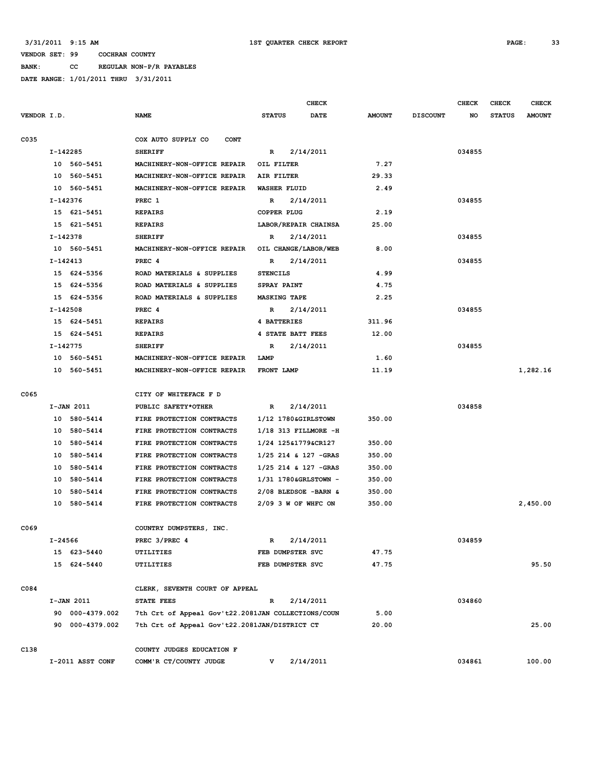3/31/2011 9:15 AM 1ST QUARTER CHECK REPORT

VENDOR SET: 99 COCHRAN COUNTY

BANK: CC REGULAR NON-P/R PAYABLES

DATE RANGE: 1/01/2011 THRU 3/31/2011

| VENDOR I.D. | NAME | CHECK STATUS | CHECK DATE | AMOUNT | DISCOUNT | CHECK NO | CHECK STATUS | CHECK AMOUNT |
|---|---|---|---|---|---|---|---|---|
| C035 | COX AUTO SUPPLY CO CONT | | | | | | | |
| I-142285 | SHERIFF | R | 2/14/2011 | | | 034855 | | |
| 10 560-5451 | MACHINERY-NON-OFFICE REPAIR | OIL FILTER | | 7.27 | | | | |
| 10 560-5451 | MACHINERY-NON-OFFICE REPAIR | AIR FILTER | | 29.33 | | | | |
| 10 560-5451 | MACHINERY-NON-OFFICE REPAIR | WASHER FLUID | | 2.49 | | | | |
| I-142376 | PREC 1 | R | 2/14/2011 | | | 034855 | | |
| 15 621-5451 | REPAIRS | COPPER PLUG | | 2.19 | | | | |
| 15 621-5451 | REPAIRS | LABOR/REPAIR CHAINSA | | 25.00 | | | | |
| I-142378 | SHERIFF | R | 2/14/2011 | | | 034855 | | |
| 10 560-5451 | MACHINERY-NON-OFFICE REPAIR | OIL CHANGE/LABOR/WEB | | 8.00 | | | | |
| I-142413 | PREC 4 | R | 2/14/2011 | | | 034855 | | |
| 15 624-5356 | ROAD MATERIALS & SUPPLIES | STENCILS | | 4.99 | | | | |
| 15 624-5356 | ROAD MATERIALS & SUPPLIES | SPRAY PAINT | | 4.75 | | | | |
| 15 624-5356 | ROAD MATERIALS & SUPPLIES | MASKING TAPE | | 2.25 | | | | |
| I-142508 | PREC 4 | R | 2/14/2011 | | | 034855 | | |
| 15 624-5451 | REPAIRS | 4 BATTERIES | | 311.96 | | | | |
| 15 624-5451 | REPAIRS | 4 STATE BATT FEES | | 12.00 | | | | |
| I-142775 | SHERIFF | R | 2/14/2011 | | | 034855 | | |
| 10 560-5451 | MACHINERY-NON-OFFICE REPAIR | LAMP | | 1.60 | | | | |
| 10 560-5451 | MACHINERY-NON-OFFICE REPAIR | FRONT LAMP | | 11.19 | | | | 1,282.16 |
| C065 | CITY OF WHITEFACE F D | | | | | | | |
| I-JAN 2011 | PUBLIC SAFETY*OTHER | R | 2/14/2011 | | | 034858 | | |
| 10 580-5414 | FIRE PROTECTION CONTRACTS | 1/12 1780&GIRLSTOWN | | 350.00 | | | | |
| 10 580-5414 | FIRE PROTECTION CONTRACTS | 1/18 313 FILLMORE -H | | | | | | |
| 10 580-5414 | FIRE PROTECTION CONTRACTS | 1/24 125&1779&CR127 | | 350.00 | | | | |
| 10 580-5414 | FIRE PROTECTION CONTRACTS | 1/25 214 & 127 -GRAS | | 350.00 | | | | |
| 10 580-5414 | FIRE PROTECTION CONTRACTS | 1/25 214 & 127 -GRAS | | 350.00 | | | | |
| 10 580-5414 | FIRE PROTECTION CONTRACTS | 1/31 1780&GRLSTOWN - | | 350.00 | | | | |
| 10 580-5414 | FIRE PROTECTION CONTRACTS | 2/08 BLEDSOE -BARN & | | 350.00 | | | | |
| 10 580-5414 | FIRE PROTECTION CONTRACTS | 2/09 3 W OF WHFC ON | | 350.00 | | | | 2,450.00 |
| C069 | COUNTRY DUMPSTERS, INC. | | | | | | | |
| I-24566 | PREC 3/PREC 4 | R | 2/14/2011 | | | 034859 | | |
| 15 623-5440 | UTILITIES | FEB DUMPSTER SVC | | 47.75 | | | | |
| 15 624-5440 | UTILITIES | FEB DUMPSTER SVC | | 47.75 | | | | 95.50 |
| C084 | CLERK, SEVENTH COURT OF APPEAL | | | | | | | |
| I-JAN 2011 | STATE FEES | R | 2/14/2011 | | | 034860 | | |
| 90 000-4379.002 | 7th Crt of Appeal Gov't22.2081 | JAN COLLECTIONS/COUN | | 5.00 | | | | |
| 90 000-4379.002 | 7th Crt of Appeal Gov't22.2081 | JAN/DISTRICT CT | | 20.00 | | | | 25.00 |
| C138 | COUNTY JUDGES EDUCATION F | | | | | | | |
| I-2011 ASST CONF | COMM'R CT/COUNTY JUDGE | V | 2/14/2011 | | | 034861 | | 100.00 |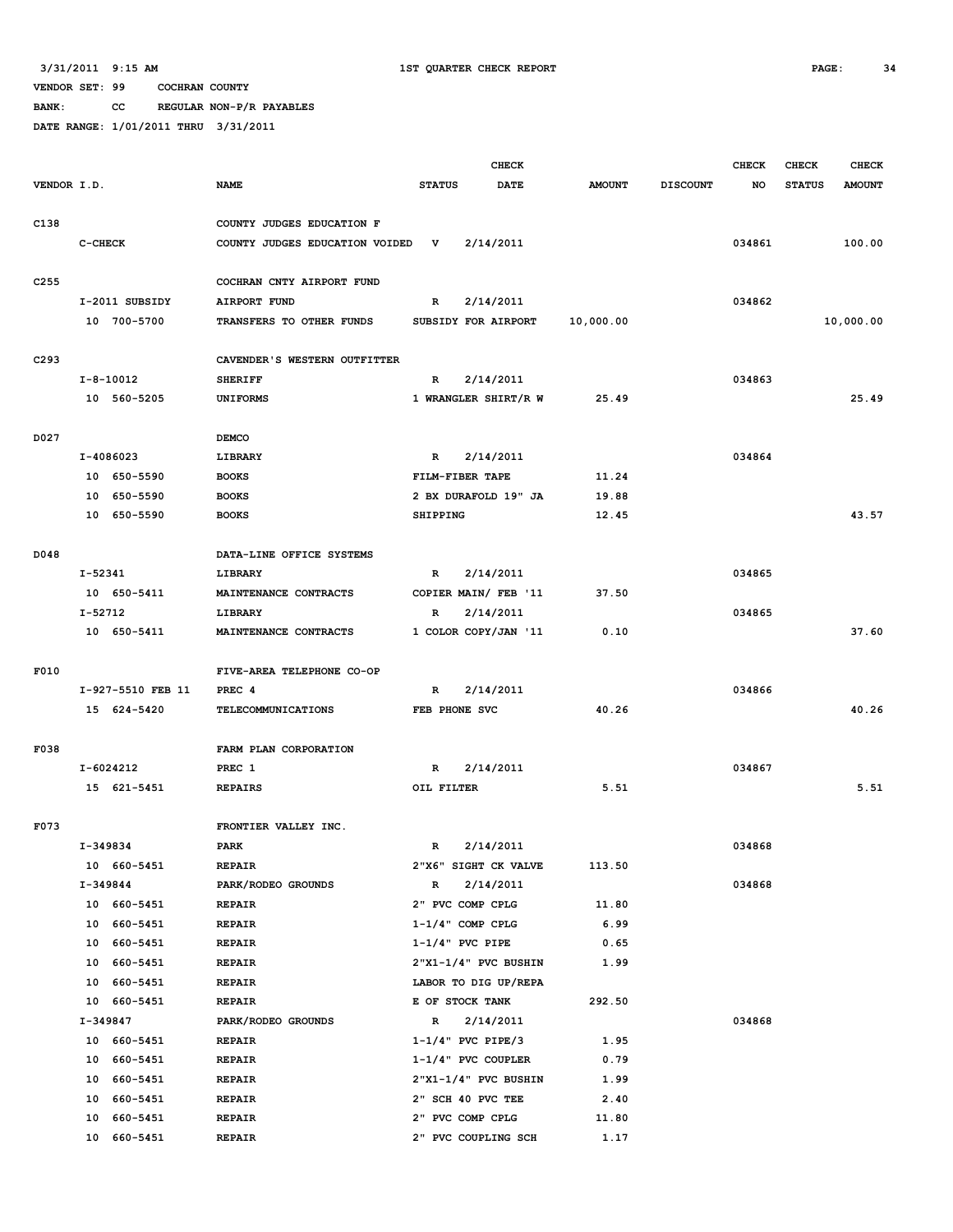3/31/2011 9:15 AM 1ST QUARTER CHECK REPORT

VENDOR SET: 99 COCHRAN COUNTY

BANK: CC REGULAR NON-P/R PAYABLES

DATE RANGE: 1/01/2011 THRU 3/31/2011

| VENDOR I.D. | NAME | STATUS | CHECK DATE | AMOUNT | DISCOUNT | CHECK NO | CHECK STATUS | CHECK AMOUNT |
|---|---|---|---|---|---|---|---|---|
| C138 | COUNTY JUDGES EDUCATION F | | | | | | | |
| C-CHECK | COUNTY JUDGES EDUCATION VOIDED | V | 2/14/2011 | | | 034861 | | 100.00 |
| C255 | COCHRAN CNTY AIRPORT FUND | | | | | | | |
| I-2011 SUBSIDY | AIRPORT FUND | R | 2/14/2011 | | | 034862 | | |
| 10 700-5700 | TRANSFERS TO OTHER FUNDS | SUBSIDY FOR AIRPORT | | 10,000.00 | | | | 10,000.00 |
| C293 | CAVENDER'S WESTERN OUTFITTER | | | | | | | |
| I-8-10012 | SHERIFF | R | 2/14/2011 | | | 034863 | | |
| 10 560-5205 | UNIFORMS | 1 WRANGLER SHIRT/R W | | 25.49 | | | | 25.49 |
| D027 | DEMCO | | | | | | | |
| I-4086023 | LIBRARY | R | 2/14/2011 | | | 034864 | | |
| 10 650-5590 | BOOKS | FILM-FIBER TAPE | | 11.24 | | | | |
| 10 650-5590 | BOOKS | 2 BX DURAFOLD 19" JA | | 19.88 | | | | |
| 10 650-5590 | BOOKS | SHIPPING | | 12.45 | | | | 43.57 |
| D048 | DATA-LINE OFFICE SYSTEMS | | | | | | | |
| I-52341 | LIBRARY | R | 2/14/2011 | | | 034865 | | |
| 10 650-5411 | MAINTENANCE CONTRACTS | COPIER MAIN/ FEB '11 | | 37.50 | | | | |
| I-52712 | LIBRARY | R | 2/14/2011 | | | 034865 | | |
| 10 650-5411 | MAINTENANCE CONTRACTS | 1 COLOR COPY/JAN '11 | | 0.10 | | | | 37.60 |
| F010 | FIVE-AREA TELEPHONE CO-OP | | | | | | | |
| I-927-5510 FEB 11 | PREC 4 | R | 2/14/2011 | | | 034866 | | |
| 15 624-5420 | TELECOMMUNICATIONS | FEB PHONE SVC | | 40.26 | | | | 40.26 |
| F038 | FARM PLAN CORPORATION | | | | | | | |
| I-6024212 | PREC 1 | R | 2/14/2011 | | | 034867 | | |
| 15 621-5451 | REPAIRS | OIL FILTER | | 5.51 | | | | 5.51 |
| F073 | FRONTIER VALLEY INC. | | | | | | | |
| I-349834 | PARK | R | 2/14/2011 | | | 034868 | | |
| 10 660-5451 | REPAIR | 2"X6" SIGHT CK VALVE | | 113.50 | | | | |
| I-349844 | PARK/RODEO GROUNDS | R | 2/14/2011 | | | 034868 | | |
| 10 660-5451 | REPAIR | 2" PVC COMP CPLG | | 11.80 | | | | |
| 10 660-5451 | REPAIR | 1-1/4" COMP CPLG | | 6.99 | | | | |
| 10 660-5451 | REPAIR | 1-1/4" PVC PIPE | | 0.65 | | | | |
| 10 660-5451 | REPAIR | 2"X1-1/4" PVC BUSHIN | | 1.99 | | | | |
| 10 660-5451 | REPAIR | LABOR TO DIG UP/REPA | | | | | | |
| 10 660-5451 | REPAIR | E OF STOCK TANK | | 292.50 | | | | |
| I-349847 | PARK/RODEO GROUNDS | R | 2/14/2011 | | | 034868 | | |
| 10 660-5451 | REPAIR | 1-1/4" PVC PIPE/3 | | 1.95 | | | | |
| 10 660-5451 | REPAIR | 1-1/4" PVC COUPLER | | 0.79 | | | | |
| 10 660-5451 | REPAIR | 2"X1-1/4" PVC BUSHIN | | 1.99 | | | | |
| 10 660-5451 | REPAIR | 2" SCH 40 PVC TEE | | 2.40 | | | | |
| 10 660-5451 | REPAIR | 2" PVC COMP CPLG | | 11.80 | | | | |
| 10 660-5451 | REPAIR | 2" PVC COUPLING SCH | | 1.17 | | | | |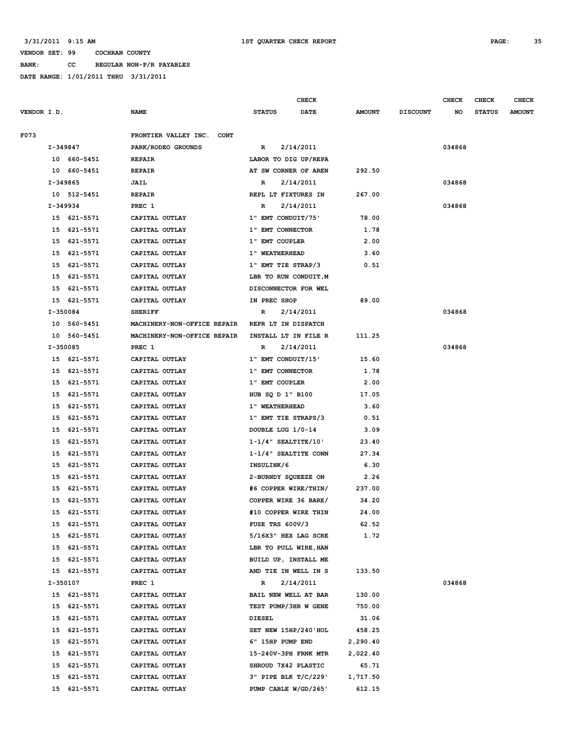3/31/2011 9:15 AM — 1ST QUARTER CHECK REPORT

VENDOR SET: 99 COCHRAN COUNTY

BANK: CC REGULAR NON-P/R PAYABLES

DATE RANGE: 1/01/2011 THRU 3/31/2011

| VENDOR I.D. | NAME | STATUS | CHECK DATE | AMOUNT | DISCOUNT | CHECK NO | CHECK STATUS | CHECK AMOUNT |
|---|---|---|---|---|---|---|---|---|
| F073 | FRONTIER VALLEY INC. CONT | | | | | | | |
| I-349847 | PARK/RODEO GROUNDS | R | 2/14/2011 | | | 034868 | | |
| 10 660-5451 | REPAIR | LABOR TO DIG UP/REPA | | | | | | |
| 10 660-5451 | REPAIR | AT SW CORNER OF AREN | | 292.50 | | | | |
| I-349865 | JAIL | R | 2/14/2011 | | | 034868 | | |
| 10 512-5451 | REPAIR | REPL LT FIXTURES IN | | 267.00 | | | | |
| I-349934 | PREC 1 | R | 2/14/2011 | | | 034868 | | |
| 15 621-5571 | CAPITAL OUTLAY | 1" EMT CONDUIT/75' | | 78.00 | | | | |
| 15 621-5571 | CAPITAL OUTLAY | 1" EMT CONNECTOR | | 1.78 | | | | |
| 15 621-5571 | CAPITAL OUTLAY | 1" EMT COUPLER | | 2.00 | | | | |
| 15 621-5571 | CAPITAL OUTLAY | 1" WEATHERHEAD | | 3.60 | | | | |
| 15 621-5571 | CAPITAL OUTLAY | 1" EMT TIE STRAP/3 | | 0.51 | | | | |
| 15 621-5571 | CAPITAL OUTLAY | LBR TO RUN CONDUIT,M | | | | | | |
| 15 621-5571 | CAPITAL OUTLAY | DISCONNECTOR FOR WEL | | | | | | |
| 15 621-5571 | CAPITAL OUTLAY | IN PREC SHOP | | 89.00 | | | | |
| I-350084 | SHERIFF | R | 2/14/2011 | | | 034868 | | |
| 10 560-5451 | MACHINERY-NON-OFFICE REPAIR | REPR LT IN DISPATCH | | | | | | |
| 10 560-5451 | MACHINERY-NON-OFFICE REPAIR | INSTALL LT IN FILE R | | 111.25 | | | | |
| I-350085 | PREC 1 | R | 2/14/2011 | | | 034868 | | |
| 15 621-5571 | CAPITAL OUTLAY | 1" EMT CONDUIT/15' | | 15.60 | | | | |
| 15 621-5571 | CAPITAL OUTLAY | 1" EMT CONNECTOR | | 1.78 | | | | |
| 15 621-5571 | CAPITAL OUTLAY | 1" EMT COUPLER | | 2.00 | | | | |
| 15 621-5571 | CAPITAL OUTLAY | HUB SQ D 1" B100 | | 17.05 | | | | |
| 15 621-5571 | CAPITAL OUTLAY | 1" WEATHERHEAD | | 3.60 | | | | |
| 15 621-5571 | CAPITAL OUTLAY | 1" EMT TIE STRAPS/3 | | 0.51 | | | | |
| 15 621-5571 | CAPITAL OUTLAY | DOUBLE LUG 1/0-14 | | 3.09 | | | | |
| 15 621-5571 | CAPITAL OUTLAY | 1-1/4" SEALTITE/10' | | 23.40 | | | | |
| 15 621-5571 | CAPITAL OUTLAY | 1-1/4" SEALTITE CONN | | 27.34 | | | | |
| 15 621-5571 | CAPITAL OUTLAY | INSULINK/6 | | 6.30 | | | | |
| 15 621-5571 | CAPITAL OUTLAY | 2-BURNDY SQUEEZE ON | | 2.26 | | | | |
| 15 621-5571 | CAPITAL OUTLAY | #6 COPPER WIRE/THIN/ | | 237.00 | | | | |
| 15 621-5571 | CAPITAL OUTLAY | COPPER WIRE 36 BARE/ | | 34.20 | | | | |
| 15 621-5571 | CAPITAL OUTLAY | #10 COPPER WIRE THIN | | 24.00 | | | | |
| 15 621-5571 | CAPITAL OUTLAY | FUSE TRS 600V/3 | | 62.52 | | | | |
| 15 621-5571 | CAPITAL OUTLAY | 5/16X3" HEX LAG SCRE | | 1.72 | | | | |
| 15 621-5571 | CAPITAL OUTLAY | LBR TO PULL WIRE,HAN | | | | | | |
| 15 621-5571 | CAPITAL OUTLAY | BUILD UP, INSTALL ME | | | | | | |
| 15 621-5571 | CAPITAL OUTLAY | AND TIE IN WELL IN S | | 133.50 | | | | |
| I-350107 | PREC 1 | R | 2/14/2011 | | | 034868 | | |
| 15 621-5571 | CAPITAL OUTLAY | BAIL NEW WELL AT BAR | | 130.00 | | | | |
| 15 621-5571 | CAPITAL OUTLAY | TEST PUMP/3HR W GENE | | 750.00 | | | | |
| 15 621-5571 | CAPITAL OUTLAY | DIESEL | | 31.06 | | | | |
| 15 621-5571 | CAPITAL OUTLAY | SET NEW 15HP/240'HOL | | 458.25 | | | | |
| 15 621-5571 | CAPITAL OUTLAY | 6" 15HP PUMP END | | 2,290.40 | | | | |
| 15 621-5571 | CAPITAL OUTLAY | 15-240V-3PH FRNK MTR | | 2,022.40 | | | | |
| 15 621-5571 | CAPITAL OUTLAY | SHROUD 7X42 PLASTIC | | 65.71 | | | | |
| 15 621-5571 | CAPITAL OUTLAY | 3" PIPE BLK T/C/229' | | 1,717.50 | | | | |
| 15 621-5571 | CAPITAL OUTLAY | PUMP CABLE W/GD/265' | | 612.15 | | | | |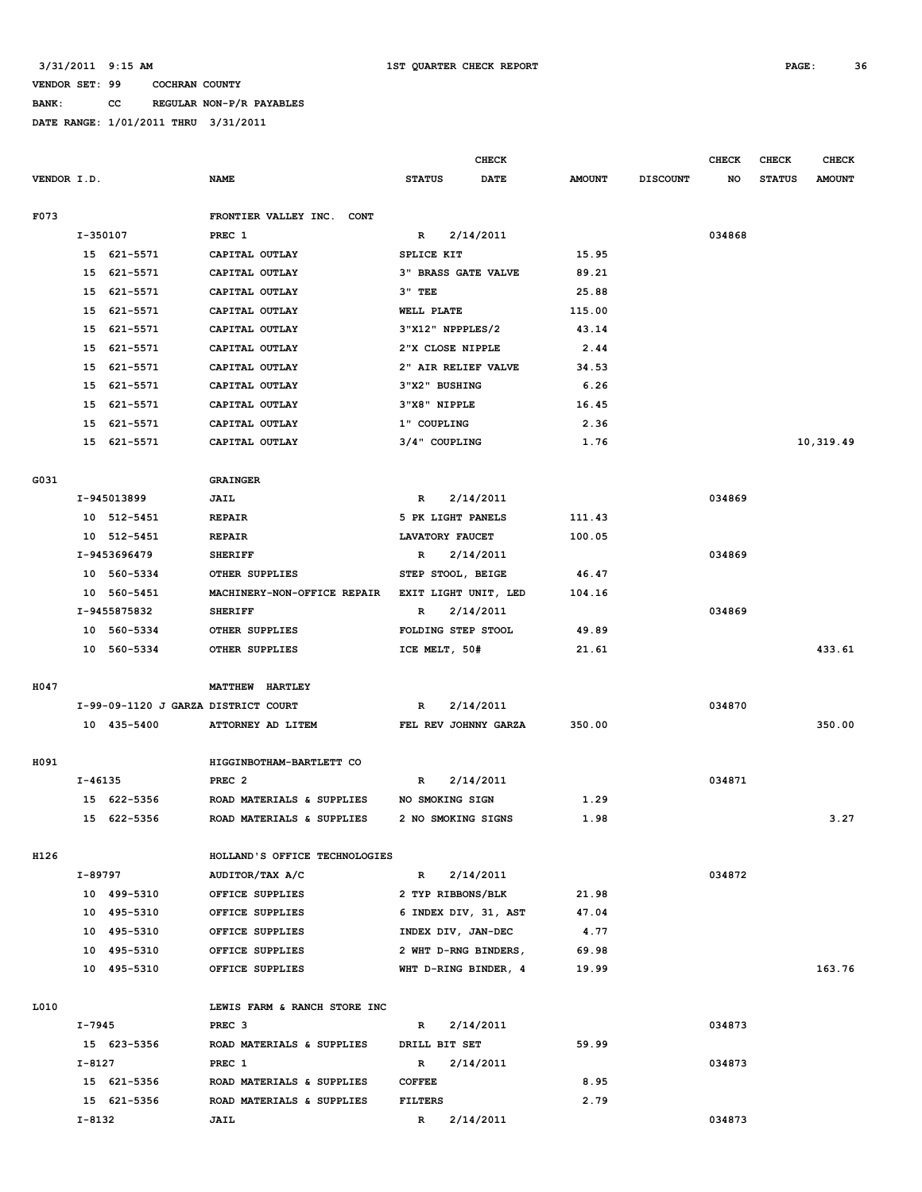3/31/2011 9:15 AM 1ST QUARTER CHECK REPORT

VENDOR SET: 99 COCHRAN COUNTY

BANK: CC REGULAR NON-P/R PAYABLES

DATE RANGE: 1/01/2011 THRU 3/31/2011

| VENDOR I.D. | NAME | STATUS | CHECK DATE | AMOUNT | DISCOUNT | CHECK NO | CHECK STATUS | CHECK AMOUNT |
|---|---|---|---|---|---|---|---|---|
| F073 | FRONTIER VALLEY INC. CONT | | | | | | | |
| I-350107 | PREC 1 | R | 2/14/2011 | | | 034868 | | |
| 15 621-5571 | CAPITAL OUTLAY | SPLICE KIT | | 15.95 | | | | |
| 15 621-5571 | CAPITAL OUTLAY | 3" BRASS GATE VALVE | | 89.21 | | | | |
| 15 621-5571 | CAPITAL OUTLAY | 3" TEE | | 25.88 | | | | |
| 15 621-5571 | CAPITAL OUTLAY | WELL PLATE | | 115.00 | | | | |
| 15 621-5571 | CAPITAL OUTLAY | 3"X12" NPPPLES/2 | | 43.14 | | | | |
| 15 621-5571 | CAPITAL OUTLAY | 2"X CLOSE NIPPLE | | 2.44 | | | | |
| 15 621-5571 | CAPITAL OUTLAY | 2" AIR RELIEF VALVE | | 34.53 | | | | |
| 15 621-5571 | CAPITAL OUTLAY | 3"X2" BUSHING | | 6.26 | | | | |
| 15 621-5571 | CAPITAL OUTLAY | 3"X8" NIPPLE | | 16.45 | | | | |
| 15 621-5571 | CAPITAL OUTLAY | 1" COUPLING | | 2.36 | | | | |
| 15 621-5571 | CAPITAL OUTLAY | 3/4" COUPLING | | 1.76 | | | | 10,319.49 |
| G031 | GRAINGER | | | | | | | |
| I-945013899 | JAIL | R | 2/14/2011 | | | 034869 | | |
| 10 512-5451 | REPAIR | 5 PK LIGHT PANELS | | 111.43 | | | | |
| 10 512-5451 | REPAIR | LAVATORY FAUCET | | 100.05 | | | | |
| I-9453696479 | SHERIFF | R | 2/14/2011 | | | 034869 | | |
| 10 560-5334 | OTHER SUPPLIES | STEP STOOL, BEIGE | | 46.47 | | | | |
| 10 560-5451 | MACHINERY-NON-OFFICE REPAIR | EXIT LIGHT UNIT, LED | | 104.16 | | | | |
| I-9455875832 | SHERIFF | R | 2/14/2011 | | | 034869 | | |
| 10 560-5334 | OTHER SUPPLIES | FOLDING STEP STOOL | | 49.89 | | | | |
| 10 560-5334 | OTHER SUPPLIES | ICE MELT, 50# | | 21.61 | | | | 433.61 |
| H047 | MATTHEW HARTLEY | | | | | | | |
| I-99-09-1120 J GARZA | DISTRICT COURT | R | 2/14/2011 | | | 034870 | | |
| 10 435-5400 | ATTORNEY AD LITEM | FEL REV JOHNNY GARZA | | 350.00 | | | | 350.00 |
| H091 | HIGGINBOTHAM-BARTLETT CO | | | | | | | |
| I-46135 | PREC 2 | R | 2/14/2011 | | | 034871 | | |
| 15 622-5356 | ROAD MATERIALS & SUPPLIES | NO SMOKING SIGN | | 1.29 | | | | |
| 15 622-5356 | ROAD MATERIALS & SUPPLIES | 2 NO SMOKING SIGNS | | 1.98 | | | | 3.27 |
| H126 | HOLLAND'S OFFICE TECHNOLOGIES | | | | | | | |
| I-89797 | AUDITOR/TAX A/C | R | 2/14/2011 | | | 034872 | | |
| 10 499-5310 | OFFICE SUPPLIES | 2 TYP RIBBONS/BLK | | 21.98 | | | | |
| 10 495-5310 | OFFICE SUPPLIES | 6 INDEX DIV, 31, AST | | 47.04 | | | | |
| 10 495-5310 | OFFICE SUPPLIES | INDEX DIV, JAN-DEC | | 4.77 | | | | |
| 10 495-5310 | OFFICE SUPPLIES | 2 WHT D-RNG BINDERS, | | 69.98 | | | | |
| 10 495-5310 | OFFICE SUPPLIES | WHT D-RING BINDER, 4 | | 19.99 | | | | 163.76 |
| L010 | LEWIS FARM & RANCH STORE INC | | | | | | | |
| I-7945 | PREC 3 | R | 2/14/2011 | | | 034873 | | |
| 15 623-5356 | ROAD MATERIALS & SUPPLIES | DRILL BIT SET | | 59.99 | | | | |
| I-8127 | PREC 1 | R | 2/14/2011 | | | 034873 | | |
| 15 621-5356 | ROAD MATERIALS & SUPPLIES | COFFEE | | 8.95 | | | | |
| 15 621-5356 | ROAD MATERIALS & SUPPLIES | FILTERS | | 2.79 | | | | |
| I-8132 | JAIL | R | 2/14/2011 | | | 034873 | | |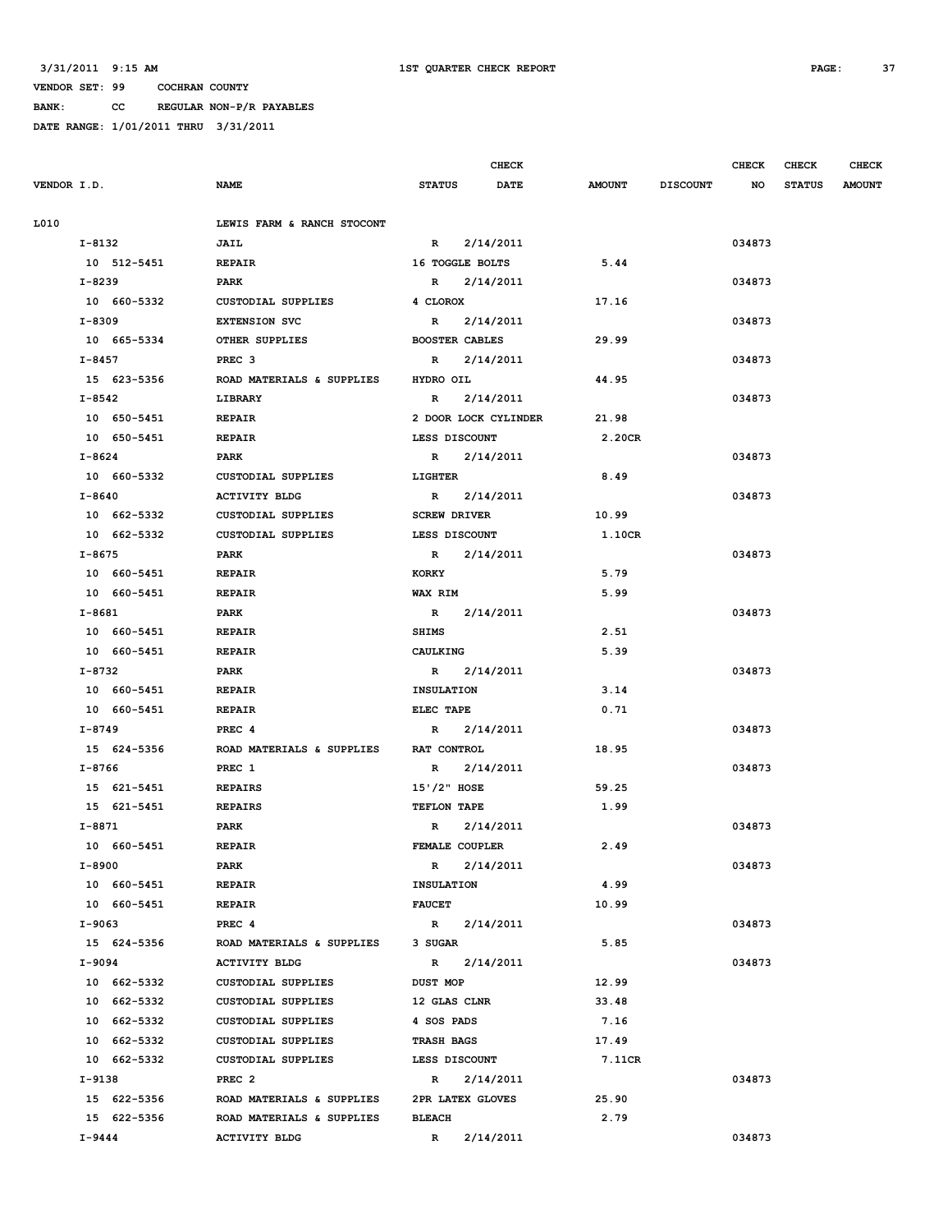3/31/2011 9:15 AM 1ST QUARTER CHECK REPORT

VENDOR SET: 99 COCHRAN COUNTY

BANK: CC REGULAR NON-P/R PAYABLES

DATE RANGE: 1/01/2011 THRU 3/31/2011

| VENDOR I.D. | NAME | STATUS | CHECK DATE | AMOUNT | DISCOUNT | CHECK NO | CHECK STATUS | CHECK AMOUNT |
|---|---|---|---|---|---|---|---|---|
| L010 | LEWIS FARM & RANCH STOCONT | | | | | | | |
| I-8132 | JAIL | R | 2/14/2011 | | | 034873 | | |
| 10 512-5451 | REPAIR | 16 TOGGLE BOLTS | | 5.44 | | | | |
| I-8239 | PARK | R | 2/14/2011 | | | 034873 | | |
| 10 660-5332 | CUSTODIAL SUPPLIES | 4 CLOROX | | 17.16 | | | | |
| I-8309 | EXTENSION SVC | R | 2/14/2011 | | | 034873 | | |
| 10 665-5334 | OTHER SUPPLIES | BOOSTER CABLES | | 29.99 | | | | |
| I-8457 | PREC 3 | R | 2/14/2011 | | | 034873 | | |
| 15 623-5356 | ROAD MATERIALS & SUPPLIES | HYDRO OIL | | 44.95 | | | | |
| I-8542 | LIBRARY | R | 2/14/2011 | | | 034873 | | |
| 10 650-5451 | REPAIR | 2 DOOR LOCK CYLINDER | | 21.98 | | | | |
| 10 650-5451 | REPAIR | LESS DISCOUNT | | 2.20CR | | | | |
| I-8624 | PARK | R | 2/14/2011 | | | 034873 | | |
| 10 660-5332 | CUSTODIAL SUPPLIES | LIGHTER | | 8.49 | | | | |
| I-8640 | ACTIVITY BLDG | R | 2/14/2011 | | | 034873 | | |
| 10 662-5332 | CUSTODIAL SUPPLIES | SCREW DRIVER | | 10.99 | | | | |
| 10 662-5332 | CUSTODIAL SUPPLIES | LESS DISCOUNT | | 1.10CR | | | | |
| I-8675 | PARK | R | 2/14/2011 | | | 034873 | | |
| 10 660-5451 | REPAIR | KORKY | | 5.79 | | | | |
| 10 660-5451 | REPAIR | WAX RIM | | 5.99 | | | | |
| I-8681 | PARK | R | 2/14/2011 | | | 034873 | | |
| 10 660-5451 | REPAIR | SHIMS | | 2.51 | | | | |
| 10 660-5451 | REPAIR | CAULKING | | 5.39 | | | | |
| I-8732 | PARK | R | 2/14/2011 | | | 034873 | | |
| 10 660-5451 | REPAIR | INSULATION | | 3.14 | | | | |
| 10 660-5451 | REPAIR | ELEC TAPE | | 0.71 | | | | |
| I-8749 | PREC 4 | R | 2/14/2011 | | | 034873 | | |
| 15 624-5356 | ROAD MATERIALS & SUPPLIES | RAT CONTROL | | 18.95 | | | | |
| I-8766 | PREC 1 | R | 2/14/2011 | | | 034873 | | |
| 15 621-5451 | REPAIRS | 15'/2" HOSE | | 59.25 | | | | |
| 15 621-5451 | REPAIRS | TEFLON TAPE | | 1.99 | | | | |
| I-8871 | PARK | R | 2/14/2011 | | | 034873 | | |
| 10 660-5451 | REPAIR | FEMALE COUPLER | | 2.49 | | | | |
| I-8900 | PARK | R | 2/14/2011 | | | 034873 | | |
| 10 660-5451 | REPAIR | INSULATION | | 4.99 | | | | |
| 10 660-5451 | REPAIR | FAUCET | | 10.99 | | | | |
| I-9063 | PREC 4 | R | 2/14/2011 | | | 034873 | | |
| 15 624-5356 | ROAD MATERIALS & SUPPLIES | 3 SUGAR | | 5.85 | | | | |
| I-9094 | ACTIVITY BLDG | R | 2/14/2011 | | | 034873 | | |
| 10 662-5332 | CUSTODIAL SUPPLIES | DUST MOP | | 12.99 | | | | |
| 10 662-5332 | CUSTODIAL SUPPLIES | 12 GLAS CLNR | | 33.48 | | | | |
| 10 662-5332 | CUSTODIAL SUPPLIES | 4 SOS PADS | | 7.16 | | | | |
| 10 662-5332 | CUSTODIAL SUPPLIES | TRASH BAGS | | 17.49 | | | | |
| 10 662-5332 | CUSTODIAL SUPPLIES | LESS DISCOUNT | | 7.11CR | | | | |
| I-9138 | PREC 2 | R | 2/14/2011 | | | 034873 | | |
| 15 622-5356 | ROAD MATERIALS & SUPPLIES | 2PR LATEX GLOVES | | 25.90 | | | | |
| 15 622-5356 | ROAD MATERIALS & SUPPLIES | BLEACH | | 2.79 | | | | |
| I-9444 | ACTIVITY BLDG | R | 2/14/2011 | | | 034873 | | |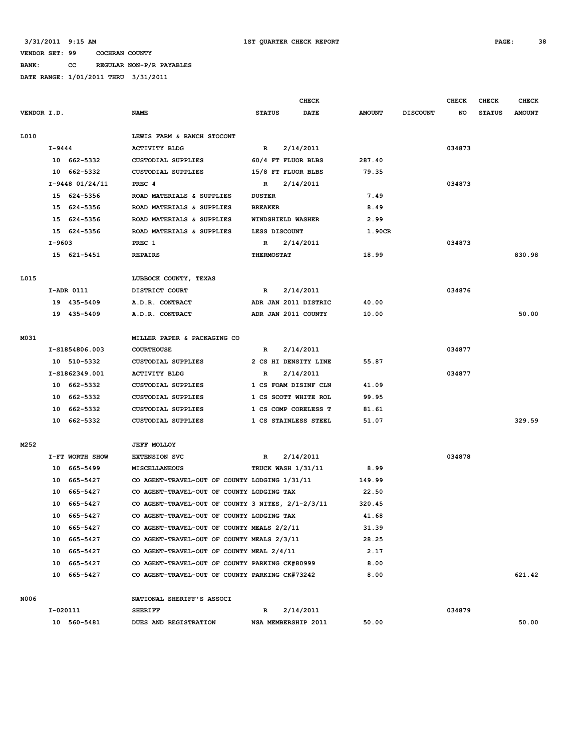3/31/2011 9:15 AM — 1ST QUARTER CHECK REPORT

VENDOR SET: 99 COCHRAN COUNTY

BANK: CC REGULAR NON-P/R PAYABLES

DATE RANGE: 1/01/2011 THRU 3/31/2011

| VENDOR I.D. | NAME | STATUS | CHECK DATE | AMOUNT | DISCOUNT | CHECK NO | CHECK STATUS | CHECK AMOUNT |
|---|---|---|---|---|---|---|---|---|
| L010 | LEWIS FARM & RANCH STOCONT | | | | | | | |
| I-9444 | ACTIVITY BLDG | R | 2/14/2011 | | | 034873 | | |
| 10 662-5332 | CUSTODIAL SUPPLIES | 60/4 FT FLUOR BLBS | | 287.40 | | | | |
| 10 662-5332 | CUSTODIAL SUPPLIES | 15/8 FT FLUOR BLBS | | 79.35 | | | | |
| I-9448 01/24/11 | PREC 4 | R | 2/14/2011 | | | 034873 | | |
| 15 624-5356 | ROAD MATERIALS & SUPPLIES | DUSTER | | 7.49 | | | | |
| 15 624-5356 | ROAD MATERIALS & SUPPLIES | BREAKER | | 8.49 | | | | |
| 15 624-5356 | ROAD MATERIALS & SUPPLIES | WINDSHIELD WASHER | | 2.99 | | | | |
| 15 624-5356 | ROAD MATERIALS & SUPPLIES | LESS DISCOUNT | | 1.90CR | | | | |
| I-9603 | PREC 1 | R | 2/14/2011 | | | 034873 | | |
| 15 621-5451 | REPAIRS | THERMOSTAT | | 18.99 | | | | 830.98 |
| L015 | LUBBOCK COUNTY, TEXAS | | | | | | | |
| I-ADR 0111 | DISTRICT COURT | R | 2/14/2011 | | | 034876 | | |
| 19 435-5409 | A.D.R. CONTRACT | ADR JAN 2011 DISTRIC | | 40.00 | | | | |
| 19 435-5409 | A.D.R. CONTRACT | ADR JAN 2011 COUNTY | | 10.00 | | | | 50.00 |
| M031 | MILLER PAPER & PACKAGING CO | | | | | | | |
| I-S1854806.003 | COURTHOUSE | R | 2/14/2011 | | | 034877 | | |
| 10 510-5332 | CUSTODIAL SUPPLIES | 2 CS HI DENSITY LINE | | 55.87 | | | | |
| I-S1862349.001 | ACTIVITY BLDG | R | 2/14/2011 | | | 034877 | | |
| 10 662-5332 | CUSTODIAL SUPPLIES | 1 CS FOAM DISINF CLN | | 41.09 | | | | |
| 10 662-5332 | CUSTODIAL SUPPLIES | 1 CS SCOTT WHITE ROL | | 99.95 | | | | |
| 10 662-5332 | CUSTODIAL SUPPLIES | 1 CS COMP CORELESS T | | 81.61 | | | | |
| 10 662-5332 | CUSTODIAL SUPPLIES | 1 CS STAINLESS STEEL | | 51.07 | | | | 329.59 |
| M252 | JEFF MOLLOY | | | | | | | |
| I-FT WORTH SHOW | EXTENSION SVC | R | 2/14/2011 | | | 034878 | | |
| 10 665-5499 | MISCELLANEOUS | TRUCK WASH 1/31/11 | | 8.99 | | | | |
| 10 665-5427 | CO AGENT-TRAVEL-OUT OF COUNTY LODGING 1/31/11 | | | 149.99 | | | | |
| 10 665-5427 | CO AGENT-TRAVEL-OUT OF COUNTY LODGING TAX | | | 22.50 | | | | |
| 10 665-5427 | CO AGENT-TRAVEL-OUT OF COUNTY 3 NITES, 2/1-2/3/11 | | | 320.45 | | | | |
| 10 665-5427 | CO AGENT-TRAVEL-OUT OF COUNTY LODGING TAX | | | 41.68 | | | | |
| 10 665-5427 | CO AGENT-TRAVEL-OUT OF COUNTY MEALS 2/2/11 | | | 31.39 | | | | |
| 10 665-5427 | CO AGENT-TRAVEL-OUT OF COUNTY MEALS 2/3/11 | | | 28.25 | | | | |
| 10 665-5427 | CO AGENT-TRAVEL-OUT OF COUNTY MEAL 2/4/11 | | | 2.17 | | | | |
| 10 665-5427 | CO AGENT-TRAVEL-OUT OF COUNTY PARKING CK#80999 | | | 8.00 | | | | |
| 10 665-5427 | CO AGENT-TRAVEL-OUT OF COUNTY PARKING CK#73242 | | | 8.00 | | | | 621.42 |
| N006 | NATIONAL SHERIFF'S ASSOCI | | | | | | | |
| I-020111 | SHERIFF | R | 2/14/2011 | | | 034879 | | |
| 10 560-5481 | DUES AND REGISTRATION | NSA MEMBERSHIP 2011 | | 50.00 | | | | 50.00 |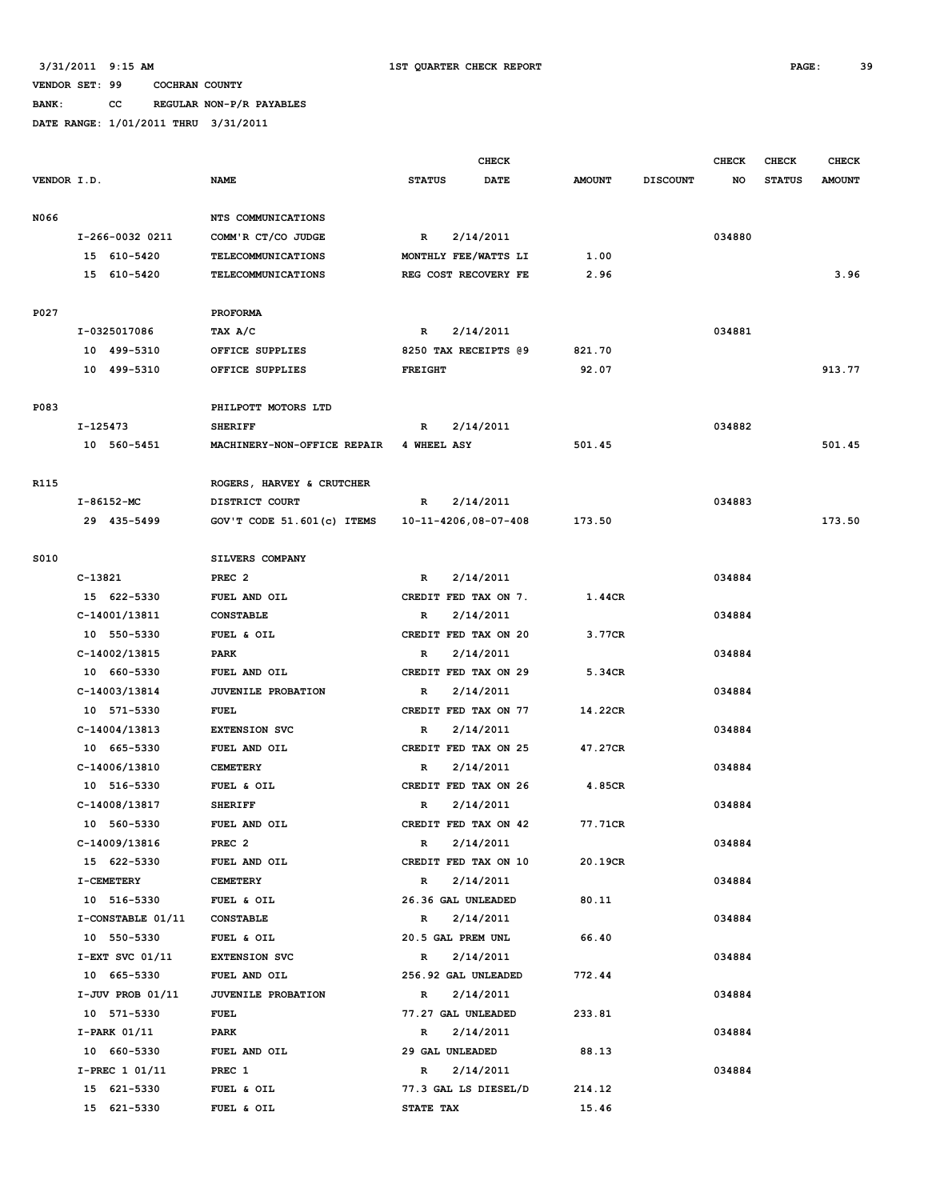3/31/2011 9:15 AM 1ST QUARTER CHECK REPORT

VENDOR SET: 99 COCHRAN COUNTY

BANK: CC REGULAR NON-P/R PAYABLES

DATE RANGE: 1/01/2011 THRU 3/31/2011

| VENDOR I.D. | NAME | STATUS | CHECK DATE | AMOUNT | DISCOUNT | CHECK NO | CHECK STATUS | CHECK AMOUNT |
|---|---|---|---|---|---|---|---|---|
| N066 | NTS COMMUNICATIONS | | | | | | | |
| I-266-0032 0211 | COMM'R CT/CO JUDGE | R | 2/14/2011 | | | 034880 | | |
| 15 610-5420 | TELECOMMUNICATIONS | MONTHLY FEE/WATTS LI | | 1.00 | | | | |
| 15 610-5420 | TELECOMMUNICATIONS | REG COST RECOVERY FE | | 2.96 | | | | 3.96 |
| P027 | PROFORMA | | | | | | | |
| I-0325017086 | TAX A/C | R | 2/14/2011 | | | 034881 | | |
| 10 499-5310 | OFFICE SUPPLIES | 8250 TAX RECEIPTS @9 | | 821.70 | | | | |
| 10 499-5310 | OFFICE SUPPLIES | FREIGHT | | 92.07 | | | | 913.77 |
| P083 | PHILPOTT MOTORS LTD | | | | | | | |
| I-125473 | SHERIFF | R | 2/14/2011 | | | 034882 | | |
| 10 560-5451 | MACHINERY-NON-OFFICE REPAIR | 4 WHEEL ASY | | 501.45 | | | | 501.45 |
| R115 | ROGERS, HARVEY & CRUTCHER | | | | | | | |
| I-86152-MC | DISTRICT COURT | R | 2/14/2011 | | | 034883 | | |
| 29 435-5499 | GOV'T CODE 51.601(c) ITEMS | 10-11-4206,08-07-408 | | 173.50 | | | | 173.50 |
| S010 | SILVERS COMPANY | | | | | | | |
| C-13821 | PREC 2 | R | 2/14/2011 | | | 034884 | | |
| 15 622-5330 | FUEL AND OIL | CREDIT FED TAX ON 7. | | 1.44CR | | | | |
| C-14001/13811 | CONSTABLE | R | 2/14/2011 | | | 034884 | | |
| 10 550-5330 | FUEL & OIL | CREDIT FED TAX ON 20 | | 3.77CR | | | | |
| C-14002/13815 | PARK | R | 2/14/2011 | | | 034884 | | |
| 10 660-5330 | FUEL AND OIL | CREDIT FED TAX ON 29 | | 5.34CR | | | | |
| C-14003/13814 | JUVENILE PROBATION | R | 2/14/2011 | | | 034884 | | |
| 10 571-5330 | FUEL | CREDIT FED TAX ON 77 | | 14.22CR | | | | |
| C-14004/13813 | EXTENSION SVC | R | 2/14/2011 | | | 034884 | | |
| 10 665-5330 | FUEL AND OIL | CREDIT FED TAX ON 25 | | 47.27CR | | | | |
| C-14006/13810 | CEMETERY | R | 2/14/2011 | | | 034884 | | |
| 10 516-5330 | FUEL & OIL | CREDIT FED TAX ON 26 | | 4.85CR | | | | |
| C-14008/13817 | SHERIFF | R | 2/14/2011 | | | 034884 | | |
| 10 560-5330 | FUEL AND OIL | CREDIT FED TAX ON 42 | | 77.71CR | | | | |
| C-14009/13816 | PREC 2 | R | 2/14/2011 | | | 034884 | | |
| 15 622-5330 | FUEL AND OIL | CREDIT FED TAX ON 10 | | 20.19CR | | | | |
| I-CEMETERY | CEMETERY | R | 2/14/2011 | | | 034884 | | |
| 10 516-5330 | FUEL & OIL | 26.36 GAL UNLEADED | | 80.11 | | | | |
| I-CONSTABLE 01/11 | CONSTABLE | R | 2/14/2011 | | | 034884 | | |
| 10 550-5330 | FUEL & OIL | 20.5 GAL PREM UNL | | 66.40 | | | | |
| I-EXT SVC 01/11 | EXTENSION SVC | R | 2/14/2011 | | | 034884 | | |
| 10 665-5330 | FUEL AND OIL | 256.92 GAL UNLEADED | | 772.44 | | | | |
| I-JUV PROB 01/11 | JUVENILE PROBATION | R | 2/14/2011 | | | 034884 | | |
| 10 571-5330 | FUEL | 77.27 GAL UNLEADED | | 233.81 | | | | |
| I-PARK 01/11 | PARK | R | 2/14/2011 | | | 034884 | | |
| 10 660-5330 | FUEL AND OIL | 29 GAL UNLEADED | | 88.13 | | | | |
| I-PREC 1 01/11 | PREC 1 | R | 2/14/2011 | | | 034884 | | |
| 15 621-5330 | FUEL & OIL | 77.3 GAL LS DIESEL/D | | 214.12 | | | | |
| 15 621-5330 | FUEL & OIL | STATE TAX | | 15.46 | | | | |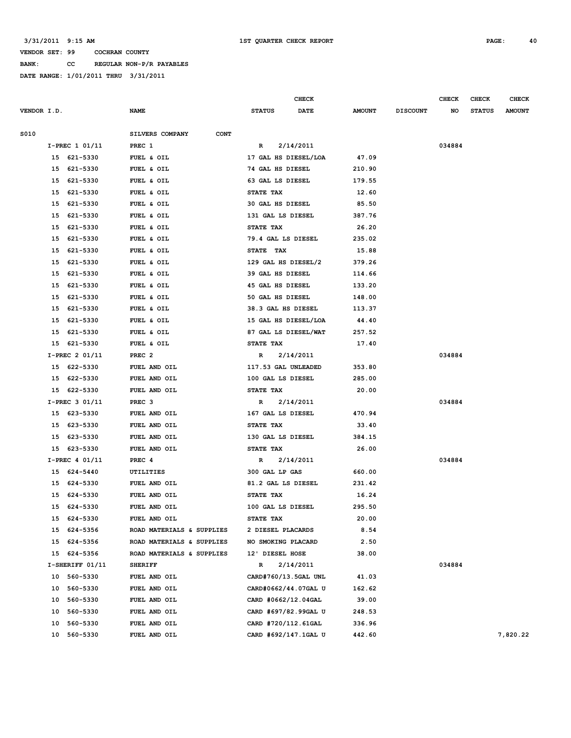VENDOR SET: 99 COCHRAN COUNTY

BANK: CC REGULAR NON-P/R PAYABLES

DATE RANGE: 1/01/2011 THRU 3/31/2011

| VENDOR I.D. | NAME | STATUS | CHECK DATE | AMOUNT | DISCOUNT | CHECK NO | CHECK STATUS | CHECK AMOUNT |
|---|---|---|---|---|---|---|---|---|
| S010 | SILVERS COMPANY CONT | | | | | | | |
| I-PREC 1 01/11 | PREC 1 | R | 2/14/2011 | | | 034884 | | |
| 15 621-5330 | FUEL & OIL | 17 GAL HS DIESEL/LOA | | 47.09 | | | | |
| 15 621-5330 | FUEL & OIL | 74 GAL HS DIESEL | | 210.90 | | | | |
| 15 621-5330 | FUEL & OIL | 63 GAL LS DIESEL | | 179.55 | | | | |
| 15 621-5330 | FUEL & OIL | STATE TAX | | 12.60 | | | | |
| 15 621-5330 | FUEL & OIL | 30 GAL HS DIESEL | | 85.50 | | | | |
| 15 621-5330 | FUEL & OIL | 131 GAL LS DIESEL | | 387.76 | | | | |
| 15 621-5330 | FUEL & OIL | STATE TAX | | 26.20 | | | | |
| 15 621-5330 | FUEL & OIL | 79.4 GAL LS DIESEL | | 235.02 | | | | |
| 15 621-5330 | FUEL & OIL | STATE TAX | | 15.88 | | | | |
| 15 621-5330 | FUEL & OIL | 129 GAL HS DIESEL/2 | | 379.26 | | | | |
| 15 621-5330 | FUEL & OIL | 39 GAL HS DIESEL | | 114.66 | | | | |
| 15 621-5330 | FUEL & OIL | 45 GAL HS DIESEL | | 133.20 | | | | |
| 15 621-5330 | FUEL & OIL | 50 GAL HS DIESEL | | 148.00 | | | | |
| 15 621-5330 | FUEL & OIL | 38.3 GAL HS DIESEL | | 113.37 | | | | |
| 15 621-5330 | FUEL & OIL | 15 GAL HS DIESEL/LOA | | 44.40 | | | | |
| 15 621-5330 | FUEL & OIL | 87 GAL LS DIESEL/WAT | | 257.52 | | | | |
| 15 621-5330 | FUEL & OIL | STATE TAX | | 17.40 | | | | |
| I-PREC 2 01/11 | PREC 2 | R | 2/14/2011 | | | 034884 | | |
| 15 622-5330 | FUEL AND OIL | 117.53 GAL UNLEADED | | 353.80 | | | | |
| 15 622-5330 | FUEL AND OIL | 100 GAL LS DIESEL | | 285.00 | | | | |
| 15 622-5330 | FUEL AND OIL | STATE TAX | | 20.00 | | | | |
| I-PREC 3 01/11 | PREC 3 | R | 2/14/2011 | | | 034884 | | |
| 15 623-5330 | FUEL AND OIL | 167 GAL LS DIESEL | | 470.94 | | | | |
| 15 623-5330 | FUEL AND OIL | STATE TAX | | 33.40 | | | | |
| 15 623-5330 | FUEL AND OIL | 130 GAL LS DIESEL | | 384.15 | | | | |
| 15 623-5330 | FUEL AND OIL | STATE TAX | | 26.00 | | | | |
| I-PREC 4 01/11 | PREC 4 | R | 2/14/2011 | | | 034884 | | |
| 15 624-5440 | UTILITIES | 300 GAL LP GAS | | 660.00 | | | | |
| 15 624-5330 | FUEL AND OIL | 81.2 GAL LS DIESEL | | 231.42 | | | | |
| 15 624-5330 | FUEL AND OIL | STATE TAX | | 16.24 | | | | |
| 15 624-5330 | FUEL AND OIL | 100 GAL LS DIESEL | | 295.50 | | | | |
| 15 624-5330 | FUEL AND OIL | STATE TAX | | 20.00 | | | | |
| 15 624-5356 | ROAD MATERIALS & SUPPLIES | 2 DIESEL PLACARDS | | 8.54 | | | | |
| 15 624-5356 | ROAD MATERIALS & SUPPLIES | NO SMOKING PLACARD | | 2.50 | | | | |
| 15 624-5356 | ROAD MATERIALS & SUPPLIES | 12' DIESEL HOSE | | 38.00 | | | | |
| I-SHERIFF 01/11 | SHERIFF | R | 2/14/2011 | | | 034884 | | |
| 10 560-5330 | FUEL AND OIL | CARD#760/13.5GAL UNL | | 41.03 | | | | |
| 10 560-5330 | FUEL AND OIL | CARD#0662/44.07GAL U | | 162.62 | | | | |
| 10 560-5330 | FUEL AND OIL | CARD #0662/12.04GAL | | 39.00 | | | | |
| 10 560-5330 | FUEL AND OIL | CARD #697/82.99GAL U | | 248.53 | | | | |
| 10 560-5330 | FUEL AND OIL | CARD #720/112.61GAL | | 336.96 | | | | |
| 10 560-5330 | FUEL AND OIL | CARD #692/147.1GAL U | | 442.60 | | | | 7,820.22 |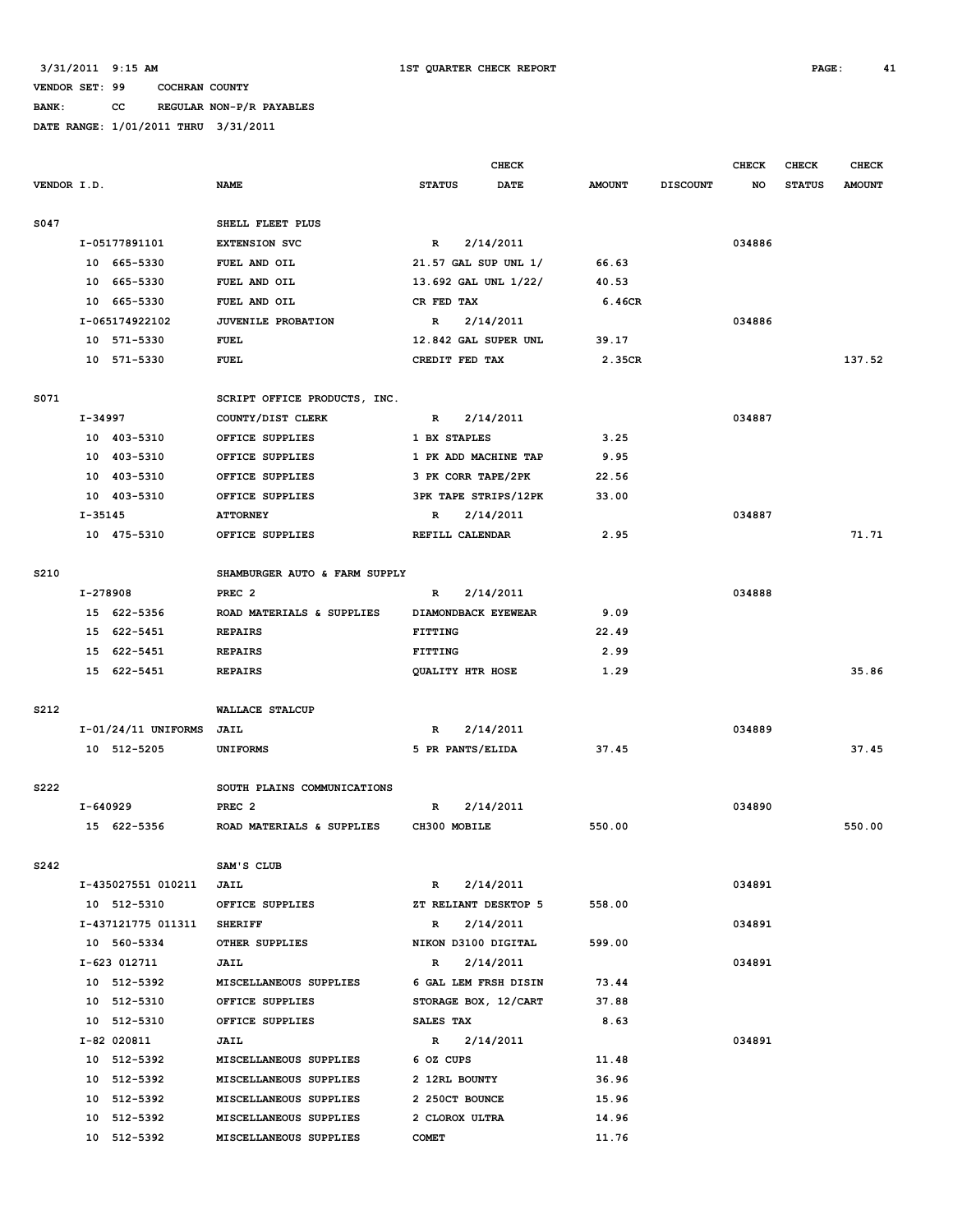3/31/2011 9:15 AM — 1ST QUARTER CHECK REPORT

VENDOR SET: 99 COCHRAN COUNTY
BANK: CC REGULAR NON-P/R PAYABLES
DATE RANGE: 1/01/2011 THRU 3/31/2011

| VENDOR I.D. | NAME | STATUS | CHECK DATE | AMOUNT | DISCOUNT | CHECK NO | CHECK STATUS | CHECK AMOUNT |
|---|---|---|---|---|---|---|---|---|
| S047 | SHELL FLEET PLUS | | | | | | | |
| I-05177891101 | EXTENSION SVC | R | 2/14/2011 | | | 034886 | | |
| 10 665-5330 | FUEL AND OIL | 21.57 GAL SUP UNL 1/ | | 66.63 | | | | |
| 10 665-5330 | FUEL AND OIL | 13.692 GAL UNL 1/22/ | | 40.53 | | | | |
| 10 665-5330 | FUEL AND OIL | CR FED TAX | | 6.46CR | | | | |
| I-065174922102 | JUVENILE PROBATION | R | 2/14/2011 | | | 034886 | | |
| 10 571-5330 | FUEL | 12.842 GAL SUPER UNL | | 39.17 | | | | |
| 10 571-5330 | FUEL | CREDIT FED TAX | | 2.35CR | | | | 137.52 |
| S071 | SCRIPT OFFICE PRODUCTS, INC. | | | | | | | |
| I-34997 | COUNTY/DIST CLERK | R | 2/14/2011 | | | 034887 | | |
| 10 403-5310 | OFFICE SUPPLIES | 1 BX STAPLES | | 3.25 | | | | |
| 10 403-5310 | OFFICE SUPPLIES | 1 PK ADD MACHINE TAP | | 9.95 | | | | |
| 10 403-5310 | OFFICE SUPPLIES | 3 PK CORR TAPE/2PK | | 22.56 | | | | |
| 10 403-5310 | OFFICE SUPPLIES | 3PK TAPE STRIPS/12PK | | 33.00 | | | | |
| I-35145 | ATTORNEY | R | 2/14/2011 | | | 034887 | | |
| 10 475-5310 | OFFICE SUPPLIES | REFILL CALENDAR | | 2.95 | | | | 71.71 |
| S210 | SHAMBURGER AUTO & FARM SUPPLY | | | | | | | |
| I-278908 | PREC 2 | R | 2/14/2011 | | | 034888 | | |
| 15 622-5356 | ROAD MATERIALS & SUPPLIES | DIAMONDBACK EYEWEAR | | 9.09 | | | | |
| 15 622-5451 | REPAIRS | FITTING | | 22.49 | | | | |
| 15 622-5451 | REPAIRS | FITTING | | 2.99 | | | | |
| 15 622-5451 | REPAIRS | QUALITY HTR HOSE | | 1.29 | | | | 35.86 |
| S212 | WALLACE STALCUP | | | | | | | |
| I-01/24/11 UNIFORMS | JAIL | R | 2/14/2011 | | | 034889 | | |
| 10 512-5205 | UNIFORMS | 5 PR PANTS/ELIDA | | 37.45 | | | | 37.45 |
| S222 | SOUTH PLAINS COMMUNICATIONS | | | | | | | |
| I-640929 | PREC 2 | R | 2/14/2011 | | | 034890 | | |
| 15 622-5356 | ROAD MATERIALS & SUPPLIES | CH300 MOBILE | | 550.00 | | | | 550.00 |
| S242 | SAM'S CLUB | | | | | | | |
| I-435027551 010211 | JAIL | R | 2/14/2011 | | | 034891 | | |
| 10 512-5310 | OFFICE SUPPLIES | ZT RELIANT DESKTOP 5 | | 558.00 | | | | |
| I-437121775 011311 | SHERIFF | R | 2/14/2011 | | | 034891 | | |
| 10 560-5334 | OTHER SUPPLIES | NIKON D3100 DIGITAL | | 599.00 | | | | |
| I-623 012711 | JAIL | R | 2/14/2011 | | | 034891 | | |
| 10 512-5392 | MISCELLANEOUS SUPPLIES | 6 GAL LEM FRSH DISIN | | 73.44 | | | | |
| 10 512-5310 | OFFICE SUPPLIES | STORAGE BOX, 12/CART | | 37.88 | | | | |
| 10 512-5310 | OFFICE SUPPLIES | SALES TAX | | 8.63 | | | | |
| I-82 020811 | JAIL | R | 2/14/2011 | | | 034891 | | |
| 10 512-5392 | MISCELLANEOUS SUPPLIES | 6 OZ CUPS | | 11.48 | | | | |
| 10 512-5392 | MISCELLANEOUS SUPPLIES | 2 12RL BOUNTY | | 36.96 | | | | |
| 10 512-5392 | MISCELLANEOUS SUPPLIES | 2 250CT BOUNCE | | 15.96 | | | | |
| 10 512-5392 | MISCELLANEOUS SUPPLIES | 2 CLOROX ULTRA | | 14.96 | | | | |
| 10 512-5392 | MISCELLANEOUS SUPPLIES | COMET | | 11.76 | | | | |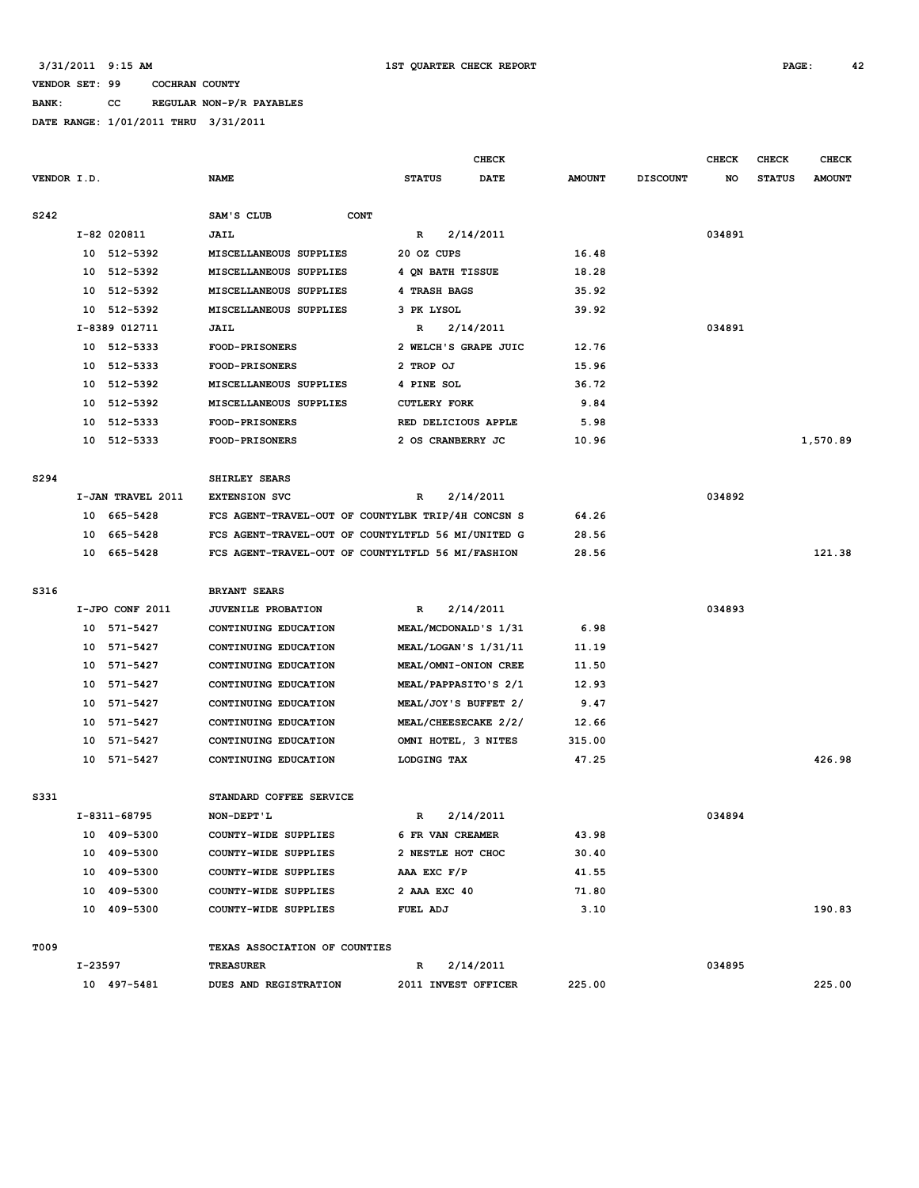3/31/2011 9:15 AM 1ST QUARTER CHECK REPORT

VENDOR SET: 99 COCHRAN COUNTY

BANK: CC REGULAR NON-P/R PAYABLES

DATE RANGE: 1/01/2011 THRU 3/31/2011

| VENDOR I.D. | NAME | STATUS | CHECK DATE | AMOUNT | DISCOUNT | CHECK NO | CHECK STATUS | CHECK AMOUNT |
|---|---|---|---|---|---|---|---|---|
| S242 | SAM'S CLUB CONT | | | | | | | |
| I-82 020811 | JAIL | R | 2/14/2011 | | | 034891 | | |
| 10 512-5392 | MISCELLANEOUS SUPPLIES | 20 OZ CUPS | | 16.48 | | | | |
| 10 512-5392 | MISCELLANEOUS SUPPLIES | 4 QN BATH TISSUE | | 18.28 | | | | |
| 10 512-5392 | MISCELLANEOUS SUPPLIES | 4 TRASH BAGS | | 35.92 | | | | |
| 10 512-5392 | MISCELLANEOUS SUPPLIES | 3 PK LYSOL | | 39.92 | | | | |
| I-8389 012711 | JAIL | R | 2/14/2011 | | | 034891 | | |
| 10 512-5333 | FOOD-PRISONERS | 2 WELCH'S GRAPE JUIC | | 12.76 | | | | |
| 10 512-5333 | FOOD-PRISONERS | 2 TROP OJ | | 15.96 | | | | |
| 10 512-5392 | MISCELLANEOUS SUPPLIES | 4 PINE SOL | | 36.72 | | | | |
| 10 512-5392 | MISCELLANEOUS SUPPLIES | CUTLERY FORK | | 9.84 | | | | |
| 10 512-5333 | FOOD-PRISONERS | RED DELICIOUS APPLE | | 5.98 | | | | |
| 10 512-5333 | FOOD-PRISONERS | 2 OS CRANBERRY JC | | 10.96 | | | | 1,570.89 |
| S294 | SHIRLEY SEARS | | | | | | | |
| I-JAN TRAVEL 2011 | EXTENSION SVC | R | 2/14/2011 | | | 034892 | | |
| 10 665-5428 | FCS AGENT-TRAVEL-OUT OF COUNTY | LBK TRIP/4H CONCSN S | | 64.26 | | | | |
| 10 665-5428 | FCS AGENT-TRAVEL-OUT OF COUNTY | LTFLD 56 MI/UNITED G | | 28.56 | | | | |
| 10 665-5428 | FCS AGENT-TRAVEL-OUT OF COUNTY | LTFLD 56 MI/FASHION | | 28.56 | | | | 121.38 |
| S316 | BRYANT SEARS | | | | | | | |
| I-JPO CONF 2011 | JUVENILE PROBATION | R | 2/14/2011 | | | 034893 | | |
| 10 571-5427 | CONTINUING EDUCATION | MEAL/MCDONALD'S 1/31 | | 6.98 | | | | |
| 10 571-5427 | CONTINUING EDUCATION | MEAL/LOGAN'S 1/31/11 | | 11.19 | | | | |
| 10 571-5427 | CONTINUING EDUCATION | MEAL/OMNI-ONION CREE | | 11.50 | | | | |
| 10 571-5427 | CONTINUING EDUCATION | MEAL/PAPPASITO'S 2/1 | | 12.93 | | | | |
| 10 571-5427 | CONTINUING EDUCATION | MEAL/JOY'S BUFFET 2/ | | 9.47 | | | | |
| 10 571-5427 | CONTINUING EDUCATION | MEAL/CHEESECAKE 2/2/ | | 12.66 | | | | |
| 10 571-5427 | CONTINUING EDUCATION | OMNI HOTEL, 3 NITES | | 315.00 | | | | |
| 10 571-5427 | CONTINUING EDUCATION | LODGING TAX | | 47.25 | | | | 426.98 |
| S331 | STANDARD COFFEE SERVICE | | | | | | | |
| I-8311-68795 | NON-DEPT'L | R | 2/14/2011 | | | 034894 | | |
| 10 409-5300 | COUNTY-WIDE SUPPLIES | 6 FR VAN CREAMER | | 43.98 | | | | |
| 10 409-5300 | COUNTY-WIDE SUPPLIES | 2 NESTLE HOT CHOC | | 30.40 | | | | |
| 10 409-5300 | COUNTY-WIDE SUPPLIES | AAA EXC F/P | | 41.55 | | | | |
| 10 409-5300 | COUNTY-WIDE SUPPLIES | 2 AAA EXC 40 | | 71.80 | | | | |
| 10 409-5300 | COUNTY-WIDE SUPPLIES | FUEL ADJ | | 3.10 | | | | 190.83 |
| T009 | TEXAS ASSOCIATION OF COUNTIES | | | | | | | |
| I-23597 | TREASURER | R | 2/14/2011 | | | 034895 | | |
| 10 497-5481 | DUES AND REGISTRATION | 2011 INVEST OFFICER | | 225.00 | | | | 225.00 |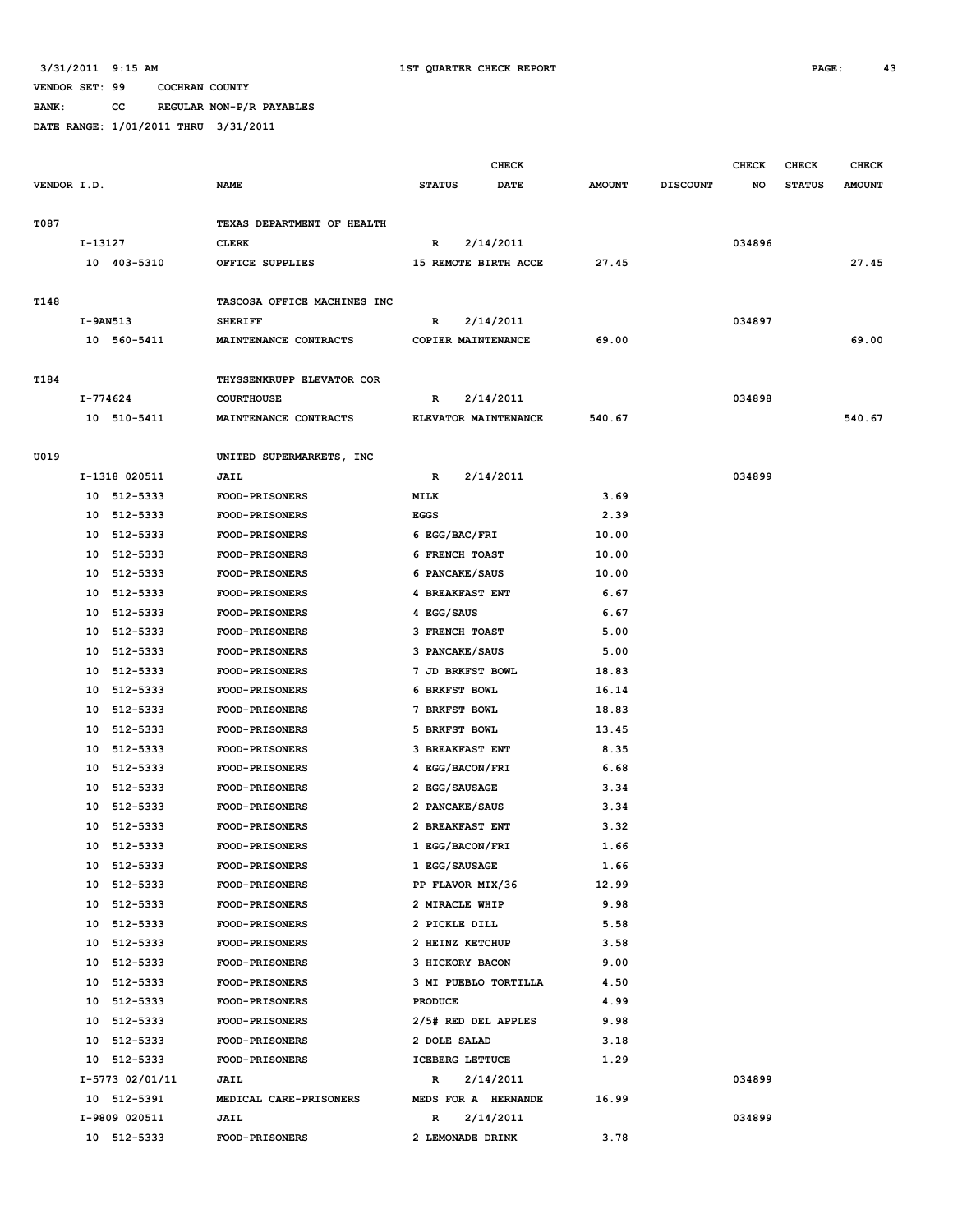3/31/2011 9:15 AM — 1ST QUARTER CHECK REPORT — PAGE: 43

VENDOR SET: 99 COCHRAN COUNTY

BANK: CC REGULAR NON-P/R PAYABLES

DATE RANGE: 1/01/2011 THRU 3/31/2011

| VENDOR I.D. | NAME | STATUS | CHECK DATE | AMOUNT | DISCOUNT | CHECK NO | CHECK STATUS | CHECK AMOUNT |
|---|---|---|---|---|---|---|---|---|
| T087 | TEXAS DEPARTMENT OF HEALTH | | | | | | | |
| I-13127 | CLERK | R | 2/14/2011 | | | 034896 | | |
| 10 403-5310 | OFFICE SUPPLIES | 15 REMOTE BIRTH ACCE | | 27.45 | | | | 27.45 |
| T148 | TASCOSA OFFICE MACHINES INC | | | | | | | |
| I-9AN513 | SHERIFF | R | 2/14/2011 | | | 034897 | | |
| 10 560-5411 | MAINTENANCE CONTRACTS | COPIER MAINTENANCE | | 69.00 | | | | 69.00 |
| T184 | THYSSENKRUPP ELEVATOR COR | | | | | | | |
| I-774624 | COURTHOUSE | R | 2/14/2011 | | | 034898 | | |
| 10 510-5411 | MAINTENANCE CONTRACTS | ELEVATOR MAINTENANCE | | 540.67 | | | | 540.67 |
| U019 | UNITED SUPERMARKETS, INC | | | | | | | |
| I-1318 020511 | JAIL | R | 2/14/2011 | | | 034899 | | |
| 10 512-5333 | FOOD-PRISONERS | MILK | | 3.69 | | | | |
| 10 512-5333 | FOOD-PRISONERS | EGGS | | 2.39 | | | | |
| 10 512-5333 | FOOD-PRISONERS | 6 EGG/BAC/FRI | | 10.00 | | | | |
| 10 512-5333 | FOOD-PRISONERS | 6 FRENCH TOAST | | 10.00 | | | | |
| 10 512-5333 | FOOD-PRISONERS | 6 PANCAKE/SAUS | | 10.00 | | | | |
| 10 512-5333 | FOOD-PRISONERS | 4 BREAKFAST ENT | | 6.67 | | | | |
| 10 512-5333 | FOOD-PRISONERS | 4 EGG/SAUS | | 6.67 | | | | |
| 10 512-5333 | FOOD-PRISONERS | 3 FRENCH TOAST | | 5.00 | | | | |
| 10 512-5333 | FOOD-PRISONERS | 3 PANCAKE/SAUS | | 5.00 | | | | |
| 10 512-5333 | FOOD-PRISONERS | 7 JD BRKFST BOWL | | 18.83 | | | | |
| 10 512-5333 | FOOD-PRISONERS | 6 BRKFST BOWL | | 16.14 | | | | |
| 10 512-5333 | FOOD-PRISONERS | 7 BRKFST BOWL | | 18.83 | | | | |
| 10 512-5333 | FOOD-PRISONERS | 5 BRKFST BOWL | | 13.45 | | | | |
| 10 512-5333 | FOOD-PRISONERS | 3 BREAKFAST ENT | | 8.35 | | | | |
| 10 512-5333 | FOOD-PRISONERS | 4 EGG/BACON/FRI | | 6.68 | | | | |
| 10 512-5333 | FOOD-PRISONERS | 2 EGG/SAUSAGE | | 3.34 | | | | |
| 10 512-5333 | FOOD-PRISONERS | 2 PANCAKE/SAUS | | 3.34 | | | | |
| 10 512-5333 | FOOD-PRISONERS | 2 BREAKFAST ENT | | 3.32 | | | | |
| 10 512-5333 | FOOD-PRISONERS | 1 EGG/BACON/FRI | | 1.66 | | | | |
| 10 512-5333 | FOOD-PRISONERS | 1 EGG/SAUSAGE | | 1.66 | | | | |
| 10 512-5333 | FOOD-PRISONERS | PP FLAVOR MIX/36 | | 12.99 | | | | |
| 10 512-5333 | FOOD-PRISONERS | 2 MIRACLE WHIP | | 9.98 | | | | |
| 10 512-5333 | FOOD-PRISONERS | 2 PICKLE DILL | | 5.58 | | | | |
| 10 512-5333 | FOOD-PRISONERS | 2 HEINZ KETCHUP | | 3.58 | | | | |
| 10 512-5333 | FOOD-PRISONERS | 3 HICKORY BACON | | 9.00 | | | | |
| 10 512-5333 | FOOD-PRISONERS | 3 MI PUEBLO TORTILLA | | 4.50 | | | | |
| 10 512-5333 | FOOD-PRISONERS | PRODUCE | | 4.99 | | | | |
| 10 512-5333 | FOOD-PRISONERS | 2/5# RED DEL APPLES | | 9.98 | | | | |
| 10 512-5333 | FOOD-PRISONERS | 2 DOLE SALAD | | 3.18 | | | | |
| 10 512-5333 | FOOD-PRISONERS | ICEBERG LETTUCE | | 1.29 | | | | |
| I-5773 02/01/11 | JAIL | R | 2/14/2011 | | | 034899 | | |
| 10 512-5391 | MEDICAL CARE-PRISONERS | MEDS FOR A HERNANDE | | 16.99 | | | | |
| I-9809 020511 | JAIL | R | 2/14/2011 | | | 034899 | | |
| 10 512-5333 | FOOD-PRISONERS | 2 LEMONADE DRINK | | 3.78 | | | | |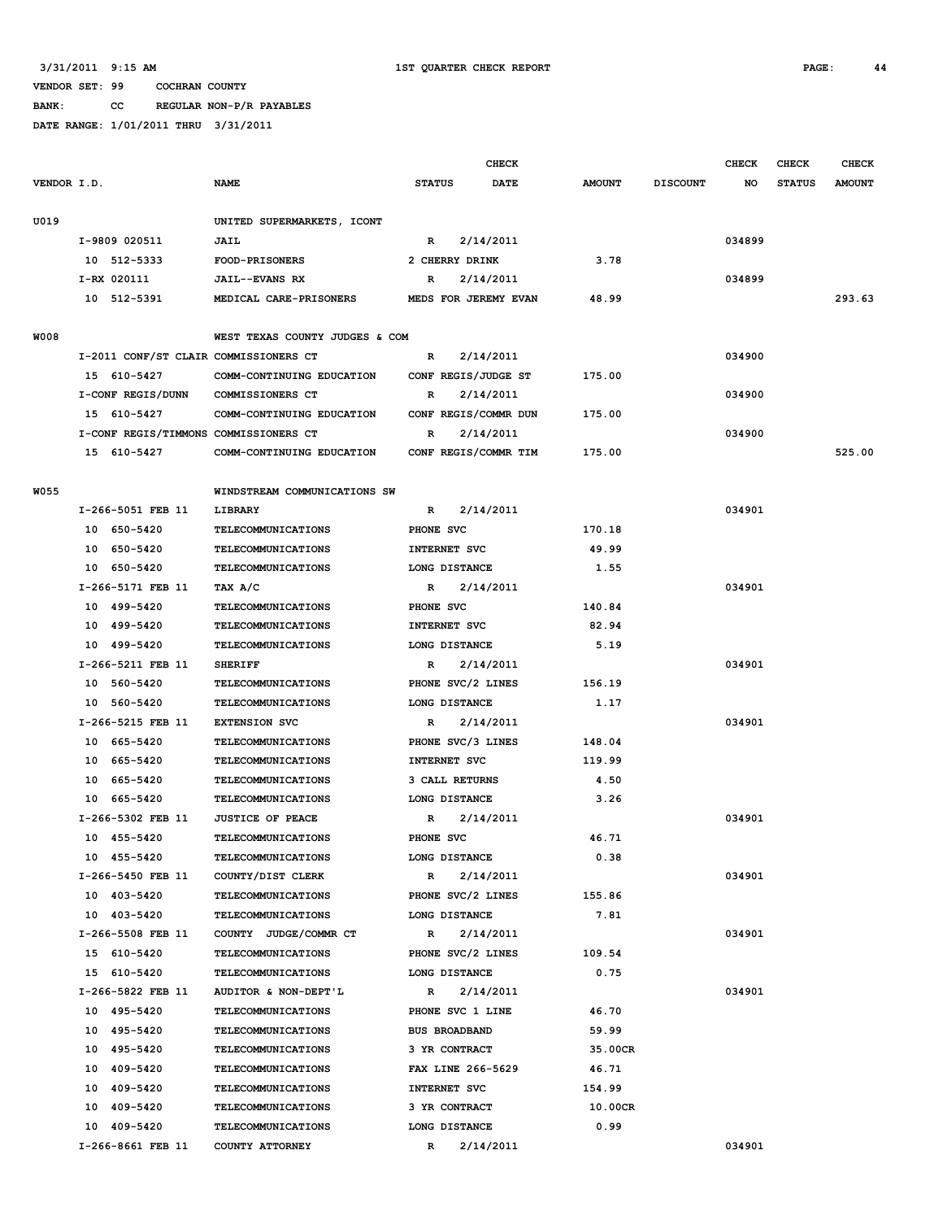3/31/2011 9:15 AM 1ST QUARTER CHECK REPORT

VENDOR SET: 99 COCHRAN COUNTY

BANK: CC REGULAR NON-P/R PAYABLES

DATE RANGE: 1/01/2011 THRU 3/31/2011

| VENDOR I.D. | NAME | STATUS | CHECK DATE | AMOUNT | DISCOUNT | CHECK NO | CHECK STATUS | CHECK AMOUNT |
|---|---|---|---|---|---|---|---|---|
| U019 | UNITED SUPERMARKETS, ICONT | | | | | | | |
| I-9809 020511 | JAIL | R | 2/14/2011 | | | 034899 | | |
| 10 512-5333 | FOOD-PRISONERS | 2 CHERRY DRINK | | 3.78 | | | | |
| I-RX 020111 | JAIL--EVANS RX | R | 2/14/2011 | | | 034899 | | |
| 10 512-5391 | MEDICAL CARE-PRISONERS | MEDS FOR JEREMY EVAN | | 48.99 | | | | 293.63 |
| W008 | WEST TEXAS COUNTY JUDGES & COM | | | | | | | |
| I-2011 CONF/ST CLAIR | COMMISSIONERS CT | R | 2/14/2011 | | | 034900 | | |
| 15 610-5427 | COMM-CONTINUING EDUCATION | CONF REGIS/JUDGE ST | | 175.00 | | | | |
| I-CONF REGIS/DUNN | COMMISSIONERS CT | R | 2/14/2011 | | | 034900 | | |
| 15 610-5427 | COMM-CONTINUING EDUCATION | CONF REGIS/COMMR DUN | | 175.00 | | | | |
| I-CONF REGIS/TIMMONS | COMMISSIONERS CT | R | 2/14/2011 | | | 034900 | | |
| 15 610-5427 | COMM-CONTINUING EDUCATION | CONF REGIS/COMMR TIM | | 175.00 | | | | 525.00 |
| W055 | WINDSTREAM COMMUNICATIONS SW | | | | | | | |
| I-266-5051 FEB 11 | LIBRARY | R | 2/14/2011 | | | 034901 | | |
| 10 650-5420 | TELECOMMUNICATIONS | PHONE SVC | | 170.18 | | | | |
| 10 650-5420 | TELECOMMUNICATIONS | INTERNET SVC | | 49.99 | | | | |
| 10 650-5420 | TELECOMMUNICATIONS | LONG DISTANCE | | 1.55 | | | | |
| I-266-5171 FEB 11 | TAX A/C | R | 2/14/2011 | | | 034901 | | |
| 10 499-5420 | TELECOMMUNICATIONS | PHONE SVC | | 140.84 | | | | |
| 10 499-5420 | TELECOMMUNICATIONS | INTERNET SVC | | 82.94 | | | | |
| 10 499-5420 | TELECOMMUNICATIONS | LONG DISTANCE | | 5.19 | | | | |
| I-266-5211 FEB 11 | SHERIFF | R | 2/14/2011 | | | 034901 | | |
| 10 560-5420 | TELECOMMUNICATIONS | PHONE SVC/2 LINES | | 156.19 | | | | |
| 10 560-5420 | TELECOMMUNICATIONS | LONG DISTANCE | | 1.17 | | | | |
| I-266-5215 FEB 11 | EXTENSION SVC | R | 2/14/2011 | | | 034901 | | |
| 10 665-5420 | TELECOMMUNICATIONS | PHONE SVC/3 LINES | | 148.04 | | | | |
| 10 665-5420 | TELECOMMUNICATIONS | INTERNET SVC | | 119.99 | | | | |
| 10 665-5420 | TELECOMMUNICATIONS | 3 CALL RETURNS | | 4.50 | | | | |
| 10 665-5420 | TELECOMMUNICATIONS | LONG DISTANCE | | 3.26 | | | | |
| I-266-5302 FEB 11 | JUSTICE OF PEACE | R | 2/14/2011 | | | 034901 | | |
| 10 455-5420 | TELECOMMUNICATIONS | PHONE SVC | | 46.71 | | | | |
| 10 455-5420 | TELECOMMUNICATIONS | LONG DISTANCE | | 0.38 | | | | |
| I-266-5450 FEB 11 | COUNTY/DIST CLERK | R | 2/14/2011 | | | 034901 | | |
| 10 403-5420 | TELECOMMUNICATIONS | PHONE SVC/2 LINES | | 155.86 | | | | |
| 10 403-5420 | TELECOMMUNICATIONS | LONG DISTANCE | | 7.81 | | | | |
| I-266-5508 FEB 11 | COUNTY JUDGE/COMMR CT | R | 2/14/2011 | | | 034901 | | |
| 15 610-5420 | TELECOMMUNICATIONS | PHONE SVC/2 LINES | | 109.54 | | | | |
| 15 610-5420 | TELECOMMUNICATIONS | LONG DISTANCE | | 0.75 | | | | |
| I-266-5822 FEB 11 | AUDITOR & NON-DEPT'L | R | 2/14/2011 | | | 034901 | | |
| 10 495-5420 | TELECOMMUNICATIONS | PHONE SVC 1 LINE | | 46.70 | | | | |
| 10 495-5420 | TELECOMMUNICATIONS | BUS BROADBAND | | 59.99 | | | | |
| 10 495-5420 | TELECOMMUNICATIONS | 3 YR CONTRACT | | 35.00CR | | | | |
| 10 409-5420 | TELECOMMUNICATIONS | FAX LINE 266-5629 | | 46.71 | | | | |
| 10 409-5420 | TELECOMMUNICATIONS | INTERNET SVC | | 154.99 | | | | |
| 10 409-5420 | TELECOMMUNICATIONS | 3 YR CONTRACT | | 10.00CR | | | | |
| 10 409-5420 | TELECOMMUNICATIONS | LONG DISTANCE | | 0.99 | | | | |
| I-266-8661 FEB 11 | COUNTY ATTORNEY | R | 2/14/2011 | | | 034901 | | |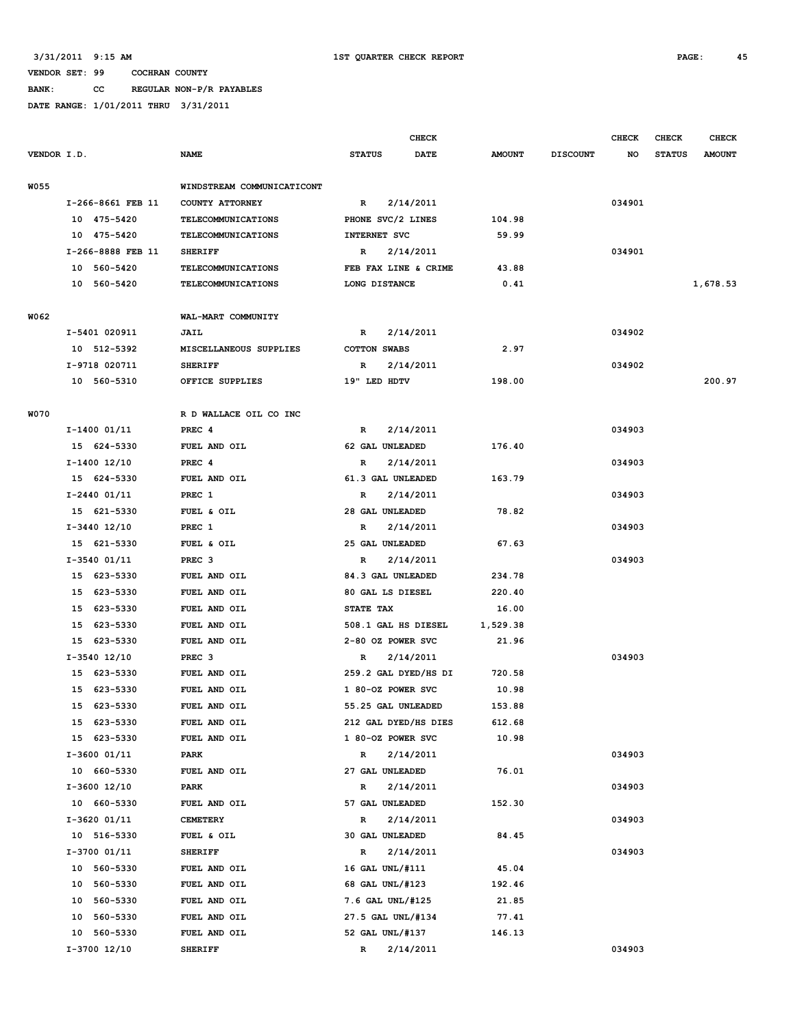3/31/2011 9:15 AM 1ST QUARTER CHECK REPORT

VENDOR SET: 99 COCHRAN COUNTY

BANK: CC REGULAR NON-P/R PAYABLES

DATE RANGE: 1/01/2011 THRU 3/31/2011

| VENDOR I.D. | NAME | STATUS | CHECK DATE | AMOUNT | DISCOUNT | CHECK NO | CHECK STATUS | CHECK AMOUNT |
|---|---|---|---|---|---|---|---|---|
| W055 | WINDSTREAM COMMUNICATICONT | | | | | | | |
| I-266-8661 FEB 11 | COUNTY ATTORNEY | R | 2/14/2011 | | | 034901 | | |
| 10 475-5420 | TELECOMMUNICATIONS | PHONE SVC/2 LINES | | 104.98 | | | | |
| 10 475-5420 | TELECOMMUNICATIONS | INTERNET SVC | | 59.99 | | | | |
| I-266-8888 FEB 11 | SHERIFF | R | 2/14/2011 | | | 034901 | | |
| 10 560-5420 | TELECOMMUNICATIONS | FEB FAX LINE & CRIME | | 43.88 | | | | |
| 10 560-5420 | TELECOMMUNICATIONS | LONG DISTANCE | | 0.41 | | | | 1,678.53 |
| W062 | WAL-MART COMMUNITY | | | | | | | |
| I-5401 020911 | JAIL | R | 2/14/2011 | | | 034902 | | |
| 10 512-5392 | MISCELLANEOUS SUPPLIES | COTTON SWABS | | 2.97 | | | | |
| I-9718 020711 | SHERIFF | R | 2/14/2011 | | | 034902 | | |
| 10 560-5310 | OFFICE SUPPLIES | 19" LED HDTV | | 198.00 | | | | 200.97 |
| W070 | R D WALLACE OIL CO INC | | | | | | | |
| I-1400 01/11 | PREC 4 | R | 2/14/2011 | | | 034903 | | |
| 15 624-5330 | FUEL AND OIL | 62 GAL UNLEADED | | 176.40 | | | | |
| I-1400 12/10 | PREC 4 | R | 2/14/2011 | | | 034903 | | |
| 15 624-5330 | FUEL AND OIL | 61.3 GAL UNLEADED | | 163.79 | | | | |
| I-2440 01/11 | PREC 1 | R | 2/14/2011 | | | 034903 | | |
| 15 621-5330 | FUEL & OIL | 28 GAL UNLEADED | | 78.82 | | | | |
| I-3440 12/10 | PREC 1 | R | 2/14/2011 | | | 034903 | | |
| 15 621-5330 | FUEL & OIL | 25 GAL UNLEADED | | 67.63 | | | | |
| I-3540 01/11 | PREC 3 | R | 2/14/2011 | | | 034903 | | |
| 15 623-5330 | FUEL AND OIL | 84.3 GAL UNLEADED | | 234.78 | | | | |
| 15 623-5330 | FUEL AND OIL | 80 GAL LS DIESEL | | 220.40 | | | | |
| 15 623-5330 | FUEL AND OIL | STATE TAX | | 16.00 | | | | |
| 15 623-5330 | FUEL AND OIL | 508.1 GAL HS DIESEL | | 1,529.38 | | | | |
| 15 623-5330 | FUEL AND OIL | 2-80 OZ POWER SVC | | 21.96 | | | | |
| I-3540 12/10 | PREC 3 | R | 2/14/2011 | | | 034903 | | |
| 15 623-5330 | FUEL AND OIL | 259.2 GAL DYED/HS DI | | 720.58 | | | | |
| 15 623-5330 | FUEL AND OIL | 1 80-OZ POWER SVC | | 10.98 | | | | |
| 15 623-5330 | FUEL AND OIL | 55.25 GAL UNLEADED | | 153.88 | | | | |
| 15 623-5330 | FUEL AND OIL | 212 GAL DYED/HS DIES | | 612.68 | | | | |
| 15 623-5330 | FUEL AND OIL | 1 80-OZ POWER SVC | | 10.98 | | | | |
| I-3600 01/11 | PARK | R | 2/14/2011 | | | 034903 | | |
| 10 660-5330 | FUEL AND OIL | 27 GAL UNLEADED | | 76.01 | | | | |
| I-3600 12/10 | PARK | R | 2/14/2011 | | | 034903 | | |
| 10 660-5330 | FUEL AND OIL | 57 GAL UNLEADED | | 152.30 | | | | |
| I-3620 01/11 | CEMETERY | R | 2/14/2011 | | | 034903 | | |
| 10 516-5330 | FUEL & OIL | 30 GAL UNLEADED | | 84.45 | | | | |
| I-3700 01/11 | SHERIFF | R | 2/14/2011 | | | 034903 | | |
| 10 560-5330 | FUEL AND OIL | 16 GAL UNL/#111 | | 45.04 | | | | |
| 10 560-5330 | FUEL AND OIL | 68 GAL UNL/#123 | | 192.46 | | | | |
| 10 560-5330 | FUEL AND OIL | 7.6 GAL UNL/#125 | | 21.85 | | | | |
| 10 560-5330 | FUEL AND OIL | 27.5 GAL UNL/#134 | | 77.41 | | | | |
| 10 560-5330 | FUEL AND OIL | 52 GAL UNL/#137 | | 146.13 | | | | |
| I-3700 12/10 | SHERIFF | R | 2/14/2011 | | | 034903 | | |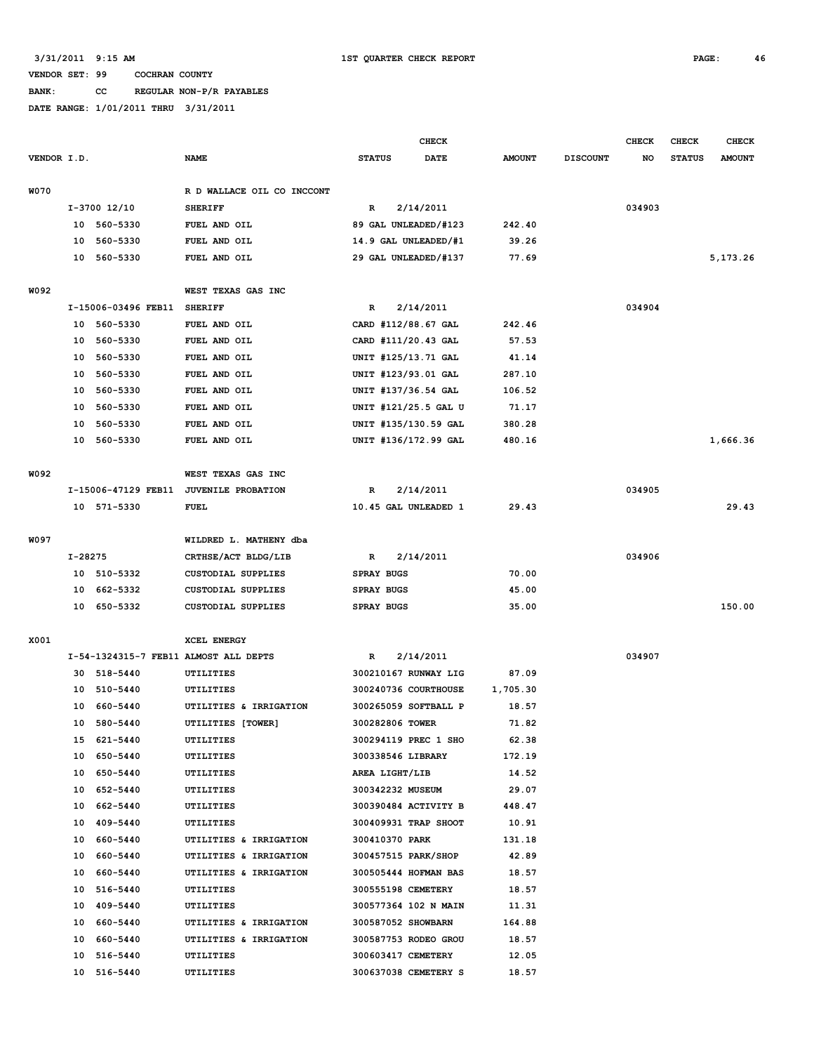3/31/2011 9:15 AM 1ST QUARTER CHECK REPORT

VENDOR SET: 99 COCHRAN COUNTY

BANK: CC REGULAR NON-P/R PAYABLES

DATE RANGE: 1/01/2011 THRU 3/31/2011

| VENDOR I.D. | NAME | STATUS | CHECK DATE | AMOUNT | DISCOUNT | CHECK NO | CHECK STATUS | CHECK AMOUNT |
|---|---|---|---|---|---|---|---|---|
| W070 | R D WALLACE OIL CO INCCONT | | | | | | | |
| I-3700 12/10 | SHERIFF | R | 2/14/2011 | | | 034903 | | |
| 10 560-5330 | FUEL AND OIL | 89 GAL UNLEADED/#123 | | 242.40 | | | | |
| 10 560-5330 | FUEL AND OIL | 14.9 GAL UNLEADED/#1 | | 39.26 | | | | |
| 10 560-5330 | FUEL AND OIL | 29 GAL UNLEADED/#137 | | 77.69 | | | | 5,173.26 |
| W092 | WEST TEXAS GAS INC | | | | | | | |
| I-15006-03496 FEB11 | SHERIFF | R | 2/14/2011 | | | 034904 | | |
| 10 560-5330 | FUEL AND OIL | CARD #112/88.67 GAL | | 242.46 | | | | |
| 10 560-5330 | FUEL AND OIL | CARD #111/20.43 GAL | | 57.53 | | | | |
| 10 560-5330 | FUEL AND OIL | UNIT #125/13.71 GAL | | 41.14 | | | | |
| 10 560-5330 | FUEL AND OIL | UNIT #123/93.01 GAL | | 287.10 | | | | |
| 10 560-5330 | FUEL AND OIL | UNIT #137/36.54 GAL | | 106.52 | | | | |
| 10 560-5330 | FUEL AND OIL | UNIT #121/25.5 GAL U | | 71.17 | | | | |
| 10 560-5330 | FUEL AND OIL | UNIT #135/130.59 GAL | | 380.28 | | | | |
| 10 560-5330 | FUEL AND OIL | UNIT #136/172.99 GAL | | 480.16 | | | | 1,666.36 |
| W092 | WEST TEXAS GAS INC | | | | | | | |
| I-15006-47129 FEB11 | JUVENILE PROBATION | R | 2/14/2011 | | | 034905 | | |
| 10 571-5330 | FUEL | 10.45 GAL UNLEADED 1 | | 29.43 | | | | 29.43 |
| W097 | WILDRED L. MATHENY dba | | | | | | | |
| I-28275 | CRTHSE/ACT BLDG/LIB | R | 2/14/2011 | | | 034906 | | |
| 10 510-5332 | CUSTODIAL SUPPLIES | SPRAY BUGS | | 70.00 | | | | |
| 10 662-5332 | CUSTODIAL SUPPLIES | SPRAY BUGS | | 45.00 | | | | |
| 10 650-5332 | CUSTODIAL SUPPLIES | SPRAY BUGS | | 35.00 | | | | 150.00 |
| X001 | XCEL ENERGY | | | | | | | |
| I-54-1324315-7 FEB11 | ALMOST ALL DEPTS | R | 2/14/2011 | | | 034907 | | |
| 30 518-5440 | UTILITIES | 300210167 RUNWAY LIG | | 87.09 | | | | |
| 10 510-5440 | UTILITIES | 300240736 COURTHOUSE | | 1,705.30 | | | | |
| 10 660-5440 | UTILITIES & IRRIGATION | 300265059 SOFTBALL P | | 18.57 | | | | |
| 10 580-5440 | UTILITIES [TOWER] | 300282806 TOWER | | 71.82 | | | | |
| 15 621-5440 | UTILITIES | 300294119 PREC 1 SHO | | 62.38 | | | | |
| 10 650-5440 | UTILITIES | 300338546 LIBRARY | | 172.19 | | | | |
| 10 650-5440 | UTILITIES | AREA LIGHT/LIB | | 14.52 | | | | |
| 10 652-5440 | UTILITIES | 300342232 MUSEUM | | 29.07 | | | | |
| 10 662-5440 | UTILITIES | 300390484 ACTIVITY B | | 448.47 | | | | |
| 10 409-5440 | UTILITIES | 300409931 TRAP SHOOT | | 10.91 | | | | |
| 10 660-5440 | UTILITIES & IRRIGATION | 300410370 PARK | | 131.18 | | | | |
| 10 660-5440 | UTILITIES & IRRIGATION | 300457515 PARK/SHOP | | 42.89 | | | | |
| 10 660-5440 | UTILITIES & IRRIGATION | 300505444 HOFMAN BAS | | 18.57 | | | | |
| 10 516-5440 | UTILITIES | 300555198 CEMETERY | | 18.57 | | | | |
| 10 409-5440 | UTILITIES | 300577364 102 N MAIN | | 11.31 | | | | |
| 10 660-5440 | UTILITIES & IRRIGATION | 300587052 SHOWBARN | | 164.88 | | | | |
| 10 660-5440 | UTILITIES & IRRIGATION | 300587753 RODEO GROU | | 18.57 | | | | |
| 10 516-5440 | UTILITIES | 300603417 CEMETERY | | 12.05 | | | | |
| 10 516-5440 | UTILITIES | 300637038 CEMETERY S | | 18.57 | | | | |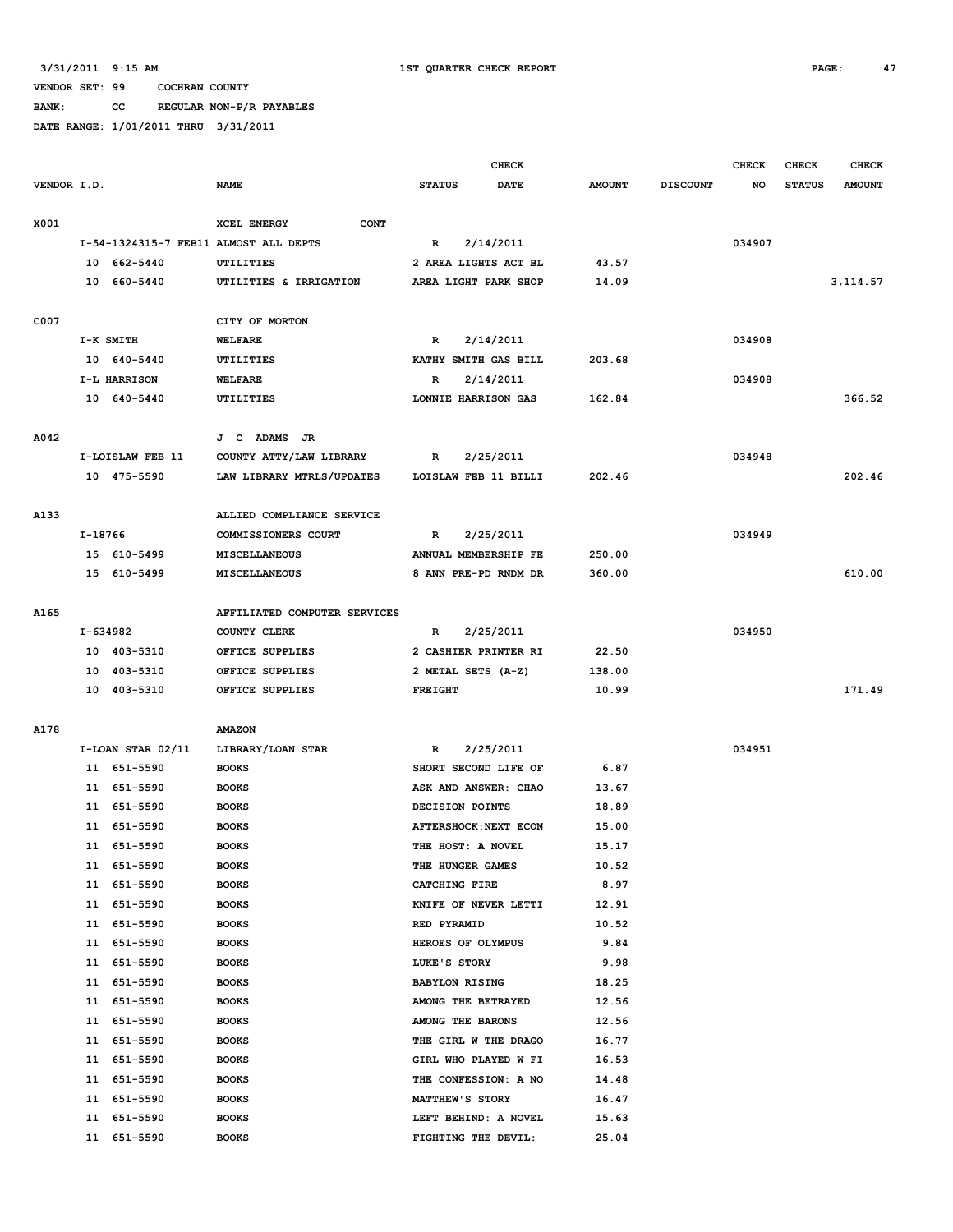3/31/2011 9:15 AM 1ST QUARTER CHECK REPORT

VENDOR SET: 99 COCHRAN COUNTY

BANK: CC REGULAR NON-P/R PAYABLES

DATE RANGE: 1/01/2011 THRU 3/31/2011

| VENDOR I.D. | NAME | STATUS | CHECK DATE | AMOUNT | DISCOUNT | CHECK NO | CHECK STATUS | CHECK AMOUNT |
|---|---|---|---|---|---|---|---|---|
| X001 | XCEL ENERGY CONT | | | | | | | |
| I-54-1324315-7 FEB11 | ALMOST ALL DEPTS | R | 2/14/2011 | | | 034907 | | |
| 10 662-5440 | UTILITIES | 2 AREA LIGHTS ACT BL | | 43.57 | | | | |
| 10 660-5440 | UTILITIES & IRRIGATION | AREA LIGHT PARK SHOP | | 14.09 | | | | 3,114.57 |
| C007 | CITY OF MORTON | | | | | | | |
| I-K SMITH | WELFARE | R | 2/14/2011 | | | 034908 | | |
| 10 640-5440 | UTILITIES | KATHY SMITH GAS BILL | | 203.68 | | | | |
| I-L HARRISON | WELFARE | R | 2/14/2011 | | | 034908 | | |
| 10 640-5440 | UTILITIES | LONNIE HARRISON GAS | | 162.84 | | | | 366.52 |
| A042 | J C ADAMS JR | | | | | | | |
| I-LOISLAW FEB 11 | COUNTY ATTY/LAW LIBRARY | R | 2/25/2011 | | | 034948 | | |
| 10 475-5590 | LAW LIBRARY MTRLS/UPDATES | LOISLAW FEB 11 BILLI | | 202.46 | | | | 202.46 |
| A133 | ALLIED COMPLIANCE SERVICE | | | | | | | |
| I-18766 | COMMISSIONERS COURT | R | 2/25/2011 | | | 034949 | | |
| 15 610-5499 | MISCELLANEOUS | ANNUAL MEMBERSHIP FE | | 250.00 | | | | |
| 15 610-5499 | MISCELLANEOUS | 8 ANN PRE-PD RNDM DR | | 360.00 | | | | 610.00 |
| A165 | AFFILIATED COMPUTER SERVICES | | | | | | | |
| I-634982 | COUNTY CLERK | R | 2/25/2011 | | | 034950 | | |
| 10 403-5310 | OFFICE SUPPLIES | 2 CASHIER PRINTER RI | | 22.50 | | | | |
| 10 403-5310 | OFFICE SUPPLIES | 2 METAL SETS (A-Z) | | 138.00 | | | | |
| 10 403-5310 | OFFICE SUPPLIES | FREIGHT | | 10.99 | | | | 171.49 |
| A178 | AMAZON | | | | | | | |
| I-LOAN STAR 02/11 | LIBRARY/LOAN STAR | R | 2/25/2011 | | | 034951 | | |
| 11 651-5590 | BOOKS | SHORT SECOND LIFE OF | | 6.87 | | | | |
| 11 651-5590 | BOOKS | ASK AND ANSWER: CHAO | | 13.67 | | | | |
| 11 651-5590 | BOOKS | DECISION POINTS | | 18.89 | | | | |
| 11 651-5590 | BOOKS | AFTERSHOCK:NEXT ECON | | 15.00 | | | | |
| 11 651-5590 | BOOKS | THE HOST: A NOVEL | | 15.17 | | | | |
| 11 651-5590 | BOOKS | THE HUNGER GAMES | | 10.52 | | | | |
| 11 651-5590 | BOOKS | CATCHING FIRE | | 8.97 | | | | |
| 11 651-5590 | BOOKS | KNIFE OF NEVER LETTI | | 12.91 | | | | |
| 11 651-5590 | BOOKS | RED PYRAMID | | 10.52 | | | | |
| 11 651-5590 | BOOKS | HEROES OF OLYMPUS | | 9.84 | | | | |
| 11 651-5590 | BOOKS | LUKE'S STORY | | 9.98 | | | | |
| 11 651-5590 | BOOKS | BABYLON RISING | | 18.25 | | | | |
| 11 651-5590 | BOOKS | AMONG THE BETRAYED | | 12.56 | | | | |
| 11 651-5590 | BOOKS | AMONG THE BARONS | | 12.56 | | | | |
| 11 651-5590 | BOOKS | THE GIRL W THE DRAGO | | 16.77 | | | | |
| 11 651-5590 | BOOKS | GIRL WHO PLAYED W FI | | 16.53 | | | | |
| 11 651-5590 | BOOKS | THE CONFESSION: A NO | | 14.48 | | | | |
| 11 651-5590 | BOOKS | MATTHEW'S STORY | | 16.47 | | | | |
| 11 651-5590 | BOOKS | LEFT BEHIND: A NOVEL | | 15.63 | | | | |
| 11 651-5590 | BOOKS | FIGHTING THE DEVIL: | | 25.04 | | | | |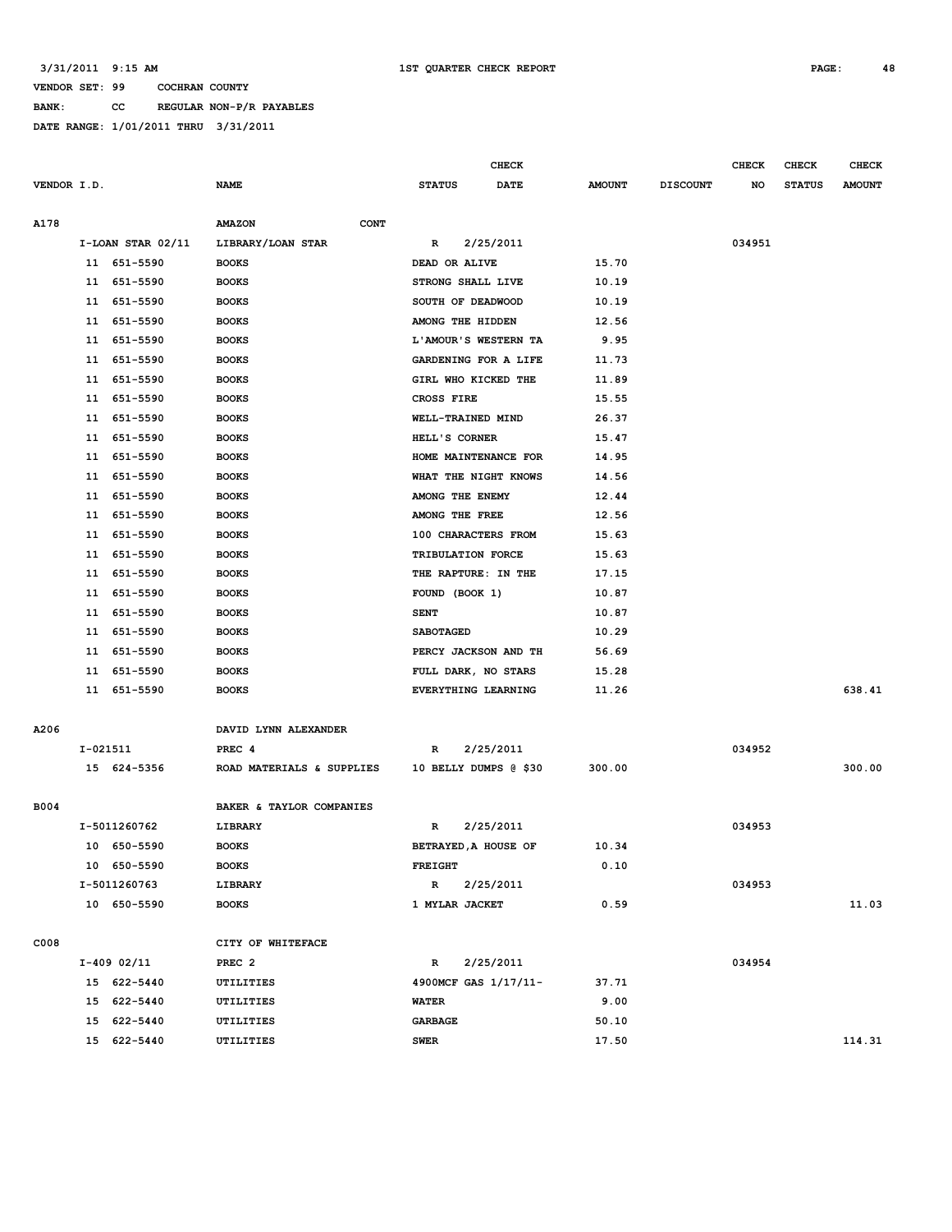3/31/2011 9:15 AM — 1ST QUARTER CHECK REPORT

VENDOR SET: 99 COCHRAN COUNTY
BANK: CC REGULAR NON-P/R PAYABLES
DATE RANGE: 1/01/2011 THRU 3/31/2011

| VENDOR I.D. | NAME | STATUS | CHECK DATE | AMOUNT | DISCOUNT | CHECK NO | CHECK STATUS | CHECK AMOUNT |
|---|---|---|---|---|---|---|---|---|
| A178 | AMAZON CONT | | | | | | | |
| I-LOAN STAR 02/11 | LIBRARY/LOAN STAR | R | 2/25/2011 | | | 034951 | | |
| 11 651-5590 | BOOKS | DEAD OR ALIVE | | 15.70 | | | | |
| 11 651-5590 | BOOKS | STRONG SHALL LIVE | | 10.19 | | | | |
| 11 651-5590 | BOOKS | SOUTH OF DEADWOOD | | 10.19 | | | | |
| 11 651-5590 | BOOKS | AMONG THE HIDDEN | | 12.56 | | | | |
| 11 651-5590 | BOOKS | L'AMOUR'S WESTERN TA | | 9.95 | | | | |
| 11 651-5590 | BOOKS | GARDENING FOR A LIFE | | 11.73 | | | | |
| 11 651-5590 | BOOKS | GIRL WHO KICKED THE | | 11.89 | | | | |
| 11 651-5590 | BOOKS | CROSS FIRE | | 15.55 | | | | |
| 11 651-5590 | BOOKS | WELL-TRAINED MIND | | 26.37 | | | | |
| 11 651-5590 | BOOKS | HELL'S CORNER | | 15.47 | | | | |
| 11 651-5590 | BOOKS | HOME MAINTENANCE FOR | | 14.95 | | | | |
| 11 651-5590 | BOOKS | WHAT THE NIGHT KNOWS | | 14.56 | | | | |
| 11 651-5590 | BOOKS | AMONG THE ENEMY | | 12.44 | | | | |
| 11 651-5590 | BOOKS | AMONG THE FREE | | 12.56 | | | | |
| 11 651-5590 | BOOKS | 100 CHARACTERS FROM | | 15.63 | | | | |
| 11 651-5590 | BOOKS | TRIBULATION FORCE | | 15.63 | | | | |
| 11 651-5590 | BOOKS | THE RAPTURE: IN THE | | 17.15 | | | | |
| 11 651-5590 | BOOKS | FOUND (BOOK 1) | | 10.87 | | | | |
| 11 651-5590 | BOOKS | SENT | | 10.87 | | | | |
| 11 651-5590 | BOOKS | SABOTAGED | | 10.29 | | | | |
| 11 651-5590 | BOOKS | PERCY JACKSON AND TH | | 56.69 | | | | |
| 11 651-5590 | BOOKS | FULL DARK, NO STARS | | 15.28 | | | | |
| 11 651-5590 | BOOKS | EVERYTHING LEARNING | | 11.26 | | | | 638.41 |
| A206 | DAVID LYNN ALEXANDER | | | | | | | |
| I-021511 | PREC 4 | R | 2/25/2011 | | | 034952 | | |
| 15 624-5356 | ROAD MATERIALS & SUPPLIES | 10 BELLY DUMPS @ $30 | | 300.00 | | | | 300.00 |
| B004 | BAKER & TAYLOR COMPANIES | | | | | | | |
| I-5011260762 | LIBRARY | R | 2/25/2011 | | | 034953 | | |
| 10 650-5590 | BOOKS | BETRAYED,A HOUSE OF | | 10.34 | | | | |
| 10 650-5590 | BOOKS | FREIGHT | | 0.10 | | | | |
| I-5011260763 | LIBRARY | R | 2/25/2011 | | | 034953 | | |
| 10 650-5590 | BOOKS | 1 MYLAR JACKET | | 0.59 | | | | 11.03 |
| C008 | CITY OF WHITEFACE | | | | | | | |
| I-409 02/11 | PREC 2 | R | 2/25/2011 | | | 034954 | | |
| 15 622-5440 | UTILITIES | 4900MCF GAS 1/17/11- | | 37.71 | | | | |
| 15 622-5440 | UTILITIES | WATER | | 9.00 | | | | |
| 15 622-5440 | UTILITIES | GARBAGE | | 50.10 | | | | |
| 15 622-5440 | UTILITIES | SWER | | 17.50 | | | | 114.31 |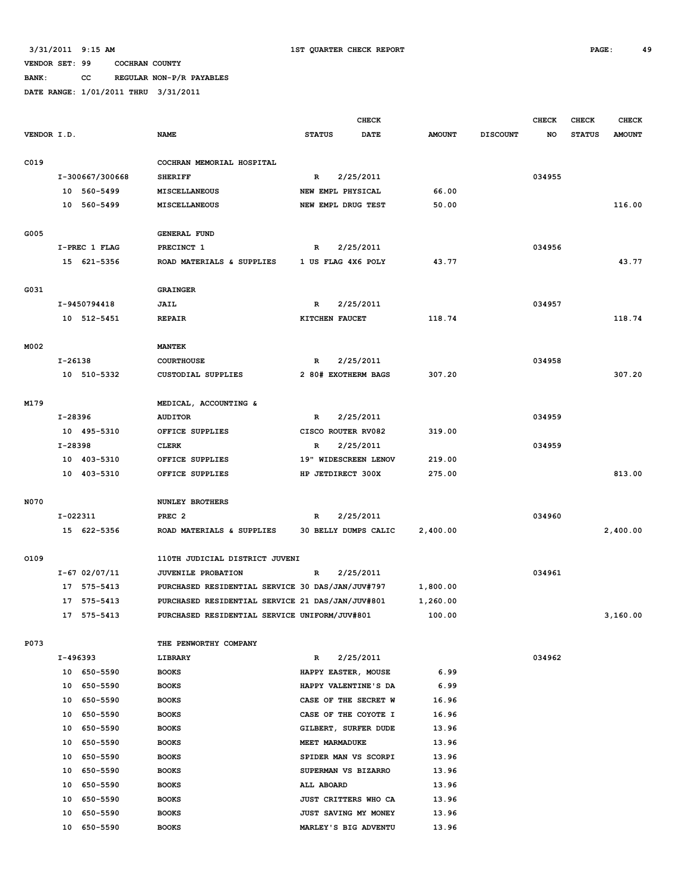3/31/2011 9:15 AM　　　1ST QUARTER CHECK REPORT

VENDOR SET: 99　　COCHRAN COUNTY

BANK:　　CC　　REGULAR NON-P/R PAYABLES

DATE RANGE: 1/01/2011 THRU 3/31/2011

| VENDOR I.D. | NAME | STATUS | CHECK DATE | AMOUNT | DISCOUNT | CHECK NO | CHECK STATUS | CHECK AMOUNT |
|---|---|---|---|---|---|---|---|---|
| C019 | COCHRAN MEMORIAL HOSPITAL | | | | | | | |
| I-300667/300668 | SHERIFF | R | 2/25/2011 | | | 034955 | | |
| 10 560-5499 | MISCELLANEOUS | NEW EMPL PHYSICAL | | 66.00 | | | | |
| 10 560-5499 | MISCELLANEOUS | NEW EMPL DRUG TEST | | 50.00 | | | | 116.00 |
| G005 | GENERAL FUND | | | | | | | |
| I-PREC 1 FLAG | PRECINCT 1 | R | 2/25/2011 | | | 034956 | | |
| 15 621-5356 | ROAD MATERIALS & SUPPLIES | 1 US FLAG 4X6 POLY | | 43.77 | | | | 43.77 |
| G031 | GRAINGER | | | | | | | |
| I-9450794418 | JAIL | R | 2/25/2011 | | | 034957 | | |
| 10 512-5451 | REPAIR | KITCHEN FAUCET | | 118.74 | | | | 118.74 |
| M002 | MANTEK | | | | | | | |
| I-26138 | COURTHOUSE | R | 2/25/2011 | | | 034958 | | |
| 10 510-5332 | CUSTODIAL SUPPLIES | 2 80# EXOTHERM BAGS | | 307.20 | | | | 307.20 |
| M179 | MEDICAL, ACCOUNTING & | | | | | | | |
| I-28396 | AUDITOR | R | 2/25/2011 | | | 034959 | | |
| 10 495-5310 | OFFICE SUPPLIES | CISCO ROUTER RV082 | | 319.00 | | | | |
| I-28398 | CLERK | R | 2/25/2011 | | | 034959 | | |
| 10 403-5310 | OFFICE SUPPLIES | 19" WIDESCREEN LENOV | | 219.00 | | | | |
| 10 403-5310 | OFFICE SUPPLIES | HP JETDIRECT 300X | | 275.00 | | | | 813.00 |
| N070 | NUNLEY BROTHERS | | | | | | | |
| I-022311 | PREC 2 | R | 2/25/2011 | | | 034960 | | |
| 15 622-5356 | ROAD MATERIALS & SUPPLIES | 30 BELLY DUMPS CALIC | | 2,400.00 | | | | 2,400.00 |
| O109 | 110TH JUDICIAL DISTRICT JUVENI | | | | | | | |
| I-67 02/07/11 | JUVENILE PROBATION | R | 2/25/2011 | | | 034961 | | |
| 17 575-5413 | PURCHASED RESIDENTIAL SERVICE | 30 DAS/JAN/JUV#797 | | 1,800.00 | | | | |
| 17 575-5413 | PURCHASED RESIDENTIAL SERVICE | 21 DAS/JAN/JUV#801 | | 1,260.00 | | | | |
| 17 575-5413 | PURCHASED RESIDENTIAL SERVICE | UNIFORM/JUV#801 | | 100.00 | | | | 3,160.00 |
| P073 | THE PENWORTHY COMPANY | | | | | | | |
| I-496393 | LIBRARY | R | 2/25/2011 | | | 034962 | | |
| 10 650-5590 | BOOKS | HAPPY EASTER, MOUSE | | 6.99 | | | | |
| 10 650-5590 | BOOKS | HAPPY VALENTINE'S DA | | 6.99 | | | | |
| 10 650-5590 | BOOKS | CASE OF THE SECRET W | | 16.96 | | | | |
| 10 650-5590 | BOOKS | CASE OF THE COYOTE I | | 16.96 | | | | |
| 10 650-5590 | BOOKS | GILBERT, SURFER DUDE | | 13.96 | | | | |
| 10 650-5590 | BOOKS | MEET MARMADUKE | | 13.96 | | | | |
| 10 650-5590 | BOOKS | SPIDER MAN VS SCORPI | | 13.96 | | | | |
| 10 650-5590 | BOOKS | SUPERMAN VS BIZARRO | | 13.96 | | | | |
| 10 650-5590 | BOOKS | ALL ABOARD | | 13.96 | | | | |
| 10 650-5590 | BOOKS | JUST CRITTERS WHO CA | | 13.96 | | | | |
| 10 650-5590 | BOOKS | JUST SAVING MY MONEY | | 13.96 | | | | |
| 10 650-5590 | BOOKS | MARLEY'S BIG ADVENTU | | 13.96 | | | | |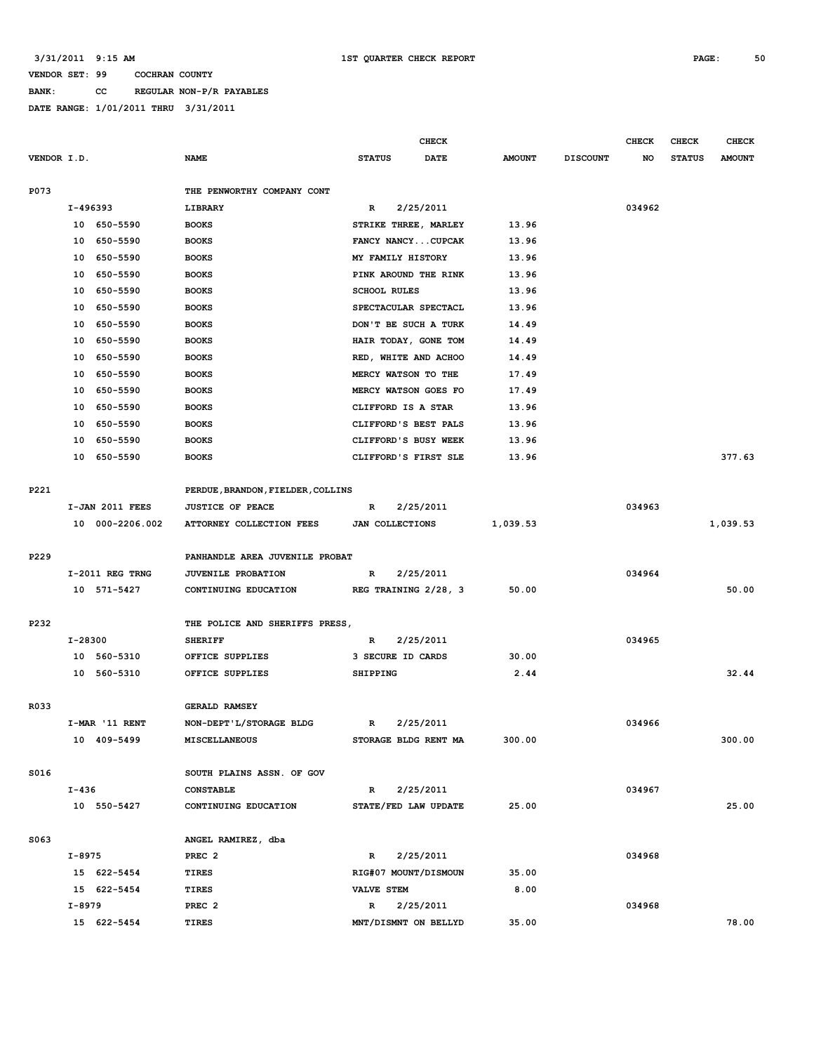3/31/2011 9:15 AM 1ST QUARTER CHECK REPORT

VENDOR SET: 99 COCHRAN COUNTY

BANK: CC REGULAR NON-P/R PAYABLES

DATE RANGE: 1/01/2011 THRU 3/31/2011

| VENDOR I.D. | NAME | STATUS | CHECK DATE | AMOUNT | DISCOUNT | CHECK NO | CHECK STATUS | CHECK AMOUNT |
|---|---|---|---|---|---|---|---|---|
| P073 | THE PENWORTHY COMPANY CONT | | | | | | | |
| I-496393 | LIBRARY | R | 2/25/2011 | | | 034962 | | |
| 10 650-5590 | BOOKS | STRIKE THREE, MARLEY | | 13.96 | | | | |
| 10 650-5590 | BOOKS | FANCY NANCY...CUPCAK | | 13.96 | | | | |
| 10 650-5590 | BOOKS | MY FAMILY HISTORY | | 13.96 | | | | |
| 10 650-5590 | BOOKS | PINK AROUND THE RINK | | 13.96 | | | | |
| 10 650-5590 | BOOKS | SCHOOL RULES | | 13.96 | | | | |
| 10 650-5590 | BOOKS | SPECTACULAR SPECTACL | | 13.96 | | | | |
| 10 650-5590 | BOOKS | DON'T BE SUCH A TURK | | 14.49 | | | | |
| 10 650-5590 | BOOKS | HAIR TODAY, GONE TOM | | 14.49 | | | | |
| 10 650-5590 | BOOKS | RED, WHITE AND ACHOO | | 14.49 | | | | |
| 10 650-5590 | BOOKS | MERCY WATSON TO THE | | 17.49 | | | | |
| 10 650-5590 | BOOKS | MERCY WATSON GOES FO | | 17.49 | | | | |
| 10 650-5590 | BOOKS | CLIFFORD IS A STAR | | 13.96 | | | | |
| 10 650-5590 | BOOKS | CLIFFORD'S BEST PALS | | 13.96 | | | | |
| 10 650-5590 | BOOKS | CLIFFORD'S BUSY WEEK | | 13.96 | | | | |
| 10 650-5590 | BOOKS | CLIFFORD'S FIRST SLE | | 13.96 | | | | 377.63 |
| P221 | PERDUE, BRANDON, FIELDER, COLLINS | | | | | | | |
| I-JAN 2011 FEES | JUSTICE OF PEACE | R | 2/25/2011 | | | 034963 | | |
| 10 000-2206.002 | ATTORNEY COLLECTION FEES | JAN COLLECTIONS | | 1,039.53 | | | | 1,039.53 |
| P229 | PANHANDLE AREA JUVENILE PROBAT | | | | | | | |
| I-2011 REG TRNG | JUVENILE PROBATION | R | 2/25/2011 | | | 034964 | | |
| 10 571-5427 | CONTINUING EDUCATION | REG TRAINING 2/28, 3 | | 50.00 | | | | 50.00 |
| P232 | THE POLICE AND SHERIFFS PRESS, | | | | | | | |
| I-28300 | SHERIFF | R | 2/25/2011 | | | 034965 | | |
| 10 560-5310 | OFFICE SUPPLIES | 3 SECURE ID CARDS | | 30.00 | | | | |
| 10 560-5310 | OFFICE SUPPLIES | SHIPPING | | 2.44 | | | | 32.44 |
| R033 | GERALD RAMSEY | | | | | | | |
| I-MAR '11 RENT | NON-DEPT'L/STORAGE BLDG | R | 2/25/2011 | | | 034966 | | |
| 10 409-5499 | MISCELLANEOUS | STORAGE BLDG RENT MA | | 300.00 | | | | 300.00 |
| S016 | SOUTH PLAINS ASSN. OF GOV | | | | | | | |
| I-436 | CONSTABLE | R | 2/25/2011 | | | 034967 | | |
| 10 550-5427 | CONTINUING EDUCATION | STATE/FED LAW UPDATE | | 25.00 | | | | 25.00 |
| S063 | ANGEL RAMIREZ, dba | | | | | | | |
| I-8975 | PREC 2 | R | 2/25/2011 | | | 034968 | | |
| 15 622-5454 | TIRES | RIG#07 MOUNT/DISMOUN | | 35.00 | | | | |
| 15 622-5454 | TIRES | VALVE STEM | | 8.00 | | | | |
| I-8979 | PREC 2 | R | 2/25/2011 | | | 034968 | | |
| 15 622-5454 | TIRES | MNT/DISMNT ON BELLYD | | 35.00 | | | | 78.00 |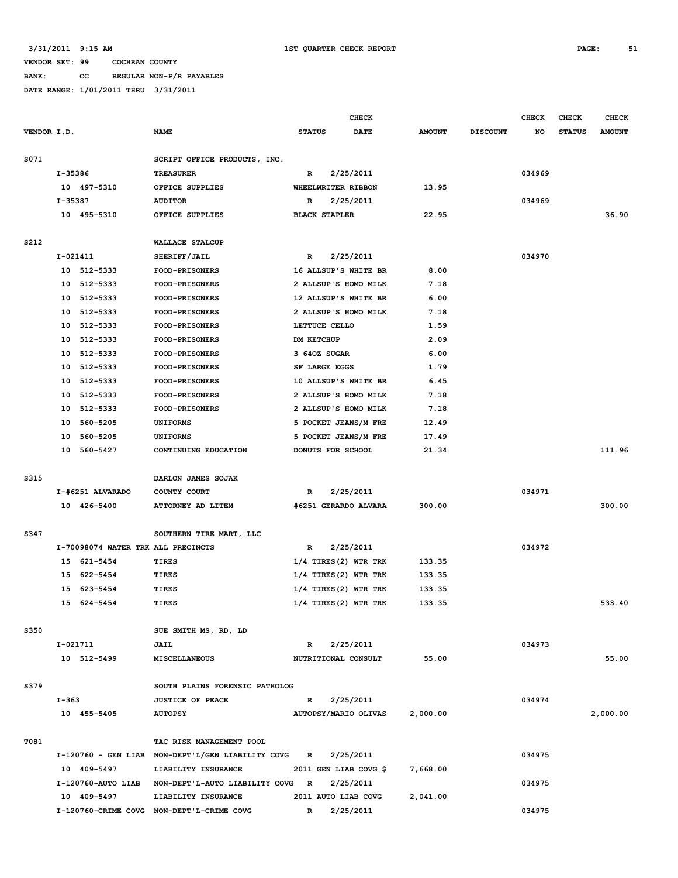3/31/2011 9:15 AM 1ST QUARTER CHECK REPORT

VENDOR SET: 99 COCHRAN COUNTY

BANK: CC REGULAR NON-P/R PAYABLES

DATE RANGE: 1/01/2011 THRU 3/31/2011

| VENDOR I.D. | NAME | STATUS | CHECK DATE | AMOUNT | DISCOUNT | CHECK NO | CHECK STATUS | CHECK AMOUNT |
|---|---|---|---|---|---|---|---|---|
| S071 | SCRIPT OFFICE PRODUCTS, INC. | | | | | | | |
| I-35386 | TREASURER | R | 2/25/2011 | | | 034969 | | |
| 10 497-5310 | OFFICE SUPPLIES | WHEELWRITER RIBBON | | 13.95 | | | | |
| I-35387 | AUDITOR | R | 2/25/2011 | | | 034969 | | |
| 10 495-5310 | OFFICE SUPPLIES | BLACK STAPLER | | 22.95 | | | | 36.90 |
| S212 | WALLACE STALCUP | | | | | | | |
| I-021411 | SHERIFF/JAIL | R | 2/25/2011 | | | 034970 | | |
| 10 512-5333 | FOOD-PRISONERS | 16 ALLSUP'S WHITE BR | | 8.00 | | | | |
| 10 512-5333 | FOOD-PRISONERS | 2 ALLSUP'S HOMO MILK | | 7.18 | | | | |
| 10 512-5333 | FOOD-PRISONERS | 12 ALLSUP'S WHITE BR | | 6.00 | | | | |
| 10 512-5333 | FOOD-PRISONERS | 2 ALLSUP'S HOMO MILK | | 7.18 | | | | |
| 10 512-5333 | FOOD-PRISONERS | LETTUCE CELLO | | 1.59 | | | | |
| 10 512-5333 | FOOD-PRISONERS | DM KETCHUP | | 2.09 | | | | |
| 10 512-5333 | FOOD-PRISONERS | 3 64OZ SUGAR | | 6.00 | | | | |
| 10 512-5333 | FOOD-PRISONERS | SF LARGE EGGS | | 1.79 | | | | |
| 10 512-5333 | FOOD-PRISONERS | 10 ALLSUP'S WHITE BR | | 6.45 | | | | |
| 10 512-5333 | FOOD-PRISONERS | 2 ALLSUP'S HOMO MILK | | 7.18 | | | | |
| 10 512-5333 | FOOD-PRISONERS | 2 ALLSUP'S HOMO MILK | | 7.18 | | | | |
| 10 560-5205 | UNIFORMS | 5 POCKET JEANS/M FRE | | 12.49 | | | | |
| 10 560-5205 | UNIFORMS | 5 POCKET JEANS/M FRE | | 17.49 | | | | |
| 10 560-5427 | CONTINUING EDUCATION | DONUTS FOR SCHOOL | | 21.34 | | | | 111.96 |
| S315 | DARLON JAMES SOJAK | | | | | | | |
| I-#6251 ALVARADO | COUNTY COURT | R | 2/25/2011 | | | 034971 | | |
| 10 426-5400 | ATTORNEY AD LITEM | #6251 GERARDO ALVARA | | 300.00 | | | | 300.00 |
| S347 | SOUTHERN TIRE MART, LLC | | | | | | | |
| I-70098074 WATER TRK | ALL PRECINCTS | R | 2/25/2011 | | | 034972 | | |
| 15 621-5454 | TIRES | 1/4 TIRES(2) WTR TRK | | 133.35 | | | | |
| 15 622-5454 | TIRES | 1/4 TIRES(2) WTR TRK | | 133.35 | | | | |
| 15 623-5454 | TIRES | 1/4 TIRES(2) WTR TRK | | 133.35 | | | | |
| 15 624-5454 | TIRES | 1/4 TIRES(2) WTR TRK | | 133.35 | | | | 533.40 |
| S350 | SUE SMITH MS, RD, LD | | | | | | | |
| I-021711 | JAIL | R | 2/25/2011 | | | 034973 | | |
| 10 512-5499 | MISCELLANEOUS | NUTRITIONAL CONSULT | | 55.00 | | | | 55.00 |
| S379 | SOUTH PLAINS FORENSIC PATHOLOG | | | | | | | |
| I-363 | JUSTICE OF PEACE | R | 2/25/2011 | | | 034974 | | |
| 10 455-5405 | AUTOPSY | AUTOPSY/MARIO OLIVAS | | 2,000.00 | | | | 2,000.00 |
| T081 | TAC RISK MANAGEMENT POOL | | | | | | | |
| I-120760 - GEN LIAB | NON-DEPT'L/GEN LIABILITY COVG | R | 2/25/2011 | | | 034975 | | |
| 10 409-5497 | LIABILITY INSURANCE | 2011 GEN LIAB COVG $ | | 7,668.00 | | | | |
| I-120760-AUTO LIAB | NON-DEPT'L-AUTO LIABILITY COVG | R | 2/25/2011 | | | 034975 | | |
| 10 409-5497 | LIABILITY INSURANCE | 2011 AUTO LIAB COVG | | 2,041.00 | | | | |
| I-120760-CRIME COVG | NON-DEPT'L-CRIME COVG | R | 2/25/2011 | | | 034975 | | |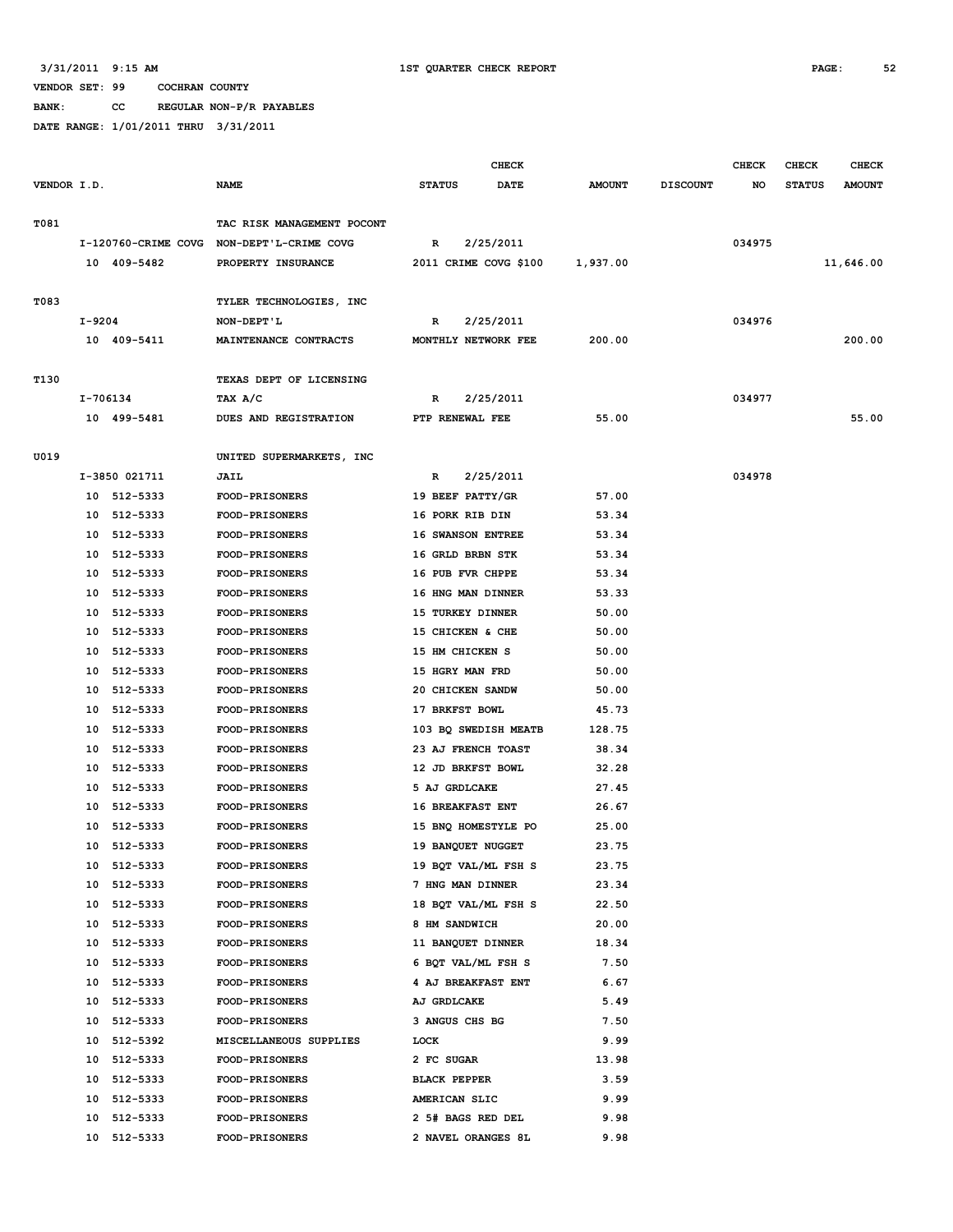3/31/2011 9:15 AM 1ST QUARTER CHECK REPORT

VENDOR SET: 99 COCHRAN COUNTY

BANK: CC REGULAR NON-P/R PAYABLES

DATE RANGE: 1/01/2011 THRU 3/31/2011

| VENDOR I.D. | NAME | STATUS | CHECK DATE | AMOUNT | DISCOUNT | CHECK NO | CHECK STATUS | CHECK AMOUNT |
|---|---|---|---|---|---|---|---|---|
| T081 | TAC RISK MANAGEMENT POCONT | | | | | | | |
| I-120760-CRIME COVG | NON-DEPT'L-CRIME COVG | R | 2/25/2011 | | | 034975 | | |
| 10 409-5482 | PROPERTY INSURANCE | 2011 CRIME COVG $100 | | 1,937.00 | | | | 11,646.00 |
| T083 | TYLER TECHNOLOGIES, INC | | | | | | | |
| I-9204 | NON-DEPT'L | R | 2/25/2011 | | | 034976 | | |
| 10 409-5411 | MAINTENANCE CONTRACTS | MONTHLY NETWORK FEE | | 200.00 | | | | 200.00 |
| T130 | TEXAS DEPT OF LICENSING | | | | | | | |
| I-706134 | TAX A/C | R | 2/25/2011 | | | 034977 | | |
| 10 499-5481 | DUES AND REGISTRATION | PTP RENEWAL FEE | | 55.00 | | | | 55.00 |
| U019 | UNITED SUPERMARKETS, INC | | | | | | | |
| I-3850 021711 | JAIL | R | 2/25/2011 | | | 034978 | | |
| 10 512-5333 | FOOD-PRISONERS | 19 BEEF PATTY/GR | | 57.00 | | | | |
| 10 512-5333 | FOOD-PRISONERS | 16 PORK RIB DIN | | 53.34 | | | | |
| 10 512-5333 | FOOD-PRISONERS | 16 SWANSON ENTREE | | 53.34 | | | | |
| 10 512-5333 | FOOD-PRISONERS | 16 GRLD BRBN STK | | 53.34 | | | | |
| 10 512-5333 | FOOD-PRISONERS | 16 PUB FVR CHPPE | | 53.34 | | | | |
| 10 512-5333 | FOOD-PRISONERS | 16 HNG MAN DINNER | | 53.33 | | | | |
| 10 512-5333 | FOOD-PRISONERS | 15 TURKEY DINNER | | 50.00 | | | | |
| 10 512-5333 | FOOD-PRISONERS | 15 CHICKEN & CHE | | 50.00 | | | | |
| 10 512-5333 | FOOD-PRISONERS | 15 HM CHICKEN S | | 50.00 | | | | |
| 10 512-5333 | FOOD-PRISONERS | 15 HGRY MAN FRD | | 50.00 | | | | |
| 10 512-5333 | FOOD-PRISONERS | 20 CHICKEN SANDW | | 50.00 | | | | |
| 10 512-5333 | FOOD-PRISONERS | 17 BRKFST BOWL | | 45.73 | | | | |
| 10 512-5333 | FOOD-PRISONERS | 103 BQ SWEDISH MEATB | | 128.75 | | | | |
| 10 512-5333 | FOOD-PRISONERS | 23 AJ FRENCH TOAST | | 38.34 | | | | |
| 10 512-5333 | FOOD-PRISONERS | 12 JD BRKFST BOWL | | 32.28 | | | | |
| 10 512-5333 | FOOD-PRISONERS | 5 AJ GRDLCAKE | | 27.45 | | | | |
| 10 512-5333 | FOOD-PRISONERS | 16 BREAKFAST ENT | | 26.67 | | | | |
| 10 512-5333 | FOOD-PRISONERS | 15 BNQ HOMESTYLE PO | | 25.00 | | | | |
| 10 512-5333 | FOOD-PRISONERS | 19 BANQUET NUGGET | | 23.75 | | | | |
| 10 512-5333 | FOOD-PRISONERS | 19 BQT VAL/ML FSH S | | 23.75 | | | | |
| 10 512-5333 | FOOD-PRISONERS | 7 HNG MAN DINNER | | 23.34 | | | | |
| 10 512-5333 | FOOD-PRISONERS | 18 BQT VAL/ML FSH S | | 22.50 | | | | |
| 10 512-5333 | FOOD-PRISONERS | 8 HM SANDWICH | | 20.00 | | | | |
| 10 512-5333 | FOOD-PRISONERS | 11 BANQUET DINNER | | 18.34 | | | | |
| 10 512-5333 | FOOD-PRISONERS | 6 BQT VAL/ML FSH S | | 7.50 | | | | |
| 10 512-5333 | FOOD-PRISONERS | 4 AJ BREAKFAST ENT | | 6.67 | | | | |
| 10 512-5333 | FOOD-PRISONERS | AJ GRDLCAKE | | 5.49 | | | | |
| 10 512-5333 | FOOD-PRISONERS | 3 ANGUS CHS BG | | 7.50 | | | | |
| 10 512-5392 | MISCELLANEOUS SUPPLIES | LOCK | | 9.99 | | | | |
| 10 512-5333 | FOOD-PRISONERS | 2 FC SUGAR | | 13.98 | | | | |
| 10 512-5333 | FOOD-PRISONERS | BLACK PEPPER | | 3.59 | | | | |
| 10 512-5333 | FOOD-PRISONERS | AMERICAN SLIC | | 9.99 | | | | |
| 10 512-5333 | FOOD-PRISONERS | 2 5# BAGS RED DEL | | 9.98 | | | | |
| 10 512-5333 | FOOD-PRISONERS | 2 NAVEL ORANGES 8L | | 9.98 | | | | |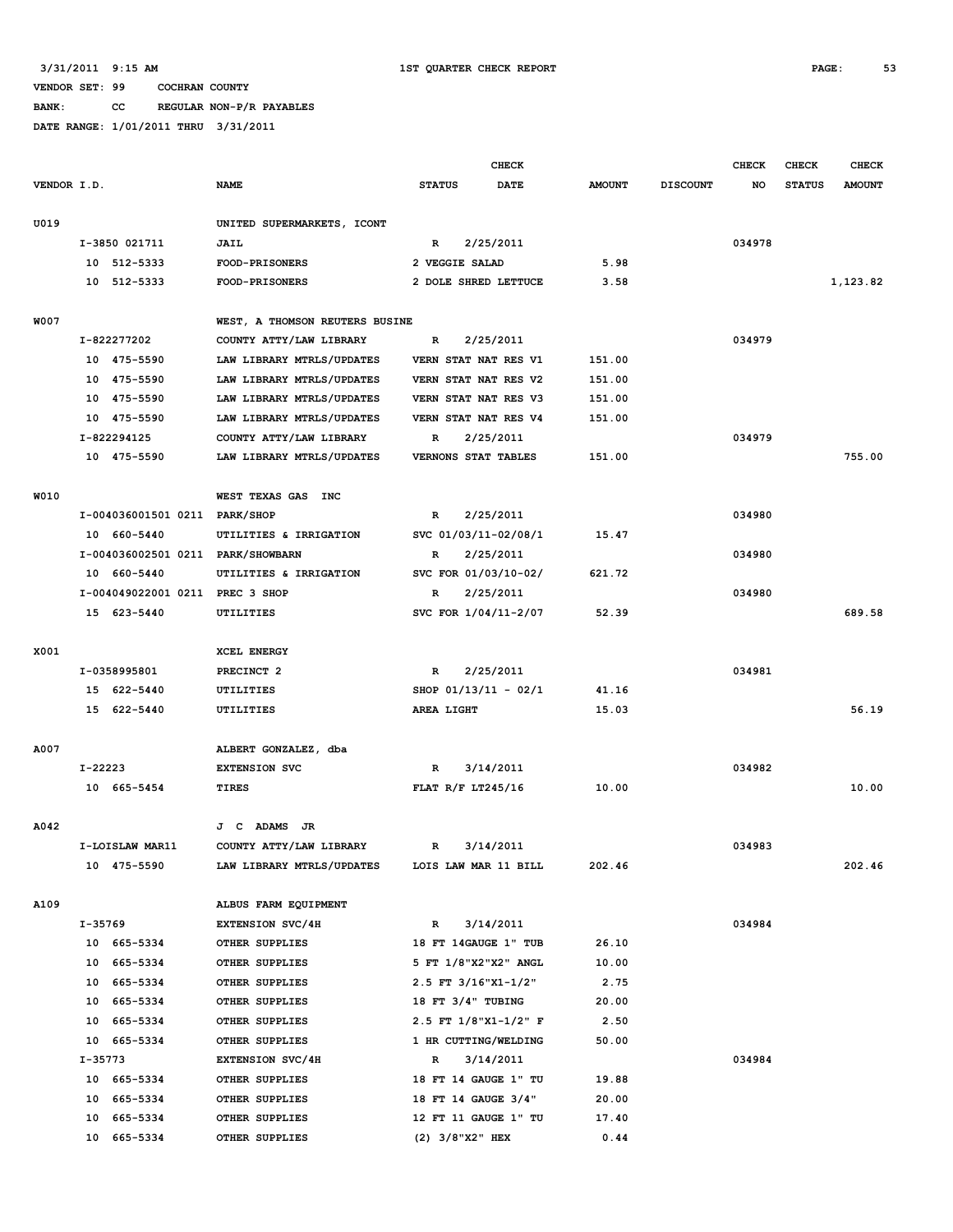3/31/2011 9:15 AM 1ST QUARTER CHECK REPORT

VENDOR SET: 99 COCHRAN COUNTY

BANK: CC REGULAR NON-P/R PAYABLES

DATE RANGE: 1/01/2011 THRU 3/31/2011

| VENDOR I.D. | NAME | STATUS | CHECK DATE | AMOUNT | DISCOUNT | CHECK NO | CHECK STATUS | CHECK AMOUNT |
|---|---|---|---|---|---|---|---|---|
| U019 | UNITED SUPERMARKETS, ICONT | | | | | | | |
| I-3850 021711 | JAIL | R | 2/25/2011 | | | 034978 | | |
| 10 512-5333 | FOOD-PRISONERS | 2 VEGGIE SALAD | | 5.98 | | | | |
| 10 512-5333 | FOOD-PRISONERS | 2 DOLE SHRED LETTUCE | | 3.58 | | | | 1,123.82 |
| W007 | WEST, A THOMSON REUTERS BUSINE | | | | | | | |
| I-822277202 | COUNTY ATTY/LAW LIBRARY | R | 2/25/2011 | | | 034979 | | |
| 10 475-5590 | LAW LIBRARY MTRLS/UPDATES | VERN STAT NAT RES V1 | | 151.00 | | | | |
| 10 475-5590 | LAW LIBRARY MTRLS/UPDATES | VERN STAT NAT RES V2 | | 151.00 | | | | |
| 10 475-5590 | LAW LIBRARY MTRLS/UPDATES | VERN STAT NAT RES V3 | | 151.00 | | | | |
| 10 475-5590 | LAW LIBRARY MTRLS/UPDATES | VERN STAT NAT RES V4 | | 151.00 | | | | |
| I-822294125 | COUNTY ATTY/LAW LIBRARY | R | 2/25/2011 | | | 034979 | | |
| 10 475-5590 | LAW LIBRARY MTRLS/UPDATES | VERNONS STAT TABLES | | 151.00 | | | | 755.00 |
| W010 | WEST TEXAS GAS INC | | | | | | | |
| I-004036001501 0211 | PARK/SHOP | R | 2/25/2011 | | | 034980 | | |
| 10 660-5440 | UTILITIES & IRRIGATION | SVC 01/03/11-02/08/1 | | 15.47 | | | | |
| I-004036002501 0211 | PARK/SHOWBARN | R | 2/25/2011 | | | 034980 | | |
| 10 660-5440 | UTILITIES & IRRIGATION | SVC FOR 01/03/10-02/ | | 621.72 | | | | |
| I-004049022001 0211 | PREC 3 SHOP | R | 2/25/2011 | | | 034980 | | |
| 15 623-5440 | UTILITIES | SVC FOR 1/04/11-2/07 | | 52.39 | | | | 689.58 |
| X001 | XCEL ENERGY | | | | | | | |
| I-0358995801 | PRECINCT 2 | R | 2/25/2011 | | | 034981 | | |
| 15 622-5440 | UTILITIES | SHOP 01/13/11 - 02/1 | | 41.16 | | | | |
| 15 622-5440 | UTILITIES | AREA LIGHT | | 15.03 | | | | 56.19 |
| A007 | ALBERT GONZALEZ, dba | | | | | | | |
| I-22223 | EXTENSION SVC | R | 3/14/2011 | | | 034982 | | |
| 10 665-5454 | TIRES | FLAT R/F LT245/16 | | 10.00 | | | | 10.00 |
| A042 | J C ADAMS JR | | | | | | | |
| I-LOISLAW MAR11 | COUNTY ATTY/LAW LIBRARY | R | 3/14/2011 | | | 034983 | | |
| 10 475-5590 | LAW LIBRARY MTRLS/UPDATES | LOIS LAW MAR 11 BILL | | 202.46 | | | | 202.46 |
| A109 | ALBUS FARM EQUIPMENT | | | | | | | |
| I-35769 | EXTENSION SVC/4H | R | 3/14/2011 | | | 034984 | | |
| 10 665-5334 | OTHER SUPPLIES | 18 FT 14GAUGE 1" TUB | | 26.10 | | | | |
| 10 665-5334 | OTHER SUPPLIES | 5 FT 1/8"X2"X2" ANGL | | 10.00 | | | | |
| 10 665-5334 | OTHER SUPPLIES | 2.5 FT 3/16"X1-1/2" | | 2.75 | | | | |
| 10 665-5334 | OTHER SUPPLIES | 18 FT 3/4" TUBING | | 20.00 | | | | |
| 10 665-5334 | OTHER SUPPLIES | 2.5 FT 1/8"X1-1/2" F | | 2.50 | | | | |
| 10 665-5334 | OTHER SUPPLIES | 1 HR CUTTING/WELDING | | 50.00 | | | | |
| I-35773 | EXTENSION SVC/4H | R | 3/14/2011 | | | 034984 | | |
| 10 665-5334 | OTHER SUPPLIES | 18 FT 14 GAUGE 1" TU | | 19.88 | | | | |
| 10 665-5334 | OTHER SUPPLIES | 18 FT 14 GAUGE 3/4" | | 20.00 | | | | |
| 10 665-5334 | OTHER SUPPLIES | 12 FT 11 GAUGE 1" TU | | 17.40 | | | | |
| 10 665-5334 | OTHER SUPPLIES | (2) 3/8"X2" HEX | | 0.44 | | | | |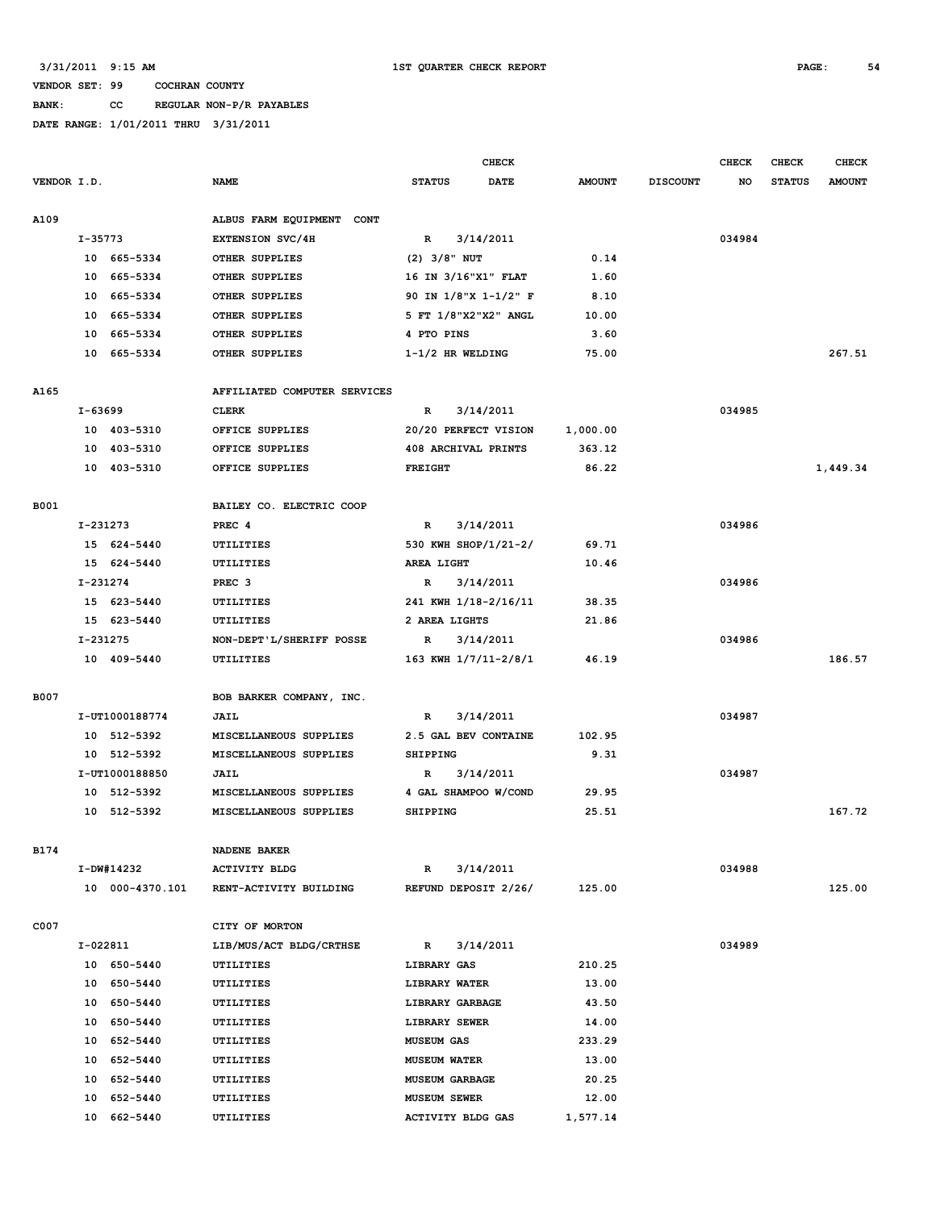3/31/2011 9:15 AM 1ST QUARTER CHECK REPORT

VENDOR SET: 99 COCHRAN COUNTY

BANK: CC REGULAR NON-P/R PAYABLES

DATE RANGE: 1/01/2011 THRU 3/31/2011

| VENDOR I.D. | NAME | STATUS | CHECK DATE | AMOUNT | DISCOUNT | CHECK NO | CHECK STATUS | CHECK AMOUNT |
|---|---|---|---|---|---|---|---|---|
| A109 | ALBUS FARM EQUIPMENT CONT | | | | | | | |
| I-35773 | EXTENSION SVC/4H | R | 3/14/2011 | | | 034984 | | |
| 10 665-5334 | OTHER SUPPLIES | (2) 3/8" NUT | | 0.14 | | | | |
| 10 665-5334 | OTHER SUPPLIES | 16 IN 3/16"X1" FLAT | | 1.60 | | | | |
| 10 665-5334 | OTHER SUPPLIES | 90 IN 1/8"X 1-1/2" F | | 8.10 | | | | |
| 10 665-5334 | OTHER SUPPLIES | 5 FT 1/8"X2"X2" ANGL | | 10.00 | | | | |
| 10 665-5334 | OTHER SUPPLIES | 4 PTO PINS | | 3.60 | | | | |
| 10 665-5334 | OTHER SUPPLIES | 1-1/2 HR WELDING | | 75.00 | | | | 267.51 |
| A165 | AFFILIATED COMPUTER SERVICES | | | | | | | |
| I-63699 | CLERK | R | 3/14/2011 | | | 034985 | | |
| 10 403-5310 | OFFICE SUPPLIES | 20/20 PERFECT VISION | | 1,000.00 | | | | |
| 10 403-5310 | OFFICE SUPPLIES | 408 ARCHIVAL PRINTS | | 363.12 | | | | |
| 10 403-5310 | OFFICE SUPPLIES | FREIGHT | | 86.22 | | | | 1,449.34 |
| B001 | BAILEY CO. ELECTRIC COOP | | | | | | | |
| I-231273 | PREC 4 | R | 3/14/2011 | | | 034986 | | |
| 15 624-5440 | UTILITIES | 530 KWH SHOP/1/21-2/ | | 69.71 | | | | |
| 15 624-5440 | UTILITIES | AREA LIGHT | | 10.46 | | | | |
| I-231274 | PREC 3 | R | 3/14/2011 | | | 034986 | | |
| 15 623-5440 | UTILITIES | 241 KWH 1/18-2/16/11 | | 38.35 | | | | |
| 15 623-5440 | UTILITIES | 2 AREA LIGHTS | | 21.86 | | | | |
| I-231275 | NON-DEPT'L/SHERIFF POSSE | R | 3/14/2011 | | | 034986 | | |
| 10 409-5440 | UTILITIES | 163 KWH 1/7/11-2/8/1 | | 46.19 | | | | 186.57 |
| B007 | BOB BARKER COMPANY, INC. | | | | | | | |
| I-UT1000188774 | JAIL | R | 3/14/2011 | | | 034987 | | |
| 10 512-5392 | MISCELLANEOUS SUPPLIES | 2.5 GAL BEV CONTAINE | | 102.95 | | | | |
| 10 512-5392 | MISCELLANEOUS SUPPLIES | SHIPPING | | 9.31 | | | | |
| I-UT1000188850 | JAIL | R | 3/14/2011 | | | 034987 | | |
| 10 512-5392 | MISCELLANEOUS SUPPLIES | 4 GAL SHAMPOO W/COND | | 29.95 | | | | |
| 10 512-5392 | MISCELLANEOUS SUPPLIES | SHIPPING | | 25.51 | | | | 167.72 |
| B174 | NADENE BAKER | | | | | | | |
| I-DW#14232 | ACTIVITY BLDG | R | 3/14/2011 | | | 034988 | | |
| 10 000-4370.101 | RENT-ACTIVITY BUILDING | REFUND DEPOSIT 2/26/ | | 125.00 | | | | 125.00 |
| C007 | CITY OF MORTON | | | | | | | |
| I-022811 | LIB/MUS/ACT BLDG/CRTHSE | R | 3/14/2011 | | | 034989 | | |
| 10 650-5440 | UTILITIES | LIBRARY GAS | | 210.25 | | | | |
| 10 650-5440 | UTILITIES | LIBRARY WATER | | 13.00 | | | | |
| 10 650-5440 | UTILITIES | LIBRARY GARBAGE | | 43.50 | | | | |
| 10 650-5440 | UTILITIES | LIBRARY SEWER | | 14.00 | | | | |
| 10 652-5440 | UTILITIES | MUSEUM GAS | | 233.29 | | | | |
| 10 652-5440 | UTILITIES | MUSEUM WATER | | 13.00 | | | | |
| 10 652-5440 | UTILITIES | MUSEUM GARBAGE | | 20.25 | | | | |
| 10 652-5440 | UTILITIES | MUSEUM SEWER | | 12.00 | | | | |
| 10 662-5440 | UTILITIES | ACTIVITY BLDG GAS | | 1,577.14 | | | | |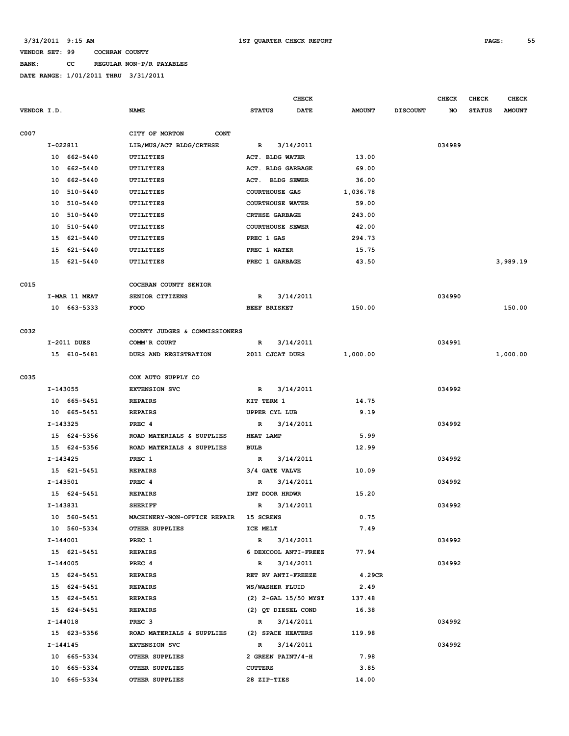3/31/2011 9:15 AM 1ST QUARTER CHECK REPORT

VENDOR SET: 99 COCHRAN COUNTY

BANK: CC REGULAR NON-P/R PAYABLES

DATE RANGE: 1/01/2011 THRU 3/31/2011

| VENDOR I.D. | NAME | STATUS | CHECK DATE | AMOUNT | DISCOUNT | CHECK NO | CHECK STATUS | CHECK AMOUNT |
|---|---|---|---|---|---|---|---|---|
| C007 | CITY OF MORTON CONT | | | | | | | |
| I-022811 | LIB/MUS/ACT BLDG/CRTHSE | R | 3/14/2011 | | | 034989 | | |
| 10 662-5440 | UTILITIES | ACT. BLDG WATER | | 13.00 | | | | |
| 10 662-5440 | UTILITIES | ACT. BLDG GARBAGE | | 69.00 | | | | |
| 10 662-5440 | UTILITIES | ACT. BLDG SEWER | | 36.00 | | | | |
| 10 510-5440 | UTILITIES | COURTHOUSE GAS | | 1,036.78 | | | | |
| 10 510-5440 | UTILITIES | COURTHOUSE WATER | | 59.00 | | | | |
| 10 510-5440 | UTILITIES | CRTHSE GARBAGE | | 243.00 | | | | |
| 10 510-5440 | UTILITIES | COURTHOUSE SEWER | | 42.00 | | | | |
| 15 621-5440 | UTILITIES | PREC 1 GAS | | 294.73 | | | | |
| 15 621-5440 | UTILITIES | PREC 1 WATER | | 15.75 | | | | |
| 15 621-5440 | UTILITIES | PREC 1 GARBAGE | | 43.50 | | | | 3,989.19 |
| C015 | COCHRAN COUNTY SENIOR | | | | | | | |
| I-MAR 11 MEAT | SENIOR CITIZENS | R | 3/14/2011 | | | 034990 | | |
| 10 663-5333 | FOOD | BEEF BRISKET | | 150.00 | | | | 150.00 |
| C032 | COUNTY JUDGES & COMMISSIONERS | | | | | | | |
| I-2011 DUES | COMM'R COURT | R | 3/14/2011 | | | 034991 | | |
| 15 610-5481 | DUES AND REGISTRATION | 2011 CJCAT DUES | | 1,000.00 | | | | 1,000.00 |
| C035 | COX AUTO SUPPLY CO | | | | | | | |
| I-143055 | EXTENSION SVC | R | 3/14/2011 | | | 034992 | | |
| 10 665-5451 | REPAIRS | KIT TERM 1 | | 14.75 | | | | |
| 10 665-5451 | REPAIRS | UPPER CYL LUB | | 9.19 | | | | |
| I-143325 | PREC 4 | R | 3/14/2011 | | | 034992 | | |
| 15 624-5356 | ROAD MATERIALS & SUPPLIES | HEAT LAMP | | 5.99 | | | | |
| 15 624-5356 | ROAD MATERIALS & SUPPLIES | BULB | | 12.99 | | | | |
| I-143425 | PREC 1 | R | 3/14/2011 | | | 034992 | | |
| 15 621-5451 | REPAIRS | 3/4 GATE VALVE | | 10.09 | | | | |
| I-143501 | PREC 4 | R | 3/14/2011 | | | 034992 | | |
| 15 624-5451 | REPAIRS | INT DOOR HRDWR | | 15.20 | | | | |
| I-143831 | SHERIFF | R | 3/14/2011 | | | 034992 | | |
| 10 560-5451 | MACHINERY-NON-OFFICE REPAIR | 15 SCREWS | | 0.75 | | | | |
| 10 560-5334 | OTHER SUPPLIES | ICE MELT | | 7.49 | | | | |
| I-144001 | PREC 1 | R | 3/14/2011 | | | 034992 | | |
| 15 621-5451 | REPAIRS | 6 DEXCOOL ANTI-FREEZ | | 77.94 | | | | |
| I-144005 | PREC 4 | R | 3/14/2011 | | | 034992 | | |
| 15 624-5451 | REPAIRS | RET RV ANTI-FREEZE | | 4.29CR | | | | |
| 15 624-5451 | REPAIRS | WS/WASHER FLUID | | 2.49 | | | | |
| 15 624-5451 | REPAIRS | (2) 2-GAL 15/50 MYST | | 137.48 | | | | |
| 15 624-5451 | REPAIRS | (2) QT DIESEL COND | | 16.38 | | | | |
| I-144018 | PREC 3 | R | 3/14/2011 | | | 034992 | | |
| 15 623-5356 | ROAD MATERIALS & SUPPLIES | (2) SPACE HEATERS | | 119.98 | | | | |
| I-144145 | EXTENSION SVC | R | 3/14/2011 | | | 034992 | | |
| 10 665-5334 | OTHER SUPPLIES | 2 GREEN PAINT/4-H | | 7.98 | | | | |
| 10 665-5334 | OTHER SUPPLIES | CUTTERS | | 3.85 | | | | |
| 10 665-5334 | OTHER SUPPLIES | 28 ZIP-TIES | | 14.00 | | | | |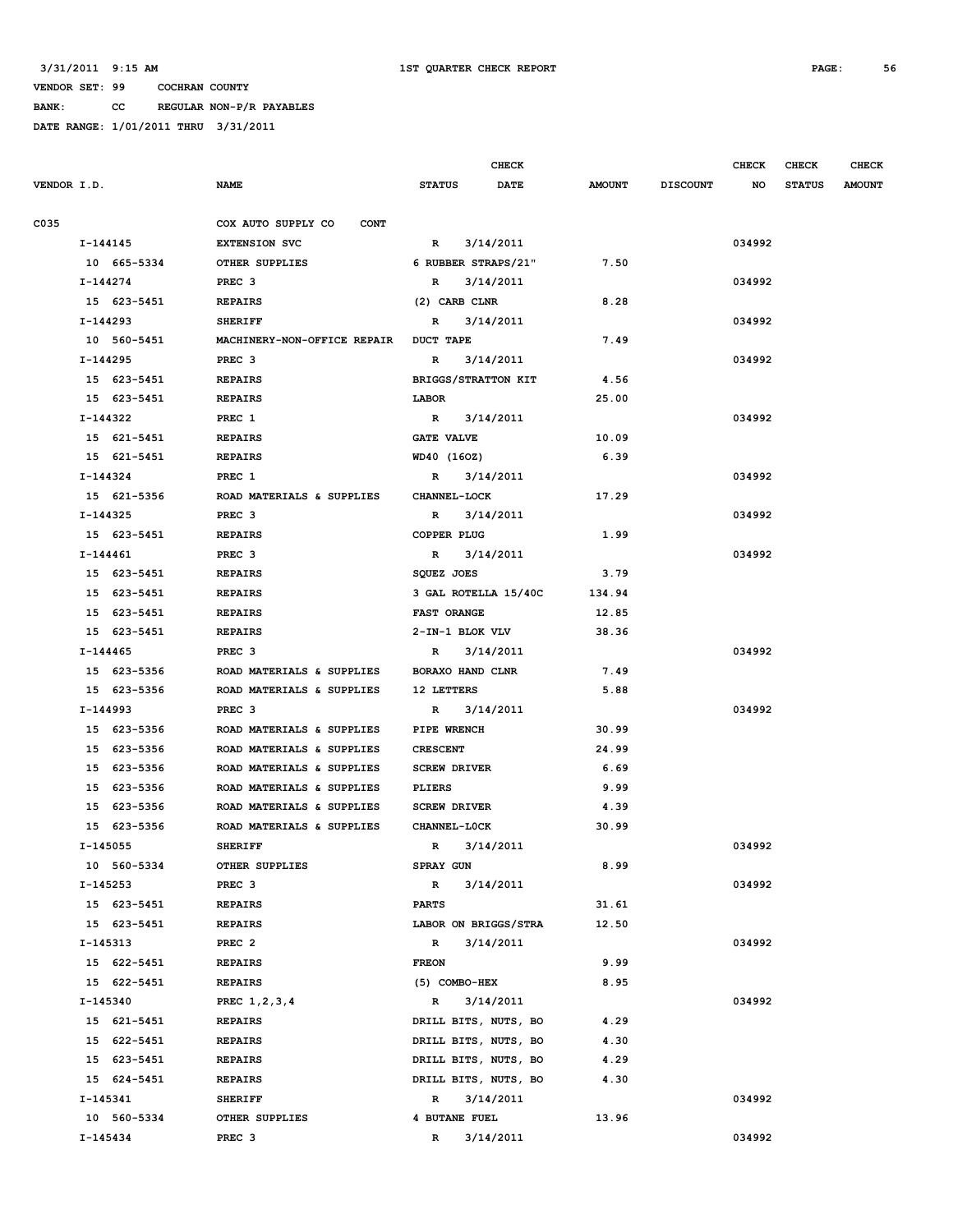3/31/2011 9:15 AM 1ST QUARTER CHECK REPORT

VENDOR SET: 99 COCHRAN COUNTY

BANK: CC REGULAR NON-P/R PAYABLES

DATE RANGE: 1/01/2011 THRU 3/31/2011

| VENDOR I.D. | NAME | STATUS | CHECK DATE | AMOUNT | DISCOUNT | CHECK NO | CHECK STATUS | CHECK AMOUNT |
|---|---|---|---|---|---|---|---|---|
| C035 | COX AUTO SUPPLY CO CONT | | | | | | | |
| I-144145 | EXTENSION SVC | R | 3/14/2011 | | | 034992 | | |
| 10 665-5334 | OTHER SUPPLIES | 6 RUBBER STRAPS/21" | | 7.50 | | | | |
| I-144274 | PREC 3 | R | 3/14/2011 | | | 034992 | | |
| 15 623-5451 | REPAIRS | (2) CARB CLNR | | 8.28 | | | | |
| I-144293 | SHERIFF | R | 3/14/2011 | | | 034992 | | |
| 10 560-5451 | MACHINERY-NON-OFFICE REPAIR | DUCT TAPE | | 7.49 | | | | |
| I-144295 | PREC 3 | R | 3/14/2011 | | | 034992 | | |
| 15 623-5451 | REPAIRS | BRIGGS/STRATTON KIT | | 4.56 | | | | |
| 15 623-5451 | REPAIRS | LABOR | | 25.00 | | | | |
| I-144322 | PREC 1 | R | 3/14/2011 | | | 034992 | | |
| 15 621-5451 | REPAIRS | GATE VALVE | | 10.09 | | | | |
| 15 621-5451 | REPAIRS | WD40 (16OZ) | | 6.39 | | | | |
| I-144324 | PREC 1 | R | 3/14/2011 | | | 034992 | | |
| 15 621-5356 | ROAD MATERIALS & SUPPLIES | CHANNEL-LOCK | | 17.29 | | | | |
| I-144325 | PREC 3 | R | 3/14/2011 | | | 034992 | | |
| 15 623-5451 | REPAIRS | COPPER PLUG | | 1.99 | | | | |
| I-144461 | PREC 3 | R | 3/14/2011 | | | 034992 | | |
| 15 623-5451 | REPAIRS | SQUEZ JOES | | 3.79 | | | | |
| 15 623-5451 | REPAIRS | 3 GAL ROTELLA 15/40C | | 134.94 | | | | |
| 15 623-5451 | REPAIRS | FAST ORANGE | | 12.85 | | | | |
| 15 623-5451 | REPAIRS | 2-IN-1 BLOK VLV | | 38.36 | | | | |
| I-144465 | PREC 3 | R | 3/14/2011 | | | 034992 | | |
| 15 623-5356 | ROAD MATERIALS & SUPPLIES | BORAXO HAND CLNR | | 7.49 | | | | |
| 15 623-5356 | ROAD MATERIALS & SUPPLIES | 12 LETTERS | | 5.88 | | | | |
| I-144993 | PREC 3 | R | 3/14/2011 | | | 034992 | | |
| 15 623-5356 | ROAD MATERIALS & SUPPLIES | PIPE WRENCH | | 30.99 | | | | |
| 15 623-5356 | ROAD MATERIALS & SUPPLIES | CRESCENT | | 24.99 | | | | |
| 15 623-5356 | ROAD MATERIALS & SUPPLIES | SCREW DRIVER | | 6.69 | | | | |
| 15 623-5356 | ROAD MATERIALS & SUPPLIES | PLIERS | | 9.99 | | | | |
| 15 623-5356 | ROAD MATERIALS & SUPPLIES | SCREW DRIVER | | 4.39 | | | | |
| 15 623-5356 | ROAD MATERIALS & SUPPLIES | CHANNEL-LOCK | | 30.99 | | | | |
| I-145055 | SHERIFF | R | 3/14/2011 | | | 034992 | | |
| 10 560-5334 | OTHER SUPPLIES | SPRAY GUN | | 8.99 | | | | |
| I-145253 | PREC 3 | R | 3/14/2011 | | | 034992 | | |
| 15 623-5451 | REPAIRS | PARTS | | 31.61 | | | | |
| 15 623-5451 | REPAIRS | LABOR ON BRIGGS/STRA | | 12.50 | | | | |
| I-145313 | PREC 2 | R | 3/14/2011 | | | 034992 | | |
| 15 622-5451 | REPAIRS | FREON | | 9.99 | | | | |
| 15 622-5451 | REPAIRS | (5) COMBO-HEX | | 8.95 | | | | |
| I-145340 | PREC 1,2,3,4 | R | 3/14/2011 | | | 034992 | | |
| 15 621-5451 | REPAIRS | DRILL BITS, NUTS, BO | | 4.29 | | | | |
| 15 622-5451 | REPAIRS | DRILL BITS, NUTS, BO | | 4.30 | | | | |
| 15 623-5451 | REPAIRS | DRILL BITS, NUTS, BO | | 4.29 | | | | |
| 15 624-5451 | REPAIRS | DRILL BITS, NUTS, BO | | 4.30 | | | | |
| I-145341 | SHERIFF | R | 3/14/2011 | | | 034992 | | |
| 10 560-5334 | OTHER SUPPLIES | 4 BUTANE FUEL | | 13.96 | | | | |
| I-145434 | PREC 3 | R | 3/14/2011 | | | 034992 | | |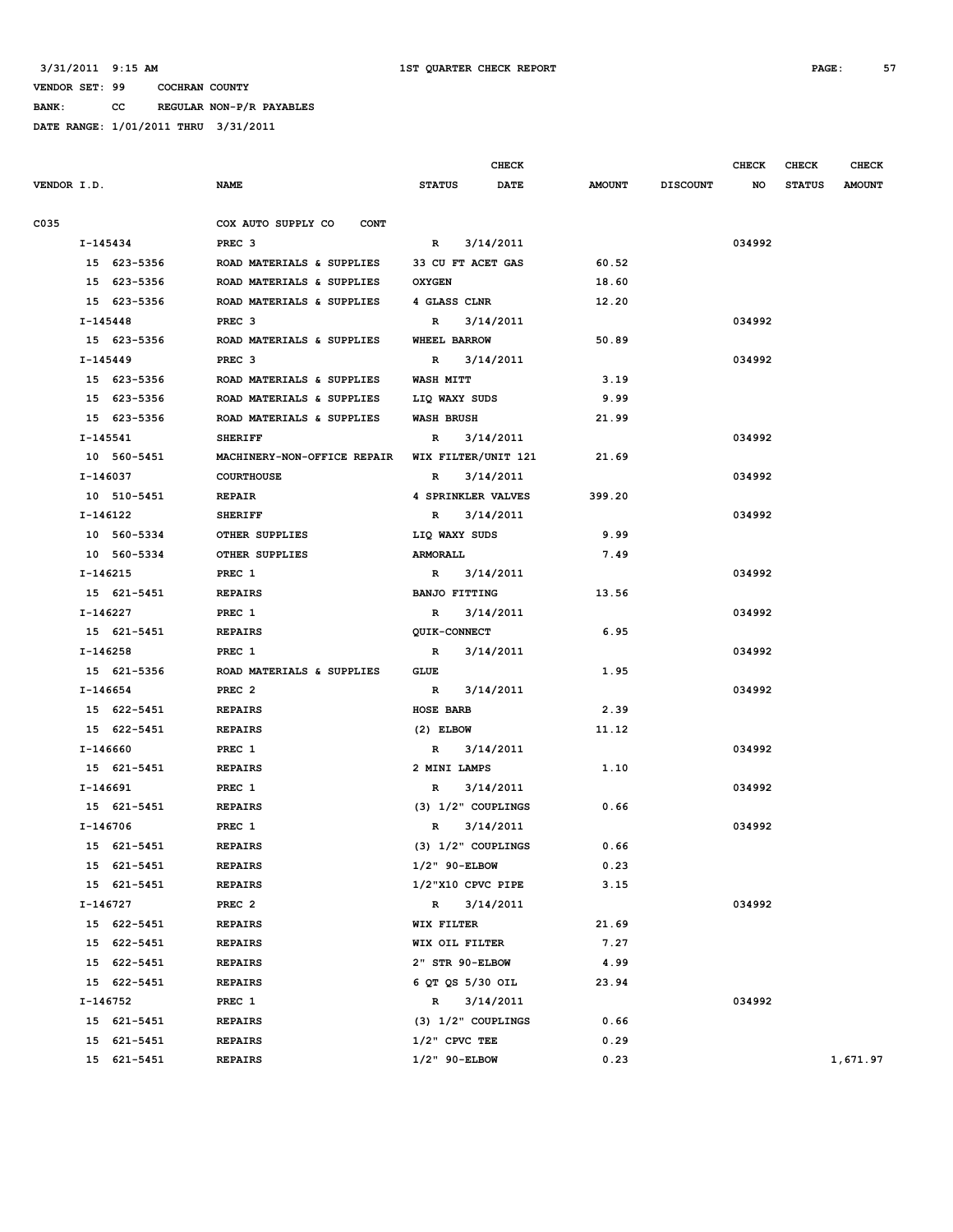3/31/2011 9:15 AM                    1ST QUARTER CHECK REPORT

VENDOR SET: 99    COCHRAN COUNTY

BANK: CC    REGULAR NON-P/R PAYABLES

DATE RANGE: 1/01/2011 THRU 3/31/2011

| VENDOR I.D. | NAME | STATUS | CHECK DATE | AMOUNT | DISCOUNT | CHECK NO | CHECK STATUS | CHECK AMOUNT |
|---|---|---|---|---|---|---|---|---|
| C035 | COX AUTO SUPPLY CO CONT | | | | | | | |
| I-145434 | PREC 3 | R | 3/14/2011 | | | 034992 | | |
| 15 623-5356 | ROAD MATERIALS & SUPPLIES | 33 CU FT ACET GAS | | 60.52 | | | | |
| 15 623-5356 | ROAD MATERIALS & SUPPLIES | OXYGEN | | 18.60 | | | | |
| 15 623-5356 | ROAD MATERIALS & SUPPLIES | 4 GLASS CLNR | | 12.20 | | | | |
| I-145448 | PREC 3 | R | 3/14/2011 | | | 034992 | | |
| 15 623-5356 | ROAD MATERIALS & SUPPLIES | WHEEL BARROW | | 50.89 | | | | |
| I-145449 | PREC 3 | R | 3/14/2011 | | | 034992 | | |
| 15 623-5356 | ROAD MATERIALS & SUPPLIES | WASH MITT | | 3.19 | | | | |
| 15 623-5356 | ROAD MATERIALS & SUPPLIES | LIQ WAXY SUDS | | 9.99 | | | | |
| 15 623-5356 | ROAD MATERIALS & SUPPLIES | WASH BRUSH | | 21.99 | | | | |
| I-145541 | SHERIFF | R | 3/14/2011 | | | 034992 | | |
| 10 560-5451 | MACHINERY-NON-OFFICE REPAIR | WIX FILTER/UNIT 121 | | 21.69 | | | | |
| I-146037 | COURTHOUSE | R | 3/14/2011 | | | 034992 | | |
| 10 510-5451 | REPAIR | 4 SPRINKLER VALVES | | 399.20 | | | | |
| I-146122 | SHERIFF | R | 3/14/2011 | | | 034992 | | |
| 10 560-5334 | OTHER SUPPLIES | LIQ WAXY SUDS | | 9.99 | | | | |
| 10 560-5334 | OTHER SUPPLIES | ARMORALL | | 7.49 | | | | |
| I-146215 | PREC 1 | R | 3/14/2011 | | | 034992 | | |
| 15 621-5451 | REPAIRS | BANJO FITTING | | 13.56 | | | | |
| I-146227 | PREC 1 | R | 3/14/2011 | | | 034992 | | |
| 15 621-5451 | REPAIRS | QUIK-CONNECT | | 6.95 | | | | |
| I-146258 | PREC 1 | R | 3/14/2011 | | | 034992 | | |
| 15 621-5356 | ROAD MATERIALS & SUPPLIES | GLUE | | 1.95 | | | | |
| I-146654 | PREC 2 | R | 3/14/2011 | | | 034992 | | |
| 15 622-5451 | REPAIRS | HOSE BARB | | 2.39 | | | | |
| 15 622-5451 | REPAIRS | (2) ELBOW | | 11.12 | | | | |
| I-146660 | PREC 1 | R | 3/14/2011 | | | 034992 | | |
| 15 621-5451 | REPAIRS | 2 MINI LAMPS | | 1.10 | | | | |
| I-146691 | PREC 1 | R | 3/14/2011 | | | 034992 | | |
| 15 621-5451 | REPAIRS | (3) 1/2" COUPLINGS | | 0.66 | | | | |
| I-146706 | PREC 1 | R | 3/14/2011 | | | 034992 | | |
| 15 621-5451 | REPAIRS | (3) 1/2" COUPLINGS | | 0.66 | | | | |
| 15 621-5451 | REPAIRS | 1/2" 90-ELBOW | | 0.23 | | | | |
| 15 621-5451 | REPAIRS | 1/2"X10 CPVC PIPE | | 3.15 | | | | |
| I-146727 | PREC 2 | R | 3/14/2011 | | | 034992 | | |
| 15 622-5451 | REPAIRS | WIX FILTER | | 21.69 | | | | |
| 15 622-5451 | REPAIRS | WIX OIL FILTER | | 7.27 | | | | |
| 15 622-5451 | REPAIRS | 2" STR 90-ELBOW | | 4.99 | | | | |
| 15 622-5451 | REPAIRS | 6 QT QS 5/30 OIL | | 23.94 | | | | |
| I-146752 | PREC 1 | R | 3/14/2011 | | | 034992 | | |
| 15 621-5451 | REPAIRS | (3) 1/2" COUPLINGS | | 0.66 | | | | |
| 15 621-5451 | REPAIRS | 1/2" CPVC TEE | | 0.29 | | | | |
| 15 621-5451 | REPAIRS | 1/2" 90-ELBOW | | 0.23 | | | | 1,671.97 |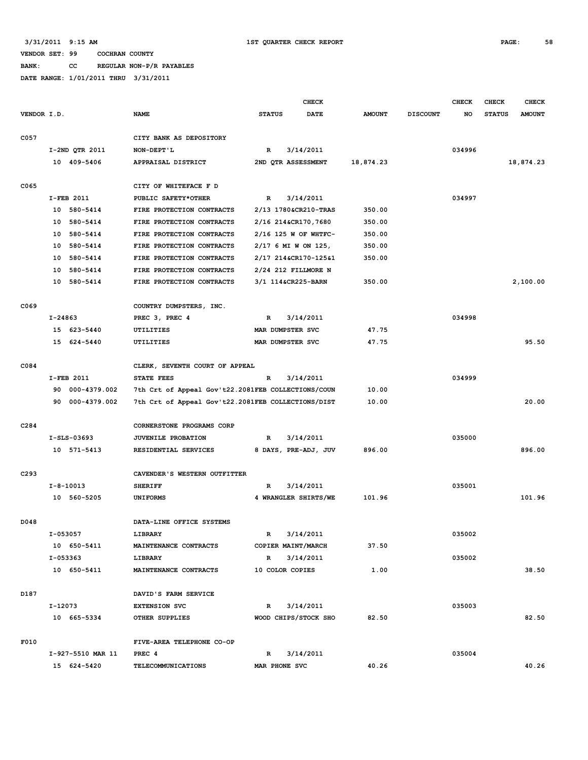3/31/2011 9:15 AM 1ST QUARTER CHECK REPORT

VENDOR SET: 99 COCHRAN COUNTY

BANK: CC REGULAR NON-P/R PAYABLES

DATE RANGE: 1/01/2011 THRU 3/31/2011

| VENDOR I.D. | NAME | STATUS | CHECK DATE | AMOUNT | DISCOUNT | CHECK NO | CHECK STATUS | CHECK AMOUNT |
|---|---|---|---|---|---|---|---|---|
| C057 | CITY BANK AS DEPOSITORY | | | | | | | |
| I-2ND QTR 2011 | NON-DEPT'L | R | 3/14/2011 | | | 034996 | | |
| 10 409-5406 | APPRAISAL DISTRICT | 2ND QTR ASSESSMENT | | 18,874.23 | | | | 18,874.23 |
| C065 | CITY OF WHITEFACE F D | | | | | | | |
| I-FEB 2011 | PUBLIC SAFETY*OTHER | R | 3/14/2011 | | | 034997 | | |
| 10 580-5414 | FIRE PROTECTION CONTRACTS | 2/13 1780&CR210-TRAS | | 350.00 | | | | |
| 10 580-5414 | FIRE PROTECTION CONTRACTS | 2/16 214&CR170,7680 | | 350.00 | | | | |
| 10 580-5414 | FIRE PROTECTION CONTRACTS | 2/16 125 W OF WHTFC- | | 350.00 | | | | |
| 10 580-5414 | FIRE PROTECTION CONTRACTS | 2/17 6 MI W ON 125, | | 350.00 | | | | |
| 10 580-5414 | FIRE PROTECTION CONTRACTS | 2/17 214&CR170-125&1 | | 350.00 | | | | |
| 10 580-5414 | FIRE PROTECTION CONTRACTS | 2/24 212 FILLMORE N | | | | | | |
| 10 580-5414 | FIRE PROTECTION CONTRACTS | 3/1 114&CR225-BARN | | 350.00 | | | | 2,100.00 |
| C069 | COUNTRY DUMPSTERS, INC. | | | | | | | |
| I-24863 | PREC 3, PREC 4 | R | 3/14/2011 | | | 034998 | | |
| 15 623-5440 | UTILITIES | MAR DUMPSTER SVC | | 47.75 | | | | |
| 15 624-5440 | UTILITIES | MAR DUMPSTER SVC | | 47.75 | | | | 95.50 |
| C084 | CLERK, SEVENTH COURT OF APPEAL | | | | | | | |
| I-FEB 2011 | STATE FEES | R | 3/14/2011 | | | 034999 | | |
| 90 000-4379.002 | 7th Crt of Appeal Gov't22.2081 | FEB COLLECTIONS/COUN | | 10.00 | | | | |
| 90 000-4379.002 | 7th Crt of Appeal Gov't22.2081 | FEB COLLECTIONS/DIST | | 10.00 | | | | 20.00 |
| C284 | CORNERSTONE PROGRAMS CORP | | | | | | | |
| I-SLS-03693 | JUVENILE PROBATION | R | 3/14/2011 | | | 035000 | | |
| 10 571-5413 | RESIDENTIAL SERVICES | 8 DAYS, PRE-ADJ, JUV | | 896.00 | | | | 896.00 |
| C293 | CAVENDER'S WESTERN OUTFITTER | | | | | | | |
| I-8-10013 | SHERIFF | R | 3/14/2011 | | | 035001 | | |
| 10 560-5205 | UNIFORMS | 4 WRANGLER SHIRTS/WE | | 101.96 | | | | 101.96 |
| D048 | DATA-LINE OFFICE SYSTEMS | | | | | | | |
| I-053057 | LIBRARY | R | 3/14/2011 | | | 035002 | | |
| 10 650-5411 | MAINTENANCE CONTRACTS | COPIER MAINT/MARCH | | 37.50 | | | | |
| I-053363 | LIBRARY | R | 3/14/2011 | | | 035002 | | |
| 10 650-5411 | MAINTENANCE CONTRACTS | 10 COLOR COPIES | | 1.00 | | | | 38.50 |
| D187 | DAVID'S FARM SERVICE | | | | | | | |
| I-12073 | EXTENSION SVC | R | 3/14/2011 | | | 035003 | | |
| 10 665-5334 | OTHER SUPPLIES | WOOD CHIPS/STOCK SHO | | 82.50 | | | | 82.50 |
| F010 | FIVE-AREA TELEPHONE CO-OP | | | | | | | |
| I-927-5510 MAR 11 | PREC 4 | R | 3/14/2011 | | | 035004 | | |
| 15 624-5420 | TELECOMMUNICATIONS | MAR PHONE SVC | | 40.26 | | | | 40.26 |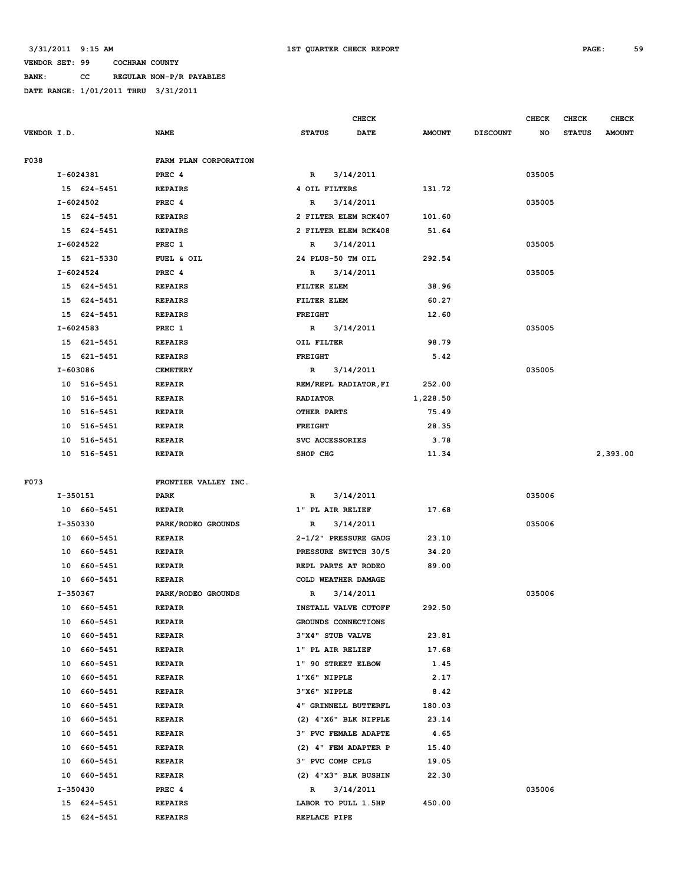3/31/2011 9:15 AM 1ST QUARTER CHECK REPORT

VENDOR SET: 99 COCHRAN COUNTY

BANK: CC REGULAR NON-P/R PAYABLES

DATE RANGE: 1/01/2011 THRU 3/31/2011

| VENDOR I.D. | NAME | STATUS | CHECK DATE | AMOUNT | DISCOUNT | CHECK NO | CHECK STATUS | CHECK AMOUNT |
|---|---|---|---|---|---|---|---|---|
| F038 | FARM PLAN CORPORATION | | | | | | | |
| I-6024381 | PREC 4 | R | 3/14/2011 | | | 035005 | | |
| 15 624-5451 | REPAIRS | 4 OIL FILTERS | | 131.72 | | | | |
| I-6024502 | PREC 4 | R | 3/14/2011 | | | 035005 | | |
| 15 624-5451 | REPAIRS | 2 FILTER ELEM RCK407 | | 101.60 | | | | |
| 15 624-5451 | REPAIRS | 2 FILTER ELEM RCK408 | | 51.64 | | | | |
| I-6024522 | PREC 1 | R | 3/14/2011 | | | 035005 | | |
| 15 621-5330 | FUEL & OIL | 24 PLUS-50 TM OIL | | 292.54 | | | | |
| I-6024524 | PREC 4 | R | 3/14/2011 | | | 035005 | | |
| 15 624-5451 | REPAIRS | FILTER ELEM | | 38.96 | | | | |
| 15 624-5451 | REPAIRS | FILTER ELEM | | 60.27 | | | | |
| 15 624-5451 | REPAIRS | FREIGHT | | 12.60 | | | | |
| I-6024583 | PREC 1 | R | 3/14/2011 | | | 035005 | | |
| 15 621-5451 | REPAIRS | OIL FILTER | | 98.79 | | | | |
| 15 621-5451 | REPAIRS | FREIGHT | | 5.42 | | | | |
| I-603086 | CEMETERY | R | 3/14/2011 | | | 035005 | | |
| 10 516-5451 | REPAIR | REM/REPL RADIATOR,FI | | 252.00 | | | | |
| 10 516-5451 | REPAIR | RADIATOR | | 1,228.50 | | | | |
| 10 516-5451 | REPAIR | OTHER PARTS | | 75.49 | | | | |
| 10 516-5451 | REPAIR | FREIGHT | | 28.35 | | | | |
| 10 516-5451 | REPAIR | SVC ACCESSORIES | | 3.78 | | | | |
| 10 516-5451 | REPAIR | SHOP CHG | | 11.34 | | | | 2,393.00 |
| F073 | FRONTIER VALLEY INC. | | | | | | | |
| I-350151 | PARK | R | 3/14/2011 | | | 035006 | | |
| 10 660-5451 | REPAIR | 1" PL AIR RELIEF | | 17.68 | | | | |
| I-350330 | PARK/RODEO GROUNDS | R | 3/14/2011 | | | 035006 | | |
| 10 660-5451 | REPAIR | 2-1/2" PRESSURE GAUG | | 23.10 | | | | |
| 10 660-5451 | REPAIR | PRESSURE SWITCH 30/5 | | 34.20 | | | | |
| 10 660-5451 | REPAIR | REPL PARTS AT RODEO | | 89.00 | | | | |
| 10 660-5451 | REPAIR | COLD WEATHER DAMAGE | | | | | | |
| I-350367 | PARK/RODEO GROUNDS | R | 3/14/2011 | | | 035006 | | |
| 10 660-5451 | REPAIR | INSTALL VALVE CUTOFF | | 292.50 | | | | |
| 10 660-5451 | REPAIR | GROUNDS CONNECTIONS | | | | | | |
| 10 660-5451 | REPAIR | 3"X4" STUB VALVE | | 23.81 | | | | |
| 10 660-5451 | REPAIR | 1" PL AIR RELIEF | | 17.68 | | | | |
| 10 660-5451 | REPAIR | 1" 90 STREET ELBOW | | 1.45 | | | | |
| 10 660-5451 | REPAIR | 1"X6" NIPPLE | | 2.17 | | | | |
| 10 660-5451 | REPAIR | 3"X6" NIPPLE | | 8.42 | | | | |
| 10 660-5451 | REPAIR | 4" GRINNELL BUTTERFL | | 180.03 | | | | |
| 10 660-5451 | REPAIR | (2) 4"X6" BLK NIPPLE | | 23.14 | | | | |
| 10 660-5451 | REPAIR | 3" PVC FEMALE ADAPTE | | 4.65 | | | | |
| 10 660-5451 | REPAIR | (2) 4" FEM ADAPTER P | | 15.40 | | | | |
| 10 660-5451 | REPAIR | 3" PVC COMP CPLG | | 19.05 | | | | |
| 10 660-5451 | REPAIR | (2) 4"X3" BLK BUSHIN | | 22.30 | | | | |
| I-350430 | PREC 4 | R | 3/14/2011 | | | 035006 | | |
| 15 624-5451 | REPAIRS | LABOR TO PULL 1.5HP | | 450.00 | | | | |
| 15 624-5451 | REPAIRS | REPLACE PIPE | | | | | | |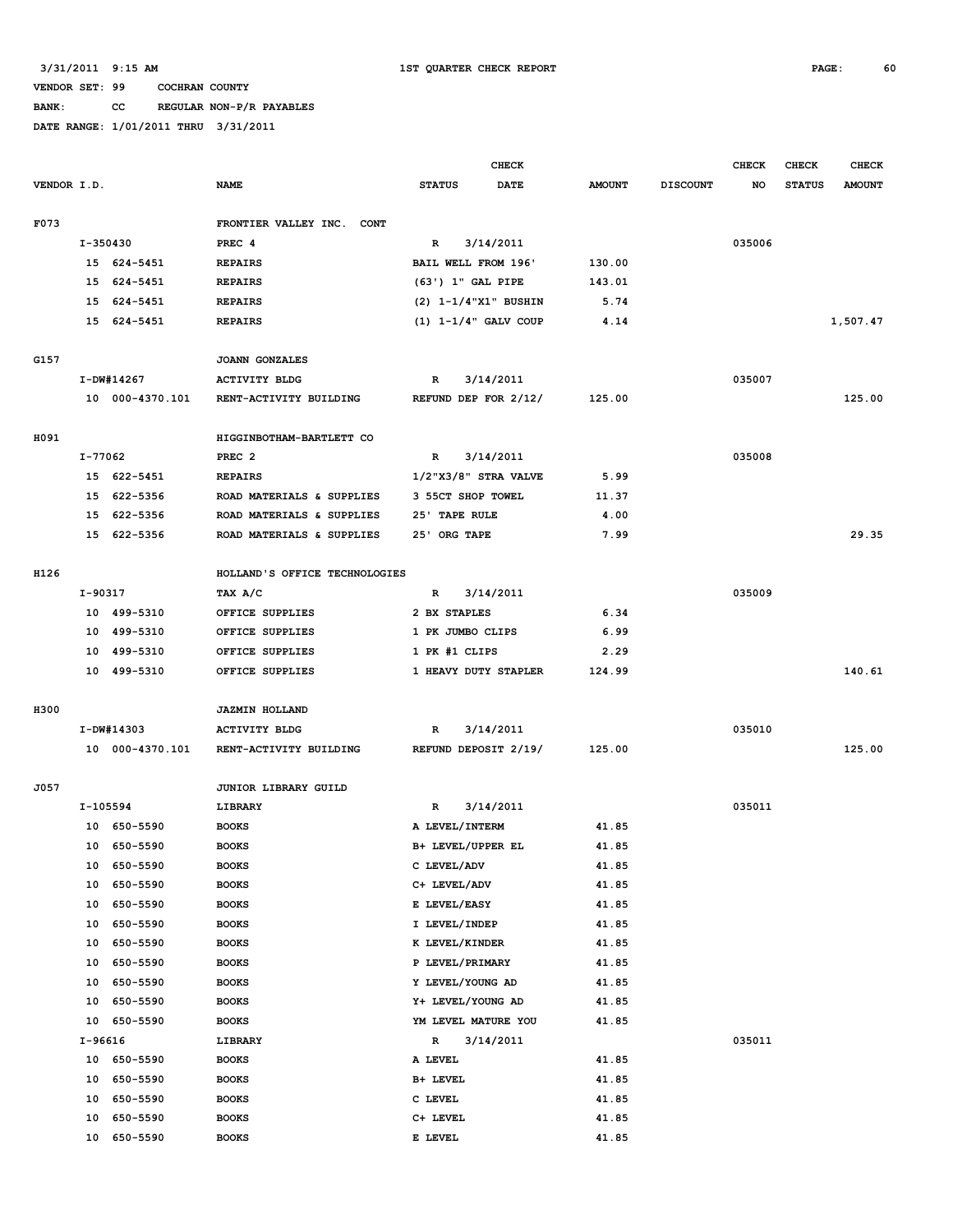3/31/2011 9:15 AM 1ST QUARTER CHECK REPORT

VENDOR SET: 99 COCHRAN COUNTY
BANK: CC REGULAR NON-P/R PAYABLES
DATE RANGE: 1/01/2011 THRU 3/31/2011

| VENDOR I.D. | NAME | CHECK STATUS | CHECK DATE | AMOUNT | DISCOUNT | CHECK NO | CHECK STATUS | CHECK AMOUNT |
|---|---|---|---|---|---|---|---|---|
| F073 | FRONTIER VALLEY INC. CONT | | | | | | | |
| I-350430 | PREC 4 | R | 3/14/2011 | | | 035006 | | |
| 15 624-5451 | REPAIRS | BAIL WELL FROM 196' | | 130.00 | | | | |
| 15 624-5451 | REPAIRS | (63') 1" GAL PIPE | | 143.01 | | | | |
| 15 624-5451 | REPAIRS | (2) 1-1/4"X1" BUSHIN | | 5.74 | | | | |
| 15 624-5451 | REPAIRS | (1) 1-1/4" GALV COUP | | 4.14 | | | | 1,507.47 |
| G157 | JOANN GONZALES | | | | | | | |
| I-DW#14267 | ACTIVITY BLDG | R | 3/14/2011 | | | 035007 | | |
| 10 000-4370.101 | RENT-ACTIVITY BUILDING | REFUND DEP FOR 2/12/ | | 125.00 | | | | 125.00 |
| H091 | HIGGINBOTHAM-BARTLETT CO | | | | | | | |
| I-77062 | PREC 2 | R | 3/14/2011 | | | 035008 | | |
| 15 622-5451 | REPAIRS | 1/2"X3/8" STRA VALVE | | 5.99 | | | | |
| 15 622-5356 | ROAD MATERIALS & SUPPLIES | 3 55CT SHOP TOWEL | | 11.37 | | | | |
| 15 622-5356 | ROAD MATERIALS & SUPPLIES | 25' TAPE RULE | | 4.00 | | | | |
| 15 622-5356 | ROAD MATERIALS & SUPPLIES | 25' ORG TAPE | | 7.99 | | | | 29.35 |
| H126 | HOLLAND'S OFFICE TECHNOLOGIES | | | | | | | |
| I-90317 | TAX A/C | R | 3/14/2011 | | | 035009 | | |
| 10 499-5310 | OFFICE SUPPLIES | 2 BX STAPLES | | 6.34 | | | | |
| 10 499-5310 | OFFICE SUPPLIES | 1 PK JUMBO CLIPS | | 6.99 | | | | |
| 10 499-5310 | OFFICE SUPPLIES | 1 PK #1 CLIPS | | 2.29 | | | | |
| 10 499-5310 | OFFICE SUPPLIES | 1 HEAVY DUTY STAPLER | | 124.99 | | | | 140.61 |
| H300 | JAZMIN HOLLAND | | | | | | | |
| I-DW#14303 | ACTIVITY BLDG | R | 3/14/2011 | | | 035010 | | |
| 10 000-4370.101 | RENT-ACTIVITY BUILDING | REFUND DEPOSIT 2/19/ | | 125.00 | | | | 125.00 |
| J057 | JUNIOR LIBRARY GUILD | | | | | | | |
| I-105594 | LIBRARY | R | 3/14/2011 | | | 035011 | | |
| 10 650-5590 | BOOKS | A LEVEL/INTERM | | 41.85 | | | | |
| 10 650-5590 | BOOKS | B+ LEVEL/UPPER EL | | 41.85 | | | | |
| 10 650-5590 | BOOKS | C LEVEL/ADV | | 41.85 | | | | |
| 10 650-5590 | BOOKS | C+ LEVEL/ADV | | 41.85 | | | | |
| 10 650-5590 | BOOKS | E LEVEL/EASY | | 41.85 | | | | |
| 10 650-5590 | BOOKS | I LEVEL/INDEP | | 41.85 | | | | |
| 10 650-5590 | BOOKS | K LEVEL/KINDER | | 41.85 | | | | |
| 10 650-5590 | BOOKS | P LEVEL/PRIMARY | | 41.85 | | | | |
| 10 650-5590 | BOOKS | Y LEVEL/YOUNG AD | | 41.85 | | | | |
| 10 650-5590 | BOOKS | Y+ LEVEL/YOUNG AD | | 41.85 | | | | |
| 10 650-5590 | BOOKS | YM LEVEL MATURE YOU | | 41.85 | | | | |
| I-96616 | LIBRARY | R | 3/14/2011 | | | 035011 | | |
| 10 650-5590 | BOOKS | A LEVEL | | 41.85 | | | | |
| 10 650-5590 | BOOKS | B+ LEVEL | | 41.85 | | | | |
| 10 650-5590 | BOOKS | C LEVEL | | 41.85 | | | | |
| 10 650-5590 | BOOKS | C+ LEVEL | | 41.85 | | | | |
| 10 650-5590 | BOOKS | E LEVEL | | 41.85 | | | | |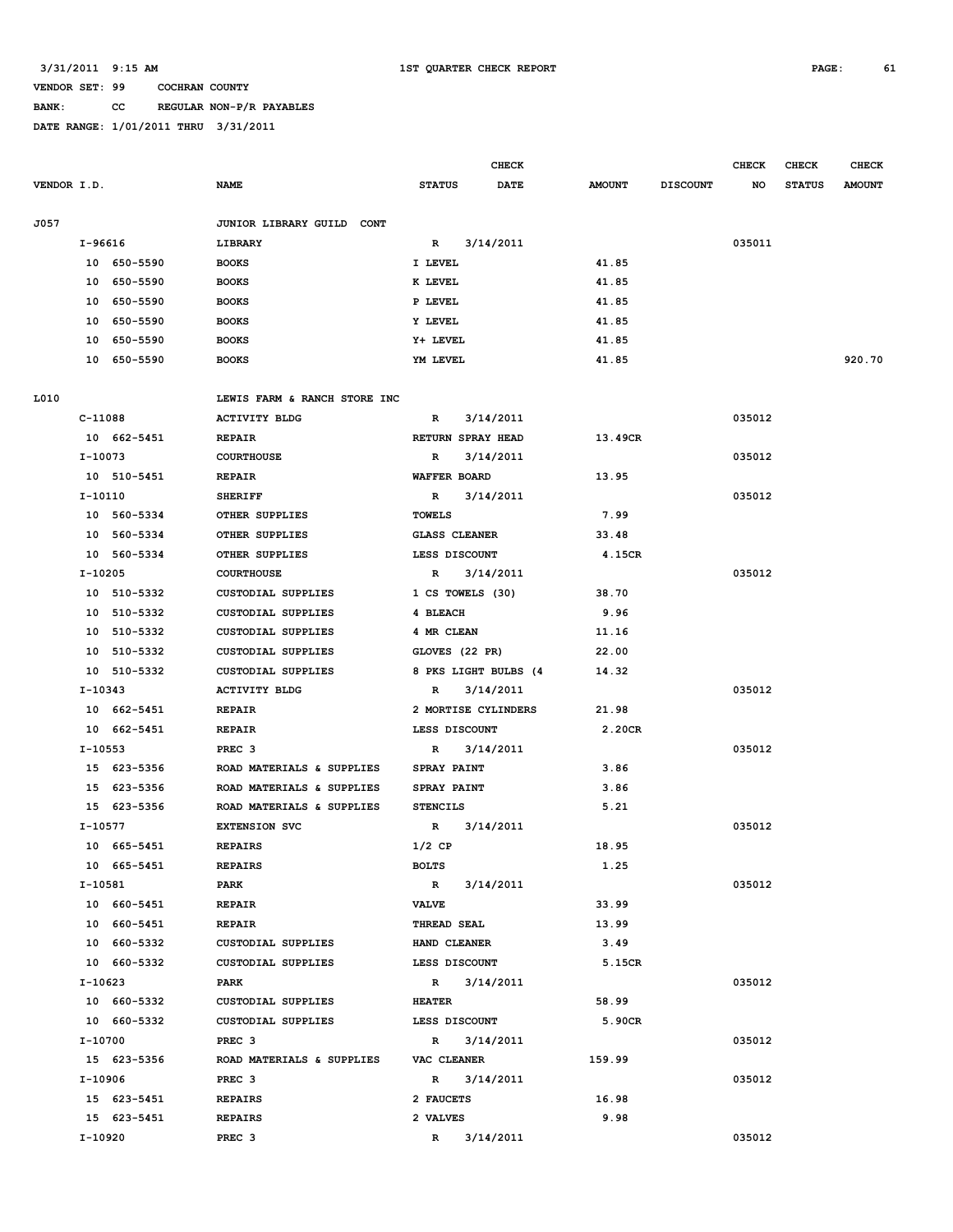3/31/2011 9:15 AM 1ST QUARTER CHECK REPORT

VENDOR SET: 99 COCHRAN COUNTY

BANK: CC REGULAR NON-P/R PAYABLES

DATE RANGE: 1/01/2011 THRU 3/31/2011

| VENDOR I.D. | NAME | STATUS | CHECK DATE | AMOUNT | DISCOUNT | CHECK NO | CHECK STATUS | CHECK AMOUNT |
|---|---|---|---|---|---|---|---|---|
| J057 | JUNIOR LIBRARY GUILD CONT | | | | | | | |
| I-96616 | LIBRARY | R | 3/14/2011 | | | 035011 | | |
| 10 650-5590 | BOOKS | I LEVEL | | 41.85 | | | | |
| 10 650-5590 | BOOKS | K LEVEL | | 41.85 | | | | |
| 10 650-5590 | BOOKS | P LEVEL | | 41.85 | | | | |
| 10 650-5590 | BOOKS | Y LEVEL | | 41.85 | | | | |
| 10 650-5590 | BOOKS | Y+ LEVEL | | 41.85 | | | | |
| 10 650-5590 | BOOKS | YM LEVEL | | 41.85 | | | | 920.70 |
| L010 | LEWIS FARM & RANCH STORE INC | | | | | | | |
| C-11088 | ACTIVITY BLDG | R | 3/14/2011 | | | 035012 | | |
| 10 662-5451 | REPAIR | RETURN SPRAY HEAD | | 13.49CR | | | | |
| I-10073 | COURTHOUSE | R | 3/14/2011 | | | 035012 | | |
| 10 510-5451 | REPAIR | WAFFER BOARD | | 13.95 | | | | |
| I-10110 | SHERIFF | R | 3/14/2011 | | | 035012 | | |
| 10 560-5334 | OTHER SUPPLIES | TOWELS | | 7.99 | | | | |
| 10 560-5334 | OTHER SUPPLIES | GLASS CLEANER | | 33.48 | | | | |
| 10 560-5334 | OTHER SUPPLIES | LESS DISCOUNT | | 4.15CR | | | | |
| I-10205 | COURTHOUSE | R | 3/14/2011 | | | 035012 | | |
| 10 510-5332 | CUSTODIAL SUPPLIES | 1 CS TOWELS (30) | | 38.70 | | | | |
| 10 510-5332 | CUSTODIAL SUPPLIES | 4 BLEACH | | 9.96 | | | | |
| 10 510-5332 | CUSTODIAL SUPPLIES | 4 MR CLEAN | | 11.16 | | | | |
| 10 510-5332 | CUSTODIAL SUPPLIES | GLOVES (22 PR) | | 22.00 | | | | |
| 10 510-5332 | CUSTODIAL SUPPLIES | 8 PKS LIGHT BULBS (4 | | 14.32 | | | | |
| I-10343 | ACTIVITY BLDG | R | 3/14/2011 | | | 035012 | | |
| 10 662-5451 | REPAIR | 2 MORTISE CYLINDERS | | 21.98 | | | | |
| 10 662-5451 | REPAIR | LESS DISCOUNT | | 2.20CR | | | | |
| I-10553 | PREC 3 | R | 3/14/2011 | | | 035012 | | |
| 15 623-5356 | ROAD MATERIALS & SUPPLIES | SPRAY PAINT | | 3.86 | | | | |
| 15 623-5356 | ROAD MATERIALS & SUPPLIES | SPRAY PAINT | | 3.86 | | | | |
| 15 623-5356 | ROAD MATERIALS & SUPPLIES | STENCILS | | 5.21 | | | | |
| I-10577 | EXTENSION SVC | R | 3/14/2011 | | | 035012 | | |
| 10 665-5451 | REPAIRS | 1/2 CP | | 18.95 | | | | |
| 10 665-5451 | REPAIRS | BOLTS | | 1.25 | | | | |
| I-10581 | PARK | R | 3/14/2011 | | | 035012 | | |
| 10 660-5451 | REPAIR | VALVE | | 33.99 | | | | |
| 10 660-5451 | REPAIR | THREAD SEAL | | 13.99 | | | | |
| 10 660-5332 | CUSTODIAL SUPPLIES | HAND CLEANER | | 3.49 | | | | |
| 10 660-5332 | CUSTODIAL SUPPLIES | LESS DISCOUNT | | 5.15CR | | | | |
| I-10623 | PARK | R | 3/14/2011 | | | 035012 | | |
| 10 660-5332 | CUSTODIAL SUPPLIES | HEATER | | 58.99 | | | | |
| 10 660-5332 | CUSTODIAL SUPPLIES | LESS DISCOUNT | | 5.90CR | | | | |
| I-10700 | PREC 3 | R | 3/14/2011 | | | 035012 | | |
| 15 623-5356 | ROAD MATERIALS & SUPPLIES | VAC CLEANER | | 159.99 | | | | |
| I-10906 | PREC 3 | R | 3/14/2011 | | | 035012 | | |
| 15 623-5451 | REPAIRS | 2 FAUCETS | | 16.98 | | | | |
| 15 623-5451 | REPAIRS | 2 VALVES | | 9.98 | | | | |
| I-10920 | PREC 3 | R | 3/14/2011 | | | 035012 | | |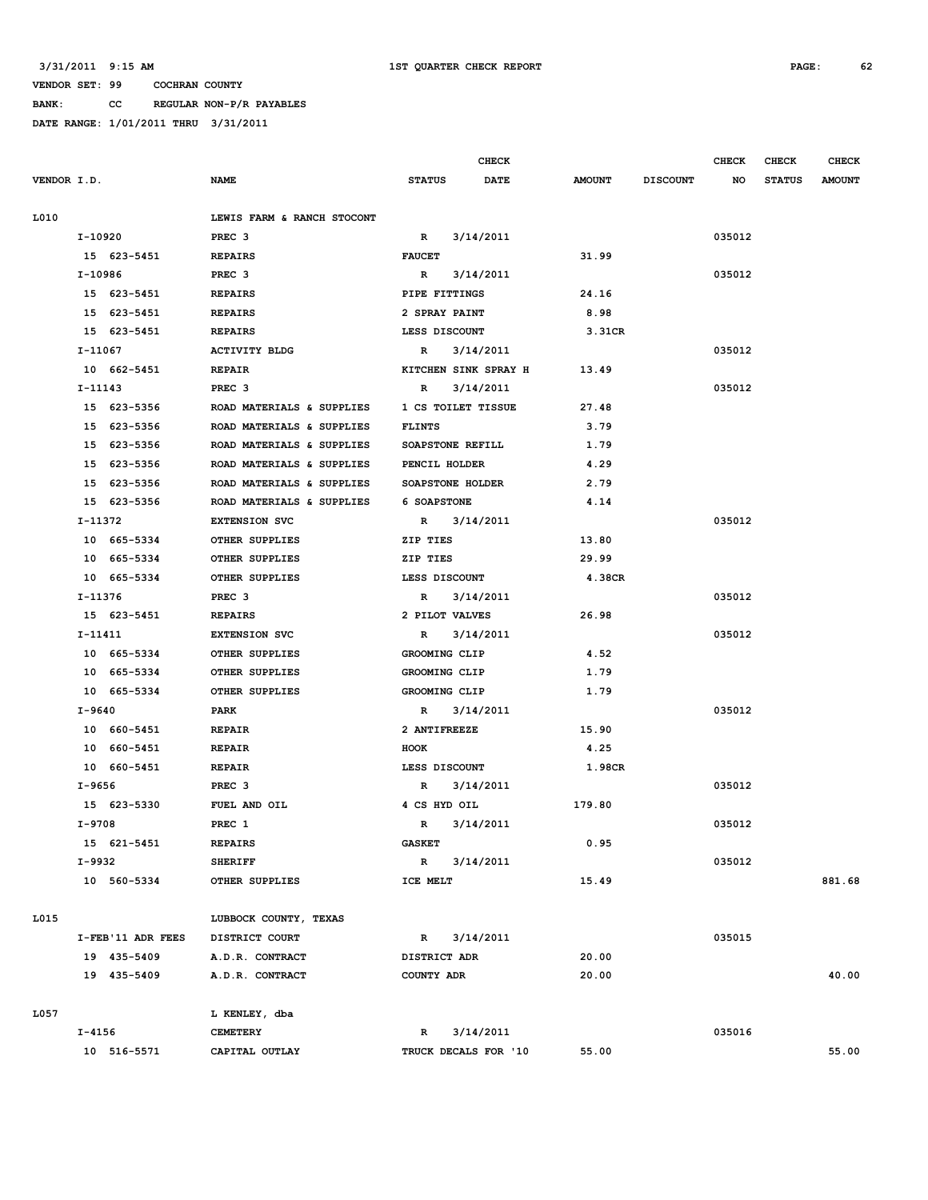3/31/2011 9:15 AM 1ST QUARTER CHECK REPORT

VENDOR SET: 99 COCHRAN COUNTY

BANK: CC REGULAR NON-P/R PAYABLES

DATE RANGE: 1/01/2011 THRU 3/31/2011

| VENDOR I.D. | NAME | STATUS | CHECK DATE | AMOUNT | DISCOUNT | CHECK NO | CHECK STATUS | CHECK AMOUNT |
|---|---|---|---|---|---|---|---|---|
| L010 | LEWIS FARM & RANCH STOCONT | | | | | | | |
| I-10920 | PREC 3 | R | 3/14/2011 | | | 035012 | | |
| 15 623-5451 | REPAIRS | FAUCET | | 31.99 | | | | |
| I-10986 | PREC 3 | R | 3/14/2011 | | | 035012 | | |
| 15 623-5451 | REPAIRS | PIPE FITTINGS | | 24.16 | | | | |
| 15 623-5451 | REPAIRS | 2 SPRAY PAINT | | 8.98 | | | | |
| 15 623-5451 | REPAIRS | LESS DISCOUNT | | 3.31CR | | | | |
| I-11067 | ACTIVITY BLDG | R | 3/14/2011 | | | 035012 | | |
| 10 662-5451 | REPAIR | KITCHEN SINK SPRAY H | | 13.49 | | | | |
| I-11143 | PREC 3 | R | 3/14/2011 | | | 035012 | | |
| 15 623-5356 | ROAD MATERIALS & SUPPLIES | 1 CS TOILET TISSUE | | 27.48 | | | | |
| 15 623-5356 | ROAD MATERIALS & SUPPLIES | FLINTS | | 3.79 | | | | |
| 15 623-5356 | ROAD MATERIALS & SUPPLIES | SOAPSTONE REFILL | | 1.79 | | | | |
| 15 623-5356 | ROAD MATERIALS & SUPPLIES | PENCIL HOLDER | | 4.29 | | | | |
| 15 623-5356 | ROAD MATERIALS & SUPPLIES | SOAPSTONE HOLDER | | 2.79 | | | | |
| 15 623-5356 | ROAD MATERIALS & SUPPLIES | 6 SOAPSTONE | | 4.14 | | | | |
| I-11372 | EXTENSION SVC | R | 3/14/2011 | | | 035012 | | |
| 10 665-5334 | OTHER SUPPLIES | ZIP TIES | | 13.80 | | | | |
| 10 665-5334 | OTHER SUPPLIES | ZIP TIES | | 29.99 | | | | |
| 10 665-5334 | OTHER SUPPLIES | LESS DISCOUNT | | 4.38CR | | | | |
| I-11376 | PREC 3 | R | 3/14/2011 | | | 035012 | | |
| 15 623-5451 | REPAIRS | 2 PILOT VALVES | | 26.98 | | | | |
| I-11411 | EXTENSION SVC | R | 3/14/2011 | | | 035012 | | |
| 10 665-5334 | OTHER SUPPLIES | GROOMING CLIP | | 4.52 | | | | |
| 10 665-5334 | OTHER SUPPLIES | GROOMING CLIP | | 1.79 | | | | |
| 10 665-5334 | OTHER SUPPLIES | GROOMING CLIP | | 1.79 | | | | |
| I-9640 | PARK | R | 3/14/2011 | | | 035012 | | |
| 10 660-5451 | REPAIR | 2 ANTIFREEZE | | 15.90 | | | | |
| 10 660-5451 | REPAIR | HOOK | | 4.25 | | | | |
| 10 660-5451 | REPAIR | LESS DISCOUNT | | 1.98CR | | | | |
| I-9656 | PREC 3 | R | 3/14/2011 | | | 035012 | | |
| 15 623-5330 | FUEL AND OIL | 4 CS HYD OIL | | 179.80 | | | | |
| I-9708 | PREC 1 | R | 3/14/2011 | | | 035012 | | |
| 15 621-5451 | REPAIRS | GASKET | | 0.95 | | | | |
| I-9932 | SHERIFF | R | 3/14/2011 | | | 035012 | | |
| 10 560-5334 | OTHER SUPPLIES | ICE MELT | | 15.49 | | | | 881.68 |
| L015 | LUBBOCK COUNTY, TEXAS | | | | | | | |
| I-FEB'11 ADR FEES | DISTRICT COURT | R | 3/14/2011 | | | 035015 | | |
| 19 435-5409 | A.D.R. CONTRACT | DISTRICT ADR | | 20.00 | | | | |
| 19 435-5409 | A.D.R. CONTRACT | COUNTY ADR | | 20.00 | | | | 40.00 |
| L057 | L KENLEY, dba | | | | | | | |
| I-4156 | CEMETERY | R | 3/14/2011 | | | 035016 | | |
| 10 516-5571 | CAPITAL OUTLAY | TRUCK DECALS FOR '10 | | 55.00 | | | | 55.00 |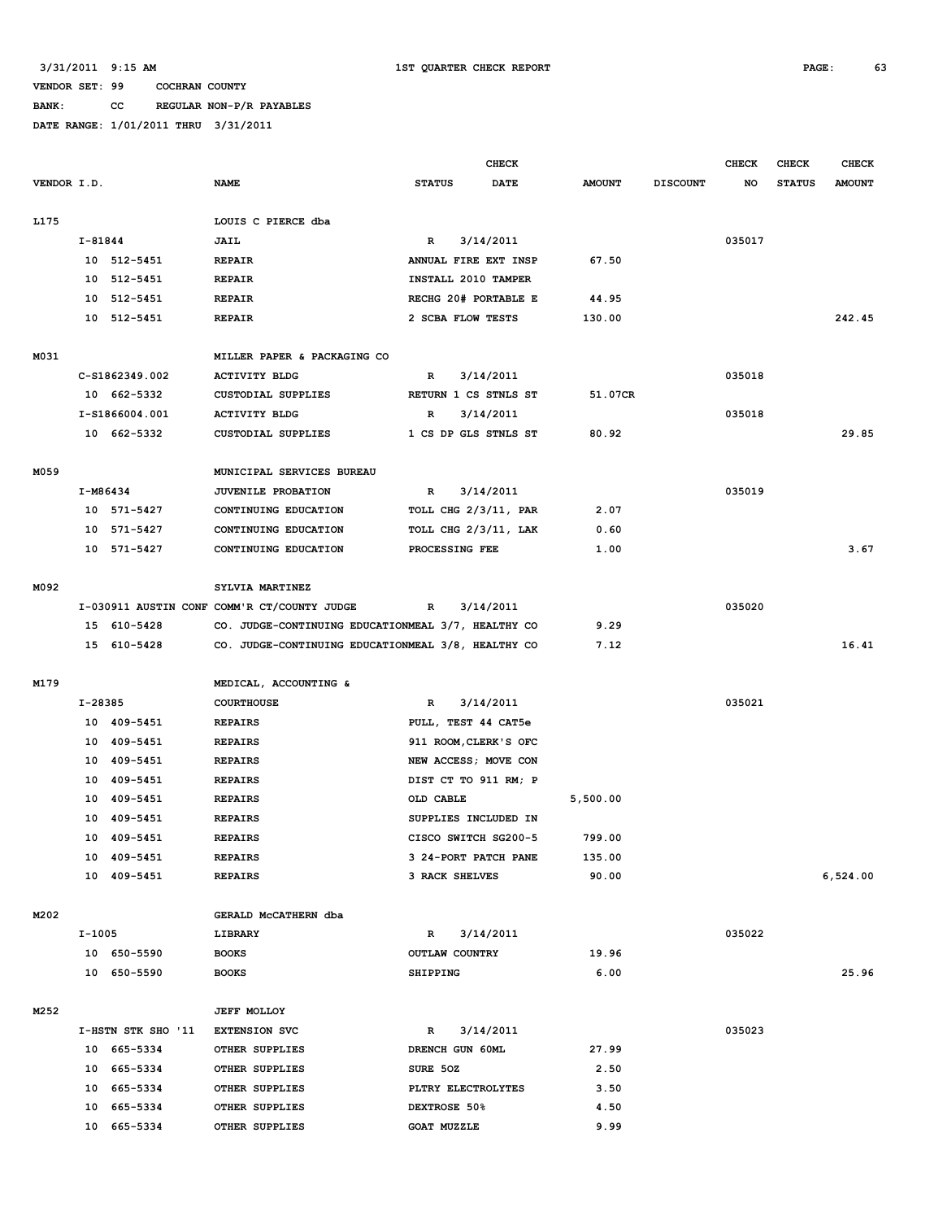3/31/2011 9:15 AM — 1ST QUARTER CHECK REPORT

VENDOR SET: 99 COCHRAN COUNTY

BANK: CC REGULAR NON-P/R PAYABLES

DATE RANGE: 1/01/2011 THRU 3/31/2011

| VENDOR I.D. | NAME | STATUS | CHECK DATE | AMOUNT | DISCOUNT | CHECK NO | CHECK STATUS | CHECK AMOUNT |
|---|---|---|---|---|---|---|---|---|
| L175 | LOUIS C PIERCE dba | | | | | | | |
| I-81844 | JAIL | R | 3/14/2011 | | | 035017 | | |
| 10 512-5451 | REPAIR | ANNUAL FIRE EXT INSP | | 67.50 | | | | |
| 10 512-5451 | REPAIR | INSTALL 2010 TAMPER | | | | | | |
| 10 512-5451 | REPAIR | RECHG 20# PORTABLE E | | 44.95 | | | | |
| 10 512-5451 | REPAIR | 2 SCBA FLOW TESTS | | 130.00 | | | | 242.45 |
| M031 | MILLER PAPER & PACKAGING CO | | | | | | | |
| C-S1862349.002 | ACTIVITY BLDG | R | 3/14/2011 | | | 035018 | | |
| 10 662-5332 | CUSTODIAL SUPPLIES | RETURN 1 CS STNLS ST | | 51.07CR | | | | |
| I-S1866004.001 | ACTIVITY BLDG | R | 3/14/2011 | | | 035018 | | |
| 10 662-5332 | CUSTODIAL SUPPLIES | 1 CS DP GLS STNLS ST | | 80.92 | | | | 29.85 |
| M059 | MUNICIPAL SERVICES BUREAU | | | | | | | |
| I-M86434 | JUVENILE PROBATION | R | 3/14/2011 | | | 035019 | | |
| 10 571-5427 | CONTINUING EDUCATION | TOLL CHG 2/3/11, PAR | | 2.07 | | | | |
| 10 571-5427 | CONTINUING EDUCATION | TOLL CHG 2/3/11, LAK | | 0.60 | | | | |
| 10 571-5427 | CONTINUING EDUCATION | PROCESSING FEE | | 1.00 | | | | 3.67 |
| M092 | SYLVIA MARTINEZ | | | | | | | |
| I-030911 AUSTIN CONF | COMM'R CT/COUNTY JUDGE | R | 3/14/2011 | | | 035020 | | |
| 15 610-5428 | CO. JUDGE-CONTINUING EDUCATION | MEAL 3/7, HEALTHY CO | | 9.29 | | | | |
| 15 610-5428 | CO. JUDGE-CONTINUING EDUCATION | MEAL 3/8, HEALTHY CO | | 7.12 | | | | 16.41 |
| M179 | MEDICAL, ACCOUNTING & | | | | | | | |
| I-28385 | COURTHOUSE | R | 3/14/2011 | | | 035021 | | |
| 10 409-5451 | REPAIRS | PULL, TEST 44 CAT5e | | | | | | |
| 10 409-5451 | REPAIRS | 911 ROOM,CLERK'S OFC | | | | | | |
| 10 409-5451 | REPAIRS | NEW ACCESS; MOVE CON | | | | | | |
| 10 409-5451 | REPAIRS | DIST CT TO 911 RM; P | | | | | | |
| 10 409-5451 | REPAIRS | OLD CABLE | | 5,500.00 | | | | |
| 10 409-5451 | REPAIRS | SUPPLIES INCLUDED IN | | | | | | |
| 10 409-5451 | REPAIRS | CISCO SWITCH SG200-5 | | 799.00 | | | | |
| 10 409-5451 | REPAIRS | 3 24-PORT PATCH PANE | | 135.00 | | | | |
| 10 409-5451 | REPAIRS | 3 RACK SHELVES | | 90.00 | | | | 6,524.00 |
| M202 | GERALD McCATHERN dba | | | | | | | |
| I-1005 | LIBRARY | R | 3/14/2011 | | | 035022 | | |
| 10 650-5590 | BOOKS | OUTLAW COUNTRY | | 19.96 | | | | |
| 10 650-5590 | BOOKS | SHIPPING | | 6.00 | | | | 25.96 |
| M252 | JEFF MOLLOY | | | | | | | |
| I-HSTN STK SHO '11 | EXTENSION SVC | R | 3/14/2011 | | | 035023 | | |
| 10 665-5334 | OTHER SUPPLIES | DRENCH GUN 60ML | | 27.99 | | | | |
| 10 665-5334 | OTHER SUPPLIES | SURE 5OZ | | 2.50 | | | | |
| 10 665-5334 | OTHER SUPPLIES | PLTRY ELECTROLYTES | | 3.50 | | | | |
| 10 665-5334 | OTHER SUPPLIES | DEXTROSE 50% | | 4.50 | | | | |
| 10 665-5334 | OTHER SUPPLIES | GOAT MUZZLE | | 9.99 | | | | |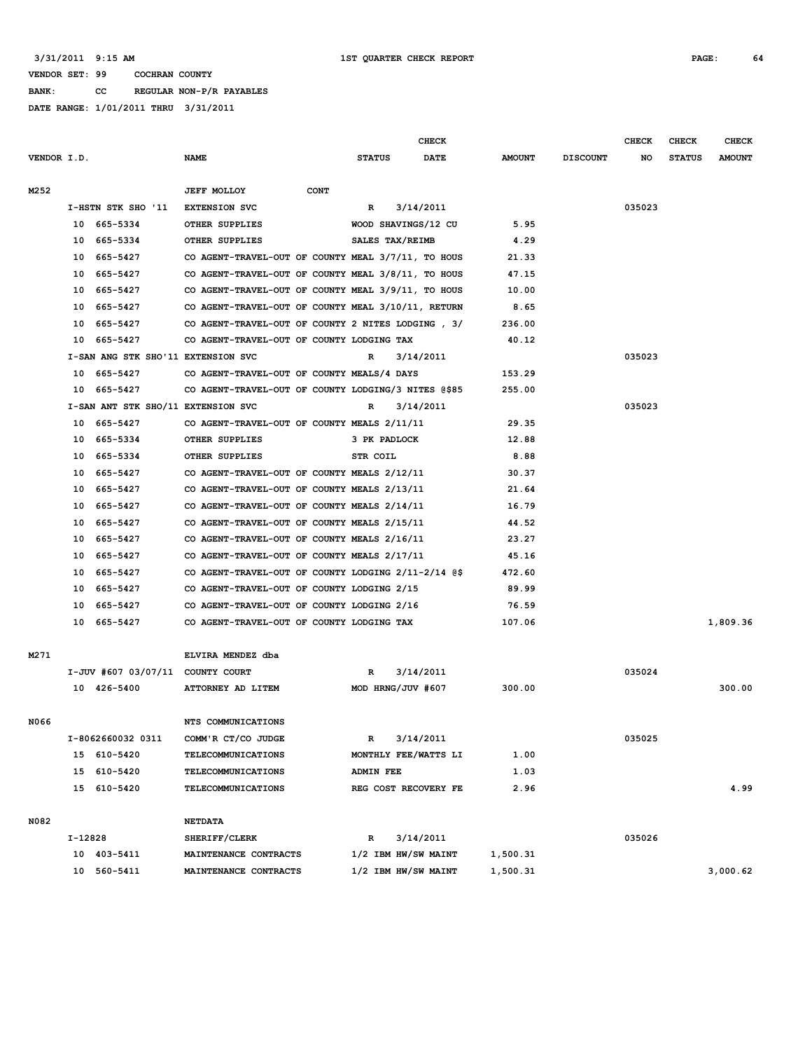3/31/2011 9:15 AM — 1ST QUARTER CHECK REPORT

VENDOR SET: 99 COCHRAN COUNTY

BANK: CC REGULAR NON-P/R PAYABLES

DATE RANGE: 1/01/2011 THRU 3/31/2011

| VENDOR I.D. | NAME | STATUS | CHECK DATE | AMOUNT | DISCOUNT | CHECK NO | CHECK STATUS | CHECK AMOUNT |
|---|---|---|---|---|---|---|---|---|
| M252 | JEFF MOLLOY CONT | | | | | | | |
| I-HSTN STK SHO '11 | EXTENSION SVC | R | 3/14/2011 | | | 035023 | | |
| 10 665-5334 | OTHER SUPPLIES | WOOD SHAVINGS/12 CU | | 5.95 | | | | |
| 10 665-5334 | OTHER SUPPLIES | SALES TAX/REIMB | | 4.29 | | | | |
| 10 665-5427 | CO AGENT-TRAVEL-OUT OF COUNTY MEAL 3/7/11, TO HOUS | | | 21.33 | | | | |
| 10 665-5427 | CO AGENT-TRAVEL-OUT OF COUNTY MEAL 3/8/11, TO HOUS | | | 47.15 | | | | |
| 10 665-5427 | CO AGENT-TRAVEL-OUT OF COUNTY MEAL 3/9/11, TO HOUS | | | 10.00 | | | | |
| 10 665-5427 | CO AGENT-TRAVEL-OUT OF COUNTY MEAL 3/10/11, RETURN | | | 8.65 | | | | |
| 10 665-5427 | CO AGENT-TRAVEL-OUT OF COUNTY 2 NITES LODGING , 3/ | | | 236.00 | | | | |
| 10 665-5427 | CO AGENT-TRAVEL-OUT OF COUNTY LODGING TAX | | | 40.12 | | | | |
| I-SAN ANG STK SHO'11 | EXTENSION SVC | R | 3/14/2011 | | | 035023 | | |
| 10 665-5427 | CO AGENT-TRAVEL-OUT OF COUNTY MEALS/4 DAYS | | | 153.29 | | | | |
| 10 665-5427 | CO AGENT-TRAVEL-OUT OF COUNTY LODGING/3 NITES @$85 | | | 255.00 | | | | |
| I-SAN ANT STK SHO/11 | EXTENSION SVC | R | 3/14/2011 | | | 035023 | | |
| 10 665-5427 | CO AGENT-TRAVEL-OUT OF COUNTY MEALS 2/11/11 | | | 29.35 | | | | |
| 10 665-5334 | OTHER SUPPLIES | 3 PK PADLOCK | | 12.88 | | | | |
| 10 665-5334 | OTHER SUPPLIES | STR COIL | | 8.88 | | | | |
| 10 665-5427 | CO AGENT-TRAVEL-OUT OF COUNTY MEALS 2/12/11 | | | 30.37 | | | | |
| 10 665-5427 | CO AGENT-TRAVEL-OUT OF COUNTY MEALS 2/13/11 | | | 21.64 | | | | |
| 10 665-5427 | CO AGENT-TRAVEL-OUT OF COUNTY MEALS 2/14/11 | | | 16.79 | | | | |
| 10 665-5427 | CO AGENT-TRAVEL-OUT OF COUNTY MEALS 2/15/11 | | | 44.52 | | | | |
| 10 665-5427 | CO AGENT-TRAVEL-OUT OF COUNTY MEALS 2/16/11 | | | 23.27 | | | | |
| 10 665-5427 | CO AGENT-TRAVEL-OUT OF COUNTY MEALS 2/17/11 | | | 45.16 | | | | |
| 10 665-5427 | CO AGENT-TRAVEL-OUT OF COUNTY LODGING 2/11-2/14 @$ | | | 472.60 | | | | |
| 10 665-5427 | CO AGENT-TRAVEL-OUT OF COUNTY LODGING 2/15 | | | 89.99 | | | | |
| 10 665-5427 | CO AGENT-TRAVEL-OUT OF COUNTY LODGING 2/16 | | | 76.59 | | | | |
| 10 665-5427 | CO AGENT-TRAVEL-OUT OF COUNTY LODGING TAX | | | 107.06 | | | | 1,809.36 |
| M271 | ELVIRA MENDEZ dba | | | | | | | |
| I-JUV #607 03/07/11 | COUNTY COURT | R | 3/14/2011 | | | 035024 | | |
| 10 426-5400 | ATTORNEY AD LITEM | MOD HRNG/JUV #607 | | 300.00 | | | | 300.00 |
| N066 | NTS COMMUNICATIONS | | | | | | | |
| I-8062660032 0311 | COMM'R CT/CO JUDGE | R | 3/14/2011 | | | 035025 | | |
| 15 610-5420 | TELECOMMUNICATIONS | MONTHLY FEE/WATTS LI | | 1.00 | | | | |
| 15 610-5420 | TELECOMMUNICATIONS | ADMIN FEE | | 1.03 | | | | |
| 15 610-5420 | TELECOMMUNICATIONS | REG COST RECOVERY FE | | 2.96 | | | | 4.99 |
| N082 | NETDATA | | | | | | | |
| I-12828 | SHERIFF/CLERK | R | 3/14/2011 | | | 035026 | | |
| 10 403-5411 | MAINTENANCE CONTRACTS | 1/2 IBM HW/SW MAINT | | 1,500.31 | | | | |
| 10 560-5411 | MAINTENANCE CONTRACTS | 1/2 IBM HW/SW MAINT | | 1,500.31 | | | | 3,000.62 |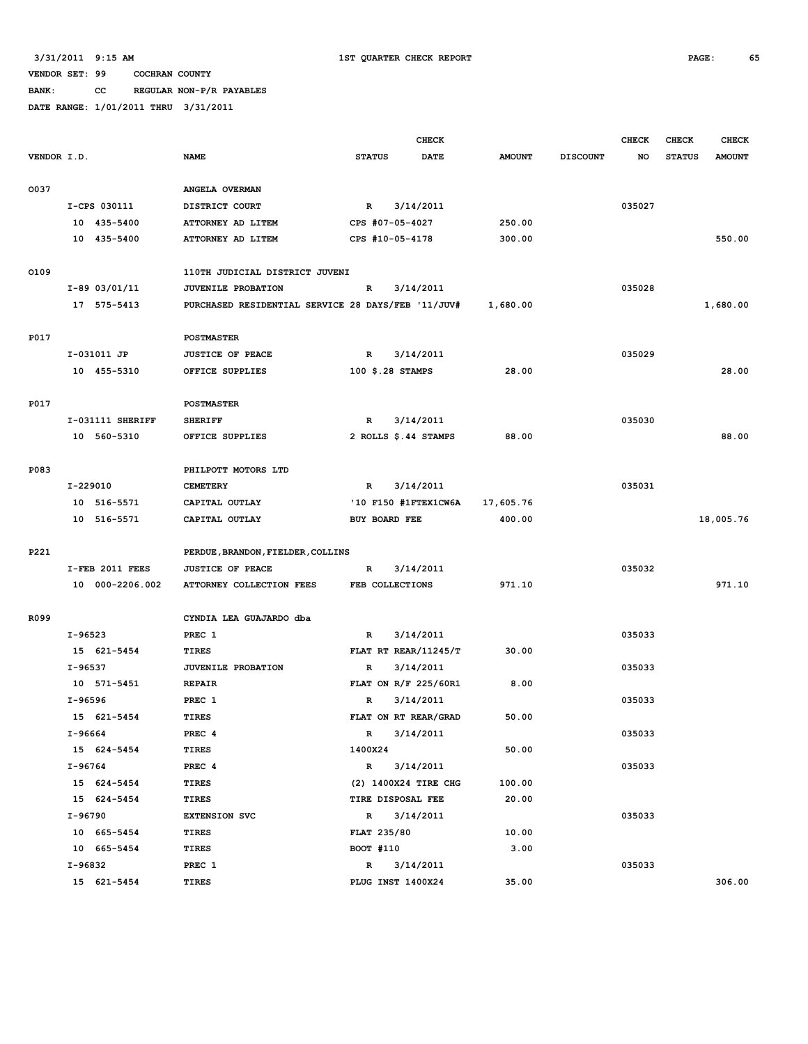3/31/2011 9:15 AM **1ST QUARTER CHECK REPORT**

VENDOR SET: 99 COCHRAN COUNTY

BANK: CC REGULAR NON-P/R PAYABLES

DATE RANGE: 1/01/2011 THRU 3/31/2011

| VENDOR I.D. | NAME | STATUS | CHECK DATE | AMOUNT | DISCOUNT | CHECK NO | CHECK STATUS | CHECK AMOUNT |
|---|---|---|---|---|---|---|---|---|
| O037 | ANGELA OVERMAN | | | | | | | |
| I-CPS 030111 | DISTRICT COURT | R | 3/14/2011 | | | 035027 | | |
| 10 435-5400 | ATTORNEY AD LITEM | CPS #07-05-4027 | | 250.00 | | | | |
| 10 435-5400 | ATTORNEY AD LITEM | CPS #10-05-4178 | | 300.00 | | | | 550.00 |
| O109 | 110TH JUDICIAL DISTRICT JUVENI | | | | | | | |
| I-89 03/01/11 | JUVENILE PROBATION | R | 3/14/2011 | | | 035028 | | |
| 17 575-5413 | PURCHASED RESIDENTIAL SERVICE 28 DAYS/FEB '11/JUV# | | | 1,680.00 | | | | 1,680.00 |
| P017 | POSTMASTER | | | | | | | |
| I-031011 JP | JUSTICE OF PEACE | R | 3/14/2011 | | | 035029 | | |
| 10 455-5310 | OFFICE SUPPLIES | 100 $.28 STAMPS | | 28.00 | | | | 28.00 |
| P017 | POSTMASTER | | | | | | | |
| I-031111 SHERIFF | SHERIFF | R | 3/14/2011 | | | 035030 | | |
| 10 560-5310 | OFFICE SUPPLIES | 2 ROLLS $.44 STAMPS | | 88.00 | | | | 88.00 |
| P083 | PHILPOTT MOTORS LTD | | | | | | | |
| I-229010 | CEMETERY | R | 3/14/2011 | | | 035031 | | |
| 10 516-5571 | CAPITAL OUTLAY | '10 F150 #1FTEX1CW6A | | 17,605.76 | | | | |
| 10 516-5571 | CAPITAL OUTLAY | BUY BOARD FEE | | 400.00 | | | | 18,005.76 |
| P221 | PERDUE,BRANDON,FIELDER,COLLINS | | | | | | | |
| I-FEB 2011 FEES | JUSTICE OF PEACE | R | 3/14/2011 | | | 035032 | | |
| 10 000-2206.002 | ATTORNEY COLLECTION FEES | FEB COLLECTIONS | | 971.10 | | | | 971.10 |
| R099 | CYNDIA LEA GUAJARDO dba | | | | | | | |
| I-96523 | PREC 1 | R | 3/14/2011 | | | 035033 | | |
| 15 621-5454 | TIRES | FLAT RT REAR/11245/T | | 30.00 | | | | |
| I-96537 | JUVENILE PROBATION | R | 3/14/2011 | | | 035033 | | |
| 10 571-5451 | REPAIR | FLAT ON R/F 225/60R1 | | 8.00 | | | | |
| I-96596 | PREC 1 | R | 3/14/2011 | | | 035033 | | |
| 15 621-5454 | TIRES | FLAT ON RT REAR/GRAD | | 50.00 | | | | |
| I-96664 | PREC 4 | R | 3/14/2011 | | | 035033 | | |
| 15 624-5454 | TIRES | 1400X24 | | 50.00 | | | | |
| I-96764 | PREC 4 | R | 3/14/2011 | | | 035033 | | |
| 15 624-5454 | TIRES | (2) 1400X24 TIRE CHG | | 100.00 | | | | |
| 15 624-5454 | TIRES | TIRE DISPOSAL FEE | | 20.00 | | | | |
| I-96790 | EXTENSION SVC | R | 3/14/2011 | | | 035033 | | |
| 10 665-5454 | TIRES | FLAT 235/80 | | 10.00 | | | | |
| 10 665-5454 | TIRES | BOOT #110 | | 3.00 | | | | |
| I-96832 | PREC 1 | R | 3/14/2011 | | | 035033 | | |
| 15 621-5454 | TIRES | PLUG INST 1400X24 | | 35.00 | | | | 306.00 |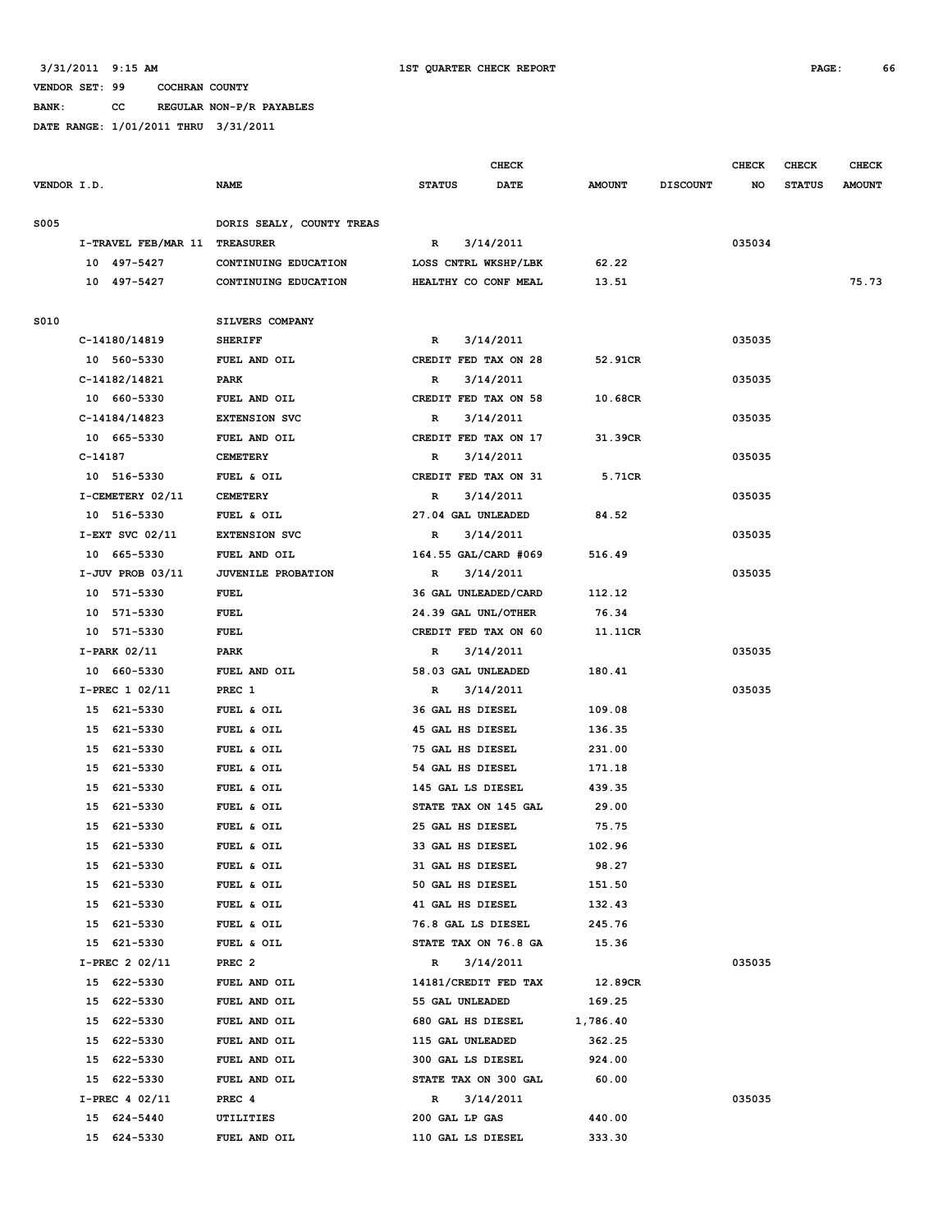3/31/2011 9:15 AM 1ST QUARTER CHECK REPORT

VENDOR SET: 99 COCHRAN COUNTY

BANK: CC REGULAR NON-P/R PAYABLES

DATE RANGE: 1/01/2011 THRU 3/31/2011

| VENDOR I.D. | NAME | STATUS | CHECK DATE | AMOUNT | DISCOUNT | CHECK NO | CHECK STATUS | CHECK AMOUNT |
|---|---|---|---|---|---|---|---|---|
| S005 | DORIS SEALY, COUNTY TREAS | | | | | | | |
| I-TRAVEL FEB/MAR 11 | TREASURER | R | 3/14/2011 | | | 035034 | | |
| 10 497-5427 | CONTINUING EDUCATION | LOSS CNTRL WKSHP/LBK | | 62.22 | | | | |
| 10 497-5427 | CONTINUING EDUCATION | HEALTHY CO CONF MEAL | | 13.51 | | | | 75.73 |
| S010 | SILVERS COMPANY | | | | | | | |
| C-14180/14819 | SHERIFF | R | 3/14/2011 | | | 035035 | | |
| 10 560-5330 | FUEL AND OIL | CREDIT FED TAX ON 28 | | 52.91CR | | | | |
| C-14182/14821 | PARK | R | 3/14/2011 | | | 035035 | | |
| 10 660-5330 | FUEL AND OIL | CREDIT FED TAX ON 58 | | 10.68CR | | | | |
| C-14184/14823 | EXTENSION SVC | R | 3/14/2011 | | | 035035 | | |
| 10 665-5330 | FUEL AND OIL | CREDIT FED TAX ON 17 | | 31.39CR | | | | |
| C-14187 | CEMETERY | R | 3/14/2011 | | | 035035 | | |
| 10 516-5330 | FUEL & OIL | CREDIT FED TAX ON 31 | | 5.71CR | | | | |
| I-CEMETERY 02/11 | CEMETERY | R | 3/14/2011 | | | 035035 | | |
| 10 516-5330 | FUEL & OIL | 27.04 GAL UNLEADED | | 84.52 | | | | |
| I-EXT SVC 02/11 | EXTENSION SVC | R | 3/14/2011 | | | 035035 | | |
| 10 665-5330 | FUEL AND OIL | 164.55 GAL/CARD #069 | | 516.49 | | | | |
| I-JUV PROB 03/11 | JUVENILE PROBATION | R | 3/14/2011 | | | 035035 | | |
| 10 571-5330 | FUEL | 36 GAL UNLEADED/CARD | | 112.12 | | | | |
| 10 571-5330 | FUEL | 24.39 GAL UNL/OTHER | | 76.34 | | | | |
| 10 571-5330 | FUEL | CREDIT FED TAX ON 60 | | 11.11CR | | | | |
| I-PARK 02/11 | PARK | R | 3/14/2011 | | | 035035 | | |
| 10 660-5330 | FUEL AND OIL | 58.03 GAL UNLEADED | | 180.41 | | | | |
| I-PREC 1 02/11 | PREC 1 | R | 3/14/2011 | | | 035035 | | |
| 15 621-5330 | FUEL & OIL | 36 GAL HS DIESEL | | 109.08 | | | | |
| 15 621-5330 | FUEL & OIL | 45 GAL HS DIESEL | | 136.35 | | | | |
| 15 621-5330 | FUEL & OIL | 75 GAL HS DIESEL | | 231.00 | | | | |
| 15 621-5330 | FUEL & OIL | 54 GAL HS DIESEL | | 171.18 | | | | |
| 15 621-5330 | FUEL & OIL | 145 GAL LS DIESEL | | 439.35 | | | | |
| 15 621-5330 | FUEL & OIL | STATE TAX ON 145 GAL | | 29.00 | | | | |
| 15 621-5330 | FUEL & OIL | 25 GAL HS DIESEL | | 75.75 | | | | |
| 15 621-5330 | FUEL & OIL | 33 GAL HS DIESEL | | 102.96 | | | | |
| 15 621-5330 | FUEL & OIL | 31 GAL HS DIESEL | | 98.27 | | | | |
| 15 621-5330 | FUEL & OIL | 50 GAL HS DIESEL | | 151.50 | | | | |
| 15 621-5330 | FUEL & OIL | 41 GAL HS DIESEL | | 132.43 | | | | |
| 15 621-5330 | FUEL & OIL | 76.8 GAL LS DIESEL | | 245.76 | | | | |
| 15 621-5330 | FUEL & OIL | STATE TAX ON 76.8 GA | | 15.36 | | | | |
| I-PREC 2 02/11 | PREC 2 | R | 3/14/2011 | | | 035035 | | |
| 15 622-5330 | FUEL AND OIL | 14181/CREDIT FED TAX | | 12.89CR | | | | |
| 15 622-5330 | FUEL AND OIL | 55 GAL UNLEADED | | 169.25 | | | | |
| 15 622-5330 | FUEL AND OIL | 680 GAL HS DIESEL | | 1,786.40 | | | | |
| 15 622-5330 | FUEL AND OIL | 115 GAL UNLEADED | | 362.25 | | | | |
| 15 622-5330 | FUEL AND OIL | 300 GAL LS DIESEL | | 924.00 | | | | |
| 15 622-5330 | FUEL AND OIL | STATE TAX ON 300 GAL | | 60.00 | | | | |
| I-PREC 4 02/11 | PREC 4 | R | 3/14/2011 | | | 035035 | | |
| 15 624-5440 | UTILITIES | 200 GAL LP GAS | | 440.00 | | | | |
| 15 624-5330 | FUEL AND OIL | 110 GAL LS DIESEL | | 333.30 | | | | |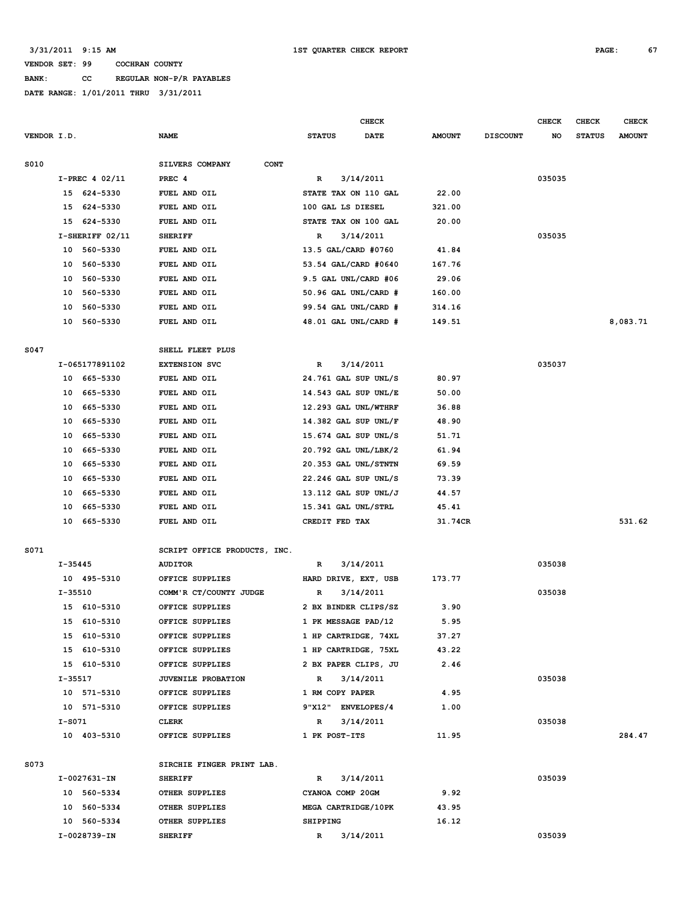3/31/2011 9:15 AM 1ST QUARTER CHECK REPORT

VENDOR SET: 99 COCHRAN COUNTY

BANK: CC REGULAR NON-P/R PAYABLES

DATE RANGE: 1/01/2011 THRU 3/31/2011

| VENDOR I.D. | NAME | STATUS | CHECK DATE | AMOUNT | DISCOUNT | CHECK NO | CHECK STATUS | CHECK AMOUNT |
|---|---|---|---|---|---|---|---|---|
| S010 | SILVERS COMPANY CONT | | | | | | | |
| I-PREC 4 02/11 | PREC 4 | R | 3/14/2011 | | | 035035 | | |
| 15 624-5330 | FUEL AND OIL | STATE TAX ON 110 GAL | | 22.00 | | | | |
| 15 624-5330 | FUEL AND OIL | 100 GAL LS DIESEL | | 321.00 | | | | |
| 15 624-5330 | FUEL AND OIL | STATE TAX ON 100 GAL | | 20.00 | | | | |
| I-SHERIFF 02/11 | SHERIFF | R | 3/14/2011 | | | 035035 | | |
| 10 560-5330 | FUEL AND OIL | 13.5 GAL/CARD #0760 | | 41.84 | | | | |
| 10 560-5330 | FUEL AND OIL | 53.54 GAL/CARD #0640 | | 167.76 | | | | |
| 10 560-5330 | FUEL AND OIL | 9.5 GAL UNL/CARD #06 | | 29.06 | | | | |
| 10 560-5330 | FUEL AND OIL | 50.96 GAL UNL/CARD # | | 160.00 | | | | |
| 10 560-5330 | FUEL AND OIL | 99.54 GAL UNL/CARD # | | 314.16 | | | | |
| 10 560-5330 | FUEL AND OIL | 48.01 GAL UNL/CARD # | | 149.51 | | | | 8,083.71 |
| S047 | SHELL FLEET PLUS | | | | | | | |
| I-065177891102 | EXTENSION SVC | R | 3/14/2011 | | | 035037 | | |
| 10 665-5330 | FUEL AND OIL | 24.761 GAL SUP UNL/S | | 80.97 | | | | |
| 10 665-5330 | FUEL AND OIL | 14.543 GAL SUP UNL/E | | 50.00 | | | | |
| 10 665-5330 | FUEL AND OIL | 12.293 GAL UNL/WTHRF | | 36.88 | | | | |
| 10 665-5330 | FUEL AND OIL | 14.382 GAL SUP UNL/F | | 48.90 | | | | |
| 10 665-5330 | FUEL AND OIL | 15.674 GAL SUP UNL/S | | 51.71 | | | | |
| 10 665-5330 | FUEL AND OIL | 20.792 GAL UNL/LBK/2 | | 61.94 | | | | |
| 10 665-5330 | FUEL AND OIL | 20.353 GAL UNL/STNTN | | 69.59 | | | | |
| 10 665-5330 | FUEL AND OIL | 22.246 GAL SUP UNL/S | | 73.39 | | | | |
| 10 665-5330 | FUEL AND OIL | 13.112 GAL SUP UNL/J | | 44.57 | | | | |
| 10 665-5330 | FUEL AND OIL | 15.341 GAL UNL/STRL | | 45.41 | | | | |
| 10 665-5330 | FUEL AND OIL | CREDIT FED TAX | | 31.74CR | | | | 531.62 |
| S071 | SCRIPT OFFICE PRODUCTS, INC. | | | | | | | |
| I-35445 | AUDITOR | R | 3/14/2011 | | | 035038 | | |
| 10 495-5310 | OFFICE SUPPLIES | HARD DRIVE, EXT, USB | | 173.77 | | | | |
| I-35510 | COMM'R CT/COUNTY JUDGE | R | 3/14/2011 | | | 035038 | | |
| 15 610-5310 | OFFICE SUPPLIES | 2 BX BINDER CLIPS/SZ | | 3.90 | | | | |
| 15 610-5310 | OFFICE SUPPLIES | 1 PK MESSAGE PAD/12 | | 5.95 | | | | |
| 15 610-5310 | OFFICE SUPPLIES | 1 HP CARTRIDGE, 74XL | | 37.27 | | | | |
| 15 610-5310 | OFFICE SUPPLIES | 1 HP CARTRIDGE, 75XL | | 43.22 | | | | |
| 15 610-5310 | OFFICE SUPPLIES | 2 BX PAPER CLIPS, JU | | 2.46 | | | | |
| I-35517 | JUVENILE PROBATION | R | 3/14/2011 | | | 035038 | | |
| 10 571-5310 | OFFICE SUPPLIES | 1 RM COPY PAPER | | 4.95 | | | | |
| 10 571-5310 | OFFICE SUPPLIES | 9"X12" ENVELOPES/4 | | 1.00 | | | | |
| I-S071 | CLERK | R | 3/14/2011 | | | 035038 | | |
| 10 403-5310 | OFFICE SUPPLIES | 1 PK POST-ITS | | 11.95 | | | | 284.47 |
| S073 | SIRCHIE FINGER PRINT LAB. | | | | | | | |
| I-0027631-IN | SHERIFF | R | 3/14/2011 | | | 035039 | | |
| 10 560-5334 | OTHER SUPPLIES | CYANOA COMP 20GM | | 9.92 | | | | |
| 10 560-5334 | OTHER SUPPLIES | MEGA CARTRIDGE/10PK | | 43.95 | | | | |
| 10 560-5334 | OTHER SUPPLIES | SHIPPING | | 16.12 | | | | |
| I-0028739-IN | SHERIFF | R | 3/14/2011 | | | 035039 | | |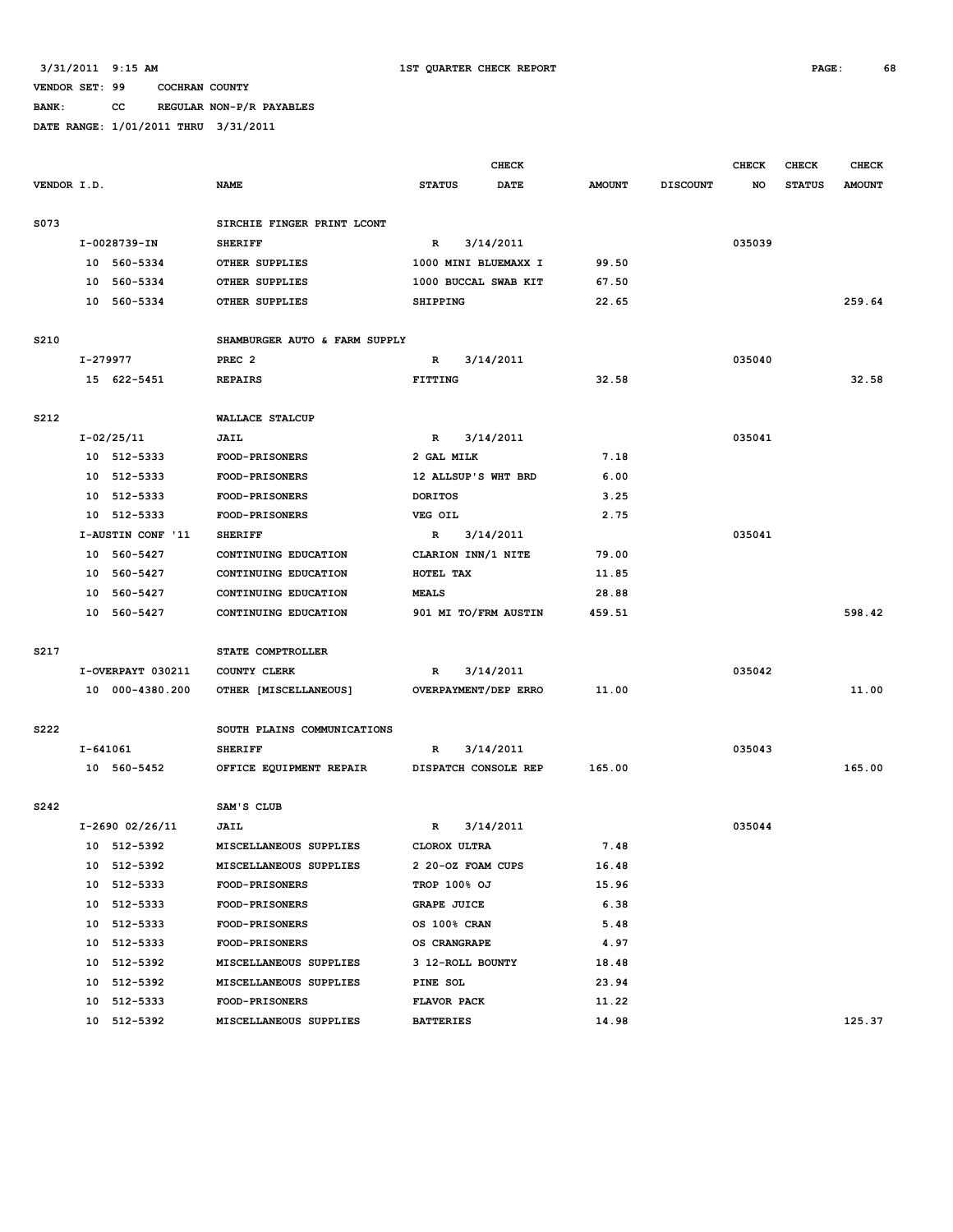3/31/2011 9:15 AM — 1ST QUARTER CHECK REPORT

VENDOR SET: 99 COCHRAN COUNTY

BANK: CC REGULAR NON-P/R PAYABLES

DATE RANGE: 1/01/2011 THRU 3/31/2011

| VENDOR I.D. | NAME | STATUS | CHECK DATE | AMOUNT | DISCOUNT | CHECK NO | CHECK STATUS | CHECK AMOUNT |
|---|---|---|---|---|---|---|---|---|
| S073 | SIRCHIE FINGER PRINT LCONT | | | | | | | |
| I-0028739-IN | SHERIFF | R | 3/14/2011 | | | 035039 | | |
| 10 560-5334 | OTHER SUPPLIES | 1000 MINI BLUEMAXX I | | 99.50 | | | | |
| 10 560-5334 | OTHER SUPPLIES | 1000 BUCCAL SWAB KIT | | 67.50 | | | | |
| 10 560-5334 | OTHER SUPPLIES | SHIPPING | | 22.65 | | | | 259.64 |
| S210 | SHAMBURGER AUTO & FARM SUPPLY | | | | | | | |
| I-279977 | PREC 2 | R | 3/14/2011 | | | 035040 | | |
| 15 622-5451 | REPAIRS | FITTING | | 32.58 | | | | 32.58 |
| S212 | WALLACE STALCUP | | | | | | | |
| I-02/25/11 | JAIL | R | 3/14/2011 | | | 035041 | | |
| 10 512-5333 | FOOD-PRISONERS | 2 GAL MILK | | 7.18 | | | | |
| 10 512-5333 | FOOD-PRISONERS | 12 ALLSUP'S WHT BRD | | 6.00 | | | | |
| 10 512-5333 | FOOD-PRISONERS | DORITOS | | 3.25 | | | | |
| 10 512-5333 | FOOD-PRISONERS | VEG OIL | | 2.75 | | | | |
| I-AUSTIN CONF '11 | SHERIFF | R | 3/14/2011 | | | 035041 | | |
| 10 560-5427 | CONTINUING EDUCATION | CLARION INN/1 NITE | | 79.00 | | | | |
| 10 560-5427 | CONTINUING EDUCATION | HOTEL TAX | | 11.85 | | | | |
| 10 560-5427 | CONTINUING EDUCATION | MEALS | | 28.88 | | | | |
| 10 560-5427 | CONTINUING EDUCATION | 901 MI TO/FRM AUSTIN | | 459.51 | | | | 598.42 |
| S217 | STATE COMPTROLLER | | | | | | | |
| I-OVERPAYT 030211 | COUNTY CLERK | R | 3/14/2011 | | | 035042 | | |
| 10 000-4380.200 | OTHER [MISCELLANEOUS] | OVERPAYMENT/DEP ERRO | | 11.00 | | | | 11.00 |
| S222 | SOUTH PLAINS COMMUNICATIONS | | | | | | | |
| I-641061 | SHERIFF | R | 3/14/2011 | | | 035043 | | |
| 10 560-5452 | OFFICE EQUIPMENT REPAIR | DISPATCH CONSOLE REP | | 165.00 | | | | 165.00 |
| S242 | SAM'S CLUB | | | | | | | |
| I-2690 02/26/11 | JAIL | R | 3/14/2011 | | | 035044 | | |
| 10 512-5392 | MISCELLANEOUS SUPPLIES | CLOROX ULTRA | | 7.48 | | | | |
| 10 512-5392 | MISCELLANEOUS SUPPLIES | 2 20-OZ FOAM CUPS | | 16.48 | | | | |
| 10 512-5333 | FOOD-PRISONERS | TROP 100% OJ | | 15.96 | | | | |
| 10 512-5333 | FOOD-PRISONERS | GRAPE JUICE | | 6.38 | | | | |
| 10 512-5333 | FOOD-PRISONERS | OS 100% CRAN | | 5.48 | | | | |
| 10 512-5333 | FOOD-PRISONERS | OS CRANGRAPE | | 4.97 | | | | |
| 10 512-5392 | MISCELLANEOUS SUPPLIES | 3 12-ROLL BOUNTY | | 18.48 | | | | |
| 10 512-5392 | MISCELLANEOUS SUPPLIES | PINE SOL | | 23.94 | | | | |
| 10 512-5333 | FOOD-PRISONERS | FLAVOR PACK | | 11.22 | | | | |
| 10 512-5392 | MISCELLANEOUS SUPPLIES | BATTERIES | | 14.98 | | | | 125.37 |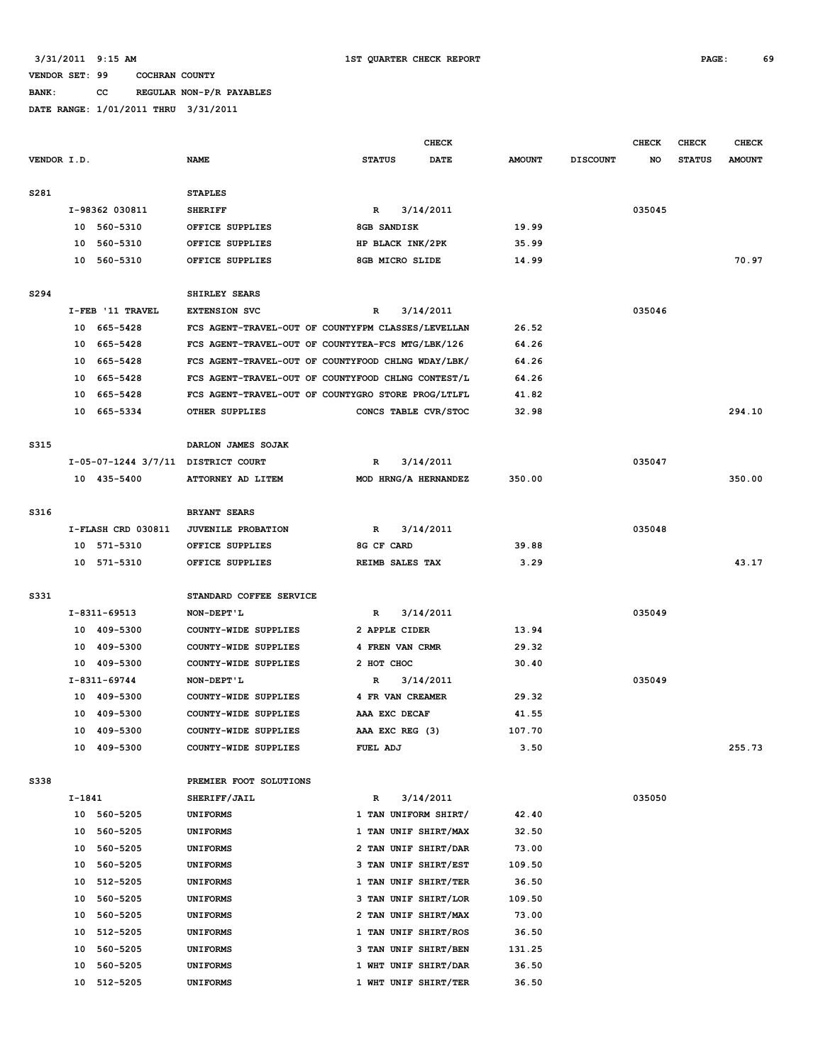3/31/2011 9:15 AM 1ST QUARTER CHECK REPORT

VENDOR SET: 99 COCHRAN COUNTY

BANK: CC REGULAR NON-P/R PAYABLES

DATE RANGE: 1/01/2011 THRU 3/31/2011

| VENDOR I.D. | NAME | STATUS | CHECK DATE | AMOUNT | DISCOUNT | CHECK NO | CHECK STATUS | CHECK AMOUNT |
|---|---|---|---|---|---|---|---|---|
| S281 | STAPLES | | | | | | | |
| I-98362 030811 | SHERIFF | R | 3/14/2011 | | | 035045 | | |
| 10 560-5310 | OFFICE SUPPLIES | 8GB SANDISK | | 19.99 | | | | |
| 10 560-5310 | OFFICE SUPPLIES | HP BLACK INK/2PK | | 35.99 | | | | |
| 10 560-5310 | OFFICE SUPPLIES | 8GB MICRO SLIDE | | 14.99 | | | | 70.97 |
| S294 | SHIRLEY SEARS | | | | | | | |
| I-FEB '11 TRAVEL | EXTENSION SVC | R | 3/14/2011 | | | 035046 | | |
| 10 665-5428 | FCS AGENT-TRAVEL-OUT OF COUNTYFPM CLASSES/LEVELLAN | | | 26.52 | | | | |
| 10 665-5428 | FCS AGENT-TRAVEL-OUT OF COUNTYTEA-FCS MTG/LBK/126 | | | 64.26 | | | | |
| 10 665-5428 | FCS AGENT-TRAVEL-OUT OF COUNTYFOOD CHLNG WDAY/LBK/ | | | 64.26 | | | | |
| 10 665-5428 | FCS AGENT-TRAVEL-OUT OF COUNTYFOOD CHLNG CONTEST/L | | | 64.26 | | | | |
| 10 665-5428 | FCS AGENT-TRAVEL-OUT OF COUNTYGRO STORE PROG/LTLFL | | | 41.82 | | | | |
| 10 665-5334 | OTHER SUPPLIES | CONCS TABLE CVR/STOC | | 32.98 | | | | 294.10 |
| S315 | DARLON JAMES SOJAK | | | | | | | |
| I-05-07-1244 3/7/11 | DISTRICT COURT | R | 3/14/2011 | | | 035047 | | |
| 10 435-5400 | ATTORNEY AD LITEM | MOD HRNG/A HERNANDEZ | | 350.00 | | | | 350.00 |
| S316 | BRYANT SEARS | | | | | | | |
| I-FLASH CRD 030811 | JUVENILE PROBATION | R | 3/14/2011 | | | 035048 | | |
| 10 571-5310 | OFFICE SUPPLIES | 8G CF CARD | | 39.88 | | | | |
| 10 571-5310 | OFFICE SUPPLIES | REIMB SALES TAX | | 3.29 | | | | 43.17 |
| S331 | STANDARD COFFEE SERVICE | | | | | | | |
| I-8311-69513 | NON-DEPT'L | R | 3/14/2011 | | | 035049 | | |
| 10 409-5300 | COUNTY-WIDE SUPPLIES | 2 APPLE CIDER | | 13.94 | | | | |
| 10 409-5300 | COUNTY-WIDE SUPPLIES | 4 FREN VAN CRMR | | 29.32 | | | | |
| 10 409-5300 | COUNTY-WIDE SUPPLIES | 2 HOT CHOC | | 30.40 | | | | |
| I-8311-69744 | NON-DEPT'L | R | 3/14/2011 | | | 035049 | | |
| 10 409-5300 | COUNTY-WIDE SUPPLIES | 4 FR VAN CREAMER | | 29.32 | | | | |
| 10 409-5300 | COUNTY-WIDE SUPPLIES | AAA EXC DECAF | | 41.55 | | | | |
| 10 409-5300 | COUNTY-WIDE SUPPLIES | AAA EXC REG (3) | | 107.70 | | | | |
| 10 409-5300 | COUNTY-WIDE SUPPLIES | FUEL ADJ | | 3.50 | | | | 255.73 |
| S338 | PREMIER FOOT SOLUTIONS | | | | | | | |
| I-1841 | SHERIFF/JAIL | R | 3/14/2011 | | | 035050 | | |
| 10 560-5205 | UNIFORMS | 1 TAN UNIFORM SHIRT/ | | 42.40 | | | | |
| 10 560-5205 | UNIFORMS | 1 TAN UNIF SHIRT/MAX | | 32.50 | | | | |
| 10 560-5205 | UNIFORMS | 2 TAN UNIF SHIRT/DAR | | 73.00 | | | | |
| 10 560-5205 | UNIFORMS | 3 TAN UNIF SHIRT/EST | | 109.50 | | | | |
| 10 512-5205 | UNIFORMS | 1 TAN UNIF SHIRT/TER | | 36.50 | | | | |
| 10 560-5205 | UNIFORMS | 3 TAN UNIF SHIRT/LOR | | 109.50 | | | | |
| 10 560-5205 | UNIFORMS | 2 TAN UNIF SHIRT/MAX | | 73.00 | | | | |
| 10 512-5205 | UNIFORMS | 1 TAN UNIF SHIRT/ROS | | 36.50 | | | | |
| 10 560-5205 | UNIFORMS | 3 TAN UNIF SHIRT/BEN | | 131.25 | | | | |
| 10 560-5205 | UNIFORMS | 1 WHT UNIF SHIRT/DAR | | 36.50 | | | | |
| 10 512-5205 | UNIFORMS | 1 WHT UNIF SHIRT/TER | | 36.50 | | | | |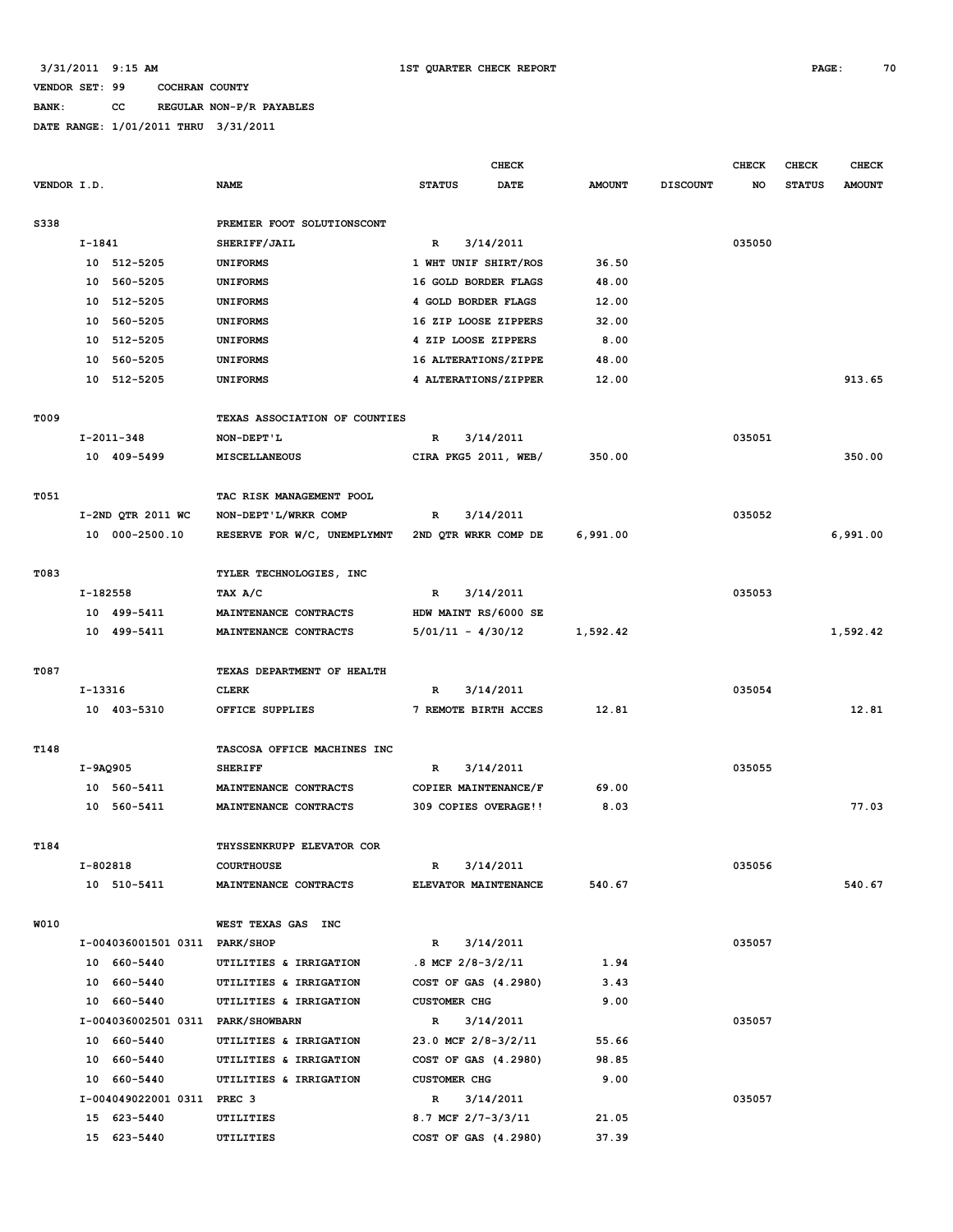3/31/2011 9:15 AM — 1ST QUARTER CHECK REPORT

VENDOR SET: 99 COCHRAN COUNTY

BANK: CC REGULAR NON-P/R PAYABLES

DATE RANGE: 1/01/2011 THRU 3/31/2011

| VENDOR I.D. | NAME | STATUS | CHECK DATE | AMOUNT | DISCOUNT | CHECK NO | CHECK STATUS | CHECK AMOUNT |
|---|---|---|---|---|---|---|---|---|
| S338 | PREMIER FOOT SOLUTIONSCONT | | | | | | | |
| I-1841 | SHERIFF/JAIL | R | 3/14/2011 | | | 035050 | | |
| 10 512-5205 | UNIFORMS | 1 WHT UNIF SHIRT/ROS | | 36.50 | | | | |
| 10 560-5205 | UNIFORMS | 16 GOLD BORDER FLAGS | | 48.00 | | | | |
| 10 512-5205 | UNIFORMS | 4 GOLD BORDER FLAGS | | 12.00 | | | | |
| 10 560-5205 | UNIFORMS | 16 ZIP LOOSE ZIPPERS | | 32.00 | | | | |
| 10 512-5205 | UNIFORMS | 4 ZIP LOOSE ZIPPERS | | 8.00 | | | | |
| 10 560-5205 | UNIFORMS | 16 ALTERATIONS/ZIPPE | | 48.00 | | | | |
| 10 512-5205 | UNIFORMS | 4 ALTERATIONS/ZIPPER | | 12.00 | | | | 913.65 |
| T009 | TEXAS ASSOCIATION OF COUNTIES | | | | | | | |
| I-2011-348 | NON-DEPT'L | R | 3/14/2011 | | | 035051 | | |
| 10 409-5499 | MISCELLANEOUS | CIRA PKG5 2011, WEB/ | | 350.00 | | | | 350.00 |
| T051 | TAC RISK MANAGEMENT POOL | | | | | | | |
| I-2ND QTR 2011 WC | NON-DEPT'L/WRKR COMP | R | 3/14/2011 | | | 035052 | | |
| 10 000-2500.10 | RESERVE FOR W/C, UNEMPLYMNT | 2ND QTR WRKR COMP DE | | 6,991.00 | | | | 6,991.00 |
| T083 | TYLER TECHNOLOGIES, INC | | | | | | | |
| I-182558 | TAX A/C | R | 3/14/2011 | | | 035053 | | |
| 10 499-5411 | MAINTENANCE CONTRACTS | HDW MAINT RS/6000 SE | | | | | | |
| 10 499-5411 | MAINTENANCE CONTRACTS | 5/01/11 - 4/30/12 | | 1,592.42 | | | | 1,592.42 |
| T087 | TEXAS DEPARTMENT OF HEALTH | | | | | | | |
| I-13316 | CLERK | R | 3/14/2011 | | | 035054 | | |
| 10 403-5310 | OFFICE SUPPLIES | 7 REMOTE BIRTH ACCES | | 12.81 | | | | 12.81 |
| T148 | TASCOSA OFFICE MACHINES INC | | | | | | | |
| I-9AQ905 | SHERIFF | R | 3/14/2011 | | | 035055 | | |
| 10 560-5411 | MAINTENANCE CONTRACTS | COPIER MAINTENANCE/F | | 69.00 | | | | |
| 10 560-5411 | MAINTENANCE CONTRACTS | 309 COPIES OVERAGE!! | | 8.03 | | | | 77.03 |
| T184 | THYSSENKRUPP ELEVATOR COR | | | | | | | |
| I-802818 | COURTHOUSE | R | 3/14/2011 | | | 035056 | | |
| 10 510-5411 | MAINTENANCE CONTRACTS | ELEVATOR MAINTENANCE | | 540.67 | | | | 540.67 |
| W010 | WEST TEXAS GAS INC | | | | | | | |
| I-004036001501 0311 | PARK/SHOP | R | 3/14/2011 | | | 035057 | | |
| 10 660-5440 | UTILITIES & IRRIGATION | .8 MCF 2/8-3/2/11 | | 1.94 | | | | |
| 10 660-5440 | UTILITIES & IRRIGATION | COST OF GAS (4.2980) | | 3.43 | | | | |
| 10 660-5440 | UTILITIES & IRRIGATION | CUSTOMER CHG | | 9.00 | | | | |
| I-004036002501 0311 | PARK/SHOWBARN | R | 3/14/2011 | | | 035057 | | |
| 10 660-5440 | UTILITIES & IRRIGATION | 23.0 MCF 2/8-3/2/11 | | 55.66 | | | | |
| 10 660-5440 | UTILITIES & IRRIGATION | COST OF GAS (4.2980) | | 98.85 | | | | |
| 10 660-5440 | UTILITIES & IRRIGATION | CUSTOMER CHG | | 9.00 | | | | |
| I-004049022001 0311 | PREC 3 | R | 3/14/2011 | | | 035057 | | |
| 15 623-5440 | UTILITIES | 8.7 MCF 2/7-3/3/11 | | 21.05 | | | | |
| 15 623-5440 | UTILITIES | COST OF GAS (4.2980) | | 37.39 | | | | |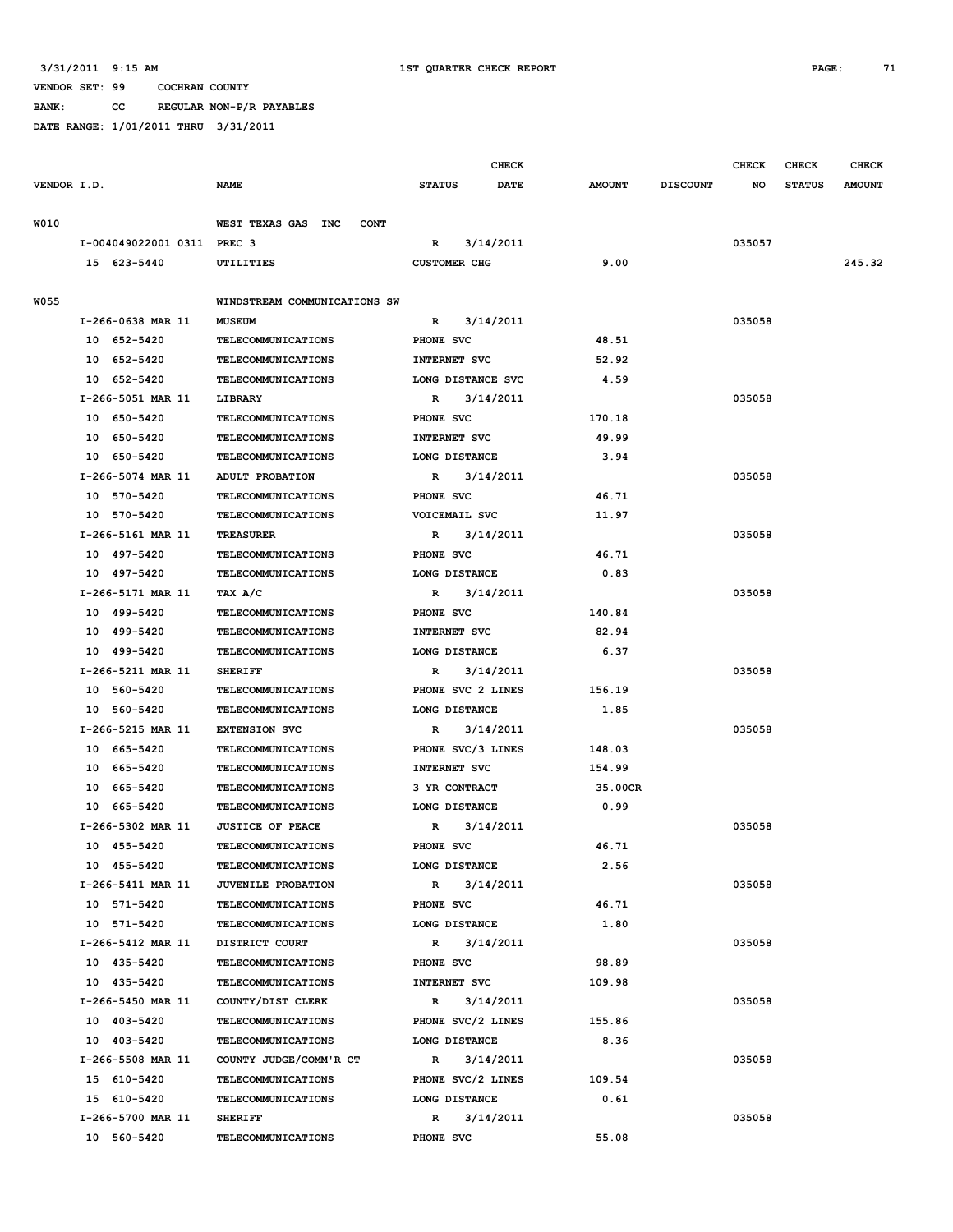3/31/2011 9:15 AM — 1ST QUARTER CHECK REPORT

VENDOR SET: 99 COCHRAN COUNTY
BANK: CC REGULAR NON-P/R PAYABLES
DATE RANGE: 1/01/2011 THRU 3/31/2011

| VENDOR I.D. | NAME | STATUS | CHECK DATE | AMOUNT | DISCOUNT | CHECK NO | CHECK STATUS | CHECK AMOUNT |
|---|---|---|---|---|---|---|---|---|
| W010 | WEST TEXAS GAS INC CONT | | | | | | | |
| I-004049022001 0311 | PREC 3 | R | 3/14/2011 | | | 035057 | | |
| 15 623-5440 | UTILITIES | CUSTOMER CHG | | 9.00 | | | | 245.32 |
| W055 | WINDSTREAM COMMUNICATIONS SW | | | | | | | |
| I-266-0638 MAR 11 | MUSEUM | R | 3/14/2011 | | | 035058 | | |
| 10 652-5420 | TELECOMMUNICATIONS | PHONE SVC | | 48.51 | | | | |
| 10 652-5420 | TELECOMMUNICATIONS | INTERNET SVC | | 52.92 | | | | |
| 10 652-5420 | TELECOMMUNICATIONS | LONG DISTANCE SVC | | 4.59 | | | | |
| I-266-5051 MAR 11 | LIBRARY | R | 3/14/2011 | | | 035058 | | |
| 10 650-5420 | TELECOMMUNICATIONS | PHONE SVC | | 170.18 | | | | |
| 10 650-5420 | TELECOMMUNICATIONS | INTERNET SVC | | 49.99 | | | | |
| 10 650-5420 | TELECOMMUNICATIONS | LONG DISTANCE | | 3.94 | | | | |
| I-266-5074 MAR 11 | ADULT PROBATION | R | 3/14/2011 | | | 035058 | | |
| 10 570-5420 | TELECOMMUNICATIONS | PHONE SVC | | 46.71 | | | | |
| 10 570-5420 | TELECOMMUNICATIONS | VOICEMAIL SVC | | 11.97 | | | | |
| I-266-5161 MAR 11 | TREASURER | R | 3/14/2011 | | | 035058 | | |
| 10 497-5420 | TELECOMMUNICATIONS | PHONE SVC | | 46.71 | | | | |
| 10 497-5420 | TELECOMMUNICATIONS | LONG DISTANCE | | 0.83 | | | | |
| I-266-5171 MAR 11 | TAX A/C | R | 3/14/2011 | | | 035058 | | |
| 10 499-5420 | TELECOMMUNICATIONS | PHONE SVC | | 140.84 | | | | |
| 10 499-5420 | TELECOMMUNICATIONS | INTERNET SVC | | 82.94 | | | | |
| 10 499-5420 | TELECOMMUNICATIONS | LONG DISTANCE | | 6.37 | | | | |
| I-266-5211 MAR 11 | SHERIFF | R | 3/14/2011 | | | 035058 | | |
| 10 560-5420 | TELECOMMUNICATIONS | PHONE SVC 2 LINES | | 156.19 | | | | |
| 10 560-5420 | TELECOMMUNICATIONS | LONG DISTANCE | | 1.85 | | | | |
| I-266-5215 MAR 11 | EXTENSION SVC | R | 3/14/2011 | | | 035058 | | |
| 10 665-5420 | TELECOMMUNICATIONS | PHONE SVC/3 LINES | | 148.03 | | | | |
| 10 665-5420 | TELECOMMUNICATIONS | INTERNET SVC | | 154.99 | | | | |
| 10 665-5420 | TELECOMMUNICATIONS | 3 YR CONTRACT | | 35.00CR | | | | |
| 10 665-5420 | TELECOMMUNICATIONS | LONG DISTANCE | | 0.99 | | | | |
| I-266-5302 MAR 11 | JUSTICE OF PEACE | R | 3/14/2011 | | | 035058 | | |
| 10 455-5420 | TELECOMMUNICATIONS | PHONE SVC | | 46.71 | | | | |
| 10 455-5420 | TELECOMMUNICATIONS | LONG DISTANCE | | 2.56 | | | | |
| I-266-5411 MAR 11 | JUVENILE PROBATION | R | 3/14/2011 | | | 035058 | | |
| 10 571-5420 | TELECOMMUNICATIONS | PHONE SVC | | 46.71 | | | | |
| 10 571-5420 | TELECOMMUNICATIONS | LONG DISTANCE | | 1.80 | | | | |
| I-266-5412 MAR 11 | DISTRICT COURT | R | 3/14/2011 | | | 035058 | | |
| 10 435-5420 | TELECOMMUNICATIONS | PHONE SVC | | 98.89 | | | | |
| 10 435-5420 | TELECOMMUNICATIONS | INTERNET SVC | | 109.98 | | | | |
| I-266-5450 MAR 11 | COUNTY/DIST CLERK | R | 3/14/2011 | | | 035058 | | |
| 10 403-5420 | TELECOMMUNICATIONS | PHONE SVC/2 LINES | | 155.86 | | | | |
| 10 403-5420 | TELECOMMUNICATIONS | LONG DISTANCE | | 8.36 | | | | |
| I-266-5508 MAR 11 | COUNTY JUDGE/COMM'R CT | R | 3/14/2011 | | | 035058 | | |
| 15 610-5420 | TELECOMMUNICATIONS | PHONE SVC/2 LINES | | 109.54 | | | | |
| 15 610-5420 | TELECOMMUNICATIONS | LONG DISTANCE | | 0.61 | | | | |
| I-266-5700 MAR 11 | SHERIFF | R | 3/14/2011 | | | 035058 | | |
| 10 560-5420 | TELECOMMUNICATIONS | PHONE SVC | | 55.08 | | | | |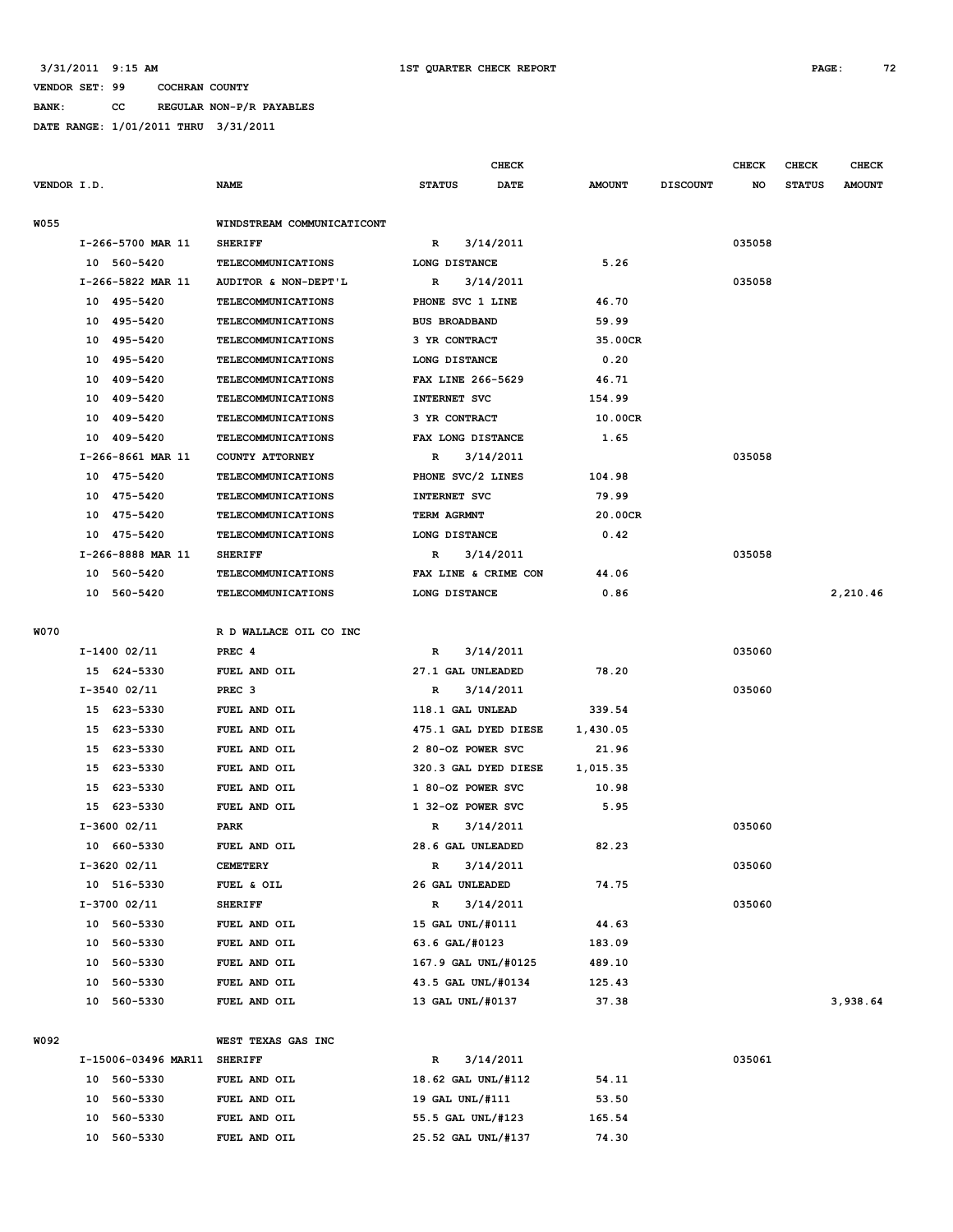3/31/2011 9:15 AM **1ST QUARTER CHECK REPORT**

VENDOR SET: 99 COCHRAN COUNTY
BANK: CC REGULAR NON-P/R PAYABLES
DATE RANGE: 1/01/2011 THRU 3/31/2011

| VENDOR I.D. | NAME | STATUS | CHECK DATE | AMOUNT | DISCOUNT | CHECK NO | CHECK STATUS | CHECK AMOUNT |
|---|---|---|---|---|---|---|---|---|
| W055 | WINDSTREAM COMMUNICATICONT | | | | | | | |
| I-266-5700 MAR 11 | SHERIFF | R | 3/14/2011 | | | 035058 | | |
| 10 560-5420 | TELECOMMUNICATIONS | LONG DISTANCE | | 5.26 | | | | |
| I-266-5822 MAR 11 | AUDITOR & NON-DEPT'L | R | 3/14/2011 | | | 035058 | | |
| 10 495-5420 | TELECOMMUNICATIONS | PHONE SVC 1 LINE | | 46.70 | | | | |
| 10 495-5420 | TELECOMMUNICATIONS | BUS BROADBAND | | 59.99 | | | | |
| 10 495-5420 | TELECOMMUNICATIONS | 3 YR CONTRACT | | 35.00CR | | | | |
| 10 495-5420 | TELECOMMUNICATIONS | LONG DISTANCE | | 0.20 | | | | |
| 10 409-5420 | TELECOMMUNICATIONS | FAX LINE 266-5629 | | 46.71 | | | | |
| 10 409-5420 | TELECOMMUNICATIONS | INTERNET SVC | | 154.99 | | | | |
| 10 409-5420 | TELECOMMUNICATIONS | 3 YR CONTRACT | | 10.00CR | | | | |
| 10 409-5420 | TELECOMMUNICATIONS | FAX LONG DISTANCE | | 1.65 | | | | |
| I-266-8661 MAR 11 | COUNTY ATTORNEY | R | 3/14/2011 | | | 035058 | | |
| 10 475-5420 | TELECOMMUNICATIONS | PHONE SVC/2 LINES | | 104.98 | | | | |
| 10 475-5420 | TELECOMMUNICATIONS | INTERNET SVC | | 79.99 | | | | |
| 10 475-5420 | TELECOMMUNICATIONS | TERM AGRMNT | | 20.00CR | | | | |
| 10 475-5420 | TELECOMMUNICATIONS | LONG DISTANCE | | 0.42 | | | | |
| I-266-8888 MAR 11 | SHERIFF | R | 3/14/2011 | | | 035058 | | |
| 10 560-5420 | TELECOMMUNICATIONS | FAX LINE & CRIME CON | | 44.06 | | | | |
| 10 560-5420 | TELECOMMUNICATIONS | LONG DISTANCE | | 0.86 | | | | 2,210.46 |
| W070 | R D WALLACE OIL CO INC | | | | | | | |
| I-1400 02/11 | PREC 4 | R | 3/14/2011 | | | 035060 | | |
| 15 624-5330 | FUEL AND OIL | 27.1 GAL UNLEADED | | 78.20 | | | | |
| I-3540 02/11 | PREC 3 | R | 3/14/2011 | | | 035060 | | |
| 15 623-5330 | FUEL AND OIL | 118.1 GAL UNLEAD | | 339.54 | | | | |
| 15 623-5330 | FUEL AND OIL | 475.1 GAL DYED DIESE | | 1,430.05 | | | | |
| 15 623-5330 | FUEL AND OIL | 2 80-OZ POWER SVC | | 21.96 | | | | |
| 15 623-5330 | FUEL AND OIL | 320.3 GAL DYED DIESE | | 1,015.35 | | | | |
| 15 623-5330 | FUEL AND OIL | 1 80-OZ POWER SVC | | 10.98 | | | | |
| 15 623-5330 | FUEL AND OIL | 1 32-OZ POWER SVC | | 5.95 | | | | |
| I-3600 02/11 | PARK | R | 3/14/2011 | | | 035060 | | |
| 10 660-5330 | FUEL AND OIL | 28.6 GAL UNLEADED | | 82.23 | | | | |
| I-3620 02/11 | CEMETERY | R | 3/14/2011 | | | 035060 | | |
| 10 516-5330 | FUEL & OIL | 26 GAL UNLEADED | | 74.75 | | | | |
| I-3700 02/11 | SHERIFF | R | 3/14/2011 | | | 035060 | | |
| 10 560-5330 | FUEL AND OIL | 15 GAL UNL/#0111 | | 44.63 | | | | |
| 10 560-5330 | FUEL AND OIL | 63.6 GAL/#0123 | | 183.09 | | | | |
| 10 560-5330 | FUEL AND OIL | 167.9 GAL UNL/#0125 | | 489.10 | | | | |
| 10 560-5330 | FUEL AND OIL | 43.5 GAL UNL/#0134 | | 125.43 | | | | |
| 10 560-5330 | FUEL AND OIL | 13 GAL UNL/#0137 | | 37.38 | | | | 3,938.64 |
| W092 | WEST TEXAS GAS INC | | | | | | | |
| I-15006-03496 MAR11 | SHERIFF | R | 3/14/2011 | | | 035061 | | |
| 10 560-5330 | FUEL AND OIL | 18.62 GAL UNL/#112 | | 54.11 | | | | |
| 10 560-5330 | FUEL AND OIL | 19 GAL UNL/#111 | | 53.50 | | | | |
| 10 560-5330 | FUEL AND OIL | 55.5 GAL UNL/#123 | | 165.54 | | | | |
| 10 560-5330 | FUEL AND OIL | 25.52 GAL UNL/#137 | | 74.30 | | | | |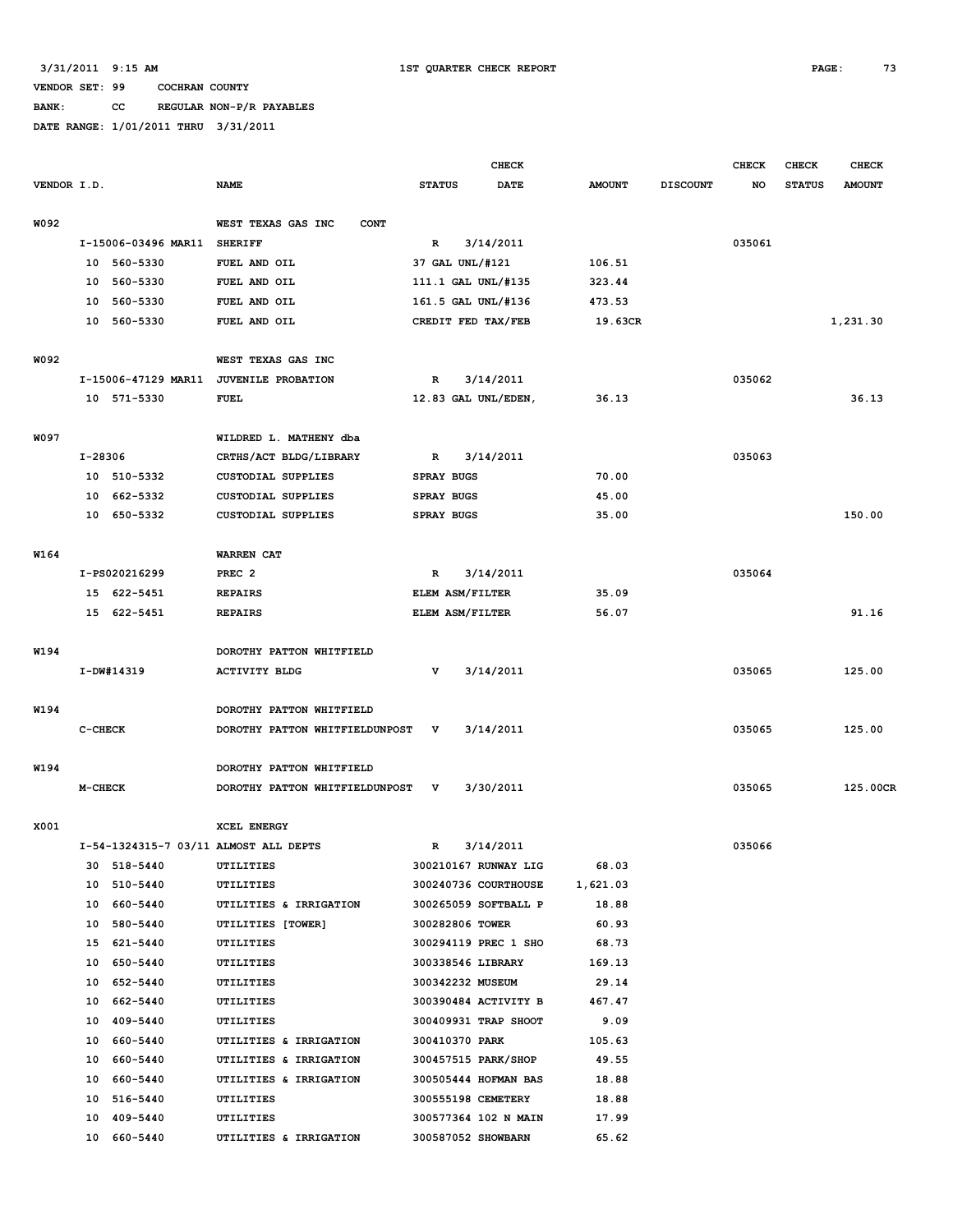3/31/2011 9:15 AM 1ST QUARTER CHECK REPORT

VENDOR SET: 99 COCHRAN COUNTY

BANK: CC REGULAR NON-P/R PAYABLES

DATE RANGE: 1/01/2011 THRU 3/31/2011

| VENDOR I.D. | NAME | STATUS | CHECK DATE | AMOUNT | DISCOUNT | CHECK NO | CHECK STATUS | CHECK AMOUNT |
|---|---|---|---|---|---|---|---|---|
| W092 | WEST TEXAS GAS INC CONT | | | | | | | |
| I-15006-03496 MAR11 | SHERIFF | R | 3/14/2011 | | | 035061 | | |
| 10 560-5330 | FUEL AND OIL | 37 GAL UNL/#121 | | 106.51 | | | | |
| 10 560-5330 | FUEL AND OIL | 111.1 GAL UNL/#135 | | 323.44 | | | | |
| 10 560-5330 | FUEL AND OIL | 161.5 GAL UNL/#136 | | 473.53 | | | | |
| 10 560-5330 | FUEL AND OIL | CREDIT FED TAX/FEB | | 19.63CR | | | | 1,231.30 |
| W092 | WEST TEXAS GAS INC | | | | | | | |
| I-15006-47129 MAR11 | JUVENILE PROBATION | R | 3/14/2011 | | | 035062 | | |
| 10 571-5330 | FUEL | 12.83 GAL UNL/EDEN, | | 36.13 | | | | 36.13 |
| W097 | WILDRED L. MATHENY dba | | | | | | | |
| I-28306 | CRTHS/ACT BLDG/LIBRARY | R | 3/14/2011 | | | 035063 | | |
| 10 510-5332 | CUSTODIAL SUPPLIES | SPRAY BUGS | | 70.00 | | | | |
| 10 662-5332 | CUSTODIAL SUPPLIES | SPRAY BUGS | | 45.00 | | | | |
| 10 650-5332 | CUSTODIAL SUPPLIES | SPRAY BUGS | | 35.00 | | | | 150.00 |
| W164 | WARREN CAT | | | | | | | |
| I-PS020216299 | PREC 2 | R | 3/14/2011 | | | 035064 | | |
| 15 622-5451 | REPAIRS | ELEM ASM/FILTER | | 35.09 | | | | |
| 15 622-5451 | REPAIRS | ELEM ASM/FILTER | | 56.07 | | | | 91.16 |
| W194 | DOROTHY PATTON WHITFIELD | | | | | | | |
| I-DW#14319 | ACTIVITY BLDG | V | 3/14/2011 | | | 035065 | | 125.00 |
| W194 | DOROTHY PATTON WHITFIELD | | | | | | | |
| C-CHECK | DOROTHY PATTON WHITFIELDUNPOST | V | 3/14/2011 | | | 035065 | | 125.00 |
| W194 | DOROTHY PATTON WHITFIELD | | | | | | | |
| M-CHECK | DOROTHY PATTON WHITFIELDUNPOST | V | 3/30/2011 | | | 035065 | | 125.00CR |
| X001 | XCEL ENERGY | | | | | | | |
| I-54-1324315-7 03/11 | ALMOST ALL DEPTS | R | 3/14/2011 | | | 035066 | | |
| 30 518-5440 | UTILITIES | 300210167 RUNWAY LIG | | 68.03 | | | | |
| 10 510-5440 | UTILITIES | 300240736 COURTHOUSE | | 1,621.03 | | | | |
| 10 660-5440 | UTILITIES & IRRIGATION | 300265059 SOFTBALL P | | 18.88 | | | | |
| 10 580-5440 | UTILITIES [TOWER] | 300282806 TOWER | | 60.93 | | | | |
| 15 621-5440 | UTILITIES | 300294119 PREC 1 SHO | | 68.73 | | | | |
| 10 650-5440 | UTILITIES | 300338546 LIBRARY | | 169.13 | | | | |
| 10 652-5440 | UTILITIES | 300342232 MUSEUM | | 29.14 | | | | |
| 10 662-5440 | UTILITIES | 300390484 ACTIVITY B | | 467.47 | | | | |
| 10 409-5440 | UTILITIES | 300409931 TRAP SHOOT | | 9.09 | | | | |
| 10 660-5440 | UTILITIES & IRRIGATION | 300410370 PARK | | 105.63 | | | | |
| 10 660-5440 | UTILITIES & IRRIGATION | 300457515 PARK/SHOP | | 49.55 | | | | |
| 10 660-5440 | UTILITIES & IRRIGATION | 300505444 HOFMAN BAS | | 18.88 | | | | |
| 10 516-5440 | UTILITIES | 300555198 CEMETERY | | 18.88 | | | | |
| 10 409-5440 | UTILITIES | 300577364 102 N MAIN | | 17.99 | | | | |
| 10 660-5440 | UTILITIES & IRRIGATION | 300587052 SHOWBARN | | 65.62 | | | | |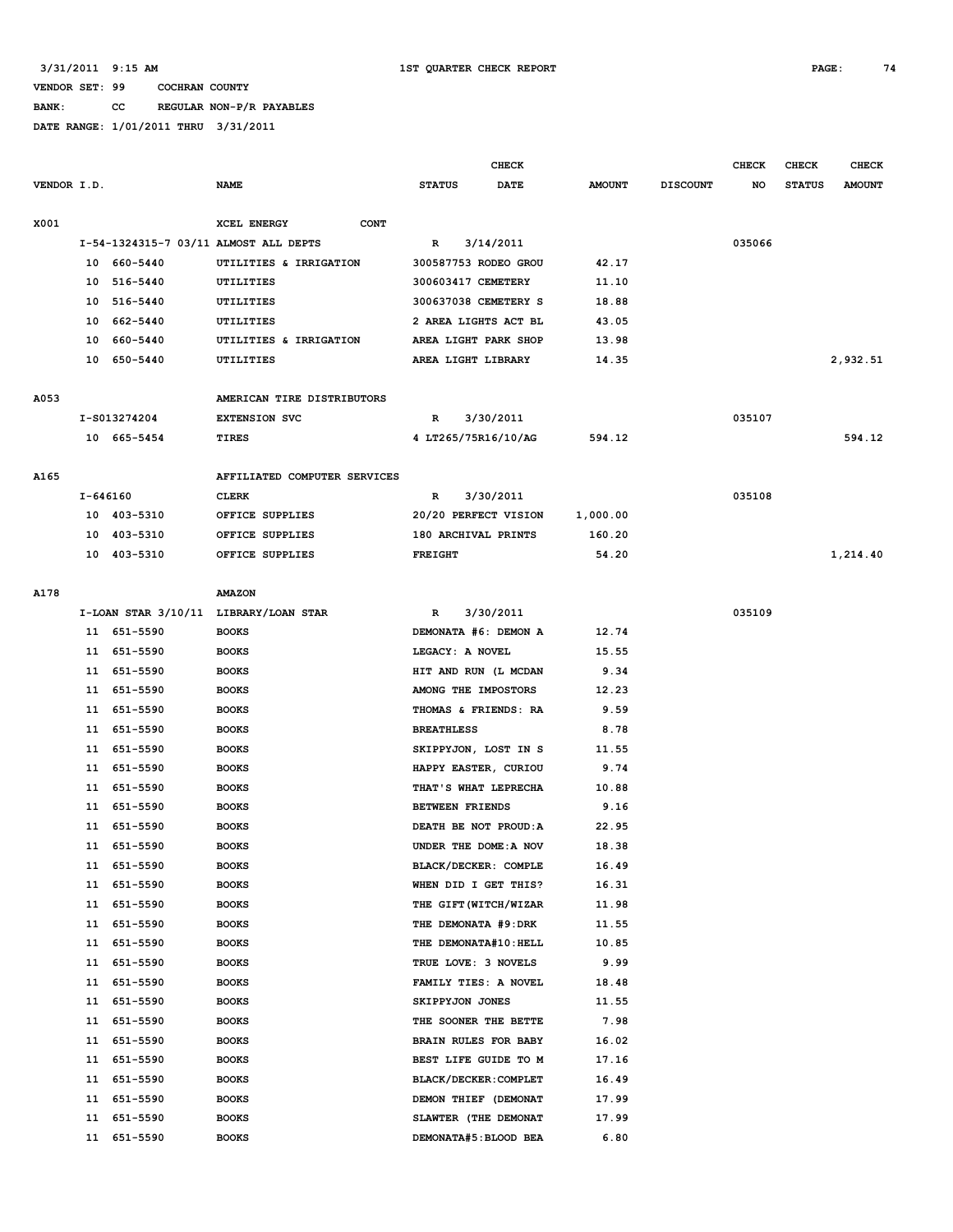3/31/2011 9:15 AM — 1ST QUARTER CHECK REPORT

VENDOR SET: 99 COCHRAN COUNTY

BANK: CC REGULAR NON-P/R PAYABLES

DATE RANGE: 1/01/2011 THRU 3/31/2011

| VENDOR I.D. | NAME | STATUS | CHECK DATE | AMOUNT | DISCOUNT | CHECK NO | CHECK STATUS | CHECK AMOUNT |
|---|---|---|---|---|---|---|---|---|
| X001 | XCEL ENERGY CONT | | | | | | | |
| I-54-1324315-7 03/11 | ALMOST ALL DEPTS | R | 3/14/2011 | | | 035066 | | |
| 10 660-5440 | UTILITIES & IRRIGATION | 300587753 RODEO GROU | | 42.17 | | | | |
| 10 516-5440 | UTILITIES | 300603417 CEMETERY | | 11.10 | | | | |
| 10 516-5440 | UTILITIES | 300637038 CEMETERY S | | 18.88 | | | | |
| 10 662-5440 | UTILITIES | 2 AREA LIGHTS ACT BL | | 43.05 | | | | |
| 10 660-5440 | UTILITIES & IRRIGATION | AREA LIGHT PARK SHOP | | 13.98 | | | | |
| 10 650-5440 | UTILITIES | AREA LIGHT LIBRARY | | 14.35 | | | | 2,932.51 |
| A053 | AMERICAN TIRE DISTRIBUTORS | | | | | | | |
| I-S013274204 | EXTENSION SVC | R | 3/30/2011 | | | 035107 | | |
| 10 665-5454 | TIRES | 4 LT265/75R16/10/AG | | 594.12 | | | | 594.12 |
| A165 | AFFILIATED COMPUTER SERVICES | | | | | | | |
| I-646160 | CLERK | R | 3/30/2011 | | | 035108 | | |
| 10 403-5310 | OFFICE SUPPLIES | 20/20 PERFECT VISION | | 1,000.00 | | | | |
| 10 403-5310 | OFFICE SUPPLIES | 180 ARCHIVAL PRINTS | | 160.20 | | | | |
| 10 403-5310 | OFFICE SUPPLIES | FREIGHT | | 54.20 | | | | 1,214.40 |
| A178 | AMAZON | | | | | | | |
| I-LOAN STAR 3/10/11 | LIBRARY/LOAN STAR | R | 3/30/2011 | | | 035109 | | |
| 11 651-5590 | BOOKS | DEMONATA #6: DEMON A | | 12.74 | | | | |
| 11 651-5590 | BOOKS | LEGACY: A NOVEL | | 15.55 | | | | |
| 11 651-5590 | BOOKS | HIT AND RUN (L MCDAN | | 9.34 | | | | |
| 11 651-5590 | BOOKS | AMONG THE IMPOSTORS | | 12.23 | | | | |
| 11 651-5590 | BOOKS | THOMAS & FRIENDS: RA | | 9.59 | | | | |
| 11 651-5590 | BOOKS | BREATHLESS | | 8.78 | | | | |
| 11 651-5590 | BOOKS | SKIPPYJON, LOST IN S | | 11.55 | | | | |
| 11 651-5590 | BOOKS | HAPPY EASTER, CURIOU | | 9.74 | | | | |
| 11 651-5590 | BOOKS | THAT'S WHAT LEPRECHA | | 10.88 | | | | |
| 11 651-5590 | BOOKS | BETWEEN FRIENDS | | 9.16 | | | | |
| 11 651-5590 | BOOKS | DEATH BE NOT PROUD:A | | 22.95 | | | | |
| 11 651-5590 | BOOKS | UNDER THE DOME:A NOV | | 18.38 | | | | |
| 11 651-5590 | BOOKS | BLACK/DECKER: COMPLE | | 16.49 | | | | |
| 11 651-5590 | BOOKS | WHEN DID I GET THIS? | | 16.31 | | | | |
| 11 651-5590 | BOOKS | THE GIFT(WITCH/WIZAR | | 11.98 | | | | |
| 11 651-5590 | BOOKS | THE DEMONATA #9:DRK | | 11.55 | | | | |
| 11 651-5590 | BOOKS | THE DEMONATA#10:HELL | | 10.85 | | | | |
| 11 651-5590 | BOOKS | TRUE LOVE: 3 NOVELS | | 9.99 | | | | |
| 11 651-5590 | BOOKS | FAMILY TIES: A NOVEL | | 18.48 | | | | |
| 11 651-5590 | BOOKS | SKIPPYJON JONES | | 11.55 | | | | |
| 11 651-5590 | BOOKS | THE SOONER THE BETTE | | 7.98 | | | | |
| 11 651-5590 | BOOKS | BRAIN RULES FOR BABY | | 16.02 | | | | |
| 11 651-5590 | BOOKS | BEST LIFE GUIDE TO M | | 17.16 | | | | |
| 11 651-5590 | BOOKS | BLACK/DECKER:COMPLET | | 16.49 | | | | |
| 11 651-5590 | BOOKS | DEMON THIEF (DEMONAT | | 17.99 | | | | |
| 11 651-5590 | BOOKS | SLAWTER (THE DEMONAT | | 17.99 | | | | |
| 11 651-5590 | BOOKS | DEMONATA#5:BLOOD BEA | | 6.80 | | | | |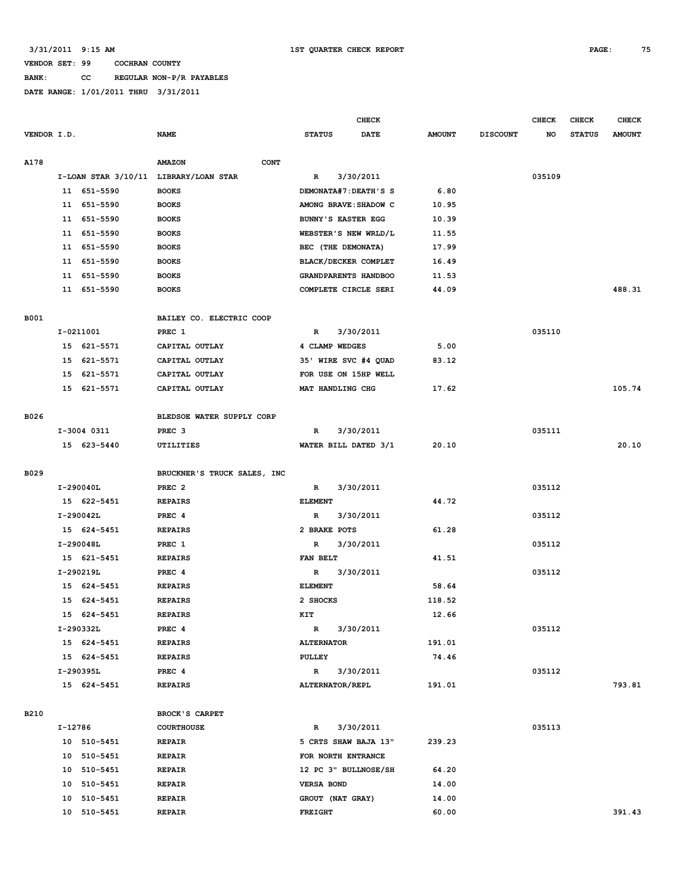3/31/2011 9:15 AM 1ST QUARTER CHECK REPORT

VENDOR SET: 99 COCHRAN COUNTY

BANK: CC REGULAR NON-P/R PAYABLES

DATE RANGE: 1/01/2011 THRU 3/31/2011

| VENDOR I.D. | NAME | CHECK STATUS | CHECK DATE | AMOUNT | DISCOUNT | CHECK NO | CHECK STATUS | CHECK AMOUNT |
|---|---|---|---|---|---|---|---|---|
| A178 | AMAZON CONT | | | | | | | |
| I-LOAN STAR 3/10/11 | LIBRARY/LOAN STAR | R | 3/30/2011 | | | 035109 | | |
| 11 651-5590 | BOOKS | DEMONATA#7:DEATH'S S | | 6.80 | | | | |
| 11 651-5590 | BOOKS | AMONG BRAVE:SHADOW C | | 10.95 | | | | |
| 11 651-5590 | BOOKS | BUNNY'S EASTER EGG | | 10.39 | | | | |
| 11 651-5590 | BOOKS | WEBSTER'S NEW WRLD/L | | 11.55 | | | | |
| 11 651-5590 | BOOKS | BEC (THE DEMONATA) | | 17.99 | | | | |
| 11 651-5590 | BOOKS | BLACK/DECKER COMPLET | | 16.49 | | | | |
| 11 651-5590 | BOOKS | GRANDPARENTS HANDBOO | | 11.53 | | | | |
| 11 651-5590 | BOOKS | COMPLETE CIRCLE SERI | | 44.09 | | | | 488.31 |
| B001 | BAILEY CO. ELECTRIC COOP | | | | | | | |
| I-0211001 | PREC 1 | R | 3/30/2011 | | | 035110 | | |
| 15 621-5571 | CAPITAL OUTLAY | 4 CLAMP WEDGES | | 5.00 | | | | |
| 15 621-5571 | CAPITAL OUTLAY | 35' WIRE SVC #4 QUAD | | 83.12 | | | | |
| 15 621-5571 | CAPITAL OUTLAY | FOR USE ON 15HP WELL | | | | | | |
| 15 621-5571 | CAPITAL OUTLAY | MAT HANDLING CHG | | 17.62 | | | | 105.74 |
| B026 | BLEDSOE WATER SUPPLY CORP | | | | | | | |
| I-3004 0311 | PREC 3 | R | 3/30/2011 | | | 035111 | | |
| 15 623-5440 | UTILITIES | WATER BILL DATED 3/1 | | 20.10 | | | | 20.10 |
| B029 | BRUCKNER'S TRUCK SALES, INC | | | | | | | |
| I-290040L | PREC 2 | R | 3/30/2011 | | | 035112 | | |
| 15 622-5451 | REPAIRS | ELEMENT | | 44.72 | | | | |
| I-290042L | PREC 4 | R | 3/30/2011 | | | 035112 | | |
| 15 624-5451 | REPAIRS | 2 BRAKE POTS | | 61.28 | | | | |
| I-290048L | PREC 1 | R | 3/30/2011 | | | 035112 | | |
| 15 621-5451 | REPAIRS | FAN BELT | | 41.51 | | | | |
| I-290219L | PREC 4 | R | 3/30/2011 | | | 035112 | | |
| 15 624-5451 | REPAIRS | ELEMENT | | 58.64 | | | | |
| 15 624-5451 | REPAIRS | 2 SHOCKS | | 118.52 | | | | |
| 15 624-5451 | REPAIRS | KIT | | 12.66 | | | | |
| I-290332L | PREC 4 | R | 3/30/2011 | | | 035112 | | |
| 15 624-5451 | REPAIRS | ALTERNATOR | | 191.01 | | | | |
| 15 624-5451 | REPAIRS | PULLEY | | 74.46 | | | | |
| I-290395L | PREC 4 | R | 3/30/2011 | | | 035112 | | |
| 15 624-5451 | REPAIRS | ALTERNATOR/REPL | | 191.01 | | | | 793.81 |
| B210 | BROCK'S CARPET | | | | | | | |
| I-12786 | COURTHOUSE | R | 3/30/2011 | | | 035113 | | |
| 10 510-5451 | REPAIR | 5 CRTS SHAW BAJA 13" | | 239.23 | | | | |
| 10 510-5451 | REPAIR | FOR NORTH ENTRANCE | | | | | | |
| 10 510-5451 | REPAIR | 12 PC 3" BULLNOSE/SH | | 64.20 | | | | |
| 10 510-5451 | REPAIR | VERSA BOND | | 14.00 | | | | |
| 10 510-5451 | REPAIR | GROUT (NAT GRAY) | | 14.00 | | | | |
| 10 510-5451 | REPAIR | FREIGHT | | 60.00 | | | | 391.43 |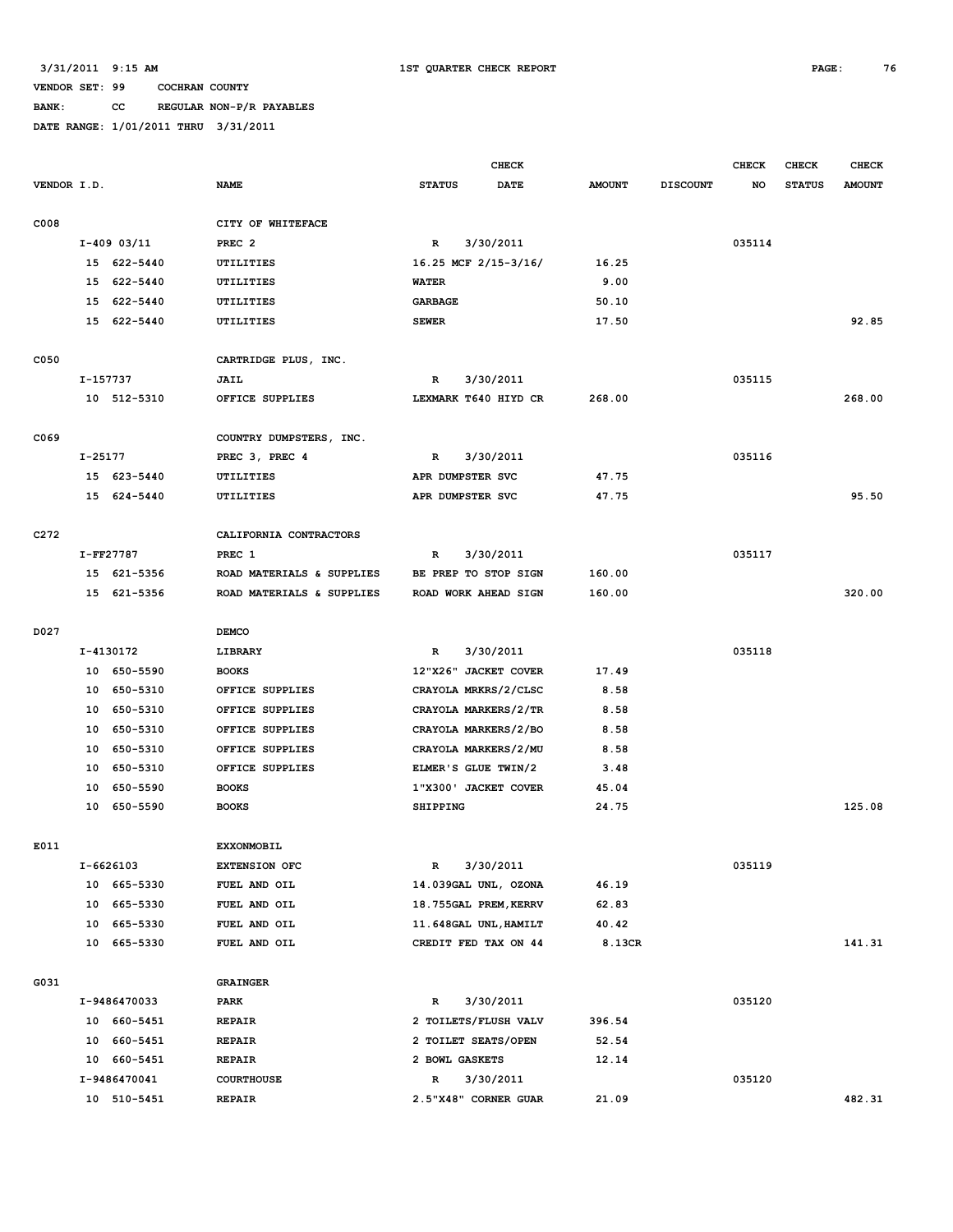3/31/2011 9:15 AM — 1ST QUARTER CHECK REPORT

VENDOR SET: 99 COCHRAN COUNTY
BANK: CC REGULAR NON-P/R PAYABLES
DATE RANGE: 1/01/2011 THRU 3/31/2011

| VENDOR I.D. | NAME | CHECK STATUS | CHECK DATE | AMOUNT | DISCOUNT | CHECK NO | CHECK STATUS | CHECK AMOUNT |
|---|---|---|---|---|---|---|---|---|
| C008 | CITY OF WHITEFACE | | | | | | | |
| I-409 03/11 | PREC 2 | R | 3/30/2011 | | | 035114 | | |
| 15 622-5440 | UTILITIES | 16.25 MCF 2/15-3/16/ | | 16.25 | | | | |
| 15 622-5440 | UTILITIES | WATER | | 9.00 | | | | |
| 15 622-5440 | UTILITIES | GARBAGE | | 50.10 | | | | |
| 15 622-5440 | UTILITIES | SEWER | | 17.50 | | | | 92.85 |
| C050 | CARTRIDGE PLUS, INC. | | | | | | | |
| I-157737 | JAIL | R | 3/30/2011 | | | 035115 | | |
| 10 512-5310 | OFFICE SUPPLIES | LEXMARK T640 HIYD CR | | 268.00 | | | | 268.00 |
| C069 | COUNTRY DUMPSTERS, INC. | | | | | | | |
| I-25177 | PREC 3, PREC 4 | R | 3/30/2011 | | | 035116 | | |
| 15 623-5440 | UTILITIES | APR DUMPSTER SVC | | 47.75 | | | | |
| 15 624-5440 | UTILITIES | APR DUMPSTER SVC | | 47.75 | | | | 95.50 |
| C272 | CALIFORNIA CONTRACTORS | | | | | | | |
| I-FF27787 | PREC 1 | R | 3/30/2011 | | | 035117 | | |
| 15 621-5356 | ROAD MATERIALS & SUPPLIES | BE PREP TO STOP SIGN | | 160.00 | | | | |
| 15 621-5356 | ROAD MATERIALS & SUPPLIES | ROAD WORK AHEAD SIGN | | 160.00 | | | | 320.00 |
| D027 | DEMCO | | | | | | | |
| I-4130172 | LIBRARY | R | 3/30/2011 | | | 035118 | | |
| 10 650-5590 | BOOKS | 12"X26" JACKET COVER | | 17.49 | | | | |
| 10 650-5310 | OFFICE SUPPLIES | CRAYOLA MRKRS/2/CLSC | | 8.58 | | | | |
| 10 650-5310 | OFFICE SUPPLIES | CRAYOLA MARKERS/2/TR | | 8.58 | | | | |
| 10 650-5310 | OFFICE SUPPLIES | CRAYOLA MARKERS/2/BO | | 8.58 | | | | |
| 10 650-5310 | OFFICE SUPPLIES | CRAYOLA MARKERS/2/MU | | 8.58 | | | | |
| 10 650-5310 | OFFICE SUPPLIES | ELMER'S GLUE TWIN/2 | | 3.48 | | | | |
| 10 650-5590 | BOOKS | 1"X300' JACKET COVER | | 45.04 | | | | |
| 10 650-5590 | BOOKS | SHIPPING | | 24.75 | | | | 125.08 |
| E011 | EXXONMOBIL | | | | | | | |
| I-6626103 | EXTENSION OFC | R | 3/30/2011 | | | 035119 | | |
| 10 665-5330 | FUEL AND OIL | 14.039GAL UNL, OZONA | | 46.19 | | | | |
| 10 665-5330 | FUEL AND OIL | 18.755GAL PREM,KERRV | | 62.83 | | | | |
| 10 665-5330 | FUEL AND OIL | 11.648GAL UNL,HAMILT | | 40.42 | | | | |
| 10 665-5330 | FUEL AND OIL | CREDIT FED TAX ON 44 | | 8.13CR | | | | 141.31 |
| G031 | GRAINGER | | | | | | | |
| I-9486470033 | PARK | R | 3/30/2011 | | | 035120 | | |
| 10 660-5451 | REPAIR | 2 TOILETS/FLUSH VALV | | 396.54 | | | | |
| 10 660-5451 | REPAIR | 2 TOILET SEATS/OPEN | | 52.54 | | | | |
| 10 660-5451 | REPAIR | 2 BOWL GASKETS | | 12.14 | | | | |
| I-9486470041 | COURTHOUSE | R | 3/30/2011 | | | 035120 | | |
| 10 510-5451 | REPAIR | 2.5"X48" CORNER GUAR | | 21.09 | | | | 482.31 |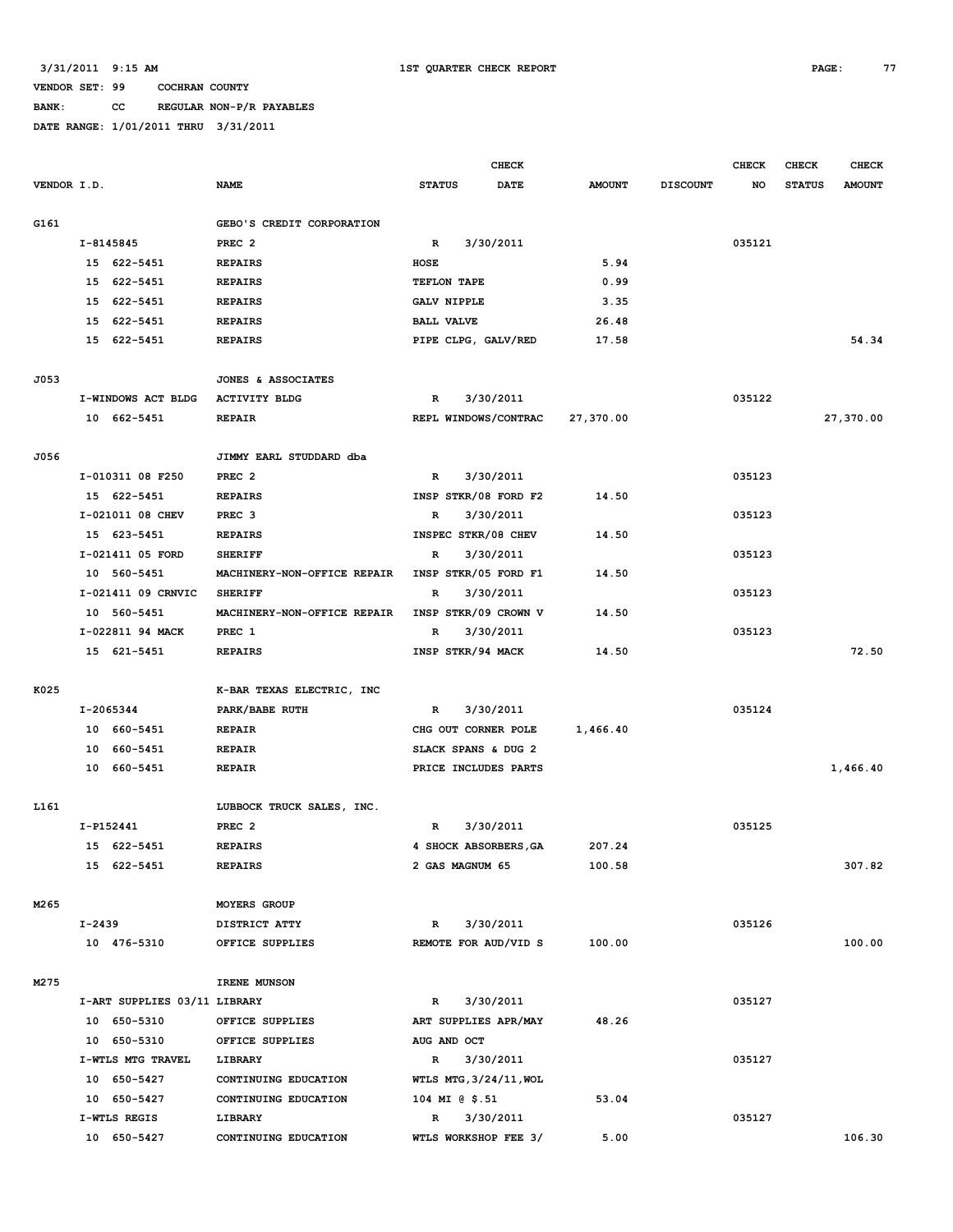3/31/2011 9:15 AM — 1ST QUARTER CHECK REPORT

VENDOR SET: 99 COCHRAN COUNTY

BANK: CC REGULAR NON-P/R PAYABLES

DATE RANGE: 1/01/2011 THRU 3/31/2011

| VENDOR I.D. | NAME | CHECK STATUS | CHECK DATE | AMOUNT | DISCOUNT | CHECK NO | CHECK STATUS | CHECK AMOUNT |
|---|---|---|---|---|---|---|---|---|
| G161 | GEBO'S CREDIT CORPORATION | | | | | | | |
| I-8145845 | PREC 2 | R | 3/30/2011 | | | 035121 | | |
| 15 622-5451 | REPAIRS | HOSE | | 5.94 | | | | |
| 15 622-5451 | REPAIRS | TEFLON TAPE | | 0.99 | | | | |
| 15 622-5451 | REPAIRS | GALV NIPPLE | | 3.35 | | | | |
| 15 622-5451 | REPAIRS | BALL VALVE | | 26.48 | | | | |
| 15 622-5451 | REPAIRS | PIPE CLPG, GALV/RED | | 17.58 | | | | 54.34 |
| J053 | JONES & ASSOCIATES | | | | | | | |
| I-WINDOWS ACT BLDG | ACTIVITY BLDG | R | 3/30/2011 | | | 035122 | | |
| 10 662-5451 | REPAIR | REPL WINDOWS/CONTRAC | | 27,370.00 | | | | 27,370.00 |
| J056 | JIMMY EARL STUDDARD dba | | | | | | | |
| I-010311 08 F250 | PREC 2 | R | 3/30/2011 | | | 035123 | | |
| 15 622-5451 | REPAIRS | INSP STKR/08 FORD F2 | | 14.50 | | | | |
| I-021011 08 CHEV | PREC 3 | R | 3/30/2011 | | | 035123 | | |
| 15 623-5451 | REPAIRS | INSPEC STKR/08 CHEV | | 14.50 | | | | |
| I-021411 05 FORD | SHERIFF | R | 3/30/2011 | | | 035123 | | |
| 10 560-5451 | MACHINERY-NON-OFFICE REPAIR | INSP STKR/05 FORD F1 | | 14.50 | | | | |
| I-021411 09 CRNVIC | SHERIFF | R | 3/30/2011 | | | 035123 | | |
| 10 560-5451 | MACHINERY-NON-OFFICE REPAIR | INSP STKR/09 CROWN V | | 14.50 | | | | |
| I-022811 94 MACK | PREC 1 | R | 3/30/2011 | | | 035123 | | |
| 15 621-5451 | REPAIRS | INSP STKR/94 MACK | | 14.50 | | | | 72.50 |
| K025 | K-BAR TEXAS ELECTRIC, INC | | | | | | | |
| I-2065344 | PARK/BABE RUTH | R | 3/30/2011 | | | 035124 | | |
| 10 660-5451 | REPAIR | CHG OUT CORNER POLE | | 1,466.40 | | | | |
| 10 660-5451 | REPAIR | SLACK SPANS & DUG 2 | | | | | | |
| 10 660-5451 | REPAIR | PRICE INCLUDES PARTS | | | | | | 1,466.40 |
| L161 | LUBBOCK TRUCK SALES, INC. | | | | | | | |
| I-P152441 | PREC 2 | R | 3/30/2011 | | | 035125 | | |
| 15 622-5451 | REPAIRS | 4 SHOCK ABSORBERS,GA | | 207.24 | | | | |
| 15 622-5451 | REPAIRS | 2 GAS MAGNUM 65 | | 100.58 | | | | 307.82 |
| M265 | MOYERS GROUP | | | | | | | |
| I-2439 | DISTRICT ATTY | R | 3/30/2011 | | | 035126 | | |
| 10 476-5310 | OFFICE SUPPLIES | REMOTE FOR AUD/VID S | | 100.00 | | | | 100.00 |
| M275 | IRENE MUNSON | | | | | | | |
| I-ART SUPPLIES 03/11 | LIBRARY | R | 3/30/2011 | | | 035127 | | |
| 10 650-5310 | OFFICE SUPPLIES | ART SUPPLIES APR/MAY | | 48.26 | | | | |
| 10 650-5310 | OFFICE SUPPLIES | AUG AND OCT | | | | | | |
| I-WTLS MTG TRAVEL | LIBRARY | R | 3/30/2011 | | | 035127 | | |
| 10 650-5427 | CONTINUING EDUCATION | WTLS MTG,3/24/11,WOL | | | | | | |
| 10 650-5427 | CONTINUING EDUCATION | 104 MI @ $.51 | | 53.04 | | | | |
| I-WTLS REGIS | LIBRARY | R | 3/30/2011 | | | 035127 | | |
| 10 650-5427 | CONTINUING EDUCATION | WTLS WORKSHOP FEE 3/ | | 5.00 | | | | 106.30 |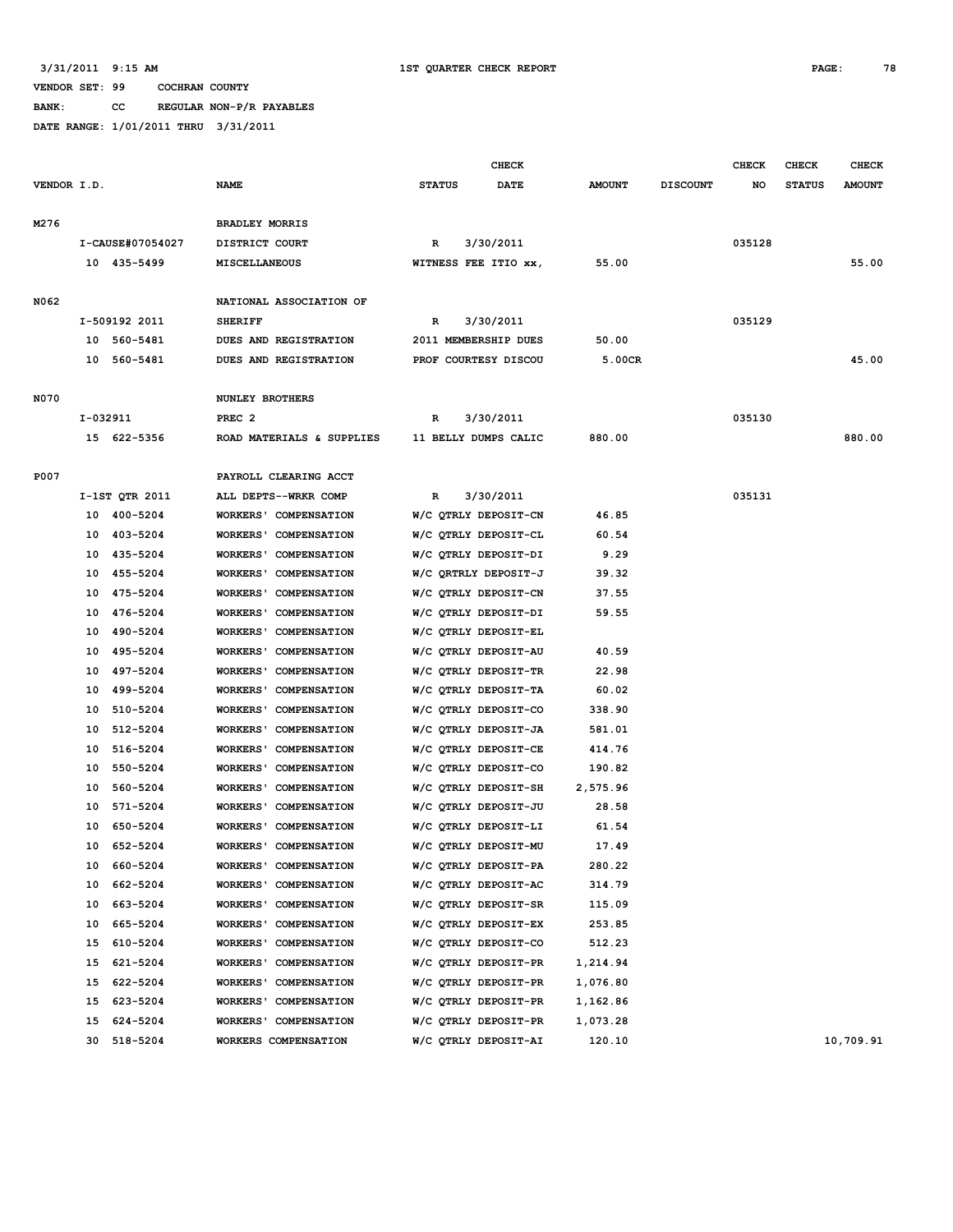3/31/2011 9:15 AM 1ST QUARTER CHECK REPORT

VENDOR SET: 99 COCHRAN COUNTY

BANK: CC REGULAR NON-P/R PAYABLES

DATE RANGE: 1/01/2011 THRU 3/31/2011

| VENDOR I.D. | NAME | STATUS | CHECK DATE | AMOUNT | DISCOUNT | CHECK NO | CHECK STATUS | CHECK AMOUNT |
|---|---|---|---|---|---|---|---|---|
| M276 | BRADLEY MORRIS | | | | | | | |
| I-CAUSE#07054027 | DISTRICT COURT | R | 3/30/2011 | | | 035128 | | |
| 10 435-5499 | MISCELLANEOUS | WITNESS FEE ITIO xx, | | 55.00 | | | | 55.00 |
| N062 | NATIONAL ASSOCIATION OF | | | | | | | |
| I-509192 2011 | SHERIFF | R | 3/30/2011 | | | 035129 | | |
| 10 560-5481 | DUES AND REGISTRATION | 2011 MEMBERSHIP DUES | | 50.00 | | | | |
| 10 560-5481 | DUES AND REGISTRATION | PROF COURTESY DISCOU | | 5.00CR | | | | 45.00 |
| N070 | NUNLEY BROTHERS | | | | | | | |
| I-032911 | PREC 2 | R | 3/30/2011 | | | 035130 | | |
| 15 622-5356 | ROAD MATERIALS & SUPPLIES | 11 BELLY DUMPS CALIC | | 880.00 | | | | 880.00 |
| P007 | PAYROLL CLEARING ACCT | | | | | | | |
| I-1ST QTR 2011 | ALL DEPTS--WRKR COMP | R | 3/30/2011 | | | 035131 | | |
| 10 400-5204 | WORKERS' COMPENSATION | W/C QTRLY DEPOSIT-CN | | 46.85 | | | | |
| 10 403-5204 | WORKERS' COMPENSATION | W/C QTRLY DEPOSIT-CL | | 60.54 | | | | |
| 10 435-5204 | WORKERS' COMPENSATION | W/C QTRLY DEPOSIT-DI | | 9.29 | | | | |
| 10 455-5204 | WORKERS' COMPENSATION | W/C QRTRLY DEPOSIT-J | | 39.32 | | | | |
| 10 475-5204 | WORKERS' COMPENSATION | W/C QTRLY DEPOSIT-CN | | 37.55 | | | | |
| 10 476-5204 | WORKERS' COMPENSATION | W/C QTRLY DEPOSIT-DI | | 59.55 | | | | |
| 10 490-5204 | WORKERS' COMPENSATION | W/C QTRLY DEPOSIT-EL | | | | | | |
| 10 495-5204 | WORKERS' COMPENSATION | W/C QTRLY DEPOSIT-AU | | 40.59 | | | | |
| 10 497-5204 | WORKERS' COMPENSATION | W/C QTRLY DEPOSIT-TR | | 22.98 | | | | |
| 10 499-5204 | WORKERS' COMPENSATION | W/C QTRLY DEPOSIT-TA | | 60.02 | | | | |
| 10 510-5204 | WORKERS' COMPENSATION | W/C QTRLY DEPOSIT-CO | | 338.90 | | | | |
| 10 512-5204 | WORKERS' COMPENSATION | W/C QTRLY DEPOSIT-JA | | 581.01 | | | | |
| 10 516-5204 | WORKERS' COMPENSATION | W/C QTRLY DEPOSIT-CE | | 414.76 | | | | |
| 10 550-5204 | WORKERS' COMPENSATION | W/C QTRLY DEPOSIT-CO | | 190.82 | | | | |
| 10 560-5204 | WORKERS' COMPENSATION | W/C QTRLY DEPOSIT-SH | | 2,575.96 | | | | |
| 10 571-5204 | WORKERS' COMPENSATION | W/C QTRLY DEPOSIT-JU | | 28.58 | | | | |
| 10 650-5204 | WORKERS' COMPENSATION | W/C QTRLY DEPOSIT-LI | | 61.54 | | | | |
| 10 652-5204 | WORKERS' COMPENSATION | W/C QTRLY DEPOSIT-MU | | 17.49 | | | | |
| 10 660-5204 | WORKERS' COMPENSATION | W/C QTRLY DEPOSIT-PA | | 280.22 | | | | |
| 10 662-5204 | WORKERS' COMPENSATION | W/C QTRLY DEPOSIT-AC | | 314.79 | | | | |
| 10 663-5204 | WORKERS' COMPENSATION | W/C QTRLY DEPOSIT-SR | | 115.09 | | | | |
| 10 665-5204 | WORKERS' COMPENSATION | W/C QTRLY DEPOSIT-EX | | 253.85 | | | | |
| 15 610-5204 | WORKERS' COMPENSATION | W/C QTRLY DEPOSIT-CO | | 512.23 | | | | |
| 15 621-5204 | WORKERS' COMPENSATION | W/C QTRLY DEPOSIT-PR | | 1,214.94 | | | | |
| 15 622-5204 | WORKERS' COMPENSATION | W/C QTRLY DEPOSIT-PR | | 1,076.80 | | | | |
| 15 623-5204 | WORKERS' COMPENSATION | W/C QTRLY DEPOSIT-PR | | 1,162.86 | | | | |
| 15 624-5204 | WORKERS' COMPENSATION | W/C QTRLY DEPOSIT-PR | | 1,073.28 | | | | |
| 30 518-5204 | WORKERS COMPENSATION | W/C QTRLY DEPOSIT-AI | | 120.10 | | | | 10,709.91 |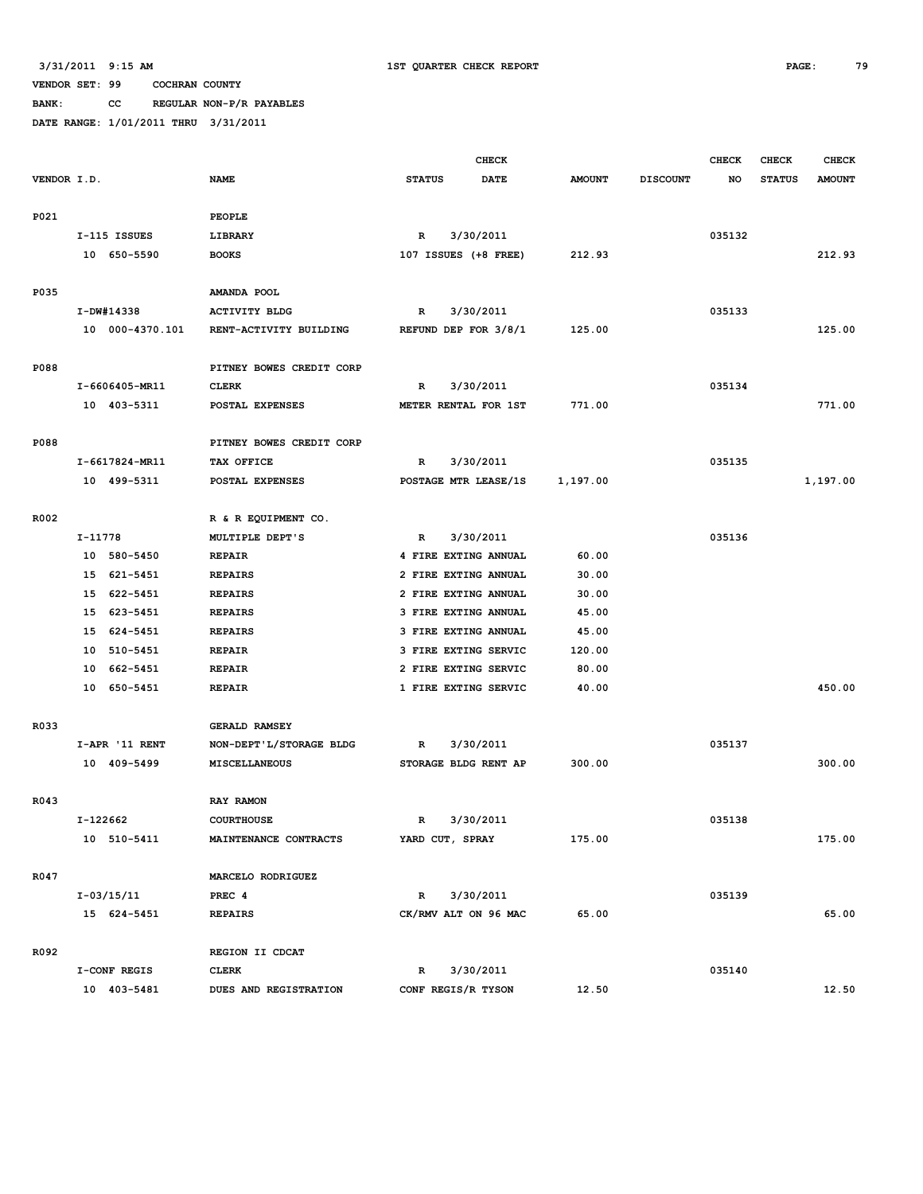3/31/2011 9:15 AM — 1ST QUARTER CHECK REPORT

VENDOR SET: 99 COCHRAN COUNTY

BANK: CC REGULAR NON-P/R PAYABLES

DATE RANGE: 1/01/2011 THRU 3/31/2011

| VENDOR I.D. | NAME | STATUS | CHECK DATE | AMOUNT | DISCOUNT | CHECK NO | CHECK STATUS | CHECK AMOUNT |
|---|---|---|---|---|---|---|---|---|
| P021 | PEOPLE | | | | | | | |
| I-115 ISSUES | LIBRARY | R | 3/30/2011 | | | 035132 | | |
| 10 650-5590 | BOOKS | 107 ISSUES (+8 FREE) | | 212.93 | | | | 212.93 |
| P035 | AMANDA POOL | | | | | | | |
| I-DW#14338 | ACTIVITY BLDG | R | 3/30/2011 | | | 035133 | | |
| 10 000-4370.101 | RENT-ACTIVITY BUILDING | REFUND DEP FOR 3/8/1 | | 125.00 | | | | 125.00 |
| P088 | PITNEY BOWES CREDIT CORP | | | | | | | |
| I-6606405-MR11 | CLERK | R | 3/30/2011 | | | 035134 | | |
| 10 403-5311 | POSTAL EXPENSES | METER RENTAL FOR 1ST | | 771.00 | | | | 771.00 |
| P088 | PITNEY BOWES CREDIT CORP | | | | | | | |
| I-6617824-MR11 | TAX OFFICE | R | 3/30/2011 | | | 035135 | | |
| 10 499-5311 | POSTAL EXPENSES | POSTAGE MTR LEASE/1S | | 1,197.00 | | | | 1,197.00 |
| R002 | R & R EQUIPMENT CO. | | | | | | | |
| I-11778 | MULTIPLE DEPT'S | R | 3/30/2011 | | | 035136 | | |
| 10 580-5450 | REPAIR | 4 FIRE EXTING ANNUAL | | 60.00 | | | | |
| 15 621-5451 | REPAIRS | 2 FIRE EXTING ANNUAL | | 30.00 | | | | |
| 15 622-5451 | REPAIRS | 2 FIRE EXTING ANNUAL | | 30.00 | | | | |
| 15 623-5451 | REPAIRS | 3 FIRE EXTING ANNUAL | | 45.00 | | | | |
| 15 624-5451 | REPAIRS | 3 FIRE EXTING ANNUAL | | 45.00 | | | | |
| 10 510-5451 | REPAIR | 3 FIRE EXTING SERVIC | | 120.00 | | | | |
| 10 662-5451 | REPAIR | 2 FIRE EXTING SERVIC | | 80.00 | | | | |
| 10 650-5451 | REPAIR | 1 FIRE EXTING SERVIC | | 40.00 | | | | 450.00 |
| R033 | GERALD RAMSEY | | | | | | | |
| I-APR '11 RENT | NON-DEPT'L/STORAGE BLDG | R | 3/30/2011 | | | 035137 | | |
| 10 409-5499 | MISCELLANEOUS | STORAGE BLDG RENT AP | | 300.00 | | | | 300.00 |
| R043 | RAY RAMON | | | | | | | |
| I-122662 | COURTHOUSE | R | 3/30/2011 | | | 035138 | | |
| 10 510-5411 | MAINTENANCE CONTRACTS | YARD CUT, SPRAY | | 175.00 | | | | 175.00 |
| R047 | MARCELO RODRIGUEZ | | | | | | | |
| I-03/15/11 | PREC 4 | R | 3/30/2011 | | | 035139 | | |
| 15 624-5451 | REPAIRS | CK/RMV ALT ON 96 MAC | | 65.00 | | | | 65.00 |
| R092 | REGION II CDCAT | | | | | | | |
| I-CONF REGIS | CLERK | R | 3/30/2011 | | | 035140 | | |
| 10 403-5481 | DUES AND REGISTRATION | CONF REGIS/R TYSON | | 12.50 | | | | 12.50 |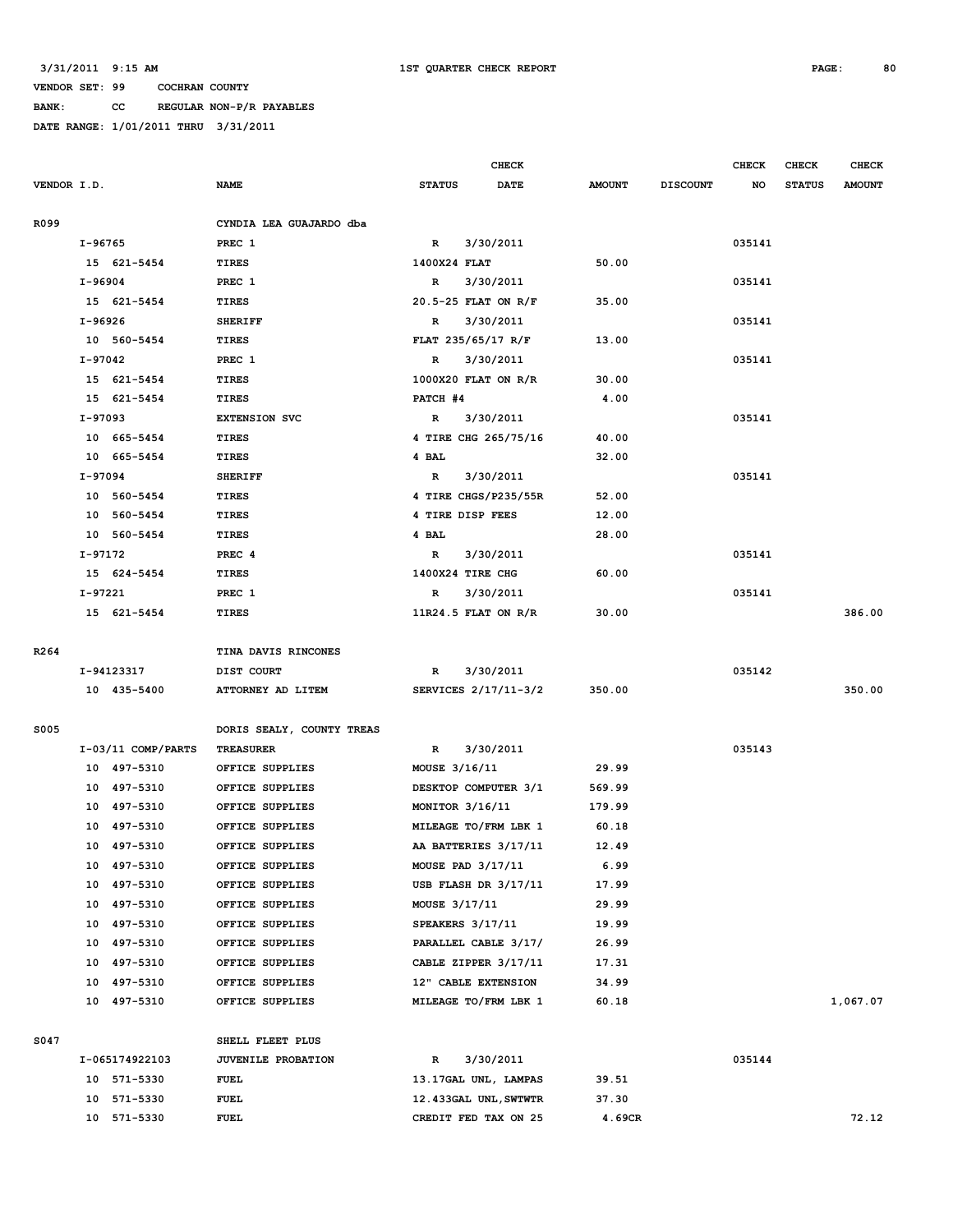3/31/2011 9:15 AM — 1ST QUARTER CHECK REPORT

VENDOR SET: 99 COCHRAN COUNTY

BANK: CC REGULAR NON-P/R PAYABLES

DATE RANGE: 1/01/2011 THRU 3/31/2011

| VENDOR I.D. | NAME | STATUS | CHECK DATE | AMOUNT | DISCOUNT | CHECK NO | CHECK STATUS | CHECK AMOUNT |
|---|---|---|---|---|---|---|---|---|
| R099 | CYNDIA LEA GUAJARDO dba | | | | | | | |
| I-96765 | PREC 1 | R | 3/30/2011 | | | 035141 | | |
| 15 621-5454 | TIRES | 1400X24 FLAT | | 50.00 | | | | |
| I-96904 | PREC 1 | R | 3/30/2011 | | | 035141 | | |
| 15 621-5454 | TIRES | 20.5-25 FLAT ON R/F | | 35.00 | | | | |
| I-96926 | SHERIFF | R | 3/30/2011 | | | 035141 | | |
| 10 560-5454 | TIRES | FLAT 235/65/17 R/F | | 13.00 | | | | |
| I-97042 | PREC 1 | R | 3/30/2011 | | | 035141 | | |
| 15 621-5454 | TIRES | 1000X20 FLAT ON R/R | | 30.00 | | | | |
| 15 621-5454 | TIRES | PATCH #4 | | 4.00 | | | | |
| I-97093 | EXTENSION SVC | R | 3/30/2011 | | | 035141 | | |
| 10 665-5454 | TIRES | 4 TIRE CHG 265/75/16 | | 40.00 | | | | |
| 10 665-5454 | TIRES | 4 BAL | | 32.00 | | | | |
| I-97094 | SHERIFF | R | 3/30/2011 | | | 035141 | | |
| 10 560-5454 | TIRES | 4 TIRE CHGS/P235/55R | | 52.00 | | | | |
| 10 560-5454 | TIRES | 4 TIRE DISP FEES | | 12.00 | | | | |
| 10 560-5454 | TIRES | 4 BAL | | 28.00 | | | | |
| I-97172 | PREC 4 | R | 3/30/2011 | | | 035141 | | |
| 15 624-5454 | TIRES | 1400X24 TIRE CHG | | 60.00 | | | | |
| I-97221 | PREC 1 | R | 3/30/2011 | | | 035141 | | |
| 15 621-5454 | TIRES | 11R24.5 FLAT ON R/R | | 30.00 | | | | 386.00 |
| R264 | TINA DAVIS RINCONES | | | | | | | |
| I-94123317 | DIST COURT | R | 3/30/2011 | | | 035142 | | |
| 10 435-5400 | ATTORNEY AD LITEM | SERVICES 2/17/11-3/2 | | 350.00 | | | | 350.00 |
| S005 | DORIS SEALY, COUNTY TREAS | | | | | | | |
| I-03/11 COMP/PARTS | TREASURER | R | 3/30/2011 | | | 035143 | | |
| 10 497-5310 | OFFICE SUPPLIES | MOUSE 3/16/11 | | 29.99 | | | | |
| 10 497-5310 | OFFICE SUPPLIES | DESKTOP COMPUTER 3/1 | | 569.99 | | | | |
| 10 497-5310 | OFFICE SUPPLIES | MONITOR 3/16/11 | | 179.99 | | | | |
| 10 497-5310 | OFFICE SUPPLIES | MILEAGE TO/FRM LBK 1 | | 60.18 | | | | |
| 10 497-5310 | OFFICE SUPPLIES | AA BATTERIES 3/17/11 | | 12.49 | | | | |
| 10 497-5310 | OFFICE SUPPLIES | MOUSE PAD 3/17/11 | | 6.99 | | | | |
| 10 497-5310 | OFFICE SUPPLIES | USB FLASH DR 3/17/11 | | 17.99 | | | | |
| 10 497-5310 | OFFICE SUPPLIES | MOUSE 3/17/11 | | 29.99 | | | | |
| 10 497-5310 | OFFICE SUPPLIES | SPEAKERS 3/17/11 | | 19.99 | | | | |
| 10 497-5310 | OFFICE SUPPLIES | PARALLEL CABLE 3/17/ | | 26.99 | | | | |
| 10 497-5310 | OFFICE SUPPLIES | CABLE ZIPPER 3/17/11 | | 17.31 | | | | |
| 10 497-5310 | OFFICE SUPPLIES | 12" CABLE EXTENSION | | 34.99 | | | | |
| 10 497-5310 | OFFICE SUPPLIES | MILEAGE TO/FRM LBK 1 | | 60.18 | | | | 1,067.07 |
| S047 | SHELL FLEET PLUS | | | | | | | |
| I-065174922103 | JUVENILE PROBATION | R | 3/30/2011 | | | 035144 | | |
| 10 571-5330 | FUEL | 13.17GAL UNL, LAMPAS | | 39.51 | | | | |
| 10 571-5330 | FUEL | 12.433GAL UNL,SWTWTR | | 37.30 | | | | |
| 10 571-5330 | FUEL | CREDIT FED TAX ON 25 | | 4.69CR | | | | 72.12 |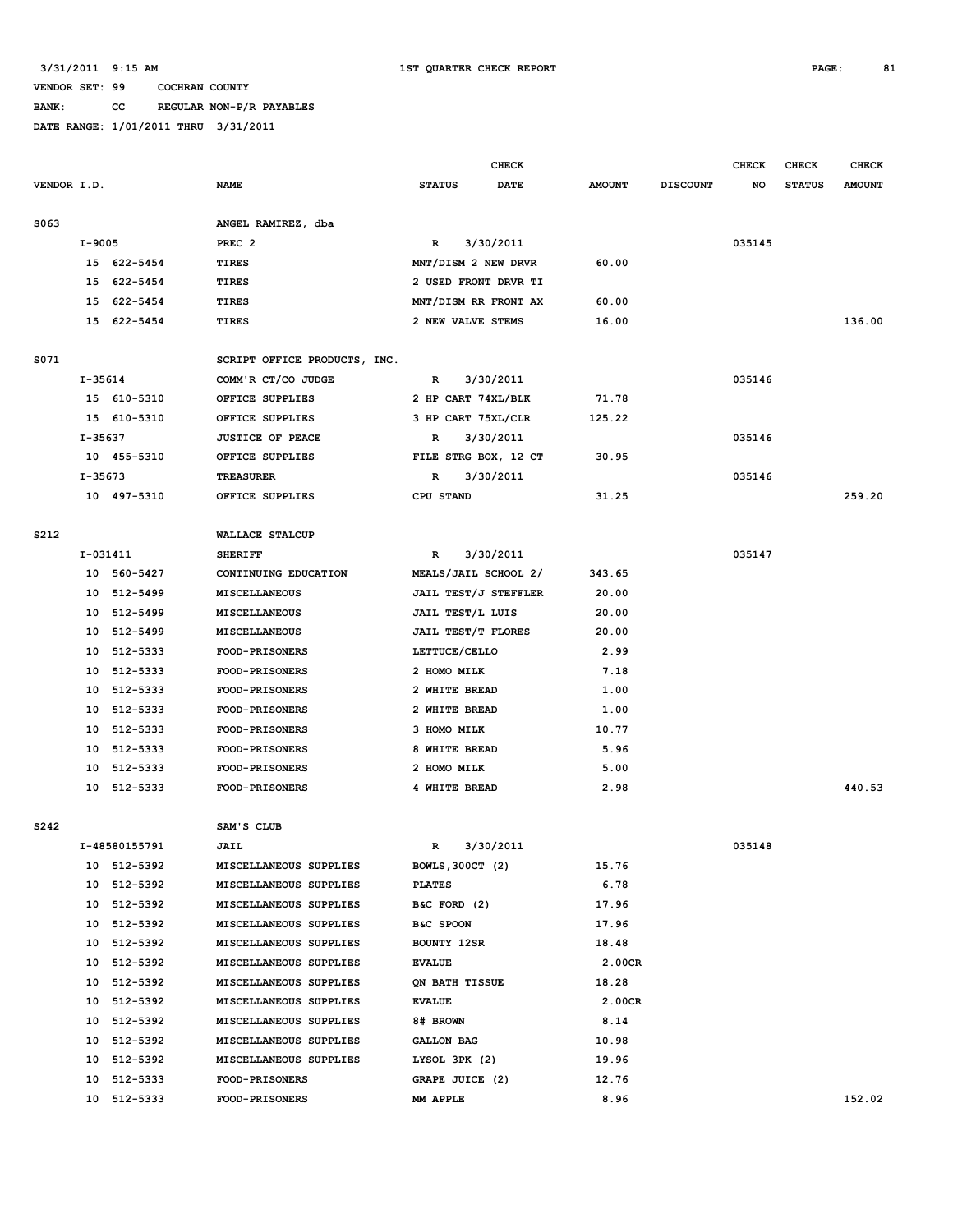3/31/2011 9:15 AM 1ST QUARTER CHECK REPORT

VENDOR SET: 99 COCHRAN COUNTY

BANK: CC REGULAR NON-P/R PAYABLES

DATE RANGE: 1/01/2011 THRU 3/31/2011

| VENDOR I.D. | NAME | STATUS | CHECK DATE | AMOUNT | DISCOUNT | CHECK NO | CHECK STATUS | CHECK AMOUNT |
|---|---|---|---|---|---|---|---|---|
| S063 | ANGEL RAMIREZ, dba | | | | | | | |
| I-9005 | PREC 2 | R | 3/30/2011 | | | 035145 | | |
| 15 622-5454 | TIRES | MNT/DISM 2 NEW DRVR | | 60.00 | | | | |
| 15 622-5454 | TIRES | 2 USED FRONT DRVR TI | | | | | | |
| 15 622-5454 | TIRES | MNT/DISM RR FRONT AX | | 60.00 | | | | |
| 15 622-5454 | TIRES | 2 NEW VALVE STEMS | | 16.00 | | | | 136.00 |
| S071 | SCRIPT OFFICE PRODUCTS, INC. | | | | | | | |
| I-35614 | COMM'R CT/CO JUDGE | R | 3/30/2011 | | | 035146 | | |
| 15 610-5310 | OFFICE SUPPLIES | 2 HP CART 74XL/BLK | | 71.78 | | | | |
| 15 610-5310 | OFFICE SUPPLIES | 3 HP CART 75XL/CLR | | 125.22 | | | | |
| I-35637 | JUSTICE OF PEACE | R | 3/30/2011 | | | 035146 | | |
| 10 455-5310 | OFFICE SUPPLIES | FILE STRG BOX, 12 CT | | 30.95 | | | | |
| I-35673 | TREASURER | R | 3/30/2011 | | | 035146 | | |
| 10 497-5310 | OFFICE SUPPLIES | CPU STAND | | 31.25 | | | | 259.20 |
| S212 | WALLACE STALCUP | | | | | | | |
| I-031411 | SHERIFF | R | 3/30/2011 | | | 035147 | | |
| 10 560-5427 | CONTINUING EDUCATION | MEALS/JAIL SCHOOL 2/ | | 343.65 | | | | |
| 10 512-5499 | MISCELLANEOUS | JAIL TEST/J STEFFLER | | 20.00 | | | | |
| 10 512-5499 | MISCELLANEOUS | JAIL TEST/L LUIS | | 20.00 | | | | |
| 10 512-5499 | MISCELLANEOUS | JAIL TEST/T FLORES | | 20.00 | | | | |
| 10 512-5333 | FOOD-PRISONERS | LETTUCE/CELLO | | 2.99 | | | | |
| 10 512-5333 | FOOD-PRISONERS | 2 HOMO MILK | | 7.18 | | | | |
| 10 512-5333 | FOOD-PRISONERS | 2 WHITE BREAD | | 1.00 | | | | |
| 10 512-5333 | FOOD-PRISONERS | 2 WHITE BREAD | | 1.00 | | | | |
| 10 512-5333 | FOOD-PRISONERS | 3 HOMO MILK | | 10.77 | | | | |
| 10 512-5333 | FOOD-PRISONERS | 8 WHITE BREAD | | 5.96 | | | | |
| 10 512-5333 | FOOD-PRISONERS | 2 HOMO MILK | | 5.00 | | | | |
| 10 512-5333 | FOOD-PRISONERS | 4 WHITE BREAD | | 2.98 | | | | 440.53 |
| S242 | SAM'S CLUB | | | | | | | |
| I-48580155791 | JAIL | R | 3/30/2011 | | | 035148 | | |
| 10 512-5392 | MISCELLANEOUS SUPPLIES | BOWLS,300CT (2) | | 15.76 | | | | |
| 10 512-5392 | MISCELLANEOUS SUPPLIES | PLATES | | 6.78 | | | | |
| 10 512-5392 | MISCELLANEOUS SUPPLIES | B&C FORD (2) | | 17.96 | | | | |
| 10 512-5392 | MISCELLANEOUS SUPPLIES | B&C SPOON | | 17.96 | | | | |
| 10 512-5392 | MISCELLANEOUS SUPPLIES | BOUNTY 12SR | | 18.48 | | | | |
| 10 512-5392 | MISCELLANEOUS SUPPLIES | EVALUE | | 2.00CR | | | | |
| 10 512-5392 | MISCELLANEOUS SUPPLIES | QN BATH TISSUE | | 18.28 | | | | |
| 10 512-5392 | MISCELLANEOUS SUPPLIES | EVALUE | | 2.00CR | | | | |
| 10 512-5392 | MISCELLANEOUS SUPPLIES | 8# BROWN | | 8.14 | | | | |
| 10 512-5392 | MISCELLANEOUS SUPPLIES | GALLON BAG | | 10.98 | | | | |
| 10 512-5392 | MISCELLANEOUS SUPPLIES | LYSOL 3PK (2) | | 19.96 | | | | |
| 10 512-5333 | FOOD-PRISONERS | GRAPE JUICE (2) | | 12.76 | | | | |
| 10 512-5333 | FOOD-PRISONERS | MM APPLE | | 8.96 | | | | 152.02 |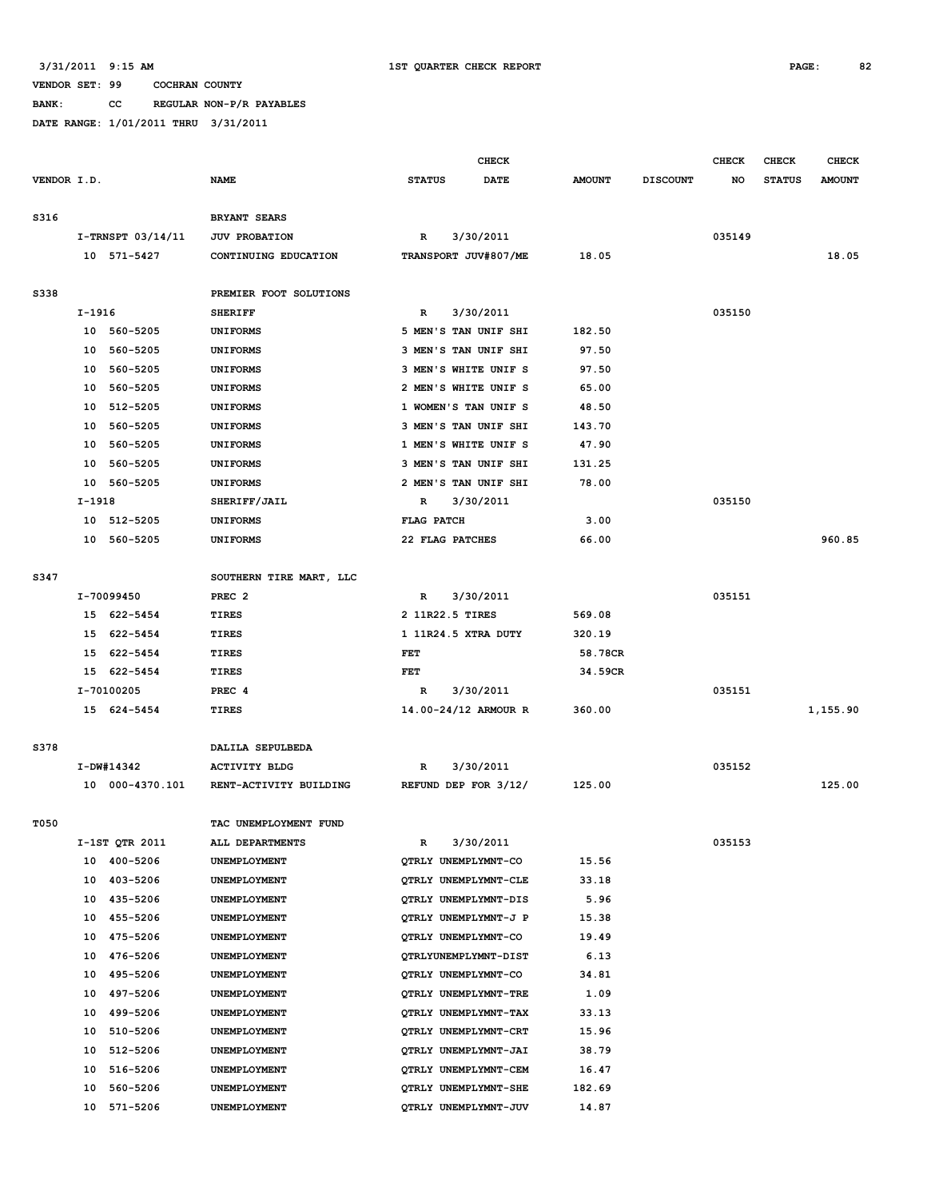3/31/2011 9:15 AM — 1ST QUARTER CHECK REPORT

VENDOR SET: 99 COCHRAN COUNTY

BANK: CC REGULAR NON-P/R PAYABLES

DATE RANGE: 1/01/2011 THRU 3/31/2011

| VENDOR I.D. | NAME | STATUS | CHECK DATE | AMOUNT | DISCOUNT | CHECK NO | CHECK STATUS | CHECK AMOUNT |
|---|---|---|---|---|---|---|---|---|
| S316 | BRYANT SEARS | | | | | | | |
| I-TRNSPT 03/14/11 | JUV PROBATION | R | 3/30/2011 | | | 035149 | | |
| 10 571-5427 | CONTINUING EDUCATION | TRANSPORT JUV#807/ME | | 18.05 | | | | 18.05 |
| S338 | PREMIER FOOT SOLUTIONS | | | | | | | |
| I-1916 | SHERIFF | R | 3/30/2011 | | | 035150 | | |
| 10 560-5205 | UNIFORMS | 5 MEN'S TAN UNIF SHI | | 182.50 | | | | |
| 10 560-5205 | UNIFORMS | 3 MEN'S TAN UNIF SHI | | 97.50 | | | | |
| 10 560-5205 | UNIFORMS | 3 MEN'S WHITE UNIF S | | 97.50 | | | | |
| 10 560-5205 | UNIFORMS | 2 MEN'S WHITE UNIF S | | 65.00 | | | | |
| 10 512-5205 | UNIFORMS | 1 WOMEN'S TAN UNIF S | | 48.50 | | | | |
| 10 560-5205 | UNIFORMS | 3 MEN'S TAN UNIF SHI | | 143.70 | | | | |
| 10 560-5205 | UNIFORMS | 1 MEN'S WHITE UNIF S | | 47.90 | | | | |
| 10 560-5205 | UNIFORMS | 3 MEN'S TAN UNIF SHI | | 131.25 | | | | |
| 10 560-5205 | UNIFORMS | 2 MEN'S TAN UNIF SHI | | 78.00 | | | | |
| I-1918 | SHERIFF/JAIL | R | 3/30/2011 | | | 035150 | | |
| 10 512-5205 | UNIFORMS | FLAG PATCH | | 3.00 | | | | |
| 10 560-5205 | UNIFORMS | 22 FLAG PATCHES | | 66.00 | | | | 960.85 |
| S347 | SOUTHERN TIRE MART, LLC | | | | | | | |
| I-70099450 | PREC 2 | R | 3/30/2011 | | | 035151 | | |
| 15 622-5454 | TIRES | 2 11R22.5 TIRES | | 569.08 | | | | |
| 15 622-5454 | TIRES | 1 11R24.5 XTRA DUTY | | 320.19 | | | | |
| 15 622-5454 | TIRES | FET | | 58.78CR | | | | |
| 15 622-5454 | TIRES | FET | | 34.59CR | | | | |
| I-70100205 | PREC 4 | R | 3/30/2011 | | | 035151 | | |
| 15 624-5454 | TIRES | 14.00-24/12 ARMOUR R | | 360.00 | | | | 1,155.90 |
| S378 | DALILA SEPULBEDA | | | | | | | |
| I-DW#14342 | ACTIVITY BLDG | R | 3/30/2011 | | | 035152 | | |
| 10 000-4370.101 | RENT-ACTIVITY BUILDING | REFUND DEP FOR 3/12/ | | 125.00 | | | | 125.00 |
| T050 | TAC UNEMPLOYMENT FUND | | | | | | | |
| I-1ST QTR 2011 | ALL DEPARTMENTS | R | 3/30/2011 | | | 035153 | | |
| 10 400-5206 | UNEMPLOYMENT | QTRLY UNEMPLYMNT-CO | | 15.56 | | | | |
| 10 403-5206 | UNEMPLOYMENT | QTRLY UNEMPLYMNT-CLE | | 33.18 | | | | |
| 10 435-5206 | UNEMPLOYMENT | QTRLY UNEMPLYMNT-DIS | | 5.96 | | | | |
| 10 455-5206 | UNEMPLOYMENT | QTRLY UNEMPLYMNT-J P | | 15.38 | | | | |
| 10 475-5206 | UNEMPLOYMENT | QTRLY UNEMPLYMNT-CO | | 19.49 | | | | |
| 10 476-5206 | UNEMPLOYMENT | QTRLYUNEMPLYMNT-DIST | | 6.13 | | | | |
| 10 495-5206 | UNEMPLOYMENT | QTRLY UNEMPLYMNT-CO | | 34.81 | | | | |
| 10 497-5206 | UNEMPLOYMENT | QTRLY UNEMPLYMNT-TRE | | 1.09 | | | | |
| 10 499-5206 | UNEMPLOYMENT | QTRLY UNEMPLYMNT-TAX | | 33.13 | | | | |
| 10 510-5206 | UNEMPLOYMENT | QTRLY UNEMPLYMNT-CRT | | 15.96 | | | | |
| 10 512-5206 | UNEMPLOYMENT | QTRLY UNEMPLYMNT-JAI | | 38.79 | | | | |
| 10 516-5206 | UNEMPLOYMENT | QTRLY UNEMPLYMNT-CEM | | 16.47 | | | | |
| 10 560-5206 | UNEMPLOYMENT | QTRLY UNEMPLYMNT-SHE | | 182.69 | | | | |
| 10 571-5206 | UNEMPLOYMENT | QTRLY UNEMPLYMNT-JUV | | 14.87 | | | | |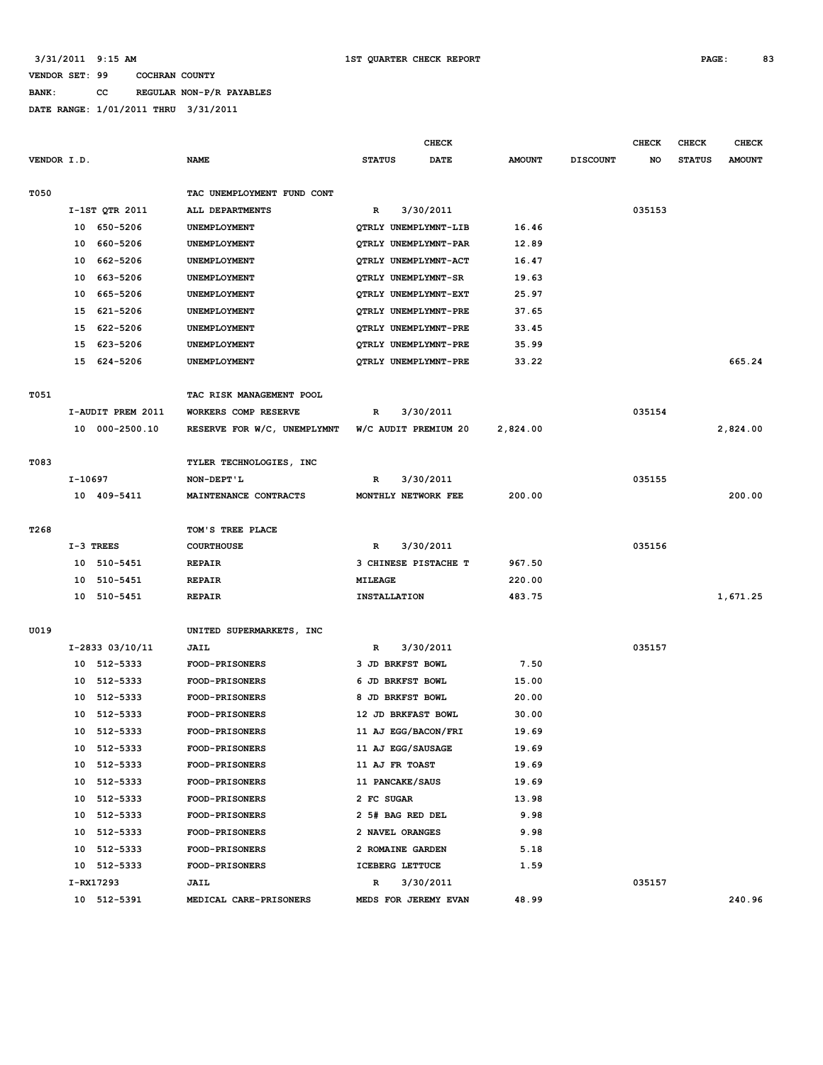3/31/2011 9:15 AM    1ST QUARTER CHECK REPORT

VENDOR SET: 99    COCHRAN COUNTY

BANK: CC    REGULAR NON-P/R PAYABLES

DATE RANGE: 1/01/2011 THRU 3/31/2011

| VENDOR I.D. | NAME | STATUS | CHECK DATE | AMOUNT | DISCOUNT | CHECK NO | CHECK STATUS | CHECK AMOUNT |
|---|---|---|---|---|---|---|---|---|
| T050 | TAC UNEMPLOYMENT FUND CONT | | | | | | | |
| I-1ST QTR 2011 | ALL DEPARTMENTS | R | 3/30/2011 | | | 035153 | | |
| 10 650-5206 | UNEMPLOYMENT | QTRLY UNEMPLYMNT-LIB | | 16.46 | | | | |
| 10 660-5206 | UNEMPLOYMENT | QTRLY UNEMPLYMNT-PAR | | 12.89 | | | | |
| 10 662-5206 | UNEMPLOYMENT | QTRLY UNEMPLYMNT-ACT | | 16.47 | | | | |
| 10 663-5206 | UNEMPLOYMENT | QTRLY UNEMPLYMNT-SR | | 19.63 | | | | |
| 10 665-5206 | UNEMPLOYMENT | QTRLY UNEMPLYMNT-EXT | | 25.97 | | | | |
| 15 621-5206 | UNEMPLOYMENT | QTRLY UNEMPLYMNT-PRE | | 37.65 | | | | |
| 15 622-5206 | UNEMPLOYMENT | QTRLY UNEMPLYMNT-PRE | | 33.45 | | | | |
| 15 623-5206 | UNEMPLOYMENT | QTRLY UNEMPLYMNT-PRE | | 35.99 | | | | |
| 15 624-5206 | UNEMPLOYMENT | QTRLY UNEMPLYMNT-PRE | | 33.22 | | | | 665.24 |
| T051 | TAC RISK MANAGEMENT POOL | | | | | | | |
| I-AUDIT PREM 2011 | WORKERS COMP RESERVE | R | 3/30/2011 | | | 035154 | | |
| 10 000-2500.10 | RESERVE FOR W/C, UNEMPLYMNT | W/C AUDIT PREMIUM 20 | | 2,824.00 | | | | 2,824.00 |
| T083 | TYLER TECHNOLOGIES, INC | | | | | | | |
| I-10697 | NON-DEPT'L | R | 3/30/2011 | | | 035155 | | |
| 10 409-5411 | MAINTENANCE CONTRACTS | MONTHLY NETWORK FEE | | 200.00 | | | | 200.00 |
| T268 | TOM'S TREE PLACE | | | | | | | |
| I-3 TREES | COURTHOUSE | R | 3/30/2011 | | | 035156 | | |
| 10 510-5451 | REPAIR | 3 CHINESE PISTACHE T | | 967.50 | | | | |
| 10 510-5451 | REPAIR | MILEAGE | | 220.00 | | | | |
| 10 510-5451 | REPAIR | INSTALLATION | | 483.75 | | | | 1,671.25 |
| U019 | UNITED SUPERMARKETS, INC | | | | | | | |
| I-2833 03/10/11 | JAIL | R | 3/30/2011 | | | 035157 | | |
| 10 512-5333 | FOOD-PRISONERS | 3 JD BRKFST BOWL | | 7.50 | | | | |
| 10 512-5333 | FOOD-PRISONERS | 6 JD BRKFST BOWL | | 15.00 | | | | |
| 10 512-5333 | FOOD-PRISONERS | 8 JD BRKFST BOWL | | 20.00 | | | | |
| 10 512-5333 | FOOD-PRISONERS | 12 JD BRKFAST BOWL | | 30.00 | | | | |
| 10 512-5333 | FOOD-PRISONERS | 11 AJ EGG/BACON/FRI | | 19.69 | | | | |
| 10 512-5333 | FOOD-PRISONERS | 11 AJ EGG/SAUSAGE | | 19.69 | | | | |
| 10 512-5333 | FOOD-PRISONERS | 11 AJ FR TOAST | | 19.69 | | | | |
| 10 512-5333 | FOOD-PRISONERS | 11 PANCAKE/SAUS | | 19.69 | | | | |
| 10 512-5333 | FOOD-PRISONERS | 2 FC SUGAR | | 13.98 | | | | |
| 10 512-5333 | FOOD-PRISONERS | 2 5# BAG RED DEL | | 9.98 | | | | |
| 10 512-5333 | FOOD-PRISONERS | 2 NAVEL ORANGES | | 9.98 | | | | |
| 10 512-5333 | FOOD-PRISONERS | 2 ROMAINE GARDEN | | 5.18 | | | | |
| 10 512-5333 | FOOD-PRISONERS | ICEBERG LETTUCE | | 1.59 | | | | |
| I-RX17293 | JAIL | R | 3/30/2011 | | | 035157 | | |
| 10 512-5391 | MEDICAL CARE-PRISONERS | MEDS FOR JEREMY EVAN | | 48.99 | | | | 240.96 |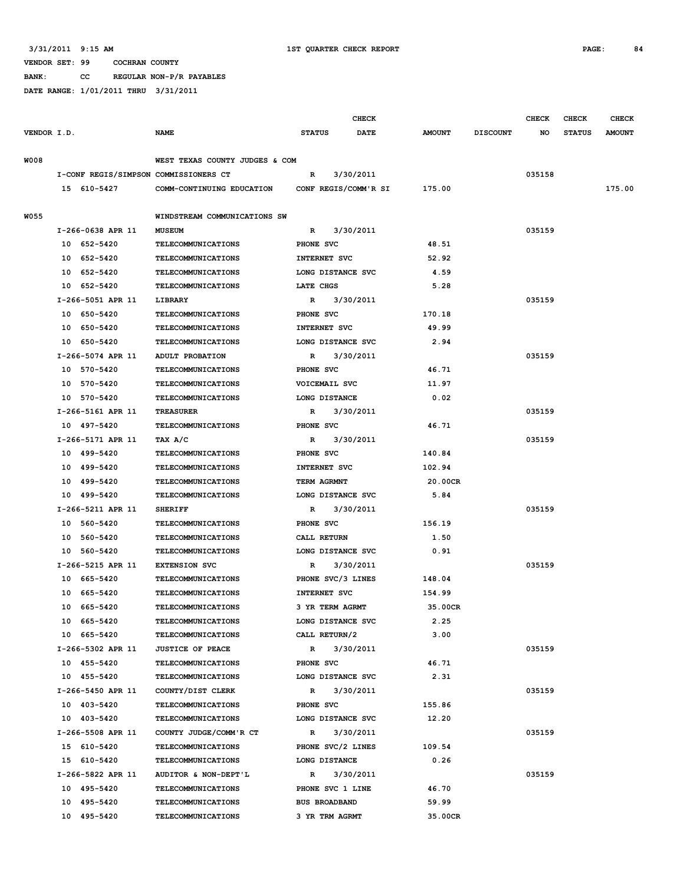3/31/2011 9:15 AM — 1ST QUARTER CHECK REPORT — PAGE: 84

VENDOR SET: 99 COCHRAN COUNTY

BANK: CC REGULAR NON-P/R PAYABLES

DATE RANGE: 1/01/2011 THRU 3/31/2011

| VENDOR I.D. | NAME | STATUS | CHECK DATE | AMOUNT | DISCOUNT | CHECK NO | CHECK STATUS | CHECK AMOUNT |
|---|---|---|---|---|---|---|---|---|
| W008 | WEST TEXAS COUNTY JUDGES & COM | | | | | | | |
| I-CONF REGIS/SIMPSON | COMMISSIONERS CT | R | 3/30/2011 | | | 035158 | | |
| 15 610-5427 | COMM-CONTINUING EDUCATION | CONF REGIS/COMM'R SI | | 175.00 | | | | 175.00 |
| W055 | WINDSTREAM COMMUNICATIONS SW | | | | | | | |
| I-266-0638 APR 11 | MUSEUM | R | 3/30/2011 | | | 035159 | | |
| 10 652-5420 | TELECOMMUNICATIONS | PHONE SVC | | 48.51 | | | | |
| 10 652-5420 | TELECOMMUNICATIONS | INTERNET SVC | | 52.92 | | | | |
| 10 652-5420 | TELECOMMUNICATIONS | LONG DISTANCE SVC | | 4.59 | | | | |
| 10 652-5420 | TELECOMMUNICATIONS | LATE CHGS | | 5.28 | | | | |
| I-266-5051 APR 11 | LIBRARY | R | 3/30/2011 | | | 035159 | | |
| 10 650-5420 | TELECOMMUNICATIONS | PHONE SVC | | 170.18 | | | | |
| 10 650-5420 | TELECOMMUNICATIONS | INTERNET SVC | | 49.99 | | | | |
| 10 650-5420 | TELECOMMUNICATIONS | LONG DISTANCE SVC | | 2.94 | | | | |
| I-266-5074 APR 11 | ADULT PROBATION | R | 3/30/2011 | | | 035159 | | |
| 10 570-5420 | TELECOMMUNICATIONS | PHONE SVC | | 46.71 | | | | |
| 10 570-5420 | TELECOMMUNICATIONS | VOICEMAIL SVC | | 11.97 | | | | |
| 10 570-5420 | TELECOMMUNICATIONS | LONG DISTANCE | | 0.02 | | | | |
| I-266-5161 APR 11 | TREASURER | R | 3/30/2011 | | | 035159 | | |
| 10 497-5420 | TELECOMMUNICATIONS | PHONE SVC | | 46.71 | | | | |
| I-266-5171 APR 11 | TAX A/C | R | 3/30/2011 | | | 035159 | | |
| 10 499-5420 | TELECOMMUNICATIONS | PHONE SVC | | 140.84 | | | | |
| 10 499-5420 | TELECOMMUNICATIONS | INTERNET SVC | | 102.94 | | | | |
| 10 499-5420 | TELECOMMUNICATIONS | TERM AGRMNT | | 20.00CR | | | | |
| 10 499-5420 | TELECOMMUNICATIONS | LONG DISTANCE SVC | | 5.84 | | | | |
| I-266-5211 APR 11 | SHERIFF | R | 3/30/2011 | | | 035159 | | |
| 10 560-5420 | TELECOMMUNICATIONS | PHONE SVC | | 156.19 | | | | |
| 10 560-5420 | TELECOMMUNICATIONS | CALL RETURN | | 1.50 | | | | |
| 10 560-5420 | TELECOMMUNICATIONS | LONG DISTANCE SVC | | 0.91 | | | | |
| I-266-5215 APR 11 | EXTENSION SVC | R | 3/30/2011 | | | 035159 | | |
| 10 665-5420 | TELECOMMUNICATIONS | PHONE SVC/3 LINES | | 148.04 | | | | |
| 10 665-5420 | TELECOMMUNICATIONS | INTERNET SVC | | 154.99 | | | | |
| 10 665-5420 | TELECOMMUNICATIONS | 3 YR TERM AGRMT | | 35.00CR | | | | |
| 10 665-5420 | TELECOMMUNICATIONS | LONG DISTANCE SVC | | 2.25 | | | | |
| 10 665-5420 | TELECOMMUNICATIONS | CALL RETURN/2 | | 3.00 | | | | |
| I-266-5302 APR 11 | JUSTICE OF PEACE | R | 3/30/2011 | | | 035159 | | |
| 10 455-5420 | TELECOMMUNICATIONS | PHONE SVC | | 46.71 | | | | |
| 10 455-5420 | TELECOMMUNICATIONS | LONG DISTANCE SVC | | 2.31 | | | | |
| I-266-5450 APR 11 | COUNTY/DIST CLERK | R | 3/30/2011 | | | 035159 | | |
| 10 403-5420 | TELECOMMUNICATIONS | PHONE SVC | | 155.86 | | | | |
| 10 403-5420 | TELECOMMUNICATIONS | LONG DISTANCE SVC | | 12.20 | | | | |
| I-266-5508 APR 11 | COUNTY JUDGE/COMM'R CT | R | 3/30/2011 | | | 035159 | | |
| 15 610-5420 | TELECOMMUNICATIONS | PHONE SVC/2 LINES | | 109.54 | | | | |
| 15 610-5420 | TELECOMMUNICATIONS | LONG DISTANCE | | 0.26 | | | | |
| I-266-5822 APR 11 | AUDITOR & NON-DEPT'L | R | 3/30/2011 | | | 035159 | | |
| 10 495-5420 | TELECOMMUNICATIONS | PHONE SVC 1 LINE | | 46.70 | | | | |
| 10 495-5420 | TELECOMMUNICATIONS | BUS BROADBAND | | 59.99 | | | | |
| 10 495-5420 | TELECOMMUNICATIONS | 3 YR TRM AGRMT | | 35.00CR | | | | |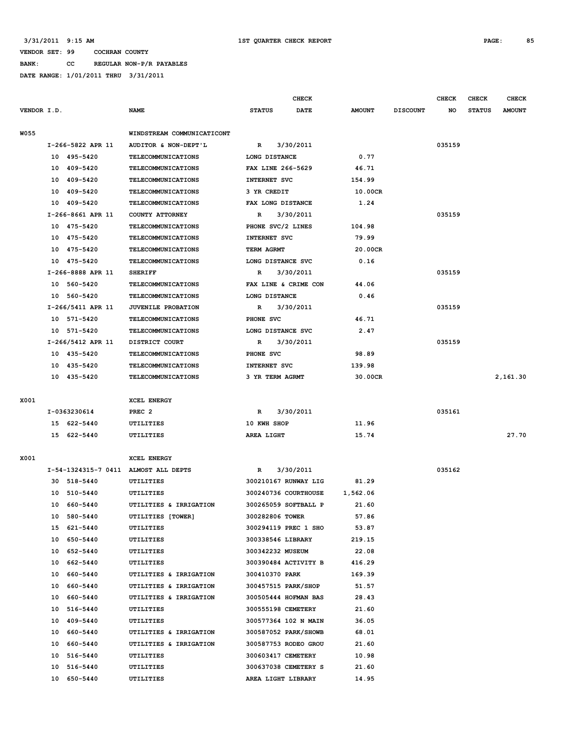3/31/2011 9:15 AM 1ST QUARTER CHECK REPORT

VENDOR SET: 99 COCHRAN COUNTY

BANK: CC REGULAR NON-P/R PAYABLES

DATE RANGE: 1/01/2011 THRU 3/31/2011

| VENDOR I.D. | NAME | STATUS | CHECK DATE | AMOUNT | DISCOUNT | CHECK NO | CHECK STATUS | CHECK AMOUNT |
|---|---|---|---|---|---|---|---|---|
| W055 | WINDSTREAM COMMUNICATICONT | | | | | | | |
| I-266-5822 APR 11 | AUDITOR & NON-DEPT'L | R | 3/30/2011 | | | 035159 | | |
| 10 495-5420 | TELECOMMUNICATIONS | LONG DISTANCE | | 0.77 | | | | |
| 10 409-5420 | TELECOMMUNICATIONS | FAX LINE 266-5629 | | 46.71 | | | | |
| 10 409-5420 | TELECOMMUNICATIONS | INTERNET SVC | | 154.99 | | | | |
| 10 409-5420 | TELECOMMUNICATIONS | 3 YR CREDIT | | 10.00CR | | | | |
| 10 409-5420 | TELECOMMUNICATIONS | FAX LONG DISTANCE | | 1.24 | | | | |
| I-266-8661 APR 11 | COUNTY ATTORNEY | R | 3/30/2011 | | | 035159 | | |
| 10 475-5420 | TELECOMMUNICATIONS | PHONE SVC/2 LINES | | 104.98 | | | | |
| 10 475-5420 | TELECOMMUNICATIONS | INTERNET SVC | | 79.99 | | | | |
| 10 475-5420 | TELECOMMUNICATIONS | TERM AGRMT | | 20.00CR | | | | |
| 10 475-5420 | TELECOMMUNICATIONS | LONG DISTANCE SVC | | 0.16 | | | | |
| I-266-8888 APR 11 | SHERIFF | R | 3/30/2011 | | | 035159 | | |
| 10 560-5420 | TELECOMMUNICATIONS | FAX LINE & CRIME CON | | 44.06 | | | | |
| 10 560-5420 | TELECOMMUNICATIONS | LONG DISTANCE | | 0.46 | | | | |
| I-266/5411 APR 11 | JUVENILE PROBATION | R | 3/30/2011 | | | 035159 | | |
| 10 571-5420 | TELECOMMUNICATIONS | PHONE SVC | | 46.71 | | | | |
| 10 571-5420 | TELECOMMUNICATIONS | LONG DISTANCE SVC | | 2.47 | | | | |
| I-266/5412 APR 11 | DISTRICT COURT | R | 3/30/2011 | | | 035159 | | |
| 10 435-5420 | TELECOMMUNICATIONS | PHONE SVC | | 98.89 | | | | |
| 10 435-5420 | TELECOMMUNICATIONS | INTERNET SVC | | 139.98 | | | | |
| 10 435-5420 | TELECOMMUNICATIONS | 3 YR TERM AGRMT | | 30.00CR | | | | 2,161.30 |
| X001 | XCEL ENERGY | | | | | | | |
| I-0363230614 | PREC 2 | R | 3/30/2011 | | | 035161 | | |
| 15 622-5440 | UTILITIES | 10 KWH SHOP | | 11.96 | | | | |
| 15 622-5440 | UTILITIES | AREA LIGHT | | 15.74 | | | | 27.70 |
| X001 | XCEL ENERGY | | | | | | | |
| I-54-1324315-7 0411 | ALMOST ALL DEPTS | R | 3/30/2011 | | | 035162 | | |
| 30 518-5440 | UTILITIES | 300210167 RUNWAY LIG | | 81.29 | | | | |
| 10 510-5440 | UTILITIES | 300240736 COURTHOUSE | | 1,562.06 | | | | |
| 10 660-5440 | UTILITIES & IRRIGATION | 300265059 SOFTBALL P | | 21.60 | | | | |
| 10 580-5440 | UTILITIES [TOWER] | 300282806 TOWER | | 57.86 | | | | |
| 15 621-5440 | UTILITIES | 300294119 PREC 1 SHO | | 53.87 | | | | |
| 10 650-5440 | UTILITIES | 300338546 LIBRARY | | 219.15 | | | | |
| 10 652-5440 | UTILITIES | 300342232 MUSEUM | | 22.08 | | | | |
| 10 662-5440 | UTILITIES | 300390484 ACTIVITY B | | 416.29 | | | | |
| 10 660-5440 | UTILITIES & IRRIGATION | 300410370 PARK | | 169.39 | | | | |
| 10 660-5440 | UTILITIES & IRRIGATION | 300457515 PARK/SHOP | | 51.57 | | | | |
| 10 660-5440 | UTILITIES & IRRIGATION | 300505444 HOFMAN BAS | | 28.43 | | | | |
| 10 516-5440 | UTILITIES | 300555198 CEMETERY | | 21.60 | | | | |
| 10 409-5440 | UTILITIES | 300577364 102 N MAIN | | 36.05 | | | | |
| 10 660-5440 | UTILITIES & IRRIGATION | 300587052 PARK/SHOWB | | 68.01 | | | | |
| 10 660-5440 | UTILITIES & IRRIGATION | 300587753 RODEO GROU | | 21.60 | | | | |
| 10 516-5440 | UTILITIES | 300603417 CEMETERY | | 10.98 | | | | |
| 10 516-5440 | UTILITIES | 300637038 CEMETERY S | | 21.60 | | | | |
| 10 650-5440 | UTILITIES | AREA LIGHT LIBRARY | | 14.95 | | | | |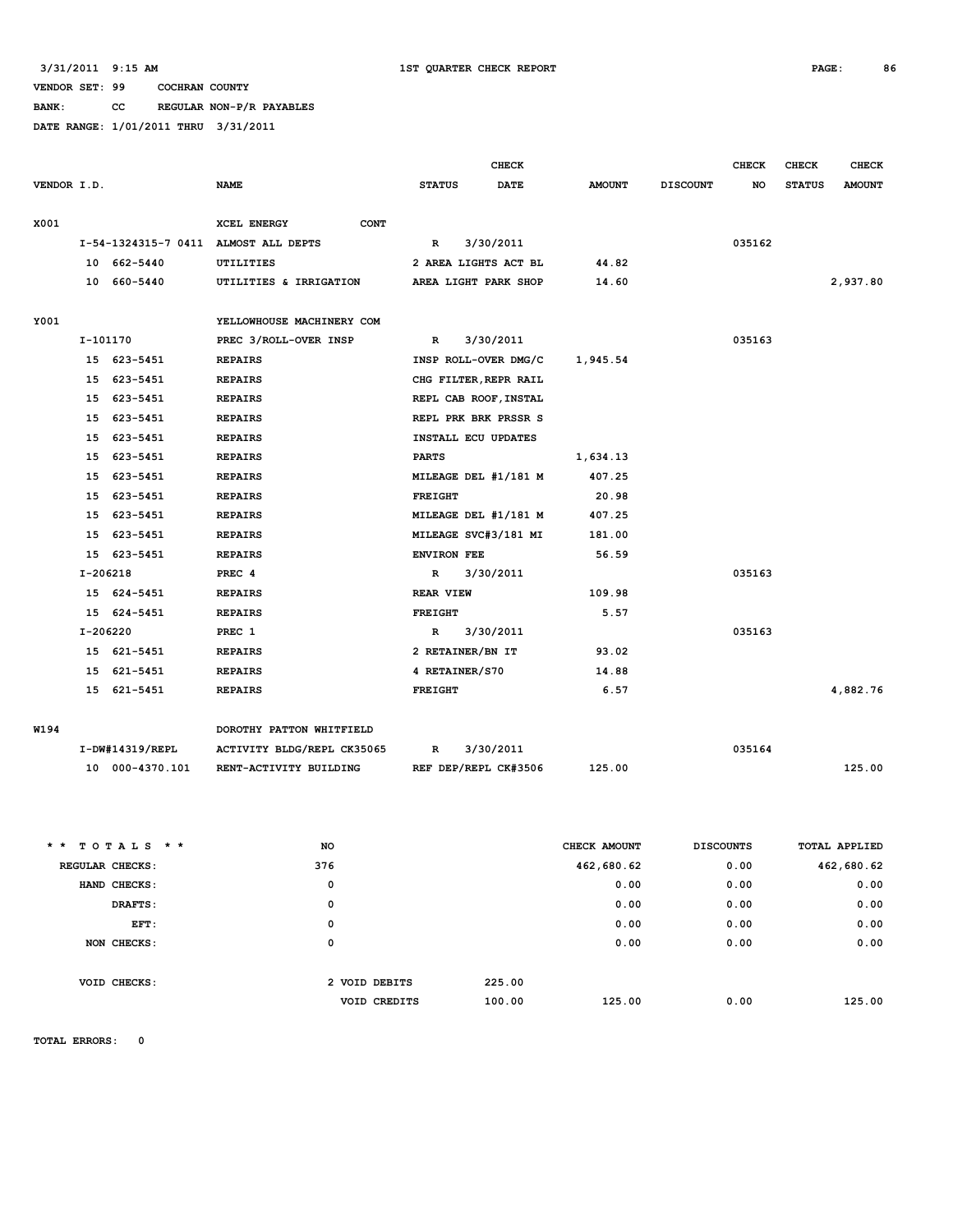3/31/2011 9:15 AM — 1ST QUARTER CHECK REPORT

VENDOR SET: 99 COCHRAN COUNTY

BANK: CC REGULAR NON-P/R PAYABLES

DATE RANGE: 1/01/2011 THRU 3/31/2011

| VENDOR I.D. | NAME | STATUS | CHECK DATE | AMOUNT | DISCOUNT | CHECK NO | CHECK STATUS | CHECK AMOUNT |
|---|---|---|---|---|---|---|---|---|
| X001 | XCEL ENERGY CONT | | | | | | | |
| I-54-1324315-7 0411 | ALMOST ALL DEPTS | R | 3/30/2011 | | | 035162 | | |
| 10 662-5440 | UTILITIES | 2 AREA LIGHTS ACT BL | | 44.82 | | | | |
| 10 660-5440 | UTILITIES & IRRIGATION | AREA LIGHT PARK SHOP | | 14.60 | | | | 2,937.80 |
| Y001 | YELLOWHOUSE MACHINERY COM | | | | | | | |
| I-101170 | PREC 3/ROLL-OVER INSP | R | 3/30/2011 | | | 035163 | | |
| 15 623-5451 | REPAIRS | INSP ROLL-OVER DMG/C | | 1,945.54 | | | | |
| 15 623-5451 | REPAIRS | CHG FILTER,REPR RAIL | | | | | | |
| 15 623-5451 | REPAIRS | REPL CAB ROOF,INSTAL | | | | | | |
| 15 623-5451 | REPAIRS | REPL PRK BRK PRSSR S | | | | | | |
| 15 623-5451 | REPAIRS | INSTALL ECU UPDATES | | | | | | |
| 15 623-5451 | REPAIRS | PARTS | | 1,634.13 | | | | |
| 15 623-5451 | REPAIRS | MILEAGE DEL #1/181 M | | 407.25 | | | | |
| 15 623-5451 | REPAIRS | FREIGHT | | 20.98 | | | | |
| 15 623-5451 | REPAIRS | MILEAGE DEL #1/181 M | | 407.25 | | | | |
| 15 623-5451 | REPAIRS | MILEAGE SVC#3/181 MI | | 181.00 | | | | |
| 15 623-5451 | REPAIRS | ENVIRON FEE | | 56.59 | | | | |
| I-206218 | PREC 4 | R | 3/30/2011 | | | 035163 | | |
| 15 624-5451 | REPAIRS | REAR VIEW | | 109.98 | | | | |
| 15 624-5451 | REPAIRS | FREIGHT | | 5.57 | | | | |
| I-206220 | PREC 1 | R | 3/30/2011 | | | 035163 | | |
| 15 621-5451 | REPAIRS | 2 RETAINER/BN IT | | 93.02 | | | | |
| 15 621-5451 | REPAIRS | 4 RETAINER/S70 | | 14.88 | | | | |
| 15 621-5451 | REPAIRS | FREIGHT | | 6.57 | | | | 4,882.76 |
| W194 | DOROTHY PATTON WHITFIELD | | | | | | | |
| I-DW#14319/REPL | ACTIVITY BLDG/REPL CK35065 | R | 3/30/2011 | | | 035164 | | |
| 10 000-4370.101 | RENT-ACTIVITY BUILDING | REF DEP/REPL CK#3506 | | 125.00 | | | | 125.00 |

| ** TOTALS ** | NO | | CHECK AMOUNT | DISCOUNTS | TOTAL APPLIED |
|---|---|---|---|---|---|
| REGULAR CHECKS: | 376 | | 462,680.62 | 0.00 | 462,680.62 |
| HAND CHECKS: | 0 | | 0.00 | 0.00 | 0.00 |
| DRAFTS: | 0 | | 0.00 | 0.00 | 0.00 |
| EFT: | 0 | | 0.00 | 0.00 | 0.00 |
| NON CHECKS: | 0 | | 0.00 | 0.00 | 0.00 |
| VOID CHECKS: | 2 VOID DEBITS | 225.00 | | | |
| | VOID CREDITS | 100.00 | 125.00 | 0.00 | 125.00 |

TOTAL ERRORS: 0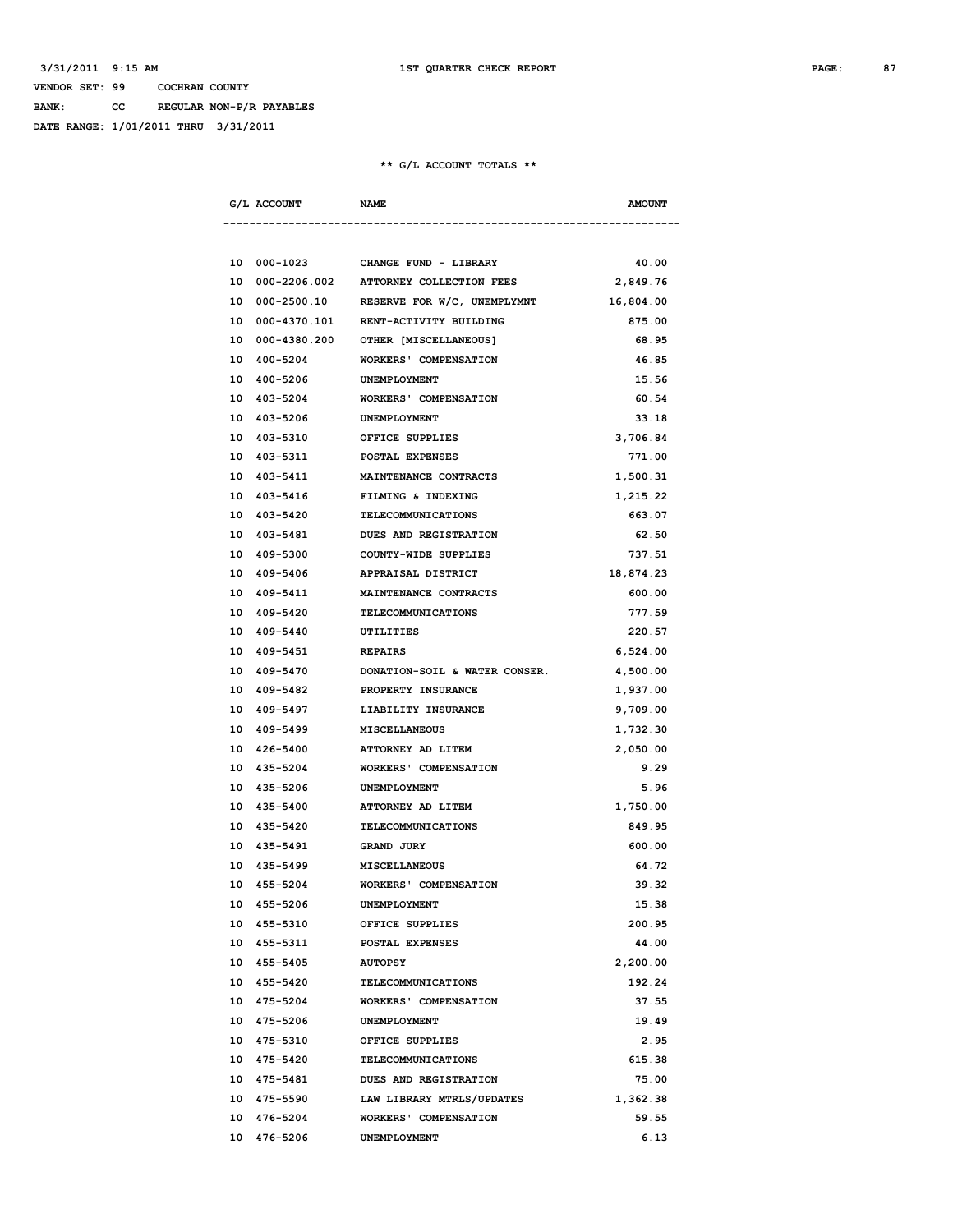VENDOR SET: 99 COCHRAN COUNTY

BANK: CC REGULAR NON-P/R PAYABLES

DATE RANGE: 1/01/2011 THRU 3/31/2011

** G/L ACCOUNT TOTALS **

| G/L ACCOUNT | NAME | AMOUNT |
|---|---|---|
| 10 000-1023 | CHANGE FUND - LIBRARY | 40.00 |
| 10 000-2206.002 | ATTORNEY COLLECTION FEES | 2,849.76 |
| 10 000-2500.10 | RESERVE FOR W/C, UNEMPLYMNT | 16,804.00 |
| 10 000-4370.101 | RENT-ACTIVITY BUILDING | 875.00 |
| 10 000-4380.200 | OTHER [MISCELLANEOUS] | 68.95 |
| 10 400-5204 | WORKERS' COMPENSATION | 46.85 |
| 10 400-5206 | UNEMPLOYMENT | 15.56 |
| 10 403-5204 | WORKERS' COMPENSATION | 60.54 |
| 10 403-5206 | UNEMPLOYMENT | 33.18 |
| 10 403-5310 | OFFICE SUPPLIES | 3,706.84 |
| 10 403-5311 | POSTAL EXPENSES | 771.00 |
| 10 403-5411 | MAINTENANCE CONTRACTS | 1,500.31 |
| 10 403-5416 | FILMING & INDEXING | 1,215.22 |
| 10 403-5420 | TELECOMMUNICATIONS | 663.07 |
| 10 403-5481 | DUES AND REGISTRATION | 62.50 |
| 10 409-5300 | COUNTY-WIDE SUPPLIES | 737.51 |
| 10 409-5406 | APPRAISAL DISTRICT | 18,874.23 |
| 10 409-5411 | MAINTENANCE CONTRACTS | 600.00 |
| 10 409-5420 | TELECOMMUNICATIONS | 777.59 |
| 10 409-5440 | UTILITIES | 220.57 |
| 10 409-5451 | REPAIRS | 6,524.00 |
| 10 409-5470 | DONATION-SOIL & WATER CONSER. | 4,500.00 |
| 10 409-5482 | PROPERTY INSURANCE | 1,937.00 |
| 10 409-5497 | LIABILITY INSURANCE | 9,709.00 |
| 10 409-5499 | MISCELLANEOUS | 1,732.30 |
| 10 426-5400 | ATTORNEY AD LITEM | 2,050.00 |
| 10 435-5204 | WORKERS' COMPENSATION | 9.29 |
| 10 435-5206 | UNEMPLOYMENT | 5.96 |
| 10 435-5400 | ATTORNEY AD LITEM | 1,750.00 |
| 10 435-5420 | TELECOMMUNICATIONS | 849.95 |
| 10 435-5491 | GRAND JURY | 600.00 |
| 10 435-5499 | MISCELLANEOUS | 64.72 |
| 10 455-5204 | WORKERS' COMPENSATION | 39.32 |
| 10 455-5206 | UNEMPLOYMENT | 15.38 |
| 10 455-5310 | OFFICE SUPPLIES | 200.95 |
| 10 455-5311 | POSTAL EXPENSES | 44.00 |
| 10 455-5405 | AUTOPSY | 2,200.00 |
| 10 455-5420 | TELECOMMUNICATIONS | 192.24 |
| 10 475-5204 | WORKERS' COMPENSATION | 37.55 |
| 10 475-5206 | UNEMPLOYMENT | 19.49 |
| 10 475-5310 | OFFICE SUPPLIES | 2.95 |
| 10 475-5420 | TELECOMMUNICATIONS | 615.38 |
| 10 475-5481 | DUES AND REGISTRATION | 75.00 |
| 10 475-5590 | LAW LIBRARY MTRLS/UPDATES | 1,362.38 |
| 10 476-5204 | WORKERS' COMPENSATION | 59.55 |
| 10 476-5206 | UNEMPLOYMENT | 6.13 |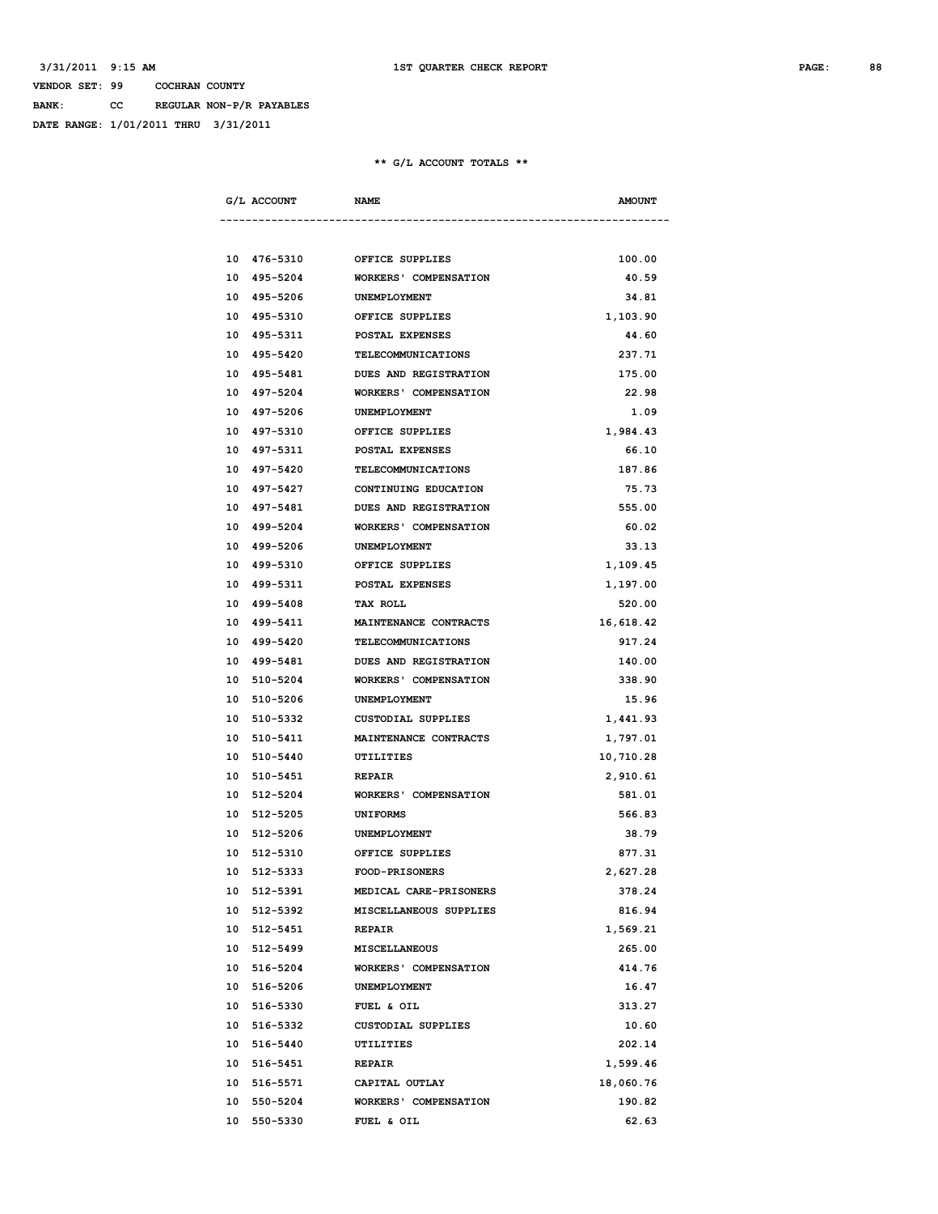VENDOR SET: 99 COCHRAN COUNTY

BANK: CC REGULAR NON-P/R PAYABLES

DATE RANGE: 1/01/2011 THRU 3/31/2011

** G/L ACCOUNT TOTALS **

| G/L ACCOUNT | NAME | AMOUNT |
|---|---|---|
| 10 476-5310 | OFFICE SUPPLIES | 100.00 |
| 10 495-5204 | WORKERS' COMPENSATION | 40.59 |
| 10 495-5206 | UNEMPLOYMENT | 34.81 |
| 10 495-5310 | OFFICE SUPPLIES | 1,103.90 |
| 10 495-5311 | POSTAL EXPENSES | 44.60 |
| 10 495-5420 | TELECOMMUNICATIONS | 237.71 |
| 10 495-5481 | DUES AND REGISTRATION | 175.00 |
| 10 497-5204 | WORKERS' COMPENSATION | 22.98 |
| 10 497-5206 | UNEMPLOYMENT | 1.09 |
| 10 497-5310 | OFFICE SUPPLIES | 1,984.43 |
| 10 497-5311 | POSTAL EXPENSES | 66.10 |
| 10 497-5420 | TELECOMMUNICATIONS | 187.86 |
| 10 497-5427 | CONTINUING EDUCATION | 75.73 |
| 10 497-5481 | DUES AND REGISTRATION | 555.00 |
| 10 499-5204 | WORKERS' COMPENSATION | 60.02 |
| 10 499-5206 | UNEMPLOYMENT | 33.13 |
| 10 499-5310 | OFFICE SUPPLIES | 1,109.45 |
| 10 499-5311 | POSTAL EXPENSES | 1,197.00 |
| 10 499-5408 | TAX ROLL | 520.00 |
| 10 499-5411 | MAINTENANCE CONTRACTS | 16,618.42 |
| 10 499-5420 | TELECOMMUNICATIONS | 917.24 |
| 10 499-5481 | DUES AND REGISTRATION | 140.00 |
| 10 510-5204 | WORKERS' COMPENSATION | 338.90 |
| 10 510-5206 | UNEMPLOYMENT | 15.96 |
| 10 510-5332 | CUSTODIAL SUPPLIES | 1,441.93 |
| 10 510-5411 | MAINTENANCE CONTRACTS | 1,797.01 |
| 10 510-5440 | UTILITIES | 10,710.28 |
| 10 510-5451 | REPAIR | 2,910.61 |
| 10 512-5204 | WORKERS' COMPENSATION | 581.01 |
| 10 512-5205 | UNIFORMS | 566.83 |
| 10 512-5206 | UNEMPLOYMENT | 38.79 |
| 10 512-5310 | OFFICE SUPPLIES | 877.31 |
| 10 512-5333 | FOOD-PRISONERS | 2,627.28 |
| 10 512-5391 | MEDICAL CARE-PRISONERS | 378.24 |
| 10 512-5392 | MISCELLANEOUS SUPPLIES | 816.94 |
| 10 512-5451 | REPAIR | 1,569.21 |
| 10 512-5499 | MISCELLANEOUS | 265.00 |
| 10 516-5204 | WORKERS' COMPENSATION | 414.76 |
| 10 516-5206 | UNEMPLOYMENT | 16.47 |
| 10 516-5330 | FUEL & OIL | 313.27 |
| 10 516-5332 | CUSTODIAL SUPPLIES | 10.60 |
| 10 516-5440 | UTILITIES | 202.14 |
| 10 516-5451 | REPAIR | 1,599.46 |
| 10 516-5571 | CAPITAL OUTLAY | 18,060.76 |
| 10 550-5204 | WORKERS' COMPENSATION | 190.82 |
| 10 550-5330 | FUEL & OIL | 62.63 |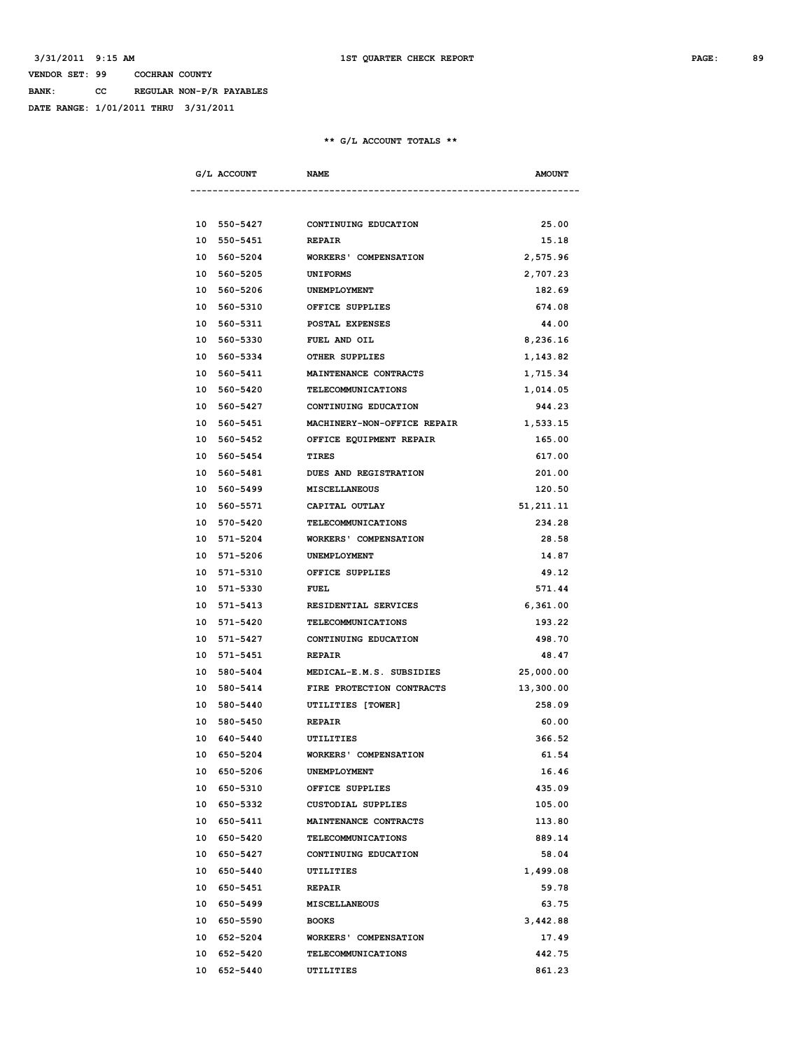VENDOR SET: 99 COCHRAN COUNTY

BANK: CC REGULAR NON-P/R PAYABLES

DATE RANGE: 1/01/2011 THRU 3/31/2011

** G/L ACCOUNT TOTALS **

| G/L ACCOUNT | NAME | AMOUNT |
|---|---|---|
| 10 550-5427 | CONTINUING EDUCATION | 25.00 |
| 10 550-5451 | REPAIR | 15.18 |
| 10 560-5204 | WORKERS' COMPENSATION | 2,575.96 |
| 10 560-5205 | UNIFORMS | 2,707.23 |
| 10 560-5206 | UNEMPLOYMENT | 182.69 |
| 10 560-5310 | OFFICE SUPPLIES | 674.08 |
| 10 560-5311 | POSTAL EXPENSES | 44.00 |
| 10 560-5330 | FUEL AND OIL | 8,236.16 |
| 10 560-5334 | OTHER SUPPLIES | 1,143.82 |
| 10 560-5411 | MAINTENANCE CONTRACTS | 1,715.34 |
| 10 560-5420 | TELECOMMUNICATIONS | 1,014.05 |
| 10 560-5427 | CONTINUING EDUCATION | 944.23 |
| 10 560-5451 | MACHINERY-NON-OFFICE REPAIR | 1,533.15 |
| 10 560-5452 | OFFICE EQUIPMENT REPAIR | 165.00 |
| 10 560-5454 | TIRES | 617.00 |
| 10 560-5481 | DUES AND REGISTRATION | 201.00 |
| 10 560-5499 | MISCELLANEOUS | 120.50 |
| 10 560-5571 | CAPITAL OUTLAY | 51,211.11 |
| 10 570-5420 | TELECOMMUNICATIONS | 234.28 |
| 10 571-5204 | WORKERS' COMPENSATION | 28.58 |
| 10 571-5206 | UNEMPLOYMENT | 14.87 |
| 10 571-5310 | OFFICE SUPPLIES | 49.12 |
| 10 571-5330 | FUEL | 571.44 |
| 10 571-5413 | RESIDENTIAL SERVICES | 6,361.00 |
| 10 571-5420 | TELECOMMUNICATIONS | 193.22 |
| 10 571-5427 | CONTINUING EDUCATION | 498.70 |
| 10 571-5451 | REPAIR | 48.47 |
| 10 580-5404 | MEDICAL-E.M.S. SUBSIDIES | 25,000.00 |
| 10 580-5414 | FIRE PROTECTION CONTRACTS | 13,300.00 |
| 10 580-5440 | UTILITIES [TOWER] | 258.09 |
| 10 580-5450 | REPAIR | 60.00 |
| 10 640-5440 | UTILITIES | 366.52 |
| 10 650-5204 | WORKERS' COMPENSATION | 61.54 |
| 10 650-5206 | UNEMPLOYMENT | 16.46 |
| 10 650-5310 | OFFICE SUPPLIES | 435.09 |
| 10 650-5332 | CUSTODIAL SUPPLIES | 105.00 |
| 10 650-5411 | MAINTENANCE CONTRACTS | 113.80 |
| 10 650-5420 | TELECOMMUNICATIONS | 889.14 |
| 10 650-5427 | CONTINUING EDUCATION | 58.04 |
| 10 650-5440 | UTILITIES | 1,499.08 |
| 10 650-5451 | REPAIR | 59.78 |
| 10 650-5499 | MISCELLANEOUS | 63.75 |
| 10 650-5590 | BOOKS | 3,442.88 |
| 10 652-5204 | WORKERS' COMPENSATION | 17.49 |
| 10 652-5420 | TELECOMMUNICATIONS | 442.75 |
| 10 652-5440 | UTILITIES | 861.23 |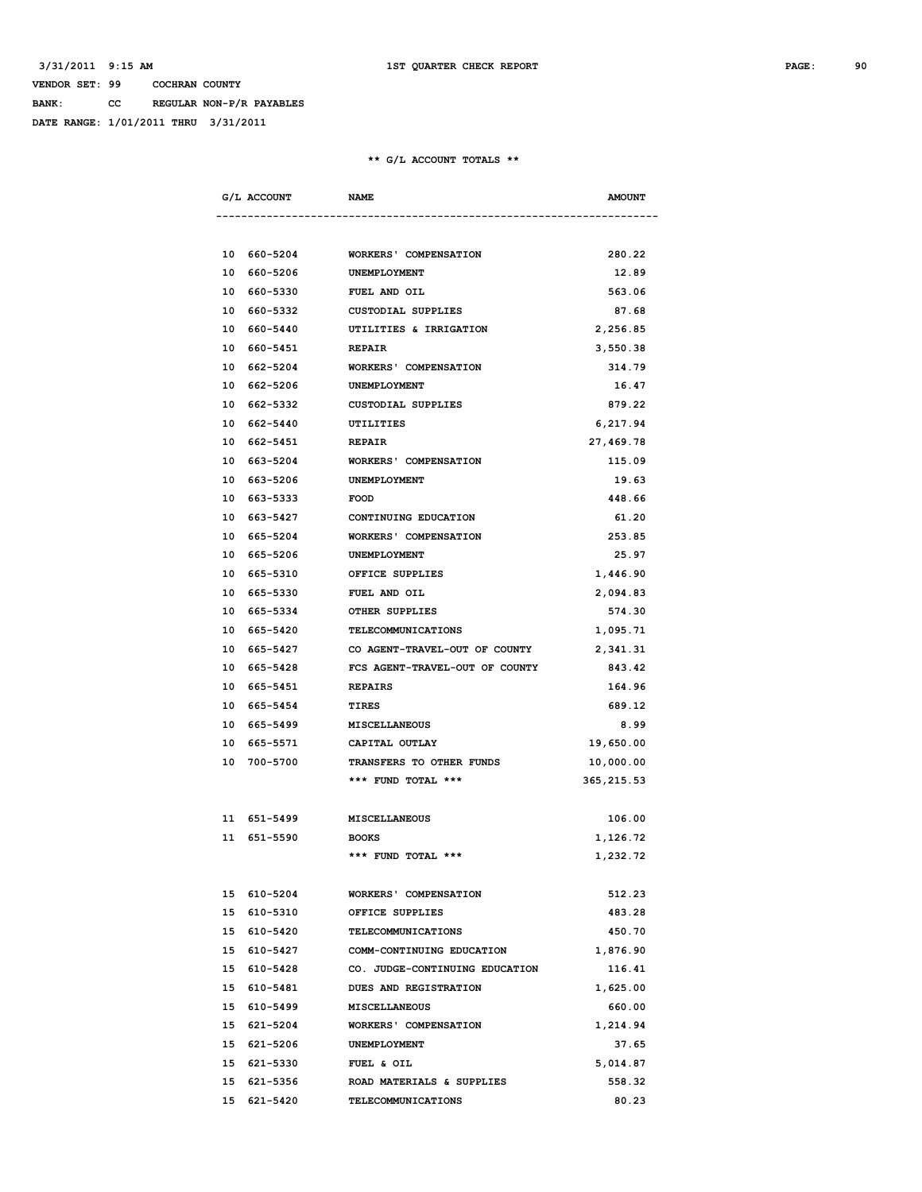3/31/2011 9:15 AM 1ST QUARTER CHECK REPORT

VENDOR SET: 99 COCHRAN COUNTY

BANK: CC REGULAR NON-P/R PAYABLES

DATE RANGE: 1/01/2011 THRU 3/31/2011

** G/L ACCOUNT TOTALS **

| G/L ACCOUNT | NAME | AMOUNT |
|---|---|---|
| 10 660-5204 | WORKERS' COMPENSATION | 280.22 |
| 10 660-5206 | UNEMPLOYMENT | 12.89 |
| 10 660-5330 | FUEL AND OIL | 563.06 |
| 10 660-5332 | CUSTODIAL SUPPLIES | 87.68 |
| 10 660-5440 | UTILITIES & IRRIGATION | 2,256.85 |
| 10 660-5451 | REPAIR | 3,550.38 |
| 10 662-5204 | WORKERS' COMPENSATION | 314.79 |
| 10 662-5206 | UNEMPLOYMENT | 16.47 |
| 10 662-5332 | CUSTODIAL SUPPLIES | 879.22 |
| 10 662-5440 | UTILITIES | 6,217.94 |
| 10 662-5451 | REPAIR | 27,469.78 |
| 10 663-5204 | WORKERS' COMPENSATION | 115.09 |
| 10 663-5206 | UNEMPLOYMENT | 19.63 |
| 10 663-5333 | FOOD | 448.66 |
| 10 663-5427 | CONTINUING EDUCATION | 61.20 |
| 10 665-5204 | WORKERS' COMPENSATION | 253.85 |
| 10 665-5206 | UNEMPLOYMENT | 25.97 |
| 10 665-5310 | OFFICE SUPPLIES | 1,446.90 |
| 10 665-5330 | FUEL AND OIL | 2,094.83 |
| 10 665-5334 | OTHER SUPPLIES | 574.30 |
| 10 665-5420 | TELECOMMUNICATIONS | 1,095.71 |
| 10 665-5427 | CO AGENT-TRAVEL-OUT OF COUNTY | 2,341.31 |
| 10 665-5428 | FCS AGENT-TRAVEL-OUT OF COUNTY | 843.42 |
| 10 665-5451 | REPAIRS | 164.96 |
| 10 665-5454 | TIRES | 689.12 |
| 10 665-5499 | MISCELLANEOUS | 8.99 |
| 10 665-5571 | CAPITAL OUTLAY | 19,650.00 |
| 10 700-5700 | TRANSFERS TO OTHER FUNDS | 10,000.00 |
| | *** FUND TOTAL *** | 365,215.53 |
| 11 651-5499 | MISCELLANEOUS | 106.00 |
| 11 651-5590 | BOOKS | 1,126.72 |
| | *** FUND TOTAL *** | 1,232.72 |
| 15 610-5204 | WORKERS' COMPENSATION | 512.23 |
| 15 610-5310 | OFFICE SUPPLIES | 483.28 |
| 15 610-5420 | TELECOMMUNICATIONS | 450.70 |
| 15 610-5427 | COMM-CONTINUING EDUCATION | 1,876.90 |
| 15 610-5428 | CO. JUDGE-CONTINUING EDUCATION | 116.41 |
| 15 610-5481 | DUES AND REGISTRATION | 1,625.00 |
| 15 610-5499 | MISCELLANEOUS | 660.00 |
| 15 621-5204 | WORKERS' COMPENSATION | 1,214.94 |
| 15 621-5206 | UNEMPLOYMENT | 37.65 |
| 15 621-5330 | FUEL & OIL | 5,014.87 |
| 15 621-5356 | ROAD MATERIALS & SUPPLIES | 558.32 |
| 15 621-5420 | TELECOMMUNICATIONS | 80.23 |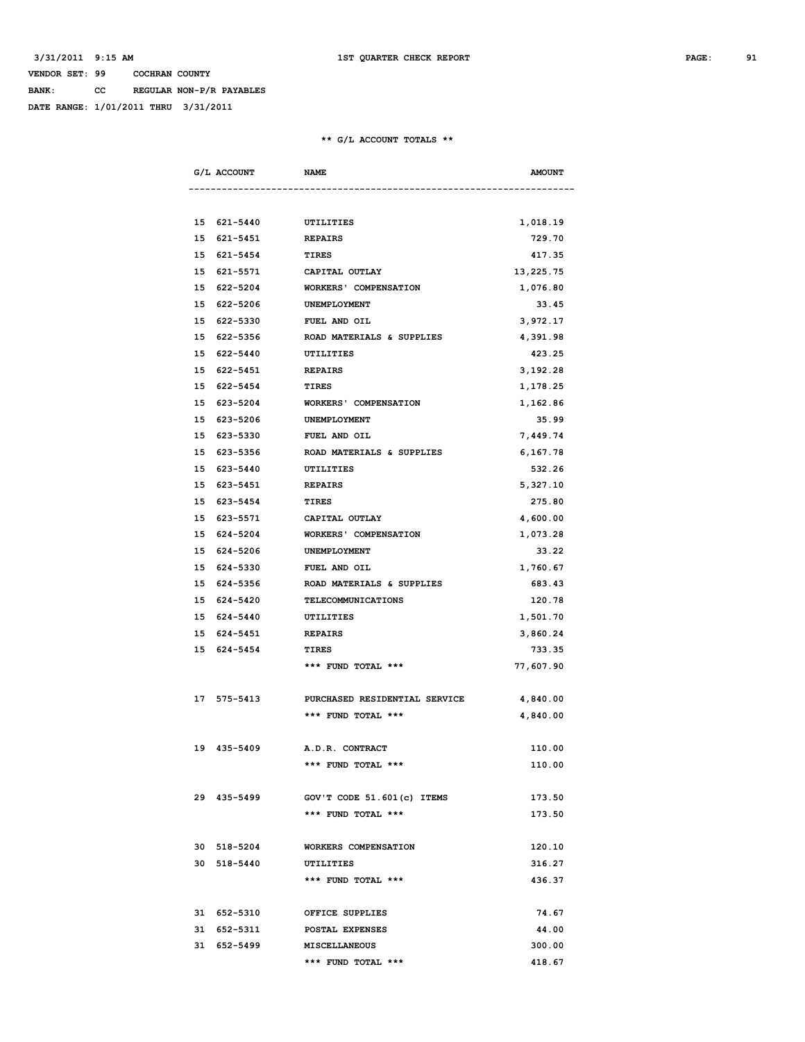3/31/2011 9:15 AM **1ST QUARTER CHECK REPORT**

VENDOR SET: 99 COCHRAN COUNTY
BANK: CC REGULAR NON-P/R PAYABLES
DATE RANGE: 1/01/2011 THRU 3/31/2011

**\*\* G/L ACCOUNT TOTALS \*\***

| G/L ACCOUNT | NAME | AMOUNT |
|---|---|---|
| 15 621-5440 | UTILITIES | 1,018.19 |
| 15 621-5451 | REPAIRS | 729.70 |
| 15 621-5454 | TIRES | 417.35 |
| 15 621-5571 | CAPITAL OUTLAY | 13,225.75 |
| 15 622-5204 | WORKERS' COMPENSATION | 1,076.80 |
| 15 622-5206 | UNEMPLOYMENT | 33.45 |
| 15 622-5330 | FUEL AND OIL | 3,972.17 |
| 15 622-5356 | ROAD MATERIALS & SUPPLIES | 4,391.98 |
| 15 622-5440 | UTILITIES | 423.25 |
| 15 622-5451 | REPAIRS | 3,192.28 |
| 15 622-5454 | TIRES | 1,178.25 |
| 15 623-5204 | WORKERS' COMPENSATION | 1,162.86 |
| 15 623-5206 | UNEMPLOYMENT | 35.99 |
| 15 623-5330 | FUEL AND OIL | 7,449.74 |
| 15 623-5356 | ROAD MATERIALS & SUPPLIES | 6,167.78 |
| 15 623-5440 | UTILITIES | 532.26 |
| 15 623-5451 | REPAIRS | 5,327.10 |
| 15 623-5454 | TIRES | 275.80 |
| 15 623-5571 | CAPITAL OUTLAY | 4,600.00 |
| 15 624-5204 | WORKERS' COMPENSATION | 1,073.28 |
| 15 624-5206 | UNEMPLOYMENT | 33.22 |
| 15 624-5330 | FUEL AND OIL | 1,760.67 |
| 15 624-5356 | ROAD MATERIALS & SUPPLIES | 683.43 |
| 15 624-5420 | TELECOMMUNICATIONS | 120.78 |
| 15 624-5440 | UTILITIES | 1,501.70 |
| 15 624-5451 | REPAIRS | 3,860.24 |
| 15 624-5454 | TIRES | 733.35 |
| | \*\*\* FUND TOTAL \*\*\* | 77,607.90 |
| 17 575-5413 | PURCHASED RESIDENTIAL SERVICE | 4,840.00 |
| | \*\*\* FUND TOTAL \*\*\* | 4,840.00 |
| 19 435-5409 | A.D.R. CONTRACT | 110.00 |
| | \*\*\* FUND TOTAL \*\*\* | 110.00 |
| 29 435-5499 | GOV'T CODE 51.601(c) ITEMS | 173.50 |
| | \*\*\* FUND TOTAL \*\*\* | 173.50 |
| 30 518-5204 | WORKERS COMPENSATION | 120.10 |
| 30 518-5440 | UTILITIES | 316.27 |
| | \*\*\* FUND TOTAL \*\*\* | 436.37 |
| 31 652-5310 | OFFICE SUPPLIES | 74.67 |
| 31 652-5311 | POSTAL EXPENSES | 44.00 |
| 31 652-5499 | MISCELLANEOUS | 300.00 |
| | \*\*\* FUND TOTAL \*\*\* | 418.67 |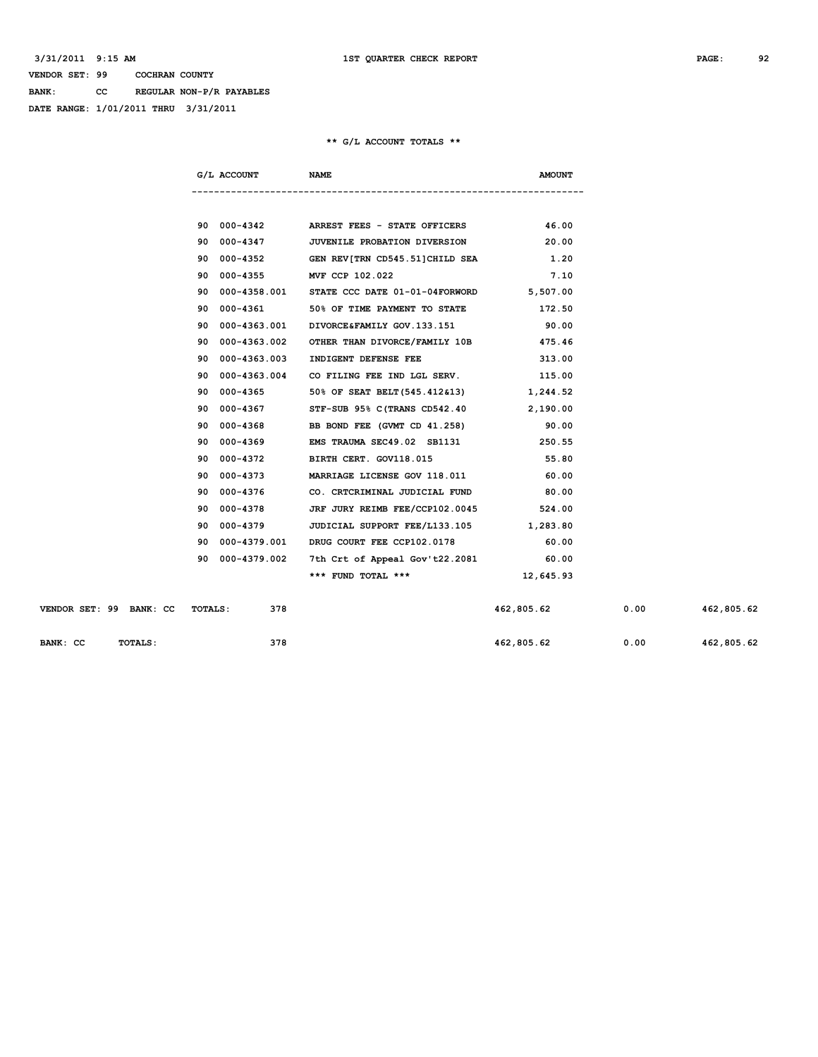VENDOR SET: 99 COCHRAN COUNTY

BANK: CC REGULAR NON-P/R PAYABLES

DATE RANGE: 1/01/2011 THRU 3/31/2011

## ** G/L ACCOUNT TOTALS **

| G/L ACCOUNT | NAME | AMOUNT |
|---|---|---|
| 90 000-4342 | ARREST FEES - STATE OFFICERS | 46.00 |
| 90 000-4347 | JUVENILE PROBATION DIVERSION | 20.00 |
| 90 000-4352 | GEN REV[TRN CD545.51]CHILD SEA | 1.20 |
| 90 000-4355 | MVF CCP 102.022 | 7.10 |
| 90 000-4358.001 | STATE CCC DATE 01-01-04FORWORD | 5,507.00 |
| 90 000-4361 | 50% OF TIME PAYMENT TO STATE | 172.50 |
| 90 000-4363.001 | DIVORCE&FAMILY GOV.133.151 | 90.00 |
| 90 000-4363.002 | OTHER THAN DIVORCE/FAMILY 10B | 475.46 |
| 90 000-4363.003 | INDIGENT DEFENSE FEE | 313.00 |
| 90 000-4363.004 | CO FILING FEE IND LGL SERV. | 115.00 |
| 90 000-4365 | 50% OF SEAT BELT(545.412&13) | 1,244.52 |
| 90 000-4367 | STF-SUB 95% C(TRANS CD542.40 | 2,190.00 |
| 90 000-4368 | BB BOND FEE (GVMT CD 41.258) | 90.00 |
| 90 000-4369 | EMS TRAUMA SEC49.02 SB1131 | 250.55 |
| 90 000-4372 | BIRTH CERT. GOV118.015 | 55.80 |
| 90 000-4373 | MARRIAGE LICENSE GOV 118.011 | 60.00 |
| 90 000-4376 | CO. CRTCRIMINAL JUDICIAL FUND | 80.00 |
| 90 000-4378 | JRF JURY REIMB FEE/CCP102.0045 | 524.00 |
| 90 000-4379 | JUDICIAL SUPPORT FEE/L133.105 | 1,283.80 |
| 90 000-4379.001 | DRUG COURT FEE CCP102.0178 | 60.00 |
| 90 000-4379.002 | 7th Crt of Appeal Gov't22.2081 | 60.00 |
| | *** FUND TOTAL *** | 12,645.93 |

| | | | | |
|---|---|---|---|---|
| VENDOR SET: 99 BANK: CC TOTALS: | 378 | 462,805.62 | 0.00 | 462,805.62 |
| BANK: CC TOTALS: | 378 | 462,805.62 | 0.00 | 462,805.62 |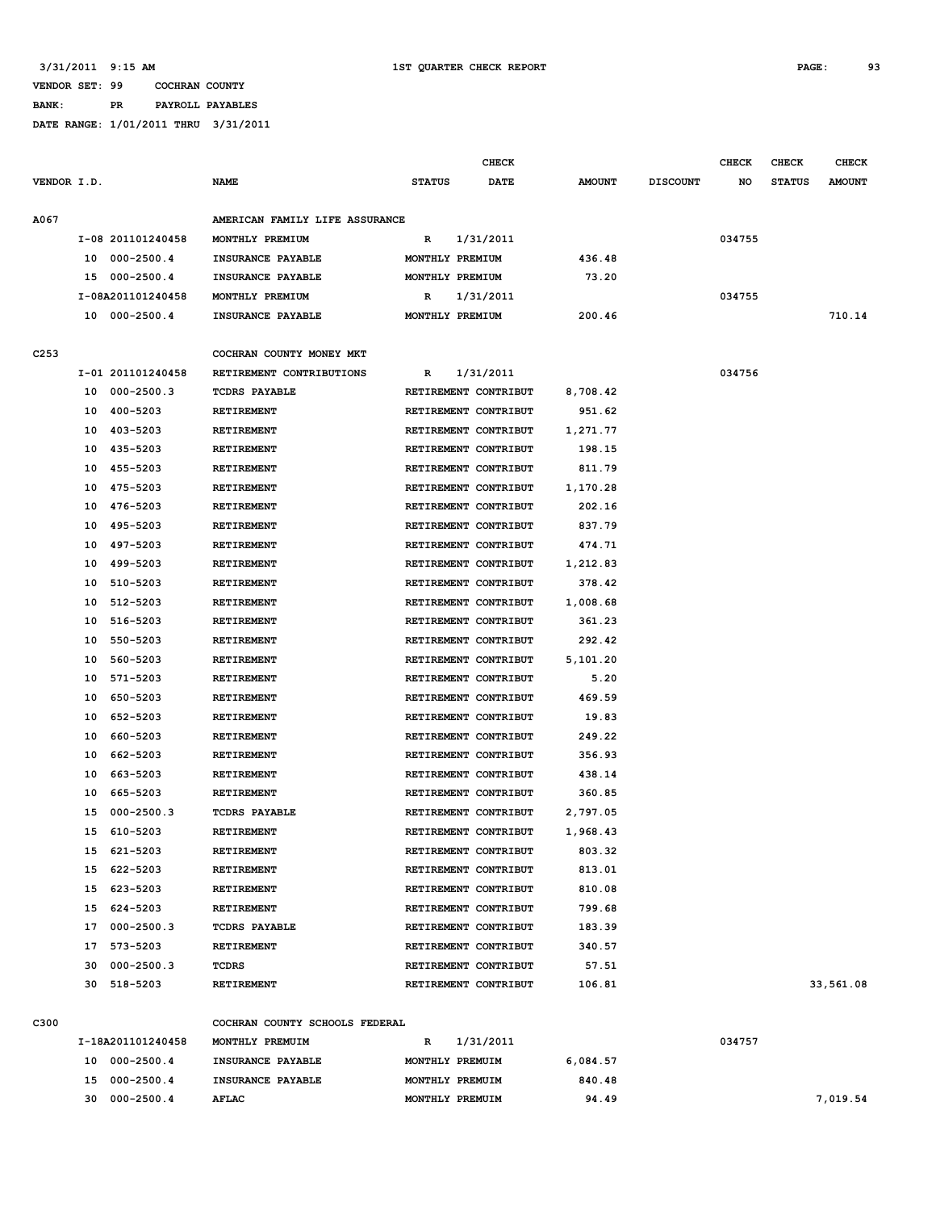3/31/2011 9:15 AM 1ST QUARTER CHECK REPORT

VENDOR SET: 99 COCHRAN COUNTY

BANK: PR PAYROLL PAYABLES

DATE RANGE: 1/01/2011 THRU 3/31/2011

| VENDOR I.D. | | NAME | STATUS | CHECK DATE | AMOUNT | DISCOUNT | CHECK NO | CHECK STATUS | CHECK AMOUNT |
|---|---|---|---|---|---|---|---|---|---|
| A067 | | AMERICAN FAMILY LIFE ASSURANCE | | | | | | | |
| | I-08 201101240458 | MONTHLY PREMIUM | R | 1/31/2011 | | | 034755 | | |
| | 10 000-2500.4 | INSURANCE PAYABLE | MONTHLY PREMIUM | | 436.48 | | | | |
| | 15 000-2500.4 | INSURANCE PAYABLE | MONTHLY PREMIUM | | 73.20 | | | | |
| | I-08A201101240458 | MONTHLY PREMIUM | R | 1/31/2011 | | | 034755 | | |
| | 10 000-2500.4 | INSURANCE PAYABLE | MONTHLY PREMIUM | | 200.46 | | | | 710.14 |
| C253 | | COCHRAN COUNTY MONEY MKT | | | | | | | |
| | I-01 201101240458 | RETIREMENT CONTRIBUTIONS | R | 1/31/2011 | | | 034756 | | |
| | 10 000-2500.3 | TCDRS PAYABLE | RETIREMENT CONTRIBUT | | 8,708.42 | | | | |
| | 10 400-5203 | RETIREMENT | RETIREMENT CONTRIBUT | | 951.62 | | | | |
| | 10 403-5203 | RETIREMENT | RETIREMENT CONTRIBUT | | 1,271.77 | | | | |
| | 10 435-5203 | RETIREMENT | RETIREMENT CONTRIBUT | | 198.15 | | | | |
| | 10 455-5203 | RETIREMENT | RETIREMENT CONTRIBUT | | 811.79 | | | | |
| | 10 475-5203 | RETIREMENT | RETIREMENT CONTRIBUT | | 1,170.28 | | | | |
| | 10 476-5203 | RETIREMENT | RETIREMENT CONTRIBUT | | 202.16 | | | | |
| | 10 495-5203 | RETIREMENT | RETIREMENT CONTRIBUT | | 837.79 | | | | |
| | 10 497-5203 | RETIREMENT | RETIREMENT CONTRIBUT | | 474.71 | | | | |
| | 10 499-5203 | RETIREMENT | RETIREMENT CONTRIBUT | | 1,212.83 | | | | |
| | 10 510-5203 | RETIREMENT | RETIREMENT CONTRIBUT | | 378.42 | | | | |
| | 10 512-5203 | RETIREMENT | RETIREMENT CONTRIBUT | | 1,008.68 | | | | |
| | 10 516-5203 | RETIREMENT | RETIREMENT CONTRIBUT | | 361.23 | | | | |
| | 10 550-5203 | RETIREMENT | RETIREMENT CONTRIBUT | | 292.42 | | | | |
| | 10 560-5203 | RETIREMENT | RETIREMENT CONTRIBUT | | 5,101.20 | | | | |
| | 10 571-5203 | RETIREMENT | RETIREMENT CONTRIBUT | | 5.20 | | | | |
| | 10 650-5203 | RETIREMENT | RETIREMENT CONTRIBUT | | 469.59 | | | | |
| | 10 652-5203 | RETIREMENT | RETIREMENT CONTRIBUT | | 19.83 | | | | |
| | 10 660-5203 | RETIREMENT | RETIREMENT CONTRIBUT | | 249.22 | | | | |
| | 10 662-5203 | RETIREMENT | RETIREMENT CONTRIBUT | | 356.93 | | | | |
| | 10 663-5203 | RETIREMENT | RETIREMENT CONTRIBUT | | 438.14 | | | | |
| | 10 665-5203 | RETIREMENT | RETIREMENT CONTRIBUT | | 360.85 | | | | |
| | 15 000-2500.3 | TCDRS PAYABLE | RETIREMENT CONTRIBUT | | 2,797.05 | | | | |
| | 15 610-5203 | RETIREMENT | RETIREMENT CONTRIBUT | | 1,968.43 | | | | |
| | 15 621-5203 | RETIREMENT | RETIREMENT CONTRIBUT | | 803.32 | | | | |
| | 15 622-5203 | RETIREMENT | RETIREMENT CONTRIBUT | | 813.01 | | | | |
| | 15 623-5203 | RETIREMENT | RETIREMENT CONTRIBUT | | 810.08 | | | | |
| | 15 624-5203 | RETIREMENT | RETIREMENT CONTRIBUT | | 799.68 | | | | |
| | 17 000-2500.3 | TCDRS PAYABLE | RETIREMENT CONTRIBUT | | 183.39 | | | | |
| | 17 573-5203 | RETIREMENT | RETIREMENT CONTRIBUT | | 340.57 | | | | |
| | 30 000-2500.3 | TCDRS | RETIREMENT CONTRIBUT | | 57.51 | | | | |
| | 30 518-5203 | RETIREMENT | RETIREMENT CONTRIBUT | | 106.81 | | | | 33,561.08 |
| C300 | | COCHRAN COUNTY SCHOOLS FEDERAL | | | | | | | |
| | I-18A201101240458 | MONTHLY PREMUIM | R | 1/31/2011 | | | 034757 | | |
| | 10 000-2500.4 | INSURANCE PAYABLE | MONTHLY PREMUIM | | 6,084.57 | | | | |
| | 15 000-2500.4 | INSURANCE PAYABLE | MONTHLY PREMUIM | | 840.48 | | | | |
| | 30 000-2500.4 | AFLAC | MONTHLY PREMUIM | | 94.49 | | | | 7,019.54 |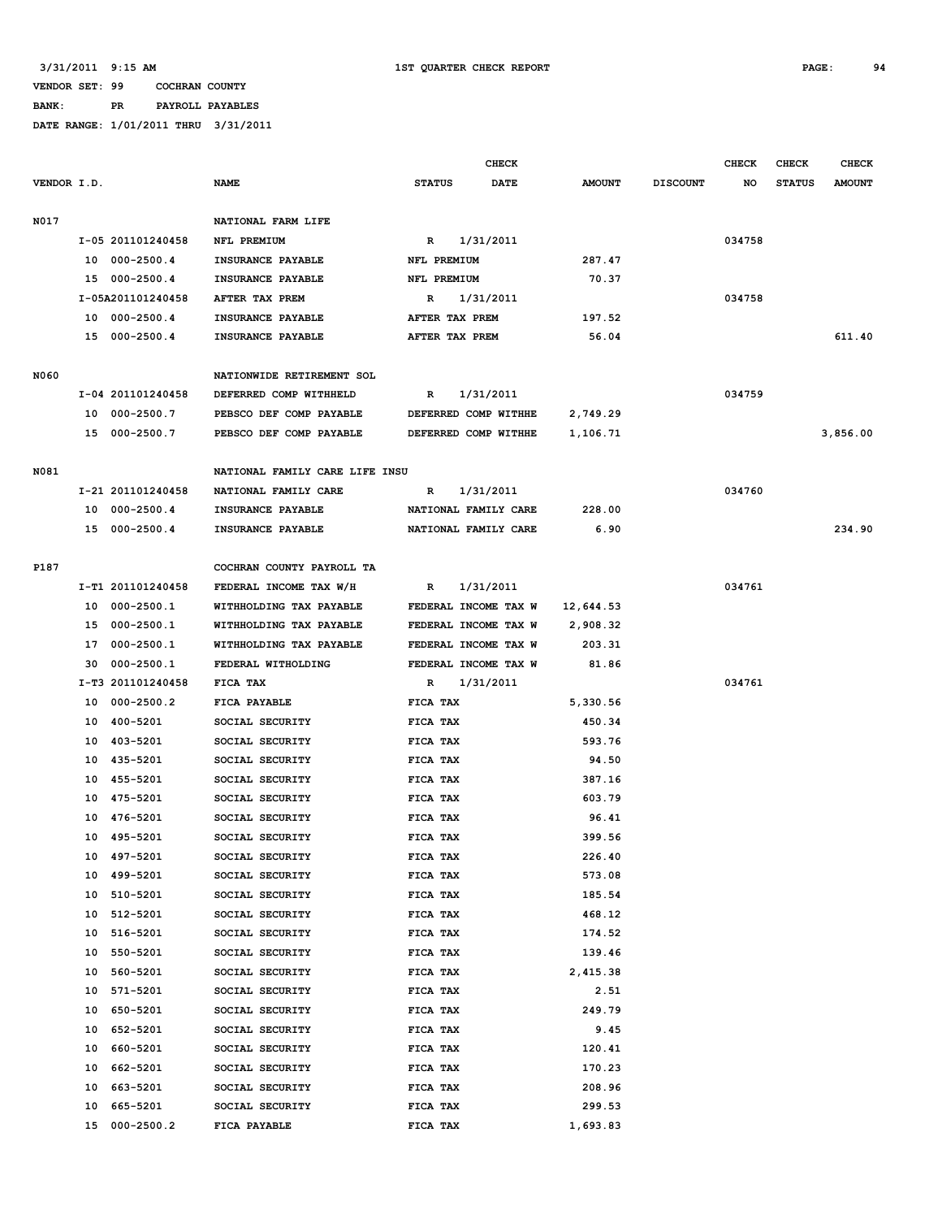3/31/2011 9:15 AM 1ST QUARTER CHECK REPORT

VENDOR SET: 99 COCHRAN COUNTY

BANK: PR PAYROLL PAYABLES

DATE RANGE: 1/01/2011 THRU 3/31/2011

| VENDOR I.D. | | NAME | STATUS | CHECK DATE | AMOUNT | DISCOUNT | CHECK NO | CHECK STATUS | CHECK AMOUNT |
|---|---|---|---|---|---|---|---|---|---|
| N017 | | NATIONAL FARM LIFE | | | | | | | |
| | I-05 201101240458 | NFL PREMIUM | R | 1/31/2011 | | | 034758 | | |
| | 10 000-2500.4 | INSURANCE PAYABLE | NFL PREMIUM | | 287.47 | | | | |
| | 15 000-2500.4 | INSURANCE PAYABLE | NFL PREMIUM | | 70.37 | | | | |
| | I-05A201101240458 | AFTER TAX PREM | R | 1/31/2011 | | | 034758 | | |
| | 10 000-2500.4 | INSURANCE PAYABLE | AFTER TAX PREM | | 197.52 | | | | |
| | 15 000-2500.4 | INSURANCE PAYABLE | AFTER TAX PREM | | 56.04 | | | | 611.40 |
| N060 | | NATIONWIDE RETIREMENT SOL | | | | | | | |
| | I-04 201101240458 | DEFERRED COMP WITHHELD | R | 1/31/2011 | | | 034759 | | |
| | 10 000-2500.7 | PEBSCO DEF COMP PAYABLE | DEFERRED COMP WITHHE | | 2,749.29 | | | | |
| | 15 000-2500.7 | PEBSCO DEF COMP PAYABLE | DEFERRED COMP WITHHE | | 1,106.71 | | | | 3,856.00 |
| N081 | | NATIONAL FAMILY CARE LIFE INSU | | | | | | | |
| | I-21 201101240458 | NATIONAL FAMILY CARE | R | 1/31/2011 | | | 034760 | | |
| | 10 000-2500.4 | INSURANCE PAYABLE | NATIONAL FAMILY CARE | | 228.00 | | | | |
| | 15 000-2500.4 | INSURANCE PAYABLE | NATIONAL FAMILY CARE | | 6.90 | | | | 234.90 |
| P187 | | COCHRAN COUNTY PAYROLL TA | | | | | | | |
| | I-T1 201101240458 | FEDERAL INCOME TAX W/H | R | 1/31/2011 | | | 034761 | | |
| | 10 000-2500.1 | WITHHOLDING TAX PAYABLE | FEDERAL INCOME TAX W | | 12,644.53 | | | | |
| | 15 000-2500.1 | WITHHOLDING TAX PAYABLE | FEDERAL INCOME TAX W | | 2,908.32 | | | | |
| | 17 000-2500.1 | WITHHOLDING TAX PAYABLE | FEDERAL INCOME TAX W | | 203.31 | | | | |
| | 30 000-2500.1 | FEDERAL WITHOLDING | FEDERAL INCOME TAX W | | 81.86 | | | | |
| | I-T3 201101240458 | FICA TAX | R | 1/31/2011 | | | 034761 | | |
| | 10 000-2500.2 | FICA PAYABLE | FICA TAX | | 5,330.56 | | | | |
| | 10 400-5201 | SOCIAL SECURITY | FICA TAX | | 450.34 | | | | |
| | 10 403-5201 | SOCIAL SECURITY | FICA TAX | | 593.76 | | | | |
| | 10 435-5201 | SOCIAL SECURITY | FICA TAX | | 94.50 | | | | |
| | 10 455-5201 | SOCIAL SECURITY | FICA TAX | | 387.16 | | | | |
| | 10 475-5201 | SOCIAL SECURITY | FICA TAX | | 603.79 | | | | |
| | 10 476-5201 | SOCIAL SECURITY | FICA TAX | | 96.41 | | | | |
| | 10 495-5201 | SOCIAL SECURITY | FICA TAX | | 399.56 | | | | |
| | 10 497-5201 | SOCIAL SECURITY | FICA TAX | | 226.40 | | | | |
| | 10 499-5201 | SOCIAL SECURITY | FICA TAX | | 573.08 | | | | |
| | 10 510-5201 | SOCIAL SECURITY | FICA TAX | | 185.54 | | | | |
| | 10 512-5201 | SOCIAL SECURITY | FICA TAX | | 468.12 | | | | |
| | 10 516-5201 | SOCIAL SECURITY | FICA TAX | | 174.52 | | | | |
| | 10 550-5201 | SOCIAL SECURITY | FICA TAX | | 139.46 | | | | |
| | 10 560-5201 | SOCIAL SECURITY | FICA TAX | | 2,415.38 | | | | |
| | 10 571-5201 | SOCIAL SECURITY | FICA TAX | | 2.51 | | | | |
| | 10 650-5201 | SOCIAL SECURITY | FICA TAX | | 249.79 | | | | |
| | 10 652-5201 | SOCIAL SECURITY | FICA TAX | | 9.45 | | | | |
| | 10 660-5201 | SOCIAL SECURITY | FICA TAX | | 120.41 | | | | |
| | 10 662-5201 | SOCIAL SECURITY | FICA TAX | | 170.23 | | | | |
| | 10 663-5201 | SOCIAL SECURITY | FICA TAX | | 208.96 | | | | |
| | 10 665-5201 | SOCIAL SECURITY | FICA TAX | | 299.53 | | | | |
| | 15 000-2500.2 | FICA PAYABLE | FICA TAX | | 1,693.83 | | | | |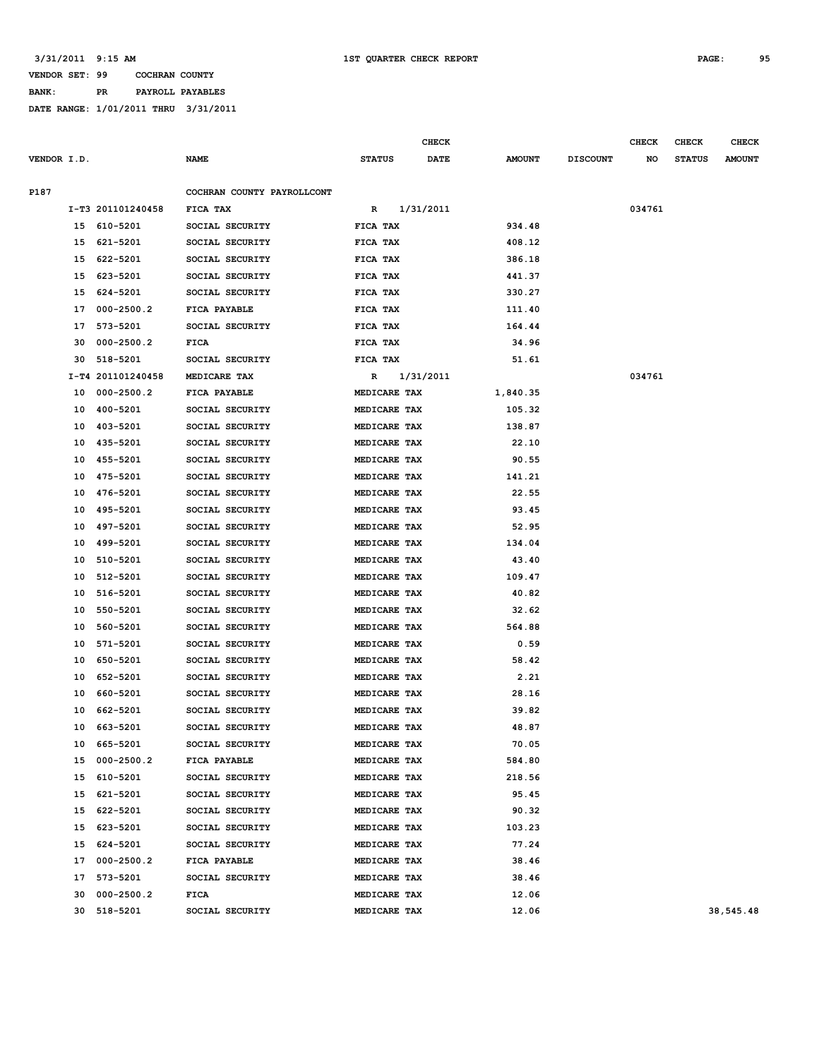3/31/2011 9:15 AM 1ST QUARTER CHECK REPORT

VENDOR SET: 99 COCHRAN COUNTY

BANK: PR PAYROLL PAYABLES

DATE RANGE: 1/01/2011 THRU 3/31/2011

| VENDOR I.D. | | NAME | STATUS | CHECK DATE | AMOUNT | DISCOUNT | CHECK NO | CHECK STATUS | CHECK AMOUNT |
|---|---|---|---|---|---|---|---|---|---|
| P187 | | COCHRAN COUNTY PAYROLLCONT | | | | | | | |
| | I-T3 201101240458 | FICA TAX | R | 1/31/2011 | | | 034761 | | |
| | 15 610-5201 | SOCIAL SECURITY | FICA TAX | | 934.48 | | | | |
| | 15 621-5201 | SOCIAL SECURITY | FICA TAX | | 408.12 | | | | |
| | 15 622-5201 | SOCIAL SECURITY | FICA TAX | | 386.18 | | | | |
| | 15 623-5201 | SOCIAL SECURITY | FICA TAX | | 441.37 | | | | |
| | 15 624-5201 | SOCIAL SECURITY | FICA TAX | | 330.27 | | | | |
| | 17 000-2500.2 | FICA PAYABLE | FICA TAX | | 111.40 | | | | |
| | 17 573-5201 | SOCIAL SECURITY | FICA TAX | | 164.44 | | | | |
| | 30 000-2500.2 | FICA | FICA TAX | | 34.96 | | | | |
| | 30 518-5201 | SOCIAL SECURITY | FICA TAX | | 51.61 | | | | |
| | I-T4 201101240458 | MEDICARE TAX | R | 1/31/2011 | | | 034761 | | |
| | 10 000-2500.2 | FICA PAYABLE | MEDICARE TAX | | 1,840.35 | | | | |
| | 10 400-5201 | SOCIAL SECURITY | MEDICARE TAX | | 105.32 | | | | |
| | 10 403-5201 | SOCIAL SECURITY | MEDICARE TAX | | 138.87 | | | | |
| | 10 435-5201 | SOCIAL SECURITY | MEDICARE TAX | | 22.10 | | | | |
| | 10 455-5201 | SOCIAL SECURITY | MEDICARE TAX | | 90.55 | | | | |
| | 10 475-5201 | SOCIAL SECURITY | MEDICARE TAX | | 141.21 | | | | |
| | 10 476-5201 | SOCIAL SECURITY | MEDICARE TAX | | 22.55 | | | | |
| | 10 495-5201 | SOCIAL SECURITY | MEDICARE TAX | | 93.45 | | | | |
| | 10 497-5201 | SOCIAL SECURITY | MEDICARE TAX | | 52.95 | | | | |
| | 10 499-5201 | SOCIAL SECURITY | MEDICARE TAX | | 134.04 | | | | |
| | 10 510-5201 | SOCIAL SECURITY | MEDICARE TAX | | 43.40 | | | | |
| | 10 512-5201 | SOCIAL SECURITY | MEDICARE TAX | | 109.47 | | | | |
| | 10 516-5201 | SOCIAL SECURITY | MEDICARE TAX | | 40.82 | | | | |
| | 10 550-5201 | SOCIAL SECURITY | MEDICARE TAX | | 32.62 | | | | |
| | 10 560-5201 | SOCIAL SECURITY | MEDICARE TAX | | 564.88 | | | | |
| | 10 571-5201 | SOCIAL SECURITY | MEDICARE TAX | | 0.59 | | | | |
| | 10 650-5201 | SOCIAL SECURITY | MEDICARE TAX | | 58.42 | | | | |
| | 10 652-5201 | SOCIAL SECURITY | MEDICARE TAX | | 2.21 | | | | |
| | 10 660-5201 | SOCIAL SECURITY | MEDICARE TAX | | 28.16 | | | | |
| | 10 662-5201 | SOCIAL SECURITY | MEDICARE TAX | | 39.82 | | | | |
| | 10 663-5201 | SOCIAL SECURITY | MEDICARE TAX | | 48.87 | | | | |
| | 10 665-5201 | SOCIAL SECURITY | MEDICARE TAX | | 70.05 | | | | |
| | 15 000-2500.2 | FICA PAYABLE | MEDICARE TAX | | 584.80 | | | | |
| | 15 610-5201 | SOCIAL SECURITY | MEDICARE TAX | | 218.56 | | | | |
| | 15 621-5201 | SOCIAL SECURITY | MEDICARE TAX | | 95.45 | | | | |
| | 15 622-5201 | SOCIAL SECURITY | MEDICARE TAX | | 90.32 | | | | |
| | 15 623-5201 | SOCIAL SECURITY | MEDICARE TAX | | 103.23 | | | | |
| | 15 624-5201 | SOCIAL SECURITY | MEDICARE TAX | | 77.24 | | | | |
| | 17 000-2500.2 | FICA PAYABLE | MEDICARE TAX | | 38.46 | | | | |
| | 17 573-5201 | SOCIAL SECURITY | MEDICARE TAX | | 38.46 | | | | |
| | 30 000-2500.2 | FICA | MEDICARE TAX | | 12.06 | | | | |
| | 30 518-5201 | SOCIAL SECURITY | MEDICARE TAX | | 12.06 | | | | 38,545.48 |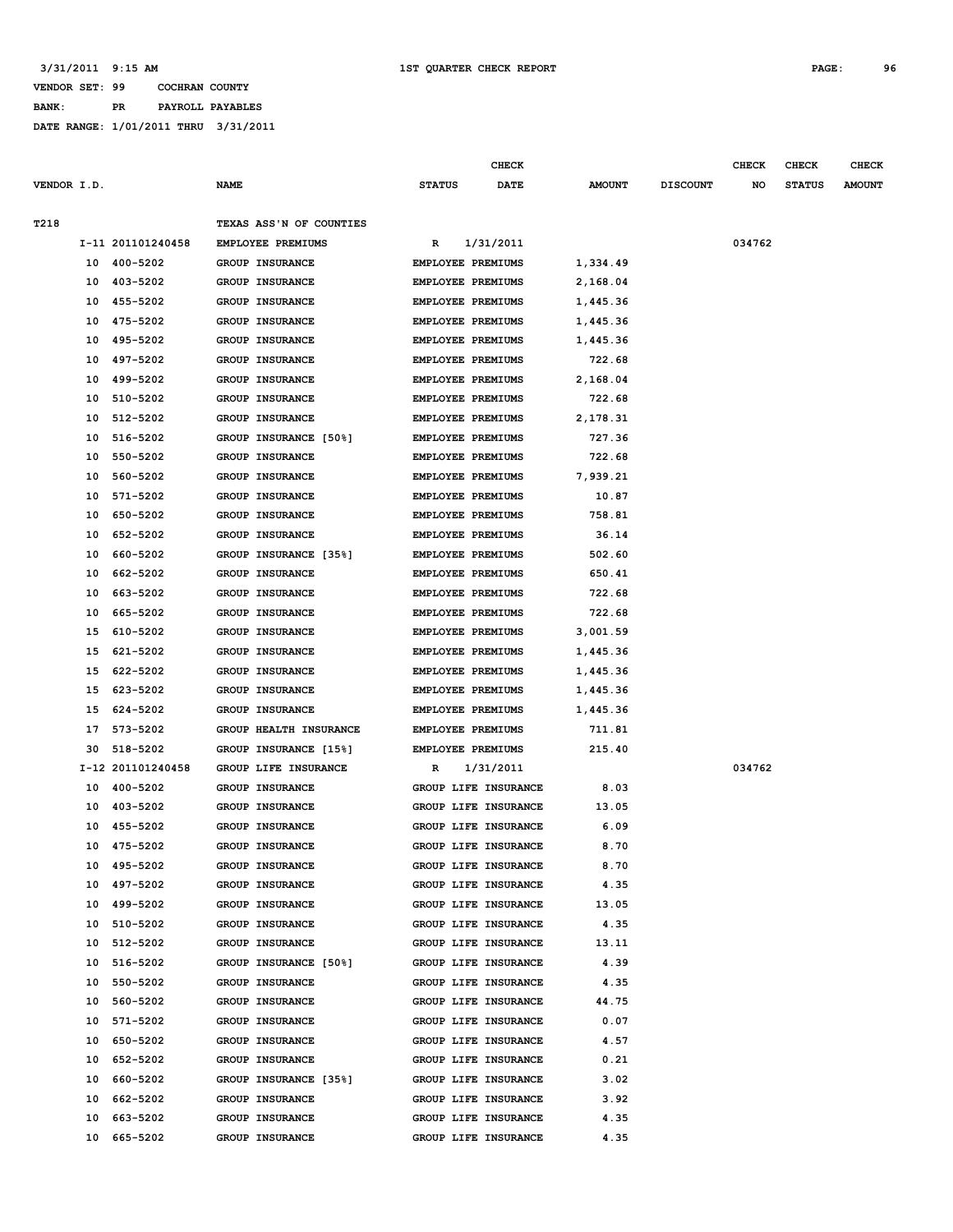3/31/2011 9:15 AM | 1ST QUARTER CHECK REPORT

VENDOR SET: 99 COCHRAN COUNTY
BANK: PR PAYROLL PAYABLES
DATE RANGE: 1/01/2011 THRU 3/31/2011

| VENDOR I.D. | | NAME | STATUS | CHECK DATE | AMOUNT | DISCOUNT | CHECK NO | CHECK STATUS | CHECK AMOUNT |
|---|---|---|---|---|---|---|---|---|---|
| T218 | | TEXAS ASS'N OF COUNTIES | | | | | | | |
| I-11 | 201101240458 | EMPLOYEE PREMIUMS | R | 1/31/2011 | | | 034762 | | |
| 10 | 400-5202 | GROUP INSURANCE | EMPLOYEE PREMIUMS | | 1,334.49 | | | | |
| 10 | 403-5202 | GROUP INSURANCE | EMPLOYEE PREMIUMS | | 2,168.04 | | | | |
| 10 | 455-5202 | GROUP INSURANCE | EMPLOYEE PREMIUMS | | 1,445.36 | | | | |
| 10 | 475-5202 | GROUP INSURANCE | EMPLOYEE PREMIUMS | | 1,445.36 | | | | |
| 10 | 495-5202 | GROUP INSURANCE | EMPLOYEE PREMIUMS | | 1,445.36 | | | | |
| 10 | 497-5202 | GROUP INSURANCE | EMPLOYEE PREMIUMS | | 722.68 | | | | |
| 10 | 499-5202 | GROUP INSURANCE | EMPLOYEE PREMIUMS | | 2,168.04 | | | | |
| 10 | 510-5202 | GROUP INSURANCE | EMPLOYEE PREMIUMS | | 722.68 | | | | |
| 10 | 512-5202 | GROUP INSURANCE | EMPLOYEE PREMIUMS | | 2,178.31 | | | | |
| 10 | 516-5202 | GROUP INSURANCE [50%] | EMPLOYEE PREMIUMS | | 727.36 | | | | |
| 10 | 550-5202 | GROUP INSURANCE | EMPLOYEE PREMIUMS | | 722.68 | | | | |
| 10 | 560-5202 | GROUP INSURANCE | EMPLOYEE PREMIUMS | | 7,939.21 | | | | |
| 10 | 571-5202 | GROUP INSURANCE | EMPLOYEE PREMIUMS | | 10.87 | | | | |
| 10 | 650-5202 | GROUP INSURANCE | EMPLOYEE PREMIUMS | | 758.81 | | | | |
| 10 | 652-5202 | GROUP INSURANCE | EMPLOYEE PREMIUMS | | 36.14 | | | | |
| 10 | 660-5202 | GROUP INSURANCE [35%] | EMPLOYEE PREMIUMS | | 502.60 | | | | |
| 10 | 662-5202 | GROUP INSURANCE | EMPLOYEE PREMIUMS | | 650.41 | | | | |
| 10 | 663-5202 | GROUP INSURANCE | EMPLOYEE PREMIUMS | | 722.68 | | | | |
| 10 | 665-5202 | GROUP INSURANCE | EMPLOYEE PREMIUMS | | 722.68 | | | | |
| 15 | 610-5202 | GROUP INSURANCE | EMPLOYEE PREMIUMS | | 3,001.59 | | | | |
| 15 | 621-5202 | GROUP INSURANCE | EMPLOYEE PREMIUMS | | 1,445.36 | | | | |
| 15 | 622-5202 | GROUP INSURANCE | EMPLOYEE PREMIUMS | | 1,445.36 | | | | |
| 15 | 623-5202 | GROUP INSURANCE | EMPLOYEE PREMIUMS | | 1,445.36 | | | | |
| 15 | 624-5202 | GROUP INSURANCE | EMPLOYEE PREMIUMS | | 1,445.36 | | | | |
| 17 | 573-5202 | GROUP HEALTH INSURANCE | EMPLOYEE PREMIUMS | | 711.81 | | | | |
| 30 | 518-5202 | GROUP INSURANCE [15%] | EMPLOYEE PREMIUMS | | 215.40 | | | | |
| I-12 | 201101240458 | GROUP LIFE INSURANCE | R | 1/31/2011 | | | 034762 | | |
| 10 | 400-5202 | GROUP INSURANCE | GROUP LIFE INSURANCE | | 8.03 | | | | |
| 10 | 403-5202 | GROUP INSURANCE | GROUP LIFE INSURANCE | | 13.05 | | | | |
| 10 | 455-5202 | GROUP INSURANCE | GROUP LIFE INSURANCE | | 6.09 | | | | |
| 10 | 475-5202 | GROUP INSURANCE | GROUP LIFE INSURANCE | | 8.70 | | | | |
| 10 | 495-5202 | GROUP INSURANCE | GROUP LIFE INSURANCE | | 8.70 | | | | |
| 10 | 497-5202 | GROUP INSURANCE | GROUP LIFE INSURANCE | | 4.35 | | | | |
| 10 | 499-5202 | GROUP INSURANCE | GROUP LIFE INSURANCE | | 13.05 | | | | |
| 10 | 510-5202 | GROUP INSURANCE | GROUP LIFE INSURANCE | | 4.35 | | | | |
| 10 | 512-5202 | GROUP INSURANCE | GROUP LIFE INSURANCE | | 13.11 | | | | |
| 10 | 516-5202 | GROUP INSURANCE [50%] | GROUP LIFE INSURANCE | | 4.39 | | | | |
| 10 | 550-5202 | GROUP INSURANCE | GROUP LIFE INSURANCE | | 4.35 | | | | |
| 10 | 560-5202 | GROUP INSURANCE | GROUP LIFE INSURANCE | | 44.75 | | | | |
| 10 | 571-5202 | GROUP INSURANCE | GROUP LIFE INSURANCE | | 0.07 | | | | |
| 10 | 650-5202 | GROUP INSURANCE | GROUP LIFE INSURANCE | | 4.57 | | | | |
| 10 | 652-5202 | GROUP INSURANCE | GROUP LIFE INSURANCE | | 0.21 | | | | |
| 10 | 660-5202 | GROUP INSURANCE [35%] | GROUP LIFE INSURANCE | | 3.02 | | | | |
| 10 | 662-5202 | GROUP INSURANCE | GROUP LIFE INSURANCE | | 3.92 | | | | |
| 10 | 663-5202 | GROUP INSURANCE | GROUP LIFE INSURANCE | | 4.35 | | | | |
| 10 | 665-5202 | GROUP INSURANCE | GROUP LIFE INSURANCE | | 4.35 | | | | |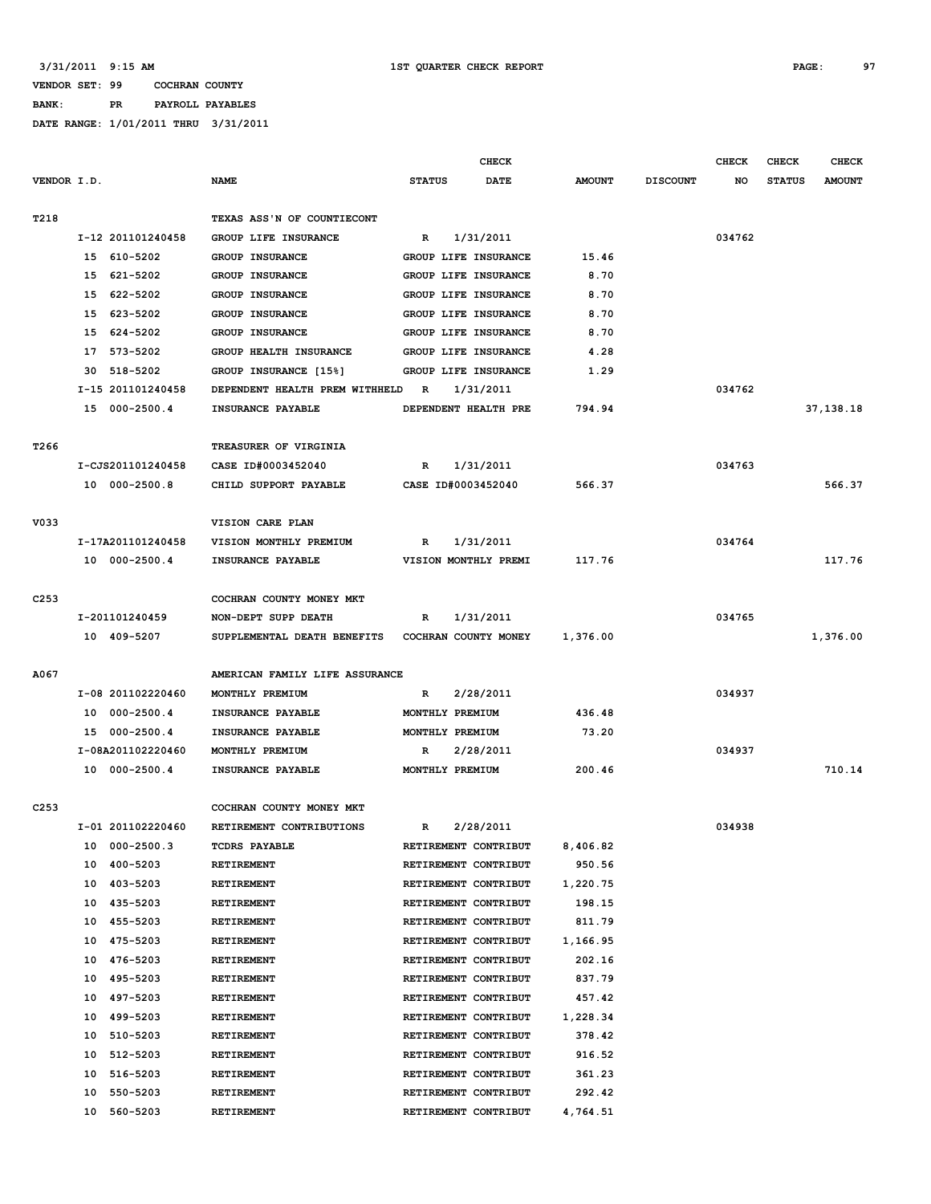3/31/2011 9:15 AM 1ST QUARTER CHECK REPORT

VENDOR SET: 99 COCHRAN COUNTY

BANK: PR PAYROLL PAYABLES

DATE RANGE: 1/01/2011 THRU 3/31/2011

| VENDOR I.D. | | NAME | STATUS | CHECK DATE | AMOUNT | DISCOUNT | CHECK NO | CHECK STATUS | CHECK AMOUNT |
|---|---|---|---|---|---|---|---|---|---|
| T218 | | TEXAS ASS'N OF COUNTIECONT | | | | | | | |
| | I-12 201101240458 | GROUP LIFE INSURANCE | R | 1/31/2011 | | | 034762 | | |
| | 15 610-5202 | GROUP INSURANCE | GROUP LIFE INSURANCE | | 15.46 | | | | |
| | 15 621-5202 | GROUP INSURANCE | GROUP LIFE INSURANCE | | 8.70 | | | | |
| | 15 622-5202 | GROUP INSURANCE | GROUP LIFE INSURANCE | | 8.70 | | | | |
| | 15 623-5202 | GROUP INSURANCE | GROUP LIFE INSURANCE | | 8.70 | | | | |
| | 15 624-5202 | GROUP INSURANCE | GROUP LIFE INSURANCE | | 8.70 | | | | |
| | 17 573-5202 | GROUP HEALTH INSURANCE | GROUP LIFE INSURANCE | | 4.28 | | | | |
| | 30 518-5202 | GROUP INSURANCE [15%] | GROUP LIFE INSURANCE | | 1.29 | | | | |
| | I-15 201101240458 | DEPENDENT HEALTH PREM WITHHELD | R | 1/31/2011 | | | 034762 | | |
| | 15 000-2500.4 | INSURANCE PAYABLE | DEPENDENT HEALTH PRE | | 794.94 | | | | 37,138.18 |
| T266 | | TREASURER OF VIRGINIA | | | | | | | |
| | I-CJS201101240458 | CASE ID#0003452040 | R | 1/31/2011 | | | 034763 | | |
| | 10 000-2500.8 | CHILD SUPPORT PAYABLE | CASE ID#0003452040 | | 566.37 | | | | 566.37 |
| V033 | | VISION CARE PLAN | | | | | | | |
| | I-17A201101240458 | VISION MONTHLY PREMIUM | R | 1/31/2011 | | | 034764 | | |
| | 10 000-2500.4 | INSURANCE PAYABLE | VISION MONTHLY PREMI | | 117.76 | | | | 117.76 |
| C253 | | COCHRAN COUNTY MONEY MKT | | | | | | | |
| | I-201101240459 | NON-DEPT SUPP DEATH | R | 1/31/2011 | | | 034765 | | |
| | 10 409-5207 | SUPPLEMENTAL DEATH BENEFITS | COCHRAN COUNTY MONEY | | 1,376.00 | | | | 1,376.00 |
| A067 | | AMERICAN FAMILY LIFE ASSURANCE | | | | | | | |
| | I-08 201102220460 | MONTHLY PREMIUM | R | 2/28/2011 | | | 034937 | | |
| | 10 000-2500.4 | INSURANCE PAYABLE | MONTHLY PREMIUM | | 436.48 | | | | |
| | 15 000-2500.4 | INSURANCE PAYABLE | MONTHLY PREMIUM | | 73.20 | | | | |
| | I-08A201102220460 | MONTHLY PREMIUM | R | 2/28/2011 | | | 034937 | | |
| | 10 000-2500.4 | INSURANCE PAYABLE | MONTHLY PREMIUM | | 200.46 | | | | 710.14 |
| C253 | | COCHRAN COUNTY MONEY MKT | | | | | | | |
| | I-01 201102220460 | RETIREMENT CONTRIBUTIONS | R | 2/28/2011 | | | 034938 | | |
| | 10 000-2500.3 | TCDRS PAYABLE | RETIREMENT CONTRIBUT | | 8,406.82 | | | | |
| | 10 400-5203 | RETIREMENT | RETIREMENT CONTRIBUT | | 950.56 | | | | |
| | 10 403-5203 | RETIREMENT | RETIREMENT CONTRIBUT | | 1,220.75 | | | | |
| | 10 435-5203 | RETIREMENT | RETIREMENT CONTRIBUT | | 198.15 | | | | |
| | 10 455-5203 | RETIREMENT | RETIREMENT CONTRIBUT | | 811.79 | | | | |
| | 10 475-5203 | RETIREMENT | RETIREMENT CONTRIBUT | | 1,166.95 | | | | |
| | 10 476-5203 | RETIREMENT | RETIREMENT CONTRIBUT | | 202.16 | | | | |
| | 10 495-5203 | RETIREMENT | RETIREMENT CONTRIBUT | | 837.79 | | | | |
| | 10 497-5203 | RETIREMENT | RETIREMENT CONTRIBUT | | 457.42 | | | | |
| | 10 499-5203 | RETIREMENT | RETIREMENT CONTRIBUT | | 1,228.34 | | | | |
| | 10 510-5203 | RETIREMENT | RETIREMENT CONTRIBUT | | 378.42 | | | | |
| | 10 512-5203 | RETIREMENT | RETIREMENT CONTRIBUT | | 916.52 | | | | |
| | 10 516-5203 | RETIREMENT | RETIREMENT CONTRIBUT | | 361.23 | | | | |
| | 10 550-5203 | RETIREMENT | RETIREMENT CONTRIBUT | | 292.42 | | | | |
| | 10 560-5203 | RETIREMENT | RETIREMENT CONTRIBUT | | 4,764.51 | | | | |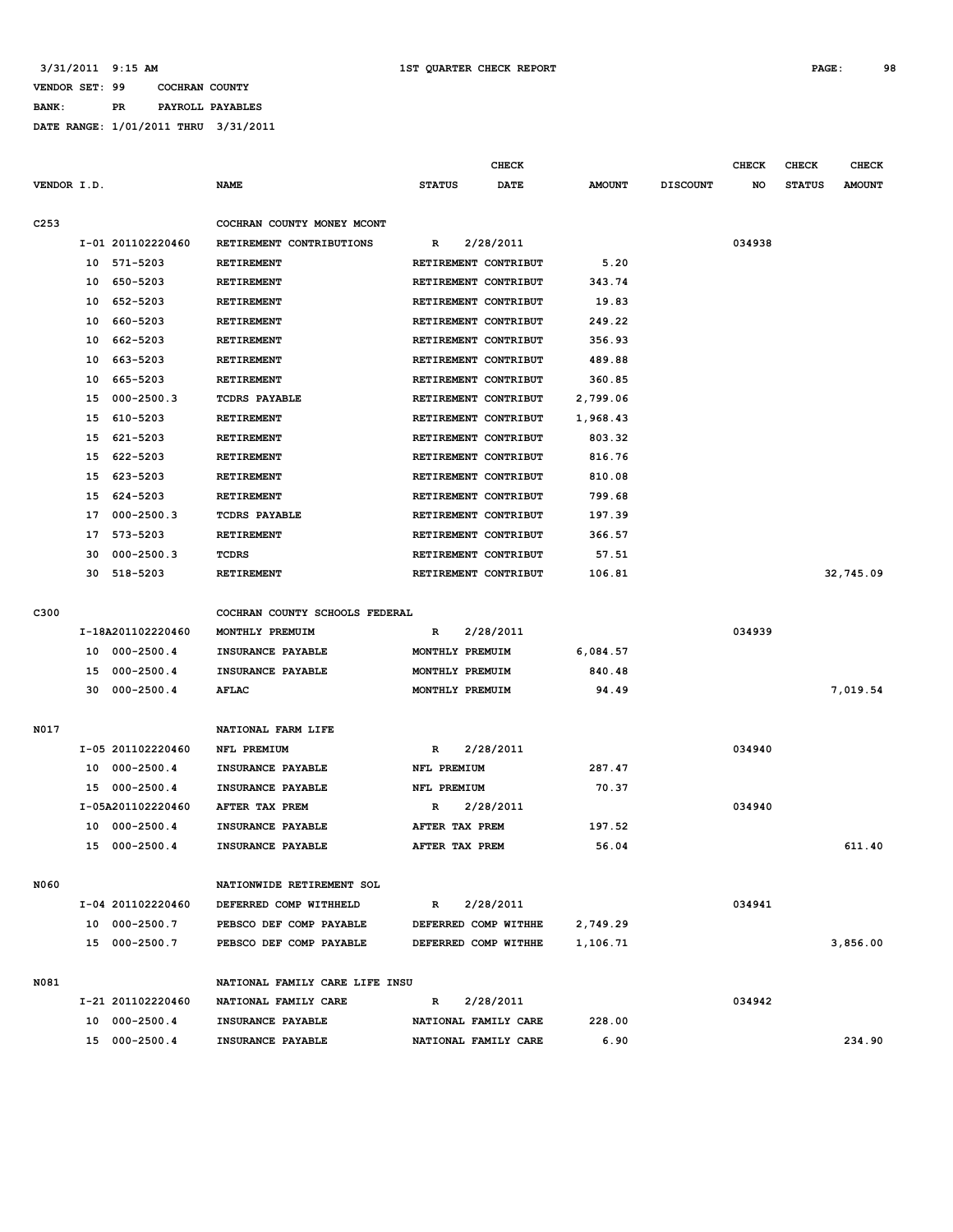3/31/2011 9:15 AM 1ST QUARTER CHECK REPORT

VENDOR SET: 99 COCHRAN COUNTY

BANK: PR PAYROLL PAYABLES

DATE RANGE: 1/01/2011 THRU 3/31/2011

| VENDOR I.D. | | NAME | STATUS | CHECK DATE | AMOUNT | DISCOUNT | CHECK NO | CHECK STATUS | CHECK AMOUNT |
|---|---|---|---|---|---|---|---|---|---|
| C253 | | COCHRAN COUNTY MONEY MCONT | | | | | | | |
| | I-01 201102220460 | RETIREMENT CONTRIBUTIONS | R | 2/28/2011 | | | 034938 | | |
| | 10 571-5203 | RETIREMENT | RETIREMENT CONTRIBUT | | 5.20 | | | | |
| | 10 650-5203 | RETIREMENT | RETIREMENT CONTRIBUT | | 343.74 | | | | |
| | 10 652-5203 | RETIREMENT | RETIREMENT CONTRIBUT | | 19.83 | | | | |
| | 10 660-5203 | RETIREMENT | RETIREMENT CONTRIBUT | | 249.22 | | | | |
| | 10 662-5203 | RETIREMENT | RETIREMENT CONTRIBUT | | 356.93 | | | | |
| | 10 663-5203 | RETIREMENT | RETIREMENT CONTRIBUT | | 489.88 | | | | |
| | 10 665-5203 | RETIREMENT | RETIREMENT CONTRIBUT | | 360.85 | | | | |
| | 15 000-2500.3 | TCDRS PAYABLE | RETIREMENT CONTRIBUT | | 2,799.06 | | | | |
| | 15 610-5203 | RETIREMENT | RETIREMENT CONTRIBUT | | 1,968.43 | | | | |
| | 15 621-5203 | RETIREMENT | RETIREMENT CONTRIBUT | | 803.32 | | | | |
| | 15 622-5203 | RETIREMENT | RETIREMENT CONTRIBUT | | 816.76 | | | | |
| | 15 623-5203 | RETIREMENT | RETIREMENT CONTRIBUT | | 810.08 | | | | |
| | 15 624-5203 | RETIREMENT | RETIREMENT CONTRIBUT | | 799.68 | | | | |
| | 17 000-2500.3 | TCDRS PAYABLE | RETIREMENT CONTRIBUT | | 197.39 | | | | |
| | 17 573-5203 | RETIREMENT | RETIREMENT CONTRIBUT | | 366.57 | | | | |
| | 30 000-2500.3 | TCDRS | RETIREMENT CONTRIBUT | | 57.51 | | | | |
| | 30 518-5203 | RETIREMENT | RETIREMENT CONTRIBUT | | 106.81 | | | | 32,745.09 |
| C300 | | COCHRAN COUNTY SCHOOLS FEDERAL | | | | | | | |
| | I-18A201102220460 | MONTHLY PREMUIM | R | 2/28/2011 | | | 034939 | | |
| | 10 000-2500.4 | INSURANCE PAYABLE | MONTHLY PREMUIM | | 6,084.57 | | | | |
| | 15 000-2500.4 | INSURANCE PAYABLE | MONTHLY PREMUIM | | 840.48 | | | | |
| | 30 000-2500.4 | AFLAC | MONTHLY PREMUIM | | 94.49 | | | | 7,019.54 |
| N017 | | NATIONAL FARM LIFE | | | | | | | |
| | I-05 201102220460 | NFL PREMIUM | R | 2/28/2011 | | | 034940 | | |
| | 10 000-2500.4 | INSURANCE PAYABLE | NFL PREMIUM | | 287.47 | | | | |
| | 15 000-2500.4 | INSURANCE PAYABLE | NFL PREMIUM | | 70.37 | | | | |
| | I-05A201102220460 | AFTER TAX PREM | R | 2/28/2011 | | | 034940 | | |
| | 10 000-2500.4 | INSURANCE PAYABLE | AFTER TAX PREM | | 197.52 | | | | |
| | 15 000-2500.4 | INSURANCE PAYABLE | AFTER TAX PREM | | 56.04 | | | | 611.40 |
| N060 | | NATIONWIDE RETIREMENT SOL | | | | | | | |
| | I-04 201102220460 | DEFERRED COMP WITHHELD | R | 2/28/2011 | | | 034941 | | |
| | 10 000-2500.7 | PEBSCO DEF COMP PAYABLE | DEFERRED COMP WITHHE | | 2,749.29 | | | | |
| | 15 000-2500.7 | PEBSCO DEF COMP PAYABLE | DEFERRED COMP WITHHE | | 1,106.71 | | | | 3,856.00 |
| N081 | | NATIONAL FAMILY CARE LIFE INSU | | | | | | | |
| | I-21 201102220460 | NATIONAL FAMILY CARE | R | 2/28/2011 | | | 034942 | | |
| | 10 000-2500.4 | INSURANCE PAYABLE | NATIONAL FAMILY CARE | | 228.00 | | | | |
| | 15 000-2500.4 | INSURANCE PAYABLE | NATIONAL FAMILY CARE | | 6.90 | | | | 234.90 |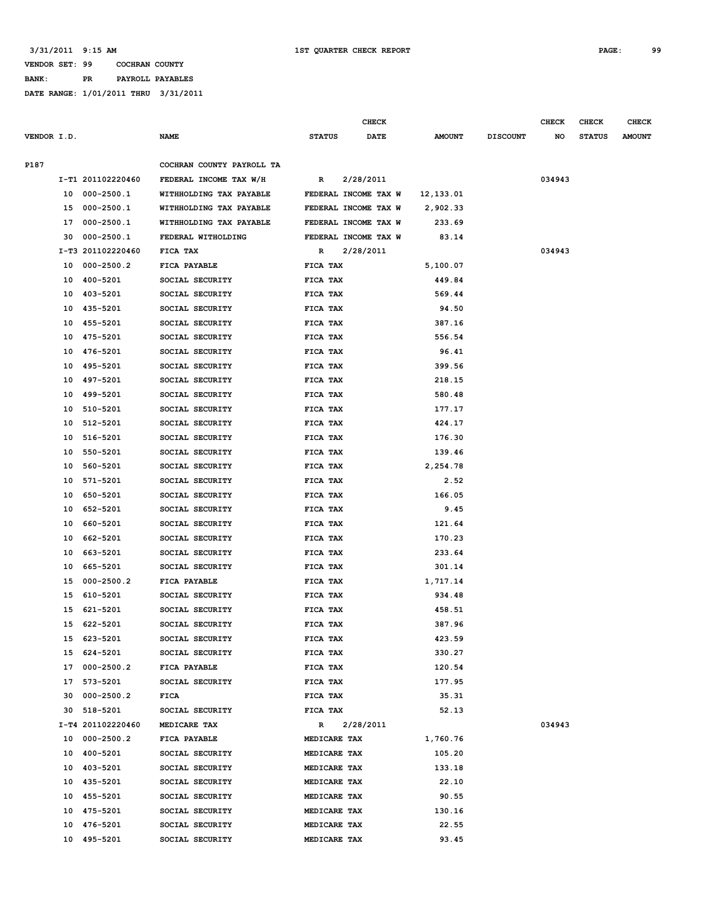3/31/2011 9:15 AM 1ST QUARTER CHECK REPORT

VENDOR SET: 99 COCHRAN COUNTY

BANK: PR PAYROLL PAYABLES

DATE RANGE: 1/01/2011 THRU 3/31/2011

| VENDOR I.D. | | NAME | STATUS | CHECK DATE | AMOUNT | DISCOUNT | CHECK NO | CHECK STATUS | CHECK AMOUNT |
|---|---|---|---|---|---|---|---|---|---|
| P187 | | COCHRAN COUNTY PAYROLL TA | | | | | | | |
| | I-T1 201102220460 | FEDERAL INCOME TAX W/H | R | 2/28/2011 | | | 034943 | | |
| | 10 000-2500.1 | WITHHOLDING TAX PAYABLE | FEDERAL INCOME TAX W | | 12,133.01 | | | | |
| | 15 000-2500.1 | WITHHOLDING TAX PAYABLE | FEDERAL INCOME TAX W | | 2,902.33 | | | | |
| | 17 000-2500.1 | WITHHOLDING TAX PAYABLE | FEDERAL INCOME TAX W | | 233.69 | | | | |
| | 30 000-2500.1 | FEDERAL WITHOLDING | FEDERAL INCOME TAX W | | 83.14 | | | | |
| | I-T3 201102220460 | FICA TAX | R | 2/28/2011 | | | 034943 | | |
| | 10 000-2500.2 | FICA PAYABLE | FICA TAX | | 5,100.07 | | | | |
| | 10 400-5201 | SOCIAL SECURITY | FICA TAX | | 449.84 | | | | |
| | 10 403-5201 | SOCIAL SECURITY | FICA TAX | | 569.44 | | | | |
| | 10 435-5201 | SOCIAL SECURITY | FICA TAX | | 94.50 | | | | |
| | 10 455-5201 | SOCIAL SECURITY | FICA TAX | | 387.16 | | | | |
| | 10 475-5201 | SOCIAL SECURITY | FICA TAX | | 556.54 | | | | |
| | 10 476-5201 | SOCIAL SECURITY | FICA TAX | | 96.41 | | | | |
| | 10 495-5201 | SOCIAL SECURITY | FICA TAX | | 399.56 | | | | |
| | 10 497-5201 | SOCIAL SECURITY | FICA TAX | | 218.15 | | | | |
| | 10 499-5201 | SOCIAL SECURITY | FICA TAX | | 580.48 | | | | |
| | 10 510-5201 | SOCIAL SECURITY | FICA TAX | | 177.17 | | | | |
| | 10 512-5201 | SOCIAL SECURITY | FICA TAX | | 424.17 | | | | |
| | 10 516-5201 | SOCIAL SECURITY | FICA TAX | | 176.30 | | | | |
| | 10 550-5201 | SOCIAL SECURITY | FICA TAX | | 139.46 | | | | |
| | 10 560-5201 | SOCIAL SECURITY | FICA TAX | | 2,254.78 | | | | |
| | 10 571-5201 | SOCIAL SECURITY | FICA TAX | | 2.52 | | | | |
| | 10 650-5201 | SOCIAL SECURITY | FICA TAX | | 166.05 | | | | |
| | 10 652-5201 | SOCIAL SECURITY | FICA TAX | | 9.45 | | | | |
| | 10 660-5201 | SOCIAL SECURITY | FICA TAX | | 121.64 | | | | |
| | 10 662-5201 | SOCIAL SECURITY | FICA TAX | | 170.23 | | | | |
| | 10 663-5201 | SOCIAL SECURITY | FICA TAX | | 233.64 | | | | |
| | 10 665-5201 | SOCIAL SECURITY | FICA TAX | | 301.14 | | | | |
| | 15 000-2500.2 | FICA PAYABLE | FICA TAX | | 1,717.14 | | | | |
| | 15 610-5201 | SOCIAL SECURITY | FICA TAX | | 934.48 | | | | |
| | 15 621-5201 | SOCIAL SECURITY | FICA TAX | | 458.51 | | | | |
| | 15 622-5201 | SOCIAL SECURITY | FICA TAX | | 387.96 | | | | |
| | 15 623-5201 | SOCIAL SECURITY | FICA TAX | | 423.59 | | | | |
| | 15 624-5201 | SOCIAL SECURITY | FICA TAX | | 330.27 | | | | |
| | 17 000-2500.2 | FICA PAYABLE | FICA TAX | | 120.54 | | | | |
| | 17 573-5201 | SOCIAL SECURITY | FICA TAX | | 177.95 | | | | |
| | 30 000-2500.2 | FICA | FICA TAX | | 35.31 | | | | |
| | 30 518-5201 | SOCIAL SECURITY | FICA TAX | | 52.13 | | | | |
| | I-T4 201102220460 | MEDICARE TAX | R | 2/28/2011 | | | 034943 | | |
| | 10 000-2500.2 | FICA PAYABLE | MEDICARE TAX | | 1,760.76 | | | | |
| | 10 400-5201 | SOCIAL SECURITY | MEDICARE TAX | | 105.20 | | | | |
| | 10 403-5201 | SOCIAL SECURITY | MEDICARE TAX | | 133.18 | | | | |
| | 10 435-5201 | SOCIAL SECURITY | MEDICARE TAX | | 22.10 | | | | |
| | 10 455-5201 | SOCIAL SECURITY | MEDICARE TAX | | 90.55 | | | | |
| | 10 475-5201 | SOCIAL SECURITY | MEDICARE TAX | | 130.16 | | | | |
| | 10 476-5201 | SOCIAL SECURITY | MEDICARE TAX | | 22.55 | | | | |
| | 10 495-5201 | SOCIAL SECURITY | MEDICARE TAX | | 93.45 | | | | |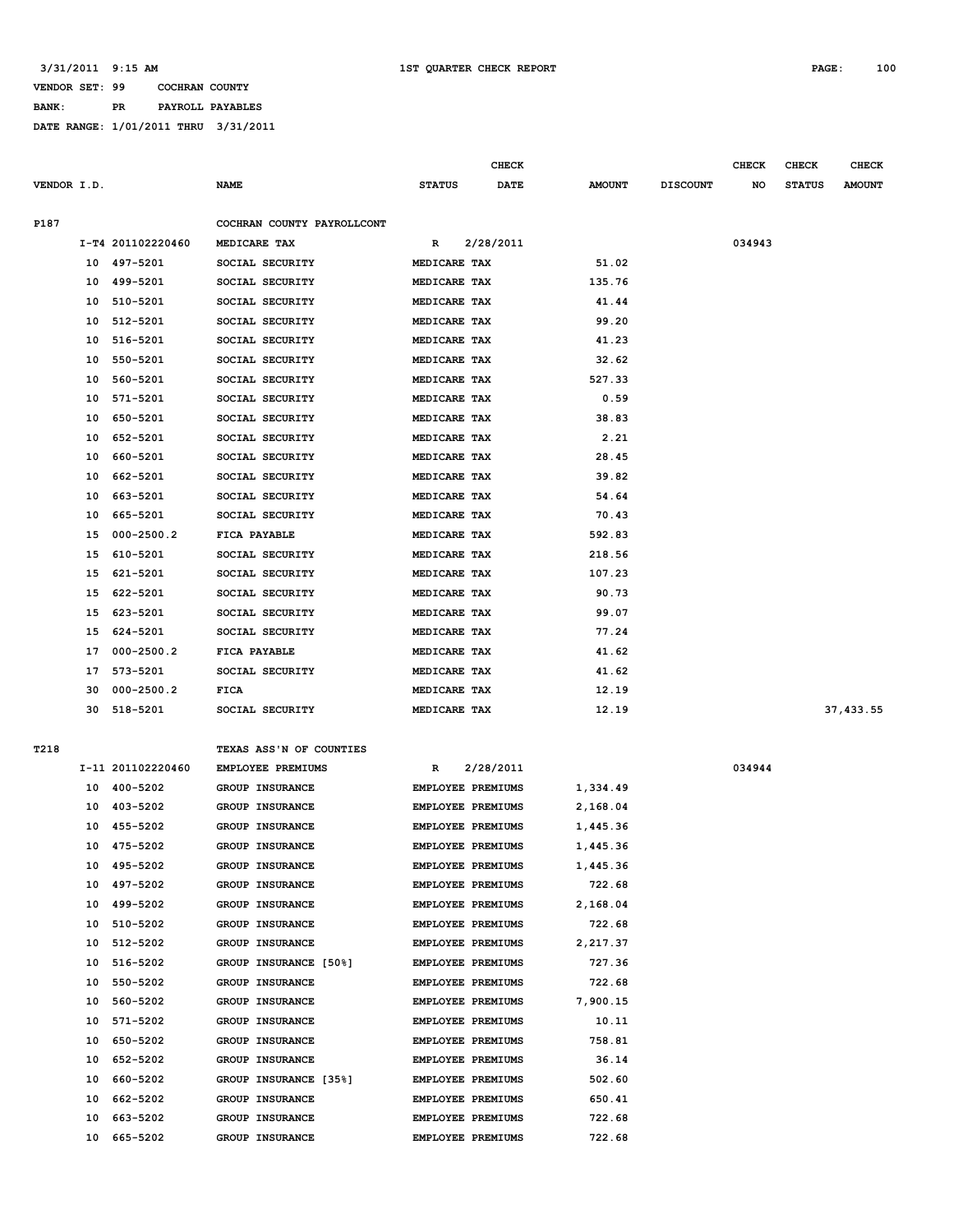3/31/2011 9:15 AM 1ST QUARTER CHECK REPORT

VENDOR SET: 99 COCHRAN COUNTY

BANK: PR PAYROLL PAYABLES

DATE RANGE: 1/01/2011 THRU 3/31/2011

| VENDOR I.D. | | NAME | STATUS | CHECK DATE | AMOUNT | DISCOUNT | CHECK NO | CHECK STATUS | CHECK AMOUNT |
|---|---|---|---|---|---|---|---|---|---|
| P187 | | COCHRAN COUNTY PAYROLLCONT | | | | | | | |
| | I-T4 201102220460 | MEDICARE TAX | R | 2/28/2011 | | | 034943 | | |
| | 10 497-5201 | SOCIAL SECURITY | MEDICARE TAX | | 51.02 | | | | |
| | 10 499-5201 | SOCIAL SECURITY | MEDICARE TAX | | 135.76 | | | | |
| | 10 510-5201 | SOCIAL SECURITY | MEDICARE TAX | | 41.44 | | | | |
| | 10 512-5201 | SOCIAL SECURITY | MEDICARE TAX | | 99.20 | | | | |
| | 10 516-5201 | SOCIAL SECURITY | MEDICARE TAX | | 41.23 | | | | |
| | 10 550-5201 | SOCIAL SECURITY | MEDICARE TAX | | 32.62 | | | | |
| | 10 560-5201 | SOCIAL SECURITY | MEDICARE TAX | | 527.33 | | | | |
| | 10 571-5201 | SOCIAL SECURITY | MEDICARE TAX | | 0.59 | | | | |
| | 10 650-5201 | SOCIAL SECURITY | MEDICARE TAX | | 38.83 | | | | |
| | 10 652-5201 | SOCIAL SECURITY | MEDICARE TAX | | 2.21 | | | | |
| | 10 660-5201 | SOCIAL SECURITY | MEDICARE TAX | | 28.45 | | | | |
| | 10 662-5201 | SOCIAL SECURITY | MEDICARE TAX | | 39.82 | | | | |
| | 10 663-5201 | SOCIAL SECURITY | MEDICARE TAX | | 54.64 | | | | |
| | 10 665-5201 | SOCIAL SECURITY | MEDICARE TAX | | 70.43 | | | | |
| | 15 000-2500.2 | FICA PAYABLE | MEDICARE TAX | | 592.83 | | | | |
| | 15 610-5201 | SOCIAL SECURITY | MEDICARE TAX | | 218.56 | | | | |
| | 15 621-5201 | SOCIAL SECURITY | MEDICARE TAX | | 107.23 | | | | |
| | 15 622-5201 | SOCIAL SECURITY | MEDICARE TAX | | 90.73 | | | | |
| | 15 623-5201 | SOCIAL SECURITY | MEDICARE TAX | | 99.07 | | | | |
| | 15 624-5201 | SOCIAL SECURITY | MEDICARE TAX | | 77.24 | | | | |
| | 17 000-2500.2 | FICA PAYABLE | MEDICARE TAX | | 41.62 | | | | |
| | 17 573-5201 | SOCIAL SECURITY | MEDICARE TAX | | 41.62 | | | | |
| | 30 000-2500.2 | FICA | MEDICARE TAX | | 12.19 | | | | |
| | 30 518-5201 | SOCIAL SECURITY | MEDICARE TAX | | 12.19 | | | | 37,433.55 |
| T218 | | TEXAS ASS'N OF COUNTIES | | | | | | | |
| | I-11 201102220460 | EMPLOYEE PREMIUMS | R | 2/28/2011 | | | 034944 | | |
| | 10 400-5202 | GROUP INSURANCE | EMPLOYEE PREMIUMS | | 1,334.49 | | | | |
| | 10 403-5202 | GROUP INSURANCE | EMPLOYEE PREMIUMS | | 2,168.04 | | | | |
| | 10 455-5202 | GROUP INSURANCE | EMPLOYEE PREMIUMS | | 1,445.36 | | | | |
| | 10 475-5202 | GROUP INSURANCE | EMPLOYEE PREMIUMS | | 1,445.36 | | | | |
| | 10 495-5202 | GROUP INSURANCE | EMPLOYEE PREMIUMS | | 1,445.36 | | | | |
| | 10 497-5202 | GROUP INSURANCE | EMPLOYEE PREMIUMS | | 722.68 | | | | |
| | 10 499-5202 | GROUP INSURANCE | EMPLOYEE PREMIUMS | | 2,168.04 | | | | |
| | 10 510-5202 | GROUP INSURANCE | EMPLOYEE PREMIUMS | | 722.68 | | | | |
| | 10 512-5202 | GROUP INSURANCE | EMPLOYEE PREMIUMS | | 2,217.37 | | | | |
| | 10 516-5202 | GROUP INSURANCE [50%] | EMPLOYEE PREMIUMS | | 727.36 | | | | |
| | 10 550-5202 | GROUP INSURANCE | EMPLOYEE PREMIUMS | | 722.68 | | | | |
| | 10 560-5202 | GROUP INSURANCE | EMPLOYEE PREMIUMS | | 7,900.15 | | | | |
| | 10 571-5202 | GROUP INSURANCE | EMPLOYEE PREMIUMS | | 10.11 | | | | |
| | 10 650-5202 | GROUP INSURANCE | EMPLOYEE PREMIUMS | | 758.81 | | | | |
| | 10 652-5202 | GROUP INSURANCE | EMPLOYEE PREMIUMS | | 36.14 | | | | |
| | 10 660-5202 | GROUP INSURANCE [35%] | EMPLOYEE PREMIUMS | | 502.60 | | | | |
| | 10 662-5202 | GROUP INSURANCE | EMPLOYEE PREMIUMS | | 650.41 | | | | |
| | 10 663-5202 | GROUP INSURANCE | EMPLOYEE PREMIUMS | | 722.68 | | | | |
| | 10 665-5202 | GROUP INSURANCE | EMPLOYEE PREMIUMS | | 722.68 | | | | |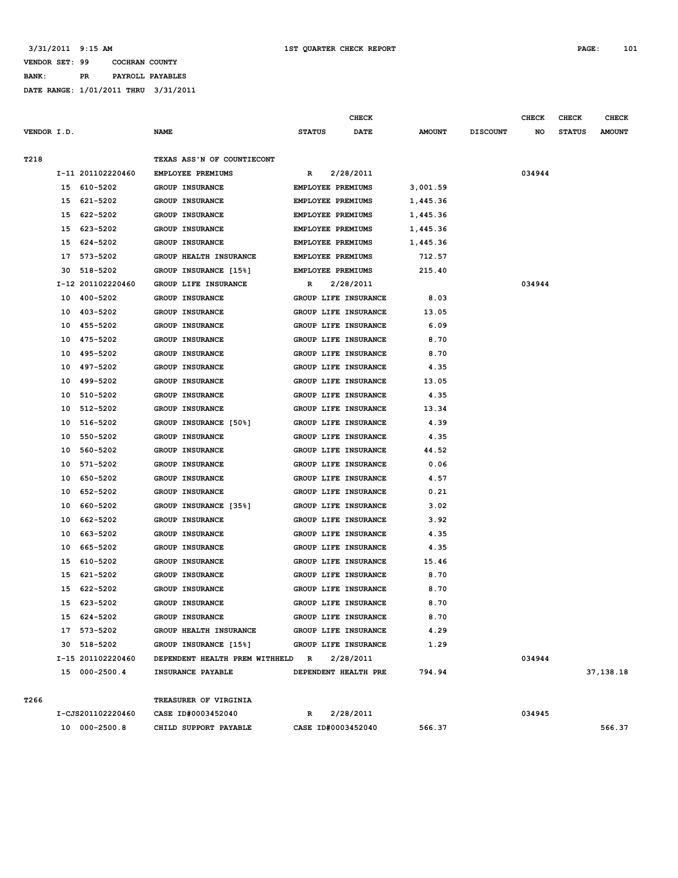3/31/2011 9:15 AM &nbsp;&nbsp;&nbsp; 1ST QUARTER CHECK REPORT

VENDOR SET: 99 &nbsp;&nbsp; COCHRAN COUNTY
BANK: &nbsp;&nbsp; PR &nbsp;&nbsp; PAYROLL PAYABLES
DATE RANGE: 1/01/2011 THRU 3/31/2011

| VENDOR I.D. | | NAME | STATUS | CHECK DATE | AMOUNT | DISCOUNT | CHECK NO | CHECK STATUS | CHECK AMOUNT |
|---|---|---|---|---|---|---|---|---|---|
| T218 | | TEXAS ASS'N OF COUNTIECONT | | | | | | | |
| | I-11 201102220460 | EMPLOYEE PREMIUMS | R | 2/28/2011 | | | 034944 | | |
| | 15 610-5202 | GROUP INSURANCE | EMPLOYEE PREMIUMS | | 3,001.59 | | | | |
| | 15 621-5202 | GROUP INSURANCE | EMPLOYEE PREMIUMS | | 1,445.36 | | | | |
| | 15 622-5202 | GROUP INSURANCE | EMPLOYEE PREMIUMS | | 1,445.36 | | | | |
| | 15 623-5202 | GROUP INSURANCE | EMPLOYEE PREMIUMS | | 1,445.36 | | | | |
| | 15 624-5202 | GROUP INSURANCE | EMPLOYEE PREMIUMS | | 1,445.36 | | | | |
| | 17 573-5202 | GROUP HEALTH INSURANCE | EMPLOYEE PREMIUMS | | 712.57 | | | | |
| | 30 518-5202 | GROUP INSURANCE [15%] | EMPLOYEE PREMIUMS | | 215.40 | | | | |
| | I-12 201102220460 | GROUP LIFE INSURANCE | R | 2/28/2011 | | | 034944 | | |
| | 10 400-5202 | GROUP INSURANCE | GROUP LIFE INSURANCE | | 8.03 | | | | |
| | 10 403-5202 | GROUP INSURANCE | GROUP LIFE INSURANCE | | 13.05 | | | | |
| | 10 455-5202 | GROUP INSURANCE | GROUP LIFE INSURANCE | | 6.09 | | | | |
| | 10 475-5202 | GROUP INSURANCE | GROUP LIFE INSURANCE | | 8.70 | | | | |
| | 10 495-5202 | GROUP INSURANCE | GROUP LIFE INSURANCE | | 8.70 | | | | |
| | 10 497-5202 | GROUP INSURANCE | GROUP LIFE INSURANCE | | 4.35 | | | | |
| | 10 499-5202 | GROUP INSURANCE | GROUP LIFE INSURANCE | | 13.05 | | | | |
| | 10 510-5202 | GROUP INSURANCE | GROUP LIFE INSURANCE | | 4.35 | | | | |
| | 10 512-5202 | GROUP INSURANCE | GROUP LIFE INSURANCE | | 13.34 | | | | |
| | 10 516-5202 | GROUP INSURANCE [50%] | GROUP LIFE INSURANCE | | 4.39 | | | | |
| | 10 550-5202 | GROUP INSURANCE | GROUP LIFE INSURANCE | | 4.35 | | | | |
| | 10 560-5202 | GROUP INSURANCE | GROUP LIFE INSURANCE | | 44.52 | | | | |
| | 10 571-5202 | GROUP INSURANCE | GROUP LIFE INSURANCE | | 0.06 | | | | |
| | 10 650-5202 | GROUP INSURANCE | GROUP LIFE INSURANCE | | 4.57 | | | | |
| | 10 652-5202 | GROUP INSURANCE | GROUP LIFE INSURANCE | | 0.21 | | | | |
| | 10 660-5202 | GROUP INSURANCE [35%] | GROUP LIFE INSURANCE | | 3.02 | | | | |
| | 10 662-5202 | GROUP INSURANCE | GROUP LIFE INSURANCE | | 3.92 | | | | |
| | 10 663-5202 | GROUP INSURANCE | GROUP LIFE INSURANCE | | 4.35 | | | | |
| | 10 665-5202 | GROUP INSURANCE | GROUP LIFE INSURANCE | | 4.35 | | | | |
| | 15 610-5202 | GROUP INSURANCE | GROUP LIFE INSURANCE | | 15.46 | | | | |
| | 15 621-5202 | GROUP INSURANCE | GROUP LIFE INSURANCE | | 8.70 | | | | |
| | 15 622-5202 | GROUP INSURANCE | GROUP LIFE INSURANCE | | 8.70 | | | | |
| | 15 623-5202 | GROUP INSURANCE | GROUP LIFE INSURANCE | | 8.70 | | | | |
| | 15 624-5202 | GROUP INSURANCE | GROUP LIFE INSURANCE | | 8.70 | | | | |
| | 17 573-5202 | GROUP HEALTH INSURANCE | GROUP LIFE INSURANCE | | 4.29 | | | | |
| | 30 518-5202 | GROUP INSURANCE [15%] | GROUP LIFE INSURANCE | | 1.29 | | | | |
| | I-15 201102220460 | DEPENDENT HEALTH PREM WITHHELD | R | 2/28/2011 | | | 034944 | | |
| | 15 000-2500.4 | INSURANCE PAYABLE | DEPENDENT HEALTH PRE | | 794.94 | | | | 37,138.18 |
| T266 | | TREASURER OF VIRGINIA | | | | | | | |
| | I-CJS201102220460 | CASE ID#0003452040 | R | 2/28/2011 | | | 034945 | | |
| | 10 000-2500.8 | CHILD SUPPORT PAYABLE | CASE ID#0003452040 | | 566.37 | | | | 566.37 |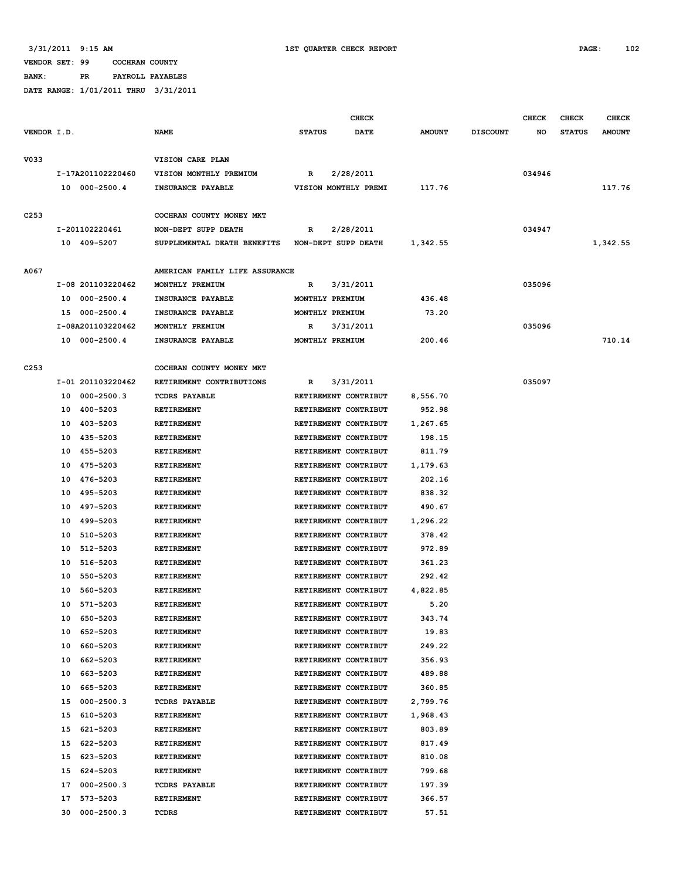3/31/2011 9:15 AM 1ST QUARTER CHECK REPORT

VENDOR SET: 99 COCHRAN COUNTY
BANK: PR PAYROLL PAYABLES
DATE RANGE: 1/01/2011 THRU 3/31/2011

| VENDOR I.D. | | NAME | STATUS | CHECK DATE | AMOUNT | DISCOUNT | CHECK NO | CHECK STATUS | CHECK AMOUNT |
|---|---|---|---|---|---|---|---|---|---|
| V033 | | VISION CARE PLAN | | | | | | | |
| | I-17A201102220460 | VISION MONTHLY PREMIUM | R | 2/28/2011 | | | 034946 | | |
| | 10 000-2500.4 | INSURANCE PAYABLE | VISION MONTHLY PREMI | | 117.76 | | | | 117.76 |
| C253 | | COCHRAN COUNTY MONEY MKT | | | | | | | |
| | I-201102220461 | NON-DEPT SUPP DEATH | R | 2/28/2011 | | | 034947 | | |
| | 10 409-5207 | SUPPLEMENTAL DEATH BENEFITS | NON-DEPT SUPP DEATH | | 1,342.55 | | | | 1,342.55 |
| A067 | | AMERICAN FAMILY LIFE ASSURANCE | | | | | | | |
| | I-08 201103220462 | MONTHLY PREMIUM | R | 3/31/2011 | | | 035096 | | |
| | 10 000-2500.4 | INSURANCE PAYABLE | MONTHLY PREMIUM | | 436.48 | | | | |
| | 15 000-2500.4 | INSURANCE PAYABLE | MONTHLY PREMIUM | | 73.20 | | | | |
| | I-08A201103220462 | MONTHLY PREMIUM | R | 3/31/2011 | | | 035096 | | |
| | 10 000-2500.4 | INSURANCE PAYABLE | MONTHLY PREMIUM | | 200.46 | | | | 710.14 |
| C253 | | COCHRAN COUNTY MONEY MKT | | | | | | | |
| | I-01 201103220462 | RETIREMENT CONTRIBUTIONS | R | 3/31/2011 | | | 035097 | | |
| | 10 000-2500.3 | TCDRS PAYABLE | RETIREMENT CONTRIBUT | | 8,556.70 | | | | |
| | 10 400-5203 | RETIREMENT | RETIREMENT CONTRIBUT | | 952.98 | | | | |
| | 10 403-5203 | RETIREMENT | RETIREMENT CONTRIBUT | | 1,267.65 | | | | |
| | 10 435-5203 | RETIREMENT | RETIREMENT CONTRIBUT | | 198.15 | | | | |
| | 10 455-5203 | RETIREMENT | RETIREMENT CONTRIBUT | | 811.79 | | | | |
| | 10 475-5203 | RETIREMENT | RETIREMENT CONTRIBUT | | 1,179.63 | | | | |
| | 10 476-5203 | RETIREMENT | RETIREMENT CONTRIBUT | | 202.16 | | | | |
| | 10 495-5203 | RETIREMENT | RETIREMENT CONTRIBUT | | 838.32 | | | | |
| | 10 497-5203 | RETIREMENT | RETIREMENT CONTRIBUT | | 490.67 | | | | |
| | 10 499-5203 | RETIREMENT | RETIREMENT CONTRIBUT | | 1,296.22 | | | | |
| | 10 510-5203 | RETIREMENT | RETIREMENT CONTRIBUT | | 378.42 | | | | |
| | 10 512-5203 | RETIREMENT | RETIREMENT CONTRIBUT | | 972.89 | | | | |
| | 10 516-5203 | RETIREMENT | RETIREMENT CONTRIBUT | | 361.23 | | | | |
| | 10 550-5203 | RETIREMENT | RETIREMENT CONTRIBUT | | 292.42 | | | | |
| | 10 560-5203 | RETIREMENT | RETIREMENT CONTRIBUT | | 4,822.85 | | | | |
| | 10 571-5203 | RETIREMENT | RETIREMENT CONTRIBUT | | 5.20 | | | | |
| | 10 650-5203 | RETIREMENT | RETIREMENT CONTRIBUT | | 343.74 | | | | |
| | 10 652-5203 | RETIREMENT | RETIREMENT CONTRIBUT | | 19.83 | | | | |
| | 10 660-5203 | RETIREMENT | RETIREMENT CONTRIBUT | | 249.22 | | | | |
| | 10 662-5203 | RETIREMENT | RETIREMENT CONTRIBUT | | 356.93 | | | | |
| | 10 663-5203 | RETIREMENT | RETIREMENT CONTRIBUT | | 489.88 | | | | |
| | 10 665-5203 | RETIREMENT | RETIREMENT CONTRIBUT | | 360.85 | | | | |
| | 15 000-2500.3 | TCDRS PAYABLE | RETIREMENT CONTRIBUT | | 2,799.76 | | | | |
| | 15 610-5203 | RETIREMENT | RETIREMENT CONTRIBUT | | 1,968.43 | | | | |
| | 15 621-5203 | RETIREMENT | RETIREMENT CONTRIBUT | | 803.89 | | | | |
| | 15 622-5203 | RETIREMENT | RETIREMENT CONTRIBUT | | 817.49 | | | | |
| | 15 623-5203 | RETIREMENT | RETIREMENT CONTRIBUT | | 810.08 | | | | |
| | 15 624-5203 | RETIREMENT | RETIREMENT CONTRIBUT | | 799.68 | | | | |
| | 17 000-2500.3 | TCDRS PAYABLE | RETIREMENT CONTRIBUT | | 197.39 | | | | |
| | 17 573-5203 | RETIREMENT | RETIREMENT CONTRIBUT | | 366.57 | | | | |
| | 30 000-2500.3 | TCDRS | RETIREMENT CONTRIBUT | | 57.51 | | | | |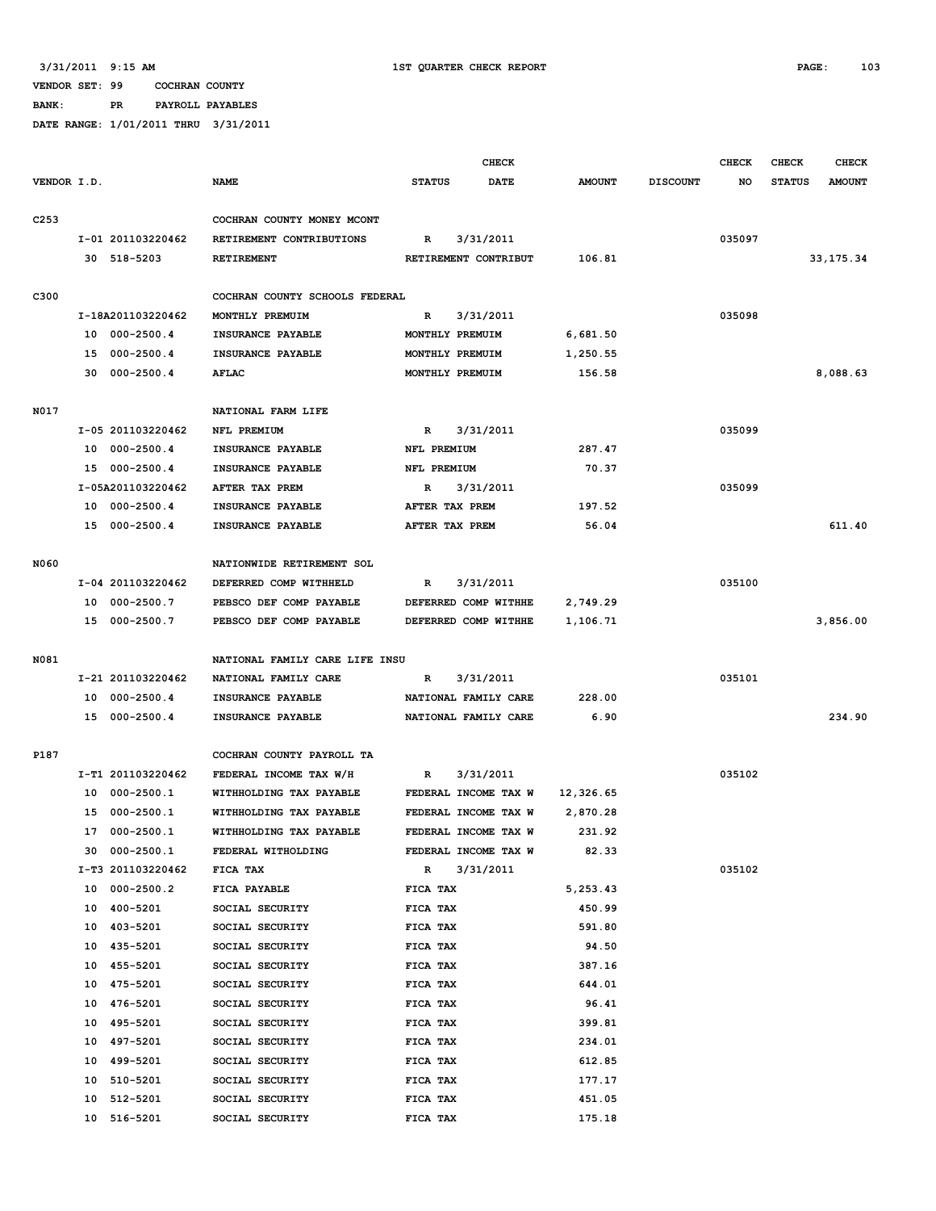3/31/2011 9:15 AM — 1ST QUARTER CHECK REPORT

VENDOR SET: 99 COCHRAN COUNTY

BANK: PR PAYROLL PAYABLES

DATE RANGE: 1/01/2011 THRU 3/31/2011

| VENDOR I.D. | NAME | STATUS | CHECK DATE | AMOUNT | DISCOUNT | CHECK NO | CHECK STATUS | CHECK AMOUNT |
|---|---|---|---|---|---|---|---|---|
| C253 | COCHRAN COUNTY MONEY MCONT | | | | | | | |
| I-01 201103220462 | RETIREMENT CONTRIBUTIONS | R | 3/31/2011 | | | 035097 | | |
| 30 518-5203 | RETIREMENT | RETIREMENT CONTRIBUT | | 106.81 | | | | 33,175.34 |
| C300 | COCHRAN COUNTY SCHOOLS FEDERAL | | | | | | | |
| I-18A201103220462 | MONTHLY PREMUIM | R | 3/31/2011 | | | 035098 | | |
| 10 000-2500.4 | INSURANCE PAYABLE | MONTHLY PREMUIM | | 6,681.50 | | | | |
| 15 000-2500.4 | INSURANCE PAYABLE | MONTHLY PREMUIM | | 1,250.55 | | | | |
| 30 000-2500.4 | AFLAC | MONTHLY PREMUIM | | 156.58 | | | | 8,088.63 |
| N017 | NATIONAL FARM LIFE | | | | | | | |
| I-05 201103220462 | NFL PREMIUM | R | 3/31/2011 | | | 035099 | | |
| 10 000-2500.4 | INSURANCE PAYABLE | NFL PREMIUM | | 287.47 | | | | |
| 15 000-2500.4 | INSURANCE PAYABLE | NFL PREMIUM | | 70.37 | | | | |
| I-05A201103220462 | AFTER TAX PREM | R | 3/31/2011 | | | 035099 | | |
| 10 000-2500.4 | INSURANCE PAYABLE | AFTER TAX PREM | | 197.52 | | | | |
| 15 000-2500.4 | INSURANCE PAYABLE | AFTER TAX PREM | | 56.04 | | | | 611.40 |
| N060 | NATIONWIDE RETIREMENT SOL | | | | | | | |
| I-04 201103220462 | DEFERRED COMP WITHHELD | R | 3/31/2011 | | | 035100 | | |
| 10 000-2500.7 | PEBSCO DEF COMP PAYABLE | DEFERRED COMP WITHHE | | 2,749.29 | | | | |
| 15 000-2500.7 | PEBSCO DEF COMP PAYABLE | DEFERRED COMP WITHHE | | 1,106.71 | | | | 3,856.00 |
| N081 | NATIONAL FAMILY CARE LIFE INSU | | | | | | | |
| I-21 201103220462 | NATIONAL FAMILY CARE | R | 3/31/2011 | | | 035101 | | |
| 10 000-2500.4 | INSURANCE PAYABLE | NATIONAL FAMILY CARE | | 228.00 | | | | |
| 15 000-2500.4 | INSURANCE PAYABLE | NATIONAL FAMILY CARE | | 6.90 | | | | 234.90 |
| P187 | COCHRAN COUNTY PAYROLL TA | | | | | | | |
| I-T1 201103220462 | FEDERAL INCOME TAX W/H | R | 3/31/2011 | | | 035102 | | |
| 10 000-2500.1 | WITHHOLDING TAX PAYABLE | FEDERAL INCOME TAX W | | 12,326.65 | | | | |
| 15 000-2500.1 | WITHHOLDING TAX PAYABLE | FEDERAL INCOME TAX W | | 2,870.28 | | | | |
| 17 000-2500.1 | WITHHOLDING TAX PAYABLE | FEDERAL INCOME TAX W | | 231.92 | | | | |
| 30 000-2500.1 | FEDERAL WITHOLDING | FEDERAL INCOME TAX W | | 82.33 | | | | |
| I-T3 201103220462 | FICA TAX | R | 3/31/2011 | | | 035102 | | |
| 10 000-2500.2 | FICA PAYABLE | FICA TAX | | 5,253.43 | | | | |
| 10 400-5201 | SOCIAL SECURITY | FICA TAX | | 450.99 | | | | |
| 10 403-5201 | SOCIAL SECURITY | FICA TAX | | 591.80 | | | | |
| 10 435-5201 | SOCIAL SECURITY | FICA TAX | | 94.50 | | | | |
| 10 455-5201 | SOCIAL SECURITY | FICA TAX | | 387.16 | | | | |
| 10 475-5201 | SOCIAL SECURITY | FICA TAX | | 644.01 | | | | |
| 10 476-5201 | SOCIAL SECURITY | FICA TAX | | 96.41 | | | | |
| 10 495-5201 | SOCIAL SECURITY | FICA TAX | | 399.81 | | | | |
| 10 497-5201 | SOCIAL SECURITY | FICA TAX | | 234.01 | | | | |
| 10 499-5201 | SOCIAL SECURITY | FICA TAX | | 612.85 | | | | |
| 10 510-5201 | SOCIAL SECURITY | FICA TAX | | 177.17 | | | | |
| 10 512-5201 | SOCIAL SECURITY | FICA TAX | | 451.05 | | | | |
| 10 516-5201 | SOCIAL SECURITY | FICA TAX | | 175.18 | | | | |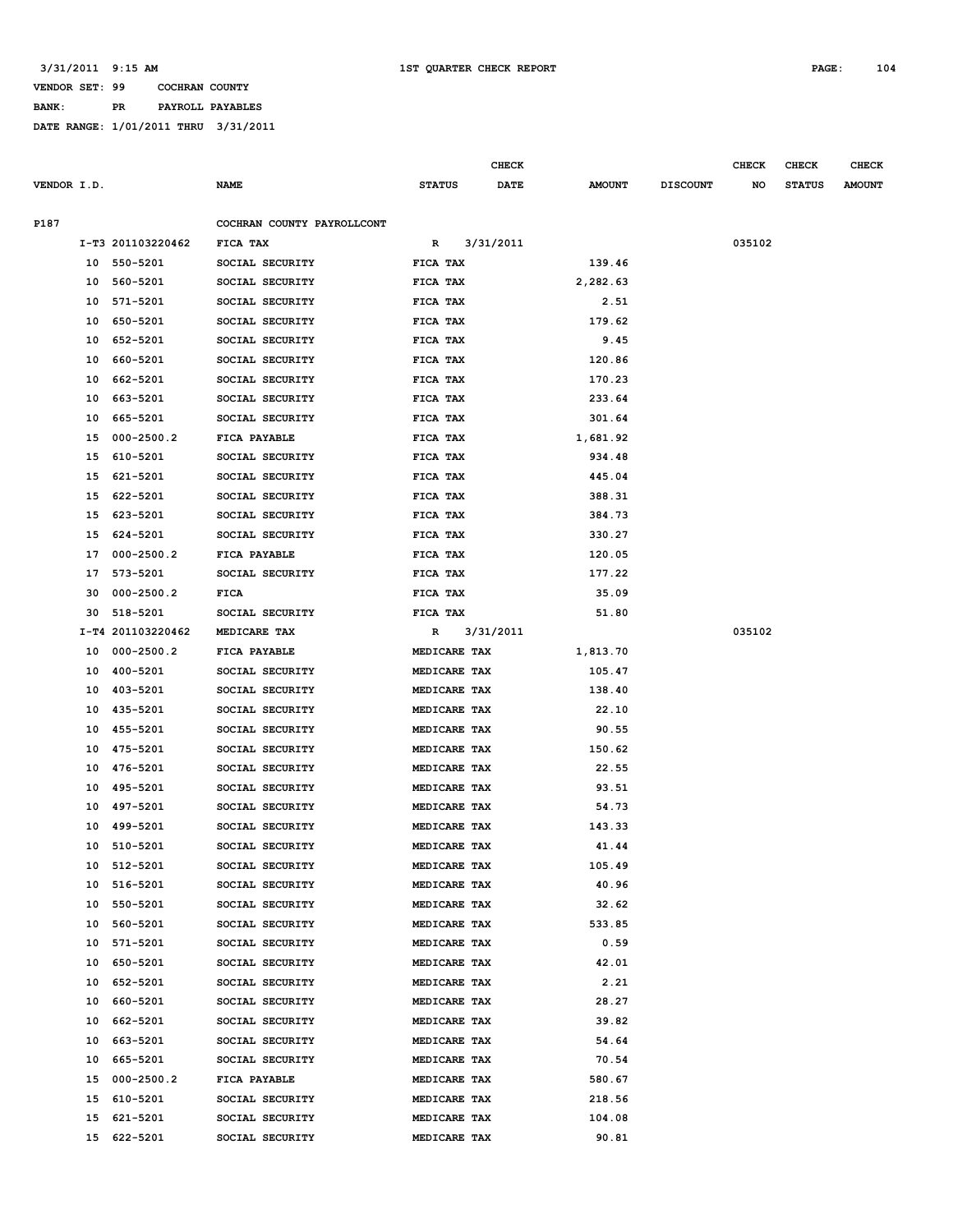3/31/2011 9:15 AM 1ST QUARTER CHECK REPORT

VENDOR SET: 99 COCHRAN COUNTY
BANK: PR PAYROLL PAYABLES
DATE RANGE: 1/01/2011 THRU 3/31/2011

| VENDOR I.D. | | NAME | STATUS | CHECK DATE | AMOUNT | DISCOUNT | CHECK NO | CHECK STATUS | CHECK AMOUNT |
|---|---|---|---|---|---|---|---|---|---|
| P187 | | COCHRAN COUNTY PAYROLLCONT | | | | | | | |
| | I-T3 201103220462 | FICA TAX | R | 3/31/2011 | | | 035102 | | |
| 10 | 550-5201 | SOCIAL SECURITY | FICA TAX | | 139.46 | | | | |
| 10 | 560-5201 | SOCIAL SECURITY | FICA TAX | | 2,282.63 | | | | |
| 10 | 571-5201 | SOCIAL SECURITY | FICA TAX | | 2.51 | | | | |
| 10 | 650-5201 | SOCIAL SECURITY | FICA TAX | | 179.62 | | | | |
| 10 | 652-5201 | SOCIAL SECURITY | FICA TAX | | 9.45 | | | | |
| 10 | 660-5201 | SOCIAL SECURITY | FICA TAX | | 120.86 | | | | |
| 10 | 662-5201 | SOCIAL SECURITY | FICA TAX | | 170.23 | | | | |
| 10 | 663-5201 | SOCIAL SECURITY | FICA TAX | | 233.64 | | | | |
| 10 | 665-5201 | SOCIAL SECURITY | FICA TAX | | 301.64 | | | | |
| 15 | 000-2500.2 | FICA PAYABLE | FICA TAX | | 1,681.92 | | | | |
| 15 | 610-5201 | SOCIAL SECURITY | FICA TAX | | 934.48 | | | | |
| 15 | 621-5201 | SOCIAL SECURITY | FICA TAX | | 445.04 | | | | |
| 15 | 622-5201 | SOCIAL SECURITY | FICA TAX | | 388.31 | | | | |
| 15 | 623-5201 | SOCIAL SECURITY | FICA TAX | | 384.73 | | | | |
| 15 | 624-5201 | SOCIAL SECURITY | FICA TAX | | 330.27 | | | | |
| 17 | 000-2500.2 | FICA PAYABLE | FICA TAX | | 120.05 | | | | |
| 17 | 573-5201 | SOCIAL SECURITY | FICA TAX | | 177.22 | | | | |
| 30 | 000-2500.2 | FICA | FICA TAX | | 35.09 | | | | |
| 30 | 518-5201 | SOCIAL SECURITY | FICA TAX | | 51.80 | | | | |
| | I-T4 201103220462 | MEDICARE TAX | R | 3/31/2011 | | | 035102 | | |
| 10 | 000-2500.2 | FICA PAYABLE | MEDICARE TAX | | 1,813.70 | | | | |
| 10 | 400-5201 | SOCIAL SECURITY | MEDICARE TAX | | 105.47 | | | | |
| 10 | 403-5201 | SOCIAL SECURITY | MEDICARE TAX | | 138.40 | | | | |
| 10 | 435-5201 | SOCIAL SECURITY | MEDICARE TAX | | 22.10 | | | | |
| 10 | 455-5201 | SOCIAL SECURITY | MEDICARE TAX | | 90.55 | | | | |
| 10 | 475-5201 | SOCIAL SECURITY | MEDICARE TAX | | 150.62 | | | | |
| 10 | 476-5201 | SOCIAL SECURITY | MEDICARE TAX | | 22.55 | | | | |
| 10 | 495-5201 | SOCIAL SECURITY | MEDICARE TAX | | 93.51 | | | | |
| 10 | 497-5201 | SOCIAL SECURITY | MEDICARE TAX | | 54.73 | | | | |
| 10 | 499-5201 | SOCIAL SECURITY | MEDICARE TAX | | 143.33 | | | | |
| 10 | 510-5201 | SOCIAL SECURITY | MEDICARE TAX | | 41.44 | | | | |
| 10 | 512-5201 | SOCIAL SECURITY | MEDICARE TAX | | 105.49 | | | | |
| 10 | 516-5201 | SOCIAL SECURITY | MEDICARE TAX | | 40.96 | | | | |
| 10 | 550-5201 | SOCIAL SECURITY | MEDICARE TAX | | 32.62 | | | | |
| 10 | 560-5201 | SOCIAL SECURITY | MEDICARE TAX | | 533.85 | | | | |
| 10 | 571-5201 | SOCIAL SECURITY | MEDICARE TAX | | 0.59 | | | | |
| 10 | 650-5201 | SOCIAL SECURITY | MEDICARE TAX | | 42.01 | | | | |
| 10 | 652-5201 | SOCIAL SECURITY | MEDICARE TAX | | 2.21 | | | | |
| 10 | 660-5201 | SOCIAL SECURITY | MEDICARE TAX | | 28.27 | | | | |
| 10 | 662-5201 | SOCIAL SECURITY | MEDICARE TAX | | 39.82 | | | | |
| 10 | 663-5201 | SOCIAL SECURITY | MEDICARE TAX | | 54.64 | | | | |
| 10 | 665-5201 | SOCIAL SECURITY | MEDICARE TAX | | 70.54 | | | | |
| 15 | 000-2500.2 | FICA PAYABLE | MEDICARE TAX | | 580.67 | | | | |
| 15 | 610-5201 | SOCIAL SECURITY | MEDICARE TAX | | 218.56 | | | | |
| 15 | 621-5201 | SOCIAL SECURITY | MEDICARE TAX | | 104.08 | | | | |
| 15 | 622-5201 | SOCIAL SECURITY | MEDICARE TAX | | 90.81 | | | | |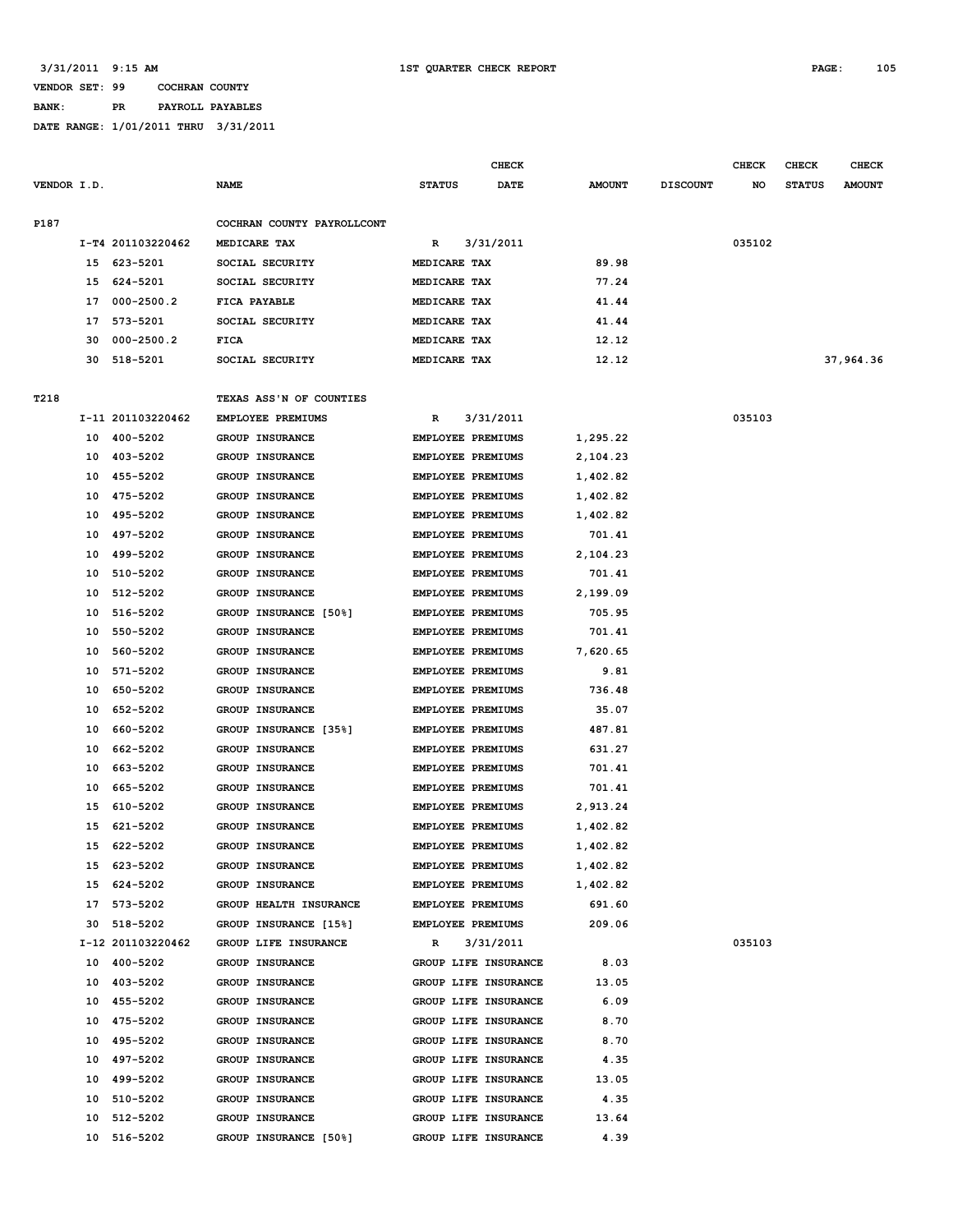3/31/2011 9:15 AM 1ST QUARTER CHECK REPORT

VENDOR SET: 99 COCHRAN COUNTY

BANK: PR PAYROLL PAYABLES

DATE RANGE: 1/01/2011 THRU 3/31/2011

| VENDOR I.D. | | NAME | STATUS | CHECK DATE | AMOUNT | DISCOUNT | CHECK NO | CHECK STATUS | CHECK AMOUNT |
|---|---|---|---|---|---|---|---|---|---|
| P187 | | COCHRAN COUNTY PAYROLLCONT | | | | | | | |
| | I-T4 201103220462 | MEDICARE TAX | R | 3/31/2011 | | | 035102 | | |
| | 15 623-5201 | SOCIAL SECURITY | MEDICARE TAX | | 89.98 | | | | |
| | 15 624-5201 | SOCIAL SECURITY | MEDICARE TAX | | 77.24 | | | | |
| | 17 000-2500.2 | FICA PAYABLE | MEDICARE TAX | | 41.44 | | | | |
| | 17 573-5201 | SOCIAL SECURITY | MEDICARE TAX | | 41.44 | | | | |
| | 30 000-2500.2 | FICA | MEDICARE TAX | | 12.12 | | | | |
| | 30 518-5201 | SOCIAL SECURITY | MEDICARE TAX | | 12.12 | | | | 37,964.36 |
| T218 | | TEXAS ASS'N OF COUNTIES | | | | | | | |
| | I-11 201103220462 | EMPLOYEE PREMIUMS | R | 3/31/2011 | | | 035103 | | |
| | 10 400-5202 | GROUP INSURANCE | EMPLOYEE PREMIUMS | | 1,295.22 | | | | |
| | 10 403-5202 | GROUP INSURANCE | EMPLOYEE PREMIUMS | | 2,104.23 | | | | |
| | 10 455-5202 | GROUP INSURANCE | EMPLOYEE PREMIUMS | | 1,402.82 | | | | |
| | 10 475-5202 | GROUP INSURANCE | EMPLOYEE PREMIUMS | | 1,402.82 | | | | |
| | 10 495-5202 | GROUP INSURANCE | EMPLOYEE PREMIUMS | | 1,402.82 | | | | |
| | 10 497-5202 | GROUP INSURANCE | EMPLOYEE PREMIUMS | | 701.41 | | | | |
| | 10 499-5202 | GROUP INSURANCE | EMPLOYEE PREMIUMS | | 2,104.23 | | | | |
| | 10 510-5202 | GROUP INSURANCE | EMPLOYEE PREMIUMS | | 701.41 | | | | |
| | 10 512-5202 | GROUP INSURANCE | EMPLOYEE PREMIUMS | | 2,199.09 | | | | |
| | 10 516-5202 | GROUP INSURANCE [50%] | EMPLOYEE PREMIUMS | | 705.95 | | | | |
| | 10 550-5202 | GROUP INSURANCE | EMPLOYEE PREMIUMS | | 701.41 | | | | |
| | 10 560-5202 | GROUP INSURANCE | EMPLOYEE PREMIUMS | | 7,620.65 | | | | |
| | 10 571-5202 | GROUP INSURANCE | EMPLOYEE PREMIUMS | | 9.81 | | | | |
| | 10 650-5202 | GROUP INSURANCE | EMPLOYEE PREMIUMS | | 736.48 | | | | |
| | 10 652-5202 | GROUP INSURANCE | EMPLOYEE PREMIUMS | | 35.07 | | | | |
| | 10 660-5202 | GROUP INSURANCE [35%] | EMPLOYEE PREMIUMS | | 487.81 | | | | |
| | 10 662-5202 | GROUP INSURANCE | EMPLOYEE PREMIUMS | | 631.27 | | | | |
| | 10 663-5202 | GROUP INSURANCE | EMPLOYEE PREMIUMS | | 701.41 | | | | |
| | 10 665-5202 | GROUP INSURANCE | EMPLOYEE PREMIUMS | | 701.41 | | | | |
| | 15 610-5202 | GROUP INSURANCE | EMPLOYEE PREMIUMS | | 2,913.24 | | | | |
| | 15 621-5202 | GROUP INSURANCE | EMPLOYEE PREMIUMS | | 1,402.82 | | | | |
| | 15 622-5202 | GROUP INSURANCE | EMPLOYEE PREMIUMS | | 1,402.82 | | | | |
| | 15 623-5202 | GROUP INSURANCE | EMPLOYEE PREMIUMS | | 1,402.82 | | | | |
| | 15 624-5202 | GROUP INSURANCE | EMPLOYEE PREMIUMS | | 1,402.82 | | | | |
| | 17 573-5202 | GROUP HEALTH INSURANCE | EMPLOYEE PREMIUMS | | 691.60 | | | | |
| | 30 518-5202 | GROUP INSURANCE [15%] | EMPLOYEE PREMIUMS | | 209.06 | | | | |
| | I-12 201103220462 | GROUP LIFE INSURANCE | R | 3/31/2011 | | | 035103 | | |
| | 10 400-5202 | GROUP INSURANCE | GROUP LIFE INSURANCE | | 8.03 | | | | |
| | 10 403-5202 | GROUP INSURANCE | GROUP LIFE INSURANCE | | 13.05 | | | | |
| | 10 455-5202 | GROUP INSURANCE | GROUP LIFE INSURANCE | | 6.09 | | | | |
| | 10 475-5202 | GROUP INSURANCE | GROUP LIFE INSURANCE | | 8.70 | | | | |
| | 10 495-5202 | GROUP INSURANCE | GROUP LIFE INSURANCE | | 8.70 | | | | |
| | 10 497-5202 | GROUP INSURANCE | GROUP LIFE INSURANCE | | 4.35 | | | | |
| | 10 499-5202 | GROUP INSURANCE | GROUP LIFE INSURANCE | | 13.05 | | | | |
| | 10 510-5202 | GROUP INSURANCE | GROUP LIFE INSURANCE | | 4.35 | | | | |
| | 10 512-5202 | GROUP INSURANCE | GROUP LIFE INSURANCE | | 13.64 | | | | |
| | 10 516-5202 | GROUP INSURANCE [50%] | GROUP LIFE INSURANCE | | 4.39 | | | | |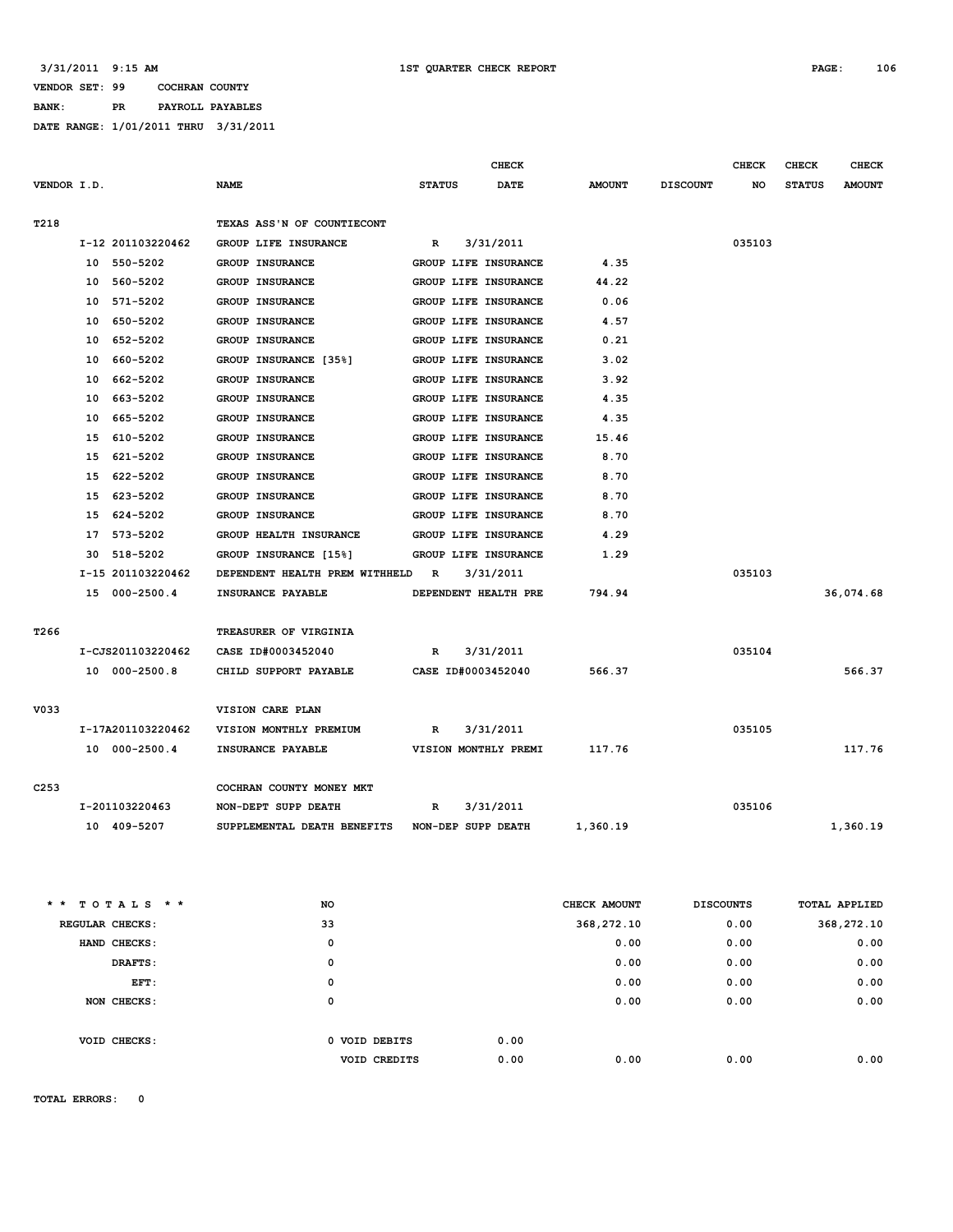3/31/2011 9:15 AM 1ST QUARTER CHECK REPORT

VENDOR SET: 99 COCHRAN COUNTY
BANK: PR PAYROLL PAYABLES
DATE RANGE: 1/01/2011 THRU 3/31/2011

| VENDOR I.D. | NAME | STATUS | CHECK DATE | AMOUNT | DISCOUNT | CHECK NO | CHECK STATUS | CHECK AMOUNT |
|---|---|---|---|---|---|---|---|---|
| T218 | TEXAS ASS'N OF COUNTIECONT | | | | | | | |
| I-12 201103220462 | GROUP LIFE INSURANCE | R | 3/31/2011 | | | 035103 | | |
| 10 550-5202 | GROUP INSURANCE | GROUP LIFE INSURANCE | | 4.35 | | | | |
| 10 560-5202 | GROUP INSURANCE | GROUP LIFE INSURANCE | | 44.22 | | | | |
| 10 571-5202 | GROUP INSURANCE | GROUP LIFE INSURANCE | | 0.06 | | | | |
| 10 650-5202 | GROUP INSURANCE | GROUP LIFE INSURANCE | | 4.57 | | | | |
| 10 652-5202 | GROUP INSURANCE | GROUP LIFE INSURANCE | | 0.21 | | | | |
| 10 660-5202 | GROUP INSURANCE [35%] | GROUP LIFE INSURANCE | | 3.02 | | | | |
| 10 662-5202 | GROUP INSURANCE | GROUP LIFE INSURANCE | | 3.92 | | | | |
| 10 663-5202 | GROUP INSURANCE | GROUP LIFE INSURANCE | | 4.35 | | | | |
| 10 665-5202 | GROUP INSURANCE | GROUP LIFE INSURANCE | | 4.35 | | | | |
| 15 610-5202 | GROUP INSURANCE | GROUP LIFE INSURANCE | | 15.46 | | | | |
| 15 621-5202 | GROUP INSURANCE | GROUP LIFE INSURANCE | | 8.70 | | | | |
| 15 622-5202 | GROUP INSURANCE | GROUP LIFE INSURANCE | | 8.70 | | | | |
| 15 623-5202 | GROUP INSURANCE | GROUP LIFE INSURANCE | | 8.70 | | | | |
| 15 624-5202 | GROUP INSURANCE | GROUP LIFE INSURANCE | | 8.70 | | | | |
| 17 573-5202 | GROUP HEALTH INSURANCE | GROUP LIFE INSURANCE | | 4.29 | | | | |
| 30 518-5202 | GROUP INSURANCE [15%] | GROUP LIFE INSURANCE | | 1.29 | | | | |
| I-15 201103220462 | DEPENDENT HEALTH PREM WITHHELD | R | 3/31/2011 | | | 035103 | | |
| 15 000-2500.4 | INSURANCE PAYABLE | DEPENDENT HEALTH PRE | | 794.94 | | | | 36,074.68 |
| T266 | TREASURER OF VIRGINIA | | | | | | | |
| I-CJS201103220462 | CASE ID#0003452040 | R | 3/31/2011 | | | 035104 | | |
| 10 000-2500.8 | CHILD SUPPORT PAYABLE | CASE ID#0003452040 | | 566.37 | | | | 566.37 |
| V033 | VISION CARE PLAN | | | | | | | |
| I-17A201103220462 | VISION MONTHLY PREMIUM | R | 3/31/2011 | | | 035105 | | |
| 10 000-2500.4 | INSURANCE PAYABLE | VISION MONTHLY PREMI | | 117.76 | | | | 117.76 |
| C253 | COCHRAN COUNTY MONEY MKT | | | | | | | |
| I-201103220463 | NON-DEPT SUPP DEATH | R | 3/31/2011 | | | 035106 | | |
| 10 409-5207 | SUPPLEMENTAL DEATH BENEFITS | NON-DEP SUPP DEATH | | 1,360.19 | | | | 1,360.19 |

| ** TOTALS ** | NO | | CHECK AMOUNT | DISCOUNTS | TOTAL APPLIED |
|---|---|---|---|---|---|
| REGULAR CHECKS: | 33 | | 368,272.10 | 0.00 | 368,272.10 |
| HAND CHECKS: | 0 | | 0.00 | 0.00 | 0.00 |
| DRAFTS: | 0 | | 0.00 | 0.00 | 0.00 |
| EFT: | 0 | | 0.00 | 0.00 | 0.00 |
| NON CHECKS: | 0 | | 0.00 | 0.00 | 0.00 |
| VOID CHECKS: | 0 VOID DEBITS | 0.00 | | | |
| | VOID CREDITS | 0.00 | 0.00 | 0.00 | 0.00 |

TOTAL ERRORS: 0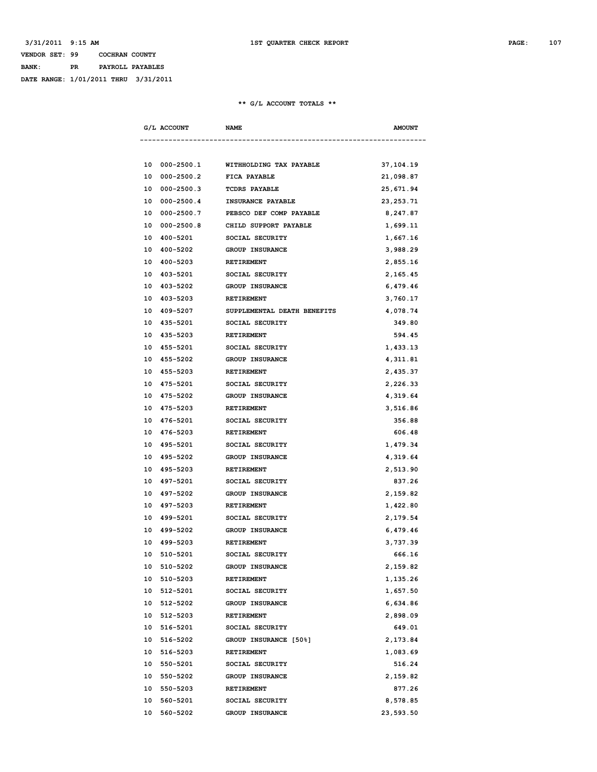3/31/2011 9:15 AM 1ST QUARTER CHECK REPORT

VENDOR SET: 99 COCHRAN COUNTY

BANK: PR PAYROLL PAYABLES

DATE RANGE: 1/01/2011 THRU 3/31/2011

** G/L ACCOUNT TOTALS **

| G/L ACCOUNT | NAME | AMOUNT |
|---|---|---|
| 10 000-2500.1 | WITHHOLDING TAX PAYABLE | 37,104.19 |
| 10 000-2500.2 | FICA PAYABLE | 21,098.87 |
| 10 000-2500.3 | TCDRS PAYABLE | 25,671.94 |
| 10 000-2500.4 | INSURANCE PAYABLE | 23,253.71 |
| 10 000-2500.7 | PEBSCO DEF COMP PAYABLE | 8,247.87 |
| 10 000-2500.8 | CHILD SUPPORT PAYABLE | 1,699.11 |
| 10 400-5201 | SOCIAL SECURITY | 1,667.16 |
| 10 400-5202 | GROUP INSURANCE | 3,988.29 |
| 10 400-5203 | RETIREMENT | 2,855.16 |
| 10 403-5201 | SOCIAL SECURITY | 2,165.45 |
| 10 403-5202 | GROUP INSURANCE | 6,479.46 |
| 10 403-5203 | RETIREMENT | 3,760.17 |
| 10 409-5207 | SUPPLEMENTAL DEATH BENEFITS | 4,078.74 |
| 10 435-5201 | SOCIAL SECURITY | 349.80 |
| 10 435-5203 | RETIREMENT | 594.45 |
| 10 455-5201 | SOCIAL SECURITY | 1,433.13 |
| 10 455-5202 | GROUP INSURANCE | 4,311.81 |
| 10 455-5203 | RETIREMENT | 2,435.37 |
| 10 475-5201 | SOCIAL SECURITY | 2,226.33 |
| 10 475-5202 | GROUP INSURANCE | 4,319.64 |
| 10 475-5203 | RETIREMENT | 3,516.86 |
| 10 476-5201 | SOCIAL SECURITY | 356.88 |
| 10 476-5203 | RETIREMENT | 606.48 |
| 10 495-5201 | SOCIAL SECURITY | 1,479.34 |
| 10 495-5202 | GROUP INSURANCE | 4,319.64 |
| 10 495-5203 | RETIREMENT | 2,513.90 |
| 10 497-5201 | SOCIAL SECURITY | 837.26 |
| 10 497-5202 | GROUP INSURANCE | 2,159.82 |
| 10 497-5203 | RETIREMENT | 1,422.80 |
| 10 499-5201 | SOCIAL SECURITY | 2,179.54 |
| 10 499-5202 | GROUP INSURANCE | 6,479.46 |
| 10 499-5203 | RETIREMENT | 3,737.39 |
| 10 510-5201 | SOCIAL SECURITY | 666.16 |
| 10 510-5202 | GROUP INSURANCE | 2,159.82 |
| 10 510-5203 | RETIREMENT | 1,135.26 |
| 10 512-5201 | SOCIAL SECURITY | 1,657.50 |
| 10 512-5202 | GROUP INSURANCE | 6,634.86 |
| 10 512-5203 | RETIREMENT | 2,898.09 |
| 10 516-5201 | SOCIAL SECURITY | 649.01 |
| 10 516-5202 | GROUP INSURANCE [50%] | 2,173.84 |
| 10 516-5203 | RETIREMENT | 1,083.69 |
| 10 550-5201 | SOCIAL SECURITY | 516.24 |
| 10 550-5202 | GROUP INSURANCE | 2,159.82 |
| 10 550-5203 | RETIREMENT | 877.26 |
| 10 560-5201 | SOCIAL SECURITY | 8,578.85 |
| 10 560-5202 | GROUP INSURANCE | 23,593.50 |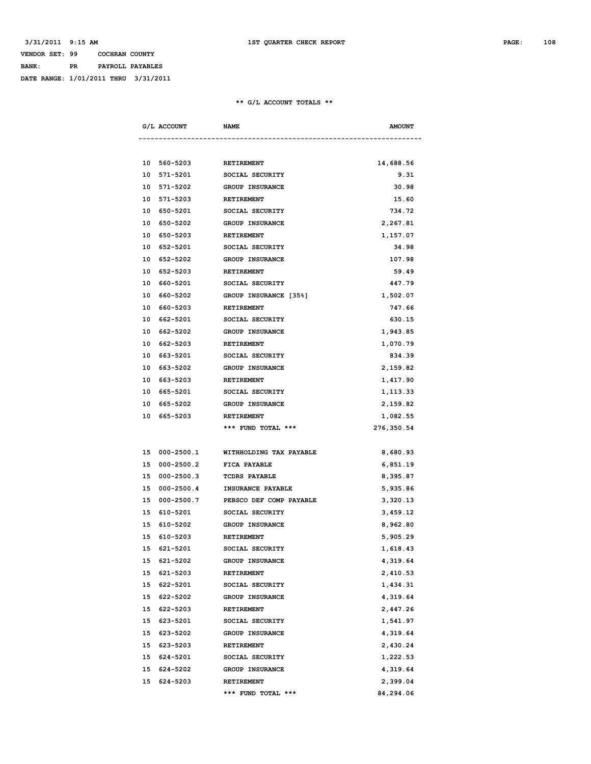3/31/2011 9:15 AM 1ST QUARTER CHECK REPORT

VENDOR SET: 99 COCHRAN COUNTY

BANK: PR PAYROLL PAYABLES

DATE RANGE: 1/01/2011 THRU 3/31/2011

** G/L ACCOUNT TOTALS **

| G/L ACCOUNT | NAME | AMOUNT |
|---|---|---|
| 10 560-5203 | RETIREMENT | 14,688.56 |
| 10 571-5201 | SOCIAL SECURITY | 9.31 |
| 10 571-5202 | GROUP INSURANCE | 30.98 |
| 10 571-5203 | RETIREMENT | 15.60 |
| 10 650-5201 | SOCIAL SECURITY | 734.72 |
| 10 650-5202 | GROUP INSURANCE | 2,267.81 |
| 10 650-5203 | RETIREMENT | 1,157.07 |
| 10 652-5201 | SOCIAL SECURITY | 34.98 |
| 10 652-5202 | GROUP INSURANCE | 107.98 |
| 10 652-5203 | RETIREMENT | 59.49 |
| 10 660-5201 | SOCIAL SECURITY | 447.79 |
| 10 660-5202 | GROUP INSURANCE [35%] | 1,502.07 |
| 10 660-5203 | RETIREMENT | 747.66 |
| 10 662-5201 | SOCIAL SECURITY | 630.15 |
| 10 662-5202 | GROUP INSURANCE | 1,943.85 |
| 10 662-5203 | RETIREMENT | 1,070.79 |
| 10 663-5201 | SOCIAL SECURITY | 834.39 |
| 10 663-5202 | GROUP INSURANCE | 2,159.82 |
| 10 663-5203 | RETIREMENT | 1,417.90 |
| 10 665-5201 | SOCIAL SECURITY | 1,113.33 |
| 10 665-5202 | GROUP INSURANCE | 2,159.82 |
| 10 665-5203 | RETIREMENT | 1,082.55 |
| | *** FUND TOTAL *** | 276,350.54 |
| 15 000-2500.1 | WITHHOLDING TAX PAYABLE | 8,680.93 |
| 15 000-2500.2 | FICA PAYABLE | 6,851.19 |
| 15 000-2500.3 | TCDRS PAYABLE | 8,395.87 |
| 15 000-2500.4 | INSURANCE PAYABLE | 5,935.86 |
| 15 000-2500.7 | PEBSCO DEF COMP PAYABLE | 3,320.13 |
| 15 610-5201 | SOCIAL SECURITY | 3,459.12 |
| 15 610-5202 | GROUP INSURANCE | 8,962.80 |
| 15 610-5203 | RETIREMENT | 5,905.29 |
| 15 621-5201 | SOCIAL SECURITY | 1,618.43 |
| 15 621-5202 | GROUP INSURANCE | 4,319.64 |
| 15 621-5203 | RETIREMENT | 2,410.53 |
| 15 622-5201 | SOCIAL SECURITY | 1,434.31 |
| 15 622-5202 | GROUP INSURANCE | 4,319.64 |
| 15 622-5203 | RETIREMENT | 2,447.26 |
| 15 623-5201 | SOCIAL SECURITY | 1,541.97 |
| 15 623-5202 | GROUP INSURANCE | 4,319.64 |
| 15 623-5203 | RETIREMENT | 2,430.24 |
| 15 624-5201 | SOCIAL SECURITY | 1,222.53 |
| 15 624-5202 | GROUP INSURANCE | 4,319.64 |
| 15 624-5203 | RETIREMENT | 2,399.04 |
| | *** FUND TOTAL *** | 84,294.06 |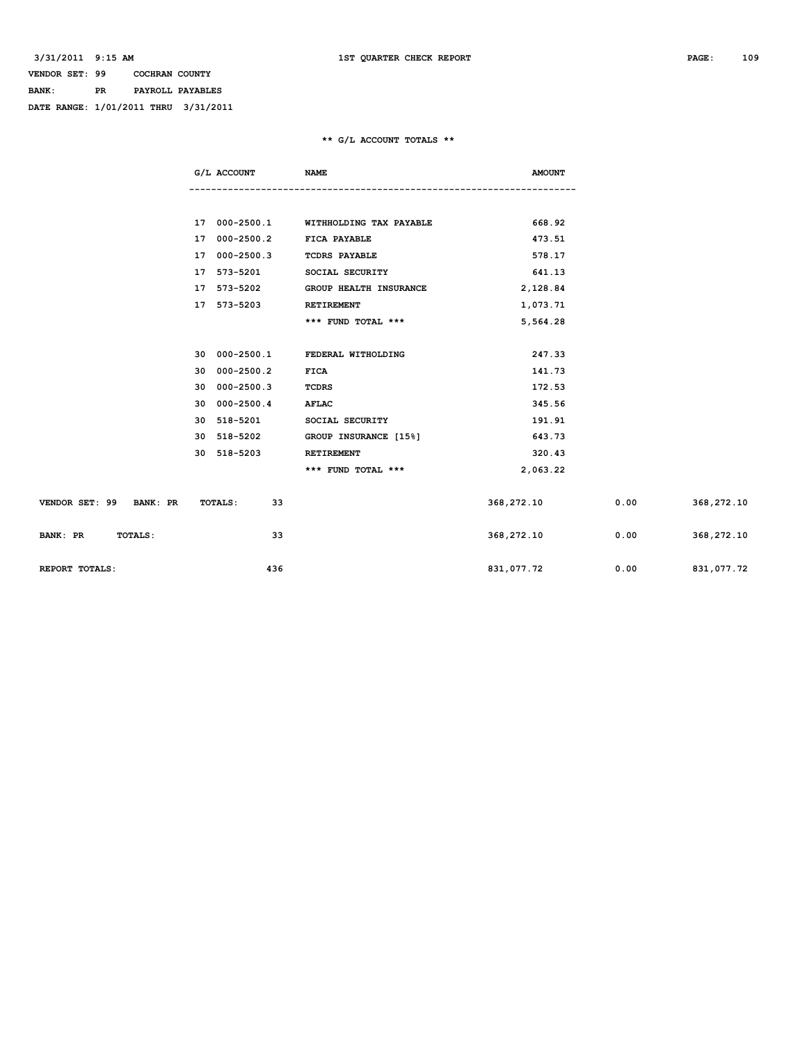VENDOR SET: 99 COCHRAN COUNTY
BANK: PR PAYROLL PAYABLES
DATE RANGE: 1/01/2011 THRU 3/31/2011

**1ST QUARTER CHECK REPORT**

## ** G/L ACCOUNT TOTALS **

| G/L ACCOUNT | NAME | AMOUNT |
|---|---|---|
| 17 000-2500.1 | WITHHOLDING TAX PAYABLE | 668.92 |
| 17 000-2500.2 | FICA PAYABLE | 473.51 |
| 17 000-2500.3 | TCDRS PAYABLE | 578.17 |
| 17 573-5201 | SOCIAL SECURITY | 641.13 |
| 17 573-5202 | GROUP HEALTH INSURANCE | 2,128.84 |
| 17 573-5203 | RETIREMENT | 1,073.71 |
| | *** FUND TOTAL *** | 5,564.28 |
| 30 000-2500.1 | FEDERAL WITHOLDING | 247.33 |
| 30 000-2500.2 | FICA | 141.73 |
| 30 000-2500.3 | TCDRS | 172.53 |
| 30 000-2500.4 | AFLAC | 345.56 |
| 30 518-5201 | SOCIAL SECURITY | 191.91 |
| 30 518-5202 | GROUP INSURANCE [15%] | 643.73 |
| 30 518-5203 | RETIREMENT | 320.43 |
| | *** FUND TOTAL *** | 2,063.22 |

| | Count | | | |
|---|---|---|---|---|
| VENDOR SET: 99 BANK: PR TOTALS: | 33 | 368,272.10 | 0.00 | 368,272.10 |
| BANK: PR TOTALS: | 33 | 368,272.10 | 0.00 | 368,272.10 |
| REPORT TOTALS: | 436 | 831,077.72 | 0.00 | 831,077.72 |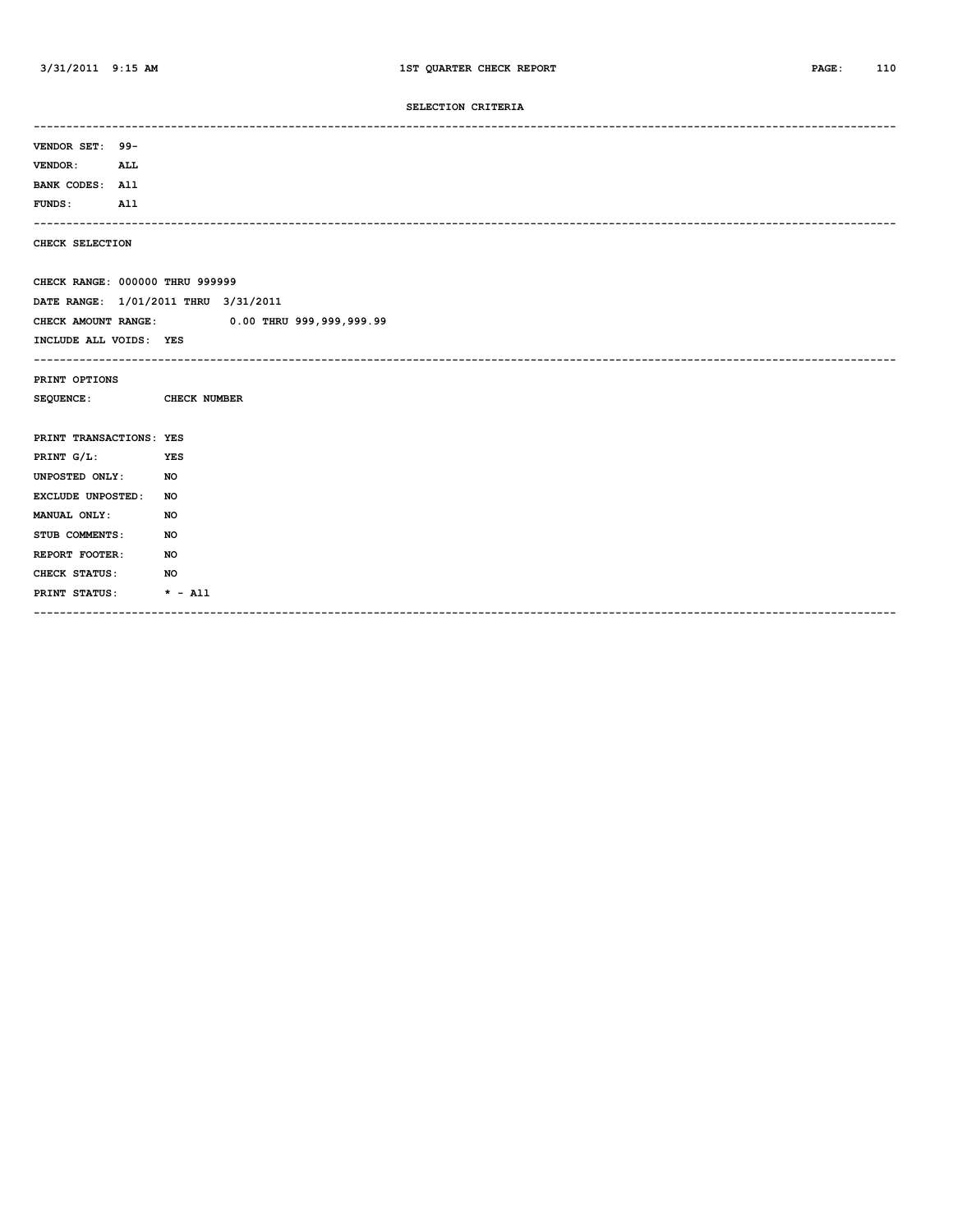## SELECTION CRITERIA

---

VENDOR SET: 99-
VENDOR: ALL
BANK CODES: All
FUNDS: All

---

CHECK SELECTION

CHECK RANGE: 000000 THRU 999999
DATE RANGE: 1/01/2011 THRU 3/31/2011
CHECK AMOUNT RANGE: 0.00 THRU 999,999,999.99
INCLUDE ALL VOIDS: YES

---

PRINT OPTIONS
SEQUENCE: CHECK NUMBER

PRINT TRANSACTIONS: YES
PRINT G/L: YES
UNPOSTED ONLY: NO
EXCLUDE UNPOSTED: NO
MANUAL ONLY: NO
STUB COMMENTS: NO
REPORT FOOTER: NO
CHECK STATUS: NO
PRINT STATUS: * - All

---